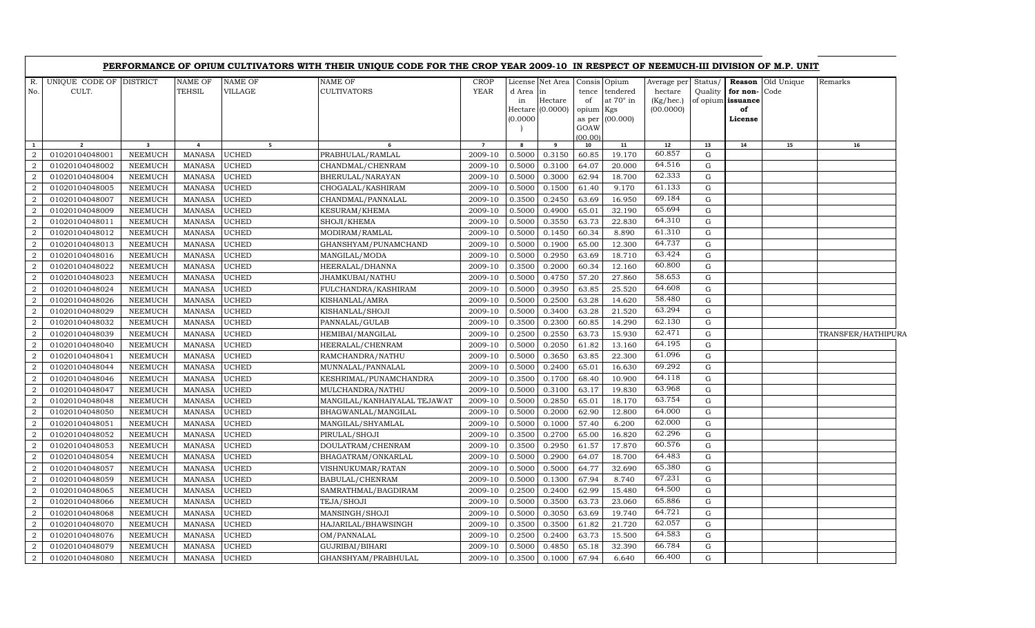# PERFORMANCE OF OPIUM CULTIVATORS WITH THEIR UNIQUE CODE FOR THE CROP YEAR 2009-10 IN RESPECT OF NEEMUCH-III DIVISION OF M.P. UNIT

| R. No. | UNIQUE CODE OF CULT. | DISTRICT | NAME OF TEHSIL | NAME OF VILLAGE | NAME OF CULTIVATORS | CROP YEAR | License d Area in Hectare (0.0000) | Net Area in Hectare (0.0000) | Consis tence of opium as per GOAW (00.00) | Opium tendered at 70° in Kgs (00.000) | Average per hectare (Kg/hec.) (00.0000) | Status/ Quality of opium | Reason for non-issuance of License | Old Unique Code | Remarks |
|---|---|---|---|---|---|---|---|---|---|---|---|---|---|---|---|
| 1 | 2 | 3 | 4 | 5 | 6 | 7 | 8 | 9 | 10 | 11 | 12 | 13 | 14 | 15 | 16 |
| 2 | 01020104048001 | NEEMUCH | MANASA | UCHED | PRABHULAL/RAMLAL | 2009-10 | 0.5000 | 0.3150 | 60.85 | 19.170 | 60.857 | G | | | |
| 2 | 01020104048002 | NEEMUCH | MANASA | UCHED | CHANDMAL/CHENRAM | 2009-10 | 0.5000 | 0.3100 | 64.07 | 20.000 | 64.516 | G | | | |
| 2 | 01020104048004 | NEEMUCH | MANASA | UCHED | BHERULAL/NARAYAN | 2009-10 | 0.5000 | 0.3000 | 62.94 | 18.700 | 62.333 | G | | | |
| 2 | 01020104048005 | NEEMUCH | MANASA | UCHED | CHOGALAL/KASHIRAM | 2009-10 | 0.5000 | 0.1500 | 61.40 | 9.170 | 61.133 | G | | | |
| 2 | 01020104048007 | NEEMUCH | MANASA | UCHED | CHANDMAL/PANNALAL | 2009-10 | 0.3500 | 0.2450 | 63.69 | 16.950 | 69.184 | G | | | |
| 2 | 01020104048009 | NEEMUCH | MANASA | UCHED | KESURAM/KHEMA | 2009-10 | 0.5000 | 0.4900 | 65.01 | 32.190 | 65.694 | G | | | |
| 2 | 01020104048011 | NEEMUCH | MANASA | UCHED | SHOJI/KHEMA | 2009-10 | 0.5000 | 0.3550 | 63.73 | 22.830 | 64.310 | G | | | |
| 2 | 01020104048012 | NEEMUCH | MANASA | UCHED | MODIRAM/RAMLAL | 2009-10 | 0.5000 | 0.1450 | 60.34 | 8.890 | 61.310 | G | | | |
| 2 | 01020104048013 | NEEMUCH | MANASA | UCHED | GHANSHYAM/PUNAMCHAND | 2009-10 | 0.5000 | 0.1900 | 65.00 | 12.300 | 64.737 | G | | | |
| 2 | 01020104048016 | NEEMUCH | MANASA | UCHED | MANGILAL/MODA | 2009-10 | 0.5000 | 0.2950 | 63.69 | 18.710 | 63.424 | G | | | |
| 2 | 01020104048022 | NEEMUCH | MANASA | UCHED | HEERALAL/DHANNA | 2009-10 | 0.3500 | 0.2000 | 60.34 | 12.160 | 60.800 | G | | | |
| 2 | 01020104048023 | NEEMUCH | MANASA | UCHED | JHAMKUBAI/NATHU | 2009-10 | 0.5000 | 0.4750 | 57.20 | 27.860 | 58.653 | G | | | |
| 2 | 01020104048024 | NEEMUCH | MANASA | UCHED | FULCHANDRA/KASHIRAM | 2009-10 | 0.5000 | 0.3950 | 63.85 | 25.520 | 64.608 | G | | | |
| 2 | 01020104048026 | NEEMUCH | MANASA | UCHED | KISHANLAL/AMRA | 2009-10 | 0.5000 | 0.2500 | 63.28 | 14.620 | 58.480 | G | | | |
| 2 | 01020104048029 | NEEMUCH | MANASA | UCHED | KISHANLAL/SHOJI | 2009-10 | 0.5000 | 0.3400 | 63.28 | 21.520 | 63.294 | G | | | |
| 2 | 01020104048032 | NEEMUCH | MANASA | UCHED | PANNALAL/GULAB | 2009-10 | 0.3500 | 0.2300 | 60.85 | 14.290 | 62.130 | G | | | |
| 2 | 01020104048039 | NEEMUCH | MANASA | UCHED | HEMIBAI/MANGILAL | 2009-10 | 0.2500 | 0.2550 | 63.73 | 15.930 | 62.471 | G | | | TRANSFER/HATHIPURA |
| 2 | 01020104048040 | NEEMUCH | MANASA | UCHED | HEERALAL/CHENRAM | 2009-10 | 0.5000 | 0.2050 | 61.82 | 13.160 | 64.195 | G | | | |
| 2 | 01020104048041 | NEEMUCH | MANASA | UCHED | RAMCHANDRA/NATHU | 2009-10 | 0.5000 | 0.3650 | 63.85 | 22.300 | 61.096 | G | | | |
| 2 | 01020104048044 | NEEMUCH | MANASA | UCHED | MUNNALAL/PANNALAL | 2009-10 | 0.5000 | 0.2400 | 65.01 | 16.630 | 69.292 | G | | | |
| 2 | 01020104048046 | NEEMUCH | MANASA | UCHED | KESHRIMAL/PUNAMCHANDRA | 2009-10 | 0.3500 | 0.1700 | 68.40 | 10.900 | 64.118 | G | | | |
| 2 | 01020104048047 | NEEMUCH | MANASA | UCHED | MULCHANDRA/NATHU | 2009-10 | 0.5000 | 0.3100 | 63.17 | 19.830 | 63.968 | G | | | |
| 2 | 01020104048048 | NEEMUCH | MANASA | UCHED | MANGILAL/KANHAIYALAL TEJAWAT | 2009-10 | 0.5000 | 0.2850 | 65.01 | 18.170 | 63.754 | G | | | |
| 2 | 01020104048050 | NEEMUCH | MANASA | UCHED | BHAGWANLAL/MANGILAL | 2009-10 | 0.5000 | 0.2000 | 62.90 | 12.800 | 64.000 | G | | | |
| 2 | 01020104048051 | NEEMUCH | MANASA | UCHED | MANGILAL/SHYAMLAL | 2009-10 | 0.5000 | 0.1000 | 57.40 | 6.200 | 62.000 | G | | | |
| 2 | 01020104048052 | NEEMUCH | MANASA | UCHED | PIRULAL/SHOJI | 2009-10 | 0.3500 | 0.2700 | 65.00 | 16.820 | 62.296 | G | | | |
| 2 | 01020104048053 | NEEMUCH | MANASA | UCHED | DOULATRAM/CHENRAM | 2009-10 | 0.3500 | 0.2950 | 61.57 | 17.870 | 60.576 | G | | | |
| 2 | 01020104048054 | NEEMUCH | MANASA | UCHED | BHAGATRAM/ONKARLAL | 2009-10 | 0.5000 | 0.2900 | 64.07 | 18.700 | 64.483 | G | | | |
| 2 | 01020104048057 | NEEMUCH | MANASA | UCHED | VISHNUKUMAR/RATAN | 2009-10 | 0.5000 | 0.5000 | 64.77 | 32.690 | 65.380 | G | | | |
| 2 | 01020104048059 | NEEMUCH | MANASA | UCHED | BABULAL/CHENRAM | 2009-10 | 0.5000 | 0.1300 | 67.94 | 8.740 | 67.231 | G | | | |
| 2 | 01020104048065 | NEEMUCH | MANASA | UCHED | SAMRATHMAL/BAGDIRAM | 2009-10 | 0.2500 | 0.2400 | 62.99 | 15.480 | 64.500 | G | | | |
| 2 | 01020104048066 | NEEMUCH | MANASA | UCHED | TEJA/SHOJI | 2009-10 | 0.5000 | 0.3500 | 63.73 | 23.060 | 65.886 | G | | | |
| 2 | 01020104048068 | NEEMUCH | MANASA | UCHED | MANSINGH/SHOJI | 2009-10 | 0.5000 | 0.3050 | 63.69 | 19.740 | 64.721 | G | | | |
| 2 | 01020104048070 | NEEMUCH | MANASA | UCHED | HAJARILAL/BHAWSINGH | 2009-10 | 0.3500 | 0.3500 | 61.82 | 21.720 | 62.057 | G | | | |
| 2 | 01020104048076 | NEEMUCH | MANASA | UCHED | OM/PANNALAL | 2009-10 | 0.2500 | 0.2400 | 63.73 | 15.500 | 64.583 | G | | | |
| 2 | 01020104048079 | NEEMUCH | MANASA | UCHED | GUJRIBAI/BIHARI | 2009-10 | 0.5000 | 0.4850 | 65.18 | 32.390 | 66.784 | G | | | |
| 2 | 01020104048080 | NEEMUCH | MANASA | UCHED | GHANSHYAM/PRABHULAL | 2009-10 | 0.3500 | 0.1000 | 67.94 | 6.640 | 66.400 | G | | | |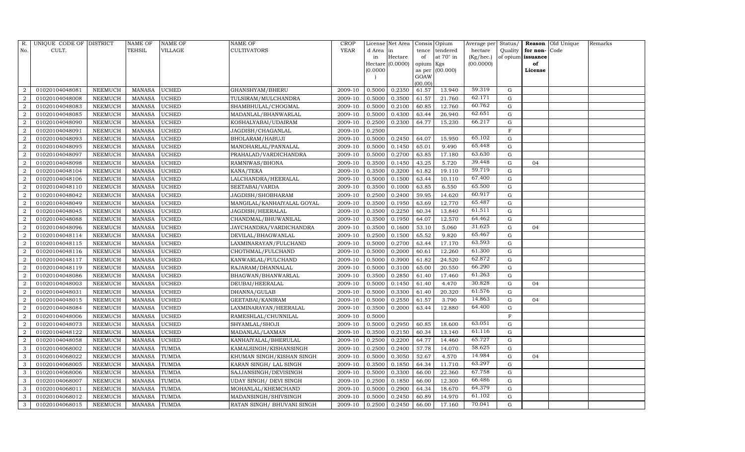| R. No. | UNIQUE CODE OF CULT. | DISTRICT | NAME OF TEHSIL | NAME OF VILLAGE | NAME OF CULTIVATORS | CROP YEAR | License d Area in Hectare (0.0000) | Net Area in Hectare (0.0000) | Consis tence of opium as per GOAW (00.00) | Opium tendered at 70° in Kgs (00.000) | Average per hectare (Kg/hec.) (00.0000) | Status/ Quality of opium | Reason for non-issuance of License | Old Unique Code | Remarks |
|---|---|---|---|---|---|---|---|---|---|---|---|---|---|---|---|
| 2 | 01020104048081 | NEEMUCH | MANASA | UCHED | GHANSHYAM/BHERU | 2009-10 | 0.5000 | 0.2350 | 61.57 | 13.940 | 59.319 | G | | | |
| 2 | 01020104048008 | NEEMUCH | MANASA | UCHED | TULSIRAM/MULCHANDRA | 2009-10 | 0.5000 | 0.3500 | 61.57 | 21.760 | 62.171 | G | | | |
| 2 | 01020104048083 | NEEMUCH | MANASA | UCHED | SHAMBHULAL/CHOGMAL | 2009-10 | 0.5000 | 0.2100 | 60.85 | 12.760 | 60.762 | G | | | |
| 2 | 01020104048085 | NEEMUCH | MANASA | UCHED | MADANLAL/BHANWARLAL | 2009-10 | 0.5000 | 0.4300 | 63.44 | 26.940 | 62.651 | G | | | |
| 2 | 01020104048090 | NEEMUCH | MANASA | UCHED | KOSHALYABAI/UDAIRAM | 2009-10 | 0.2500 | 0.2300 | 64.77 | 15.230 | 66.217 | G | | | |
| 2 | 01020104048091 | NEEMUCH | MANASA | UCHED | JAGDISH/CHAGANLAL | 2009-10 | 0.2500 | | | | | F | | | |
| 2 | 01020104048093 | NEEMUCH | MANASA | UCHED | BHOLARAM/HABUJI | 2009-10 | 0.5000 | 0.2450 | 64.07 | 15.950 | 65.102 | G | | | |
| 2 | 01020104048095 | NEEMUCH | MANASA | UCHED | MANOHARLAL/PANNALAL | 2009-10 | 0.5000 | 0.1450 | 65.01 | 9.490 | 65.448 | G | | | |
| 2 | 01020104048097 | NEEMUCH | MANASA | UCHED | PRAHALAD/VARDICHANDRA | 2009-10 | 0.5000 | 0.2700 | 63.85 | 17.180 | 63.630 | G | | | |
| 2 | 01020104048098 | NEEMUCH | MANASA | UCHED | RAMNIWAS/BHONA | 2009-10 | 0.3500 | 0.1450 | 43.25 | 5.720 | 39.448 | G | 04 | | |
| 2 | 01020104048104 | NEEMUCH | MANASA | UCHED | KANA/TEKA | 2009-10 | 0.3500 | 0.3200 | 61.82 | 19.110 | 59.719 | G | | | |
| 2 | 01020104048106 | NEEMUCH | MANASA | UCHED | LALCHANDRA/HEERALAL | 2009-10 | 0.5000 | 0.1500 | 63.44 | 10.110 | 67.400 | G | | | |
| 2 | 01020104048110 | NEEMUCH | MANASA | UCHED | SEETABAI/VARDA | 2009-10 | 0.3500 | 0.1000 | 63.85 | 6.550 | 65.500 | G | | | |
| 2 | 01020104048042 | NEEMUCH | MANASA | UCHED | JAGDISH/SHOBHARAM | 2009-10 | 0.2500 | 0.2400 | 59.95 | 14.620 | 60.917 | G | | | |
| 2 | 01020104048049 | NEEMUCH | MANASA | UCHED | MANGILAL/KANHAIYALAL GOYAL | 2009-10 | 0.3500 | 0.1950 | 63.69 | 12.770 | 65.487 | G | | | |
| 2 | 01020104048045 | NEEMUCH | MANASA | UCHED | JAGDISH/HEERALAL | 2009-10 | 0.3500 | 0.2250 | 60.34 | 13.840 | 61.511 | G | | | |
| 2 | 01020104048088 | NEEMUCH | MANASA | UCHED | CHANDMAL/BHUWANILAL | 2009-10 | 0.3500 | 0.1950 | 64.07 | 12.570 | 64.462 | G | | | |
| 2 | 01020104048096 | NEEMUCH | MANASA | UCHED | JAYCHANDRA/VARDICHANDRA | 2009-10 | 0.3500 | 0.1600 | 53.10 | 5.060 | 31.625 | G | 04 | | |
| 2 | 01020104048114 | NEEMUCH | MANASA | UCHED | DEVILAL/BHAGWANLAL | 2009-10 | 0.2500 | 0.1500 | 65.52 | 9.820 | 65.467 | G | | | |
| 2 | 01020104048115 | NEEMUCH | MANASA | UCHED | LAXMINARAYAN/FULCHAND | 2009-10 | 0.5000 | 0.2700 | 63.44 | 17.170 | 63.593 | G | | | |
| 2 | 01020104048116 | NEEMUCH | MANASA | UCHED | CHOTHMAL/FULCHAND | 2009-10 | 0.5000 | 0.2000 | 60.61 | 12.260 | 61.300 | G | | | |
| 2 | 01020104048117 | NEEMUCH | MANASA | UCHED | KANWARLAL/FULCHAND | 2009-10 | 0.5000 | 0.3900 | 61.82 | 24.520 | 62.872 | G | | | |
| 2 | 01020104048119 | NEEMUCH | MANASA | UCHED | RAJARAM/DHANNALAL | 2009-10 | 0.5000 | 0.3100 | 65.00 | 20.550 | 66.290 | G | | | |
| 2 | 01020104048086 | NEEMUCH | MANASA | UCHED | BHAGWAN/BHANWARLAL | 2009-10 | 0.3500 | 0.2850 | 61.40 | 17.460 | 61.263 | G | | | |
| 2 | 01020104048003 | NEEMUCH | MANASA | UCHED | DEUBAI/HEERALAL | 2009-10 | 0.5000 | 0.1450 | 61.40 | 4.470 | 30.828 | G | 04 | | |
| 2 | 01020104048031 | NEEMUCH | MANASA | UCHED | DHANNA/GULAB | 2009-10 | 0.5000 | 0.3300 | 61.40 | 20.320 | 61.576 | G | | | |
| 2 | 01020104048015 | NEEMUCH | MANASA | UCHED | GEETABAI/KANIRAM | 2009-10 | 0.5000 | 0.2550 | 61.57 | 3.790 | 14.863 | G | 04 | | |
| 2 | 01020104048084 | NEEMUCH | MANASA | UCHED | LAXMINARAYAN/HEERALAL | 2009-10 | 0.3500 | 0.2000 | 63.44 | 12.880 | 64.400 | G | | | |
| 2 | 01020104048006 | NEEMUCH | MANASA | UCHED | RAMESHLAL/CHUNNILAL | 2009-10 | 0.5000 | | | | | F | | | |
| 2 | 01020104048073 | NEEMUCH | MANASA | UCHED | SHYAMLAL/SHOJI | 2009-10 | 0.5000 | 0.2950 | 60.85 | 18.600 | 63.051 | G | | | |
| 2 | 01020104048122 | NEEMUCH | MANASA | UCHED | MADANLAL/LAXMAN | 2009-10 | 0.3500 | 0.2150 | 60.34 | 13.140 | 61.116 | G | | | |
| 2 | 01020104048058 | NEEMUCH | MANASA | UCHED | KANHAIYALAL/BHERULAL | 2009-10 | 0.2500 | 0.2200 | 64.77 | 14.460 | 65.727 | G | | | |
| 3 | 01020104068002 | NEEMUCH | MANASA | TUMDA | KAMALSINGH/KISHANSINGH | 2009-10 | 0.2500 | 0.2400 | 57.78 | 14.070 | 58.625 | G | | | |
| 3 | 01020104068022 | NEEMUCH | MANASA | TUMDA | KHUMAN SINGH/KISHAN SINGH | 2009-10 | 0.5000 | 0.3050 | 52.67 | 4.570 | 14.984 | G | 04 | | |
| 3 | 01020104068005 | NEEMUCH | MANASA | TUMDA | KARAN SINGH/ LAL SINGH | 2009-10 | 0.3500 | 0.1850 | 64.34 | 11.710 | 63.297 | G | | | |
| 3 | 01020104068006 | NEEMUCH | MANASA | TUMDA | SAJJANSINGH/DEVISINGH | 2009-10 | 0.5000 | 0.3300 | 66.00 | 22.360 | 67.758 | G | | | |
| 3 | 01020104068007 | NEEMUCH | MANASA | TUMDA | UDAY SINGH/ DEVI SINGH | 2009-10 | 0.2500 | 0.1850 | 66.00 | 12.300 | 66.486 | G | | | |
| 3 | 01020104068011 | NEEMUCH | MANASA | TUMDA | MOHANLAL/KHEMCHAND | 2009-10 | 0.5000 | 0.2900 | 64.34 | 18.670 | 64.379 | G | | | |
| 3 | 01020104068012 | NEEMUCH | MANASA | TUMDA | MADANSINGH/SHIVSINGH | 2009-10 | 0.5000 | 0.2450 | 60.89 | 14.970 | 61.102 | G | | | |
| 3 | 01020104068015 | NEEMUCH | MANASA | TUMDA | RATAN SINGH/ BHUVANI SINGH | 2009-10 | 0.2500 | 0.2450 | 66.00 | 17.160 | 70.041 | G | | | |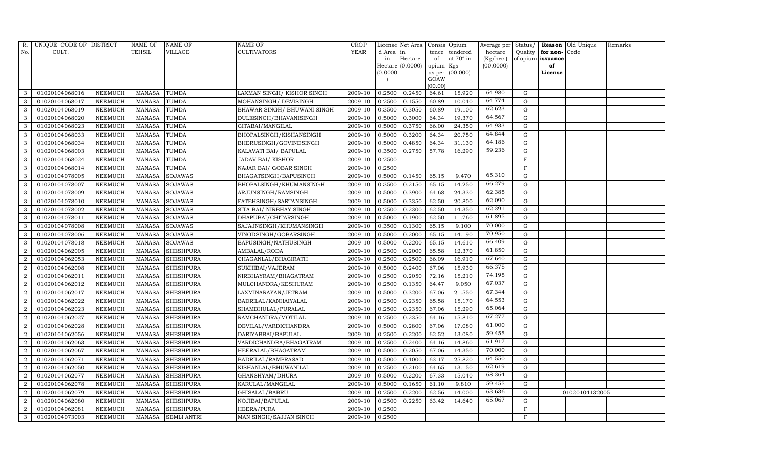| R. No. | UNIQUE CODE OF CULT. | DISTRICT | NAME OF TEHSIL | NAME OF VILLAGE | NAME OF CULTIVATORS | CROP YEAR | License d Area in Hectare (0.0000) | Net Area in Hectare (0.0000) | Consis tence of opium as per GOAW (00.00) | Opium tendered at 70° in Kgs (00.000) | Average per hectare (Kg/hec.) (00.0000) | Status/ Quality of opium | Reason for non-issuance of License | Old Unique Code | Remarks |
|---|---|---|---|---|---|---|---|---|---|---|---|---|---|---|---|
| 3 | 01020104068016 | NEEMUCH | MANASA | TUMDA | LAXMAN SINGH/ KISHOR SINGH | 2009-10 | 0.2500 | 0.2450 | 64.61 | 15.920 | 64.980 | G | | | |
| 3 | 01020104068017 | NEEMUCH | MANASA | TUMDA | MOHANSINGH/ DEVISINGH | 2009-10 | 0.2500 | 0.1550 | 60.89 | 10.040 | 64.774 | G | | | |
| 3 | 01020104068019 | NEEMUCH | MANASA | TUMDA | BHAWAR SINGH/ BHUWANI SINGH | 2009-10 | 0.3500 | 0.3050 | 60.89 | 19.100 | 62.623 | G | | | |
| 3 | 01020104068020 | NEEMUCH | MANASA | TUMDA | DULESINGH/BHAVANISINGH | 2009-10 | 0.5000 | 0.3000 | 64.34 | 19.370 | 64.567 | G | | | |
| 3 | 01020104068023 | NEEMUCH | MANASA | TUMDA | GITABAI/MANGILAL | 2009-10 | 0.5000 | 0.3750 | 66.00 | 24.350 | 64.933 | G | | | |
| 3 | 01020104068033 | NEEMUCH | MANASA | TUMDA | BHOPALSINGH/KISHANSINGH | 2009-10 | 0.5000 | 0.3200 | 64.34 | 20.750 | 64.844 | G | | | |
| 3 | 01020104068034 | NEEMUCH | MANASA | TUMDA | BHERUSINGH/GOVINDSINGH | 2009-10 | 0.5000 | 0.4850 | 64.34 | 31.130 | 64.186 | G | | | |
| 3 | 01020104068003 | NEEMUCH | MANASA | TUMDA | KALAVATI BAI/ BAPULAL | 2009-10 | 0.3500 | 0.2750 | 57.78 | 16.290 | 59.236 | G | | | |
| 3 | 01020104068024 | NEEMUCH | MANASA | TUMDA | JADAV BAI/ KISHOR | 2009-10 | 0.2500 | | | | | F | | | |
| 3 | 01020104068014 | NEEMUCH | MANASA | TUMDA | NAJAR BAI/ GOBAR SINGH | 2009-10 | 0.2500 | | | | | F | | | |
| 3 | 01020104078005 | NEEMUCH | MANASA | SOJAWAS | BHAGATSINGH/BAPUSINGH | 2009-10 | 0.5000 | 0.1450 | 65.15 | 9.470 | 65.310 | G | | | |
| 3 | 01020104078007 | NEEMUCH | MANASA | SOJAWAS | BHOPALSINGH/KHUMANSINGH | 2009-10 | 0.3500 | 0.2150 | 65.15 | 14.250 | 66.279 | G | | | |
| 3 | 01020104078009 | NEEMUCH | MANASA | SOJAWAS | ARJUNSINGH/RAMSINGH | 2009-10 | 0.5000 | 0.3900 | 64.68 | 24.330 | 62.385 | G | | | |
| 3 | 01020104078010 | NEEMUCH | MANASA | SOJAWAS | FATEHSINGH/SARTANSINGH | 2009-10 | 0.5000 | 0.3350 | 62.50 | 20.800 | 62.090 | G | | | |
| 3 | 01020104078002 | NEEMUCH | MANASA | SOJAWAS | SITA BAI/ NIRBHAY SINGH | 2009-10 | 0.2500 | 0.2300 | 62.50 | 14.350 | 62.391 | G | | | |
| 3 | 01020104078011 | NEEMUCH | MANASA | SOJAWAS | DHAPUBAI/CHITARSINGH | 2009-10 | 0.5000 | 0.1900 | 62.50 | 11.760 | 61.895 | G | | | |
| 3 | 01020104078008 | NEEMUCH | MANASA | SOJAWAS | SAJAJNSINGH/KHUMANSINGH | 2009-10 | 0.3500 | 0.1300 | 65.15 | 9.100 | 70.000 | G | | | |
| 3 | 01020104078006 | NEEMUCH | MANASA | SOJAWAS | VINODSINGH/GOBARSINGH | 2009-10 | 0.5000 | 0.2000 | 65.15 | 14.190 | 70.950 | G | | | |
| 3 | 01020104078018 | NEEMUCH | MANASA | SOJAWAS | BAPUSINGH/NATHUSINGH | 2009-10 | 0.5000 | 0.2200 | 65.15 | 14.610 | 66.409 | G | | | |
| 2 | 01020104062005 | NEEMUCH | MANASA | SHESHPURA | AMBALAL/RODA | 2009-10 | 0.2500 | 0.2000 | 65.58 | 12.370 | 61.850 | G | | | |
| 2 | 01020104062053 | NEEMUCH | MANASA | SHESHPURA | CHAGANLAL/BHAGIRATH | 2009-10 | 0.2500 | 0.2500 | 66.09 | 16.910 | 67.640 | G | | | |
| 2 | 01020104062008 | NEEMUCH | MANASA | SHESHPURA | SUKHIBAI/VAJERAM | 2009-10 | 0.5000 | 0.2400 | 67.06 | 15.930 | 66.375 | G | | | |
| 2 | 01020104062011 | NEEMUCH | MANASA | SHESHPURA | NIRBHAYRAM/BHAGATRAM | 2009-10 | 0.2500 | 0.2050 | 72.16 | 15.210 | 74.195 | G | | | |
| 2 | 01020104062012 | NEEMUCH | MANASA | SHESHPURA | MULCHANDRA/KESHURAM | 2009-10 | 0.2500 | 0.1350 | 64.47 | 9.050 | 67.037 | G | | | |
| 2 | 01020104062017 | NEEMUCH | MANASA | SHESHPURA | LAXMINARAYAN/JETRAM | 2009-10 | 0.5000 | 0.3200 | 67.06 | 21.550 | 67.344 | G | | | |
| 2 | 01020104062022 | NEEMUCH | MANASA | SHESHPURA | BADRILAL/KANHAIYALAL | 2009-10 | 0.2500 | 0.2350 | 65.58 | 15.170 | 64.553 | G | | | |
| 2 | 01020104062023 | NEEMUCH | MANASA | SHESHPURA | SHAMBHULAL/PURALAL | 2009-10 | 0.2500 | 0.2350 | 67.06 | 15.290 | 65.064 | G | | | |
| 2 | 01020104062027 | NEEMUCH | MANASA | SHESHPURA | RAMCHANDRA/MOTILAL | 2009-10 | 0.2500 | 0.2350 | 64.16 | 15.810 | 67.277 | G | | | |
| 2 | 01020104062028 | NEEMUCH | MANASA | SHESHPURA | DEVILAL/VARDICHANDRA | 2009-10 | 0.5000 | 0.2800 | 67.06 | 17.080 | 61.000 | G | | | |
| 2 | 01020104062056 | NEEMUCH | MANASA | SHESHPURA | DARIYABBAI/BAPULAL | 2009-10 | 0.2500 | 0.2200 | 62.52 | 13.080 | 59.455 | G | | | |
| 2 | 01020104062063 | NEEMUCH | MANASA | SHESHPURA | VARDICHANDRA/BHAGATRAM | 2009-10 | 0.2500 | 0.2400 | 64.16 | 14.860 | 61.917 | G | | | |
| 2 | 01020104062067 | NEEMUCH | MANASA | SHESHPURA | HEERALAL/BHAGATRAM | 2009-10 | 0.5000 | 0.2050 | 67.06 | 14.350 | 70.000 | G | | | |
| 2 | 01020104062071 | NEEMUCH | MANASA | SHESHPURA | BADRILAL/RAMPRASAD | 2009-10 | 0.5000 | 0.4000 | 63.17 | 25.820 | 64.550 | G | | | |
| 2 | 01020104062050 | NEEMUCH | MANASA | SHESHPURA | KISHANLAL/BHUWANILAL | 2009-10 | 0.2500 | 0.2100 | 64.65 | 13.150 | 62.619 | G | | | |
| 2 | 01020104062077 | NEEMUCH | MANASA | SHESHPURA | GHANSHYAM/DHURA | 2009-10 | 0.5000 | 0.2200 | 67.33 | 15.040 | 68.364 | G | | | |
| 2 | 01020104062078 | NEEMUCH | MANASA | SHESHPURA | KARULAL/MANGILAL | 2009-10 | 0.5000 | 0.1650 | 61.10 | 9.810 | 59.455 | G | | | |
| 2 | 01020104062079 | NEEMUCH | MANASA | SHESHPURA | GHISALAL/BABRU | 2009-10 | 0.2500 | 0.2200 | 62.56 | 14.000 | 63.636 | G | | 01020104132005 | |
| 2 | 01020104062080 | NEEMUCH | MANASA | SHESHPURA | NOJIBAI/BAPULAL | 2009-10 | 0.2500 | 0.2250 | 63.42 | 14.640 | 65.067 | G | | | |
| 2 | 01020104062081 | NEEMUCH | MANASA | SHESHPURA | HEERA/PURA | 2009-10 | 0.2500 | | | | | F | | | |
| 3 | 01020104073003 | NEEMUCH | MANASA | SEMLI ANTRI | MAN SINGH/SAJJAN SINGH | 2009-10 | 0.2500 | | | | | F | | | |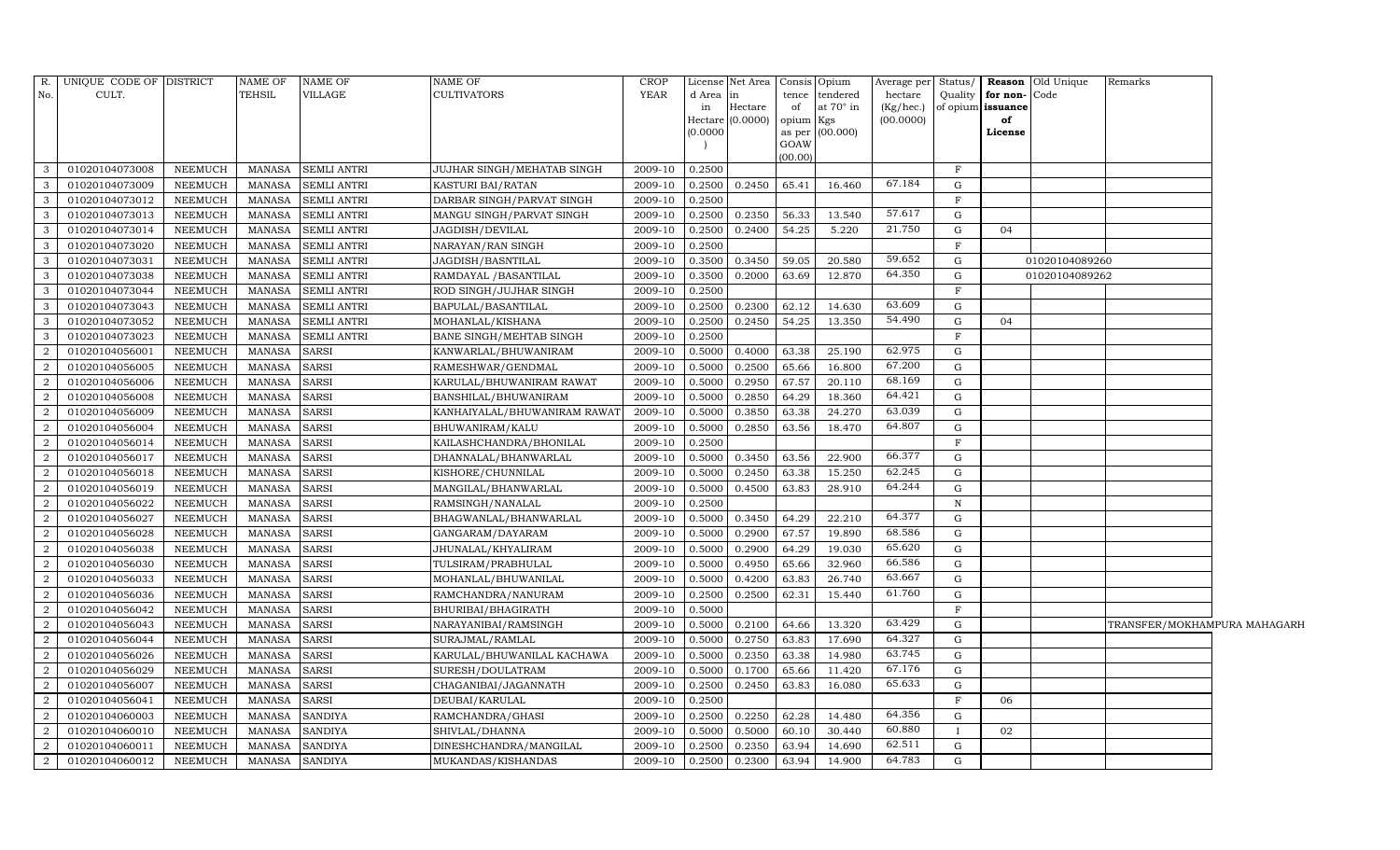| R. No. | UNIQUE CODE OF CULT. | DISTRICT | NAME OF TEHSIL | NAME OF VILLAGE | NAME OF CULTIVATORS | CROP YEAR | License d Area in Hectare (0.0000) | Net Area in Hectare (0.0000) | Consis tence of opium as per GOAW (00.00) | Opium tendered at 70° in Kgs (00.000) | Average per hectare (Kg/hec.) (00.0000) | Status/ Quality of opium | Reason for non-issuance of License | Old Unique Code | Remarks |
|---|---|---|---|---|---|---|---|---|---|---|---|---|---|---|---|
| 3 | 01020104073008 | NEEMUCH | MANASA | SEMLI ANTRI | JUJHAR SINGH/MEHATAB SINGH | 2009-10 | 0.2500 | | | | | F | | | |
| 3 | 01020104073009 | NEEMUCH | MANASA | SEMLI ANTRI | KASTURI BAI/RATAN | 2009-10 | 0.2500 | 0.2450 | 65.41 | 16.460 | 67.184 | G | | | |
| 3 | 01020104073012 | NEEMUCH | MANASA | SEMLI ANTRI | DARBAR SINGH/PARVAT SINGH | 2009-10 | 0.2500 | | | | | F | | | |
| 3 | 01020104073013 | NEEMUCH | MANASA | SEMLI ANTRI | MANGU SINGH/PARVAT SINGH | 2009-10 | 0.2500 | 0.2350 | 56.33 | 13.540 | 57.617 | G | | | |
| 3 | 01020104073014 | NEEMUCH | MANASA | SEMLI ANTRI | JAGDISH/DEVILAL | 2009-10 | 0.2500 | 0.2400 | 54.25 | 5.220 | 21.750 | G | 04 | | |
| 3 | 01020104073020 | NEEMUCH | MANASA | SEMLI ANTRI | NARAYAN/RAN SINGH | 2009-10 | 0.2500 | | | | | F | | | |
| 3 | 01020104073031 | NEEMUCH | MANASA | SEMLI ANTRI | JAGDISH/BASNTILAL | 2009-10 | 0.3500 | 0.3450 | 59.05 | 20.580 | 59.652 | G | | 01020104089260 | |
| 3 | 01020104073038 | NEEMUCH | MANASA | SEMLI ANTRI | RAMDAYAL /BASANTILAL | 2009-10 | 0.3500 | 0.2000 | 63.69 | 12.870 | 64.350 | G | | 01020104089262 | |
| 3 | 01020104073044 | NEEMUCH | MANASA | SEMLI ANTRI | ROD SINGH/JUJHAR SINGH | 2009-10 | 0.2500 | | | | | F | | | |
| 3 | 01020104073043 | NEEMUCH | MANASA | SEMLI ANTRI | BAPULAL/BASANTILAL | 2009-10 | 0.2500 | 0.2300 | 62.12 | 14.630 | 63.609 | G | | | |
| 3 | 01020104073052 | NEEMUCH | MANASA | SEMLI ANTRI | MOHANLAL/KISHANA | 2009-10 | 0.2500 | 0.2450 | 54.25 | 13.350 | 54.490 | G | 04 | | |
| 3 | 01020104073023 | NEEMUCH | MANASA | SEMLI ANTRI | BANE SINGH/MEHTAB SINGH | 2009-10 | 0.2500 | | | | | F | | | |
| 2 | 01020104056001 | NEEMUCH | MANASA | SARSI | KANWARLAL/BHUWANIRAM | 2009-10 | 0.5000 | 0.4000 | 63.38 | 25.190 | 62.975 | G | | | |
| 2 | 01020104056005 | NEEMUCH | MANASA | SARSI | RAMESHWAR/GENDMAL | 2009-10 | 0.5000 | 0.2500 | 65.66 | 16.800 | 67.200 | G | | | |
| 2 | 01020104056006 | NEEMUCH | MANASA | SARSI | KARULAL/BHUWANIRAM RAWAT | 2009-10 | 0.5000 | 0.2950 | 67.57 | 20.110 | 68.169 | G | | | |
| 2 | 01020104056008 | NEEMUCH | MANASA | SARSI | BANSHILAL/BHUWANIRAM | 2009-10 | 0.5000 | 0.2850 | 64.29 | 18.360 | 64.421 | G | | | |
| 2 | 01020104056009 | NEEMUCH | MANASA | SARSI | KANHAIYALAL/BHUWANIRAM RAWAT | 2009-10 | 0.5000 | 0.3850 | 63.38 | 24.270 | 63.039 | G | | | |
| 2 | 01020104056004 | NEEMUCH | MANASA | SARSI | BHUWANIRAM/KALU | 2009-10 | 0.5000 | 0.2850 | 63.56 | 18.470 | 64.807 | G | | | |
| 2 | 01020104056014 | NEEMUCH | MANASA | SARSI | KAILASHCHANDRA/BHONILAL | 2009-10 | 0.2500 | | | | | F | | | |
| 2 | 01020104056017 | NEEMUCH | MANASA | SARSI | DHANNALAL/BHANWARLAL | 2009-10 | 0.5000 | 0.3450 | 63.56 | 22.900 | 66.377 | G | | | |
| 2 | 01020104056018 | NEEMUCH | MANASA | SARSI | KISHORE/CHUNNILAL | 2009-10 | 0.5000 | 0.2450 | 63.38 | 15.250 | 62.245 | G | | | |
| 2 | 01020104056019 | NEEMUCH | MANASA | SARSI | MANGILAL/BHANWARLAL | 2009-10 | 0.5000 | 0.4500 | 63.83 | 28.910 | 64.244 | G | | | |
| 2 | 01020104056022 | NEEMUCH | MANASA | SARSI | RAMSINGH/NANALAL | 2009-10 | 0.2500 | | | | | N | | | |
| 2 | 01020104056027 | NEEMUCH | MANASA | SARSI | BHAGWANLAL/BHANWARLAL | 2009-10 | 0.5000 | 0.3450 | 64.29 | 22.210 | 64.377 | G | | | |
| 2 | 01020104056028 | NEEMUCH | MANASA | SARSI | GANGARAM/DAYARAM | 2009-10 | 0.5000 | 0.2900 | 67.57 | 19.890 | 68.586 | G | | | |
| 2 | 01020104056038 | NEEMUCH | MANASA | SARSI | JHUNALAL/KHYALIRAM | 2009-10 | 0.5000 | 0.2900 | 64.29 | 19.030 | 65.620 | G | | | |
| 2 | 01020104056030 | NEEMUCH | MANASA | SARSI | TULSIRAM/PRABHULAL | 2009-10 | 0.5000 | 0.4950 | 65.66 | 32.960 | 66.586 | G | | | |
| 2 | 01020104056033 | NEEMUCH | MANASA | SARSI | MOHANLAL/BHUWANILAL | 2009-10 | 0.5000 | 0.4200 | 63.83 | 26.740 | 63.667 | G | | | |
| 2 | 01020104056036 | NEEMUCH | MANASA | SARSI | RAMCHANDRA/NANURAM | 2009-10 | 0.2500 | 0.2500 | 62.31 | 15.440 | 61.760 | G | | | |
| 2 | 01020104056042 | NEEMUCH | MANASA | SARSI | BHURIBAI/BHAGIRATH | 2009-10 | 0.5000 | | | | | F | | | |
| 2 | 01020104056043 | NEEMUCH | MANASA | SARSI | NARAYANIBAI/RAMSINGH | 2009-10 | 0.5000 | 0.2100 | 64.66 | 13.320 | 63.429 | G | | | TRANSFER/MOKHAMPURA MAHAGARH |
| 2 | 01020104056044 | NEEMUCH | MANASA | SARSI | SURAJMAL/RAMLAL | 2009-10 | 0.5000 | 0.2750 | 63.83 | 17.690 | 64.327 | G | | | |
| 2 | 01020104056026 | NEEMUCH | MANASA | SARSI | KARULAL/BHUWANILAL KACHAWA | 2009-10 | 0.5000 | 0.2350 | 63.38 | 14.980 | 63.745 | G | | | |
| 2 | 01020104056029 | NEEMUCH | MANASA | SARSI | SURESH/DOULATRAM | 2009-10 | 0.5000 | 0.1700 | 65.66 | 11.420 | 67.176 | G | | | |
| 2 | 01020104056007 | NEEMUCH | MANASA | SARSI | CHAGANIBAI/JAGANNATH | 2009-10 | 0.2500 | 0.2450 | 63.83 | 16.080 | 65.633 | G | | | |
| 2 | 01020104056041 | NEEMUCH | MANASA | SARSI | DEUBAI/KARULAL | 2009-10 | 0.2500 | | | | | F | 06 | | |
| 2 | 01020104060003 | NEEMUCH | MANASA | SANDIYA | RAMCHANDRA/GHASI | 2009-10 | 0.2500 | 0.2250 | 62.28 | 14.480 | 64.356 | G | | | |
| 2 | 01020104060010 | NEEMUCH | MANASA | SANDIYA | SHIVLAL/DHANNA | 2009-10 | 0.5000 | 0.5000 | 60.10 | 30.440 | 60.880 | I | 02 | | |
| 2 | 01020104060011 | NEEMUCH | MANASA | SANDIYA | DINESHCHANDRA/MANGILAL | 2009-10 | 0.2500 | 0.2350 | 63.94 | 14.690 | 62.511 | G | | | |
| 2 | 01020104060012 | NEEMUCH | MANASA | SANDIYA | MUKANDAS/KISHANDAS | 2009-10 | 0.2500 | 0.2300 | 63.94 | 14.900 | 64.783 | G | | | |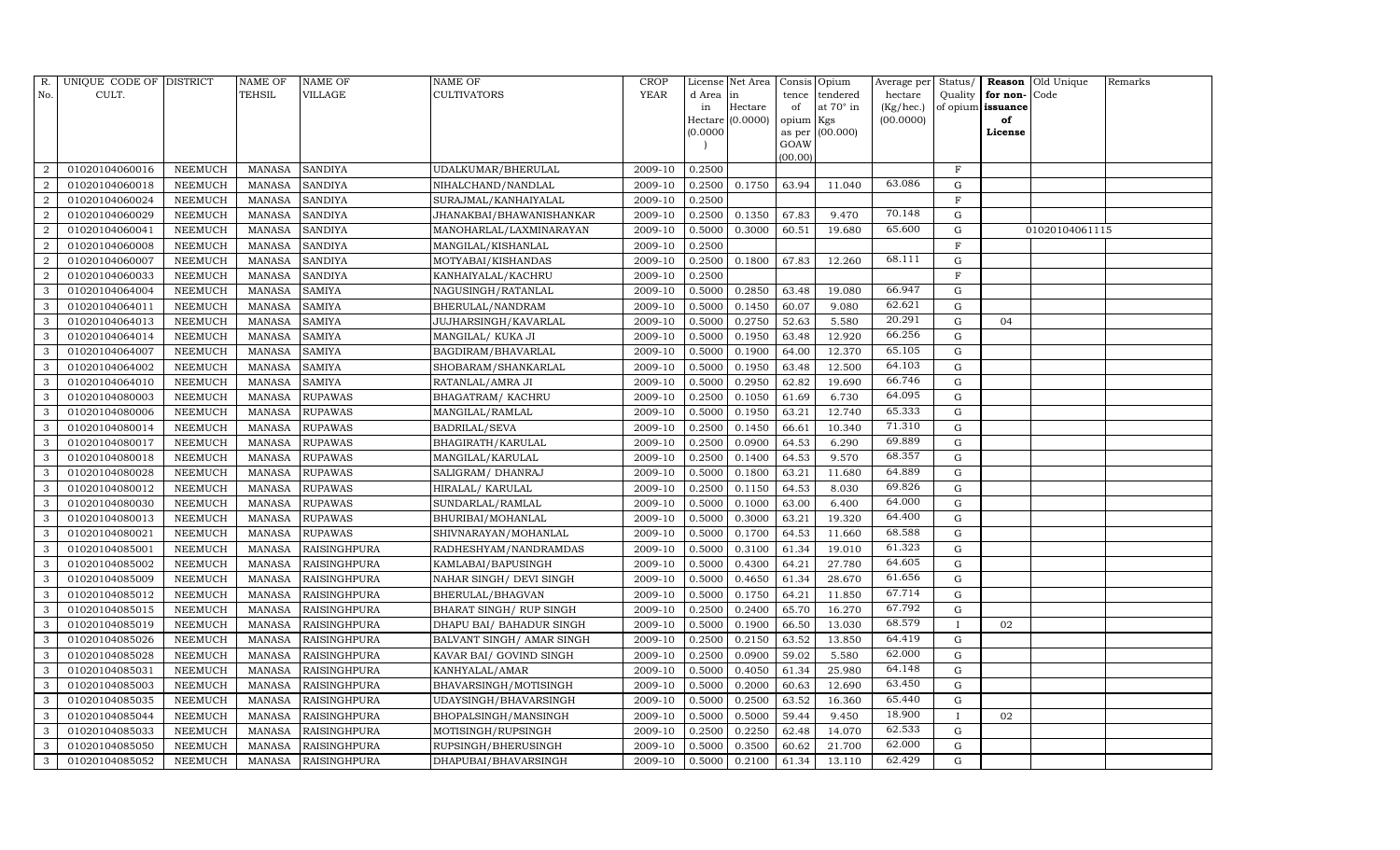| R. No. | UNIQUE CODE OF CULT. | DISTRICT | NAME OF TEHSIL | NAME OF VILLAGE | NAME OF CULTIVATORS | CROP YEAR | License d Area in Hectare (0.0000) | Net Area in Hectare (0.0000) | Consis tence of opium as per GOAW (00.00) | Opium tendered at 70° in Kgs (00.000) | Average per hectare (Kg/hec.) (00.0000) | Status/ Quality of opium | Reason for non-issuance of License | Old Unique Code | Remarks |
|---|---|---|---|---|---|---|---|---|---|---|---|---|---|---|---|
| 2 | 01020104060016 | NEEMUCH | MANASA | SANDIYA | UDALKUMAR/BHERULAL | 2009-10 | 0.2500 | | | | | F | | | |
| 2 | 01020104060018 | NEEMUCH | MANASA | SANDIYA | NIHALCHAND/NANDLAL | 2009-10 | 0.2500 | 0.1750 | 63.94 | 11.040 | 63.086 | G | | | |
| 2 | 01020104060024 | NEEMUCH | MANASA | SANDIYA | SURAJMAL/KANHAIYALAL | 2009-10 | 0.2500 | | | | | F | | | |
| 2 | 01020104060029 | NEEMUCH | MANASA | SANDIYA | JHANAKBAI/BHAWANISHANKAR | 2009-10 | 0.2500 | 0.1350 | 67.83 | 9.470 | 70.148 | G | | | |
| 2 | 01020104060041 | NEEMUCH | MANASA | SANDIYA | MANOHARLAL/LAXMINARAYAN | 2009-10 | 0.5000 | 0.3000 | 60.51 | 19.680 | 65.600 | G | | 01020104061115 | |
| 2 | 01020104060008 | NEEMUCH | MANASA | SANDIYA | MANGILAL/KISHANLAL | 2009-10 | 0.2500 | | | | | F | | | |
| 2 | 01020104060007 | NEEMUCH | MANASA | SANDIYA | MOTYABAI/KISHANDAS | 2009-10 | 0.2500 | 0.1800 | 67.83 | 12.260 | 68.111 | G | | | |
| 2 | 01020104060033 | NEEMUCH | MANASA | SANDIYA | KANHAIYALAL/KACHRU | 2009-10 | 0.2500 | | | | | F | | | |
| 3 | 01020104064004 | NEEMUCH | MANASA | SAMIYA | NAGUSINGH/RATANLAL | 2009-10 | 0.5000 | 0.2850 | 63.48 | 19.080 | 66.947 | G | | | |
| 3 | 01020104064011 | NEEMUCH | MANASA | SAMIYA | BHERULAL/NANDRAM | 2009-10 | 0.5000 | 0.1450 | 60.07 | 9.080 | 62.621 | G | | | |
| 3 | 01020104064013 | NEEMUCH | MANASA | SAMIYA | JUJHARSINGH/KAVARLAL | 2009-10 | 0.5000 | 0.2750 | 52.63 | 5.580 | 20.291 | G | 04 | | |
| 3 | 01020104064014 | NEEMUCH | MANASA | SAMIYA | MANGILAL/ KUKA JI | 2009-10 | 0.5000 | 0.1950 | 63.48 | 12.920 | 66.256 | G | | | |
| 3 | 01020104064007 | NEEMUCH | MANASA | SAMIYA | BAGDIRAM/BHAVARLAL | 2009-10 | 0.5000 | 0.1900 | 64.00 | 12.370 | 65.105 | G | | | |
| 3 | 01020104064002 | NEEMUCH | MANASA | SAMIYA | SHOBARAM/SHANKARLAL | 2009-10 | 0.5000 | 0.1950 | 63.48 | 12.500 | 64.103 | G | | | |
| 3 | 01020104064010 | NEEMUCH | MANASA | SAMIYA | RATANLAL/AMRA JI | 2009-10 | 0.5000 | 0.2950 | 62.82 | 19.690 | 66.746 | G | | | |
| 3 | 01020104080003 | NEEMUCH | MANASA | RUPAWAS | BHAGATRAM/ KACHRU | 2009-10 | 0.2500 | 0.1050 | 61.69 | 6.730 | 64.095 | G | | | |
| 3 | 01020104080006 | NEEMUCH | MANASA | RUPAWAS | MANGILAL/RAMLAL | 2009-10 | 0.5000 | 0.1950 | 63.21 | 12.740 | 65.333 | G | | | |
| 3 | 01020104080014 | NEEMUCH | MANASA | RUPAWAS | BADRILAL/SEVA | 2009-10 | 0.2500 | 0.1450 | 66.61 | 10.340 | 71.310 | G | | | |
| 3 | 01020104080017 | NEEMUCH | MANASA | RUPAWAS | BHAGIRATH/KARULAL | 2009-10 | 0.2500 | 0.0900 | 64.53 | 6.290 | 69.889 | G | | | |
| 3 | 01020104080018 | NEEMUCH | MANASA | RUPAWAS | MANGILAL/KARULAL | 2009-10 | 0.2500 | 0.1400 | 64.53 | 9.570 | 68.357 | G | | | |
| 3 | 01020104080028 | NEEMUCH | MANASA | RUPAWAS | SALIGRAM/ DHANRAJ | 2009-10 | 0.5000 | 0.1800 | 63.21 | 11.680 | 64.889 | G | | | |
| 3 | 01020104080012 | NEEMUCH | MANASA | RUPAWAS | HIRALAL/ KARULAL | 2009-10 | 0.2500 | 0.1150 | 64.53 | 8.030 | 69.826 | G | | | |
| 3 | 01020104080030 | NEEMUCH | MANASA | RUPAWAS | SUNDARLAL/RAMLAL | 2009-10 | 0.5000 | 0.1000 | 63.00 | 6.400 | 64.000 | G | | | |
| 3 | 01020104080013 | NEEMUCH | MANASA | RUPAWAS | BHURIBAI/MOHANLAL | 2009-10 | 0.5000 | 0.3000 | 63.21 | 19.320 | 64.400 | G | | | |
| 3 | 01020104080021 | NEEMUCH | MANASA | RUPAWAS | SHIVNARAYAN/MOHANLAL | 2009-10 | 0.5000 | 0.1700 | 64.53 | 11.660 | 68.588 | G | | | |
| 3 | 01020104085001 | NEEMUCH | MANASA | RAISINGHPURA | RADHESHYAM/NANDRAMDAS | 2009-10 | 0.5000 | 0.3100 | 61.34 | 19.010 | 61.323 | G | | | |
| 3 | 01020104085002 | NEEMUCH | MANASA | RAISINGHPURA | KAMLABAI/BAPUSINGH | 2009-10 | 0.5000 | 0.4300 | 64.21 | 27.780 | 64.605 | G | | | |
| 3 | 01020104085009 | NEEMUCH | MANASA | RAISINGHPURA | NAHAR SINGH/ DEVI SINGH | 2009-10 | 0.5000 | 0.4650 | 61.34 | 28.670 | 61.656 | G | | | |
| 3 | 01020104085012 | NEEMUCH | MANASA | RAISINGHPURA | BHERULAL/BHAGVAN | 2009-10 | 0.5000 | 0.1750 | 64.21 | 11.850 | 67.714 | G | | | |
| 3 | 01020104085015 | NEEMUCH | MANASA | RAISINGHPURA | BHARAT SINGH/ RUP SINGH | 2009-10 | 0.2500 | 0.2400 | 65.70 | 16.270 | 67.792 | G | | | |
| 3 | 01020104085019 | NEEMUCH | MANASA | RAISINGHPURA | DHAPU BAI/ BAHADUR SINGH | 2009-10 | 0.5000 | 0.1900 | 66.50 | 13.030 | 68.579 | I | 02 | | |
| 3 | 01020104085026 | NEEMUCH | MANASA | RAISINGHPURA | BALVANT SINGH/ AMAR SINGH | 2009-10 | 0.2500 | 0.2150 | 63.52 | 13.850 | 64.419 | G | | | |
| 3 | 01020104085028 | NEEMUCH | MANASA | RAISINGHPURA | KAVAR BAI/ GOVIND SINGH | 2009-10 | 0.2500 | 0.0900 | 59.02 | 5.580 | 62.000 | G | | | |
| 3 | 01020104085031 | NEEMUCH | MANASA | RAISINGHPURA | KANHYALAL/AMAR | 2009-10 | 0.5000 | 0.4050 | 61.34 | 25.980 | 64.148 | G | | | |
| 3 | 01020104085003 | NEEMUCH | MANASA | RAISINGHPURA | BHAVARSINGH/MOTISINGH | 2009-10 | 0.5000 | 0.2000 | 60.63 | 12.690 | 63.450 | G | | | |
| 3 | 01020104085035 | NEEMUCH | MANASA | RAISINGHPURA | UDAYSINGH/BHAVARSINGH | 2009-10 | 0.5000 | 0.2500 | 63.52 | 16.360 | 65.440 | G | | | |
| 3 | 01020104085044 | NEEMUCH | MANASA | RAISINGHPURA | BHOPALSINGH/MANSINGH | 2009-10 | 0.5000 | 0.5000 | 59.44 | 9.450 | 18.900 | I | 02 | | |
| 3 | 01020104085033 | NEEMUCH | MANASA | RAISINGHPURA | MOTISINGH/RUPSINGH | 2009-10 | 0.2500 | 0.2250 | 62.48 | 14.070 | 62.533 | G | | | |
| 3 | 01020104085050 | NEEMUCH | MANASA | RAISINGHPURA | RUPSINGH/BHERUSINGH | 2009-10 | 0.5000 | 0.3500 | 60.62 | 21.700 | 62.000 | G | | | |
| 3 | 01020104085052 | NEEMUCH | MANASA | RAISINGHPURA | DHAPUBAI/BHAVARSINGH | 2009-10 | 0.5000 | 0.2100 | 61.34 | 13.110 | 62.429 | G | | | |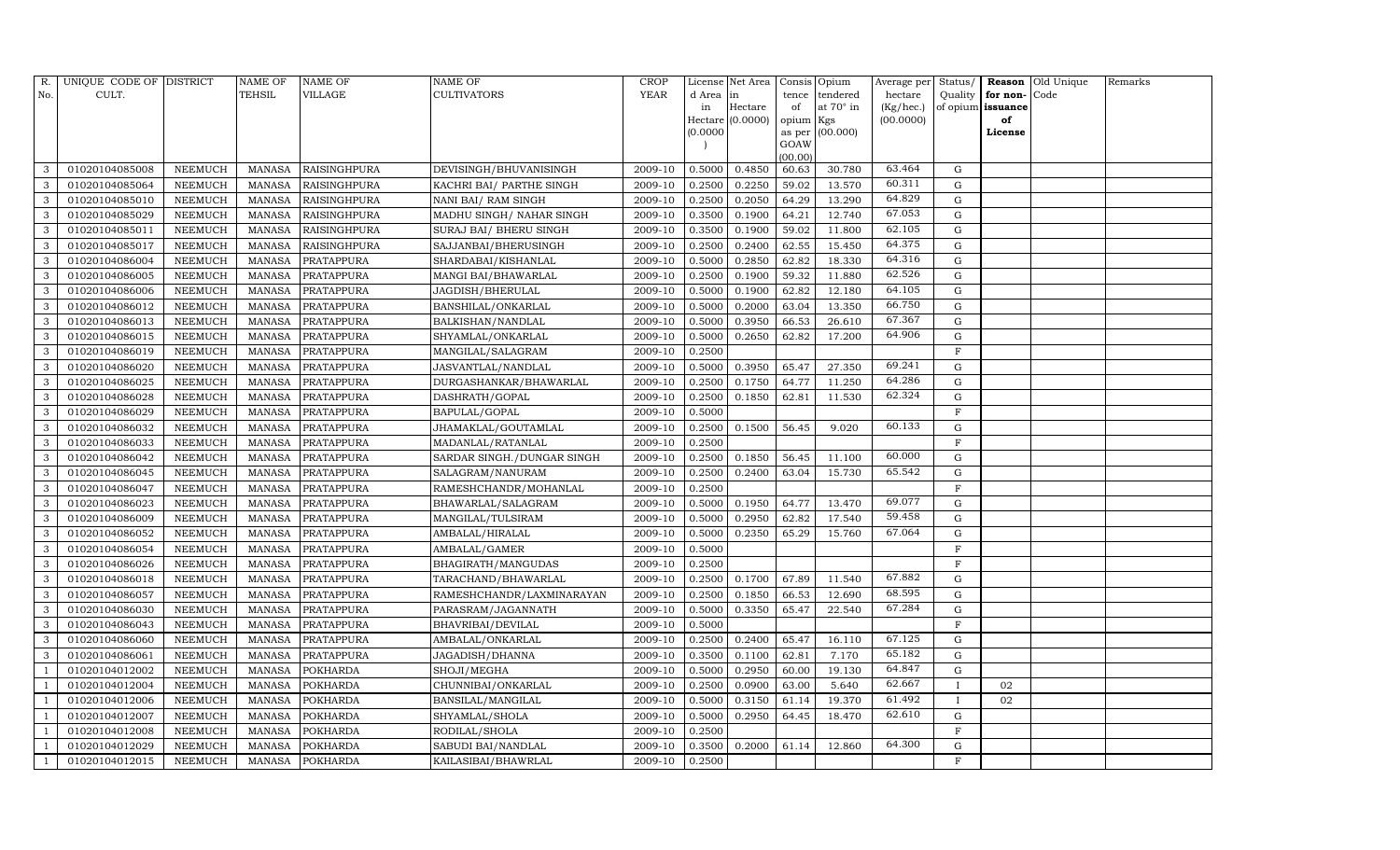| R. No. | UNIQUE CODE OF CULT. | DISTRICT | NAME OF TEHSIL | NAME OF VILLAGE | NAME OF CULTIVATORS | CROP YEAR | License d Area in Hectare (0.0000) | Net Area in Hectare (0.0000) | Consis tence of opium as per GOAW (00.00) | Opium tendered at 70° in Kgs (00.000) | Average per hectare (Kg/hec.) (00.0000) | Status/ Quality of opium | Reason for non-issuance of License | Old Unique Code | Remarks |
|---|---|---|---|---|---|---|---|---|---|---|---|---|---|---|---|
| 3 | 01020104085008 | NEEMUCH | MANASA | RAISINGHPURA | DEVISINGH/BHUVANISINGH | 2009-10 | 0.5000 | 0.4850 | 60.63 | 30.780 | 63.464 | G | | | |
| 3 | 01020104085064 | NEEMUCH | MANASA | RAISINGHPURA | KACHRI BAI/ PARTHE SINGH | 2009-10 | 0.2500 | 0.2250 | 59.02 | 13.570 | 60.311 | G | | | |
| 3 | 01020104085010 | NEEMUCH | MANASA | RAISINGHPURA | NANI BAI/ RAM SINGH | 2009-10 | 0.2500 | 0.2050 | 64.29 | 13.290 | 64.829 | G | | | |
| 3 | 01020104085029 | NEEMUCH | MANASA | RAISINGHPURA | MADHU SINGH/ NAHAR SINGH | 2009-10 | 0.3500 | 0.1900 | 64.21 | 12.740 | 67.053 | G | | | |
| 3 | 01020104085011 | NEEMUCH | MANASA | RAISINGHPURA | SURAJ BAI/ BHERU SINGH | 2009-10 | 0.3500 | 0.1900 | 59.02 | 11.800 | 62.105 | G | | | |
| 3 | 01020104085017 | NEEMUCH | MANASA | RAISINGHPURA | SAJJANBAI/BHERUSINGH | 2009-10 | 0.2500 | 0.2400 | 62.55 | 15.450 | 64.375 | G | | | |
| 3 | 01020104086004 | NEEMUCH | MANASA | PRATAPPURA | SHARDABAI/KISHANLAL | 2009-10 | 0.5000 | 0.2850 | 62.82 | 18.330 | 64.316 | G | | | |
| 3 | 01020104086005 | NEEMUCH | MANASA | PRATAPPURA | MANGI BAI/BHAWARLAL | 2009-10 | 0.2500 | 0.1900 | 59.32 | 11.880 | 62.526 | G | | | |
| 3 | 01020104086006 | NEEMUCH | MANASA | PRATAPPURA | JAGDISH/BHERULAL | 2009-10 | 0.5000 | 0.1900 | 62.82 | 12.180 | 64.105 | G | | | |
| 3 | 01020104086012 | NEEMUCH | MANASA | PRATAPPURA | BANSHILAL/ONKARLAL | 2009-10 | 0.5000 | 0.2000 | 63.04 | 13.350 | 66.750 | G | | | |
| 3 | 01020104086013 | NEEMUCH | MANASA | PRATAPPURA | BALKISHAN/NANDLAL | 2009-10 | 0.5000 | 0.3950 | 66.53 | 26.610 | 67.367 | G | | | |
| 3 | 01020104086015 | NEEMUCH | MANASA | PRATAPPURA | SHYAMLAL/ONKARLAL | 2009-10 | 0.5000 | 0.2650 | 62.82 | 17.200 | 64.906 | G | | | |
| 3 | 01020104086019 | NEEMUCH | MANASA | PRATAPPURA | MANGILAL/SALAGRAM | 2009-10 | 0.2500 | | | | | F | | | |
| 3 | 01020104086020 | NEEMUCH | MANASA | PRATAPPURA | JASVANTLAL/NANDLAL | 2009-10 | 0.5000 | 0.3950 | 65.47 | 27.350 | 69.241 | G | | | |
| 3 | 01020104086025 | NEEMUCH | MANASA | PRATAPPURA | DURGASHANKAR/BHAWARLAL | 2009-10 | 0.2500 | 0.1750 | 64.77 | 11.250 | 64.286 | G | | | |
| 3 | 01020104086028 | NEEMUCH | MANASA | PRATAPPURA | DASHRATH/GOPAL | 2009-10 | 0.2500 | 0.1850 | 62.81 | 11.530 | 62.324 | G | | | |
| 3 | 01020104086029 | NEEMUCH | MANASA | PRATAPPURA | BAPULAL/GOPAL | 2009-10 | 0.5000 | | | | | F | | | |
| 3 | 01020104086032 | NEEMUCH | MANASA | PRATAPPURA | JHAMAKLAL/GOUTAMLAL | 2009-10 | 0.2500 | 0.1500 | 56.45 | 9.020 | 60.133 | G | | | |
| 3 | 01020104086033 | NEEMUCH | MANASA | PRATAPPURA | MADANLAL/RATANLAL | 2009-10 | 0.2500 | | | | | F | | | |
| 3 | 01020104086042 | NEEMUCH | MANASA | PRATAPPURA | SARDAR SINGH./DUNGAR SINGH | 2009-10 | 0.2500 | 0.1850 | 56.45 | 11.100 | 60.000 | G | | | |
| 3 | 01020104086045 | NEEMUCH | MANASA | PRATAPPURA | SALAGRAM/NANURAM | 2009-10 | 0.2500 | 0.2400 | 63.04 | 15.730 | 65.542 | G | | | |
| 3 | 01020104086047 | NEEMUCH | MANASA | PRATAPPURA | RAMESHCHANDR/MOHANLAL | 2009-10 | 0.2500 | | | | | F | | | |
| 3 | 01020104086023 | NEEMUCH | MANASA | PRATAPPURA | BHAWARLAL/SALAGRAM | 2009-10 | 0.5000 | 0.1950 | 64.77 | 13.470 | 69.077 | G | | | |
| 3 | 01020104086009 | NEEMUCH | MANASA | PRATAPPURA | MANGILAL/TULSIRAM | 2009-10 | 0.5000 | 0.2950 | 62.82 | 17.540 | 59.458 | G | | | |
| 3 | 01020104086052 | NEEMUCH | MANASA | PRATAPPURA | AMBALAL/HIRALAL | 2009-10 | 0.5000 | 0.2350 | 65.29 | 15.760 | 67.064 | G | | | |
| 3 | 01020104086054 | NEEMUCH | MANASA | PRATAPPURA | AMBALAL/GAMER | 2009-10 | 0.5000 | | | | | F | | | |
| 3 | 01020104086026 | NEEMUCH | MANASA | PRATAPPURA | BHAGIRATH/MANGUDAS | 2009-10 | 0.2500 | | | | | F | | | |
| 3 | 01020104086018 | NEEMUCH | MANASA | PRATAPPURA | TARACHAND/BHAWARLAL | 2009-10 | 0.2500 | 0.1700 | 67.89 | 11.540 | 67.882 | G | | | |
| 3 | 01020104086057 | NEEMUCH | MANASA | PRATAPPURA | RAMESHCHANDR/LAXMINARAYAN | 2009-10 | 0.2500 | 0.1850 | 66.53 | 12.690 | 68.595 | G | | | |
| 3 | 01020104086030 | NEEMUCH | MANASA | PRATAPPURA | PARASRAM/JAGANNATH | 2009-10 | 0.5000 | 0.3350 | 65.47 | 22.540 | 67.284 | G | | | |
| 3 | 01020104086043 | NEEMUCH | MANASA | PRATAPPURA | BHAVRIBAI/DEVILAL | 2009-10 | 0.5000 | | | | | F | | | |
| 3 | 01020104086060 | NEEMUCH | MANASA | PRATAPPURA | AMBALAL/ONKARLAL | 2009-10 | 0.2500 | 0.2400 | 65.47 | 16.110 | 67.125 | G | | | |
| 3 | 01020104086061 | NEEMUCH | MANASA | PRATAPPURA | JAGADISH/DHANNA | 2009-10 | 0.3500 | 0.1100 | 62.81 | 7.170 | 65.182 | G | | | |
| 1 | 01020104012002 | NEEMUCH | MANASA | POKHARDA | SHOJI/MEGHA | 2009-10 | 0.5000 | 0.2950 | 60.00 | 19.130 | 64.847 | G | | | |
| 1 | 01020104012004 | NEEMUCH | MANASA | POKHARDA | CHUNNIBAI/ONKARLAL | 2009-10 | 0.2500 | 0.0900 | 63.00 | 5.640 | 62.667 | I | 02 | | |
| 1 | 01020104012006 | NEEMUCH | MANASA | POKHARDA | BANSILAL/MANGILAL | 2009-10 | 0.5000 | 0.3150 | 61.14 | 19.370 | 61.492 | I | 02 | | |
| 1 | 01020104012007 | NEEMUCH | MANASA | POKHARDA | SHYAMLAL/SHOLA | 2009-10 | 0.5000 | 0.2950 | 64.45 | 18.470 | 62.610 | G | | | |
| 1 | 01020104012008 | NEEMUCH | MANASA | POKHARDA | RODILAL/SHOLA | 2009-10 | 0.2500 | | | | | F | | | |
| 1 | 01020104012029 | NEEMUCH | MANASA | POKHARDA | SABUDI BAI/NANDLAL | 2009-10 | 0.3500 | 0.2000 | 61.14 | 12.860 | 64.300 | G | | | |
| 1 | 01020104012015 | NEEMUCH | MANASA | POKHARDA | KAILASIBAI/BHAWRLAL | 2009-10 | 0.2500 | | | | | F | | | |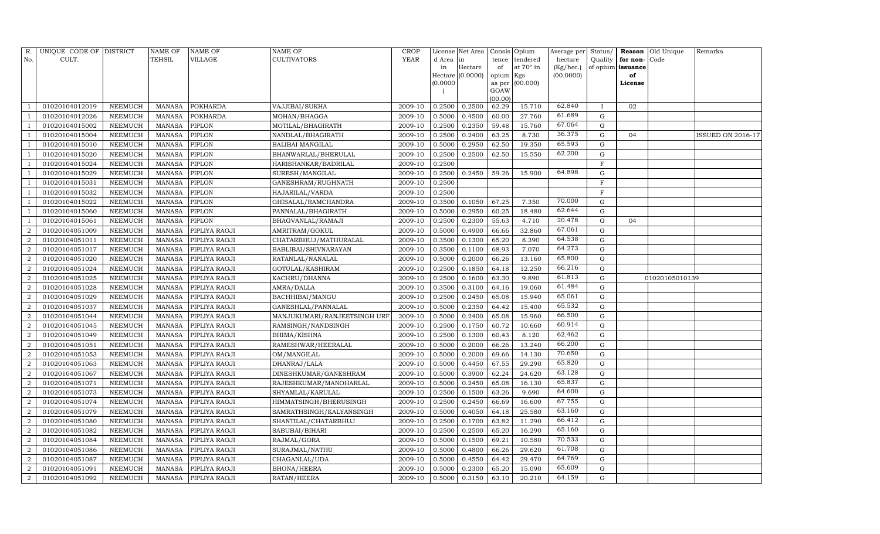| R. No. | UNIQUE CODE OF CULT. | DISTRICT | NAME OF TEHSIL | NAME OF VILLAGE | NAME OF CULTIVATORS | CROP YEAR | License d Area in Hectare (0.0000) | Net Area in Hectare (0.0000) | Consis tence of opium as per GOAW (00.00) | Opium tendered at 70° in Kgs (00.000) | Average per hectare (Kg/hec.) (00.0000) | Status/ Quality of opium | Reason for non-issuance of License | Old Unique Code | Remarks |
|---|---|---|---|---|---|---|---|---|---|---|---|---|---|---|---|
| 1 | 01020104012019 | NEEMUCH | MANASA | POKHARDA | VAJJIBAI/SUKHA | 2009-10 | 0.2500 | 0.2500 | 62.29 | 15.710 | 62.840 | I | 02 | | |
| 1 | 01020104012026 | NEEMUCH | MANASA | POKHARDA | MOHAN/BHAGGA | 2009-10 | 0.5000 | 0.4500 | 60.00 | 27.760 | 61.689 | G | | | |
| 1 | 01020104015002 | NEEMUCH | MANASA | PIPLON | MOTILAL/BHAGIRATH | 2009-10 | 0.2500 | 0.2350 | 59.48 | 15.760 | 67.064 | G | | | |
| 1 | 01020104015004 | NEEMUCH | MANASA | PIPLON | NANDLAL/BHAGIRATH | 2009-10 | 0.2500 | 0.2400 | 63.25 | 8.730 | 36.375 | G | 04 | | ISSUED ON 2016-17 |
| 1 | 01020104015010 | NEEMUCH | MANASA | PIPLON | BALIBAI MANGILAL | 2009-10 | 0.5000 | 0.2950 | 62.50 | 19.350 | 65.593 | G | | | |
| 1 | 01020104015020 | NEEMUCH | MANASA | PIPLON | BHANWARLAL/BHERULAL | 2009-10 | 0.2500 | 0.2500 | 62.50 | 15.550 | 62.200 | G | | | |
| 1 | 01020104015024 | NEEMUCH | MANASA | PIPLON | HARISHANKAR/BADRILAL | 2009-10 | 0.2500 | | | | | F | | | |
| 1 | 01020104015029 | NEEMUCH | MANASA | PIPLON | SURESH/MANGILAL | 2009-10 | 0.2500 | 0.2450 | 59.26 | 15.900 | 64.898 | G | | | |
| 1 | 01020104015031 | NEEMUCH | MANASA | PIPLON | GANESHRAM/RUGHNATH | 2009-10 | 0.2500 | | | | | F | | | |
| 1 | 01020104015032 | NEEMUCH | MANASA | PIPLON | HAJARILAL/VARDA | 2009-10 | 0.2500 | | | | | F | | | |
| 1 | 01020104015022 | NEEMUCH | MANASA | PIPLON | GHISALAL/RAMCHANDRA | 2009-10 | 0.3500 | 0.1050 | 67.25 | 7.350 | 70.000 | G | | | |
| 1 | 01020104015060 | NEEMUCH | MANASA | PIPLON | PANNALAL/BHAGIRATH | 2009-10 | 0.5000 | 0.2950 | 60.25 | 18.480 | 62.644 | G | | | |
| 1 | 01020104015061 | NEEMUCH | MANASA | PIPLON | BHAGVANLAL/RAMAJI | 2009-10 | 0.2500 | 0.2300 | 55.63 | 4.710 | 20.478 | G | 04 | | |
| 2 | 01020104051009 | NEEMUCH | MANASA | PIPLIYA RAOJI | AMRITRAM/GOKUL | 2009-10 | 0.5000 | 0.4900 | 66.66 | 32.860 | 67.061 | G | | | |
| 2 | 01020104051011 | NEEMUCH | MANASA | PIPLIYA RAOJI | CHATARBHUJ/MATHURALAL | 2009-10 | 0.3500 | 0.1300 | 65.20 | 8.390 | 64.538 | G | | | |
| 2 | 01020104051017 | NEEMUCH | MANASA | PIPLIYA RAOJI | BABLIBAI/SHIVNARAYAN | 2009-10 | 0.3500 | 0.1100 | 68.93 | 7.070 | 64.273 | G | | | |
| 2 | 01020104051020 | NEEMUCH | MANASA | PIPLIYA RAOJI | RATANLAL/NANALAL | 2009-10 | 0.5000 | 0.2000 | 66.26 | 13.160 | 65.800 | G | | | |
| 2 | 01020104051024 | NEEMUCH | MANASA | PIPLIYA RAOJI | GOTULAL/KASHIRAM | 2009-10 | 0.2500 | 0.1850 | 64.18 | 12.250 | 66.216 | G | | | |
| 2 | 01020104051025 | NEEMUCH | MANASA | PIPLIYA RAOJI | KACHRU/DHANNA | 2009-10 | 0.2500 | 0.1600 | 63.30 | 9.890 | 61.813 | G | | 01020105010139 | |
| 2 | 01020104051028 | NEEMUCH | MANASA | PIPLIYA RAOJI | AMRA/DALLA | 2009-10 | 0.3500 | 0.3100 | 64.16 | 19.060 | 61.484 | G | | | |
| 2 | 01020104051029 | NEEMUCH | MANASA | PIPLIYA RAOJI | BACHHIBAI/MANGU | 2009-10 | 0.2500 | 0.2450 | 65.08 | 15.940 | 65.061 | G | | | |
| 2 | 01020104051037 | NEEMUCH | MANASA | PIPLIYA RAOJI | GANESHLAL/PANNALAL | 2009-10 | 0.5000 | 0.2350 | 64.42 | 15.400 | 65.532 | G | | | |
| 2 | 01020104051044 | NEEMUCH | MANASA | PIPLIYA RAOJI | MANJUKUMARI/RANJEETSINGH URF | 2009-10 | 0.5000 | 0.2400 | 65.08 | 15.960 | 66.500 | G | | | |
| 2 | 01020104051045 | NEEMUCH | MANASA | PIPLIYA RAOJI | RAMSINGH/NANDSINGH | 2009-10 | 0.2500 | 0.1750 | 60.72 | 10.660 | 60.914 | G | | | |
| 2 | 01020104051049 | NEEMUCH | MANASA | PIPLIYA RAOJI | BHIMA/KISHNA | 2009-10 | 0.2500 | 0.1300 | 60.43 | 8.120 | 62.462 | G | | | |
| 2 | 01020104051051 | NEEMUCH | MANASA | PIPLIYA RAOJI | RAMESHWAR/HEERALAL | 2009-10 | 0.5000 | 0.2000 | 66.26 | 13.240 | 66.200 | G | | | |
| 2 | 01020104051053 | NEEMUCH | MANASA | PIPLIYA RAOJI | OM/MANGILAL | 2009-10 | 0.5000 | 0.2000 | 69.66 | 14.130 | 70.650 | G | | | |
| 2 | 01020104051063 | NEEMUCH | MANASA | PIPLIYA RAOJI | DHANRAJ/LALA | 2009-10 | 0.5000 | 0.4450 | 67.55 | 29.290 | 65.820 | G | | | |
| 2 | 01020104051067 | NEEMUCH | MANASA | PIPLIYA RAOJI | DINESHKUMAR/GANESHRAM | 2009-10 | 0.5000 | 0.3900 | 62.24 | 24.620 | 63.128 | G | | | |
| 2 | 01020104051071 | NEEMUCH | MANASA | PIPLIYA RAOJI | RAJESHKUMAR/MANOHARLAL | 2009-10 | 0.5000 | 0.2450 | 65.08 | 16.130 | 65.837 | G | | | |
| 2 | 01020104051073 | NEEMUCH | MANASA | PIPLIYA RAOJI | SHYAMLAL/KARULAL | 2009-10 | 0.2500 | 0.1500 | 63.26 | 9.690 | 64.600 | G | | | |
| 2 | 01020104051074 | NEEMUCH | MANASA | PIPLIYA RAOJI | HIMMATSINGH/BHERUSINGH | 2009-10 | 0.2500 | 0.2450 | 66.69 | 16.600 | 67.755 | G | | | |
| 2 | 01020104051079 | NEEMUCH | MANASA | PIPLIYA RAOJI | SAMRATHSINGH/KALYANSINGH | 2009-10 | 0.5000 | 0.4050 | 64.18 | 25.580 | 63.160 | G | | | |
| 2 | 01020104051080 | NEEMUCH | MANASA | PIPLIYA RAOJI | SHANTILAL/CHATARBHUJ | 2009-10 | 0.2500 | 0.1700 | 63.82 | 11.290 | 66.412 | G | | | |
| 2 | 01020104051082 | NEEMUCH | MANASA | PIPLIYA RAOJI | SABUBAI/BIHARI | 2009-10 | 0.2500 | 0.2500 | 65.20 | 16.290 | 65.160 | G | | | |
| 2 | 01020104051084 | NEEMUCH | MANASA | PIPLIYA RAOJI | RAJMAL/GORA | 2009-10 | 0.5000 | 0.1500 | 69.21 | 10.580 | 70.533 | G | | | |
| 2 | 01020104051086 | NEEMUCH | MANASA | PIPLIYA RAOJI | SURAJMAL/NATHU | 2009-10 | 0.5000 | 0.4800 | 66.26 | 29.620 | 61.708 | G | | | |
| 2 | 01020104051087 | NEEMUCH | MANASA | PIPLIYA RAOJI | CHAGANLAL/UDA | 2009-10 | 0.5000 | 0.4550 | 64.42 | 29.470 | 64.769 | G | | | |
| 2 | 01020104051091 | NEEMUCH | MANASA | PIPLIYA RAOJI | BHONA/HEERA | 2009-10 | 0.5000 | 0.2300 | 65.20 | 15.090 | 65.609 | G | | | |
| 2 | 01020104051092 | NEEMUCH | MANASA | PIPLIYA RAOJI | RATAN/HEERA | 2009-10 | 0.5000 | 0.3150 | 63.10 | 20.210 | 64.159 | G | | | |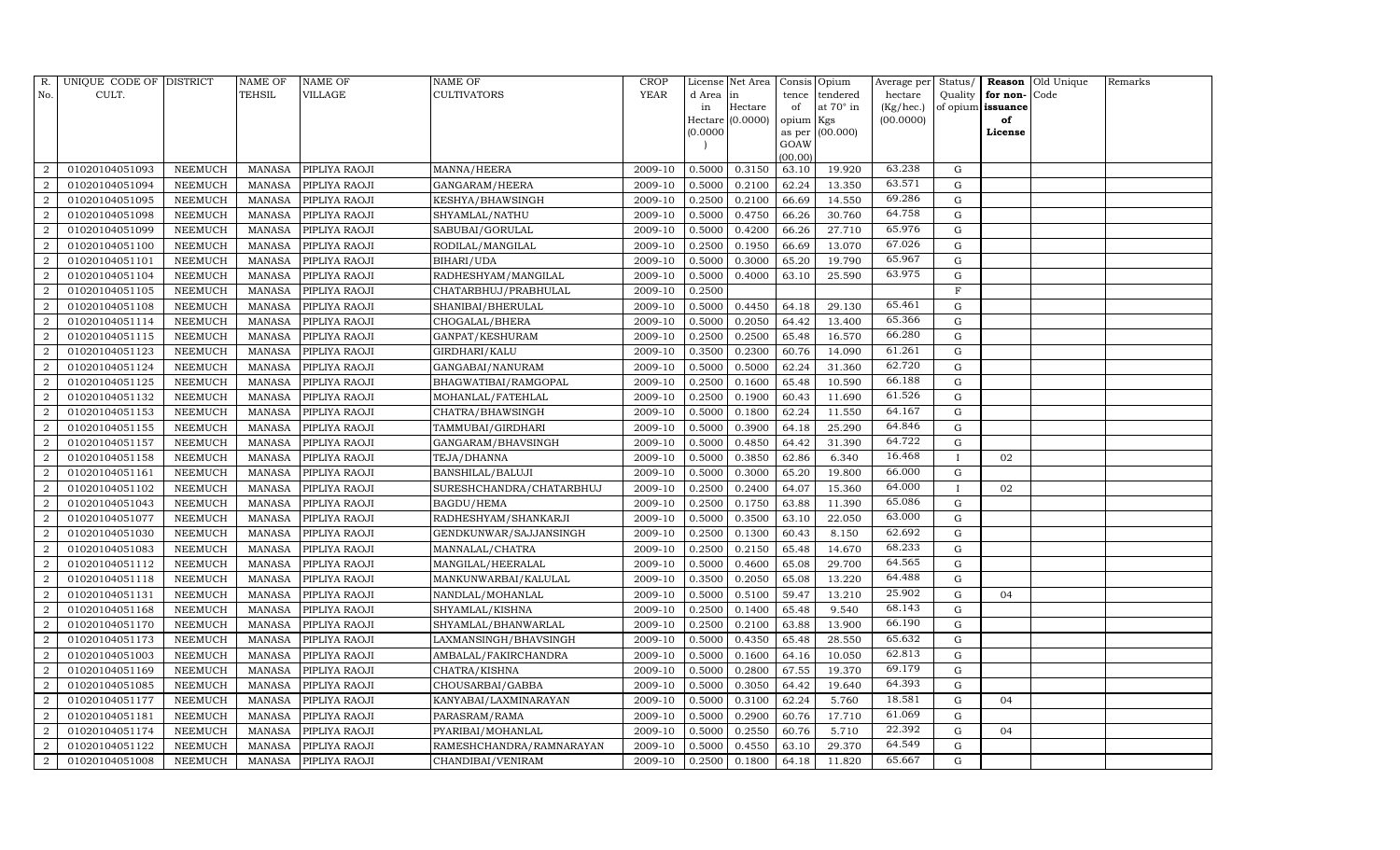| R. No. | UNIQUE CODE OF CULT. | DISTRICT | NAME OF TEHSIL | NAME OF VILLAGE | NAME OF CULTIVATORS | CROP YEAR | License d Area in Hectare (0.0000) | Net Area in Hectare (0.0000) | Consis tence of opium as per GOAW (00.00) | Opium tendered at 70° in Kgs (00.000) | Average per hectare (Kg/hec.) (00.0000) | Status/ Quality of opium | Reason for non-issuance of License | Old Unique Code | Remarks |
|---|---|---|---|---|---|---|---|---|---|---|---|---|---|---|---|
| 2 | 01020104051093 | NEEMUCH | MANASA | PIPLIYA RAOJI | MANNA/HEERA | 2009-10 | 0.5000 | 0.3150 | 63.10 | 19.920 | 63.238 | G | | | |
| 2 | 01020104051094 | NEEMUCH | MANASA | PIPLIYA RAOJI | GANGARAM/HEERA | 2009-10 | 0.5000 | 0.2100 | 62.24 | 13.350 | 63.571 | G | | | |
| 2 | 01020104051095 | NEEMUCH | MANASA | PIPLIYA RAOJI | KESHYA/BHAWSINGH | 2009-10 | 0.2500 | 0.2100 | 66.69 | 14.550 | 69.286 | G | | | |
| 2 | 01020104051098 | NEEMUCH | MANASA | PIPLIYA RAOJI | SHYAMLAL/NATHU | 2009-10 | 0.5000 | 0.4750 | 66.26 | 30.760 | 64.758 | G | | | |
| 2 | 01020104051099 | NEEMUCH | MANASA | PIPLIYA RAOJI | SABUBAI/GORULAL | 2009-10 | 0.5000 | 0.4200 | 66.26 | 27.710 | 65.976 | G | | | |
| 2 | 01020104051100 | NEEMUCH | MANASA | PIPLIYA RAOJI | RODILAL/MANGILAL | 2009-10 | 0.2500 | 0.1950 | 66.69 | 13.070 | 67.026 | G | | | |
| 2 | 01020104051101 | NEEMUCH | MANASA | PIPLIYA RAOJI | BIHARI/UDA | 2009-10 | 0.5000 | 0.3000 | 65.20 | 19.790 | 65.967 | G | | | |
| 2 | 01020104051104 | NEEMUCH | MANASA | PIPLIYA RAOJI | RADHESHYAM/MANGILAL | 2009-10 | 0.5000 | 0.4000 | 63.10 | 25.590 | 63.975 | G | | | |
| 2 | 01020104051105 | NEEMUCH | MANASA | PIPLIYA RAOJI | CHATARBHUJ/PRABHULAL | 2009-10 | 0.2500 | | | | | F | | | |
| 2 | 01020104051108 | NEEMUCH | MANASA | PIPLIYA RAOJI | SHANIBAI/BHERULAL | 2009-10 | 0.5000 | 0.4450 | 64.18 | 29.130 | 65.461 | G | | | |
| 2 | 01020104051114 | NEEMUCH | MANASA | PIPLIYA RAOJI | CHOGALAL/BHERA | 2009-10 | 0.5000 | 0.2050 | 64.42 | 13.400 | 65.366 | G | | | |
| 2 | 01020104051115 | NEEMUCH | MANASA | PIPLIYA RAOJI | GANPAT/KESHURAM | 2009-10 | 0.2500 | 0.2500 | 65.48 | 16.570 | 66.280 | G | | | |
| 2 | 01020104051123 | NEEMUCH | MANASA | PIPLIYA RAOJI | GIRDHARI/KALU | 2009-10 | 0.3500 | 0.2300 | 60.76 | 14.090 | 61.261 | G | | | |
| 2 | 01020104051124 | NEEMUCH | MANASA | PIPLIYA RAOJI | GANGABAI/NANURAM | 2009-10 | 0.5000 | 0.5000 | 62.24 | 31.360 | 62.720 | G | | | |
| 2 | 01020104051125 | NEEMUCH | MANASA | PIPLIYA RAOJI | BHAGWATIBAI/RAMGOPAL | 2009-10 | 0.2500 | 0.1600 | 65.48 | 10.590 | 66.188 | G | | | |
| 2 | 01020104051132 | NEEMUCH | MANASA | PIPLIYA RAOJI | MOHANLAL/FATEHLAL | 2009-10 | 0.2500 | 0.1900 | 60.43 | 11.690 | 61.526 | G | | | |
| 2 | 01020104051153 | NEEMUCH | MANASA | PIPLIYA RAOJI | CHATRA/BHAWSINGH | 2009-10 | 0.5000 | 0.1800 | 62.24 | 11.550 | 64.167 | G | | | |
| 2 | 01020104051155 | NEEMUCH | MANASA | PIPLIYA RAOJI | TAMMUBAI/GIRDHARI | 2009-10 | 0.5000 | 0.3900 | 64.18 | 25.290 | 64.846 | G | | | |
| 2 | 01020104051157 | NEEMUCH | MANASA | PIPLIYA RAOJI | GANGARAM/BHAVSINGH | 2009-10 | 0.5000 | 0.4850 | 64.42 | 31.390 | 64.722 | G | | | |
| 2 | 01020104051158 | NEEMUCH | MANASA | PIPLIYA RAOJI | TEJA/DHANNA | 2009-10 | 0.5000 | 0.3850 | 62.86 | 6.340 | 16.468 | I | 02 | | |
| 2 | 01020104051161 | NEEMUCH | MANASA | PIPLIYA RAOJI | BANSHILAL/BALUJI | 2009-10 | 0.5000 | 0.3000 | 65.20 | 19.800 | 66.000 | G | | | |
| 2 | 01020104051102 | NEEMUCH | MANASA | PIPLIYA RAOJI | SURESHCHANDRA/CHATARBHUJ | 2009-10 | 0.2500 | 0.2400 | 64.07 | 15.360 | 64.000 | I | 02 | | |
| 2 | 01020104051043 | NEEMUCH | MANASA | PIPLIYA RAOJI | BAGDU/HEMA | 2009-10 | 0.2500 | 0.1750 | 63.88 | 11.390 | 65.086 | G | | | |
| 2 | 01020104051077 | NEEMUCH | MANASA | PIPLIYA RAOJI | RADHESHYAM/SHANKARJI | 2009-10 | 0.5000 | 0.3500 | 63.10 | 22.050 | 63.000 | G | | | |
| 2 | 01020104051030 | NEEMUCH | MANASA | PIPLIYA RAOJI | GENDKUNWAR/SAJJANSINGH | 2009-10 | 0.2500 | 0.1300 | 60.43 | 8.150 | 62.692 | G | | | |
| 2 | 01020104051083 | NEEMUCH | MANASA | PIPLIYA RAOJI | MANNALAL/CHATRA | 2009-10 | 0.2500 | 0.2150 | 65.48 | 14.670 | 68.233 | G | | | |
| 2 | 01020104051112 | NEEMUCH | MANASA | PIPLIYA RAOJI | MANGILAL/HEERALAL | 2009-10 | 0.5000 | 0.4600 | 65.08 | 29.700 | 64.565 | G | | | |
| 2 | 01020104051118 | NEEMUCH | MANASA | PIPLIYA RAOJI | MANKUNWARBAI/KALULAL | 2009-10 | 0.3500 | 0.2050 | 65.08 | 13.220 | 64.488 | G | | | |
| 2 | 01020104051131 | NEEMUCH | MANASA | PIPLIYA RAOJI | NANDLAL/MOHANLAL | 2009-10 | 0.5000 | 0.5100 | 59.47 | 13.210 | 25.902 | G | 04 | | |
| 2 | 01020104051168 | NEEMUCH | MANASA | PIPLIYA RAOJI | SHYAMLAL/KISHNA | 2009-10 | 0.2500 | 0.1400 | 65.48 | 9.540 | 68.143 | G | | | |
| 2 | 01020104051170 | NEEMUCH | MANASA | PIPLIYA RAOJI | SHYAMLAL/BHANWARLAL | 2009-10 | 0.2500 | 0.2100 | 63.88 | 13.900 | 66.190 | G | | | |
| 2 | 01020104051173 | NEEMUCH | MANASA | PIPLIYA RAOJI | LAXMANSINGH/BHAVSINGH | 2009-10 | 0.5000 | 0.4350 | 65.48 | 28.550 | 65.632 | G | | | |
| 2 | 01020104051003 | NEEMUCH | MANASA | PIPLIYA RAOJI | AMBALAL/FAKIRCHANDRA | 2009-10 | 0.5000 | 0.1600 | 64.16 | 10.050 | 62.813 | G | | | |
| 2 | 01020104051169 | NEEMUCH | MANASA | PIPLIYA RAOJI | CHATRA/KISHNA | 2009-10 | 0.5000 | 0.2800 | 67.55 | 19.370 | 69.179 | G | | | |
| 2 | 01020104051085 | NEEMUCH | MANASA | PIPLIYA RAOJI | CHOUSARBAI/GABBA | 2009-10 | 0.5000 | 0.3050 | 64.42 | 19.640 | 64.393 | G | | | |
| 2 | 01020104051177 | NEEMUCH | MANASA | PIPLIYA RAOJI | KANYABAI/LAXMINARAYAN | 2009-10 | 0.5000 | 0.3100 | 62.24 | 5.760 | 18.581 | G | 04 | | |
| 2 | 01020104051181 | NEEMUCH | MANASA | PIPLIYA RAOJI | PARASRAM/RAMA | 2009-10 | 0.5000 | 0.2900 | 60.76 | 17.710 | 61.069 | G | | | |
| 2 | 01020104051174 | NEEMUCH | MANASA | PIPLIYA RAOJI | PYARIBAI/MOHANLAL | 2009-10 | 0.5000 | 0.2550 | 60.76 | 5.710 | 22.392 | G | 04 | | |
| 2 | 01020104051122 | NEEMUCH | MANASA | PIPLIYA RAOJI | RAMESHCHANDRA/RAMNARAYAN | 2009-10 | 0.5000 | 0.4550 | 63.10 | 29.370 | 64.549 | G | | | |
| 2 | 01020104051008 | NEEMUCH | MANASA | PIPLIYA RAOJI | CHANDIBAI/VENIRAM | 2009-10 | 0.2500 | 0.1800 | 64.18 | 11.820 | 65.667 | G | | | |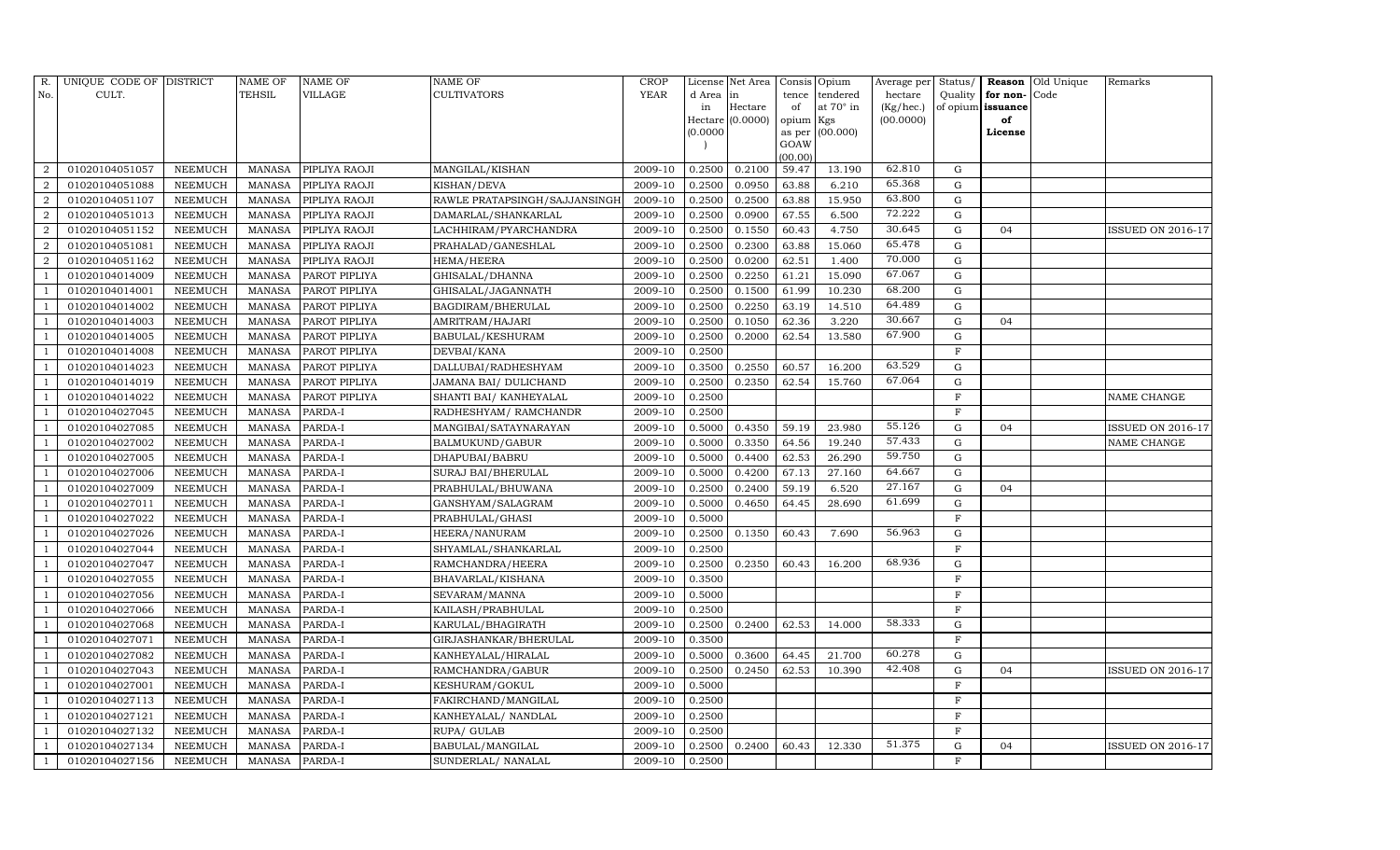| R. No. | UNIQUE CODE OF CULT. | DISTRICT | NAME OF TEHSIL | NAME OF VILLAGE | NAME OF CULTIVATORS | CROP YEAR | License d Area in Hectare (0.0000) | Net Area in Hectare (0.0000) | Consis tence of opium as per GOAW (00.00) | Opium tendered at 70° in Kgs (00.000) | Average per hectare (Kg/hec.) (00.0000) | Status/ Quality of opium | Reason for non-issuance of License | Old Unique Code | Remarks |
|---|---|---|---|---|---|---|---|---|---|---|---|---|---|---|---|
| 2 | 01020104051057 | NEEMUCH | MANASA | PIPLIYA RAOJI | MANGILAL/KISHAN | 2009-10 | 0.2500 | 0.2100 | 59.47 | 13.190 | 62.810 | G | | | |
| 2 | 01020104051088 | NEEMUCH | MANASA | PIPLIYA RAOJI | KISHAN/DEVA | 2009-10 | 0.2500 | 0.0950 | 63.88 | 6.210 | 65.368 | G | | | |
| 2 | 01020104051107 | NEEMUCH | MANASA | PIPLIYA RAOJI | RAWLE PRATAPSINGH/SAJJANSINGH | 2009-10 | 0.2500 | 0.2500 | 63.88 | 15.950 | 63.800 | G | | | |
| 2 | 01020104051013 | NEEMUCH | MANASA | PIPLIYA RAOJI | DAMARLAL/SHANKARLAL | 2009-10 | 0.2500 | 0.0900 | 67.55 | 6.500 | 72.222 | G | | | |
| 2 | 01020104051152 | NEEMUCH | MANASA | PIPLIYA RAOJI | LACHHIRAM/PYARCHANDRA | 2009-10 | 0.2500 | 0.1550 | 60.43 | 4.750 | 30.645 | G | 04 | | ISSUED ON 2016-17 |
| 2 | 01020104051081 | NEEMUCH | MANASA | PIPLIYA RAOJI | PRAHALAD/GANESHLAL | 2009-10 | 0.2500 | 0.2300 | 63.88 | 15.060 | 65.478 | G | | | |
| 2 | 01020104051162 | NEEMUCH | MANASA | PIPLIYA RAOJI | HEMA/HEERA | 2009-10 | 0.2500 | 0.0200 | 62.51 | 1.400 | 70.000 | G | | | |
| 1 | 01020104014009 | NEEMUCH | MANASA | PAROT PIPLIYA | GHISALAL/DHANNA | 2009-10 | 0.2500 | 0.2250 | 61.21 | 15.090 | 67.067 | G | | | |
| 1 | 01020104014001 | NEEMUCH | MANASA | PAROT PIPLIYA | GHISALAL/JAGANNATH | 2009-10 | 0.2500 | 0.1500 | 61.99 | 10.230 | 68.200 | G | | | |
| 1 | 01020104014002 | NEEMUCH | MANASA | PAROT PIPLIYA | BAGDIRAM/BHERULAL | 2009-10 | 0.2500 | 0.2250 | 63.19 | 14.510 | 64.489 | G | | | |
| 1 | 01020104014003 | NEEMUCH | MANASA | PAROT PIPLIYA | AMRITRAM/HAJARI | 2009-10 | 0.2500 | 0.1050 | 62.36 | 3.220 | 30.667 | G | 04 | | |
| 1 | 01020104014005 | NEEMUCH | MANASA | PAROT PIPLIYA | BABULAL/KESHURAM | 2009-10 | 0.2500 | 0.2000 | 62.54 | 13.580 | 67.900 | G | | | |
| 1 | 01020104014008 | NEEMUCH | MANASA | PAROT PIPLIYA | DEVBAI/KANA | 2009-10 | 0.2500 | | | | | F | | | |
| 1 | 01020104014023 | NEEMUCH | MANASA | PAROT PIPLIYA | DALLUBAI/RADHESHYAM | 2009-10 | 0.3500 | 0.2550 | 60.57 | 16.200 | 63.529 | G | | | |
| 1 | 01020104014019 | NEEMUCH | MANASA | PAROT PIPLIYA | JAMANA BAI/ DULICHAND | 2009-10 | 0.2500 | 0.2350 | 62.54 | 15.760 | 67.064 | G | | | |
| 1 | 01020104014022 | NEEMUCH | MANASA | PAROT PIPLIYA | SHANTI BAI/ KANHEYALAL | 2009-10 | 0.2500 | | | | | F | | | NAME CHANGE |
| 1 | 01020104027045 | NEEMUCH | MANASA | PARDA-I | RADHESHYAM/ RAMCHANDR | 2009-10 | 0.2500 | | | | | F | | | |
| 1 | 01020104027085 | NEEMUCH | MANASA | PARDA-I | MANGIBAI/SATAYNARAYAN | 2009-10 | 0.5000 | 0.4350 | 59.19 | 23.980 | 55.126 | G | 04 | | ISSUED ON 2016-17 |
| 1 | 01020104027002 | NEEMUCH | MANASA | PARDA-I | BALMUKUND/GABUR | 2009-10 | 0.5000 | 0.3350 | 64.56 | 19.240 | 57.433 | G | | | NAME CHANGE |
| 1 | 01020104027005 | NEEMUCH | MANASA | PARDA-I | DHAPUBAI/BABRU | 2009-10 | 0.5000 | 0.4400 | 62.53 | 26.290 | 59.750 | G | | | |
| 1 | 01020104027006 | NEEMUCH | MANASA | PARDA-I | SURAJ BAI/BHERULAL | 2009-10 | 0.5000 | 0.4200 | 67.13 | 27.160 | 64.667 | G | | | |
| 1 | 01020104027009 | NEEMUCH | MANASA | PARDA-I | PRABHULAL/BHUWANA | 2009-10 | 0.2500 | 0.2400 | 59.19 | 6.520 | 27.167 | G | 04 | | |
| 1 | 01020104027011 | NEEMUCH | MANASA | PARDA-I | GANSHYAM/SALAGRAM | 2009-10 | 0.5000 | 0.4650 | 64.45 | 28.690 | 61.699 | G | | | |
| 1 | 01020104027022 | NEEMUCH | MANASA | PARDA-I | PRABHULAL/GHASI | 2009-10 | 0.5000 | | | | | F | | | |
| 1 | 01020104027026 | NEEMUCH | MANASA | PARDA-I | HEERA/NANURAM | 2009-10 | 0.2500 | 0.1350 | 60.43 | 7.690 | 56.963 | G | | | |
| 1 | 01020104027044 | NEEMUCH | MANASA | PARDA-I | SHYAMLAL/SHANKARLAL | 2009-10 | 0.2500 | | | | | F | | | |
| 1 | 01020104027047 | NEEMUCH | MANASA | PARDA-I | RAMCHANDRA/HEERA | 2009-10 | 0.2500 | 0.2350 | 60.43 | 16.200 | 68.936 | G | | | |
| 1 | 01020104027055 | NEEMUCH | MANASA | PARDA-I | BHAVARLAL/KISHANA | 2009-10 | 0.3500 | | | | | F | | | |
| 1 | 01020104027056 | NEEMUCH | MANASA | PARDA-I | SEVARAM/MANNA | 2009-10 | 0.5000 | | | | | F | | | |
| 1 | 01020104027066 | NEEMUCH | MANASA | PARDA-I | KAILASH/PRABHULAL | 2009-10 | 0.2500 | | | | | F | | | |
| 1 | 01020104027068 | NEEMUCH | MANASA | PARDA-I | KARULAL/BHAGIRATH | 2009-10 | 0.2500 | 0.2400 | 62.53 | 14.000 | 58.333 | G | | | |
| 1 | 01020104027071 | NEEMUCH | MANASA | PARDA-I | GIRJASHANKAR/BHERULAL | 2009-10 | 0.3500 | | | | | F | | | |
| 1 | 01020104027082 | NEEMUCH | MANASA | PARDA-I | KANHEYALAL/HIRALAL | 2009-10 | 0.5000 | 0.3600 | 64.45 | 21.700 | 60.278 | G | | | |
| 1 | 01020104027043 | NEEMUCH | MANASA | PARDA-I | RAMCHANDRA/GABUR | 2009-10 | 0.2500 | 0.2450 | 62.53 | 10.390 | 42.408 | G | 04 | | ISSUED ON 2016-17 |
| 1 | 01020104027001 | NEEMUCH | MANASA | PARDA-I | KESHURAM/GOKUL | 2009-10 | 0.5000 | | | | | F | | | |
| 1 | 01020104027113 | NEEMUCH | MANASA | PARDA-I | FAKIRCHAND/MANGILAL | 2009-10 | 0.2500 | | | | | F | | | |
| 1 | 01020104027121 | NEEMUCH | MANASA | PARDA-I | KANHEYALAL/ NANDLAL | 2009-10 | 0.2500 | | | | | F | | | |
| 1 | 01020104027132 | NEEMUCH | MANASA | PARDA-I | RUPA/ GULAB | 2009-10 | 0.2500 | | | | | F | | | |
| 1 | 01020104027134 | NEEMUCH | MANASA | PARDA-I | BABULAL/MANGILAL | 2009-10 | 0.2500 | 0.2400 | 60.43 | 12.330 | 51.375 | G | 04 | | ISSUED ON 2016-17 |
| 1 | 01020104027156 | NEEMUCH | MANASA | PARDA-I | SUNDERLAL/ NANALAL | 2009-10 | 0.2500 | | | | | F | | | |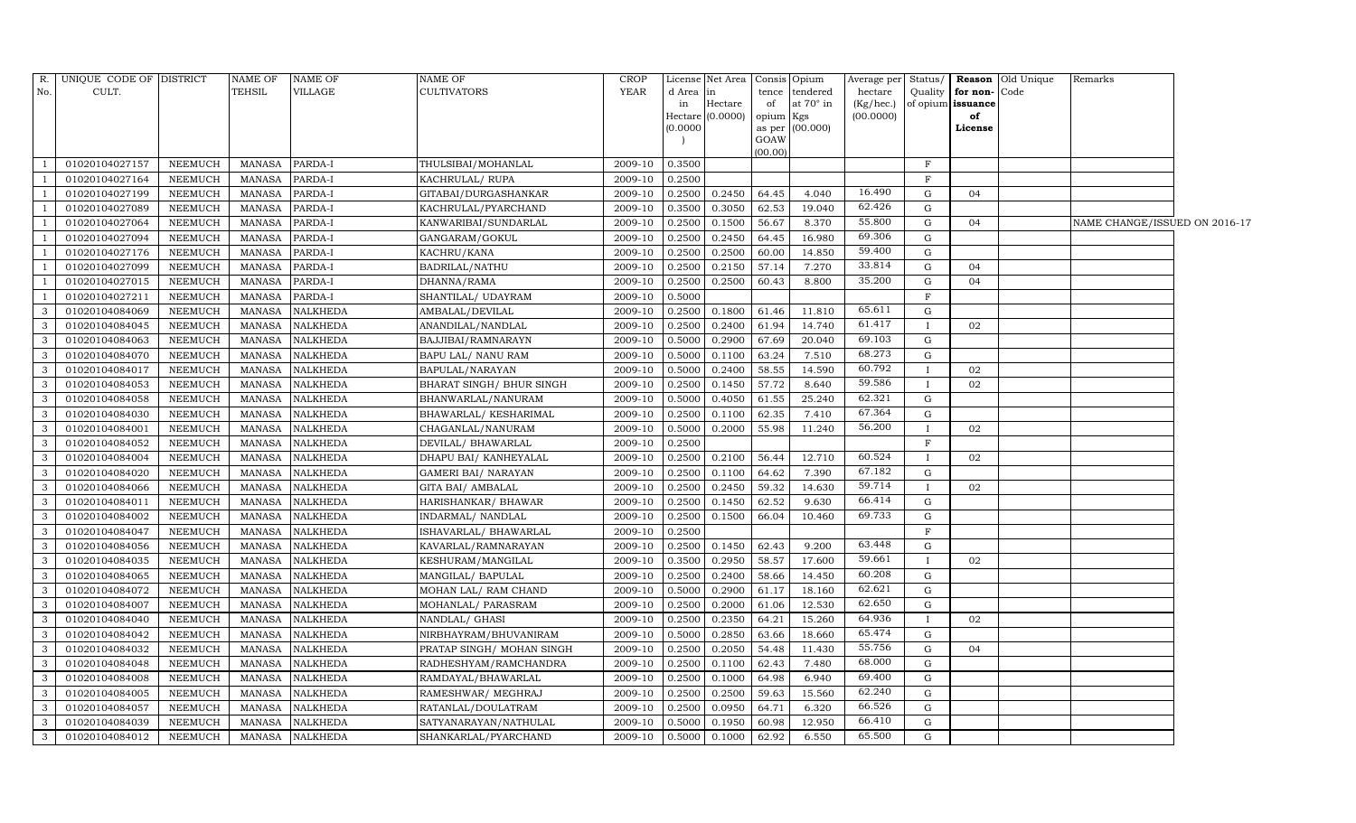| R. No. | UNIQUE CODE OF CULT. | DISTRICT | NAME OF TEHSIL | NAME OF VILLAGE | NAME OF CULTIVATORS | CROP YEAR | License d Area in Hectare (0.0000) | Net Area in Hectare (0.0000) | Consis tence of opium as per GOAW (00.00) | Opium tendered at 70° in Kgs (00.000) | Average per hectare (Kg/hec.) (00.0000) | Status/ Quality of opium | Reason for non-issuance of License | Old Unique Code | Remarks |
|---|---|---|---|---|---|---|---|---|---|---|---|---|---|---|---|
| 1 | 01020104027157 | NEEMUCH | MANASA | PARDA-I | THULSIBAI/MOHANLAL | 2009-10 | 0.3500 | | | | | F | | | |
| 1 | 01020104027164 | NEEMUCH | MANASA | PARDA-I | KACHRULAL/ RUPA | 2009-10 | 0.2500 | | | | | F | | | |
| 1 | 01020104027199 | NEEMUCH | MANASA | PARDA-I | GITABAI/DURGASHANKAR | 2009-10 | 0.2500 | 0.2450 | 64.45 | 4.040 | 16.490 | G | 04 | | |
| 1 | 01020104027089 | NEEMUCH | MANASA | PARDA-I | KACHRULAL/PYARCHAND | 2009-10 | 0.3500 | 0.3050 | 62.53 | 19.040 | 62.426 | G | | | |
| 1 | 01020104027064 | NEEMUCH | MANASA | PARDA-I | KANWARIBAI/SUNDARLAL | 2009-10 | 0.2500 | 0.1500 | 56.67 | 8.370 | 55.800 | G | 04 | | NAME CHANGE/ISSUED ON 2016-17 |
| 1 | 01020104027094 | NEEMUCH | MANASA | PARDA-I | GANGARAM/GOKUL | 2009-10 | 0.2500 | 0.2450 | 64.45 | 16.980 | 69.306 | G | | | |
| 1 | 01020104027176 | NEEMUCH | MANASA | PARDA-I | KACHRU/KANA | 2009-10 | 0.2500 | 0.2500 | 60.00 | 14.850 | 59.400 | G | | | |
| 1 | 01020104027099 | NEEMUCH | MANASA | PARDA-I | BADRILAL/NATHU | 2009-10 | 0.2500 | 0.2150 | 57.14 | 7.270 | 33.814 | G | 04 | | |
| 1 | 01020104027015 | NEEMUCH | MANASA | PARDA-I | DHANNA/RAMA | 2009-10 | 0.2500 | 0.2500 | 60.43 | 8.800 | 35.200 | G | 04 | | |
| 1 | 01020104027211 | NEEMUCH | MANASA | PARDA-I | SHANTILAL/ UDAYRAM | 2009-10 | 0.5000 | | | | | F | | | |
| 3 | 01020104084069 | NEEMUCH | MANASA | NALKHEDA | AMBALAL/DEVILAL | 2009-10 | 0.2500 | 0.1800 | 61.46 | 11.810 | 65.611 | G | | | |
| 3 | 01020104084045 | NEEMUCH | MANASA | NALKHEDA | ANANDILAL/NANDLAL | 2009-10 | 0.2500 | 0.2400 | 61.94 | 14.740 | 61.417 | I | 02 | | |
| 3 | 01020104084063 | NEEMUCH | MANASA | NALKHEDA | BAJJIBAI/RAMNARAYN | 2009-10 | 0.5000 | 0.2900 | 67.69 | 20.040 | 69.103 | G | | | |
| 3 | 01020104084070 | NEEMUCH | MANASA | NALKHEDA | BAPU LAL/ NANU RAM | 2009-10 | 0.5000 | 0.1100 | 63.24 | 7.510 | 68.273 | G | | | |
| 3 | 01020104084017 | NEEMUCH | MANASA | NALKHEDA | BAPULAL/NARAYAN | 2009-10 | 0.5000 | 0.2400 | 58.55 | 14.590 | 60.792 | I | 02 | | |
| 3 | 01020104084053 | NEEMUCH | MANASA | NALKHEDA | BHARAT SINGH/ BHUR SINGH | 2009-10 | 0.2500 | 0.1450 | 57.72 | 8.640 | 59.586 | I | 02 | | |
| 3 | 01020104084058 | NEEMUCH | MANASA | NALKHEDA | BHANWARLAL/NANURAM | 2009-10 | 0.5000 | 0.4050 | 61.55 | 25.240 | 62.321 | G | | | |
| 3 | 01020104084030 | NEEMUCH | MANASA | NALKHEDA | BHAWARLAL/ KESHARIMAL | 2009-10 | 0.2500 | 0.1100 | 62.35 | 7.410 | 67.364 | G | | | |
| 3 | 01020104084001 | NEEMUCH | MANASA | NALKHEDA | CHAGANLAL/NANURAM | 2009-10 | 0.5000 | 0.2000 | 55.98 | 11.240 | 56.200 | I | 02 | | |
| 3 | 01020104084052 | NEEMUCH | MANASA | NALKHEDA | DEVILAL/ BHAWARLAL | 2009-10 | 0.2500 | | | | | F | | | |
| 3 | 01020104084004 | NEEMUCH | MANASA | NALKHEDA | DHAPU BAI/ KANHEYALAL | 2009-10 | 0.2500 | 0.2100 | 56.44 | 12.710 | 60.524 | I | 02 | | |
| 3 | 01020104084020 | NEEMUCH | MANASA | NALKHEDA | GAMERI BAI/ NARAYAN | 2009-10 | 0.2500 | 0.1100 | 64.62 | 7.390 | 67.182 | G | | | |
| 3 | 01020104084066 | NEEMUCH | MANASA | NALKHEDA | GITA BAI/ AMBALAL | 2009-10 | 0.2500 | 0.2450 | 59.32 | 14.630 | 59.714 | I | 02 | | |
| 3 | 01020104084011 | NEEMUCH | MANASA | NALKHEDA | HARISHANKAR/ BHAWAR | 2009-10 | 0.2500 | 0.1450 | 62.52 | 9.630 | 66.414 | G | | | |
| 3 | 01020104084002 | NEEMUCH | MANASA | NALKHEDA | INDARMAL/ NANDLAL | 2009-10 | 0.2500 | 0.1500 | 66.04 | 10.460 | 69.733 | G | | | |
| 3 | 01020104084047 | NEEMUCH | MANASA | NALKHEDA | ISHAVARLAL/ BHAWARLAL | 2009-10 | 0.2500 | | | | | F | | | |
| 3 | 01020104084056 | NEEMUCH | MANASA | NALKHEDA | KAVARLAL/RAMNARAYAN | 2009-10 | 0.2500 | 0.1450 | 62.43 | 9.200 | 63.448 | G | | | |
| 3 | 01020104084035 | NEEMUCH | MANASA | NALKHEDA | KESHURAM/MANGILAL | 2009-10 | 0.3500 | 0.2950 | 58.57 | 17.600 | 59.661 | I | 02 | | |
| 3 | 01020104084065 | NEEMUCH | MANASA | NALKHEDA | MANGILAL/ BAPULAL | 2009-10 | 0.2500 | 0.2400 | 58.66 | 14.450 | 60.208 | G | | | |
| 3 | 01020104084072 | NEEMUCH | MANASA | NALKHEDA | MOHAN LAL/ RAM CHAND | 2009-10 | 0.5000 | 0.2900 | 61.17 | 18.160 | 62.621 | G | | | |
| 3 | 01020104084007 | NEEMUCH | MANASA | NALKHEDA | MOHANLAL/ PARASRAM | 2009-10 | 0.2500 | 0.2000 | 61.06 | 12.530 | 62.650 | G | | | |
| 3 | 01020104084040 | NEEMUCH | MANASA | NALKHEDA | NANDLAL/ GHASI | 2009-10 | 0.2500 | 0.2350 | 64.21 | 15.260 | 64.936 | I | 02 | | |
| 3 | 01020104084042 | NEEMUCH | MANASA | NALKHEDA | NIRBHAYRAM/BHUVANIRAM | 2009-10 | 0.5000 | 0.2850 | 63.66 | 18.660 | 65.474 | G | | | |
| 3 | 01020104084032 | NEEMUCH | MANASA | NALKHEDA | PRATAP SINGH/ MOHAN SINGH | 2009-10 | 0.2500 | 0.2050 | 54.48 | 11.430 | 55.756 | G | 04 | | |
| 3 | 01020104084048 | NEEMUCH | MANASA | NALKHEDA | RADHESHYAM/RAMCHANDRA | 2009-10 | 0.2500 | 0.1100 | 62.43 | 7.480 | 68.000 | G | | | |
| 3 | 01020104084008 | NEEMUCH | MANASA | NALKHEDA | RAMDAYAL/BHAWARLAL | 2009-10 | 0.2500 | 0.1000 | 64.98 | 6.940 | 69.400 | G | | | |
| 3 | 01020104084005 | NEEMUCH | MANASA | NALKHEDA | RAMESHWAR/ MEGHRAJ | 2009-10 | 0.2500 | 0.2500 | 59.63 | 15.560 | 62.240 | G | | | |
| 3 | 01020104084057 | NEEMUCH | MANASA | NALKHEDA | RATANLAL/DOULATRAM | 2009-10 | 0.2500 | 0.0950 | 64.71 | 6.320 | 66.526 | G | | | |
| 3 | 01020104084039 | NEEMUCH | MANASA | NALKHEDA | SATYANARAYAN/NATHULAL | 2009-10 | 0.5000 | 0.1950 | 60.98 | 12.950 | 66.410 | G | | | |
| 3 | 01020104084012 | NEEMUCH | MANASA | NALKHEDA | SHANKARLAL/PYARCHAND | 2009-10 | 0.5000 | 0.1000 | 62.92 | 6.550 | 65.500 | G | | | |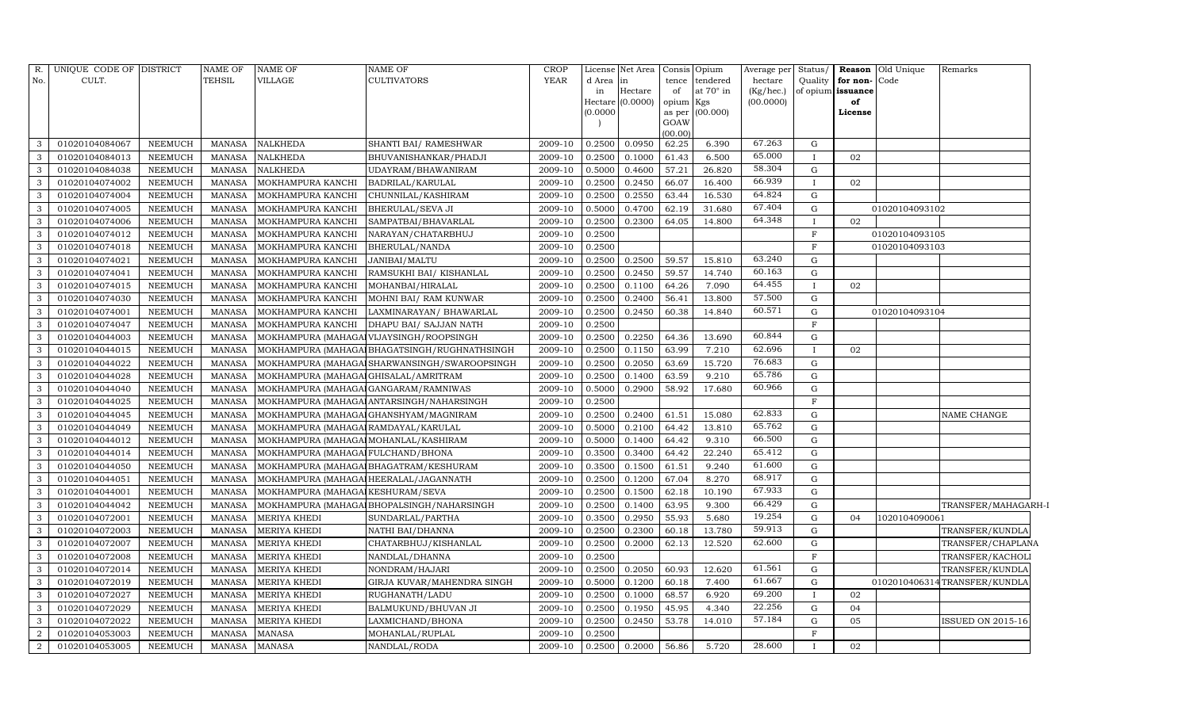| R. No. | UNIQUE CODE OF CULT. | DISTRICT | NAME OF TEHSIL | NAME OF VILLAGE | NAME OF CULTIVATORS | CROP YEAR | License d Area in Hectare (0.0000) | Net Area in Hectare (0.0000) | Consis tence of opium as per GOAW (00.00) | Opium tendered at 70° in Kgs (00.000) | Average per hectare (Kg/hec.) (00.0000) | Status/ Quality of opium | Reason for non-issuance of License | Old Unique Code | Remarks |
|---|---|---|---|---|---|---|---|---|---|---|---|---|---|---|---|
| 3 | 01020104084067 | NEEMUCH | MANASA | NALKHEDA | SHANTI BAI/ RAMESHWAR | 2009-10 | 0.2500 | 0.0950 | 62.25 | 6.390 | 67.263 | G | | | |
| 3 | 01020104084013 | NEEMUCH | MANASA | NALKHEDA | BHUVANISHANKAR/PHADJI | 2009-10 | 0.2500 | 0.1000 | 61.43 | 6.500 | 65.000 | I | 02 | | |
| 3 | 01020104084038 | NEEMUCH | MANASA | NALKHEDA | UDAYRAM/BHAWANIRAM | 2009-10 | 0.5000 | 0.4600 | 57.21 | 26.820 | 58.304 | G | | | |
| 3 | 01020104074002 | NEEMUCH | MANASA | MOKHAMPURA KANCHI | BADRILAL/KARULAL | 2009-10 | 0.2500 | 0.2450 | 66.07 | 16.400 | 66.939 | I | 02 | | |
| 3 | 01020104074004 | NEEMUCH | MANASA | MOKHAMPURA KANCHI | CHUNNILAL/KASHIRAM | 2009-10 | 0.2500 | 0.2550 | 63.44 | 16.530 | 64.824 | G | | | |
| 3 | 01020104074005 | NEEMUCH | MANASA | MOKHAMPURA KANCHI | BHERULAL/SEVA JI | 2009-10 | 0.5000 | 0.4700 | 62.19 | 31.680 | 67.404 | G | | 01020104093102 | |
| 3 | 01020104074006 | NEEMUCH | MANASA | MOKHAMPURA KANCHI | SAMPATBAI/BHAVARLAL | 2009-10 | 0.2500 | 0.2300 | 64.05 | 14.800 | 64.348 | I | 02 | | |
| 3 | 01020104074012 | NEEMUCH | MANASA | MOKHAMPURA KANCHI | NARAYAN/CHATARBHUJ | 2009-10 | 0.2500 | | | | | F | | 01020104093105 | |
| 3 | 01020104074018 | NEEMUCH | MANASA | MOKHAMPURA KANCHI | BHERULAL/NANDA | 2009-10 | 0.2500 | | | | | F | | 01020104093103 | |
| 3 | 01020104074021 | NEEMUCH | MANASA | MOKHAMPURA KANCHI | JANIBAI/MALTU | 2009-10 | 0.2500 | 0.2500 | 59.57 | 15.810 | 63.240 | G | | | |
| 3 | 01020104074041 | NEEMUCH | MANASA | MOKHAMPURA KANCHI | RAMSUKHI BAI/ KISHANLAL | 2009-10 | 0.2500 | 0.2450 | 59.57 | 14.740 | 60.163 | G | | | |
| 3 | 01020104074015 | NEEMUCH | MANASA | MOKHAMPURA KANCHI | MOHANBAI/HIRALAL | 2009-10 | 0.2500 | 0.1100 | 64.26 | 7.090 | 64.455 | I | 02 | | |
| 3 | 01020104074030 | NEEMUCH | MANASA | MOKHAMPURA KANCHI | MOHNI BAI/ RAM KUNWAR | 2009-10 | 0.2500 | 0.2400 | 56.41 | 13.800 | 57.500 | G | | | |
| 3 | 01020104074001 | NEEMUCH | MANASA | MOKHAMPURA KANCHI | LAXMINARAYAN/ BHAWARLAL | 2009-10 | 0.2500 | 0.2450 | 60.38 | 14.840 | 60.571 | G | | 01020104093104 | |
| 3 | 01020104074047 | NEEMUCH | MANASA | MOKHAMPURA KANCHI | DHAPU BAI/ SAJJAN NATH | 2009-10 | 0.2500 | | | | | F | | | |
| 3 | 01020104044003 | NEEMUCH | MANASA | MOKHAMPURA (MAHAGAI | VIJAYSINGH/ROOPSINGH | 2009-10 | 0.2500 | 0.2250 | 64.36 | 13.690 | 60.844 | G | | | |
| 3 | 01020104044015 | NEEMUCH | MANASA | MOKHAMPURA (MAHAGAI | BHAGATSINGH/RUGHNATHSINGH | 2009-10 | 0.2500 | 0.1150 | 63.99 | 7.210 | 62.696 | I | 02 | | |
| 3 | 01020104044022 | NEEMUCH | MANASA | MOKHAMPURA (MAHAGAI | SHARWANSINGH/SWAROOPSINGH | 2009-10 | 0.2500 | 0.2050 | 63.69 | 15.720 | 76.683 | G | | | |
| 3 | 01020104044028 | NEEMUCH | MANASA | MOKHAMPURA (MAHAGAI | GHISALAL/AMRITRAM | 2009-10 | 0.2500 | 0.1400 | 63.59 | 9.210 | 65.786 | G | | | |
| 3 | 01020104044040 | NEEMUCH | MANASA | MOKHAMPURA (MAHAGAI | GANGARAM/RAMNIWAS | 2009-10 | 0.5000 | 0.2900 | 58.92 | 17.680 | 60.966 | G | | | |
| 3 | 01020104044025 | NEEMUCH | MANASA | MOKHAMPURA (MAHAGAI | ANTARSINGH/NAHARSINGH | 2009-10 | 0.2500 | | | | | F | | | |
| 3 | 01020104044045 | NEEMUCH | MANASA | MOKHAMPURA (MAHAGAI | GHANSHYAM/MAGNIRAM | 2009-10 | 0.2500 | 0.2400 | 61.51 | 15.080 | 62.833 | G | | | NAME CHANGE |
| 3 | 01020104044049 | NEEMUCH | MANASA | MOKHAMPURA (MAHAGAI | RAMDAYAL/KARULAL | 2009-10 | 0.5000 | 0.2100 | 64.42 | 13.810 | 65.762 | G | | | |
| 3 | 01020104044012 | NEEMUCH | MANASA | MOKHAMPURA (MAHAGAI | MOHANLAL/KASHIRAM | 2009-10 | 0.5000 | 0.1400 | 64.42 | 9.310 | 66.500 | G | | | |
| 3 | 01020104044014 | NEEMUCH | MANASA | MOKHAMPURA (MAHAGAI | FULCHAND/BHONA | 2009-10 | 0.3500 | 0.3400 | 64.42 | 22.240 | 65.412 | G | | | |
| 3 | 01020104044050 | NEEMUCH | MANASA | MOKHAMPURA (MAHAGAI | BHAGATRAM/KESHURAM | 2009-10 | 0.3500 | 0.1500 | 61.51 | 9.240 | 61.600 | G | | | |
| 3 | 01020104044051 | NEEMUCH | MANASA | MOKHAMPURA (MAHAGAI | HEERALAL/JAGANNATH | 2009-10 | 0.2500 | 0.1200 | 67.04 | 8.270 | 68.917 | G | | | |
| 3 | 01020104044001 | NEEMUCH | MANASA | MOKHAMPURA (MAHAGAI | KESHURAM/SEVA | 2009-10 | 0.2500 | 0.1500 | 62.18 | 10.190 | 67.933 | G | | | |
| 3 | 01020104044042 | NEEMUCH | MANASA | MOKHAMPURA (MAHAGAI | BHOPALSINGH/NAHARSINGH | 2009-10 | 0.2500 | 0.1400 | 63.95 | 9.300 | 66.429 | G | | | TRANSFER/MAHAGARH-I |
| 3 | 01020104072001 | NEEMUCH | MANASA | MERIYA KHEDI | SUNDARLAL/PARTHA | 2009-10 | 0.3500 | 0.2950 | 55.93 | 5.680 | 19.254 | G | 04 | 1020104090061 | |
| 3 | 01020104072003 | NEEMUCH | MANASA | MERIYA KHEDI | NATHI BAI/DHANNA | 2009-10 | 0.2500 | 0.2300 | 60.18 | 13.780 | 59.913 | G | | | TRANSFER/KUNDLA |
| 3 | 01020104072007 | NEEMUCH | MANASA | MERIYA KHEDI | CHATARBHUJ/KISHANLAL | 2009-10 | 0.2500 | 0.2000 | 62.13 | 12.520 | 62.600 | G | | | TRANSFER/CHAPLANA |
| 3 | 01020104072008 | NEEMUCH | MANASA | MERIYA KHEDI | NANDLAL/DHANNA | 2009-10 | 0.2500 | | | | | F | | | TRANSFER/KACHOLI |
| 3 | 01020104072014 | NEEMUCH | MANASA | MERIYA KHEDI | NONDRAM/HAJARI | 2009-10 | 0.2500 | 0.2050 | 60.93 | 12.620 | 61.561 | G | | | TRANSFER/KUNDLA |
| 3 | 01020104072019 | NEEMUCH | MANASA | MERIYA KHEDI | GIRJA KUVAR/MAHENDRA SINGH | 2009-10 | 0.5000 | 0.1200 | 60.18 | 7.400 | 61.667 | G | | 0102010406314 | TRANSFER/KUNDLA |
| 3 | 01020104072027 | NEEMUCH | MANASA | MERIYA KHEDI | RUGHANATH/LADU | 2009-10 | 0.2500 | 0.1000 | 68.57 | 6.920 | 69.200 | I | 02 | | |
| 3 | 01020104072029 | NEEMUCH | MANASA | MERIYA KHEDI | BALMUKUND/BHUVAN JI | 2009-10 | 0.2500 | 0.1950 | 45.95 | 4.340 | 22.256 | G | 04 | | |
| 3 | 01020104072022 | NEEMUCH | MANASA | MERIYA KHEDI | LAXMICHAND/BHONA | 2009-10 | 0.2500 | 0.2450 | 53.78 | 14.010 | 57.184 | G | 05 | | ISSUED ON 2015-16 |
| 2 | 01020104053003 | NEEMUCH | MANASA | MANASA | MOHANLAL/RUPLAL | 2009-10 | 0.2500 | | | | | F | | | |
| 2 | 01020104053005 | NEEMUCH | MANASA | MANASA | NANDLAL/RODA | 2009-10 | 0.2500 | 0.2000 | 56.86 | 5.720 | 28.600 | I | 02 | | |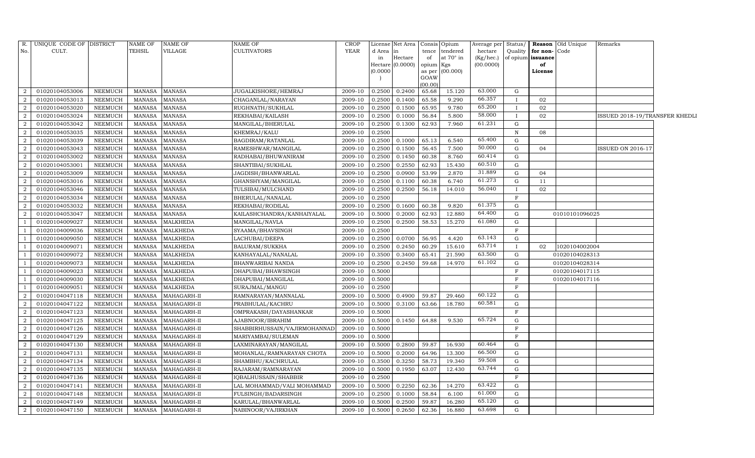| R. No. | UNIQUE CODE OF CULT. | DISTRICT | NAME OF TEHSIL | NAME OF VILLAGE | NAME OF CULTIVATORS | CROP YEAR | License d Area in Hectare (0.0000) | Net Area in Hectare (0.0000) | Consis tence of opium as per GOAW (00.00) | Opium tendered at 70° in Kgs (00.000) | Average per hectare (Kg/hec.) (00.0000) | Status/ Quality of opium | Reason for non-issuance of License | Old Unique Code | Remarks |
|---|---|---|---|---|---|---|---|---|---|---|---|---|---|---|---|
| 2 | 01020104053006 | NEEMUCH | MANASA | MANASA | JUGALKISHORE/HEMRAJ | 2009-10 | 0.2500 | 0.2400 | 65.68 | 15.120 | 63.000 | G | | | |
| 2 | 01020104053013 | NEEMUCH | MANASA | MANASA | CHAGANLAL/NARAYAN | 2009-10 | 0.2500 | 0.1400 | 65.58 | 9.290 | 66.357 | I | 02 | | |
| 2 | 01020104053020 | NEEMUCH | MANASA | MANASA | RUGHNATH/SUKHLAL | 2009-10 | 0.2500 | 0.1500 | 65.95 | 9.780 | 65.200 | I | 02 | | |
| 2 | 01020104053024 | NEEMUCH | MANASA | MANASA | REKHABAI/KAILASH | 2009-10 | 0.2500 | 0.1000 | 56.84 | 5.800 | 58.000 | I | 02 | | ISSUED 2018-19/TRANSFER KHEDLI |
| 2 | 01020104053042 | NEEMUCH | MANASA | MANASA | MANGILAL/BHERULAL | 2009-10 | 0.2500 | 0.1300 | 62.93 | 7.960 | 61.231 | G | | | |
| 2 | 01020104053035 | NEEMUCH | MANASA | MANASA | KHEMRAJ/KALU | 2009-10 | 0.2500 | | | | | N | 08 | | |
| 2 | 01020104053039 | NEEMUCH | MANASA | MANASA | BAGDIRAM/RATANLAL | 2009-10 | 0.2500 | 0.1000 | 65.13 | 6.540 | 65.400 | G | | | |
| 2 | 01020104053043 | NEEMUCH | MANASA | MANASA | RAMESHWAR/MANGILAL | 2009-10 | 0.2500 | 0.1500 | 56.45 | 7.500 | 50.000 | G | 04 | | ISSUED ON 2016-17 |
| 2 | 01020104053002 | NEEMUCH | MANASA | MANASA | RADHABAI/BHUWANIRAM | 2009-10 | 0.2500 | 0.1450 | 60.38 | 8.760 | 60.414 | G | | | |
| 2 | 01020104053001 | NEEMUCH | MANASA | MANASA | SHANTIBAI/SUKHLAL | 2009-10 | 0.2500 | 0.2550 | 62.93 | 15.430 | 60.510 | G | | | |
| 2 | 01020104053009 | NEEMUCH | MANASA | MANASA | JAGDISH/BHANWARLAL | 2009-10 | 0.2500 | 0.0900 | 53.99 | 2.870 | 31.889 | G | 04 | | |
| 2 | 01020104053016 | NEEMUCH | MANASA | MANASA | GHANSHYAM/MANGILAL | 2009-10 | 0.2500 | 0.1100 | 60.38 | 6.740 | 61.273 | G | 11 | | |
| 2 | 01020104053046 | NEEMUCH | MANASA | MANASA | TULSIBAI/MULCHAND | 2009-10 | 0.2500 | 0.2500 | 56.18 | 14.010 | 56.040 | I | 02 | | |
| 2 | 01020104053034 | NEEMUCH | MANASA | MANASA | BHERULAL/NANALAL | 2009-10 | 0.2500 | | | | | F | | | |
| 2 | 01020104053032 | NEEMUCH | MANASA | MANASA | REKHABAI/RODILAL | 2009-10 | 0.2500 | 0.1600 | 60.38 | 9.820 | 61.375 | G | | | |
| 2 | 01020104053047 | NEEMUCH | MANASA | MANASA | KAILASHCHANDRA/KANHAIYALAL | 2009-10 | 0.5000 | 0.2000 | 62.93 | 12.880 | 64.400 | G | | 01010101096025 | |
| 1 | 01020104009027 | NEEMUCH | MANASA | MALKHEDA | MANGILAL/NAVLA | 2009-10 | 0.2500 | 0.2500 | 58.53 | 15.270 | 61.080 | G | | | |
| 1 | 01020104009036 | NEEMUCH | MANASA | MALKHEDA | SYAAMA/BHAVSINGH | 2009-10 | 0.2500 | | | | | F | | | |
| 1 | 01020104009050 | NEEMUCH | MANASA | MALKHEDA | LACHUBAI/DEEPA | 2009-10 | 0.2500 | 0.0700 | 56.95 | 4.420 | 63.143 | G | | | |
| 1 | 01020104009071 | NEEMUCH | MANASA | MALKHEDA | BALURAM/SUKKHA | 2009-10 | 0.2500 | 0.2450 | 60.29 | 15.610 | 63.714 | I | 02 | 1020104002004 | |
| 1 | 01020104009072 | NEEMUCH | MANASA | MALKHEDA | KANHAYALAL/NANALAL | 2009-10 | 0.3500 | 0.3400 | 65.41 | 21.590 | 63.500 | G | | 01020104028313 | |
| 1 | 01020104009073 | NEEMUCH | MANASA | MALKHEDA | BHANWARIBAI NANDA | 2009-10 | 0.2500 | 0.2450 | 59.68 | 14.970 | 61.102 | G | | 01020104028314 | |
| 1 | 01020104009023 | NEEMUCH | MANASA | MALKHEDA | DHAPUBAI/BHAWSINGH | 2009-10 | 0.5000 | | | | | F | | 01020104017115 | |
| 1 | 01020104009030 | NEEMUCH | MANASA | MALKHEDA | DHAPUBAI/MANGILAL | 2009-10 | 0.5000 | | | | | F | | 01020104017116 | |
| 1 | 01020104009051 | NEEMUCH | MANASA | MALKHEDA | SURAJMAL/MANGU | 2009-10 | 0.2500 | | | | | F | | | |
| 2 | 01020104047118 | NEEMUCH | MANASA | MAHAGARH-II | RAMNARAYAN/MANNALAL | 2009-10 | 0.5000 | 0.4900 | 59.87 | 29.460 | 60.122 | G | | | |
| 2 | 01020104047122 | NEEMUCH | MANASA | MAHAGARH-II | PRABHULAL/KACHRU | 2009-10 | 0.5000 | 0.3100 | 63.66 | 18.780 | 60.581 | G | | | |
| 2 | 01020104047123 | NEEMUCH | MANASA | MAHAGARH-II | OMPRAKASH/DAYASHANKAR | 2009-10 | 0.5000 | | | | | F | | | |
| 2 | 01020104047125 | NEEMUCH | MANASA | MAHAGARH-II | AJABNOOR/IBRAHIM | 2009-10 | 0.5000 | 0.1450 | 64.88 | 9.530 | 65.724 | G | | | |
| 2 | 01020104047126 | NEEMUCH | MANASA | MAHAGARH-II | SHABBIRHUSSAIN/VAJIRMOHANNAD | 2009-10 | 0.5000 | | | | | F | | | |
| 2 | 01020104047129 | NEEMUCH | MANASA | MAHAGARH-II | MARIYAMBAI/SULEMAN | 2009-10 | 0.5000 | | | | | F | | | |
| 2 | 01020104047130 | NEEMUCH | MANASA | MAHAGARH-II | LAXMINARAYAN/MANGILAL | 2009-10 | 0.5000 | 0.2800 | 59.87 | 16.930 | 60.464 | G | | | |
| 2 | 01020104047131 | NEEMUCH | MANASA | MAHAGARH-II | MOHANLAL/RAMNARAYAN CHOTA | 2009-10 | 0.5000 | 0.2000 | 64.96 | 13.300 | 66.500 | G | | | |
| 2 | 01020104047134 | NEEMUCH | MANASA | MAHAGARH-II | SHAMBHU/KACHRULAL | 2009-10 | 0.3500 | 0.3250 | 58.73 | 19.340 | 59.508 | G | | | |
| 2 | 01020104047135 | NEEMUCH | MANASA | MAHAGARH-II | RAJARAM/RAMNARAYAN | 2009-10 | 0.5000 | 0.1950 | 63.07 | 12.430 | 63.744 | G | | | |
| 2 | 01020104047136 | NEEMUCH | MANASA | MAHAGARH-II | IQBALHUSSAIN/SHABBIR | 2009-10 | 0.2500 | | | | | F | | | |
| 2 | 01020104047141 | NEEMUCH | MANASA | MAHAGARH-II | LAL MOHAMMAD/VALI MOHAMMAD | 2009-10 | 0.5000 | 0.2250 | 62.36 | 14.270 | 63.422 | G | | | |
| 2 | 01020104047148 | NEEMUCH | MANASA | MAHAGARH-II | FULSINGH/BADARSINGH | 2009-10 | 0.2500 | 0.1000 | 58.84 | 6.100 | 61.000 | G | | | |
| 2 | 01020104047149 | NEEMUCH | MANASA | MAHAGARH-II | KARULAL/BHANWARLAL | 2009-10 | 0.5000 | 0.2500 | 59.87 | 16.280 | 65.120 | G | | | |
| 2 | 01020104047150 | NEEMUCH | MANASA | MAHAGARH-II | NABINOOR/VAJIRKHAN | 2009-10 | 0.5000 | 0.2650 | 62.36 | 16.880 | 63.698 | G | | | |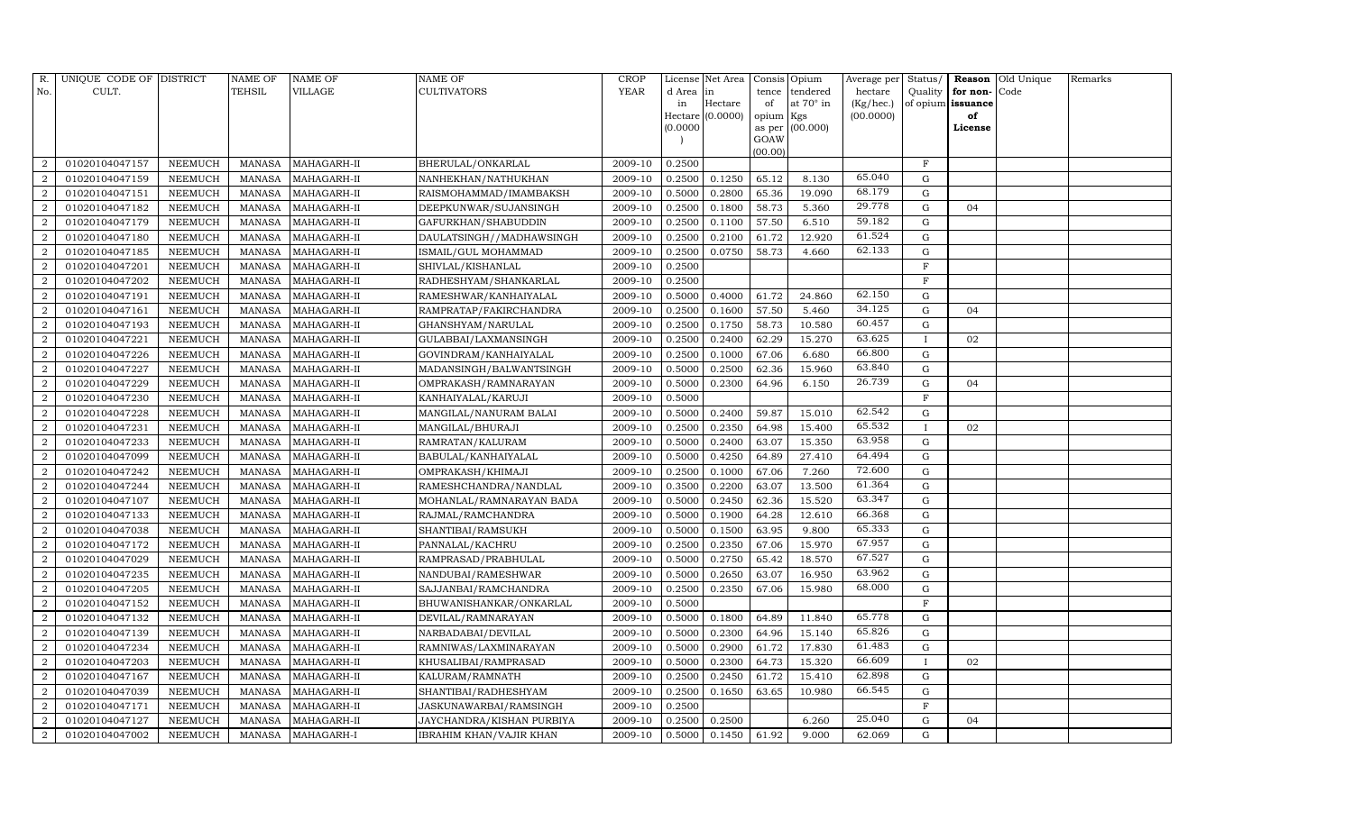| R. No. | UNIQUE CODE OF CULT. | DISTRICT | NAME OF TEHSIL | NAME OF VILLAGE | NAME OF CULTIVATORS | CROP YEAR | License d Area in Hectare (0.0000) | Net Area in Hectare (0.0000) | Consis tence of opium as per GOAW (00.00) | Opium tendered at 70° in Kgs (00.000) | Average per hectare (Kg/hec.) (00.0000) | Status/ Quality of opium | Reason for non-issuance of License | Old Unique Code | Remarks |
|---|---|---|---|---|---|---|---|---|---|---|---|---|---|---|---|
| 2 | 01020104047157 | NEEMUCH | MANASA | MAHAGARH-II | BHERULAL/ONKARLAL | 2009-10 | 0.2500 | | | | | F | | | |
| 2 | 01020104047159 | NEEMUCH | MANASA | MAHAGARH-II | NANHEKHAN/NATHUKHAN | 2009-10 | 0.2500 | 0.1250 | 65.12 | 8.130 | 65.040 | G | | | |
| 2 | 01020104047151 | NEEMUCH | MANASA | MAHAGARH-II | RAISMOHAMMAD/IMAMBAKSH | 2009-10 | 0.5000 | 0.2800 | 65.36 | 19.090 | 68.179 | G | | | |
| 2 | 01020104047182 | NEEMUCH | MANASA | MAHAGARH-II | DEEPKUNWAR/SUJANSINGH | 2009-10 | 0.2500 | 0.1800 | 58.73 | 5.360 | 29.778 | G | 04 | | |
| 2 | 01020104047179 | NEEMUCH | MANASA | MAHAGARH-II | GAFURKHAN/SHABUDDIN | 2009-10 | 0.2500 | 0.1100 | 57.50 | 6.510 | 59.182 | G | | | |
| 2 | 01020104047180 | NEEMUCH | MANASA | MAHAGARH-II | DAULATSINGH//MADHAWSINGH | 2009-10 | 0.2500 | 0.2100 | 61.72 | 12.920 | 61.524 | G | | | |
| 2 | 01020104047185 | NEEMUCH | MANASA | MAHAGARH-II | ISMAIL/GUL MOHAMMAD | 2009-10 | 0.2500 | 0.0750 | 58.73 | 4.660 | 62.133 | G | | | |
| 2 | 01020104047201 | NEEMUCH | MANASA | MAHAGARH-II | SHIVLAL/KISHANLAL | 2009-10 | 0.2500 | | | | | F | | | |
| 2 | 01020104047202 | NEEMUCH | MANASA | MAHAGARH-II | RADHESHYAM/SHANKARLAL | 2009-10 | 0.2500 | | | | | F | | | |
| 2 | 01020104047191 | NEEMUCH | MANASA | MAHAGARH-II | RAMESHWAR/KANHAIYALAL | 2009-10 | 0.5000 | 0.4000 | 61.72 | 24.860 | 62.150 | G | | | |
| 2 | 01020104047161 | NEEMUCH | MANASA | MAHAGARH-II | RAMPRATAP/FAKIRCHANDRA | 2009-10 | 0.2500 | 0.1600 | 57.50 | 5.460 | 34.125 | G | 04 | | |
| 2 | 01020104047193 | NEEMUCH | MANASA | MAHAGARH-II | GHANSHYAM/NARULAL | 2009-10 | 0.2500 | 0.1750 | 58.73 | 10.580 | 60.457 | G | | | |
| 2 | 01020104047221 | NEEMUCH | MANASA | MAHAGARH-II | GULABBAI/LAXMANSINGH | 2009-10 | 0.2500 | 0.2400 | 62.29 | 15.270 | 63.625 | I | 02 | | |
| 2 | 01020104047226 | NEEMUCH | MANASA | MAHAGARH-II | GOVINDRAM/KANHAIYALAL | 2009-10 | 0.2500 | 0.1000 | 67.06 | 6.680 | 66.800 | G | | | |
| 2 | 01020104047227 | NEEMUCH | MANASA | MAHAGARH-II | MADANSINGH/BALWANTSINGH | 2009-10 | 0.5000 | 0.2500 | 62.36 | 15.960 | 63.840 | G | | | |
| 2 | 01020104047229 | NEEMUCH | MANASA | MAHAGARH-II | OMPRAKASH/RAMNARAYAN | 2009-10 | 0.5000 | 0.2300 | 64.96 | 6.150 | 26.739 | G | 04 | | |
| 2 | 01020104047230 | NEEMUCH | MANASA | MAHAGARH-II | KANHAIYALAL/KARUJI | 2009-10 | 0.5000 | | | | | F | | | |
| 2 | 01020104047228 | NEEMUCH | MANASA | MAHAGARH-II | MANGILAL/NANURAM BALAI | 2009-10 | 0.5000 | 0.2400 | 59.87 | 15.010 | 62.542 | G | | | |
| 2 | 01020104047231 | NEEMUCH | MANASA | MAHAGARH-II | MANGILAL/BHURAJI | 2009-10 | 0.2500 | 0.2350 | 64.98 | 15.400 | 65.532 | I | 02 | | |
| 2 | 01020104047233 | NEEMUCH | MANASA | MAHAGARH-II | RAMRATAN/KALURAM | 2009-10 | 0.5000 | 0.2400 | 63.07 | 15.350 | 63.958 | G | | | |
| 2 | 01020104047099 | NEEMUCH | MANASA | MAHAGARH-II | BABULAL/KANHAIYALAL | 2009-10 | 0.5000 | 0.4250 | 64.89 | 27.410 | 64.494 | G | | | |
| 2 | 01020104047242 | NEEMUCH | MANASA | MAHAGARH-II | OMPRAKASH/KHIMAJI | 2009-10 | 0.2500 | 0.1000 | 67.06 | 7.260 | 72.600 | G | | | |
| 2 | 01020104047244 | NEEMUCH | MANASA | MAHAGARH-II | RAMESHCHANDRA/NANDLAL | 2009-10 | 0.3500 | 0.2200 | 63.07 | 13.500 | 61.364 | G | | | |
| 2 | 01020104047107 | NEEMUCH | MANASA | MAHAGARH-II | MOHANLAL/RAMNARAYAN BADA | 2009-10 | 0.5000 | 0.2450 | 62.36 | 15.520 | 63.347 | G | | | |
| 2 | 01020104047133 | NEEMUCH | MANASA | MAHAGARH-II | RAJMAL/RAMCHANDRA | 2009-10 | 0.5000 | 0.1900 | 64.28 | 12.610 | 66.368 | G | | | |
| 2 | 01020104047038 | NEEMUCH | MANASA | MAHAGARH-II | SHANTIBAI/RAMSUKH | 2009-10 | 0.5000 | 0.1500 | 63.95 | 9.800 | 65.333 | G | | | |
| 2 | 01020104047172 | NEEMUCH | MANASA | MAHAGARH-II | PANNALAL/KACHRU | 2009-10 | 0.2500 | 0.2350 | 67.06 | 15.970 | 67.957 | G | | | |
| 2 | 01020104047029 | NEEMUCH | MANASA | MAHAGARH-II | RAMPRASAD/PRABHULAL | 2009-10 | 0.5000 | 0.2750 | 65.42 | 18.570 | 67.527 | G | | | |
| 2 | 01020104047235 | NEEMUCH | MANASA | MAHAGARH-II | NANDUBAI/RAMESHWAR | 2009-10 | 0.5000 | 0.2650 | 63.07 | 16.950 | 63.962 | G | | | |
| 2 | 01020104047205 | NEEMUCH | MANASA | MAHAGARH-II | SAJJANBAI/RAMCHANDRA | 2009-10 | 0.2500 | 0.2350 | 67.06 | 15.980 | 68.000 | G | | | |
| 2 | 01020104047152 | NEEMUCH | MANASA | MAHAGARH-II | BHUWANISHANKAR/ONKARLAL | 2009-10 | 0.5000 | | | | | F | | | |
| 2 | 01020104047132 | NEEMUCH | MANASA | MAHAGARH-II | DEVILAL/RAMNARAYAN | 2009-10 | 0.5000 | 0.1800 | 64.89 | 11.840 | 65.778 | G | | | |
| 2 | 01020104047139 | NEEMUCH | MANASA | MAHAGARH-II | NARBADABAI/DEVILAL | 2009-10 | 0.5000 | 0.2300 | 64.96 | 15.140 | 65.826 | G | | | |
| 2 | 01020104047234 | NEEMUCH | MANASA | MAHAGARH-II | RAMNIWAS/LAXMINARAYAN | 2009-10 | 0.5000 | 0.2900 | 61.72 | 17.830 | 61.483 | G | | | |
| 2 | 01020104047203 | NEEMUCH | MANASA | MAHAGARH-II | KHUSALIBAI/RAMPRASAD | 2009-10 | 0.5000 | 0.2300 | 64.73 | 15.320 | 66.609 | I | 02 | | |
| 2 | 01020104047167 | NEEMUCH | MANASA | MAHAGARH-II | KALURAM/RAMNATH | 2009-10 | 0.2500 | 0.2450 | 61.72 | 15.410 | 62.898 | G | | | |
| 2 | 01020104047039 | NEEMUCH | MANASA | MAHAGARH-II | SHANTIBAI/RADHESHYAM | 2009-10 | 0.2500 | 0.1650 | 63.65 | 10.980 | 66.545 | G | | | |
| 2 | 01020104047171 | NEEMUCH | MANASA | MAHAGARH-II | JASKUNAWARBAI/RAMSINGH | 2009-10 | 0.2500 | | | | | F | | | |
| 2 | 01020104047127 | NEEMUCH | MANASA | MAHAGARH-II | JAYCHANDRA/KISHAN PURBIYA | 2009-10 | 0.2500 | 0.2500 | | 6.260 | 25.040 | G | 04 | | |
| 2 | 01020104047002 | NEEMUCH | MANASA | MAHAGARH-I | IBRAHIM KHAN/VAJIR KHAN | 2009-10 | 0.5000 | 0.1450 | 61.92 | 9.000 | 62.069 | G | | | |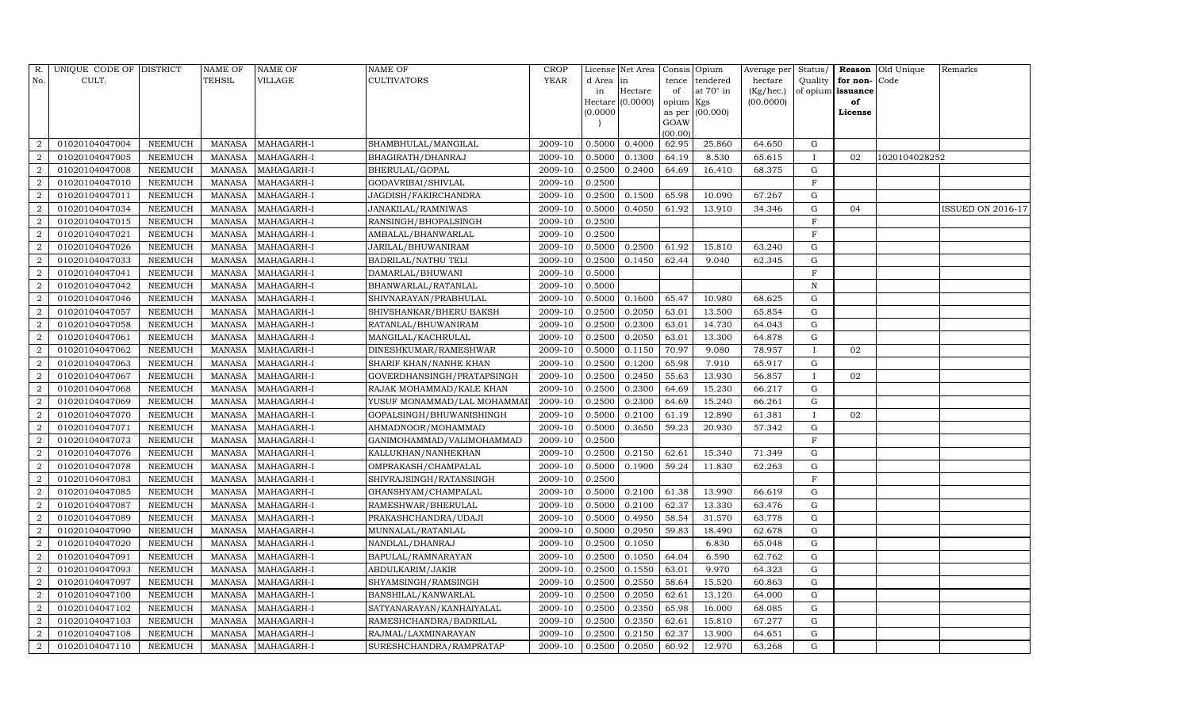| R. No. | UNIQUE CODE OF CULT. | DISTRICT | NAME OF TEHSIL | NAME OF VILLAGE | NAME OF CULTIVATORS | CROP YEAR | License d Area in Hectare (0.0000) | Net Area in Hectare (0.0000) | Consis tence of opium as per GOAW (00.00) | Opium tendered at 70° in Kgs (00.000) | Average per hectare (Kg/hec.) (00.0000) | Status/ Quality of opium | Reason for non-issuance of License | Old Unique Code | Remarks |
|---|---|---|---|---|---|---|---|---|---|---|---|---|---|---|---|
| 2 | 01020104047004 | NEEMUCH | MANASA | MAHAGARH-I | SHAMBHULAL/MANGILAL | 2009-10 | 0.5000 | 0.4000 | 62.95 | 25.860 | 64.650 | G | | | |
| 2 | 01020104047005 | NEEMUCH | MANASA | MAHAGARH-I | BHAGIRATH/DHANRAJ | 2009-10 | 0.5000 | 0.1300 | 64.19 | 8.530 | 65.615 | I | 02 | 1020104028252 | |
| 2 | 01020104047008 | NEEMUCH | MANASA | MAHAGARH-I | BHERULAL/GOPAL | 2009-10 | 0.2500 | 0.2400 | 64.69 | 16.410 | 68.375 | G | | | |
| 2 | 01020104047010 | NEEMUCH | MANASA | MAHAGARH-I | GODAVRIBAI/SHIVLAL | 2009-10 | 0.2500 | | | | | F | | | |
| 2 | 01020104047011 | NEEMUCH | MANASA | MAHAGARH-I | JAGDISH/FAKIRCHANDRA | 2009-10 | 0.2500 | 0.1500 | 65.98 | 10.090 | 67.267 | G | | | |
| 2 | 01020104047034 | NEEMUCH | MANASA | MAHAGARH-I | JANAKILAL/RAMNIWAS | 2009-10 | 0.5000 | 0.4050 | 61.92 | 13.910 | 34.346 | G | 04 | | ISSUED ON 2016-17 |
| 2 | 01020104047015 | NEEMUCH | MANASA | MAHAGARH-I | RANSINGH/BHOPALSINGH | 2009-10 | 0.2500 | | | | | F | | | |
| 2 | 01020104047021 | NEEMUCH | MANASA | MAHAGARH-I | AMBALAL/BHANWARLAL | 2009-10 | 0.2500 | | | | | F | | | |
| 2 | 01020104047026 | NEEMUCH | MANASA | MAHAGARH-I | JARILAL/BHUWANIRAM | 2009-10 | 0.5000 | 0.2500 | 61.92 | 15.810 | 63.240 | G | | | |
| 2 | 01020104047033 | NEEMUCH | MANASA | MAHAGARH-I | BADRILAL/NATHU TELI | 2009-10 | 0.2500 | 0.1450 | 62.44 | 9.040 | 62.345 | G | | | |
| 2 | 01020104047041 | NEEMUCH | MANASA | MAHAGARH-I | DAMARLAL/BHUWANI | 2009-10 | 0.5000 | | | | | F | | | |
| 2 | 01020104047042 | NEEMUCH | MANASA | MAHAGARH-I | BHANWARLAL/RATANLAL | 2009-10 | 0.5000 | | | | | N | | | |
| 2 | 01020104047046 | NEEMUCH | MANASA | MAHAGARH-I | SHIVNARAYAN/PRABHULAL | 2009-10 | 0.5000 | 0.1600 | 65.47 | 10.980 | 68.625 | G | | | |
| 2 | 01020104047057 | NEEMUCH | MANASA | MAHAGARH-I | SHIVSHANKAR/BHERU BAKSH | 2009-10 | 0.2500 | 0.2050 | 63.01 | 13.500 | 65.854 | G | | | |
| 2 | 01020104047058 | NEEMUCH | MANASA | MAHAGARH-I | RATANLAL/BHUWANIRAM | 2009-10 | 0.2500 | 0.2300 | 63.01 | 14.730 | 64.043 | G | | | |
| 2 | 01020104047061 | NEEMUCH | MANASA | MAHAGARH-I | MANGILAL/KACHRULAL | 2009-10 | 0.2500 | 0.2050 | 63.01 | 13.300 | 64.878 | G | | | |
| 2 | 01020104047062 | NEEMUCH | MANASA | MAHAGARH-I | DINESHKUMAR/RAMESHWAR | 2009-10 | 0.5000 | 0.1150 | 70.97 | 9.080 | 78.957 | I | 02 | | |
| 2 | 01020104047063 | NEEMUCH | MANASA | MAHAGARH-I | SHARIF KHAN/NANHE KHAN | 2009-10 | 0.2500 | 0.1200 | 65.98 | 7.910 | 65.917 | G | | | |
| 2 | 01020104047067 | NEEMUCH | MANASA | MAHAGARH-I | GOVERDHANSINGH/PRATAPSINGH | 2009-10 | 0.2500 | 0.2450 | 55.63 | 13.930 | 56.857 | I | 02 | | |
| 2 | 01020104047068 | NEEMUCH | MANASA | MAHAGARH-I | RAJAK MOHAMMAD/KALE KHAN | 2009-10 | 0.2500 | 0.2300 | 64.69 | 15.230 | 66.217 | G | | | |
| 2 | 01020104047069 | NEEMUCH | MANASA | MAHAGARH-I | YUSUF MONAMMAD/LAL MOHAMMAD | 2009-10 | 0.2500 | 0.2300 | 64.69 | 15.240 | 66.261 | G | | | |
| 2 | 01020104047070 | NEEMUCH | MANASA | MAHAGARH-I | GOPALSINGH/BHUWANISHINGH | 2009-10 | 0.5000 | 0.2100 | 61.19 | 12.890 | 61.381 | I | 02 | | |
| 2 | 01020104047071 | NEEMUCH | MANASA | MAHAGARH-I | AHMADNOOR/MOHAMMAD | 2009-10 | 0.5000 | 0.3650 | 59.23 | 20.930 | 57.342 | G | | | |
| 2 | 01020104047073 | NEEMUCH | MANASA | MAHAGARH-I | GANIMOHAMMAD/VALIMOHAMMAD | 2009-10 | 0.2500 | | | | | F | | | |
| 2 | 01020104047076 | NEEMUCH | MANASA | MAHAGARH-I | KALLUKHAN/NANHEKHAN | 2009-10 | 0.2500 | 0.2150 | 62.61 | 15.340 | 71.349 | G | | | |
| 2 | 01020104047078 | NEEMUCH | MANASA | MAHAGARH-I | OMPRAKASH/CHAMPALAL | 2009-10 | 0.5000 | 0.1900 | 59.24 | 11.830 | 62.263 | G | | | |
| 2 | 01020104047083 | NEEMUCH | MANASA | MAHAGARH-I | SHIVRAJSINGH/RATANSINGH | 2009-10 | 0.2500 | | | | | F | | | |
| 2 | 01020104047085 | NEEMUCH | MANASA | MAHAGARH-I | GHANSHYAM/CHAMPALAL | 2009-10 | 0.5000 | 0.2100 | 61.38 | 13.990 | 66.619 | G | | | |
| 2 | 01020104047087 | NEEMUCH | MANASA | MAHAGARH-I | RAMESHWAR/BHERULAL | 2009-10 | 0.5000 | 0.2100 | 62.37 | 13.330 | 63.476 | G | | | |
| 2 | 01020104047089 | NEEMUCH | MANASA | MAHAGARH-I | PRAKASHCHANDRA/UDAJI | 2009-10 | 0.5000 | 0.4950 | 58.54 | 31.570 | 63.778 | G | | | |
| 2 | 01020104047090 | NEEMUCH | MANASA | MAHAGARH-I | MUNNALAL/RATANLAL | 2009-10 | 0.5000 | 0.2950 | 59.83 | 18.490 | 62.678 | G | | | |
| 2 | 01020104047020 | NEEMUCH | MANASA | MAHAGARH-I | NANDLAL/DHANRAJ | 2009-10 | 0.2500 | 0.1050 | | 6.830 | 65.048 | G | | | |
| 2 | 01020104047091 | NEEMUCH | MANASA | MAHAGARH-I | BAPULAL/RAMNARAYAN | 2009-10 | 0.2500 | 0.1050 | 64.04 | 6.590 | 62.762 | G | | | |
| 2 | 01020104047093 | NEEMUCH | MANASA | MAHAGARH-I | ABDULKARIM/JAKIR | 2009-10 | 0.2500 | 0.1550 | 63.01 | 9.970 | 64.323 | G | | | |
| 2 | 01020104047097 | NEEMUCH | MANASA | MAHAGARH-I | SHYAMSINGH/RAMSINGH | 2009-10 | 0.2500 | 0.2550 | 58.64 | 15.520 | 60.863 | G | | | |
| 2 | 01020104047100 | NEEMUCH | MANASA | MAHAGARH-I | BANSHILAL/KANWARLAL | 2009-10 | 0.2500 | 0.2050 | 62.61 | 13.120 | 64.000 | G | | | |
| 2 | 01020104047102 | NEEMUCH | MANASA | MAHAGARH-I | SATYANARAYAN/KANHAIYALAL | 2009-10 | 0.2500 | 0.2350 | 65.98 | 16.000 | 68.085 | G | | | |
| 2 | 01020104047103 | NEEMUCH | MANASA | MAHAGARH-I | RAMESHCHANDRA/BADRILAL | 2009-10 | 0.2500 | 0.2350 | 62.61 | 15.810 | 67.277 | G | | | |
| 2 | 01020104047108 | NEEMUCH | MANASA | MAHAGARH-I | RAJMAL/LAXMINARAYAN | 2009-10 | 0.2500 | 0.2150 | 62.37 | 13.900 | 64.651 | G | | | |
| 2 | 01020104047110 | NEEMUCH | MANASA | MAHAGARH-I | SURESHCHANDRA/RAMPRATAP | 2009-10 | 0.2500 | 0.2050 | 60.92 | 12.970 | 63.268 | G | | | |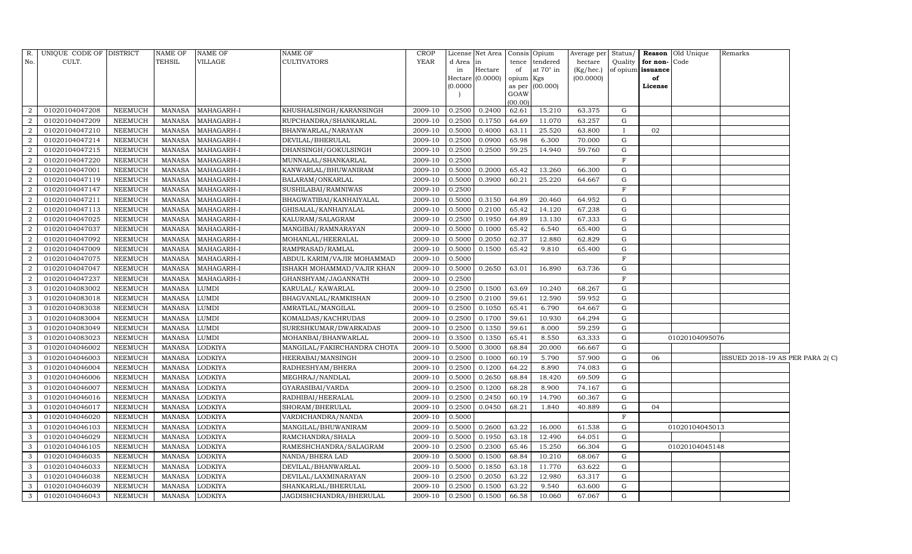| R. No. | UNIQUE CODE OF CULT. | DISTRICT | NAME OF TEHSIL | NAME OF VILLAGE | NAME OF CULTIVATORS | CROP YEAR | License d Area in Hectare (0.0000) | Net Area in Hectare (0.0000) | Consis tence of opium as per GOAW (00.00) | Opium tendered at 70° in Kgs (00.000) | Average per hectare (Kg/hec.) (00.0000) | Status/ Quality of opium | Reason for non-issuance of License | Old Unique Code | Remarks |
|---|---|---|---|---|---|---|---|---|---|---|---|---|---|---|---|
| 2 | 01020104047208 | NEEMUCH | MANASA | MAHAGARH-I | KHUSHALSINGH/KARANSINGH | 2009-10 | 0.2500 | 0.2400 | 62.61 | 15.210 | 63.375 | G | | | |
| 2 | 01020104047209 | NEEMUCH | MANASA | MAHAGARH-I | RUPCHANDRA/SHANKARLAL | 2009-10 | 0.2500 | 0.1750 | 64.69 | 11.070 | 63.257 | G | | | |
| 2 | 01020104047210 | NEEMUCH | MANASA | MAHAGARH-I | BHANWARLAL/NARAYAN | 2009-10 | 0.5000 | 0.4000 | 63.11 | 25.520 | 63.800 | I | 02 | | |
| 2 | 01020104047214 | NEEMUCH | MANASA | MAHAGARH-I | DEVILAL/BHERULAL | 2009-10 | 0.2500 | 0.0900 | 65.98 | 6.300 | 70.000 | G | | | |
| 2 | 01020104047215 | NEEMUCH | MANASA | MAHAGARH-I | DHANSINGH/GOKULSINGH | 2009-10 | 0.2500 | 0.2500 | 59.25 | 14.940 | 59.760 | G | | | |
| 2 | 01020104047220 | NEEMUCH | MANASA | MAHAGARH-I | MUNNALAL/SHANKARLAL | 2009-10 | 0.2500 | | | | | F | | | |
| 2 | 01020104047001 | NEEMUCH | MANASA | MAHAGARH-I | KANWARLAL/BHUWANIRAM | 2009-10 | 0.5000 | 0.2000 | 65.42 | 13.260 | 66.300 | G | | | |
| 2 | 01020104047119 | NEEMUCH | MANASA | MAHAGARH-I | BALARAM/ONKARLAL | 2009-10 | 0.5000 | 0.3900 | 60.21 | 25.220 | 64.667 | G | | | |
| 2 | 01020104047147 | NEEMUCH | MANASA | MAHAGARH-I | SUSHILABAI/RAMNIWAS | 2009-10 | 0.2500 | | | | | F | | | |
| 2 | 01020104047211 | NEEMUCH | MANASA | MAHAGARH-I | BHAGWATIBAI/KANHAIYALAL | 2009-10 | 0.5000 | 0.3150 | 64.89 | 20.460 | 64.952 | G | | | |
| 2 | 01020104047113 | NEEMUCH | MANASA | MAHAGARH-I | GHISALAL/KANHAIYALAL | 2009-10 | 0.5000 | 0.2100 | 65.42 | 14.120 | 67.238 | G | | | |
| 2 | 01020104047025 | NEEMUCH | MANASA | MAHAGARH-I | KALURAM/SALAGRAM | 2009-10 | 0.2500 | 0.1950 | 64.89 | 13.130 | 67.333 | G | | | |
| 2 | 01020104047037 | NEEMUCH | MANASA | MAHAGARH-I | MANGIBAI/RAMNARAYAN | 2009-10 | 0.5000 | 0.1000 | 65.42 | 6.540 | 65.400 | G | | | |
| 2 | 01020104047092 | NEEMUCH | MANASA | MAHAGARH-I | MOHANLAL/HEERALAL | 2009-10 | 0.5000 | 0.2050 | 62.37 | 12.880 | 62.829 | G | | | |
| 2 | 01020104047009 | NEEMUCH | MANASA | MAHAGARH-I | RAMPRASAD/RAMLAL | 2009-10 | 0.5000 | 0.1500 | 65.42 | 9.810 | 65.400 | G | | | |
| 2 | 01020104047075 | NEEMUCH | MANASA | MAHAGARH-I | ABDUL KARIM/VAJIR MOHAMMAD | 2009-10 | 0.5000 | | | | | F | | | |
| 2 | 01020104047047 | NEEMUCH | MANASA | MAHAGARH-I | ISHAKH MOHAMMAD/VAJIR KHAN | 2009-10 | 0.5000 | 0.2650 | 63.01 | 16.890 | 63.736 | G | | | |
| 2 | 01020104047237 | NEEMUCH | MANASA | MAHAGARH-I | GHANSHYAM/JAGANNATH | 2009-10 | 0.2500 | | | | | F | | | |
| 3 | 01020104083002 | NEEMUCH | MANASA | LUMDI | KARULAL/ KAWARLAL | 2009-10 | 0.2500 | 0.1500 | 63.69 | 10.240 | 68.267 | G | | | |
| 3 | 01020104083018 | NEEMUCH | MANASA | LUMDI | BHAGVANLAL/RAMKISHAN | 2009-10 | 0.2500 | 0.2100 | 59.61 | 12.590 | 59.952 | G | | | |
| 3 | 01020104083038 | NEEMUCH | MANASA | LUMDI | AMRATLAL/MANGILAL | 2009-10 | 0.2500 | 0.1050 | 65.41 | 6.790 | 64.667 | G | | | |
| 3 | 01020104083004 | NEEMUCH | MANASA | LUMDI | KOMALDAS/KACHRUDAS | 2009-10 | 0.2500 | 0.1700 | 59.61 | 10.930 | 64.294 | G | | | |
| 3 | 01020104083049 | NEEMUCH | MANASA | LUMDI | SURESHKUMAR/DWARKADAS | 2009-10 | 0.2500 | 0.1350 | 59.61 | 8.000 | 59.259 | G | | | |
| 3 | 01020104083023 | NEEMUCH | MANASA | LUMDI | MOHANBAI/BHANWARLAL | 2009-10 | 0.3500 | 0.1350 | 65.41 | 8.550 | 63.333 | G | | 01020104095076 | |
| 3 | 01020104046002 | NEEMUCH | MANASA | LODKIYA | MANGILAL/FAKIRCHANDRA CHOTA | 2009-10 | 0.5000 | 0.3000 | 68.84 | 20.000 | 66.667 | G | | | |
| 3 | 01020104046003 | NEEMUCH | MANASA | LODKIYA | HEERABAI/MANSINGH | 2009-10 | 0.2500 | 0.1000 | 60.19 | 5.790 | 57.900 | G | 06 | | ISSUED 2018-19 AS PER PARA 2( C) |
| 3 | 01020104046004 | NEEMUCH | MANASA | LODKIYA | RADHESHYAM/BHERA | 2009-10 | 0.2500 | 0.1200 | 64.22 | 8.890 | 74.083 | G | | | |
| 3 | 01020104046006 | NEEMUCH | MANASA | LODKIYA | MEGHRAJ/NANDLAL | 2009-10 | 0.5000 | 0.2650 | 68.84 | 18.420 | 69.509 | G | | | |
| 3 | 01020104046007 | NEEMUCH | MANASA | LODKIYA | GYARASIBAI/VARDA | 2009-10 | 0.2500 | 0.1200 | 68.28 | 8.900 | 74.167 | G | | | |
| 3 | 01020104046016 | NEEMUCH | MANASA | LODKIYA | RADHIBAI/HEERALAL | 2009-10 | 0.2500 | 0.2450 | 60.19 | 14.790 | 60.367 | G | | | |
| 3 | 01020104046017 | NEEMUCH | MANASA | LODKIYA | SHORAM/BHERULAL | 2009-10 | 0.2500 | 0.0450 | 68.21 | 1.840 | 40.889 | G | 04 | | |
| 3 | 01020104046020 | NEEMUCH | MANASA | LODKIYA | VARDICHANDRA/NANDA | 2009-10 | 0.5000 | | | | | F | | | |
| 3 | 01020104046103 | NEEMUCH | MANASA | LODKIYA | MANGILAL/BHUWANIRAM | 2009-10 | 0.5000 | 0.2600 | 63.22 | 16.000 | 61.538 | G | | 01020104045013 | |
| 3 | 01020104046029 | NEEMUCH | MANASA | LODKIYA | RAMCHANDRA/SHALA | 2009-10 | 0.5000 | 0.1950 | 63.18 | 12.490 | 64.051 | G | | | |
| 3 | 01020104046105 | NEEMUCH | MANASA | LODKIYA | RAMESHCHANDRA/SALAGRAM | 2009-10 | 0.2500 | 0.2300 | 65.46 | 15.250 | 66.304 | G | | 01020104045148 | |
| 3 | 01020104046035 | NEEMUCH | MANASA | LODKIYA | NANDA/BHERA LAD | 2009-10 | 0.5000 | 0.1500 | 68.84 | 10.210 | 68.067 | G | | | |
| 3 | 01020104046033 | NEEMUCH | MANASA | LODKIYA | DEVILAL/BHANWARLAL | 2009-10 | 0.5000 | 0.1850 | 63.18 | 11.770 | 63.622 | G | | | |
| 3 | 01020104046038 | NEEMUCH | MANASA | LODKIYA | DEVILAL/LAXMINARAYAN | 2009-10 | 0.2500 | 0.2050 | 63.22 | 12.980 | 63.317 | G | | | |
| 3 | 01020104046039 | NEEMUCH | MANASA | LODKIYA | SHANKARLAL/BHERULAL | 2009-10 | 0.2500 | 0.1500 | 63.22 | 9.540 | 63.600 | G | | | |
| 3 | 01020104046043 | NEEMUCH | MANASA | LODKIYA | JAGDISHCHANDRA/BHERULAL | 2009-10 | 0.2500 | 0.1500 | 66.58 | 10.060 | 67.067 | G | | | |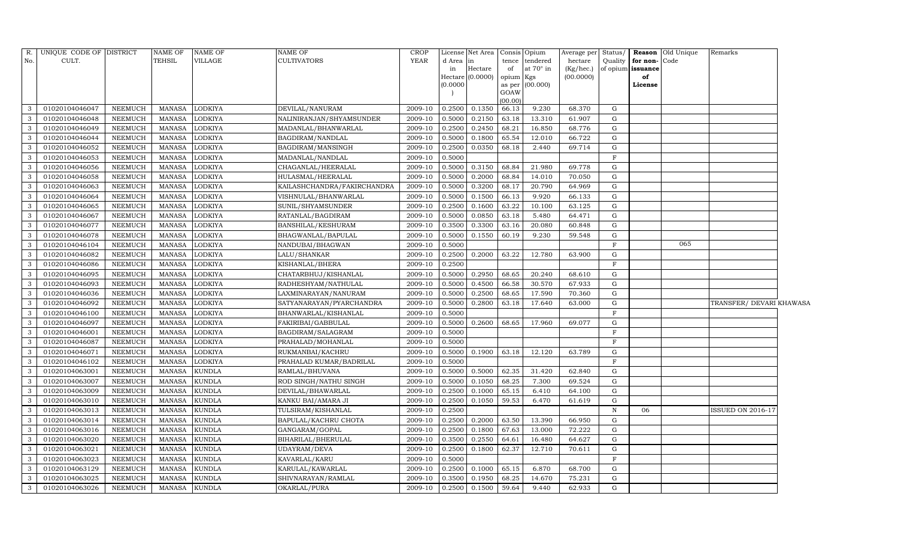| R. No. | UNIQUE CODE OF CULT. | DISTRICT | NAME OF TEHSIL | NAME OF VILLAGE | NAME OF CULTIVATORS | CROP YEAR | License d Area in Hectare (0.0000) | Net Area in Hectare (0.0000) | Consis tence of opium as per GOAW (00.00) | Opium tendered at 70° in Kgs (00.000) | Average per hectare (Kg/hec.) (00.0000) | Status/ Quality of opium | Reason for non-issuance of License | Old Unique Code | Remarks |
|---|---|---|---|---|---|---|---|---|---|---|---|---|---|---|---|
| 3 | 01020104046047 | NEEMUCH | MANASA | LODKIYA | DEVILAL/NANURAM | 2009-10 | 0.2500 | 0.1350 | 66.13 | 9.230 | 68.370 | G | | | |
| 3 | 01020104046048 | NEEMUCH | MANASA | LODKIYA | NALINIRANJAN/SHYAMSUNDER | 2009-10 | 0.5000 | 0.2150 | 63.18 | 13.310 | 61.907 | G | | | |
| 3 | 01020104046049 | NEEMUCH | MANASA | LODKIYA | MADANLAL/BHANWARLAL | 2009-10 | 0.2500 | 0.2450 | 68.21 | 16.850 | 68.776 | G | | | |
| 3 | 01020104046044 | NEEMUCH | MANASA | LODKIYA | BAGDIRAM/NANDLAL | 2009-10 | 0.5000 | 0.1800 | 65.54 | 12.010 | 66.722 | G | | | |
| 3 | 01020104046052 | NEEMUCH | MANASA | LODKIYA | BAGDIRAM/MANSINGH | 2009-10 | 0.2500 | 0.0350 | 68.18 | 2.440 | 69.714 | G | | | |
| 3 | 01020104046053 | NEEMUCH | MANASA | LODKIYA | MADANLAL/NANDLAL | 2009-10 | 0.5000 | | | | | F | | | |
| 3 | 01020104046056 | NEEMUCH | MANASA | LODKIYA | CHAGANLAL/HEERALAL | 2009-10 | 0.5000 | 0.3150 | 68.84 | 21.980 | 69.778 | G | | | |
| 3 | 01020104046058 | NEEMUCH | MANASA | LODKIYA | HULASMAL/HEERALAL | 2009-10 | 0.5000 | 0.2000 | 68.84 | 14.010 | 70.050 | G | | | |
| 3 | 01020104046063 | NEEMUCH | MANASA | LODKIYA | KAILASHCHANDRA/FAKIRCHANDRA | 2009-10 | 0.5000 | 0.3200 | 68.17 | 20.790 | 64.969 | G | | | |
| 3 | 01020104046064 | NEEMUCH | MANASA | LODKIYA | VISHNULAL/BHANWARLAL | 2009-10 | 0.5000 | 0.1500 | 66.13 | 9.920 | 66.133 | G | | | |
| 3 | 01020104046065 | NEEMUCH | MANASA | LODKIYA | SUNIL/SHYAMSUNDER | 2009-10 | 0.2500 | 0.1600 | 63.22 | 10.100 | 63.125 | G | | | |
| 3 | 01020104046067 | NEEMUCH | MANASA | LODKIYA | RATANLAL/BAGDIRAM | 2009-10 | 0.5000 | 0.0850 | 63.18 | 5.480 | 64.471 | G | | | |
| 3 | 01020104046077 | NEEMUCH | MANASA | LODKIYA | BANSHILAL/KESHURAM | 2009-10 | 0.3500 | 0.3300 | 63.16 | 20.080 | 60.848 | G | | | |
| 3 | 01020104046078 | NEEMUCH | MANASA | LODKIYA | BHAGWANLAL/BAPULAL | 2009-10 | 0.5000 | 0.1550 | 60.19 | 9.230 | 59.548 | G | | | |
| 3 | 01020104046104 | NEEMUCH | MANASA | LODKIYA | NANDUBAI/BHAGWAN | 2009-10 | 0.5000 | | | | | F | | 065 | |
| 3 | 01020104046082 | NEEMUCH | MANASA | LODKIYA | LALU/SHANKAR | 2009-10 | 0.2500 | 0.2000 | 63.22 | 12.780 | 63.900 | G | | | |
| 3 | 01020104046086 | NEEMUCH | MANASA | LODKIYA | KISHANLAL/BHERA | 2009-10 | 0.2500 | | | | | F | | | |
| 3 | 01020104046095 | NEEMUCH | MANASA | LODKIYA | CHATARBHUJ/KISHANLAL | 2009-10 | 0.5000 | 0.2950 | 68.65 | 20.240 | 68.610 | G | | | |
| 3 | 01020104046093 | NEEMUCH | MANASA | LODKIYA | RADHESHYAM/NATHULAL | 2009-10 | 0.5000 | 0.4500 | 66.58 | 30.570 | 67.933 | G | | | |
| 3 | 01020104046036 | NEEMUCH | MANASA | LODKIYA | LAXMINARAYAN/NANURAM | 2009-10 | 0.5000 | 0.2500 | 68.65 | 17.590 | 70.360 | G | | | |
| 3 | 01020104046092 | NEEMUCH | MANASA | LODKIYA | SATYANARAYAN/PYARCHANDRA | 2009-10 | 0.5000 | 0.2800 | 63.18 | 17.640 | 63.000 | G | | | TRANSFER/ DEVARI KHAWASA |
| 3 | 01020104046100 | NEEMUCH | MANASA | LODKIYA | BHANWARLAL/KISHANLAL | 2009-10 | 0.5000 | | | | | F | | | |
| 3 | 01020104046097 | NEEMUCH | MANASA | LODKIYA | FAKIRIBAI/GABBULAL | 2009-10 | 0.5000 | 0.2600 | 68.65 | 17.960 | 69.077 | G | | | |
| 3 | 01020104046001 | NEEMUCH | MANASA | LODKIYA | BAGDIRAM/SALAGRAM | 2009-10 | 0.5000 | | | | | F | | | |
| 3 | 01020104046087 | NEEMUCH | MANASA | LODKIYA | PRAHALAD/MOHANLAL | 2009-10 | 0.5000 | | | | | F | | | |
| 3 | 01020104046071 | NEEMUCH | MANASA | LODKIYA | RUKMANBAI/KACHRU | 2009-10 | 0.5000 | 0.1900 | 63.18 | 12.120 | 63.789 | G | | | |
| 3 | 01020104046102 | NEEMUCH | MANASA | LODKIYA | PRAHALAD KUMAR/BADRILAL | 2009-10 | 0.5000 | | | | | F | | | |
| 3 | 01020104063001 | NEEMUCH | MANASA | KUNDLA | RAMLAL/BHUVANA | 2009-10 | 0.5000 | 0.5000 | 62.35 | 31.420 | 62.840 | G | | | |
| 3 | 01020104063007 | NEEMUCH | MANASA | KUNDLA | ROD SINGH/NATHU SINGH | 2009-10 | 0.5000 | 0.1050 | 68.25 | 7.300 | 69.524 | G | | | |
| 3 | 01020104063009 | NEEMUCH | MANASA | KUNDLA | DEVILAL/BHAWARLAL | 2009-10 | 0.2500 | 0.1000 | 65.15 | 6.410 | 64.100 | G | | | |
| 3 | 01020104063010 | NEEMUCH | MANASA | KUNDLA | KANKU BAI/AMARA JI | 2009-10 | 0.2500 | 0.1050 | 59.53 | 6.470 | 61.619 | G | | | |
| 3 | 01020104063013 | NEEMUCH | MANASA | KUNDLA | TULSIRAM/KISHANLAL | 2009-10 | 0.2500 | | | | | N | 06 | | ISSUED ON 2016-17 |
| 3 | 01020104063014 | NEEMUCH | MANASA | KUNDLA | BAPULAL/KACHRU CHOTA | 2009-10 | 0.2500 | 0.2000 | 63.50 | 13.390 | 66.950 | G | | | |
| 3 | 01020104063016 | NEEMUCH | MANASA | KUNDLA | GANGARAM/GOPAL | 2009-10 | 0.2500 | 0.1800 | 67.63 | 13.000 | 72.222 | G | | | |
| 3 | 01020104063020 | NEEMUCH | MANASA | KUNDLA | BIHARILAL/BHERULAL | 2009-10 | 0.3500 | 0.2550 | 64.61 | 16.480 | 64.627 | G | | | |
| 3 | 01020104063021 | NEEMUCH | MANASA | KUNDLA | UDAYRAM/DEVA | 2009-10 | 0.2500 | 0.1800 | 62.37 | 12.710 | 70.611 | G | | | |
| 3 | 01020104063023 | NEEMUCH | MANASA | KUNDLA | KAVARLAL/KARU | 2009-10 | 0.5000 | | | | | F | | | |
| 3 | 01020104063129 | NEEMUCH | MANASA | KUNDLA | KARULAL/KAWARLAL | 2009-10 | 0.2500 | 0.1000 | 65.15 | 6.870 | 68.700 | G | | | |
| 3 | 01020104063025 | NEEMUCH | MANASA | KUNDLA | SHIVNARAYAN/RAMLAL | 2009-10 | 0.3500 | 0.1950 | 68.25 | 14.670 | 75.231 | G | | | |
| 3 | 01020104063026 | NEEMUCH | MANASA | KUNDLA | OKARLAL/PURA | 2009-10 | 0.2500 | 0.1500 | 59.64 | 9.440 | 62.933 | G | | | |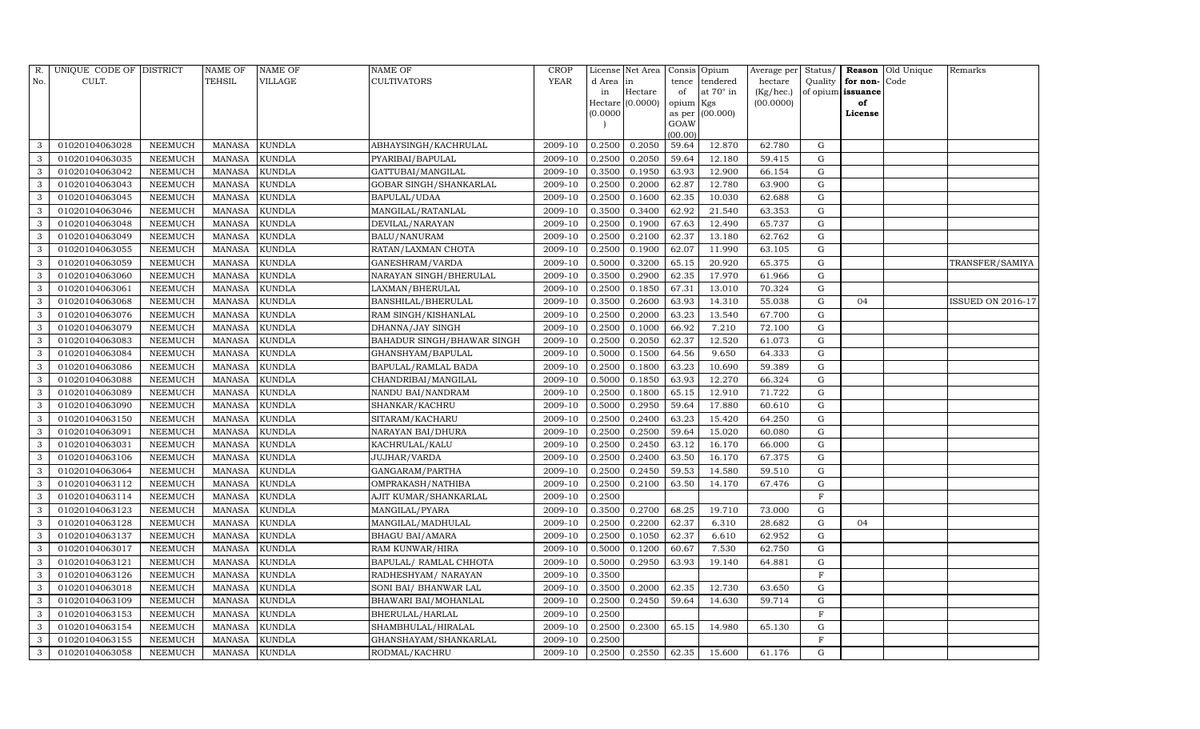| R. No. | UNIQUE CODE OF CULT. | DISTRICT | NAME OF TEHSIL | NAME OF VILLAGE | NAME OF CULTIVATORS | CROP YEAR | License d Area in Hectare (0.0000) | Net Area in Hectare (0.0000) | Consis tence of opium as per GOAW (00.00) | Opium tendered at 70° in Kgs (00.000) | Average per hectare (Kg/hec.) (00.0000) | Status/ Quality of opium | Reason for non-issuance of License | Old Unique Code | Remarks |
|---|---|---|---|---|---|---|---|---|---|---|---|---|---|---|---|
| 3 | 01020104063028 | NEEMUCH | MANASA | KUNDLA | ABHAYSINGH/KACHRULAL | 2009-10 | 0.2500 | 0.2050 | 59.64 | 12.870 | 62.780 | G | | | |
| 3 | 01020104063035 | NEEMUCH | MANASA | KUNDLA | PYARIBAI/BAPULAL | 2009-10 | 0.2500 | 0.2050 | 59.64 | 12.180 | 59.415 | G | | | |
| 3 | 01020104063042 | NEEMUCH | MANASA | KUNDLA | GATTUBAI/MANGILAL | 2009-10 | 0.3500 | 0.1950 | 63.93 | 12.900 | 66.154 | G | | | |
| 3 | 01020104063043 | NEEMUCH | MANASA | KUNDLA | GOBAR SINGH/SHANKARLAL | 2009-10 | 0.2500 | 0.2000 | 62.87 | 12.780 | 63.900 | G | | | |
| 3 | 01020104063045 | NEEMUCH | MANASA | KUNDLA | BAPULAL/UDAA | 2009-10 | 0.2500 | 0.1600 | 62.35 | 10.030 | 62.688 | G | | | |
| 3 | 01020104063046 | NEEMUCH | MANASA | KUNDLA | MANGILAL/RATANLAL | 2009-10 | 0.3500 | 0.3400 | 62.92 | 21.540 | 63.353 | G | | | |
| 3 | 01020104063048 | NEEMUCH | MANASA | KUNDLA | DEVILAL/NARAYAN | 2009-10 | 0.2500 | 0.1900 | 67.63 | 12.490 | 65.737 | G | | | |
| 3 | 01020104063049 | NEEMUCH | MANASA | KUNDLA | BALU/NANURAM | 2009-10 | 0.2500 | 0.2100 | 62.37 | 13.180 | 62.762 | G | | | |
| 3 | 01020104063055 | NEEMUCH | MANASA | KUNDLA | RATAN/LAXMAN CHOTA | 2009-10 | 0.2500 | 0.1900 | 62.07 | 11.990 | 63.105 | G | | | |
| 3 | 01020104063059 | NEEMUCH | MANASA | KUNDLA | GANESHRAM/VARDA | 2009-10 | 0.5000 | 0.3200 | 65.15 | 20.920 | 65.375 | G | | | TRANSFER/SAMIYA |
| 3 | 01020104063060 | NEEMUCH | MANASA | KUNDLA | NARAYAN SINGH/BHERULAL | 2009-10 | 0.3500 | 0.2900 | 62.35 | 17.970 | 61.966 | G | | | |
| 3 | 01020104063061 | NEEMUCH | MANASA | KUNDLA | LAXMAN/BHERULAL | 2009-10 | 0.2500 | 0.1850 | 67.31 | 13.010 | 70.324 | G | | | |
| 3 | 01020104063068 | NEEMUCH | MANASA | KUNDLA | BANSHILAL/BHERULAL | 2009-10 | 0.3500 | 0.2600 | 63.93 | 14.310 | 55.038 | G | 04 | | ISSUED ON 2016-17 |
| 3 | 01020104063076 | NEEMUCH | MANASA | KUNDLA | RAM SINGH/KISHANLAL | 2009-10 | 0.2500 | 0.2000 | 63.23 | 13.540 | 67.700 | G | | | |
| 3 | 01020104063079 | NEEMUCH | MANASA | KUNDLA | DHANNA/JAY SINGH | 2009-10 | 0.2500 | 0.1000 | 66.92 | 7.210 | 72.100 | G | | | |
| 3 | 01020104063083 | NEEMUCH | MANASA | KUNDLA | BAHADUR SINGH/BHAWAR SINGH | 2009-10 | 0.2500 | 0.2050 | 62.37 | 12.520 | 61.073 | G | | | |
| 3 | 01020104063084 | NEEMUCH | MANASA | KUNDLA | GHANSHYAM/BAPULAL | 2009-10 | 0.5000 | 0.1500 | 64.56 | 9.650 | 64.333 | G | | | |
| 3 | 01020104063086 | NEEMUCH | MANASA | KUNDLA | BAPULAL/RAMLAL BADA | 2009-10 | 0.2500 | 0.1800 | 63.23 | 10.690 | 59.389 | G | | | |
| 3 | 01020104063088 | NEEMUCH | MANASA | KUNDLA | CHANDRIBAI/MANGILAL | 2009-10 | 0.5000 | 0.1850 | 63.93 | 12.270 | 66.324 | G | | | |
| 3 | 01020104063089 | NEEMUCH | MANASA | KUNDLA | NANDU BAI/NANDRAM | 2009-10 | 0.2500 | 0.1800 | 65.15 | 12.910 | 71.722 | G | | | |
| 3 | 01020104063090 | NEEMUCH | MANASA | KUNDLA | SHANKAR/KACHRU | 2009-10 | 0.5000 | 0.2950 | 59.64 | 17.880 | 60.610 | G | | | |
| 3 | 01020104063150 | NEEMUCH | MANASA | KUNDLA | SITARAM/KACHARU | 2009-10 | 0.2500 | 0.2400 | 63.23 | 15.420 | 64.250 | G | | | |
| 3 | 01020104063091 | NEEMUCH | MANASA | KUNDLA | NARAYAN BAI/DHURA | 2009-10 | 0.2500 | 0.2500 | 59.64 | 15.020 | 60.080 | G | | | |
| 3 | 01020104063031 | NEEMUCH | MANASA | KUNDLA | KACHRULAL/KALU | 2009-10 | 0.2500 | 0.2450 | 63.12 | 16.170 | 66.000 | G | | | |
| 3 | 01020104063106 | NEEMUCH | MANASA | KUNDLA | JUJHAR/VARDA | 2009-10 | 0.2500 | 0.2400 | 63.50 | 16.170 | 67.375 | G | | | |
| 3 | 01020104063064 | NEEMUCH | MANASA | KUNDLA | GANGARAM/PARTHA | 2009-10 | 0.2500 | 0.2450 | 59.53 | 14.580 | 59.510 | G | | | |
| 3 | 01020104063112 | NEEMUCH | MANASA | KUNDLA | OMPRAKASH/NATHIBA | 2009-10 | 0.2500 | 0.2100 | 63.50 | 14.170 | 67.476 | G | | | |
| 3 | 01020104063114 | NEEMUCH | MANASA | KUNDLA | AJIT KUMAR/SHANKARLAL | 2009-10 | 0.2500 | | | | | F | | | |
| 3 | 01020104063123 | NEEMUCH | MANASA | KUNDLA | MANGILAL/PYARA | 2009-10 | 0.3500 | 0.2700 | 68.25 | 19.710 | 73.000 | G | | | |
| 3 | 01020104063128 | NEEMUCH | MANASA | KUNDLA | MANGILAL/MADHULAL | 2009-10 | 0.2500 | 0.2200 | 62.37 | 6.310 | 28.682 | G | 04 | | |
| 3 | 01020104063137 | NEEMUCH | MANASA | KUNDLA | BHAGU BAI/AMARA | 2009-10 | 0.2500 | 0.1050 | 62.37 | 6.610 | 62.952 | G | | | |
| 3 | 01020104063017 | NEEMUCH | MANASA | KUNDLA | RAM KUNWAR/HIRA | 2009-10 | 0.5000 | 0.1200 | 60.67 | 7.530 | 62.750 | G | | | |
| 3 | 01020104063121 | NEEMUCH | MANASA | KUNDLA | BAPULAL/ RAMLAL CHHOTA | 2009-10 | 0.5000 | 0.2950 | 63.93 | 19.140 | 64.881 | G | | | |
| 3 | 01020104063126 | NEEMUCH | MANASA | KUNDLA | RADHESHYAM/ NARAYAN | 2009-10 | 0.3500 | | | | | F | | | |
| 3 | 01020104063018 | NEEMUCH | MANASA | KUNDLA | SONI BAI/ BHANWAR LAL | 2009-10 | 0.3500 | 0.2000 | 62.35 | 12.730 | 63.650 | G | | | |
| 3 | 01020104063109 | NEEMUCH | MANASA | KUNDLA | BHAWARI BAI/MOHANLAL | 2009-10 | 0.2500 | 0.2450 | 59.64 | 14.630 | 59.714 | G | | | |
| 3 | 01020104063153 | NEEMUCH | MANASA | KUNDLA | BHERULAL/HARLAL | 2009-10 | 0.2500 | | | | | F | | | |
| 3 | 01020104063154 | NEEMUCH | MANASA | KUNDLA | SHAMBHULAL/HIRALAL | 2009-10 | 0.2500 | 0.2300 | 65.15 | 14.980 | 65.130 | G | | | |
| 3 | 01020104063155 | NEEMUCH | MANASA | KUNDLA | GHANSHAYAM/SHANKARLAL | 2009-10 | 0.2500 | | | | | F | | | |
| 3 | 01020104063058 | NEEMUCH | MANASA | KUNDLA | RODMAL/KACHRU | 2009-10 | 0.2500 | 0.2550 | 62.35 | 15.600 | 61.176 | G | | | |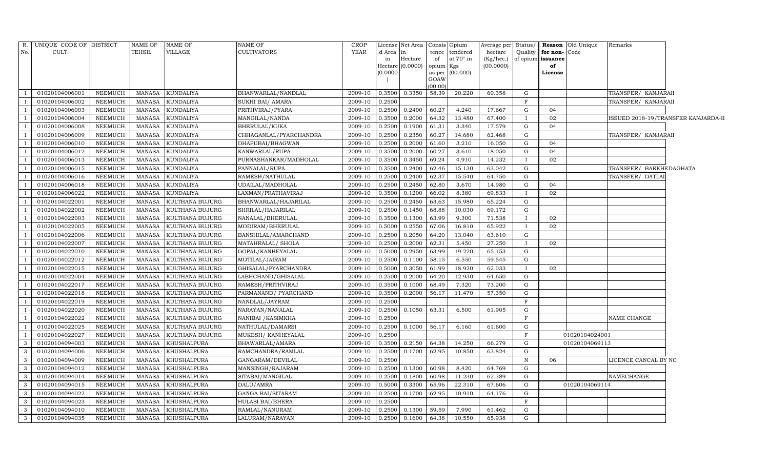| R. No. | UNIQUE CODE OF CULT. | DISTRICT | NAME OF TEHSIL | NAME OF VILLAGE | NAME OF CULTIVATORS | CROP YEAR | License d Area in Hectare (0.0000) | Net Area in Hectare (0.0000) | Consis tence of opium as per GOAW (00.00) | Opium tendered at 70° in Kgs (00.000) | Average per hectare (Kg/hec.) (00.0000) | Status/ Quality of opium | Reason for non-issuance of License | Old Unique Code | Remarks |
|---|---|---|---|---|---|---|---|---|---|---|---|---|---|---|---|
| 1 | 01020104006001 | NEEMUCH | MANASA | KUNDALIYA | BHANWARLAL/NANDLAL | 2009-10 | 0.3500 | 0.3350 | 58.39 | 20.220 | 60.358 | G | | | TRANSFER/ KANJARAII |
| 1 | 01020104006002 | NEEMUCH | MANASA | KUNDALIYA | SUKHI BAI/ AMARA | 2009-10 | 0.2500 | | | | | F | | | TRANSFER/ KANJARAII |
| 1 | 01020104006003 | NEEMUCH | MANASA | KUNDALIYA | PRITHVIRAJ/PYARA | 2009-10 | 0.2500 | 0.2400 | 60.27 | 4.240 | 17.667 | G | 04 | | |
| 1 | 01020104006004 | NEEMUCH | MANASA | KUNDALIYA | MANGILAL/NANDA | 2009-10 | 0.3500 | 0.2000 | 64.32 | 13.480 | 67.400 | I | 02 | | ISSUED 2018-19/TRANSFER KANJARDA-II |
| 1 | 01020104006008 | NEEMUCH | MANASA | KUNDALIYA | BHERULAL/KUKA | 2009-10 | 0.2500 | 0.1900 | 61.31 | 3.340 | 17.579 | G | 04 | | |
| 1 | 01020104006009 | NEEMUCH | MANASA | KUNDALIYA | CHHAGANLAL/PYARCHANDRA | 2009-10 | 0.2500 | 0.2350 | 60.27 | 14.680 | 62.468 | G | | | TRANSFER/ KANJARAII |
| 1 | 01020104006010 | NEEMUCH | MANASA | KUNDALIYA | DHAPUBAI/BHAGWAN | 2009-10 | 0.2500 | 0.2000 | 61.60 | 3.210 | 16.050 | G | 04 | | |
| 1 | 01020104006012 | NEEMUCH | MANASA | KUNDALIYA | KANWARLAL/RUPA | 2009-10 | 0.3500 | 0.2000 | 60.27 | 3.610 | 18.050 | G | 04 | | |
| 1 | 01020104006013 | NEEMUCH | MANASA | KUNDALIYA | PURNASHANKAR/MADHOLAL | 2009-10 | 0.3500 | 0.3450 | 69.24 | 4.910 | 14.232 | I | 02 | | |
| 1 | 01020104006015 | NEEMUCH | MANASA | KUNDALIYA | PANNALAL/RUPA | 2009-10 | 0.3500 | 0.2400 | 62.46 | 15.130 | 63.042 | G | | | TRANSFER/ BARKHEDAGHATA |
| 1 | 01020104006016 | NEEMUCH | MANASA | KUNDALIYA | RAMESH/NATHULAL | 2009-10 | 0.2500 | 0.2400 | 62.37 | 15.540 | 64.750 | G | | | TRANSFER/ DATLAI |
| 1 | 01020104006018 | NEEMUCH | MANASA | KUNDALIYA | UDAILAL/MADHOLAL | 2009-10 | 0.2500 | 0.2450 | 62.80 | 3.670 | 14.980 | G | 04 | | |
| 1 | 01020104006022 | NEEMUCH | MANASA | KUNDALIYA | LAXMAN/PRATHAVIRAJ | 2009-10 | 0.3500 | 0.1200 | 66.02 | 8.380 | 69.833 | I | 02 | | |
| 1 | 01020104022001 | NEEMUCH | MANASA | KULTHANA BUJURG | BHANWARLAL/HAJARILAL | 2009-10 | 0.2500 | 0.2450 | 63.63 | 15.980 | 65.224 | G | | | |
| 1 | 01020104022002 | NEEMUCH | MANASA | KULTHANA BUJURG | SHRILAL/HAJARILAL | 2009-10 | 0.2500 | 0.1450 | 68.88 | 10.030 | 69.172 | G | | | |
| 1 | 01020104022003 | NEEMUCH | MANASA | KULTHANA BUJURG | NANALAL/BHERULAL | 2009-10 | 0.3500 | 0.1300 | 63.99 | 9.300 | 71.538 | I | 02 | | |
| 1 | 01020104022005 | NEEMUCH | MANASA | KULTHANA BUJURG | MODIRAM/BHERULAL | 2009-10 | 0.5000 | 0.2550 | 67.06 | 16.810 | 65.922 | I | 02 | | |
| 1 | 01020104022006 | NEEMUCH | MANASA | KULTHANA BUJURG | BANSHILAL/AMARCHAND | 2009-10 | 0.2500 | 0.2050 | 64.20 | 13.040 | 63.610 | G | | | |
| 1 | 01020104022007 | NEEMUCH | MANASA | KULTHANA BUJURG | MATAHRALAL/ SHOLA | 2009-10 | 0.2500 | 0.2000 | 62.31 | 5.450 | 27.250 | I | 02 | | |
| 1 | 01020104022010 | NEEMUCH | MANASA | KULTHANA BUJURG | GOPAL/KANHEYALAL | 2009-10 | 0.5000 | 0.2950 | 63.99 | 19.220 | 65.153 | G | | | |
| 1 | 01020104022012 | NEEMUCH | MANASA | KULTHANA BUJURG | MOTILAL/JAIRAM | 2009-10 | 0.2500 | 0.1100 | 58.15 | 6.550 | 59.545 | G | | | |
| 1 | 01020104022015 | NEEMUCH | MANASA | KULTHANA BUJURG | GHISALAL/PYARCHANDRA | 2009-10 | 0.5000 | 0.3050 | 61.99 | 18.920 | 62.033 | I | 02 | | |
| 1 | 01020104022004 | NEEMUCH | MANASA | KULTHANA BUJURG | LABHCHAND/GHISALAL | 2009-10 | 0.2500 | 0.2000 | 64.20 | 12.930 | 64.650 | G | | | |
| 1 | 01020104022017 | NEEMUCH | MANASA | KULTHANA BUJURG | RAMESH/PRITHVIRAJ | 2009-10 | 0.3500 | 0.1000 | 68.49 | 7.320 | 73.200 | G | | | |
| 1 | 01020104022018 | NEEMUCH | MANASA | KULTHANA BUJURG | PARMANAND/ PYARCHAND | 2009-10 | 0.3500 | 0.2000 | 56.17 | 11.470 | 57.350 | G | | | |
| 1 | 01020104022019 | NEEMUCH | MANASA | KULTHANA BUJURG | NANDLAL/JAYRAM | 2009-10 | 0.2500 | | | | | F | | | |
| 1 | 01020104022020 | NEEMUCH | MANASA | KULTHANA BUJURG | NARAYAN/NANALAL | 2009-10 | 0.2500 | 0.1050 | 63.31 | 6.500 | 61.905 | G | | | |
| 1 | 01020104022022 | NEEMUCH | MANASA | KULTHANA BUJURG | NANIBAI /KASIMKHA | 2009-10 | 0.2500 | | | | | F | | | NAME CHANGE |
| 1 | 01020104022025 | NEEMUCH | MANASA | KULTHANA BUJURG | NATHULAL/DAMARSI | 2009-10 | 0.2500 | 0.1000 | 56.17 | 6.160 | 61.600 | G | | | |
| 1 | 01020104022027 | NEEMUCH | MANASA | KULTHANA BUJURG | MUKESH/ KANHEYALAL | 2009-10 | 0.2500 | | | | | F | | 01020104024001 | |
| 3 | 01020104094003 | NEEMUCH | MANASA | KHUSHALPURA | BHAWARLAL/AMARA | 2009-10 | 0.3500 | 0.2150 | 64.38 | 14.250 | 66.279 | G | | 01020104069113 | |
| 3 | 01020104094006 | NEEMUCH | MANASA | KHUSHALPURA | RAMCHANDRA/RAMLAL | 2009-10 | 0.2500 | 0.1700 | 62.95 | 10.850 | 63.824 | G | | | |
| 3 | 01020104094009 | NEEMUCH | MANASA | KHUSHALPURA | GANGARAM/DEVILAL | 2009-10 | 0.2500 | | | | | N | 06 | | LICENCE CANCAL BY NC |
| 3 | 01020104094012 | NEEMUCH | MANASA | KHUSHALPURA | MANSINGH/RAJARAM | 2009-10 | 0.2500 | 0.1300 | 60.98 | 8.420 | 64.769 | G | | | |
| 3 | 01020104094014 | NEEMUCH | MANASA | KHUSHALPURA | SITABAI/MANGILAL | 2009-10 | 0.2500 | 0.1800 | 60.98 | 11.230 | 62.389 | G | | | NAMECHANGE |
| 3 | 01020104094015 | NEEMUCH | MANASA | KHUSHALPURA | DALU/AMRA | 2009-10 | 0.5000 | 0.3300 | 65.96 | 22.310 | 67.606 | G | | 01020104069114 | |
| 3 | 01020104094022 | NEEMUCH | MANASA | KHUSHALPURA | GANGA BAI/SITARAM | 2009-10 | 0.2500 | 0.1700 | 62.95 | 10.910 | 64.176 | G | | | |
| 3 | 01020104094023 | NEEMUCH | MANASA | KHUSHALPURA | HULASI BAI/BHERA | 2009-10 | 0.2500 | | | | | F | | | |
| 3 | 01020104094010 | NEEMUCH | MANASA | KHUSHALPURA | RAMLAL/NANURAM | 2009-10 | 0.2500 | 0.1300 | 59.59 | 7.990 | 61.462 | G | | | |
| 3 | 01020104094035 | NEEMUCH | MANASA | KHUSHALPURA | LALURAM/NARAYAN | 2009-10 | 0.2500 | 0.1600 | 64.38 | 10.550 | 65.938 | G | | | |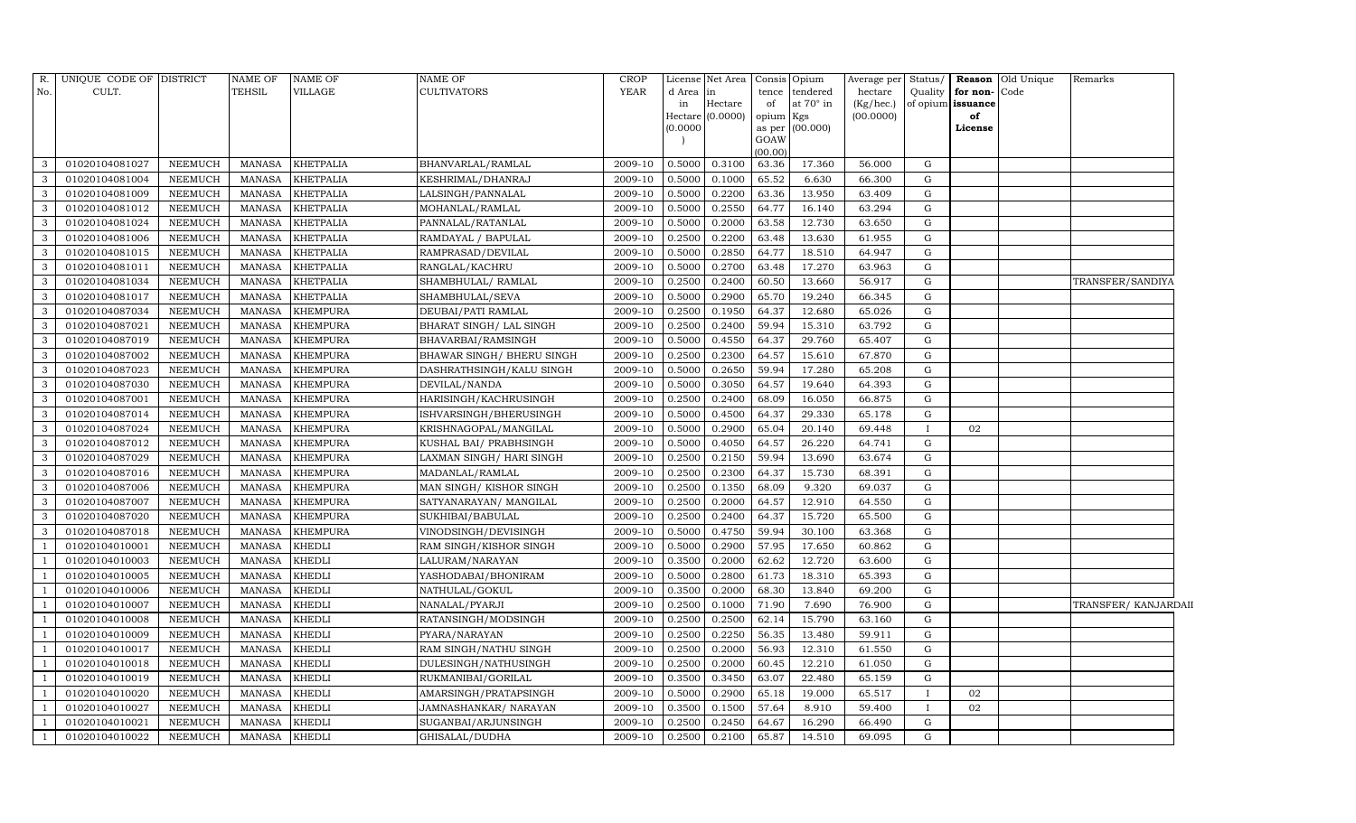| R. No. | UNIQUE CODE OF CULT. | DISTRICT | NAME OF TEHSIL | NAME OF VILLAGE | NAME OF CULTIVATORS | CROP YEAR | License d Area in Hectare (0.0000) | Net Area in Hectare (0.0000) | Consis tence of opium as per GOAW (00.00) | Opium tendered at 70° in Kgs (00.000) | Average per hectare (Kg/hec.) (00.0000) | Status/ Quality of opium | Reason for non-issuance of License | Old Unique Code | Remarks |
|---|---|---|---|---|---|---|---|---|---|---|---|---|---|---|---|
| 3 | 01020104081027 | NEEMUCH | MANASA | KHETPALIA | BHANVARLAL/RAMLAL | 2009-10 | 0.5000 | 0.3100 | 63.36 | 17.360 | 56.000 | G | | | |
| 3 | 01020104081004 | NEEMUCH | MANASA | KHETPALIA | KESHRIMAL/DHANRAJ | 2009-10 | 0.5000 | 0.1000 | 65.52 | 6.630 | 66.300 | G | | | |
| 3 | 01020104081009 | NEEMUCH | MANASA | KHETPALIA | LALSINGH/PANNALAL | 2009-10 | 0.5000 | 0.2200 | 63.36 | 13.950 | 63.409 | G | | | |
| 3 | 01020104081012 | NEEMUCH | MANASA | KHETPALIA | MOHANLAL/RAMLAL | 2009-10 | 0.5000 | 0.2550 | 64.77 | 16.140 | 63.294 | G | | | |
| 3 | 01020104081024 | NEEMUCH | MANASA | KHETPALIA | PANNALAL/RATANLAL | 2009-10 | 0.5000 | 0.2000 | 63.58 | 12.730 | 63.650 | G | | | |
| 3 | 01020104081006 | NEEMUCH | MANASA | KHETPALIA | RAMDAYAL / BAPULAL | 2009-10 | 0.2500 | 0.2200 | 63.48 | 13.630 | 61.955 | G | | | |
| 3 | 01020104081015 | NEEMUCH | MANASA | KHETPALIA | RAMPRASAD/DEVILAL | 2009-10 | 0.5000 | 0.2850 | 64.77 | 18.510 | 64.947 | G | | | |
| 3 | 01020104081011 | NEEMUCH | MANASA | KHETPALIA | RANGLAL/KACHRU | 2009-10 | 0.5000 | 0.2700 | 63.48 | 17.270 | 63.963 | G | | | |
| 3 | 01020104081034 | NEEMUCH | MANASA | KHETPALIA | SHAMBHULAL/ RAMLAL | 2009-10 | 0.2500 | 0.2400 | 60.50 | 13.660 | 56.917 | G | | | TRANSFER/SANDIYA |
| 3 | 01020104081017 | NEEMUCH | MANASA | KHETPALIA | SHAMBHULAL/SEVA | 2009-10 | 0.5000 | 0.2900 | 65.70 | 19.240 | 66.345 | G | | | |
| 3 | 01020104087034 | NEEMUCH | MANASA | KHEMPURA | DEUBAI/PATI RAMLAL | 2009-10 | 0.2500 | 0.1950 | 64.37 | 12.680 | 65.026 | G | | | |
| 3 | 01020104087021 | NEEMUCH | MANASA | KHEMPURA | BHARAT SINGH/ LAL SINGH | 2009-10 | 0.2500 | 0.2400 | 59.94 | 15.310 | 63.792 | G | | | |
| 3 | 01020104087019 | NEEMUCH | MANASA | KHEMPURA | BHAVARBAI/RAMSINGH | 2009-10 | 0.5000 | 0.4550 | 64.37 | 29.760 | 65.407 | G | | | |
| 3 | 01020104087002 | NEEMUCH | MANASA | KHEMPURA | BHAWAR SINGH/ BHERU SINGH | 2009-10 | 0.2500 | 0.2300 | 64.57 | 15.610 | 67.870 | G | | | |
| 3 | 01020104087023 | NEEMUCH | MANASA | KHEMPURA | DASHRATHSINGH/KALU SINGH | 2009-10 | 0.5000 | 0.2650 | 59.94 | 17.280 | 65.208 | G | | | |
| 3 | 01020104087030 | NEEMUCH | MANASA | KHEMPURA | DEVILAL/NANDA | 2009-10 | 0.5000 | 0.3050 | 64.57 | 19.640 | 64.393 | G | | | |
| 3 | 01020104087001 | NEEMUCH | MANASA | KHEMPURA | HARISINGH/KACHRUSINGH | 2009-10 | 0.2500 | 0.2400 | 68.09 | 16.050 | 66.875 | G | | | |
| 3 | 01020104087014 | NEEMUCH | MANASA | KHEMPURA | ISHVARSINGH/BHERUSINGH | 2009-10 | 0.5000 | 0.4500 | 64.37 | 29.330 | 65.178 | G | | | |
| 3 | 01020104087024 | NEEMUCH | MANASA | KHEMPURA | KRISHNAGOPAL/MANGILAL | 2009-10 | 0.5000 | 0.2900 | 65.04 | 20.140 | 69.448 | I | 02 | | |
| 3 | 01020104087012 | NEEMUCH | MANASA | KHEMPURA | KUSHAL BAI/ PRABHSINGH | 2009-10 | 0.5000 | 0.4050 | 64.57 | 26.220 | 64.741 | G | | | |
| 3 | 01020104087029 | NEEMUCH | MANASA | KHEMPURA | LAXMAN SINGH/ HARI SINGH | 2009-10 | 0.2500 | 0.2150 | 59.94 | 13.690 | 63.674 | G | | | |
| 3 | 01020104087016 | NEEMUCH | MANASA | KHEMPURA | MADANLAL/RAMLAL | 2009-10 | 0.2500 | 0.2300 | 64.37 | 15.730 | 68.391 | G | | | |
| 3 | 01020104087006 | NEEMUCH | MANASA | KHEMPURA | MAN SINGH/ KISHOR SINGH | 2009-10 | 0.2500 | 0.1350 | 68.09 | 9.320 | 69.037 | G | | | |
| 3 | 01020104087007 | NEEMUCH | MANASA | KHEMPURA | SATYANARAYAN/ MANGILAL | 2009-10 | 0.2500 | 0.2000 | 64.57 | 12.910 | 64.550 | G | | | |
| 3 | 01020104087020 | NEEMUCH | MANASA | KHEMPURA | SUKHIBAI/BABULAL | 2009-10 | 0.2500 | 0.2400 | 64.37 | 15.720 | 65.500 | G | | | |
| 3 | 01020104087018 | NEEMUCH | MANASA | KHEMPURA | VINODSINGH/DEVISINGH | 2009-10 | 0.5000 | 0.4750 | 59.94 | 30.100 | 63.368 | G | | | |
| 1 | 01020104010001 | NEEMUCH | MANASA | KHEDLI | RAM SINGH/KISHOR SINGH | 2009-10 | 0.5000 | 0.2900 | 57.95 | 17.650 | 60.862 | G | | | |
| 1 | 01020104010003 | NEEMUCH | MANASA | KHEDLI | LALURAM/NARAYAN | 2009-10 | 0.3500 | 0.2000 | 62.62 | 12.720 | 63.600 | G | | | |
| 1 | 01020104010005 | NEEMUCH | MANASA | KHEDLI | YASHODABAI/BHONIRAM | 2009-10 | 0.5000 | 0.2800 | 61.73 | 18.310 | 65.393 | G | | | |
| 1 | 01020104010006 | NEEMUCH | MANASA | KHEDLI | NATHULAL/GOKUL | 2009-10 | 0.3500 | 0.2000 | 68.30 | 13.840 | 69.200 | G | | | |
| 1 | 01020104010007 | NEEMUCH | MANASA | KHEDLI | NANALAL/PYARJI | 2009-10 | 0.2500 | 0.1000 | 71.90 | 7.690 | 76.900 | G | | | TRANSFER/ KANJARDAII |
| 1 | 01020104010008 | NEEMUCH | MANASA | KHEDLI | RATANSINGH/MODSINGH | 2009-10 | 0.2500 | 0.2500 | 62.14 | 15.790 | 63.160 | G | | | |
| 1 | 01020104010009 | NEEMUCH | MANASA | KHEDLI | PYARA/NARAYAN | 2009-10 | 0.2500 | 0.2250 | 56.35 | 13.480 | 59.911 | G | | | |
| 1 | 01020104010017 | NEEMUCH | MANASA | KHEDLI | RAM SINGH/NATHU SINGH | 2009-10 | 0.2500 | 0.2000 | 56.93 | 12.310 | 61.550 | G | | | |
| 1 | 01020104010018 | NEEMUCH | MANASA | KHEDLI | DULESINGH/NATHUSINGH | 2009-10 | 0.2500 | 0.2000 | 60.45 | 12.210 | 61.050 | G | | | |
| 1 | 01020104010019 | NEEMUCH | MANASA | KHEDLI | RUKMANIBAI/GORILAL | 2009-10 | 0.3500 | 0.3450 | 63.07 | 22.480 | 65.159 | G | | | |
| 1 | 01020104010020 | NEEMUCH | MANASA | KHEDLI | AMARSINGH/PRATAPSINGH | 2009-10 | 0.5000 | 0.2900 | 65.18 | 19.000 | 65.517 | I | 02 | | |
| 1 | 01020104010027 | NEEMUCH | MANASA | KHEDLI | JAMNASHANKAR/ NARAYAN | 2009-10 | 0.3500 | 0.1500 | 57.64 | 8.910 | 59.400 | I | 02 | | |
| 1 | 01020104010021 | NEEMUCH | MANASA | KHEDLI | SUGANBAI/ARJUNSINGH | 2009-10 | 0.2500 | 0.2450 | 64.67 | 16.290 | 66.490 | G | | | |
| 1 | 01020104010022 | NEEMUCH | MANASA | KHEDLI | GHISALAL/DUDHA | 2009-10 | 0.2500 | 0.2100 | 65.87 | 14.510 | 69.095 | G | | | |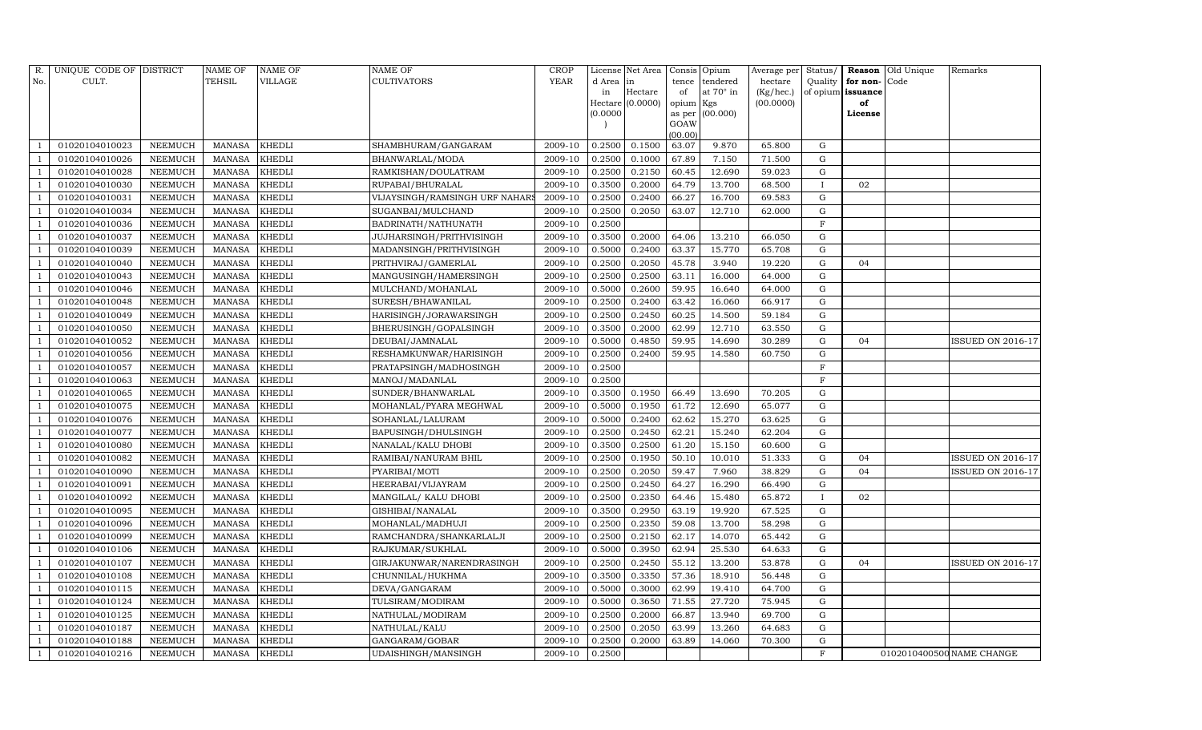| R. No. | UNIQUE CODE OF CULT. | DISTRICT | NAME OF TEHSIL | NAME OF VILLAGE | NAME OF CULTIVATORS | CROP YEAR | License d Area in Hectare (0.0000) | Net Area in Hectare (0.0000) | Consis tence of opium as per GOAW (00.00) | Opium tendered at 70° in Kgs (00.000) | Average per hectare (Kg/hec.) (00.0000) | Status/ Quality of opium | Reason for non-issuance of License | Old Unique Code | Remarks |
|---|---|---|---|---|---|---|---|---|---|---|---|---|---|---|---|
| 1 | 01020104010023 | NEEMUCH | MANASA | KHEDLI | SHAMBHURAM/GANGARAM | 2009-10 | 0.2500 | 0.1500 | 63.07 | 9.870 | 65.800 | G | | | |
| 1 | 01020104010026 | NEEMUCH | MANASA | KHEDLI | BHANWARLAL/MODA | 2009-10 | 0.2500 | 0.1000 | 67.89 | 7.150 | 71.500 | G | | | |
| 1 | 01020104010028 | NEEMUCH | MANASA | KHEDLI | RAMKISHAN/DOULATRAM | 2009-10 | 0.2500 | 0.2150 | 60.45 | 12.690 | 59.023 | G | | | |
| 1 | 01020104010030 | NEEMUCH | MANASA | KHEDLI | RUPABAI/BHURALAL | 2009-10 | 0.3500 | 0.2000 | 64.79 | 13.700 | 68.500 | I | 02 | | |
| 1 | 01020104010031 | NEEMUCH | MANASA | KHEDLI | VIJAYSINGH/RAMSINGH URF NAHARS | 2009-10 | 0.2500 | 0.2400 | 66.27 | 16.700 | 69.583 | G | | | |
| 1 | 01020104010034 | NEEMUCH | MANASA | KHEDLI | SUGANBAI/MULCHAND | 2009-10 | 0.2500 | 0.2050 | 63.07 | 12.710 | 62.000 | G | | | |
| 1 | 01020104010036 | NEEMUCH | MANASA | KHEDLI | BADRINATH/NATHUNATH | 2009-10 | 0.2500 | | | | | F | | | |
| 1 | 01020104010037 | NEEMUCH | MANASA | KHEDLI | JUJHARSINGH/PRITHVISINGH | 2009-10 | 0.3500 | 0.2000 | 64.06 | 13.210 | 66.050 | G | | | |
| 1 | 01020104010039 | NEEMUCH | MANASA | KHEDLI | MADANSINGH/PRITHVISINGH | 2009-10 | 0.5000 | 0.2400 | 63.37 | 15.770 | 65.708 | G | | | |
| 1 | 01020104010040 | NEEMUCH | MANASA | KHEDLI | PRITHVIRAJ/GAMERLAL | 2009-10 | 0.2500 | 0.2050 | 45.78 | 3.940 | 19.220 | G | 04 | | |
| 1 | 01020104010043 | NEEMUCH | MANASA | KHEDLI | MANGUSINGH/HAMERSINGH | 2009-10 | 0.2500 | 0.2500 | 63.11 | 16.000 | 64.000 | G | | | |
| 1 | 01020104010046 | NEEMUCH | MANASA | KHEDLI | MULCHAND/MOHANLAL | 2009-10 | 0.5000 | 0.2600 | 59.95 | 16.640 | 64.000 | G | | | |
| 1 | 01020104010048 | NEEMUCH | MANASA | KHEDLI | SURESH/BHAWANILAL | 2009-10 | 0.2500 | 0.2400 | 63.42 | 16.060 | 66.917 | G | | | |
| 1 | 01020104010049 | NEEMUCH | MANASA | KHEDLI | HARISINGH/JORAWARSINGH | 2009-10 | 0.2500 | 0.2450 | 60.25 | 14.500 | 59.184 | G | | | |
| 1 | 01020104010050 | NEEMUCH | MANASA | KHEDLI | BHERUSINGH/GOPALSINGH | 2009-10 | 0.3500 | 0.2000 | 62.99 | 12.710 | 63.550 | G | | | |
| 1 | 01020104010052 | NEEMUCH | MANASA | KHEDLI | DEUBAI/JAMNALAL | 2009-10 | 0.5000 | 0.4850 | 59.95 | 14.690 | 30.289 | G | 04 | | ISSUED ON 2016-17 |
| 1 | 01020104010056 | NEEMUCH | MANASA | KHEDLI | RESHAMKUNWAR/HARISINGH | 2009-10 | 0.2500 | 0.2400 | 59.95 | 14.580 | 60.750 | G | | | |
| 1 | 01020104010057 | NEEMUCH | MANASA | KHEDLI | PRATAPSINGH/MADHOSINGH | 2009-10 | 0.2500 | | | | | F | | | |
| 1 | 01020104010063 | NEEMUCH | MANASA | KHEDLI | MANOJ/MADANLAL | 2009-10 | 0.2500 | | | | | F | | | |
| 1 | 01020104010065 | NEEMUCH | MANASA | KHEDLI | SUNDER/BHANWARLAL | 2009-10 | 0.3500 | 0.1950 | 66.49 | 13.690 | 70.205 | G | | | |
| 1 | 01020104010075 | NEEMUCH | MANASA | KHEDLI | MOHANLAL/PYARA MEGHWAL | 2009-10 | 0.5000 | 0.1950 | 61.72 | 12.690 | 65.077 | G | | | |
| 1 | 01020104010076 | NEEMUCH | MANASA | KHEDLI | SOHANLAL/LALURAM | 2009-10 | 0.5000 | 0.2400 | 62.62 | 15.270 | 63.625 | G | | | |
| 1 | 01020104010077 | NEEMUCH | MANASA | KHEDLI | BAPUSINGH/DHULSINGH | 2009-10 | 0.2500 | 0.2450 | 62.21 | 15.240 | 62.204 | G | | | |
| 1 | 01020104010080 | NEEMUCH | MANASA | KHEDLI | NANALAL/KALU DHOBI | 2009-10 | 0.3500 | 0.2500 | 61.20 | 15.150 | 60.600 | G | | | |
| 1 | 01020104010082 | NEEMUCH | MANASA | KHEDLI | RAMIBAI/NANURAM BHIL | 2009-10 | 0.2500 | 0.1950 | 50.10 | 10.010 | 51.333 | G | 04 | | ISSUED ON 2016-17 |
| 1 | 01020104010090 | NEEMUCH | MANASA | KHEDLI | PYARIBAI/MOTI | 2009-10 | 0.2500 | 0.2050 | 59.47 | 7.960 | 38.829 | G | 04 | | ISSUED ON 2016-17 |
| 1 | 01020104010091 | NEEMUCH | MANASA | KHEDLI | HEERABAI/VIJAYRAM | 2009-10 | 0.2500 | 0.2450 | 64.27 | 16.290 | 66.490 | G | | | |
| 1 | 01020104010092 | NEEMUCH | MANASA | KHEDLI | MANGILAL/ KALU DHOBI | 2009-10 | 0.2500 | 0.2350 | 64.46 | 15.480 | 65.872 | I | 02 | | |
| 1 | 01020104010095 | NEEMUCH | MANASA | KHEDLI | GISHIBAI/NANALAL | 2009-10 | 0.3500 | 0.2950 | 63.19 | 19.920 | 67.525 | G | | | |
| 1 | 01020104010096 | NEEMUCH | MANASA | KHEDLI | MOHANLAL/MADHUJI | 2009-10 | 0.2500 | 0.2350 | 59.08 | 13.700 | 58.298 | G | | | |
| 1 | 01020104010099 | NEEMUCH | MANASA | KHEDLI | RAMCHANDRA/SHANKARLALJI | 2009-10 | 0.2500 | 0.2150 | 62.17 | 14.070 | 65.442 | G | | | |
| 1 | 01020104010106 | NEEMUCH | MANASA | KHEDLI | RAJKUMAR/SUKHLAL | 2009-10 | 0.5000 | 0.3950 | 62.94 | 25.530 | 64.633 | G | | | |
| 1 | 01020104010107 | NEEMUCH | MANASA | KHEDLI | GIRJAKUNWAR/NARENDRASINGH | 2009-10 | 0.2500 | 0.2450 | 55.12 | 13.200 | 53.878 | G | 04 | | ISSUED ON 2016-17 |
| 1 | 01020104010108 | NEEMUCH | MANASA | KHEDLI | CHUNNILAL/HUKHMA | 2009-10 | 0.3500 | 0.3350 | 57.36 | 18.910 | 56.448 | G | | | |
| 1 | 01020104010115 | NEEMUCH | MANASA | KHEDLI | DEVA/GANGARAM | 2009-10 | 0.5000 | 0.3000 | 62.99 | 19.410 | 64.700 | G | | | |
| 1 | 01020104010124 | NEEMUCH | MANASA | KHEDLI | TULSIRAM/MODIRAM | 2009-10 | 0.5000 | 0.3650 | 71.55 | 27.720 | 75.945 | G | | | |
| 1 | 01020104010125 | NEEMUCH | MANASA | KHEDLI | NATHULAL/MODIRAM | 2009-10 | 0.2500 | 0.2000 | 66.87 | 13.940 | 69.700 | G | | | |
| 1 | 01020104010187 | NEEMUCH | MANASA | KHEDLI | NATHULAL/KALU | 2009-10 | 0.2500 | 0.2050 | 63.99 | 13.260 | 64.683 | G | | | |
| 1 | 01020104010188 | NEEMUCH | MANASA | KHEDLI | GANGARAM/GOBAR | 2009-10 | 0.2500 | 0.2000 | 63.89 | 14.060 | 70.300 | G | | | |
| 1 | 01020104010216 | NEEMUCH | MANASA | KHEDLI | UDAISHINGH/MANSINGH | 2009-10 | 0.2500 | | | | | F | | 01020104005000 | NAME CHANGE |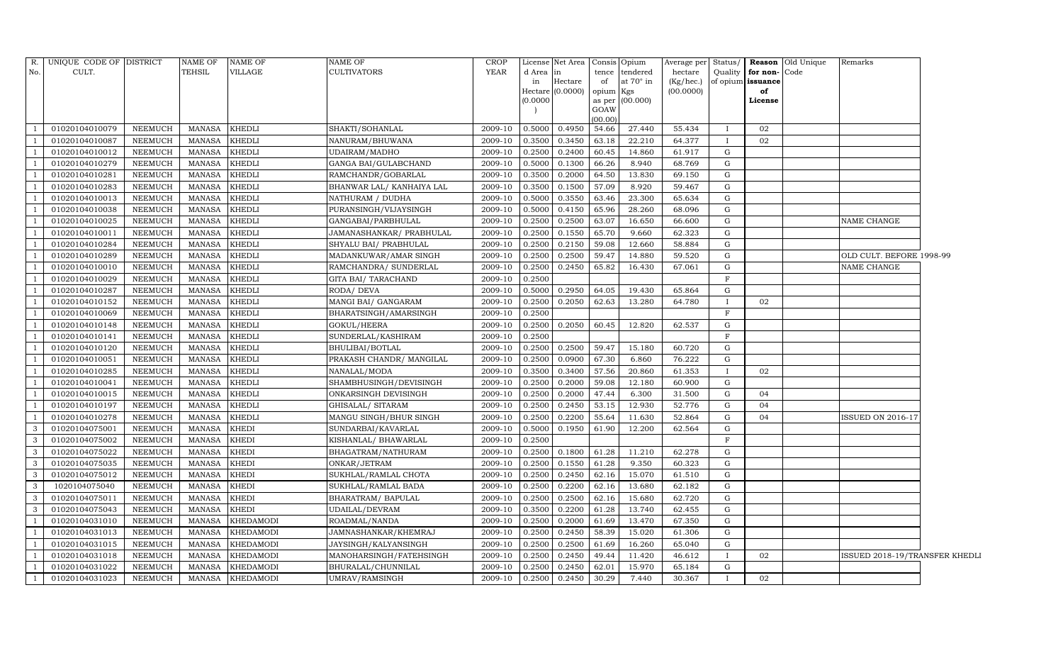| R. No. | UNIQUE CODE OF CULT. | DISTRICT | NAME OF TEHSIL | NAME OF VILLAGE | NAME OF CULTIVATORS | CROP YEAR | License d Area in Hectare (0.0000) | Net Area in Hectare (0.0000) | Consis tence of opium as per GOAW (00.00) | Opium tendered at 70° in Kgs (00.000) | Average per hectare (Kg/hec.) (00.0000) | Status/ Quality of opium | Reason for non-issuance of License | Old Unique Code | Remarks |
|---|---|---|---|---|---|---|---|---|---|---|---|---|---|---|---|
| 1 | 01020104010079 | NEEMUCH | MANASA | KHEDLI | SHAKTI/SOHANLAL | 2009-10 | 0.5000 | 0.4950 | 54.66 | 27.440 | 55.434 | I | 02 | | |
| 1 | 01020104010087 | NEEMUCH | MANASA | KHEDLI | NANURAM/BHUWANA | 2009-10 | 0.3500 | 0.3450 | 63.18 | 22.210 | 64.377 | I | 02 | | |
| 1 | 01020104010012 | NEEMUCH | MANASA | KHEDLI | UDAIRAM/MADHO | 2009-10 | 0.2500 | 0.2400 | 60.45 | 14.860 | 61.917 | G | | | |
| 1 | 01020104010279 | NEEMUCH | MANASA | KHEDLI | GANGA BAI/GULABCHAND | 2009-10 | 0.5000 | 0.1300 | 66.26 | 8.940 | 68.769 | G | | | |
| 1 | 01020104010281 | NEEMUCH | MANASA | KHEDLI | RAMCHANDR/GOBARLAL | 2009-10 | 0.3500 | 0.2000 | 64.50 | 13.830 | 69.150 | G | | | |
| 1 | 01020104010283 | NEEMUCH | MANASA | KHEDLI | BHANWAR LAL/ KANHAIYA LAL | 2009-10 | 0.3500 | 0.1500 | 57.09 | 8.920 | 59.467 | G | | | |
| 1 | 01020104010013 | NEEMUCH | MANASA | KHEDLI | NATHURAM / DUDHA | 2009-10 | 0.5000 | 0.3550 | 63.46 | 23.300 | 65.634 | G | | | |
| 1 | 01020104010038 | NEEMUCH | MANASA | KHEDLI | PURANSINGH/VIJAYSINGH | 2009-10 | 0.5000 | 0.4150 | 65.96 | 28.260 | 68.096 | G | | | |
| 1 | 01020104010025 | NEEMUCH | MANASA | KHEDLI | GANGABAI/PARBHULAL | 2009-10 | 0.2500 | 0.2500 | 63.07 | 16.650 | 66.600 | G | | | NAME CHANGE |
| 1 | 01020104010011 | NEEMUCH | MANASA | KHEDLI | JAMANASHANKAR/ PRABHULAL | 2009-10 | 0.2500 | 0.1550 | 65.70 | 9.660 | 62.323 | G | | | |
| 1 | 01020104010284 | NEEMUCH | MANASA | KHEDLI | SHYALU BAI/ PRABHULAL | 2009-10 | 0.2500 | 0.2150 | 59.08 | 12.660 | 58.884 | G | | | |
| 1 | 01020104010289 | NEEMUCH | MANASA | KHEDLI | MADANKUWAR/AMAR SINGH | 2009-10 | 0.2500 | 0.2500 | 59.47 | 14.880 | 59.520 | G | | | OLD CULT. BEFORE 1998-99 |
| 1 | 01020104010010 | NEEMUCH | MANASA | KHEDLI | RAMCHANDRA/ SUNDERLAL | 2009-10 | 0.2500 | 0.2450 | 65.82 | 16.430 | 67.061 | G | | | NAME CHANGE |
| 1 | 01020104010029 | NEEMUCH | MANASA | KHEDLI | GITA BAI/ TARACHAND | 2009-10 | 0.2500 | | | | | F | | | |
| 1 | 01020104010287 | NEEMUCH | MANASA | KHEDLI | RODA/ DEVA | 2009-10 | 0.5000 | 0.2950 | 64.05 | 19.430 | 65.864 | G | | | |
| 1 | 01020104010152 | NEEMUCH | MANASA | KHEDLI | MANGI BAI/ GANGARAM | 2009-10 | 0.2500 | 0.2050 | 62.63 | 13.280 | 64.780 | I | 02 | | |
| 1 | 01020104010069 | NEEMUCH | MANASA | KHEDLI | BHARATSINGH/AMARSINGH | 2009-10 | 0.2500 | | | | | F | | | |
| 1 | 01020104010148 | NEEMUCH | MANASA | KHEDLI | GOKUL/HEERA | 2009-10 | 0.2500 | 0.2050 | 60.45 | 12.820 | 62.537 | G | | | |
| 1 | 01020104010141 | NEEMUCH | MANASA | KHEDLI | SUNDERLAL/KASHIRAM | 2009-10 | 0.2500 | | | | | F | | | |
| 1 | 01020104010120 | NEEMUCH | MANASA | KHEDLI | BHULIBAI/BOTLAL | 2009-10 | 0.2500 | 0.2500 | 59.47 | 15.180 | 60.720 | G | | | |
| 1 | 01020104010051 | NEEMUCH | MANASA | KHEDLI | PRAKASH CHANDR/ MANGILAL | 2009-10 | 0.2500 | 0.0900 | 67.30 | 6.860 | 76.222 | G | | | |
| 1 | 01020104010285 | NEEMUCH | MANASA | KHEDLI | NANALAL/MODA | 2009-10 | 0.3500 | 0.3400 | 57.56 | 20.860 | 61.353 | I | 02 | | |
| 1 | 01020104010041 | NEEMUCH | MANASA | KHEDLI | SHAMBHUSINGH/DEVISINGH | 2009-10 | 0.2500 | 0.2000 | 59.08 | 12.180 | 60.900 | G | | | |
| 1 | 01020104010015 | NEEMUCH | MANASA | KHEDLI | ONKARSINGH DEVISINGH | 2009-10 | 0.2500 | 0.2000 | 47.44 | 6.300 | 31.500 | G | 04 | | |
| 1 | 01020104010197 | NEEMUCH | MANASA | KHEDLI | GHISALAL/ SITARAM | 2009-10 | 0.2500 | 0.2450 | 53.15 | 12.930 | 52.776 | G | 04 | | |
| 1 | 01020104010278 | NEEMUCH | MANASA | KHEDLI | MANGU SINGH/BHUR SINGH | 2009-10 | 0.2500 | 0.2200 | 55.64 | 11.630 | 52.864 | G | 04 | | ISSUED ON 2016-17 |
| 3 | 01020104075001 | NEEMUCH | MANASA | KHEDI | SUNDARBAI/KAVARLAL | 2009-10 | 0.5000 | 0.1950 | 61.90 | 12.200 | 62.564 | G | | | |
| 3 | 01020104075002 | NEEMUCH | MANASA | KHEDI | KISHANLAL/ BHAWARLAL | 2009-10 | 0.2500 | | | | | F | | | |
| 3 | 01020104075022 | NEEMUCH | MANASA | KHEDI | BHAGATRAM/NATHURAM | 2009-10 | 0.2500 | 0.1800 | 61.28 | 11.210 | 62.278 | G | | | |
| 3 | 01020104075035 | NEEMUCH | MANASA | KHEDI | ONKAR/JETRAM | 2009-10 | 0.2500 | 0.1550 | 61.28 | 9.350 | 60.323 | G | | | |
| 3 | 01020104075012 | NEEMUCH | MANASA | KHEDI | SUKHLAL/RAMLAL CHOTA | 2009-10 | 0.2500 | 0.2450 | 62.16 | 15.070 | 61.510 | G | | | |
| 3 | 1020104075040 | NEEMUCH | MANASA | KHEDI | SUKHLAL/RAMLAL BADA | 2009-10 | 0.2500 | 0.2200 | 62.16 | 13.680 | 62.182 | G | | | |
| 3 | 01020104075011 | NEEMUCH | MANASA | KHEDI | BHARATRAM/ BAPULAL | 2009-10 | 0.2500 | 0.2500 | 62.16 | 15.680 | 62.720 | G | | | |
| 3 | 01020104075043 | NEEMUCH | MANASA | KHEDI | UDAILAL/DEVRAM | 2009-10 | 0.3500 | 0.2200 | 61.28 | 13.740 | 62.455 | G | | | |
| 1 | 01020104031010 | NEEMUCH | MANASA | KHEDAMODI | ROADMAL/NANDA | 2009-10 | 0.2500 | 0.2000 | 61.69 | 13.470 | 67.350 | G | | | |
| 1 | 01020104031013 | NEEMUCH | MANASA | KHEDAMODI | JAMNASHANKAR/KHEMRAJ | 2009-10 | 0.2500 | 0.2450 | 58.39 | 15.020 | 61.306 | G | | | |
| 1 | 01020104031015 | NEEMUCH | MANASA | KHEDAMODI | JAYSINGH/KALYANSINGH | 2009-10 | 0.2500 | 0.2500 | 61.69 | 16.260 | 65.040 | G | | | |
| 1 | 01020104031018 | NEEMUCH | MANASA | KHEDAMODI | MANOHARSINGH/FATEHSINGH | 2009-10 | 0.2500 | 0.2450 | 49.44 | 11.420 | 46.612 | I | 02 | | ISSUED 2018-19/TRANSFER KHEDLI |
| 1 | 01020104031022 | NEEMUCH | MANASA | KHEDAMODI | BHURALAL/CHUNNILAL | 2009-10 | 0.2500 | 0.2450 | 62.01 | 15.970 | 65.184 | G | | | |
| 1 | 01020104031023 | NEEMUCH | MANASA | KHEDAMODI | UMRAV/RAMSINGH | 2009-10 | 0.2500 | 0.2450 | 30.29 | 7.440 | 30.367 | I | 02 | | |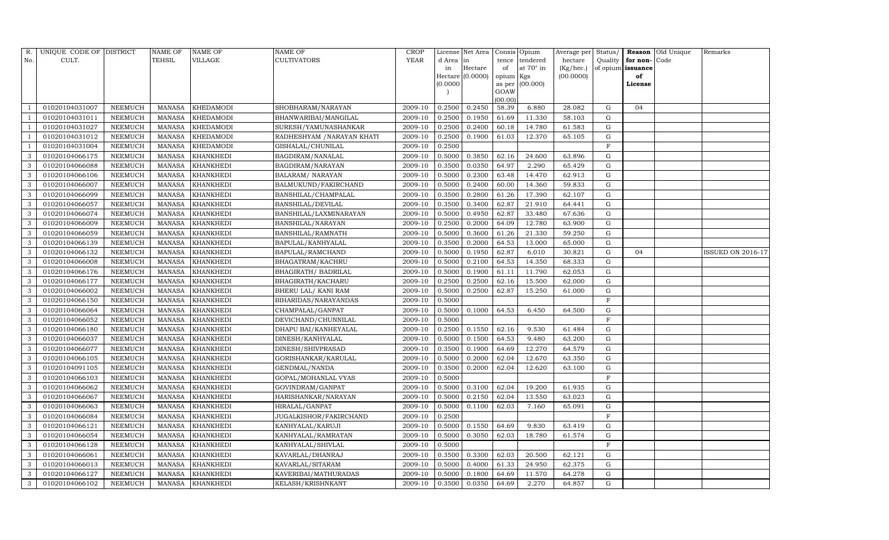| R. No. | UNIQUE CODE OF CULT. | DISTRICT | NAME OF TEHSIL | NAME OF VILLAGE | NAME OF CULTIVATORS | CROP YEAR | License d Area in Hectare (0.0000) | Net Area in Hectare (0.0000) | Consis tence of opium as per GOAW (00.00) | Opium tendered at 70° in Kgs (00.000) | Average per hectare (Kg/hec.) (00.0000) | Status/ Quality of opium | Reason for non-issuance of License | Old Unique Code | Remarks |
|---|---|---|---|---|---|---|---|---|---|---|---|---|---|---|---|
| 1 | 01020104031007 | NEEMUCH | MANASA | KHEDAMODI | SHOBHARAM/NARAYAN | 2009-10 | 0.2500 | 0.2450 | 58.39 | 6.880 | 28.082 | G | 04 | | |
| 1 | 01020104031011 | NEEMUCH | MANASA | KHEDAMODI | BHANWARIBAI/MANGILAL | 2009-10 | 0.2500 | 0.1950 | 61.69 | 11.330 | 58.103 | G | | | |
| 1 | 01020104031027 | NEEMUCH | MANASA | KHEDAMODI | SURESH/YAMUNASHANKAR | 2009-10 | 0.2500 | 0.2400 | 60.18 | 14.780 | 61.583 | G | | | |
| 1 | 01020104031012 | NEEMUCH | MANASA | KHEDAMODI | RADHESHYAM /NARAYAN KHATI | 2009-10 | 0.2500 | 0.1900 | 61.03 | 12.370 | 65.105 | G | | | |
| 1 | 01020104031004 | NEEMUCH | MANASA | KHEDAMODI | GISHALAL/CHUNILAL | 2009-10 | 0.2500 | | | | | F | | | |
| 3 | 01020104066175 | NEEMUCH | MANASA | KHANKHEDI | BAGDIRAM/NANALAL | 2009-10 | 0.5000 | 0.3850 | 62.16 | 24.600 | 63.896 | G | | | |
| 3 | 01020104066088 | NEEMUCH | MANASA | KHANKHEDI | BAGDIRAM/NARAYAN | 2009-10 | 0.3500 | 0.0350 | 64.97 | 2.290 | 65.429 | G | | | |
| 3 | 01020104066106 | NEEMUCH | MANASA | KHANKHEDI | BALARAM/ NARAYAN | 2009-10 | 0.5000 | 0.2300 | 63.48 | 14.470 | 62.913 | G | | | |
| 3 | 01020104066007 | NEEMUCH | MANASA | KHANKHEDI | BALMUKUND/FAKIRCHAND | 2009-10 | 0.5000 | 0.2400 | 60.00 | 14.360 | 59.833 | G | | | |
| 3 | 01020104066099 | NEEMUCH | MANASA | KHANKHEDI | BANSHILAL/CHAMPALAL | 2009-10 | 0.3500 | 0.2800 | 61.26 | 17.390 | 62.107 | G | | | |
| 3 | 01020104066057 | NEEMUCH | MANASA | KHANKHEDI | BANSHILAL/DEVILAL | 2009-10 | 0.3500 | 0.3400 | 62.87 | 21.910 | 64.441 | G | | | |
| 3 | 01020104066074 | NEEMUCH | MANASA | KHANKHEDI | BANSHILAL/LAXMINARAYAN | 2009-10 | 0.5000 | 0.4950 | 62.87 | 33.480 | 67.636 | G | | | |
| 3 | 01020104066009 | NEEMUCH | MANASA | KHANKHEDI | BANSHILAL/NARAYAN | 2009-10 | 0.2500 | 0.2000 | 64.09 | 12.780 | 63.900 | G | | | |
| 3 | 01020104066059 | NEEMUCH | MANASA | KHANKHEDI | BANSHILAL/RAMNATH | 2009-10 | 0.5000 | 0.3600 | 61.26 | 21.330 | 59.250 | G | | | |
| 3 | 01020104066139 | NEEMUCH | MANASA | KHANKHEDI | BAPULAL/KANHYALAL | 2009-10 | 0.3500 | 0.2000 | 64.53 | 13.000 | 65.000 | G | | | |
| 3 | 01020104066132 | NEEMUCH | MANASA | KHANKHEDI | BAPULAL/RAMCHAND | 2009-10 | 0.5000 | 0.1950 | 62.87 | 6.010 | 30.821 | G | 04 | | ISSUED ON 2016-17 |
| 3 | 01020104066008 | NEEMUCH | MANASA | KHANKHEDI | BHAGATRAM/KACHRU | 2009-10 | 0.5000 | 0.2100 | 64.53 | 14.350 | 68.333 | G | | | |
| 3 | 01020104066176 | NEEMUCH | MANASA | KHANKHEDI | BHAGIRATH/ BADRILAL | 2009-10 | 0.5000 | 0.1900 | 61.11 | 11.790 | 62.053 | G | | | |
| 3 | 01020104066177 | NEEMUCH | MANASA | KHANKHEDI | BHAGIRATH/KACHARU | 2009-10 | 0.2500 | 0.2500 | 62.16 | 15.500 | 62.000 | G | | | |
| 3 | 01020104066002 | NEEMUCH | MANASA | KHANKHEDI | BHERU LAL/ KANI RAM | 2009-10 | 0.5000 | 0.2500 | 62.87 | 15.250 | 61.000 | G | | | |
| 3 | 01020104066150 | NEEMUCH | MANASA | KHANKHEDI | BIHARIDAS/NARAYANDAS | 2009-10 | 0.5000 | | | | | F | | | |
| 3 | 01020104066064 | NEEMUCH | MANASA | KHANKHEDI | CHAMPALAL/GANPAT | 2009-10 | 0.5000 | 0.1000 | 64.53 | 6.450 | 64.500 | G | | | |
| 3 | 01020104066052 | NEEMUCH | MANASA | KHANKHEDI | DEVICHAND/CHUNNILAL | 2009-10 | 0.5000 | | | | | F | | | |
| 3 | 01020104066180 | NEEMUCH | MANASA | KHANKHEDI | DHAPU BAI/KANHEYALAL | 2009-10 | 0.2500 | 0.1550 | 62.16 | 9.530 | 61.484 | G | | | |
| 3 | 01020104066037 | NEEMUCH | MANASA | KHANKHEDI | DINESH/KANHYALAL | 2009-10 | 0.5000 | 0.1500 | 64.53 | 9.480 | 63.200 | G | | | |
| 3 | 01020104066077 | NEEMUCH | MANASA | KHANKHEDI | DINESH/SHIVPRASAD | 2009-10 | 0.3500 | 0.1900 | 64.69 | 12.270 | 64.579 | G | | | |
| 3 | 01020104066105 | NEEMUCH | MANASA | KHANKHEDI | GORISHANKAR/KARULAL | 2009-10 | 0.5000 | 0.2000 | 62.04 | 12.670 | 63.350 | G | | | |
| 3 | 01020104091105 | NEEMUCH | MANASA | KHANKHEDI | GENDMAL/NANDA | 2009-10 | 0.3500 | 0.2000 | 62.04 | 12.620 | 63.100 | G | | | |
| 3 | 01020104066103 | NEEMUCH | MANASA | KHANKHEDI | GOPAL/MOHANLAL VYAS | 2009-10 | 0.5000 | | | | | F | | | |
| 3 | 01020104066062 | NEEMUCH | MANASA | KHANKHEDI | GOVINDRAM/GANPAT | 2009-10 | 0.5000 | 0.3100 | 62.04 | 19.200 | 61.935 | G | | | |
| 3 | 01020104066067 | NEEMUCH | MANASA | KHANKHEDI | HARISHANKAR/NARAYAN | 2009-10 | 0.5000 | 0.2150 | 62.04 | 13.550 | 63.023 | G | | | |
| 3 | 01020104066063 | NEEMUCH | MANASA | KHANKHEDI | HIRALAL/GANPAT | 2009-10 | 0.5000 | 0.1100 | 62.03 | 7.160 | 65.091 | G | | | |
| 3 | 01020104066084 | NEEMUCH | MANASA | KHANKHEDI | JUGALKISHOR/FAKIRCHAND | 2009-10 | 0.2500 | | | | | F | | | |
| 3 | 01020104066121 | NEEMUCH | MANASA | KHANKHEDI | KANHYALAL/KARUJI | 2009-10 | 0.5000 | 0.1550 | 64.69 | 9.830 | 63.419 | G | | | |
| 3 | 01020104066054 | NEEMUCH | MANASA | KHANKHEDI | KANHYALAL/RAMRATAN | 2009-10 | 0.5000 | 0.3050 | 62.03 | 18.780 | 61.574 | G | | | |
| 3 | 01020104066128 | NEEMUCH | MANASA | KHANKHEDI | KANHYALAL/SHIVLAL | 2009-10 | 0.5000 | | | | | F | | | |
| 3 | 01020104066061 | NEEMUCH | MANASA | KHANKHEDI | KAVARLAL/DHANRAJ | 2009-10 | 0.3500 | 0.3300 | 62.03 | 20.500 | 62.121 | G | | | |
| 3 | 01020104066013 | NEEMUCH | MANASA | KHANKHEDI | KAVARLAL/SITARAM | 2009-10 | 0.5000 | 0.4000 | 61.33 | 24.950 | 62.375 | G | | | |
| 3 | 01020104066127 | NEEMUCH | MANASA | KHANKHEDI | KAVERIBAI/MATHURADAS | 2009-10 | 0.5000 | 0.1800 | 64.69 | 11.570 | 64.278 | G | | | |
| 3 | 01020104066102 | NEEMUCH | MANASA | KHANKHEDI | KELASH/KRISHNKANT | 2009-10 | 0.3500 | 0.0350 | 64.69 | 2.270 | 64.857 | G | | | |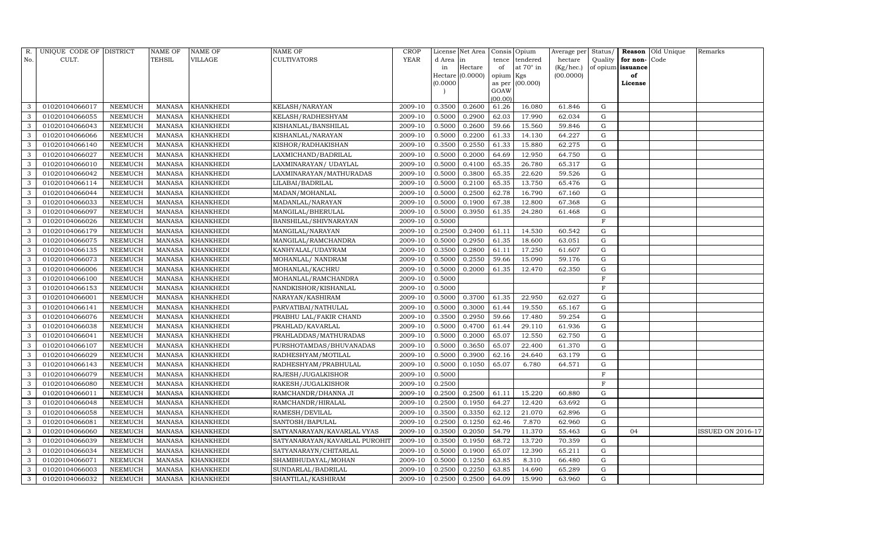| R. No. | UNIQUE CODE OF CULT. | DISTRICT | NAME OF TEHSIL | NAME OF VILLAGE | NAME OF CULTIVATORS | CROP YEAR | License d Area in Hectare (0.0000) | Net Area in Hectare (0.0000) | Consis tence of opium as per GOAW (00.00) | Opium tendered at 70° in Kgs (00.000) | Average per hectare (Kg/hec.) (00.0000) | Status/ Quality of opium | Reason for non-issuance of License | Old Unique Code | Remarks |
|---|---|---|---|---|---|---|---|---|---|---|---|---|---|---|---|
| 3 | 01020104066017 | NEEMUCH | MANASA | KHANKHEDI | KELASH/NARAYAN | 2009-10 | 0.3500 | 0.2600 | 61.26 | 16.080 | 61.846 | G | | | |
| 3 | 01020104066055 | NEEMUCH | MANASA | KHANKHEDI | KELASH/RADHESHYAM | 2009-10 | 0.5000 | 0.2900 | 62.03 | 17.990 | 62.034 | G | | | |
| 3 | 01020104066043 | NEEMUCH | MANASA | KHANKHEDI | KISHANLAL/BANSHILAL | 2009-10 | 0.5000 | 0.2600 | 59.66 | 15.560 | 59.846 | G | | | |
| 3 | 01020104066066 | NEEMUCH | MANASA | KHANKHEDI | KISHANLAL/NARAYAN | 2009-10 | 0.5000 | 0.2200 | 61.33 | 14.130 | 64.227 | G | | | |
| 3 | 01020104066140 | NEEMUCH | MANASA | KHANKHEDI | KISHOR/RADHAKISHAN | 2009-10 | 0.3500 | 0.2550 | 61.33 | 15.880 | 62.275 | G | | | |
| 3 | 01020104066027 | NEEMUCH | MANASA | KHANKHEDI | LAXMICHAND/BADRILAL | 2009-10 | 0.5000 | 0.2000 | 64.69 | 12.950 | 64.750 | G | | | |
| 3 | 01020104066010 | NEEMUCH | MANASA | KHANKHEDI | LAXMINARAYAN/ UDAYLAL | 2009-10 | 0.5000 | 0.4100 | 65.35 | 26.780 | 65.317 | G | | | |
| 3 | 01020104066042 | NEEMUCH | MANASA | KHANKHEDI | LAXMINARAYAN/MATHURADAS | 2009-10 | 0.5000 | 0.3800 | 65.35 | 22.620 | 59.526 | G | | | |
| 3 | 01020104066114 | NEEMUCH | MANASA | KHANKHEDI | LILABAI/BADRILAL | 2009-10 | 0.5000 | 0.2100 | 65.35 | 13.750 | 65.476 | G | | | |
| 3 | 01020104066044 | NEEMUCH | MANASA | KHANKHEDI | MADAN/MOHANLAL | 2009-10 | 0.5000 | 0.2500 | 62.78 | 16.790 | 67.160 | G | | | |
| 3 | 01020104066033 | NEEMUCH | MANASA | KHANKHEDI | MADANLAL/NARAYAN | 2009-10 | 0.5000 | 0.1900 | 67.38 | 12.800 | 67.368 | G | | | |
| 3 | 01020104066097 | NEEMUCH | MANASA | KHANKHEDI | MANGILAL/BHERULAL | 2009-10 | 0.5000 | 0.3950 | 61.35 | 24.280 | 61.468 | G | | | |
| 3 | 01020104066026 | NEEMUCH | MANASA | KHANKHEDI | BANSHILAL/SHIVNARAYAN | 2009-10 | 0.5000 | | | | | F | | | |
| 3 | 01020104066179 | NEEMUCH | MANASA | KHANKHEDI | MANGILAL/NARAYAN | 2009-10 | 0.2500 | 0.2400 | 61.11 | 14.530 | 60.542 | G | | | |
| 3 | 01020104066075 | NEEMUCH | MANASA | KHANKHEDI | MANGILAL/RAMCHANDRA | 2009-10 | 0.5000 | 0.2950 | 61.35 | 18.600 | 63.051 | G | | | |
| 3 | 01020104066135 | NEEMUCH | MANASA | KHANKHEDI | KANHYALAL/UDAYRAM | 2009-10 | 0.3500 | 0.2800 | 61.11 | 17.250 | 61.607 | G | | | |
| 3 | 01020104066073 | NEEMUCH | MANASA | KHANKHEDI | MOHANLAL/ NANDRAM | 2009-10 | 0.5000 | 0.2550 | 59.66 | 15.090 | 59.176 | G | | | |
| 3 | 01020104066006 | NEEMUCH | MANASA | KHANKHEDI | MOHANLAL/KACHRU | 2009-10 | 0.5000 | 0.2000 | 61.35 | 12.470 | 62.350 | G | | | |
| 3 | 01020104066100 | NEEMUCH | MANASA | KHANKHEDI | MOHANLAL/RAMCHANDRA | 2009-10 | 0.5000 | | | | | F | | | |
| 3 | 01020104066153 | NEEMUCH | MANASA | KHANKHEDI | NANDKISHOR/KISHANLAL | 2009-10 | 0.5000 | | | | | F | | | |
| 3 | 01020104066001 | NEEMUCH | MANASA | KHANKHEDI | NARAYAN/KASHIRAM | 2009-10 | 0.5000 | 0.3700 | 61.35 | 22.950 | 62.027 | G | | | |
| 3 | 01020104066141 | NEEMUCH | MANASA | KHANKHEDI | PARVATIBAI/NATHULAL | 2009-10 | 0.5000 | 0.3000 | 61.44 | 19.550 | 65.167 | G | | | |
| 3 | 01020104066076 | NEEMUCH | MANASA | KHANKHEDI | PRABHU LAL/FAKIR CHAND | 2009-10 | 0.3500 | 0.2950 | 59.66 | 17.480 | 59.254 | G | | | |
| 3 | 01020104066038 | NEEMUCH | MANASA | KHANKHEDI | PRAHLAD/KAVARLAL | 2009-10 | 0.5000 | 0.4700 | 61.44 | 29.110 | 61.936 | G | | | |
| 3 | 01020104066041 | NEEMUCH | MANASA | KHANKHEDI | PRAHLADDAS/MATHURADAS | 2009-10 | 0.5000 | 0.2000 | 65.07 | 12.550 | 62.750 | G | | | |
| 3 | 01020104066107 | NEEMUCH | MANASA | KHANKHEDI | PURSHOTAMDAS/BHUVANADAS | 2009-10 | 0.5000 | 0.3650 | 65.07 | 22.400 | 61.370 | G | | | |
| 3 | 01020104066029 | NEEMUCH | MANASA | KHANKHEDI | RADHESHYAM/MOTILAL | 2009-10 | 0.5000 | 0.3900 | 62.16 | 24.640 | 63.179 | G | | | |
| 3 | 01020104066143 | NEEMUCH | MANASA | KHANKHEDI | RADHESHYAM/PRABHULAL | 2009-10 | 0.5000 | 0.1050 | 65.07 | 6.780 | 64.571 | G | | | |
| 3 | 01020104066079 | NEEMUCH | MANASA | KHANKHEDI | RAJESH/JUGALKISHOR | 2009-10 | 0.5000 | | | | | F | | | |
| 3 | 01020104066080 | NEEMUCH | MANASA | KHANKHEDI | RAKESH/JUGALKISHOR | 2009-10 | 0.2500 | | | | | F | | | |
| 3 | 01020104066011 | NEEMUCH | MANASA | KHANKHEDI | RAMCHANDR/DHANNA JI | 2009-10 | 0.2500 | 0.2500 | 61.11 | 15.220 | 60.880 | G | | | |
| 3 | 01020104066048 | NEEMUCH | MANASA | KHANKHEDI | RAMCHANDR/HIRALAL | 2009-10 | 0.2500 | 0.1950 | 64.27 | 12.420 | 63.692 | G | | | |
| 3 | 01020104066058 | NEEMUCH | MANASA | KHANKHEDI | RAMESH/DEVILAL | 2009-10 | 0.3500 | 0.3350 | 62.12 | 21.070 | 62.896 | G | | | |
| 3 | 01020104066081 | NEEMUCH | MANASA | KHANKHEDI | SANTOSH/BAPULAL | 2009-10 | 0.2500 | 0.1250 | 62.46 | 7.870 | 62.960 | G | | | |
| 3 | 01020104066060 | NEEMUCH | MANASA | KHANKHEDI | SATYANARAYAN/KAVARLAL VYAS | 2009-10 | 0.3500 | 0.2050 | 54.79 | 11.370 | 55.463 | G | 04 | | ISSUED ON 2016-17 |
| 3 | 01020104066039 | NEEMUCH | MANASA | KHANKHEDI | SATYANARAYAN/KAVARLAL PUROHIT | 2009-10 | 0.3500 | 0.1950 | 68.72 | 13.720 | 70.359 | G | | | |
| 3 | 01020104066034 | NEEMUCH | MANASA | KHANKHEDI | SATYANARAYN/CHITARLAL | 2009-10 | 0.5000 | 0.1900 | 65.07 | 12.390 | 65.211 | G | | | |
| 3 | 01020104066071 | NEEMUCH | MANASA | KHANKHEDI | SHAMBHUDAYAL/MOHAN | 2009-10 | 0.5000 | 0.1250 | 63.85 | 8.310 | 66.480 | G | | | |
| 3 | 01020104066003 | NEEMUCH | MANASA | KHANKHEDI | SUNDARLAL/BADRILAL | 2009-10 | 0.2500 | 0.2250 | 63.85 | 14.690 | 65.289 | G | | | |
| 3 | 01020104066032 | NEEMUCH | MANASA | KHANKHEDI | SHANTILAL/KASHIRAM | 2009-10 | 0.2500 | 0.2500 | 64.09 | 15.990 | 63.960 | G | | | |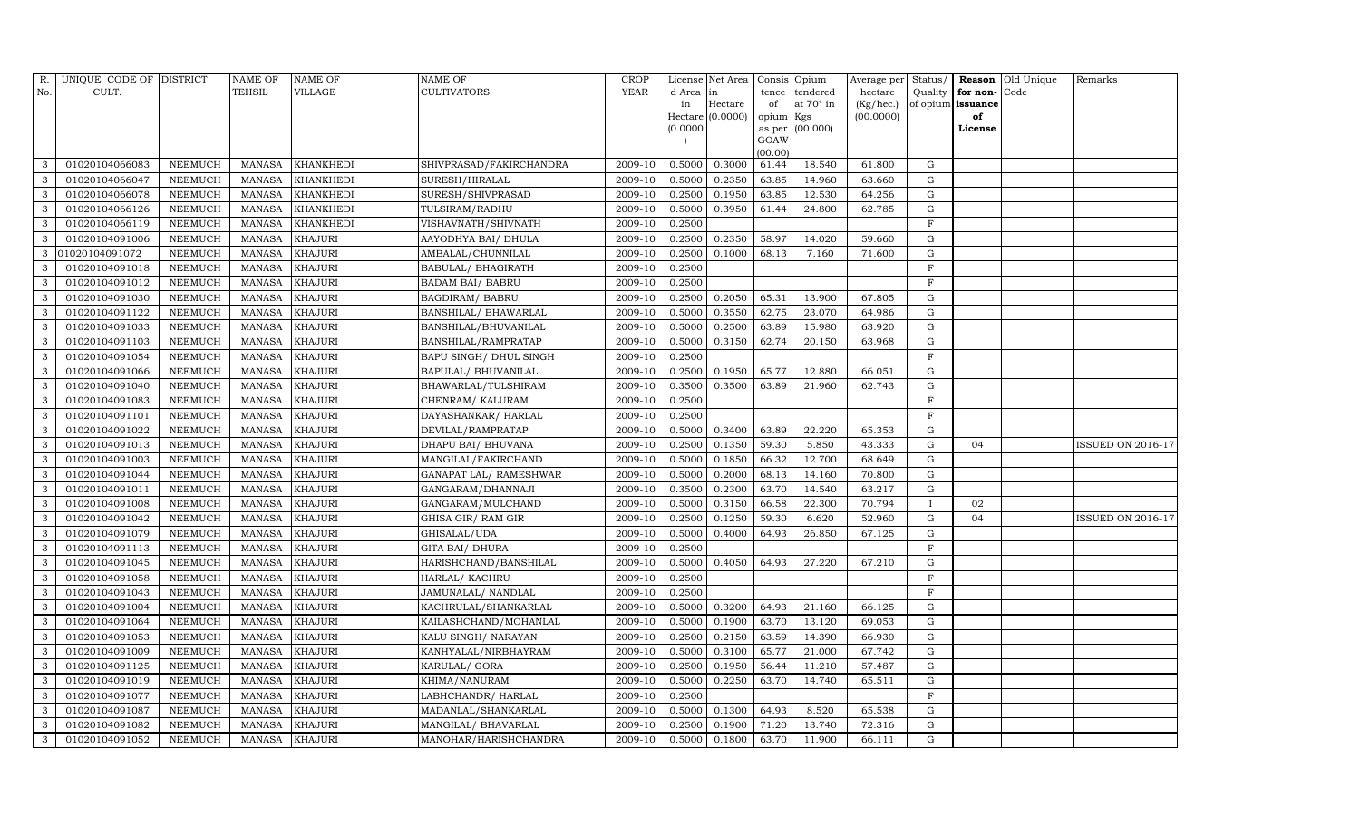| R. No. | UNIQUE CODE OF CULT. | DISTRICT | NAME OF TEHSIL | NAME OF VILLAGE | NAME OF CULTIVATORS | CROP YEAR | License d Area in Hectare (0.0000) | Net Area in Hectare (0.0000) | Consis tence of opium as per GOAW (00.00) | Opium tendered at 70° in Kgs (00.000) | Average per hectare (Kg/hec.) (00.0000) | Status/ Quality of opium | Reason for non-issuance of License | Old Unique Code | Remarks |
|---|---|---|---|---|---|---|---|---|---|---|---|---|---|---|---|
| 3 | 01020104066083 | NEEMUCH | MANASA | KHANKHEDI | SHIVPRASAD/FAKIRCHANDRA | 2009-10 | 0.5000 | 0.3000 | 61.44 | 18.540 | 61.800 | G | | | |
| 3 | 01020104066047 | NEEMUCH | MANASA | KHANKHEDI | SURESH/HIRALAL | 2009-10 | 0.5000 | 0.2350 | 63.85 | 14.960 | 63.660 | G | | | |
| 3 | 01020104066078 | NEEMUCH | MANASA | KHANKHEDI | SURESH/SHIVPRASAD | 2009-10 | 0.2500 | 0.1950 | 63.85 | 12.530 | 64.256 | G | | | |
| 3 | 01020104066126 | NEEMUCH | MANASA | KHANKHEDI | TULSIRAM/RADHU | 2009-10 | 0.5000 | 0.3950 | 61.44 | 24.800 | 62.785 | G | | | |
| 3 | 01020104066119 | NEEMUCH | MANASA | KHANKHEDI | VISHAVNATH/SHIVNATH | 2009-10 | 0.2500 | | | | | F | | | |
| 3 | 01020104091006 | NEEMUCH | MANASA | KHAJURI | AAYODHYA BAI/ DHULA | 2009-10 | 0.2500 | 0.2350 | 58.97 | 14.020 | 59.660 | G | | | |
| 3 | 01020104091072 | NEEMUCH | MANASA | KHAJURI | AMBALAL/CHUNNILAL | 2009-10 | 0.2500 | 0.1000 | 68.13 | 7.160 | 71.600 | G | | | |
| 3 | 01020104091018 | NEEMUCH | MANASA | KHAJURI | BABULAL/ BHAGIRATH | 2009-10 | 0.2500 | | | | | F | | | |
| 3 | 01020104091012 | NEEMUCH | MANASA | KHAJURI | BADAM BAI/ BABRU | 2009-10 | 0.2500 | | | | | F | | | |
| 3 | 01020104091030 | NEEMUCH | MANASA | KHAJURI | BAGDIRAM/ BABRU | 2009-10 | 0.2500 | 0.2050 | 65.31 | 13.900 | 67.805 | G | | | |
| 3 | 01020104091122 | NEEMUCH | MANASA | KHAJURI | BANSHILAL/ BHAWARLAL | 2009-10 | 0.5000 | 0.3550 | 62.75 | 23.070 | 64.986 | G | | | |
| 3 | 01020104091033 | NEEMUCH | MANASA | KHAJURI | BANSHILAL/BHUVANILAL | 2009-10 | 0.5000 | 0.2500 | 63.89 | 15.980 | 63.920 | G | | | |
| 3 | 01020104091103 | NEEMUCH | MANASA | KHAJURI | BANSHILAL/RAMPRATAP | 2009-10 | 0.5000 | 0.3150 | 62.74 | 20.150 | 63.968 | G | | | |
| 3 | 01020104091054 | NEEMUCH | MANASA | KHAJURI | BAPU SINGH/ DHUL SINGH | 2009-10 | 0.2500 | | | | | F | | | |
| 3 | 01020104091066 | NEEMUCH | MANASA | KHAJURI | BAPULAL/ BHUVANILAL | 2009-10 | 0.2500 | 0.1950 | 65.77 | 12.880 | 66.051 | G | | | |
| 3 | 01020104091040 | NEEMUCH | MANASA | KHAJURI | BHAWARLAL/TULSHIRAM | 2009-10 | 0.3500 | 0.3500 | 63.89 | 21.960 | 62.743 | G | | | |
| 3 | 01020104091083 | NEEMUCH | MANASA | KHAJURI | CHENRAM/ KALURAM | 2009-10 | 0.2500 | | | | | F | | | |
| 3 | 01020104091101 | NEEMUCH | MANASA | KHAJURI | DAYASHANKAR/ HARLAL | 2009-10 | 0.2500 | | | | | F | | | |
| 3 | 01020104091022 | NEEMUCH | MANASA | KHAJURI | DEVILAL/RAMPRATAP | 2009-10 | 0.5000 | 0.3400 | 63.89 | 22.220 | 65.353 | G | | | |
| 3 | 01020104091013 | NEEMUCH | MANASA | KHAJURI | DHAPU BAI/ BHUVANA | 2009-10 | 0.2500 | 0.1350 | 59.30 | 5.850 | 43.333 | G | 04 | | ISSUED ON 2016-17 |
| 3 | 01020104091003 | NEEMUCH | MANASA | KHAJURI | MANGILAL/FAKIRCHAND | 2009-10 | 0.5000 | 0.1850 | 66.32 | 12.700 | 68.649 | G | | | |
| 3 | 01020104091044 | NEEMUCH | MANASA | KHAJURI | GANAPAT LAL/ RAMESHWAR | 2009-10 | 0.5000 | 0.2000 | 68.13 | 14.160 | 70.800 | G | | | |
| 3 | 01020104091011 | NEEMUCH | MANASA | KHAJURI | GANGARAM/DHANNAJI | 2009-10 | 0.3500 | 0.2300 | 63.70 | 14.540 | 63.217 | G | | | |
| 3 | 01020104091008 | NEEMUCH | MANASA | KHAJURI | GANGARAM/MULCHAND | 2009-10 | 0.5000 | 0.3150 | 66.58 | 22.300 | 70.794 | I | 02 | | |
| 3 | 01020104091042 | NEEMUCH | MANASA | KHAJURI | GHISA GIR/ RAM GIR | 2009-10 | 0.2500 | 0.1250 | 59.30 | 6.620 | 52.960 | G | 04 | | ISSUED ON 2016-17 |
| 3 | 01020104091079 | NEEMUCH | MANASA | KHAJURI | GHISALAL/UDA | 2009-10 | 0.5000 | 0.4000 | 64.93 | 26.850 | 67.125 | G | | | |
| 3 | 01020104091113 | NEEMUCH | MANASA | KHAJURI | GITA BAI/ DHURA | 2009-10 | 0.2500 | | | | | F | | | |
| 3 | 01020104091045 | NEEMUCH | MANASA | KHAJURI | HARISHCHAND/BANSHILAL | 2009-10 | 0.5000 | 0.4050 | 64.93 | 27.220 | 67.210 | G | | | |
| 3 | 01020104091058 | NEEMUCH | MANASA | KHAJURI | HARLAL/ KACHRU | 2009-10 | 0.2500 | | | | | F | | | |
| 3 | 01020104091043 | NEEMUCH | MANASA | KHAJURI | JAMUNALAL/ NANDLAL | 2009-10 | 0.2500 | | | | | F | | | |
| 3 | 01020104091004 | NEEMUCH | MANASA | KHAJURI | KACHRULAL/SHANKARLAL | 2009-10 | 0.5000 | 0.3200 | 64.93 | 21.160 | 66.125 | G | | | |
| 3 | 01020104091064 | NEEMUCH | MANASA | KHAJURI | KAILASHCHAND/MOHANLAL | 2009-10 | 0.5000 | 0.1900 | 63.70 | 13.120 | 69.053 | G | | | |
| 3 | 01020104091053 | NEEMUCH | MANASA | KHAJURI | KALU SINGH/ NARAYAN | 2009-10 | 0.2500 | 0.2150 | 63.59 | 14.390 | 66.930 | G | | | |
| 3 | 01020104091009 | NEEMUCH | MANASA | KHAJURI | KANHYALAL/NIRBHAYRAM | 2009-10 | 0.5000 | 0.3100 | 65.77 | 21.000 | 67.742 | G | | | |
| 3 | 01020104091125 | NEEMUCH | MANASA | KHAJURI | KARULAL/ GORA | 2009-10 | 0.2500 | 0.1950 | 56.44 | 11.210 | 57.487 | G | | | |
| 3 | 01020104091019 | NEEMUCH | MANASA | KHAJURI | KHIMA/NANURAM | 2009-10 | 0.5000 | 0.2250 | 63.70 | 14.740 | 65.511 | G | | | |
| 3 | 01020104091077 | NEEMUCH | MANASA | KHAJURI | LABHCHANDR/ HARLAL | 2009-10 | 0.2500 | | | | | F | | | |
| 3 | 01020104091087 | NEEMUCH | MANASA | KHAJURI | MADANLAL/SHANKARLAL | 2009-10 | 0.5000 | 0.1300 | 64.93 | 8.520 | 65.538 | G | | | |
| 3 | 01020104091082 | NEEMUCH | MANASA | KHAJURI | MANGILAL/ BHAVARLAL | 2009-10 | 0.2500 | 0.1900 | 71.20 | 13.740 | 72.316 | G | | | |
| 3 | 01020104091052 | NEEMUCH | MANASA | KHAJURI | MANOHAR/HARISHCHANDRA | 2009-10 | 0.5000 | 0.1800 | 63.70 | 11.900 | 66.111 | G | | | |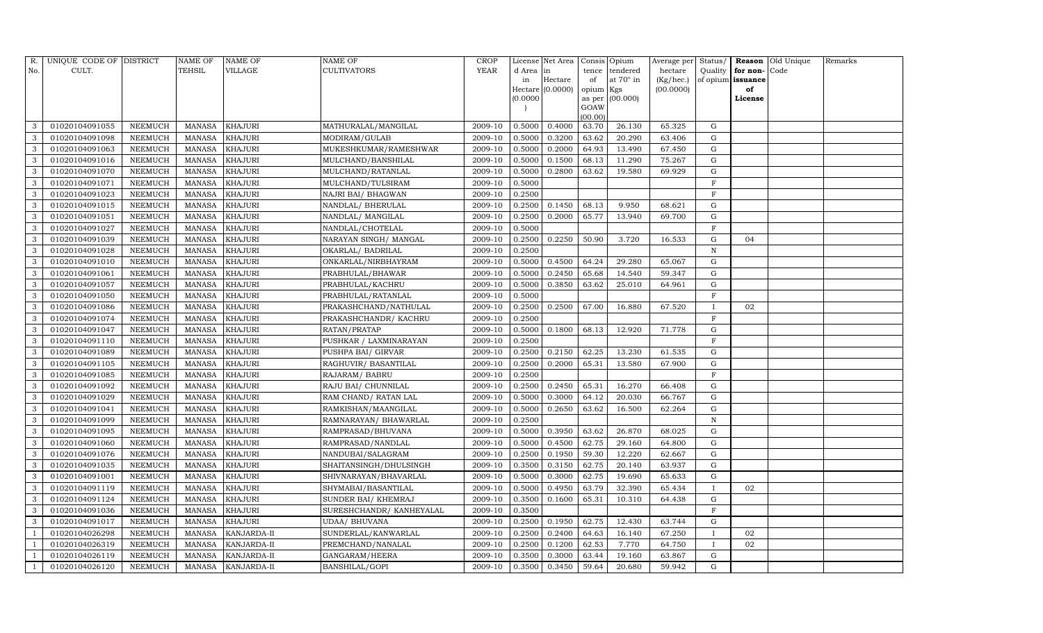| R. No. | UNIQUE CODE OF CULT. | DISTRICT | NAME OF TEHSIL | NAME OF VILLAGE | NAME OF CULTIVATORS | CROP YEAR | License d Area in Hectare (0.0000) | Net Area in Hectare (0.0000) | Consis tence of opium as per GOAW (00.00) | Opium tendered at 70° in Kgs (00.000) | Average per hectare (Kg/hec.) (00.0000) | Status/ Quality of opium | Reason for non-issuance of License | Old Unique Code | Remarks |
|---|---|---|---|---|---|---|---|---|---|---|---|---|---|---|---|
| 3 | 01020104091055 | NEEMUCH | MANASA | KHAJURI | MATHURALAL/MANGILAL | 2009-10 | 0.5000 | 0.4000 | 63.70 | 26.130 | 65.325 | G | | | |
| 3 | 01020104091098 | NEEMUCH | MANASA | KHAJURI | MODIRAM/GULAB | 2009-10 | 0.5000 | 0.3200 | 63.62 | 20.290 | 63.406 | G | | | |
| 3 | 01020104091063 | NEEMUCH | MANASA | KHAJURI | MUKESHKUMAR/RAMESHWAR | 2009-10 | 0.5000 | 0.2000 | 64.93 | 13.490 | 67.450 | G | | | |
| 3 | 01020104091016 | NEEMUCH | MANASA | KHAJURI | MULCHAND/BANSHILAL | 2009-10 | 0.5000 | 0.1500 | 68.13 | 11.290 | 75.267 | G | | | |
| 3 | 01020104091070 | NEEMUCH | MANASA | KHAJURI | MULCHAND/RATANLAL | 2009-10 | 0.5000 | 0.2800 | 63.62 | 19.580 | 69.929 | G | | | |
| 3 | 01020104091071 | NEEMUCH | MANASA | KHAJURI | MULCHAND/TULSIRAM | 2009-10 | 0.5000 | | | | | F | | | |
| 3 | 01020104091023 | NEEMUCH | MANASA | KHAJURI | NAJRI BAI/ BHAGWAN | 2009-10 | 0.2500 | | | | | F | | | |
| 3 | 01020104091015 | NEEMUCH | MANASA | KHAJURI | NANDLAL/ BHERULAL | 2009-10 | 0.2500 | 0.1450 | 68.13 | 9.950 | 68.621 | G | | | |
| 3 | 01020104091051 | NEEMUCH | MANASA | KHAJURI | NANDLAL/ MANGILAL | 2009-10 | 0.2500 | 0.2000 | 65.77 | 13.940 | 69.700 | G | | | |
| 3 | 01020104091027 | NEEMUCH | MANASA | KHAJURI | NANDLAL/CHOTELAL | 2009-10 | 0.5000 | | | | | F | | | |
| 3 | 01020104091039 | NEEMUCH | MANASA | KHAJURI | NARAYAN SINGH/ MANGAL | 2009-10 | 0.2500 | 0.2250 | 50.90 | 3.720 | 16.533 | G | 04 | | |
| 3 | 01020104091028 | NEEMUCH | MANASA | KHAJURI | OKARLAL/ BADRILAL | 2009-10 | 0.2500 | | | | | N | | | |
| 3 | 01020104091010 | NEEMUCH | MANASA | KHAJURI | ONKARLAL/NIRBHAYRAM | 2009-10 | 0.5000 | 0.4500 | 64.24 | 29.280 | 65.067 | G | | | |
| 3 | 01020104091061 | NEEMUCH | MANASA | KHAJURI | PRABHULAL/BHAWAR | 2009-10 | 0.5000 | 0.2450 | 65.68 | 14.540 | 59.347 | G | | | |
| 3 | 01020104091057 | NEEMUCH | MANASA | KHAJURI | PRABHULAL/KACHRU | 2009-10 | 0.5000 | 0.3850 | 63.62 | 25.010 | 64.961 | G | | | |
| 3 | 01020104091050 | NEEMUCH | MANASA | KHAJURI | PRABHULAL/RATANLAL | 2009-10 | 0.5000 | | | | | F | | | |
| 3 | 01020104091086 | NEEMUCH | MANASA | KHAJURI | PRAKASHCHAND/NATHULAL | 2009-10 | 0.2500 | 0.2500 | 67.00 | 16.880 | 67.520 | I | 02 | | |
| 3 | 01020104091074 | NEEMUCH | MANASA | KHAJURI | PRAKASHCHANDR/ KACHRU | 2009-10 | 0.2500 | | | | | F | | | |
| 3 | 01020104091047 | NEEMUCH | MANASA | KHAJURI | RATAN/PRATAP | 2009-10 | 0.5000 | 0.1800 | 68.13 | 12.920 | 71.778 | G | | | |
| 3 | 01020104091110 | NEEMUCH | MANASA | KHAJURI | PUSHKAR / LAXMINARAYAN | 2009-10 | 0.2500 | | | | | F | | | |
| 3 | 01020104091089 | NEEMUCH | MANASA | KHAJURI | PUSHPA BAI/ GIRVAR | 2009-10 | 0.2500 | 0.2150 | 62.25 | 13.230 | 61.535 | G | | | |
| 3 | 01020104091105 | NEEMUCH | MANASA | KHAJURI | RAGHUVIR/ BASANTILAL | 2009-10 | 0.2500 | 0.2000 | 65.31 | 13.580 | 67.900 | G | | | |
| 3 | 01020104091085 | NEEMUCH | MANASA | KHAJURI | RAJARAM/ BABRU | 2009-10 | 0.2500 | | | | | F | | | |
| 3 | 01020104091092 | NEEMUCH | MANASA | KHAJURI | RAJU BAI/ CHUNNILAL | 2009-10 | 0.2500 | 0.2450 | 65.31 | 16.270 | 66.408 | G | | | |
| 3 | 01020104091029 | NEEMUCH | MANASA | KHAJURI | RAM CHAND/ RATAN LAL | 2009-10 | 0.5000 | 0.3000 | 64.12 | 20.030 | 66.767 | G | | | |
| 3 | 01020104091041 | NEEMUCH | MANASA | KHAJURI | RAMKISHAN/MAANGILAL | 2009-10 | 0.5000 | 0.2650 | 63.62 | 16.500 | 62.264 | G | | | |
| 3 | 01020104091099 | NEEMUCH | MANASA | KHAJURI | RAMNARAYAN/ BHAWARLAL | 2009-10 | 0.2500 | | | | | N | | | |
| 3 | 01020104091095 | NEEMUCH | MANASA | KHAJURI | RAMPRASAD/BHUVANA | 2009-10 | 0.5000 | 0.3950 | 63.62 | 26.870 | 68.025 | G | | | |
| 3 | 01020104091060 | NEEMUCH | MANASA | KHAJURI | RAMPRASAD/NANDLAL | 2009-10 | 0.5000 | 0.4500 | 62.75 | 29.160 | 64.800 | G | | | |
| 3 | 01020104091076 | NEEMUCH | MANASA | KHAJURI | NANDUBAI/SALAGRAM | 2009-10 | 0.2500 | 0.1950 | 59.30 | 12.220 | 62.667 | G | | | |
| 3 | 01020104091035 | NEEMUCH | MANASA | KHAJURI | SHAITANSINGH/DHULSINGH | 2009-10 | 0.3500 | 0.3150 | 62.75 | 20.140 | 63.937 | G | | | |
| 3 | 01020104091001 | NEEMUCH | MANASA | KHAJURI | SHIVNARAYAN/BHAVARLAL | 2009-10 | 0.5000 | 0.3000 | 62.75 | 19.690 | 65.633 | G | | | |
| 3 | 01020104091119 | NEEMUCH | MANASA | KHAJURI | SHYMABAI/BASANTILAL | 2009-10 | 0.5000 | 0.4950 | 63.79 | 32.390 | 65.434 | I | 02 | | |
| 3 | 01020104091124 | NEEMUCH | MANASA | KHAJURI | SUNDER BAI/ KHEMRAJ | 2009-10 | 0.3500 | 0.1600 | 65.31 | 10.310 | 64.438 | G | | | |
| 3 | 01020104091036 | NEEMUCH | MANASA | KHAJURI | SURESHCHANDR/ KANHEYALAL | 2009-10 | 0.3500 | | | | | F | | | |
| 3 | 01020104091017 | NEEMUCH | MANASA | KHAJURI | UDAA/ BHUVANA | 2009-10 | 0.2500 | 0.1950 | 62.75 | 12.430 | 63.744 | G | | | |
| 1 | 01020104026298 | NEEMUCH | MANASA | KANJARDA-II | SUNDERLAL/KANWARLAL | 2009-10 | 0.2500 | 0.2400 | 64.63 | 16.140 | 67.250 | I | 02 | | |
| 1 | 01020104026319 | NEEMUCH | MANASA | KANJARDA-II | PREMCHAND/NANALAL | 2009-10 | 0.2500 | 0.1200 | 62.53 | 7.770 | 64.750 | I | 02 | | |
| 1 | 01020104026119 | NEEMUCH | MANASA | KANJARDA-II | GANGARAM/HEERA | 2009-10 | 0.3500 | 0.3000 | 63.44 | 19.160 | 63.867 | G | | | |
| 1 | 01020104026120 | NEEMUCH | MANASA | KANJARDA-II | BANSHILAL/GOPI | 2009-10 | 0.3500 | 0.3450 | 59.64 | 20.680 | 59.942 | G | | | |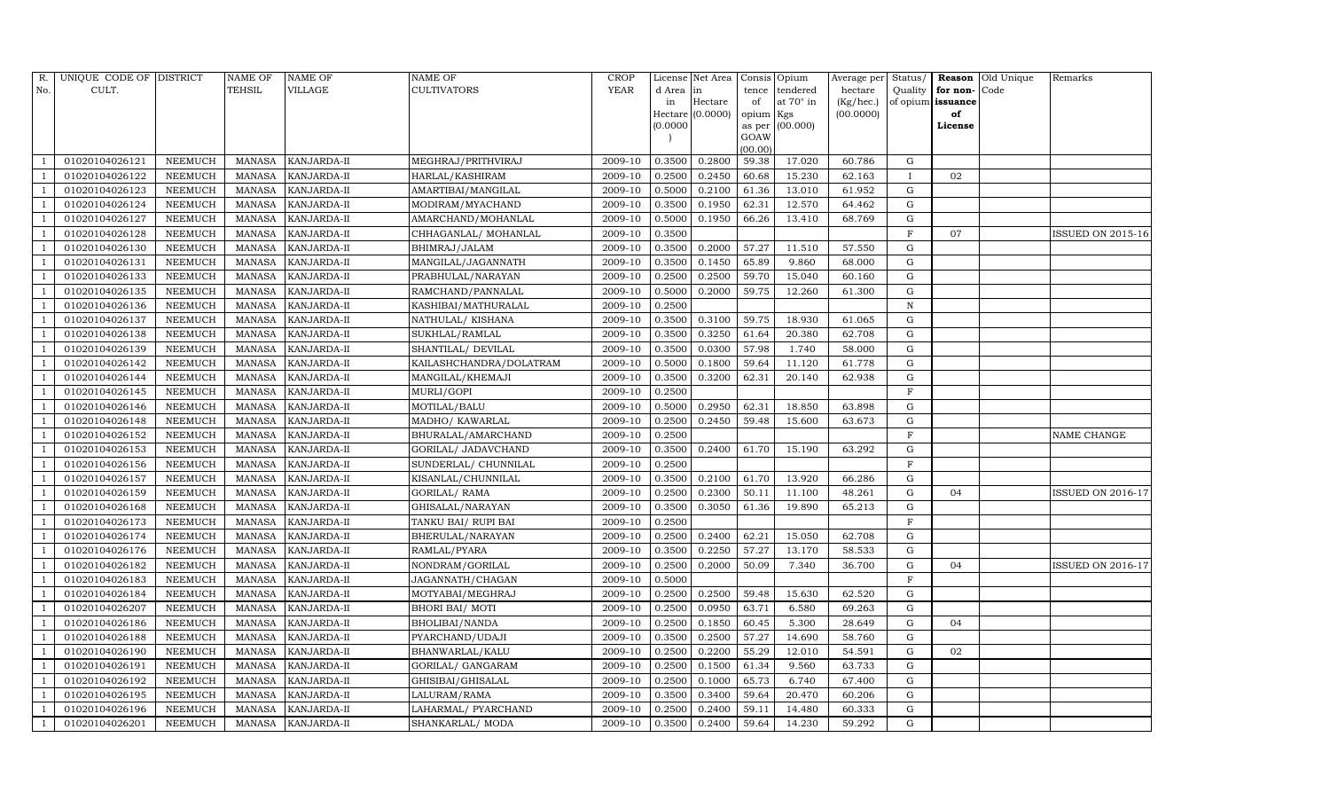| R. No. | UNIQUE CODE OF CULT. | DISTRICT | NAME OF TEHSIL | NAME OF VILLAGE | NAME OF CULTIVATORS | CROP YEAR | License d Area in Hectare (0.0000) | Net Area in Hectare (0.0000) | Consis tence of opium as per GOAW (00.00) | Opium tendered at 70° in Kgs (00.000) | Average per hectare (Kg/hec.) (00.0000) | Status/ Quality of opium | Reason for non-issuance of License | Old Unique Code | Remarks |
|---|---|---|---|---|---|---|---|---|---|---|---|---|---|---|---|
| 1 | 01020104026121 | NEEMUCH | MANASA | KANJARDA-II | MEGHRAJ/PRITHVIRAJ | 2009-10 | 0.3500 | 0.2800 | 59.38 | 17.020 | 60.786 | G | | | |
| 1 | 01020104026122 | NEEMUCH | MANASA | KANJARDA-II | HARLAL/KASHIRAM | 2009-10 | 0.2500 | 0.2450 | 60.68 | 15.230 | 62.163 | I | 02 | | |
| 1 | 01020104026123 | NEEMUCH | MANASA | KANJARDA-II | AMARTIBAI/MANGILAL | 2009-10 | 0.5000 | 0.2100 | 61.36 | 13.010 | 61.952 | G | | | |
| 1 | 01020104026124 | NEEMUCH | MANASA | KANJARDA-II | MODIRAM/MYACHAND | 2009-10 | 0.3500 | 0.1950 | 62.31 | 12.570 | 64.462 | G | | | |
| 1 | 01020104026127 | NEEMUCH | MANASA | KANJARDA-II | AMARCHAND/MOHANLAL | 2009-10 | 0.5000 | 0.1950 | 66.26 | 13.410 | 68.769 | G | | | |
| 1 | 01020104026128 | NEEMUCH | MANASA | KANJARDA-II | CHHAGANLAL/ MOHANLAL | 2009-10 | 0.3500 | | | | | F | 07 | | ISSUED ON 2015-16 |
| 1 | 01020104026130 | NEEMUCH | MANASA | KANJARDA-II | BHIMRAJ/JALAM | 2009-10 | 0.3500 | 0.2000 | 57.27 | 11.510 | 57.550 | G | | | |
| 1 | 01020104026131 | NEEMUCH | MANASA | KANJARDA-II | MANGILAL/JAGANNATH | 2009-10 | 0.3500 | 0.1450 | 65.89 | 9.860 | 68.000 | G | | | |
| 1 | 01020104026133 | NEEMUCH | MANASA | KANJARDA-II | PRABHULAL/NARAYAN | 2009-10 | 0.2500 | 0.2500 | 59.70 | 15.040 | 60.160 | G | | | |
| 1 | 01020104026135 | NEEMUCH | MANASA | KANJARDA-II | RAMCHAND/PANNALAL | 2009-10 | 0.5000 | 0.2000 | 59.75 | 12.260 | 61.300 | G | | | |
| 1 | 01020104026136 | NEEMUCH | MANASA | KANJARDA-II | KASHIBAI/MATHURALAL | 2009-10 | 0.2500 | | | | | N | | | |
| 1 | 01020104026137 | NEEMUCH | MANASA | KANJARDA-II | NATHULAL/ KISHANA | 2009-10 | 0.3500 | 0.3100 | 59.75 | 18.930 | 61.065 | G | | | |
| 1 | 01020104026138 | NEEMUCH | MANASA | KANJARDA-II | SUKHLAL/RAMLAL | 2009-10 | 0.3500 | 0.3250 | 61.64 | 20.380 | 62.708 | G | | | |
| 1 | 01020104026139 | NEEMUCH | MANASA | KANJARDA-II | SHANTILAL/ DEVILAL | 2009-10 | 0.3500 | 0.0300 | 57.98 | 1.740 | 58.000 | G | | | |
| 1 | 01020104026142 | NEEMUCH | MANASA | KANJARDA-II | KAILASHCHANDRA/DOLATRAM | 2009-10 | 0.5000 | 0.1800 | 59.64 | 11.120 | 61.778 | G | | | |
| 1 | 01020104026144 | NEEMUCH | MANASA | KANJARDA-II | MANGILAL/KHEMAJI | 2009-10 | 0.3500 | 0.3200 | 62.31 | 20.140 | 62.938 | G | | | |
| 1 | 01020104026145 | NEEMUCH | MANASA | KANJARDA-II | MURLI/GOPI | 2009-10 | 0.2500 | | | | | F | | | |
| 1 | 01020104026146 | NEEMUCH | MANASA | KANJARDA-II | MOTILAL/BALU | 2009-10 | 0.5000 | 0.2950 | 62.31 | 18.850 | 63.898 | G | | | |
| 1 | 01020104026148 | NEEMUCH | MANASA | KANJARDA-II | MADHO/ KAWARLAL | 2009-10 | 0.2500 | 0.2450 | 59.48 | 15.600 | 63.673 | G | | | |
| 1 | 01020104026152 | NEEMUCH | MANASA | KANJARDA-II | BHURALAL/AMARCHAND | 2009-10 | 0.2500 | | | | | F | | | NAME CHANGE |
| 1 | 01020104026153 | NEEMUCH | MANASA | KANJARDA-II | GORILAL/ JADAVCHAND | 2009-10 | 0.3500 | 0.2400 | 61.70 | 15.190 | 63.292 | G | | | |
| 1 | 01020104026156 | NEEMUCH | MANASA | KANJARDA-II | SUNDERLAL/ CHUNNILAL | 2009-10 | 0.2500 | | | | | F | | | |
| 1 | 01020104026157 | NEEMUCH | MANASA | KANJARDA-II | KISANLAL/CHUNNILAL | 2009-10 | 0.3500 | 0.2100 | 61.70 | 13.920 | 66.286 | G | | | |
| 1 | 01020104026159 | NEEMUCH | MANASA | KANJARDA-II | GORILAL/ RAMA | 2009-10 | 0.2500 | 0.2300 | 50.11 | 11.100 | 48.261 | G | 04 | | ISSUED ON 2016-17 |
| 1 | 01020104026168 | NEEMUCH | MANASA | KANJARDA-II | GHISALAL/NARAYAN | 2009-10 | 0.3500 | 0.3050 | 61.36 | 19.890 | 65.213 | G | | | |
| 1 | 01020104026173 | NEEMUCH | MANASA | KANJARDA-II | TANKU BAI/ RUPI BAI | 2009-10 | 0.2500 | | | | | F | | | |
| 1 | 01020104026174 | NEEMUCH | MANASA | KANJARDA-II | BHERULAL/NARAYAN | 2009-10 | 0.2500 | 0.2400 | 62.21 | 15.050 | 62.708 | G | | | |
| 1 | 01020104026176 | NEEMUCH | MANASA | KANJARDA-II | RAMLAL/PYARA | 2009-10 | 0.3500 | 0.2250 | 57.27 | 13.170 | 58.533 | G | | | |
| 1 | 01020104026182 | NEEMUCH | MANASA | KANJARDA-II | NONDRAM/GORILAL | 2009-10 | 0.2500 | 0.2000 | 50.09 | 7.340 | 36.700 | G | 04 | | ISSUED ON 2016-17 |
| 1 | 01020104026183 | NEEMUCH | MANASA | KANJARDA-II | JAGANNATH/CHAGAN | 2009-10 | 0.5000 | | | | | F | | | |
| 1 | 01020104026184 | NEEMUCH | MANASA | KANJARDA-II | MOTYABAI/MEGHRAJ | 2009-10 | 0.2500 | 0.2500 | 59.48 | 15.630 | 62.520 | G | | | |
| 1 | 01020104026207 | NEEMUCH | MANASA | KANJARDA-II | BHORI BAI/ MOTI | 2009-10 | 0.2500 | 0.0950 | 63.71 | 6.580 | 69.263 | G | | | |
| 1 | 01020104026186 | NEEMUCH | MANASA | KANJARDA-II | BHOLIBAI/NANDA | 2009-10 | 0.2500 | 0.1850 | 60.45 | 5.300 | 28.649 | G | 04 | | |
| 1 | 01020104026188 | NEEMUCH | MANASA | KANJARDA-II | PYARCHAND/UDAJI | 2009-10 | 0.3500 | 0.2500 | 57.27 | 14.690 | 58.760 | G | | | |
| 1 | 01020104026190 | NEEMUCH | MANASA | KANJARDA-II | BHANWARLAL/KALU | 2009-10 | 0.2500 | 0.2200 | 55.29 | 12.010 | 54.591 | G | 02 | | |
| 1 | 01020104026191 | NEEMUCH | MANASA | KANJARDA-II | GORILAL/ GANGARAM | 2009-10 | 0.2500 | 0.1500 | 61.34 | 9.560 | 63.733 | G | | | |
| 1 | 01020104026192 | NEEMUCH | MANASA | KANJARDA-II | GHISIBAI/GHISALAL | 2009-10 | 0.2500 | 0.1000 | 65.73 | 6.740 | 67.400 | G | | | |
| 1 | 01020104026195 | NEEMUCH | MANASA | KANJARDA-II | LALURAM/RAMA | 2009-10 | 0.3500 | 0.3400 | 59.64 | 20.470 | 60.206 | G | | | |
| 1 | 01020104026196 | NEEMUCH | MANASA | KANJARDA-II | LAHARMAL/ PYARCHAND | 2009-10 | 0.2500 | 0.2400 | 59.11 | 14.480 | 60.333 | G | | | |
| 1 | 01020104026201 | NEEMUCH | MANASA | KANJARDA-II | SHANKARLAL/ MODA | 2009-10 | 0.3500 | 0.2400 | 59.64 | 14.230 | 59.292 | G | | | |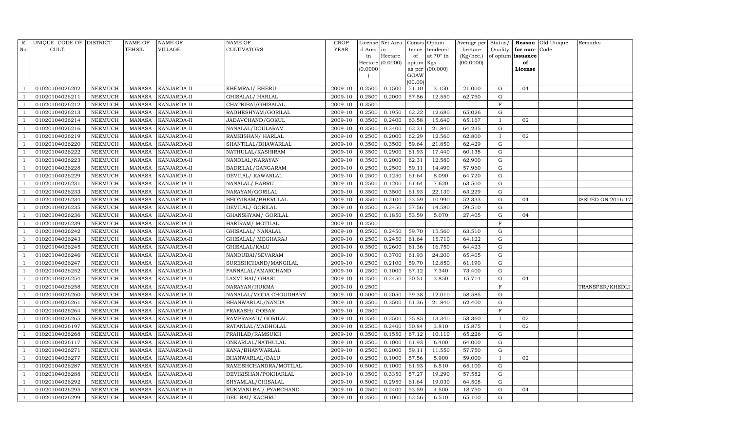| R. No. | UNIQUE CODE OF CULT. | DISTRICT | NAME OF TEHSIL | NAME OF VILLAGE | NAME OF CULTIVATORS | CROP YEAR | License d Area in Hectare (0.0000) | Net Area in Hectare (0.0000) | Consis tence of opium as per GOAW (00.00) | Opium tendered at 70° in Kgs (00.000) | Average per hectare (Kg/hec.) (00.0000) | Status/ Quality of opium | Reason for non-issuance of License | Old Unique Code | Remarks |
|---|---|---|---|---|---|---|---|---|---|---|---|---|---|---|---|
| 1 | 01020104026202 | NEEMUCH | MANASA | KANJARDA-II | KHEMRAJ/ BHERU | 2009-10 | 0.2500 | 0.1500 | 51.10 | 3.150 | 21.000 | G | 04 | | |
| 1 | 01020104026211 | NEEMUCH | MANASA | KANJARDA-II | GHISALAL/ HARLAL | 2009-10 | 0.2500 | 0.2000 | 57.56 | 12.550 | 62.750 | G | | | |
| 1 | 01020104026212 | NEEMUCH | MANASA | KANJARDA-II | CHATRIBAI/GHISALAL | 2009-10 | 0.3500 | | | | | F | | | |
| 1 | 01020104026213 | NEEMUCH | MANASA | KANJARDA-II | RADHESHYAM/GORILAL | 2009-10 | 0.2500 | 0.1950 | 62.22 | 12.680 | 65.026 | G | | | |
| 1 | 01020104026214 | NEEMUCH | MANASA | KANJARDA-II | JADAVCHAND/GOKUL | 2009-10 | 0.3500 | 0.2400 | 63.58 | 15.640 | 65.167 | I | 02 | | |
| 1 | 01020104026216 | NEEMUCH | MANASA | KANJARDA-II | NANALAL/DOULARAM | 2009-10 | 0.3500 | 0.3400 | 62.31 | 21.840 | 64.235 | G | | | |
| 1 | 01020104026219 | NEEMUCH | MANASA | KANJARDA-II | RAMKISHAN/ HARLAL | 2009-10 | 0.2500 | 0.2000 | 62.29 | 12.560 | 62.800 | I | 02 | | |
| 1 | 01020104026220 | NEEMUCH | MANASA | KANJARDA-II | SHANTILAL/BHAWARLAL | 2009-10 | 0.3500 | 0.3500 | 59.64 | 21.850 | 62.429 | G | | | |
| 1 | 01020104026222 | NEEMUCH | MANASA | KANJARDA-II | NATHULAL/KASHIRAM | 2009-10 | 0.3500 | 0.2900 | 61.93 | 17.440 | 60.138 | G | | | |
| 1 | 01020104026223 | NEEMUCH | MANASA | KANJARDA-II | NANDLAL/NARAYAN | 2009-10 | 0.3500 | 0.2000 | 62.31 | 12.580 | 62.900 | G | | | |
| 1 | 01020104026228 | NEEMUCH | MANASA | KANJARDA-II | BADRILAL/GANGARAM | 2009-10 | 0.2500 | 0.2500 | 59.11 | 14.490 | 57.960 | G | | | |
| 1 | 01020104026229 | NEEMUCH | MANASA | KANJARDA-II | DEVILAL/ KAWARLAL | 2009-10 | 0.2500 | 0.1250 | 61.64 | 8.090 | 64.720 | G | | | |
| 1 | 01020104026231 | NEEMUCH | MANASA | KANJARDA-II | NANALAL/ BABRU | 2009-10 | 0.2500 | 0.1200 | 61.64 | 7.620 | 63.500 | G | | | |
| 1 | 01020104026233 | NEEMUCH | MANASA | KANJARDA-II | NARAYAN/GORILAL | 2009-10 | 0.3500 | 0.3500 | 61.93 | 22.130 | 63.229 | G | | | |
| 1 | 01020104026234 | NEEMUCH | MANASA | KANJARDA-II | BHONIRAM/BHERULAL | 2009-10 | 0.3500 | 0.2100 | 53.59 | 10.990 | 52.333 | G | 04 | | ISSUED ON 2016-17 |
| 1 | 01020104026235 | NEEMUCH | MANASA | KANJARDA-II | DEVILAL/ GORILAL | 2009-10 | 0.2500 | 0.2450 | 57.56 | 14.580 | 59.510 | G | | | |
| 1 | 01020104026236 | NEEMUCH | MANASA | KANJARDA-II | GHANSHYAM/ GORILAL | 2009-10 | 0.2500 | 0.1850 | 53.59 | 5.070 | 27.405 | G | 04 | | |
| 1 | 01020104026239 | NEEMUCH | MANASA | KANJARDA-II | HARIRAM/ MOTILAL | 2009-10 | 0.2500 | | | | | F | | | |
| 1 | 01020104026242 | NEEMUCH | MANASA | KANJARDA-II | GHISALAL/ NANALAL | 2009-10 | 0.2500 | 0.2450 | 59.70 | 15.560 | 63.510 | G | | | |
| 1 | 01020104026243 | NEEMUCH | MANASA | KANJARDA-II | GHISALAL/ MEGHARAJ | 2009-10 | 0.2500 | 0.2450 | 61.64 | 15.710 | 64.122 | G | | | |
| 1 | 01020104026245 | NEEMUCH | MANASA | KANJARDA-II | GHISALAL/KALU | 2009-10 | 0.3500 | 0.2600 | 61.36 | 16.750 | 64.423 | G | | | |
| 1 | 01020104026246 | NEEMUCH | MANASA | KANJARDA-II | NANDUBAI/SEVARAM | 2009-10 | 0.5000 | 0.3700 | 61.93 | 24.200 | 65.405 | G | | | |
| 1 | 01020104026247 | NEEMUCH | MANASA | KANJARDA-II | SURESHCHAND/MANGILAL | 2009-10 | 0.2500 | 0.2100 | 59.70 | 12.850 | 61.190 | G | | | |
| 1 | 01020104026252 | NEEMUCH | MANASA | KANJARDA-II | PANNALAL/AMARCHAND | 2009-10 | 0.2500 | 0.1000 | 67.12 | 7.340 | 73.400 | G | | | |
| 1 | 01020104026254 | NEEMUCH | MANASA | KANJARDA-II | LAXMI BAI/ GHASI | 2009-10 | 0.2500 | 0.2450 | 50.51 | 3.850 | 15.714 | G | 04 | | |
| 1 | 01020104026258 | NEEMUCH | MANASA | KANJARDA-II | NARAYAN/HUKMA | 2009-10 | 0.2500 | | | | | F | | | TRANSFER/KHEDLI |
| 1 | 01020104026260 | NEEMUCH | MANASA | KANJARDA-II | NANALAL/MODA CHOUDHARY | 2009-10 | 0.5000 | 0.2050 | 59.38 | 12.010 | 58.585 | G | | | |
| 1 | 01020104026261 | NEEMUCH | MANASA | KANJARDA-II | BHANWARLAL/NANDA | 2009-10 | 0.3500 | 0.3500 | 61.36 | 21.840 | 62.400 | G | | | |
| 1 | 01020104026264 | NEEMUCH | MANASA | KANJARDA-II | PRAKASH/ GOBAR | 2009-10 | 0.2500 | | | | | F | | | |
| 1 | 01020104026265 | NEEMUCH | MANASA | KANJARDA-II | RAMPRASAD/ GORILAL | 2009-10 | 0.2500 | 0.2500 | 55.85 | 13.340 | 53.360 | I | 02 | | |
| 1 | 01020104026197 | NEEMUCH | MANASA | KANJARDA-II | RATANLAL/MADHOLAL | 2009-10 | 0.2500 | 0.2400 | 50.84 | 3.810 | 15.875 | I | 02 | | |
| 1 | 01020104026268 | NEEMUCH | MANASA | KANJARDA-II | PRAHLAD/RAMSUKH | 2009-10 | 0.3500 | 0.1550 | 67.12 | 10.110 | 65.226 | G | | | |
| 1 | 01020104026117 | NEEMUCH | MANASA | KANJARDA-II | ONKARLAL/NATHULAL | 2009-10 | 0.3500 | 0.1000 | 61.93 | 6.400 | 64.000 | G | | | |
| 1 | 01020104026271 | NEEMUCH | MANASA | KANJARDA-II | KANA/BHANWARLAL | 2009-10 | 0.2500 | 0.2000 | 59.11 | 11.550 | 57.750 | G | | | |
| 1 | 01020104026277 | NEEMUCH | MANASA | KANJARDA-II | BHANWARLAL/BALU | 2009-10 | 0.2500 | 0.1000 | 57.56 | 5.900 | 59.000 | I | 02 | | |
| 1 | 01020104026287 | NEEMUCH | MANASA | KANJARDA-II | RAMESHCHANDRA/MOTILAL | 2009-10 | 0.5000 | 0.1000 | 61.93 | 6.510 | 65.100 | G | | | |
| 1 | 01020104026288 | NEEMUCH | MANASA | KANJARDA-II | DEVIKISHAN/POKHARLAL | 2009-10 | 0.3500 | 0.3350 | 57.27 | 19.290 | 57.582 | G | | | |
| 1 | 01020104026292 | NEEMUCH | MANASA | KANJARDA-II | SHYAMLAL/GHISALAL | 2009-10 | 0.5000 | 0.2950 | 61.64 | 19.030 | 64.508 | G | | | |
| 1 | 01020104026295 | NEEMUCH | MANASA | KANJARDA-II | RUKMANI BAI/ PYARCHAND | 2009-10 | 0.2500 | 0.2400 | 53.59 | 4.500 | 18.750 | G | 04 | | |
| 1 | 01020104026299 | NEEMUCH | MANASA | KANJARDA-II | DEU BAI/ KACHRU | 2009-10 | 0.2500 | 0.1000 | 62.56 | 6.510 | 65.100 | G | | | |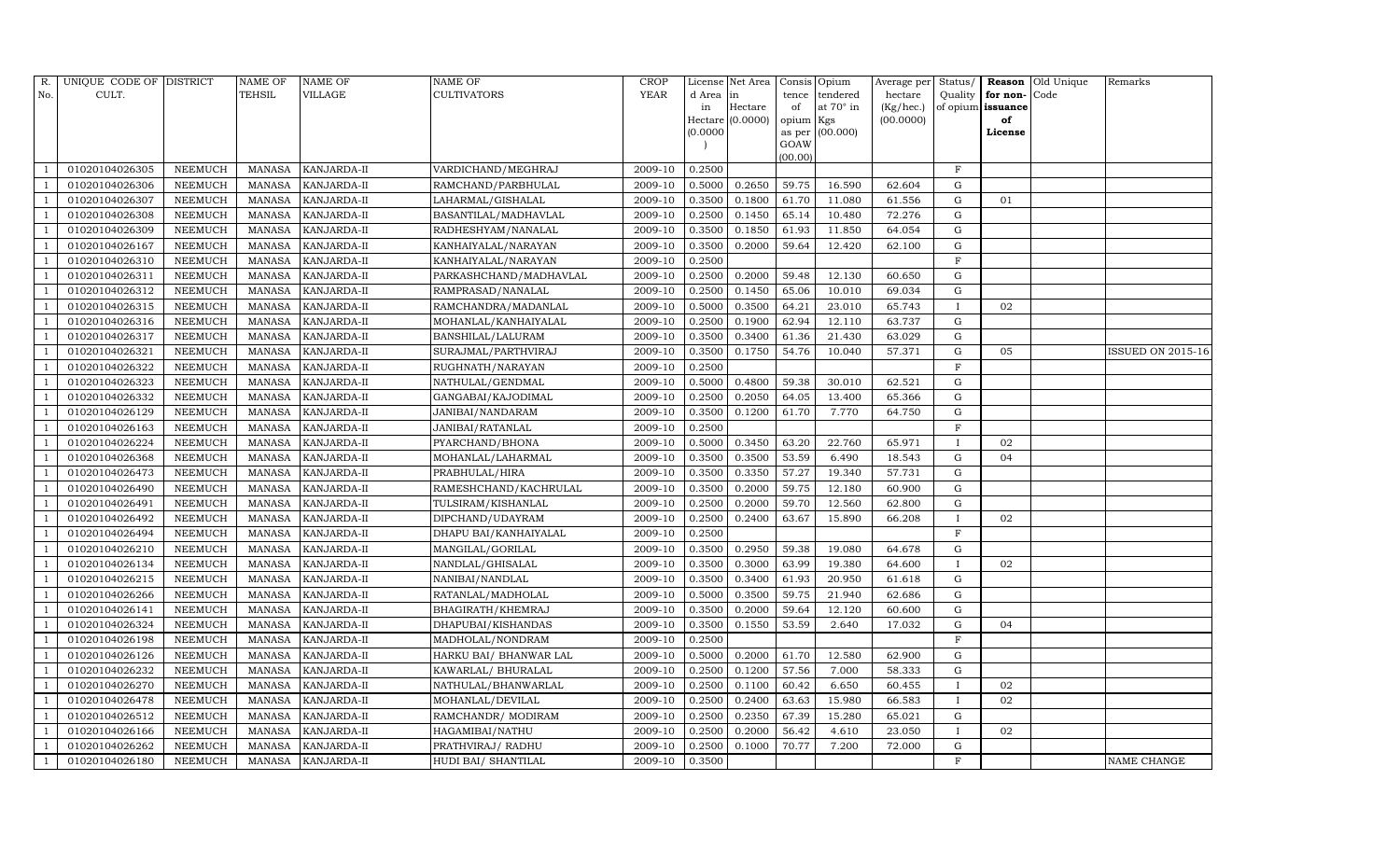| R. No. | UNIQUE CODE OF CULT. | DISTRICT | NAME OF TEHSIL | NAME OF VILLAGE | NAME OF CULTIVATORS | CROP YEAR | License d Area in Hectare (0.0000) | Net Area in Hectare (0.0000) | Consis tence of opium as per GOAW (00.00) | Opium tendered at 70° in Kgs (00.000) | Average per hectare (Kg/hec.) (00.0000) | Status/ Quality of opium | Reason for non-issuance of License | Old Unique Code | Remarks |
|---|---|---|---|---|---|---|---|---|---|---|---|---|---|---|---|
| 1 | 01020104026305 | NEEMUCH | MANASA | KANJARDA-II | VARDICHAND/MEGHRAJ | 2009-10 | 0.2500 | | | | | F | | | |
| 1 | 01020104026306 | NEEMUCH | MANASA | KANJARDA-II | RAMCHAND/PARBHULAL | 2009-10 | 0.5000 | 0.2650 | 59.75 | 16.590 | 62.604 | G | | | |
| 1 | 01020104026307 | NEEMUCH | MANASA | KANJARDA-II | LAHARMAL/GISHALAL | 2009-10 | 0.3500 | 0.1800 | 61.70 | 11.080 | 61.556 | G | 01 | | |
| 1 | 01020104026308 | NEEMUCH | MANASA | KANJARDA-II | BASANTILAL/MADHAVLAL | 2009-10 | 0.2500 | 0.1450 | 65.14 | 10.480 | 72.276 | G | | | |
| 1 | 01020104026309 | NEEMUCH | MANASA | KANJARDA-II | RADHESHYAM/NANALAL | 2009-10 | 0.3500 | 0.1850 | 61.93 | 11.850 | 64.054 | G | | | |
| 1 | 01020104026167 | NEEMUCH | MANASA | KANJARDA-II | KANHAIYALAL/NARAYAN | 2009-10 | 0.3500 | 0.2000 | 59.64 | 12.420 | 62.100 | G | | | |
| 1 | 01020104026310 | NEEMUCH | MANASA | KANJARDA-II | KANHAIYALAL/NARAYAN | 2009-10 | 0.2500 | | | | | F | | | |
| 1 | 01020104026311 | NEEMUCH | MANASA | KANJARDA-II | PARKASHCHAND/MADHAVLAL | 2009-10 | 0.2500 | 0.2000 | 59.48 | 12.130 | 60.650 | G | | | |
| 1 | 01020104026312 | NEEMUCH | MANASA | KANJARDA-II | RAMPRASAD/NANALAL | 2009-10 | 0.2500 | 0.1450 | 65.06 | 10.010 | 69.034 | G | | | |
| 1 | 01020104026315 | NEEMUCH | MANASA | KANJARDA-II | RAMCHANDRA/MADANLAL | 2009-10 | 0.5000 | 0.3500 | 64.21 | 23.010 | 65.743 | I | 02 | | |
| 1 | 01020104026316 | NEEMUCH | MANASA | KANJARDA-II | MOHANLAL/KANHAIYALAL | 2009-10 | 0.2500 | 0.1900 | 62.94 | 12.110 | 63.737 | G | | | |
| 1 | 01020104026317 | NEEMUCH | MANASA | KANJARDA-II | BANSHILAL/LALURAM | 2009-10 | 0.3500 | 0.3400 | 61.36 | 21.430 | 63.029 | G | | | |
| 1 | 01020104026321 | NEEMUCH | MANASA | KANJARDA-II | SURAJMAL/PARTHVIRAJ | 2009-10 | 0.3500 | 0.1750 | 54.76 | 10.040 | 57.371 | G | 05 | | ISSUED ON 2015-16 |
| 1 | 01020104026322 | NEEMUCH | MANASA | KANJARDA-II | RUGHNATH/NARAYAN | 2009-10 | 0.2500 | | | | | F | | | |
| 1 | 01020104026323 | NEEMUCH | MANASA | KANJARDA-II | NATHULAL/GENDMAL | 2009-10 | 0.5000 | 0.4800 | 59.38 | 30.010 | 62.521 | G | | | |
| 1 | 01020104026332 | NEEMUCH | MANASA | KANJARDA-II | GANGABAI/KAJODIMAL | 2009-10 | 0.2500 | 0.2050 | 64.05 | 13.400 | 65.366 | G | | | |
| 1 | 01020104026129 | NEEMUCH | MANASA | KANJARDA-II | JANIBAI/NANDARAM | 2009-10 | 0.3500 | 0.1200 | 61.70 | 7.770 | 64.750 | G | | | |
| 1 | 01020104026163 | NEEMUCH | MANASA | KANJARDA-II | JANIBAI/RATANLAL | 2009-10 | 0.2500 | | | | | F | | | |
| 1 | 01020104026224 | NEEMUCH | MANASA | KANJARDA-II | PYARCHAND/BHONA | 2009-10 | 0.5000 | 0.3450 | 63.20 | 22.760 | 65.971 | I | 02 | | |
| 1 | 01020104026368 | NEEMUCH | MANASA | KANJARDA-II | MOHANLAL/LAHARMAL | 2009-10 | 0.3500 | 0.3500 | 53.59 | 6.490 | 18.543 | G | 04 | | |
| 1 | 01020104026473 | NEEMUCH | MANASA | KANJARDA-II | PRABHULAL/HIRA | 2009-10 | 0.3500 | 0.3350 | 57.27 | 19.340 | 57.731 | G | | | |
| 1 | 01020104026490 | NEEMUCH | MANASA | KANJARDA-II | RAMESHCHAND/KACHRULAL | 2009-10 | 0.3500 | 0.2000 | 59.75 | 12.180 | 60.900 | G | | | |
| 1 | 01020104026491 | NEEMUCH | MANASA | KANJARDA-II | TULSIRAM/KISHANLAL | 2009-10 | 0.2500 | 0.2000 | 59.70 | 12.560 | 62.800 | G | | | |
| 1 | 01020104026492 | NEEMUCH | MANASA | KANJARDA-II | DIPCHAND/UDAYRAM | 2009-10 | 0.2500 | 0.2400 | 63.67 | 15.890 | 66.208 | I | 02 | | |
| 1 | 01020104026494 | NEEMUCH | MANASA | KANJARDA-II | DHAPU BAI/KANHAIYALAL | 2009-10 | 0.2500 | | | | | F | | | |
| 1 | 01020104026210 | NEEMUCH | MANASA | KANJARDA-II | MANGILAL/GORILAL | 2009-10 | 0.3500 | 0.2950 | 59.38 | 19.080 | 64.678 | G | | | |
| 1 | 01020104026134 | NEEMUCH | MANASA | KANJARDA-II | NANDLAL/GHISALAL | 2009-10 | 0.3500 | 0.3000 | 63.99 | 19.380 | 64.600 | I | 02 | | |
| 1 | 01020104026215 | NEEMUCH | MANASA | KANJARDA-II | NANIBAI/NANDLAL | 2009-10 | 0.3500 | 0.3400 | 61.93 | 20.950 | 61.618 | G | | | |
| 1 | 01020104026266 | NEEMUCH | MANASA | KANJARDA-II | RATANLAL/MADHOLAL | 2009-10 | 0.5000 | 0.3500 | 59.75 | 21.940 | 62.686 | G | | | |
| 1 | 01020104026141 | NEEMUCH | MANASA | KANJARDA-II | BHAGIRATH/KHEMRAJ | 2009-10 | 0.3500 | 0.2000 | 59.64 | 12.120 | 60.600 | G | | | |
| 1 | 01020104026324 | NEEMUCH | MANASA | KANJARDA-II | DHAPUBAI/KISHANDAS | 2009-10 | 0.3500 | 0.1550 | 53.59 | 2.640 | 17.032 | G | 04 | | |
| 1 | 01020104026198 | NEEMUCH | MANASA | KANJARDA-II | MADHOLAL/NONDRAM | 2009-10 | 0.2500 | | | | | F | | | |
| 1 | 01020104026126 | NEEMUCH | MANASA | KANJARDA-II | HARKU BAI/ BHANWAR LAL | 2009-10 | 0.5000 | 0.2000 | 61.70 | 12.580 | 62.900 | G | | | |
| 1 | 01020104026232 | NEEMUCH | MANASA | KANJARDA-II | KAWARLAL/ BHURALAL | 2009-10 | 0.2500 | 0.1200 | 57.56 | 7.000 | 58.333 | G | | | |
| 1 | 01020104026270 | NEEMUCH | MANASA | KANJARDA-II | NATHULAL/BHANWARLAL | 2009-10 | 0.2500 | 0.1100 | 60.42 | 6.650 | 60.455 | I | 02 | | |
| 1 | 01020104026478 | NEEMUCH | MANASA | KANJARDA-II | MOHANLAL/DEVILAL | 2009-10 | 0.2500 | 0.2400 | 63.63 | 15.980 | 66.583 | I | 02 | | |
| 1 | 01020104026512 | NEEMUCH | MANASA | KANJARDA-II | RAMCHANDR/ MODIRAM | 2009-10 | 0.2500 | 0.2350 | 67.39 | 15.280 | 65.021 | G | | | |
| 1 | 01020104026166 | NEEMUCH | MANASA | KANJARDA-II | HAGAMIBAI/NATHU | 2009-10 | 0.2500 | 0.2000 | 56.42 | 4.610 | 23.050 | I | 02 | | |
| 1 | 01020104026262 | NEEMUCH | MANASA | KANJARDA-II | PRATHVIRAJ/ RADHU | 2009-10 | 0.2500 | 0.1000 | 70.77 | 7.200 | 72.000 | G | | | |
| 1 | 01020104026180 | NEEMUCH | MANASA | KANJARDA-II | HUDI BAI/ SHANTILAL | 2009-10 | 0.3500 | | | | | F | | | NAME CHANGE |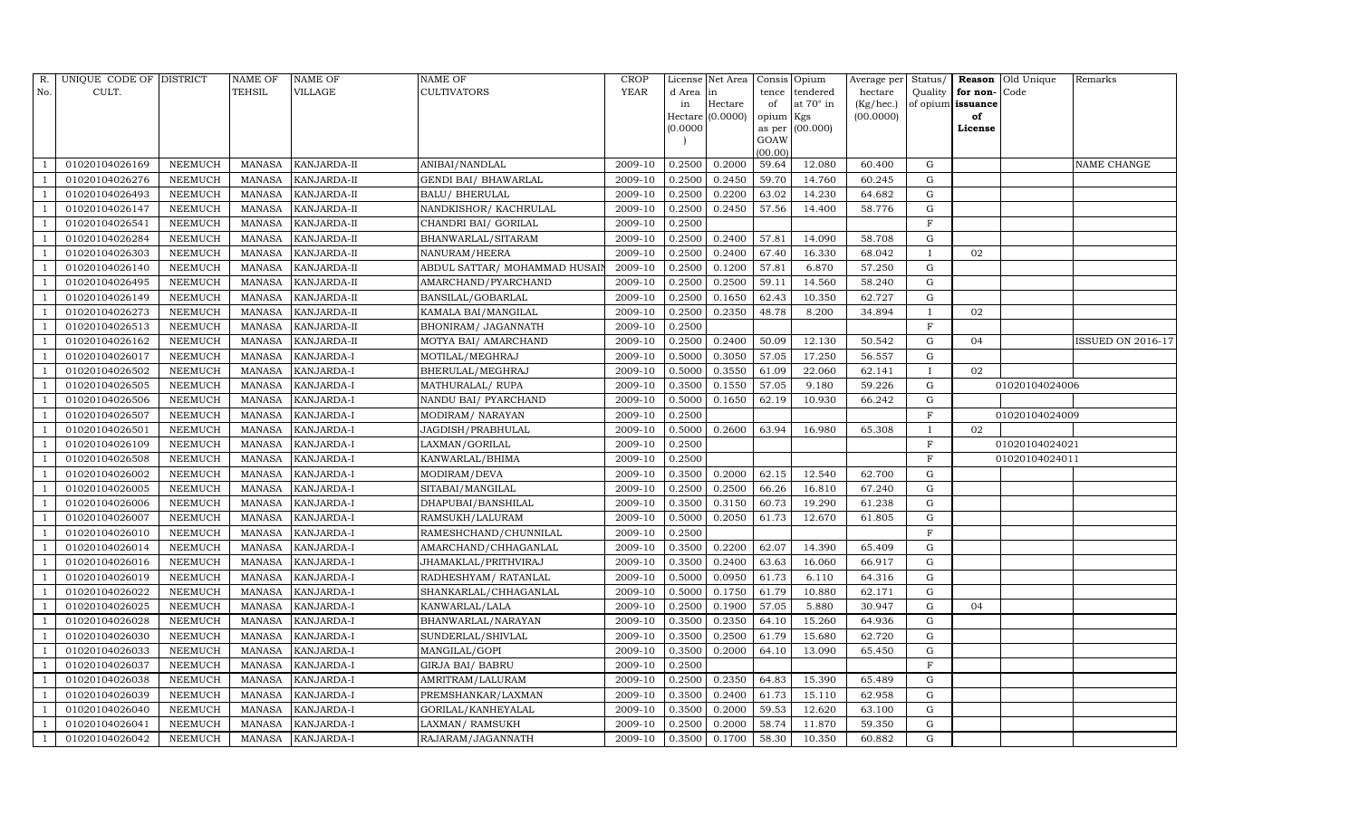| R. No. | UNIQUE CODE OF CULT. | DISTRICT | NAME OF TEHSIL | NAME OF VILLAGE | NAME OF CULTIVATORS | CROP YEAR | License d Area in Hectare (0.0000) | Net Area in Hectare (0.0000) | Consis tence of opium as per GOAW (00.00) | Opium tendered at 70° in Kgs (00.000) | Average per hectare (Kg/hec.) (00.0000) | Status/ Quality of opium | Reason for non-issuance of License | Old Unique Code | Remarks |
|---|---|---|---|---|---|---|---|---|---|---|---|---|---|---|---|
| 1 | 01020104026169 | NEEMUCH | MANASA | KANJARDA-II | ANIBAI/NANDLAL | 2009-10 | 0.2500 | 0.2000 | 59.64 | 12.080 | 60.400 | G | | | NAME CHANGE |
| 1 | 01020104026276 | NEEMUCH | MANASA | KANJARDA-II | GENDI BAI/ BHAWARLAL | 2009-10 | 0.2500 | 0.2450 | 59.70 | 14.760 | 60.245 | G | | | |
| 1 | 01020104026493 | NEEMUCH | MANASA | KANJARDA-II | BALU/ BHERULAL | 2009-10 | 0.2500 | 0.2200 | 63.02 | 14.230 | 64.682 | G | | | |
| 1 | 01020104026147 | NEEMUCH | MANASA | KANJARDA-II | NANDKISHOR/ KACHRULAL | 2009-10 | 0.2500 | 0.2450 | 57.56 | 14.400 | 58.776 | G | | | |
| 1 | 01020104026541 | NEEMUCH | MANASA | KANJARDA-II | CHANDRI BAI/ GORILAL | 2009-10 | 0.2500 | | | | | F | | | |
| 1 | 01020104026284 | NEEMUCH | MANASA | KANJARDA-II | BHANWARLAL/SITARAM | 2009-10 | 0.2500 | 0.2400 | 57.81 | 14.090 | 58.708 | G | | | |
| 1 | 01020104026303 | NEEMUCH | MANASA | KANJARDA-II | NANURAM/HEERA | 2009-10 | 0.2500 | 0.2400 | 67.40 | 16.330 | 68.042 | I | 02 | | |
| 1 | 01020104026140 | NEEMUCH | MANASA | KANJARDA-II | ABDUL SATTAR/ MOHAMMAD HUSAIN | 2009-10 | 0.2500 | 0.1200 | 57.81 | 6.870 | 57.250 | G | | | |
| 1 | 01020104026495 | NEEMUCH | MANASA | KANJARDA-II | AMARCHAND/PYARCHAND | 2009-10 | 0.2500 | 0.2500 | 59.11 | 14.560 | 58.240 | G | | | |
| 1 | 01020104026149 | NEEMUCH | MANASA | KANJARDA-II | BANSILAL/GOBARLAL | 2009-10 | 0.2500 | 0.1650 | 62.43 | 10.350 | 62.727 | G | | | |
| 1 | 01020104026273 | NEEMUCH | MANASA | KANJARDA-II | KAMALA BAI/MANGILAL | 2009-10 | 0.2500 | 0.2350 | 48.78 | 8.200 | 34.894 | I | 02 | | |
| 1 | 01020104026513 | NEEMUCH | MANASA | KANJARDA-II | BHONIRAM/ JAGANNATH | 2009-10 | 0.2500 | | | | | F | | | |
| 1 | 01020104026162 | NEEMUCH | MANASA | KANJARDA-II | MOTYA BAI/ AMARCHAND | 2009-10 | 0.2500 | 0.2400 | 50.09 | 12.130 | 50.542 | G | 04 | | ISSUED ON 2016-17 |
| 1 | 01020104026017 | NEEMUCH | MANASA | KANJARDA-I | MOTILAL/MEGHRAJ | 2009-10 | 0.5000 | 0.3050 | 57.05 | 17.250 | 56.557 | G | | | |
| 1 | 01020104026502 | NEEMUCH | MANASA | KANJARDA-I | BHERULAL/MEGHRAJ | 2009-10 | 0.5000 | 0.3550 | 61.09 | 22.060 | 62.141 | I | 02 | | |
| 1 | 01020104026505 | NEEMUCH | MANASA | KANJARDA-I | MATHURALAL/ RUPA | 2009-10 | 0.3500 | 0.1550 | 57.05 | 9.180 | 59.226 | G | | 01020104024006 | |
| 1 | 01020104026506 | NEEMUCH | MANASA | KANJARDA-I | NANDU BAI/ PYARCHAND | 2009-10 | 0.5000 | 0.1650 | 62.19 | 10.930 | 66.242 | G | | | |
| 1 | 01020104026507 | NEEMUCH | MANASA | KANJARDA-I | MODIRAM/ NARAYAN | 2009-10 | 0.2500 | | | | | F | | 01020104024009 | |
| 1 | 01020104026501 | NEEMUCH | MANASA | KANJARDA-I | JAGDISH/PRABHULAL | 2009-10 | 0.5000 | 0.2600 | 63.94 | 16.980 | 65.308 | I | 02 | | |
| 1 | 01020104026109 | NEEMUCH | MANASA | KANJARDA-I | LAXMAN/GORILAL | 2009-10 | 0.2500 | | | | | F | | 01020104024021 | |
| 1 | 01020104026508 | NEEMUCH | MANASA | KANJARDA-I | KANWARLAL/BHIMA | 2009-10 | 0.2500 | | | | | F | | 01020104024011 | |
| 1 | 01020104026002 | NEEMUCH | MANASA | KANJARDA-I | MODIRAM/DEVA | 2009-10 | 0.3500 | 0.2000 | 62.15 | 12.540 | 62.700 | G | | | |
| 1 | 01020104026005 | NEEMUCH | MANASA | KANJARDA-I | SITABAI/MANGILAL | 2009-10 | 0.2500 | 0.2500 | 66.26 | 16.810 | 67.240 | G | | | |
| 1 | 01020104026006 | NEEMUCH | MANASA | KANJARDA-I | DHAPUBAI/BANSHILAL | 2009-10 | 0.3500 | 0.3150 | 60.73 | 19.290 | 61.238 | G | | | |
| 1 | 01020104026007 | NEEMUCH | MANASA | KANJARDA-I | RAMSUKH/LALURAM | 2009-10 | 0.5000 | 0.2050 | 61.73 | 12.670 | 61.805 | G | | | |
| 1 | 01020104026010 | NEEMUCH | MANASA | KANJARDA-I | RAMESHCHAND/CHUNNILAL | 2009-10 | 0.2500 | | | | | F | | | |
| 1 | 01020104026014 | NEEMUCH | MANASA | KANJARDA-I | AMARCHAND/CHHAGANLAL | 2009-10 | 0.3500 | 0.2200 | 62.07 | 14.390 | 65.409 | G | | | |
| 1 | 01020104026016 | NEEMUCH | MANASA | KANJARDA-I | JHAMAKLAL/PRITHVIRAJ | 2009-10 | 0.3500 | 0.2400 | 63.63 | 16.060 | 66.917 | G | | | |
| 1 | 01020104026019 | NEEMUCH | MANASA | KANJARDA-I | RADHESHYAM/ RATANLAL | 2009-10 | 0.5000 | 0.0950 | 61.73 | 6.110 | 64.316 | G | | | |
| 1 | 01020104026022 | NEEMUCH | MANASA | KANJARDA-I | SHANKARLAL/CHHAGANLAL | 2009-10 | 0.5000 | 0.1750 | 61.79 | 10.880 | 62.171 | G | | | |
| 1 | 01020104026025 | NEEMUCH | MANASA | KANJARDA-I | KANWARLAL/LALA | 2009-10 | 0.2500 | 0.1900 | 57.05 | 5.880 | 30.947 | G | 04 | | |
| 1 | 01020104026028 | NEEMUCH | MANASA | KANJARDA-I | BHANWARLAL/NARAYAN | 2009-10 | 0.3500 | 0.2350 | 64.10 | 15.260 | 64.936 | G | | | |
| 1 | 01020104026030 | NEEMUCH | MANASA | KANJARDA-I | SUNDERLAL/SHIVLAL | 2009-10 | 0.3500 | 0.2500 | 61.79 | 15.680 | 62.720 | G | | | |
| 1 | 01020104026033 | NEEMUCH | MANASA | KANJARDA-I | MANGILAL/GOPI | 2009-10 | 0.3500 | 0.2000 | 64.10 | 13.090 | 65.450 | G | | | |
| 1 | 01020104026037 | NEEMUCH | MANASA | KANJARDA-I | GIRJA BAI/ BABRU | 2009-10 | 0.2500 | | | | | F | | | |
| 1 | 01020104026038 | NEEMUCH | MANASA | KANJARDA-I | AMRITRAM/LALURAM | 2009-10 | 0.2500 | 0.2350 | 64.83 | 15.390 | 65.489 | G | | | |
| 1 | 01020104026039 | NEEMUCH | MANASA | KANJARDA-I | PREMSHANKAR/LAXMAN | 2009-10 | 0.3500 | 0.2400 | 61.73 | 15.110 | 62.958 | G | | | |
| 1 | 01020104026040 | NEEMUCH | MANASA | KANJARDA-I | GORILAL/KANHEYALAL | 2009-10 | 0.3500 | 0.2000 | 59.53 | 12.620 | 63.100 | G | | | |
| 1 | 01020104026041 | NEEMUCH | MANASA | KANJARDA-I | LAXMAN/ RAMSUKH | 2009-10 | 0.2500 | 0.2000 | 58.74 | 11.870 | 59.350 | G | | | |
| 1 | 01020104026042 | NEEMUCH | MANASA | KANJARDA-I | RAJARAM/JAGANNATH | 2009-10 | 0.3500 | 0.1700 | 58.30 | 10.350 | 60.882 | G | | | |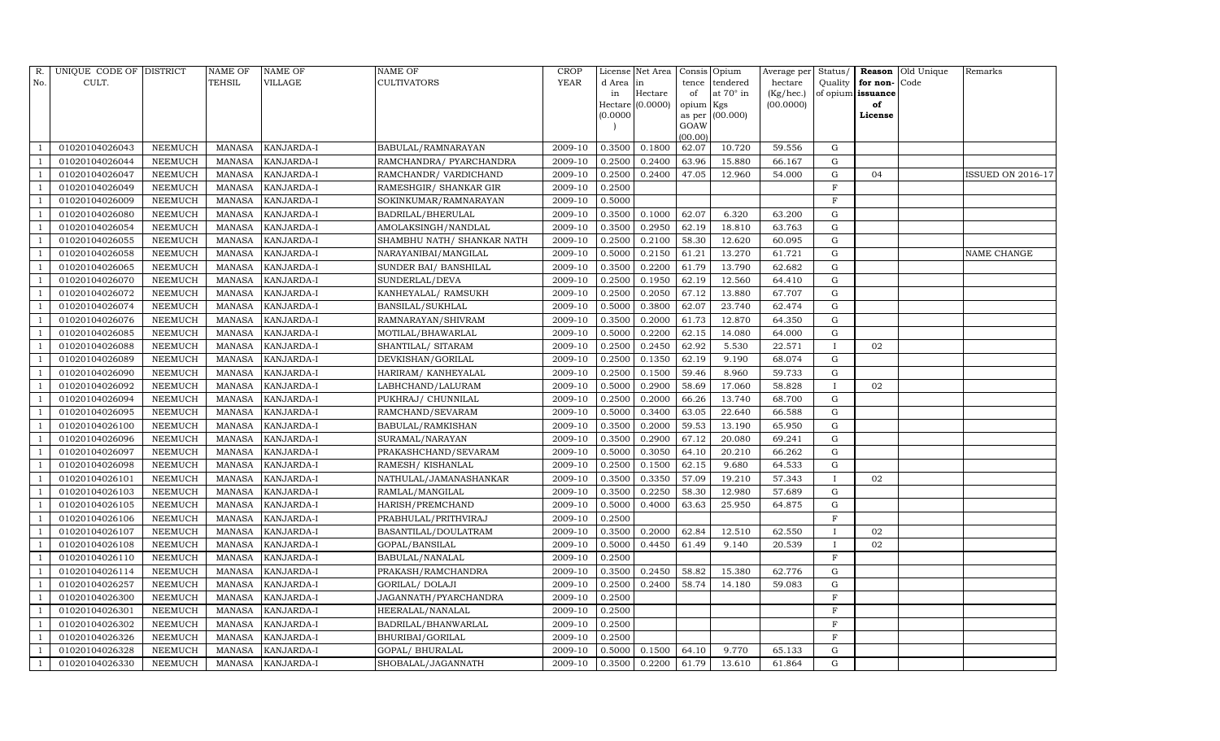| R. No. | UNIQUE CODE OF CULT. | DISTRICT | NAME OF TEHSIL | NAME OF VILLAGE | NAME OF CULTIVATORS | CROP YEAR | License d Area in Hectare (0.0000) | Net Area in Hectare (0.0000) | Consis tence of opium as per GOAW (00.00) | Opium tendered at 70° in Kgs (00.000) | Average per hectare (Kg/hec.) (00.0000) | Status/ Quality of opium | Reason for non-issuance of License | Old Unique Code | Remarks |
|---|---|---|---|---|---|---|---|---|---|---|---|---|---|---|---|
| 1 | 01020104026043 | NEEMUCH | MANASA | KANJARDA-I | BABULAL/RAMNARAYAN | 2009-10 | 0.3500 | 0.1800 | 62.07 | 10.720 | 59.556 | G | | | |
| 1 | 01020104026044 | NEEMUCH | MANASA | KANJARDA-I | RAMCHANDRA/ PYARCHANDRA | 2009-10 | 0.2500 | 0.2400 | 63.96 | 15.880 | 66.167 | G | | | |
| 1 | 01020104026047 | NEEMUCH | MANASA | KANJARDA-I | RAMCHANDR/ VARDICHAND | 2009-10 | 0.2500 | 0.2400 | 47.05 | 12.960 | 54.000 | G | 04 | | ISSUED ON 2016-17 |
| 1 | 01020104026049 | NEEMUCH | MANASA | KANJARDA-I | RAMESHGIR/ SHANKAR GIR | 2009-10 | 0.2500 | | | | | F | | | |
| 1 | 01020104026009 | NEEMUCH | MANASA | KANJARDA-I | SOKINKUMAR/RAMNARAYAN | 2009-10 | 0.5000 | | | | | F | | | |
| 1 | 01020104026080 | NEEMUCH | MANASA | KANJARDA-I | BADRILAL/BHERULAL | 2009-10 | 0.3500 | 0.1000 | 62.07 | 6.320 | 63.200 | G | | | |
| 1 | 01020104026054 | NEEMUCH | MANASA | KANJARDA-I | AMOLAKSINGH/NANDLAL | 2009-10 | 0.3500 | 0.2950 | 62.19 | 18.810 | 63.763 | G | | | |
| 1 | 01020104026055 | NEEMUCH | MANASA | KANJARDA-I | SHAMBHU NATH/ SHANKAR NATH | 2009-10 | 0.2500 | 0.2100 | 58.30 | 12.620 | 60.095 | G | | | |
| 1 | 01020104026058 | NEEMUCH | MANASA | KANJARDA-I | NARAYANIBAI/MANGILAL | 2009-10 | 0.5000 | 0.2150 | 61.21 | 13.270 | 61.721 | G | | | NAME CHANGE |
| 1 | 01020104026065 | NEEMUCH | MANASA | KANJARDA-I | SUNDER BAI/ BANSHILAL | 2009-10 | 0.3500 | 0.2200 | 61.79 | 13.790 | 62.682 | G | | | |
| 1 | 01020104026070 | NEEMUCH | MANASA | KANJARDA-I | SUNDERLAL/DEVA | 2009-10 | 0.2500 | 0.1950 | 62.19 | 12.560 | 64.410 | G | | | |
| 1 | 01020104026072 | NEEMUCH | MANASA | KANJARDA-I | KANHEYALAL/ RAMSUKH | 2009-10 | 0.2500 | 0.2050 | 67.12 | 13.880 | 67.707 | G | | | |
| 1 | 01020104026074 | NEEMUCH | MANASA | KANJARDA-I | BANSILAL/SUKHLAL | 2009-10 | 0.5000 | 0.3800 | 62.07 | 23.740 | 62.474 | G | | | |
| 1 | 01020104026076 | NEEMUCH | MANASA | KANJARDA-I | RAMNARAYAN/SHIVRAM | 2009-10 | 0.3500 | 0.2000 | 61.73 | 12.870 | 64.350 | G | | | |
| 1 | 01020104026085 | NEEMUCH | MANASA | KANJARDA-I | MOTILAL/BHAWARLAL | 2009-10 | 0.5000 | 0.2200 | 62.15 | 14.080 | 64.000 | G | | | |
| 1 | 01020104026088 | NEEMUCH | MANASA | KANJARDA-I | SHANTILAL/ SITARAM | 2009-10 | 0.2500 | 0.2450 | 62.92 | 5.530 | 22.571 | I | 02 | | |
| 1 | 01020104026089 | NEEMUCH | MANASA | KANJARDA-I | DEVKISHAN/GORILAL | 2009-10 | 0.2500 | 0.1350 | 62.19 | 9.190 | 68.074 | G | | | |
| 1 | 01020104026090 | NEEMUCH | MANASA | KANJARDA-I | HARIRAM/ KANHEYALAL | 2009-10 | 0.2500 | 0.1500 | 59.46 | 8.960 | 59.733 | G | | | |
| 1 | 01020104026092 | NEEMUCH | MANASA | KANJARDA-I | LABHCHAND/LALURAM | 2009-10 | 0.5000 | 0.2900 | 58.69 | 17.060 | 58.828 | I | 02 | | |
| 1 | 01020104026094 | NEEMUCH | MANASA | KANJARDA-I | PUKHRAJ/ CHUNNILAL | 2009-10 | 0.2500 | 0.2000 | 66.26 | 13.740 | 68.700 | G | | | |
| 1 | 01020104026095 | NEEMUCH | MANASA | KANJARDA-I | RAMCHAND/SEVARAM | 2009-10 | 0.5000 | 0.3400 | 63.05 | 22.640 | 66.588 | G | | | |
| 1 | 01020104026100 | NEEMUCH | MANASA | KANJARDA-I | BABULAL/RAMKISHAN | 2009-10 | 0.3500 | 0.2000 | 59.53 | 13.190 | 65.950 | G | | | |
| 1 | 01020104026096 | NEEMUCH | MANASA | KANJARDA-I | SURAMAL/NARAYAN | 2009-10 | 0.3500 | 0.2900 | 67.12 | 20.080 | 69.241 | G | | | |
| 1 | 01020104026097 | NEEMUCH | MANASA | KANJARDA-I | PRAKASHCHAND/SEVARAM | 2009-10 | 0.5000 | 0.3050 | 64.10 | 20.210 | 66.262 | G | | | |
| 1 | 01020104026098 | NEEMUCH | MANASA | KANJARDA-I | RAMESH/ KISHANLAL | 2009-10 | 0.2500 | 0.1500 | 62.15 | 9.680 | 64.533 | G | | | |
| 1 | 01020104026101 | NEEMUCH | MANASA | KANJARDA-I | NATHULAL/JAMANASHANKAR | 2009-10 | 0.3500 | 0.3350 | 57.09 | 19.210 | 57.343 | I | 02 | | |
| 1 | 01020104026103 | NEEMUCH | MANASA | KANJARDA-I | RAMLAL/MANGILAL | 2009-10 | 0.3500 | 0.2250 | 58.30 | 12.980 | 57.689 | G | | | |
| 1 | 01020104026105 | NEEMUCH | MANASA | KANJARDA-I | HARISH/PREMCHAND | 2009-10 | 0.5000 | 0.4000 | 63.63 | 25.950 | 64.875 | G | | | |
| 1 | 01020104026106 | NEEMUCH | MANASA | KANJARDA-I | PRABHULAL/PRITHVIRAJ | 2009-10 | 0.2500 | | | | | F | | | |
| 1 | 01020104026107 | NEEMUCH | MANASA | KANJARDA-I | BASANTILAL/DOULATRAM | 2009-10 | 0.3500 | 0.2000 | 62.84 | 12.510 | 62.550 | I | 02 | | |
| 1 | 01020104026108 | NEEMUCH | MANASA | KANJARDA-I | GOPAL/BANSILAL | 2009-10 | 0.5000 | 0.4450 | 61.49 | 9.140 | 20.539 | I | 02 | | |
| 1 | 01020104026110 | NEEMUCH | MANASA | KANJARDA-I | BABULAL/NANALAL | 2009-10 | 0.2500 | | | | | F | | | |
| 1 | 01020104026114 | NEEMUCH | MANASA | KANJARDA-I | PRAKASH/RAMCHANDRA | 2009-10 | 0.3500 | 0.2450 | 58.82 | 15.380 | 62.776 | G | | | |
| 1 | 01020104026257 | NEEMUCH | MANASA | KANJARDA-I | GORILAL/ DOLAJI | 2009-10 | 0.2500 | 0.2400 | 58.74 | 14.180 | 59.083 | G | | | |
| 1 | 01020104026300 | NEEMUCH | MANASA | KANJARDA-I | JAGANNATH/PYARCHANDRA | 2009-10 | 0.2500 | | | | | F | | | |
| 1 | 01020104026301 | NEEMUCH | MANASA | KANJARDA-I | HEERALAL/NANALAL | 2009-10 | 0.2500 | | | | | F | | | |
| 1 | 01020104026302 | NEEMUCH | MANASA | KANJARDA-I | BADRILAL/BHANWARLAL | 2009-10 | 0.2500 | | | | | F | | | |
| 1 | 01020104026326 | NEEMUCH | MANASA | KANJARDA-I | BHURIBAI/GORILAL | 2009-10 | 0.2500 | | | | | F | | | |
| 1 | 01020104026328 | NEEMUCH | MANASA | KANJARDA-I | GOPAL/ BHURALAL | 2009-10 | 0.5000 | 0.1500 | 64.10 | 9.770 | 65.133 | G | | | |
| 1 | 01020104026330 | NEEMUCH | MANASA | KANJARDA-I | SHOBALAL/JAGANNATH | 2009-10 | 0.3500 | 0.2200 | 61.79 | 13.610 | 61.864 | G | | | |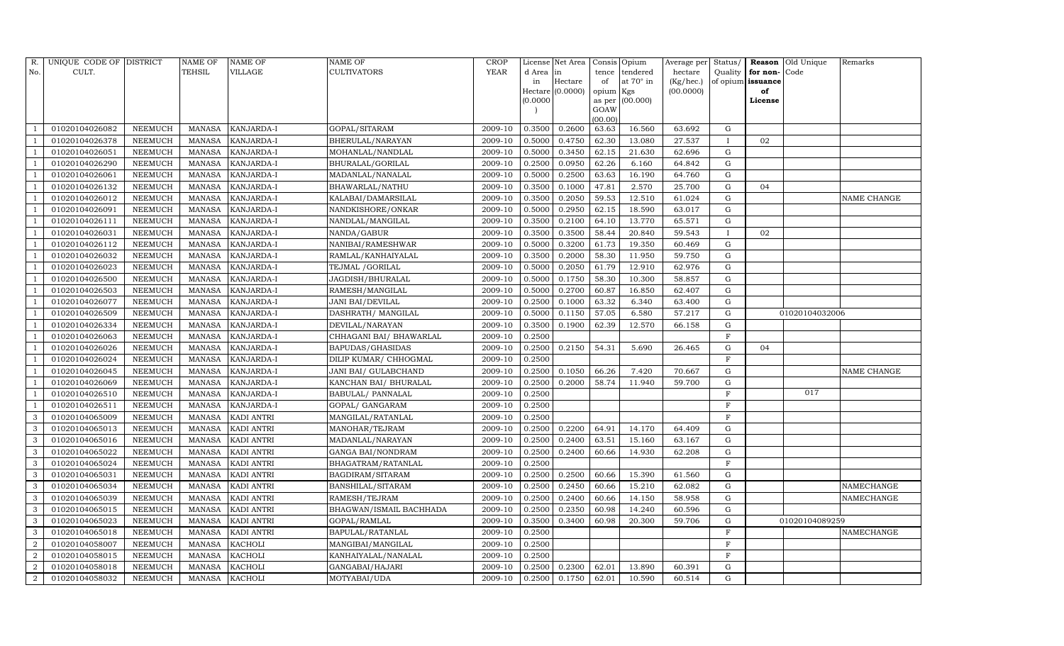| R. No. | UNIQUE CODE OF CULT. | DISTRICT | NAME OF TEHSIL | NAME OF VILLAGE | NAME OF CULTIVATORS | CROP YEAR | License d Area in Hectare (0.0000) | Net Area in Hectare (0.0000) | Consis tence of opium as per GOAW (00.00) | Opium tendered at 70° in Kgs (00.000) | Average per hectare (Kg/hec.) (00.0000) | Status/ Quality of opium | Reason for non-issuance of License | Old Unique Code | Remarks |
|---|---|---|---|---|---|---|---|---|---|---|---|---|---|---|---|
| 1 | 01020104026082 | NEEMUCH | MANASA | KANJARDA-I | GOPAL/SITARAM | 2009-10 | 0.3500 | 0.2600 | 63.63 | 16.560 | 63.692 | G | | | |
| 1 | 01020104026378 | NEEMUCH | MANASA | KANJARDA-I | BHERULAL/NARAYAN | 2009-10 | 0.5000 | 0.4750 | 62.30 | 13.080 | 27.537 | I | 02 | | |
| 1 | 01020104026051 | NEEMUCH | MANASA | KANJARDA-I | MOHANLAL/NANDLAL | 2009-10 | 0.5000 | 0.3450 | 62.15 | 21.630 | 62.696 | G | | | |
| 1 | 01020104026290 | NEEMUCH | MANASA | KANJARDA-I | BHURALAL/GORILAL | 2009-10 | 0.2500 | 0.0950 | 62.26 | 6.160 | 64.842 | G | | | |
| 1 | 01020104026061 | NEEMUCH | MANASA | KANJARDA-I | MADANLAL/NANALAL | 2009-10 | 0.5000 | 0.2500 | 63.63 | 16.190 | 64.760 | G | | | |
| 1 | 01020104026132 | NEEMUCH | MANASA | KANJARDA-I | BHAWARLAL/NATHU | 2009-10 | 0.3500 | 0.1000 | 47.81 | 2.570 | 25.700 | G | 04 | | |
| 1 | 01020104026012 | NEEMUCH | MANASA | KANJARDA-I | KALABAI/DAMARSILAL | 2009-10 | 0.3500 | 0.2050 | 59.53 | 12.510 | 61.024 | G | | | NAME CHANGE |
| 1 | 01020104026091 | NEEMUCH | MANASA | KANJARDA-I | NANDKISHORE/ONKAR | 2009-10 | 0.5000 | 0.2950 | 62.15 | 18.590 | 63.017 | G | | | |
| 1 | 01020104026111 | NEEMUCH | MANASA | KANJARDA-I | NANDLAL/MANGILAL | 2009-10 | 0.3500 | 0.2100 | 64.10 | 13.770 | 65.571 | G | | | |
| 1 | 01020104026031 | NEEMUCH | MANASA | KANJARDA-I | NANDA/GABUR | 2009-10 | 0.3500 | 0.3500 | 58.44 | 20.840 | 59.543 | I | 02 | | |
| 1 | 01020104026112 | NEEMUCH | MANASA | KANJARDA-I | NANIBAI/RAMESHWAR | 2009-10 | 0.5000 | 0.3200 | 61.73 | 19.350 | 60.469 | G | | | |
| 1 | 01020104026032 | NEEMUCH | MANASA | KANJARDA-I | RAMLAL/KANHAIYALAL | 2009-10 | 0.3500 | 0.2000 | 58.30 | 11.950 | 59.750 | G | | | |
| 1 | 01020104026023 | NEEMUCH | MANASA | KANJARDA-I | TEJMAL /GORILAL | 2009-10 | 0.5000 | 0.2050 | 61.79 | 12.910 | 62.976 | G | | | |
| 1 | 01020104026500 | NEEMUCH | MANASA | KANJARDA-I | JAGDISH/BHURALAL | 2009-10 | 0.5000 | 0.1750 | 58.30 | 10.300 | 58.857 | G | | | |
| 1 | 01020104026503 | NEEMUCH | MANASA | KANJARDA-I | RAMESH/MANGILAL | 2009-10 | 0.5000 | 0.2700 | 60.87 | 16.850 | 62.407 | G | | | |
| 1 | 01020104026077 | NEEMUCH | MANASA | KANJARDA-I | JANI BAI/DEVILAL | 2009-10 | 0.2500 | 0.1000 | 63.32 | 6.340 | 63.400 | G | | | |
| 1 | 01020104026509 | NEEMUCH | MANASA | KANJARDA-I | DASHRATH/ MANGILAL | 2009-10 | 0.5000 | 0.1150 | 57.05 | 6.580 | 57.217 | G | | 01020104032006 | |
| 1 | 01020104026334 | NEEMUCH | MANASA | KANJARDA-I | DEVILAL/NARAYAN | 2009-10 | 0.3500 | 0.1900 | 62.39 | 12.570 | 66.158 | G | | | |
| 1 | 01020104026063 | NEEMUCH | MANASA | KANJARDA-I | CHHAGANI BAI/ BHAWARLAL | 2009-10 | 0.2500 | | | | | F | | | |
| 1 | 01020104026026 | NEEMUCH | MANASA | KANJARDA-I | BAPUDAS/GHASIDAS | 2009-10 | 0.2500 | 0.2150 | 54.31 | 5.690 | 26.465 | G | 04 | | |
| 1 | 01020104026024 | NEEMUCH | MANASA | KANJARDA-I | DILIP KUMAR/ CHHOGMAL | 2009-10 | 0.2500 | | | | | F | | | |
| 1 | 01020104026045 | NEEMUCH | MANASA | KANJARDA-I | JANI BAI/ GULABCHAND | 2009-10 | 0.2500 | 0.1050 | 66.26 | 7.420 | 70.667 | G | | | NAME CHANGE |
| 1 | 01020104026069 | NEEMUCH | MANASA | KANJARDA-I | KANCHAN BAI/ BHURALAL | 2009-10 | 0.2500 | 0.2000 | 58.74 | 11.940 | 59.700 | G | | | |
| 1 | 01020104026510 | NEEMUCH | MANASA | KANJARDA-I | BABULAL/ PANNALAL | 2009-10 | 0.2500 | | | | | F | | 017 | |
| 1 | 01020104026511 | NEEMUCH | MANASA | KANJARDA-I | GOPAL/ GANGARAM | 2009-10 | 0.2500 | | | | | F | | | |
| 3 | 01020104065009 | NEEMUCH | MANASA | KADI ANTRI | MANGILAL/RATANLAL | 2009-10 | 0.2500 | | | | | F | | | |
| 3 | 01020104065013 | NEEMUCH | MANASA | KADI ANTRI | MANOHAR/TEJRAM | 2009-10 | 0.2500 | 0.2200 | 64.91 | 14.170 | 64.409 | G | | | |
| 3 | 01020104065016 | NEEMUCH | MANASA | KADI ANTRI | MADANLAL/NARAYAN | 2009-10 | 0.2500 | 0.2400 | 63.51 | 15.160 | 63.167 | G | | | |
| 3 | 01020104065022 | NEEMUCH | MANASA | KADI ANTRI | GANGA BAI/NONDRAM | 2009-10 | 0.2500 | 0.2400 | 60.66 | 14.930 | 62.208 | G | | | |
| 3 | 01020104065024 | NEEMUCH | MANASA | KADI ANTRI | BHAGATRAM/RATANLAL | 2009-10 | 0.2500 | | | | | F | | | |
| 3 | 01020104065031 | NEEMUCH | MANASA | KADI ANTRI | BAGDIRAM/SITARAM | 2009-10 | 0.2500 | 0.2500 | 60.66 | 15.390 | 61.560 | G | | | |
| 3 | 01020104065034 | NEEMUCH | MANASA | KADI ANTRI | BANSHILAL/SITARAM | 2009-10 | 0.2500 | 0.2450 | 60.66 | 15.210 | 62.082 | G | | | NAMECHANGE |
| 3 | 01020104065039 | NEEMUCH | MANASA | KADI ANTRI | RAMESH/TEJRAM | 2009-10 | 0.2500 | 0.2400 | 60.66 | 14.150 | 58.958 | G | | | NAMECHANGE |
| 3 | 01020104065015 | NEEMUCH | MANASA | KADI ANTRI | BHAGWAN/ISMAIL BACHHADA | 2009-10 | 0.2500 | 0.2350 | 60.98 | 14.240 | 60.596 | G | | | |
| 3 | 01020104065023 | NEEMUCH | MANASA | KADI ANTRI | GOPAL/RAMLAL | 2009-10 | 0.3500 | 0.3400 | 60.98 | 20.300 | 59.706 | G | | 01020104089259 | |
| 3 | 01020104065018 | NEEMUCH | MANASA | KADI ANTRI | BAPULAL/RATANLAL | 2009-10 | 0.2500 | | | | | F | | | NAMECHANGE |
| 2 | 01020104058007 | NEEMUCH | MANASA | KACHOLI | MANGIBAI/MANGILAL | 2009-10 | 0.2500 | | | | | F | | | |
| 2 | 01020104058015 | NEEMUCH | MANASA | KACHOLI | KANHAIYALAL/NANALAL | 2009-10 | 0.2500 | | | | | F | | | |
| 2 | 01020104058018 | NEEMUCH | MANASA | KACHOLI | GANGABAI/HAJARI | 2009-10 | 0.2500 | 0.2300 | 62.01 | 13.890 | 60.391 | G | | | |
| 2 | 01020104058032 | NEEMUCH | MANASA | KACHOLI | MOTYABAI/UDA | 2009-10 | 0.2500 | 0.1750 | 62.01 | 10.590 | 60.514 | G | | | |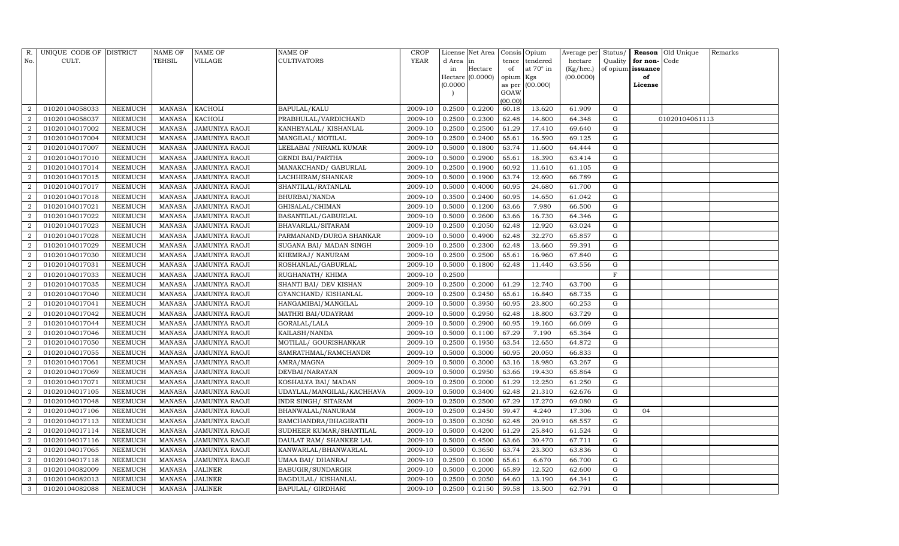| R. No. | UNIQUE CODE OF CULT. | DISTRICT | NAME OF TEHSIL | NAME OF VILLAGE | NAME OF CULTIVATORS | CROP YEAR | License d Area in Hectare (0.0000) | Net Area in Hectare (0.0000) | Consis tence of opium as per GOAW (00.00) | Opium tendered at 70° in Kgs (00.000) | Average per hectare (Kg/hec.) (00.0000) | Status/ Quality of opium | Reason for non-issuance of License | Old Unique Code | Remarks |
|---|---|---|---|---|---|---|---|---|---|---|---|---|---|---|---|
| 2 | 01020104058033 | NEEMUCH | MANASA | KACHOLI | BAPULAL/KALU | 2009-10 | 0.2500 | 0.2200 | 60.18 | 13.620 | 61.909 | G | | | |
| 2 | 01020104058037 | NEEMUCH | MANASA | KACHOLI | PRABHULAL/VARDICHAND | 2009-10 | 0.2500 | 0.2300 | 62.48 | 14.800 | 64.348 | G | | 01020104061113 | |
| 2 | 01020104017002 | NEEMUCH | MANASA | JAMUNIYA RAOJI | KANHEYALAL/ KISHANLAL | 2009-10 | 0.2500 | 0.2500 | 61.29 | 17.410 | 69.640 | G | | | |
| 2 | 01020104017004 | NEEMUCH | MANASA | JAMUNIYA RAOJI | MANGILAL/ MOTILAL | 2009-10 | 0.2500 | 0.2400 | 65.61 | 16.590 | 69.125 | G | | | |
| 2 | 01020104017007 | NEEMUCH | MANASA | JAMUNIYA RAOJI | LEELABAI /NIRAML KUMAR | 2009-10 | 0.5000 | 0.1800 | 63.74 | 11.600 | 64.444 | G | | | |
| 2 | 01020104017010 | NEEMUCH | MANASA | JAMUNIYA RAOJI | GENDI BAI/PARTHA | 2009-10 | 0.5000 | 0.2900 | 65.61 | 18.390 | 63.414 | G | | | |
| 2 | 01020104017014 | NEEMUCH | MANASA | JAMUNIYA RAOJI | MANAKCHAND/ GABURLAL | 2009-10 | 0.2500 | 0.1900 | 60.92 | 11.610 | 61.105 | G | | | |
| 2 | 01020104017015 | NEEMUCH | MANASA | JAMUNIYA RAOJI | LACHHIRAM/SHANKAR | 2009-10 | 0.5000 | 0.1900 | 63.74 | 12.690 | 66.789 | G | | | |
| 2 | 01020104017017 | NEEMUCH | MANASA | JAMUNIYA RAOJI | SHANTILAL/RATANLAL | 2009-10 | 0.5000 | 0.4000 | 60.95 | 24.680 | 61.700 | G | | | |
| 2 | 01020104017018 | NEEMUCH | MANASA | JAMUNIYA RAOJI | BHURBAI/NANDA | 2009-10 | 0.3500 | 0.2400 | 60.95 | 14.650 | 61.042 | G | | | |
| 2 | 01020104017021 | NEEMUCH | MANASA | JAMUNIYA RAOJI | GHISALAL/CHIMAN | 2009-10 | 0.5000 | 0.1200 | 63.66 | 7.980 | 66.500 | G | | | |
| 2 | 01020104017022 | NEEMUCH | MANASA | JAMUNIYA RAOJI | BASANTILAL/GABURLAL | 2009-10 | 0.5000 | 0.2600 | 63.66 | 16.730 | 64.346 | G | | | |
| 2 | 01020104017023 | NEEMUCH | MANASA | JAMUNIYA RAOJI | BHAVARLAL/SITARAM | 2009-10 | 0.2500 | 0.2050 | 62.48 | 12.920 | 63.024 | G | | | |
| 2 | 01020104017028 | NEEMUCH | MANASA | JAMUNIYA RAOJI | PARMANAND/DURGA SHANKAR | 2009-10 | 0.5000 | 0.4900 | 62.48 | 32.270 | 65.857 | G | | | |
| 2 | 01020104017029 | NEEMUCH | MANASA | JAMUNIYA RAOJI | SUGANA BAI/ MADAN SINGH | 2009-10 | 0.2500 | 0.2300 | 62.48 | 13.660 | 59.391 | G | | | |
| 2 | 01020104017030 | NEEMUCH | MANASA | JAMUNIYA RAOJI | KHEMRAJ/ NANURAM | 2009-10 | 0.2500 | 0.2500 | 65.61 | 16.960 | 67.840 | G | | | |
| 2 | 01020104017031 | NEEMUCH | MANASA | JAMUNIYA RAOJI | ROSHANLAL/GABURLAL | 2009-10 | 0.5000 | 0.1800 | 62.48 | 11.440 | 63.556 | G | | | |
| 2 | 01020104017033 | NEEMUCH | MANASA | JAMUNIYA RAOJI | RUGHANATH/ KHIMA | 2009-10 | 0.2500 | | | | | F | | | |
| 2 | 01020104017035 | NEEMUCH | MANASA | JAMUNIYA RAOJI | SHANTI BAI/ DEV KISHAN | 2009-10 | 0.2500 | 0.2000 | 61.29 | 12.740 | 63.700 | G | | | |
| 2 | 01020104017040 | NEEMUCH | MANASA | JAMUNIYA RAOJI | GYANCHAND/ KISHANLAL | 2009-10 | 0.2500 | 0.2450 | 65.61 | 16.840 | 68.735 | G | | | |
| 2 | 01020104017041 | NEEMUCH | MANASA | JAMUNIYA RAOJI | HANGAMIBAI/MANGILAL | 2009-10 | 0.5000 | 0.3950 | 60.95 | 23.800 | 60.253 | G | | | |
| 2 | 01020104017042 | NEEMUCH | MANASA | JAMUNIYA RAOJI | MATHRI BAI/UDAYRAM | 2009-10 | 0.5000 | 0.2950 | 62.48 | 18.800 | 63.729 | G | | | |
| 2 | 01020104017044 | NEEMUCH | MANASA | JAMUNIYA RAOJI | GORALAL/LALA | 2009-10 | 0.5000 | 0.2900 | 60.95 | 19.160 | 66.069 | G | | | |
| 2 | 01020104017046 | NEEMUCH | MANASA | JAMUNIYA RAOJI | KAILASH/NANDA | 2009-10 | 0.5000 | 0.1100 | 67.29 | 7.190 | 65.364 | G | | | |
| 2 | 01020104017050 | NEEMUCH | MANASA | JAMUNIYA RAOJI | MOTILAL/ GOURISHANKAR | 2009-10 | 0.2500 | 0.1950 | 63.54 | 12.650 | 64.872 | G | | | |
| 2 | 01020104017055 | NEEMUCH | MANASA | JAMUNIYA RAOJI | SAMRATHMAL/RAMCHANDR | 2009-10 | 0.5000 | 0.3000 | 60.95 | 20.050 | 66.833 | G | | | |
| 2 | 01020104017061 | NEEMUCH | MANASA | JAMUNIYA RAOJI | AMRA/MAGNA | 2009-10 | 0.5000 | 0.3000 | 63.16 | 18.980 | 63.267 | G | | | |
| 2 | 01020104017069 | NEEMUCH | MANASA | JAMUNIYA RAOJI | DEVBAI/NARAYAN | 2009-10 | 0.5000 | 0.2950 | 63.66 | 19.430 | 65.864 | G | | | |
| 2 | 01020104017071 | NEEMUCH | MANASA | JAMUNIYA RAOJI | KOSHALYA BAI/ MADAN | 2009-10 | 0.2500 | 0.2000 | 61.29 | 12.250 | 61.250 | G | | | |
| 2 | 01020104017105 | NEEMUCH | MANASA | JAMUNIYA RAOJI | UDAYLAL/MANGILAL/KACHHAVA | 2009-10 | 0.5000 | 0.3400 | 62.48 | 21.310 | 62.676 | G | | | |
| 2 | 01020104017048 | NEEMUCH | MANASA | JAMUNIYA RAOJI | INDR SINGH/ SITARAM | 2009-10 | 0.2500 | 0.2500 | 67.29 | 17.270 | 69.080 | G | | | |
| 2 | 01020104017106 | NEEMUCH | MANASA | JAMUNIYA RAOJI | BHANWALAL/NANURAM | 2009-10 | 0.2500 | 0.2450 | 59.47 | 4.240 | 17.306 | G | 04 | | |
| 2 | 01020104017113 | NEEMUCH | MANASA | JAMUNIYA RAOJI | RAMCHANDRA/BHAGIRATH | 2009-10 | 0.3500 | 0.3050 | 62.48 | 20.910 | 68.557 | G | | | |
| 2 | 01020104017114 | NEEMUCH | MANASA | JAMUNIYA RAOJI | SUDHEER KUMAR/SHANTILAL | 2009-10 | 0.5000 | 0.4200 | 61.29 | 25.840 | 61.524 | G | | | |
| 2 | 01020104017116 | NEEMUCH | MANASA | JAMUNIYA RAOJI | DAULAT RAM/ SHANKER LAL | 2009-10 | 0.5000 | 0.4500 | 63.66 | 30.470 | 67.711 | G | | | |
| 2 | 01020104017065 | NEEMUCH | MANASA | JAMUNIYA RAOJI | KANWARLAL/BHANWARLAL | 2009-10 | 0.5000 | 0.3650 | 63.74 | 23.300 | 63.836 | G | | | |
| 2 | 01020104017118 | NEEMUCH | MANASA | JAMUNIYA RAOJI | UMAA BAI/ DHANRAJ | 2009-10 | 0.2500 | 0.1000 | 65.61 | 6.670 | 66.700 | G | | | |
| 3 | 01020104082009 | NEEMUCH | MANASA | JALINER | BABUGIR/SUNDARGIR | 2009-10 | 0.5000 | 0.2000 | 65.89 | 12.520 | 62.600 | G | | | |
| 3 | 01020104082013 | NEEMUCH | MANASA | JALINER | BAGDULAL/ KISHANLAL | 2009-10 | 0.2500 | 0.2050 | 64.60 | 13.190 | 64.341 | G | | | |
| 3 | 01020104082088 | NEEMUCH | MANASA | JALINER | BAPULAL/ GIRDHARI | 2009-10 | 0.2500 | 0.2150 | 59.58 | 13.500 | 62.791 | G | | | |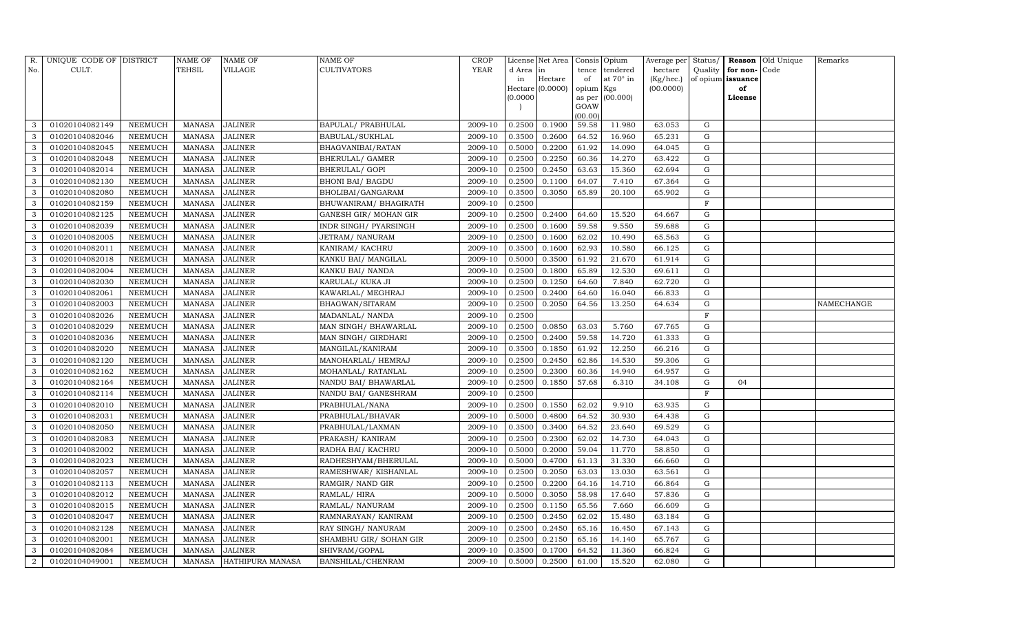| R. No. | UNIQUE CODE OF CULT. | DISTRICT | NAME OF TEHSIL | NAME OF VILLAGE | NAME OF CULTIVATORS | CROP YEAR | License d Area in Hectare (0.0000) | Net Area in Hectare (0.0000) | Consis tence of opium as per GOAW (00.00) | Opium tendered at 70° in Kgs (00.000) | Average per hectare (Kg/hec.) (00.0000) | Status/ Quality of opium | Reason for non-issuance of License | Old Unique Code | Remarks |
|---|---|---|---|---|---|---|---|---|---|---|---|---|---|---|---|
| 3 | 01020104082149 | NEEMUCH | MANASA | JALINER | BAPULAL/ PRABHULAL | 2009-10 | 0.2500 | 0.1900 | 59.58 | 11.980 | 63.053 | G | | | |
| 3 | 01020104082046 | NEEMUCH | MANASA | JALINER | BABULAL/SUKHLAL | 2009-10 | 0.3500 | 0.2600 | 64.52 | 16.960 | 65.231 | G | | | |
| 3 | 01020104082045 | NEEMUCH | MANASA | JALINER | BHAGVANIBAI/RATAN | 2009-10 | 0.5000 | 0.2200 | 61.92 | 14.090 | 64.045 | G | | | |
| 3 | 01020104082048 | NEEMUCH | MANASA | JALINER | BHERULAL/ GAMER | 2009-10 | 0.2500 | 0.2250 | 60.36 | 14.270 | 63.422 | G | | | |
| 3 | 01020104082014 | NEEMUCH | MANASA | JALINER | BHERULAL/ GOPI | 2009-10 | 0.2500 | 0.2450 | 63.63 | 15.360 | 62.694 | G | | | |
| 3 | 01020104082130 | NEEMUCH | MANASA | JALINER | BHONI BAI/ BAGDU | 2009-10 | 0.2500 | 0.1100 | 64.07 | 7.410 | 67.364 | G | | | |
| 3 | 01020104082080 | NEEMUCH | MANASA | JALINER | BHOLIBAI/GANGARAM | 2009-10 | 0.3500 | 0.3050 | 65.89 | 20.100 | 65.902 | G | | | |
| 3 | 01020104082159 | NEEMUCH | MANASA | JALINER | BHUWANIRAM/ BHAGIRATH | 2009-10 | 0.2500 | | | | | F | | | |
| 3 | 01020104082125 | NEEMUCH | MANASA | JALINER | GANESH GIR/ MOHAN GIR | 2009-10 | 0.2500 | 0.2400 | 64.60 | 15.520 | 64.667 | G | | | |
| 3 | 01020104082039 | NEEMUCH | MANASA | JALINER | INDR SINGH/ PYARSINGH | 2009-10 | 0.2500 | 0.1600 | 59.58 | 9.550 | 59.688 | G | | | |
| 3 | 01020104082005 | NEEMUCH | MANASA | JALINER | JETRAM/ NANURAM | 2009-10 | 0.2500 | 0.1600 | 62.02 | 10.490 | 65.563 | G | | | |
| 3 | 01020104082011 | NEEMUCH | MANASA | JALINER | KANIRAM/ KACHRU | 2009-10 | 0.3500 | 0.1600 | 62.93 | 10.580 | 66.125 | G | | | |
| 3 | 01020104082018 | NEEMUCH | MANASA | JALINER | KANKU BAI/ MANGILAL | 2009-10 | 0.5000 | 0.3500 | 61.92 | 21.670 | 61.914 | G | | | |
| 3 | 01020104082004 | NEEMUCH | MANASA | JALINER | KANKU BAI/ NANDA | 2009-10 | 0.2500 | 0.1800 | 65.89 | 12.530 | 69.611 | G | | | |
| 3 | 01020104082030 | NEEMUCH | MANASA | JALINER | KARULAL/ KUKA JI | 2009-10 | 0.2500 | 0.1250 | 64.60 | 7.840 | 62.720 | G | | | |
| 3 | 01020104082061 | NEEMUCH | MANASA | JALINER | KAWARLAL/ MEGHRAJ | 2009-10 | 0.2500 | 0.2400 | 64.60 | 16.040 | 66.833 | G | | | |
| 3 | 01020104082003 | NEEMUCH | MANASA | JALINER | BHAGWAN/SITARAM | 2009-10 | 0.2500 | 0.2050 | 64.56 | 13.250 | 64.634 | G | | | NAMECHANGE |
| 3 | 01020104082026 | NEEMUCH | MANASA | JALINER | MADANLAL/ NANDA | 2009-10 | 0.2500 | | | | | F | | | |
| 3 | 01020104082029 | NEEMUCH | MANASA | JALINER | MAN SINGH/ BHAWARLAL | 2009-10 | 0.2500 | 0.0850 | 63.03 | 5.760 | 67.765 | G | | | |
| 3 | 01020104082036 | NEEMUCH | MANASA | JALINER | MAN SINGH/ GIRDHARI | 2009-10 | 0.2500 | 0.2400 | 59.58 | 14.720 | 61.333 | G | | | |
| 3 | 01020104082020 | NEEMUCH | MANASA | JALINER | MANGILAL/KANIRAM | 2009-10 | 0.3500 | 0.1850 | 61.92 | 12.250 | 66.216 | G | | | |
| 3 | 01020104082120 | NEEMUCH | MANASA | JALINER | MANOHARLAL/ HEMRAJ | 2009-10 | 0.2500 | 0.2450 | 62.86 | 14.530 | 59.306 | G | | | |
| 3 | 01020104082162 | NEEMUCH | MANASA | JALINER | MOHANLAL/ RATANLAL | 2009-10 | 0.2500 | 0.2300 | 60.36 | 14.940 | 64.957 | G | | | |
| 3 | 01020104082164 | NEEMUCH | MANASA | JALINER | NANDU BAI/ BHAWARLAL | 2009-10 | 0.2500 | 0.1850 | 57.68 | 6.310 | 34.108 | G | 04 | | |
| 3 | 01020104082114 | NEEMUCH | MANASA | JALINER | NANDU BAI/ GANESHRAM | 2009-10 | 0.2500 | | | | | F | | | |
| 3 | 01020104082010 | NEEMUCH | MANASA | JALINER | PRABHULAL/NANA | 2009-10 | 0.2500 | 0.1550 | 62.02 | 9.910 | 63.935 | G | | | |
| 3 | 01020104082031 | NEEMUCH | MANASA | JALINER | PRABHULAL/BHAVAR | 2009-10 | 0.5000 | 0.4800 | 64.52 | 30.930 | 64.438 | G | | | |
| 3 | 01020104082050 | NEEMUCH | MANASA | JALINER | PRABHULAL/LAXMAN | 2009-10 | 0.3500 | 0.3400 | 64.52 | 23.640 | 69.529 | G | | | |
| 3 | 01020104082083 | NEEMUCH | MANASA | JALINER | PRAKASH/ KANIRAM | 2009-10 | 0.2500 | 0.2300 | 62.02 | 14.730 | 64.043 | G | | | |
| 3 | 01020104082002 | NEEMUCH | MANASA | JALINER | RADHA BAI/ KACHRU | 2009-10 | 0.5000 | 0.2000 | 59.04 | 11.770 | 58.850 | G | | | |
| 3 | 01020104082023 | NEEMUCH | MANASA | JALINER | RADHESHYAM/BHERULAL | 2009-10 | 0.5000 | 0.4700 | 61.13 | 31.330 | 66.660 | G | | | |
| 3 | 01020104082057 | NEEMUCH | MANASA | JALINER | RAMESHWAR/ KISHANLAL | 2009-10 | 0.2500 | 0.2050 | 63.03 | 13.030 | 63.561 | G | | | |
| 3 | 01020104082113 | NEEMUCH | MANASA | JALINER | RAMGIR/ NAND GIR | 2009-10 | 0.2500 | 0.2200 | 64.16 | 14.710 | 66.864 | G | | | |
| 3 | 01020104082012 | NEEMUCH | MANASA | JALINER | RAMLAL/ HIRA | 2009-10 | 0.5000 | 0.3050 | 58.98 | 17.640 | 57.836 | G | | | |
| 3 | 01020104082015 | NEEMUCH | MANASA | JALINER | RAMLAL/ NANURAM | 2009-10 | 0.2500 | 0.1150 | 65.56 | 7.660 | 66.609 | G | | | |
| 3 | 01020104082047 | NEEMUCH | MANASA | JALINER | RAMNARAYAN/ KANIRAM | 2009-10 | 0.2500 | 0.2450 | 62.02 | 15.480 | 63.184 | G | | | |
| 3 | 01020104082128 | NEEMUCH | MANASA | JALINER | RAY SINGH/ NANURAM | 2009-10 | 0.2500 | 0.2450 | 65.16 | 16.450 | 67.143 | G | | | |
| 3 | 01020104082001 | NEEMUCH | MANASA | JALINER | SHAMBHU GIR/ SOHAN GIR | 2009-10 | 0.2500 | 0.2150 | 65.16 | 14.140 | 65.767 | G | | | |
| 3 | 01020104082084 | NEEMUCH | MANASA | JALINER | SHIVRAM/GOPAL | 2009-10 | 0.3500 | 0.1700 | 64.52 | 11.360 | 66.824 | G | | | |
| 2 | 01020104049001 | NEEMUCH | MANASA | HATHIPURA MANASA | BANSHILAL/CHENRAM | 2009-10 | 0.5000 | 0.2500 | 61.00 | 15.520 | 62.080 | G | | | |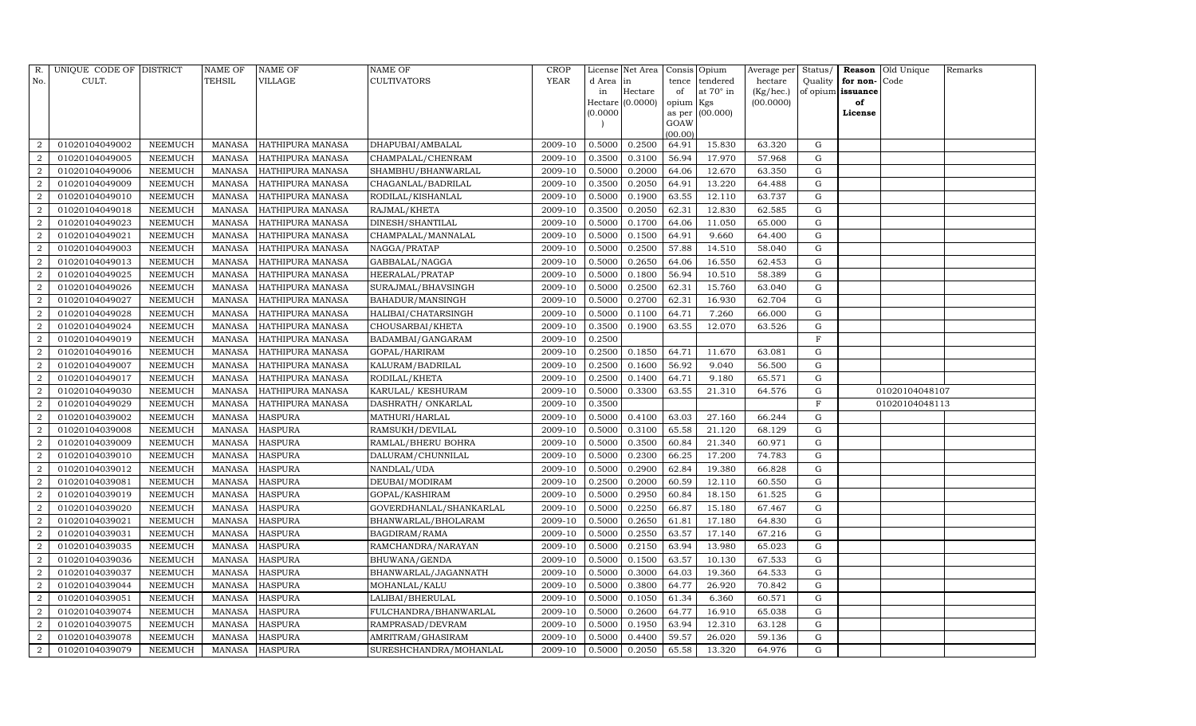| R. No. | UNIQUE CODE OF CULT. | DISTRICT | NAME OF TEHSIL | NAME OF VILLAGE | NAME OF CULTIVATORS | CROP YEAR | License d Area in Hectare (0.0000) | Net Area in Hectare (0.0000) | Consis tence of opium as per GOAW (00.00) | Opium tendered at 70° in Kgs (00.000) | Average per hectare (Kg/hec.) (00.0000) | Status/ Quality of opium | Reason for non-issuance of License | Old Unique Code | Remarks |
|---|---|---|---|---|---|---|---|---|---|---|---|---|---|---|---|
| 2 | 01020104049002 | NEEMUCH | MANASA | HATHIPURA MANASA | DHAPUBAI/AMBALAL | 2009-10 | 0.5000 | 0.2500 | 64.91 | 15.830 | 63.320 | G | | | |
| 2 | 01020104049005 | NEEMUCH | MANASA | HATHIPURA MANASA | CHAMPALAL/CHENRAM | 2009-10 | 0.3500 | 0.3100 | 56.94 | 17.970 | 57.968 | G | | | |
| 2 | 01020104049006 | NEEMUCH | MANASA | HATHIPURA MANASA | SHAMBHU/BHANWARLAL | 2009-10 | 0.5000 | 0.2000 | 64.06 | 12.670 | 63.350 | G | | | |
| 2 | 01020104049009 | NEEMUCH | MANASA | HATHIPURA MANASA | CHAGANLAL/BADRILAL | 2009-10 | 0.3500 | 0.2050 | 64.91 | 13.220 | 64.488 | G | | | |
| 2 | 01020104049010 | NEEMUCH | MANASA | HATHIPURA MANASA | RODILAL/KISHANLAL | 2009-10 | 0.5000 | 0.1900 | 63.55 | 12.110 | 63.737 | G | | | |
| 2 | 01020104049018 | NEEMUCH | MANASA | HATHIPURA MANASA | RAJMAL/KHETA | 2009-10 | 0.3500 | 0.2050 | 62.31 | 12.830 | 62.585 | G | | | |
| 2 | 01020104049023 | NEEMUCH | MANASA | HATHIPURA MANASA | DINESH/SHANTILAL | 2009-10 | 0.5000 | 0.1700 | 64.06 | 11.050 | 65.000 | G | | | |
| 2 | 01020104049021 | NEEMUCH | MANASA | HATHIPURA MANASA | CHAMPALAL/MANNALAL | 2009-10 | 0.5000 | 0.1500 | 64.91 | 9.660 | 64.400 | G | | | |
| 2 | 01020104049003 | NEEMUCH | MANASA | HATHIPURA MANASA | NAGGA/PRATAP | 2009-10 | 0.5000 | 0.2500 | 57.88 | 14.510 | 58.040 | G | | | |
| 2 | 01020104049013 | NEEMUCH | MANASA | HATHIPURA MANASA | GABBALAL/NAGGA | 2009-10 | 0.5000 | 0.2650 | 64.06 | 16.550 | 62.453 | G | | | |
| 2 | 01020104049025 | NEEMUCH | MANASA | HATHIPURA MANASA | HEERALAL/PRATAP | 2009-10 | 0.5000 | 0.1800 | 56.94 | 10.510 | 58.389 | G | | | |
| 2 | 01020104049026 | NEEMUCH | MANASA | HATHIPURA MANASA | SURAJMAL/BHAVSINGH | 2009-10 | 0.5000 | 0.2500 | 62.31 | 15.760 | 63.040 | G | | | |
| 2 | 01020104049027 | NEEMUCH | MANASA | HATHIPURA MANASA | BAHADUR/MANSINGH | 2009-10 | 0.5000 | 0.2700 | 62.31 | 16.930 | 62.704 | G | | | |
| 2 | 01020104049028 | NEEMUCH | MANASA | HATHIPURA MANASA | HALIBAI/CHATARSINGH | 2009-10 | 0.5000 | 0.1100 | 64.71 | 7.260 | 66.000 | G | | | |
| 2 | 01020104049024 | NEEMUCH | MANASA | HATHIPURA MANASA | CHOUSARBAI/KHETA | 2009-10 | 0.3500 | 0.1900 | 63.55 | 12.070 | 63.526 | G | | | |
| 2 | 01020104049019 | NEEMUCH | MANASA | HATHIPURA MANASA | BADAMBAI/GANGARAM | 2009-10 | 0.2500 | | | | | F | | | |
| 2 | 01020104049016 | NEEMUCH | MANASA | HATHIPURA MANASA | GOPAL/HARIRAM | 2009-10 | 0.2500 | 0.1850 | 64.71 | 11.670 | 63.081 | G | | | |
| 2 | 01020104049007 | NEEMUCH | MANASA | HATHIPURA MANASA | KALURAM/BADRILAL | 2009-10 | 0.2500 | 0.1600 | 56.92 | 9.040 | 56.500 | G | | | |
| 2 | 01020104049017 | NEEMUCH | MANASA | HATHIPURA MANASA | RODILAL/KHETA | 2009-10 | 0.2500 | 0.1400 | 64.71 | 9.180 | 65.571 | G | | | |
| 2 | 01020104049030 | NEEMUCH | MANASA | HATHIPURA MANASA | KARULAL/ KESHURAM | 2009-10 | 0.5000 | 0.3300 | 63.55 | 21.310 | 64.576 | G | | 01020104048107 | |
| 2 | 01020104049029 | NEEMUCH | MANASA | HATHIPURA MANASA | DASHRATH/ ONKARLAL | 2009-10 | 0.3500 | | | | | F | | 01020104048113 | |
| 2 | 01020104039002 | NEEMUCH | MANASA | HASPURA | MATHURI/HARLAL | 2009-10 | 0.5000 | 0.4100 | 63.03 | 27.160 | 66.244 | G | | | |
| 2 | 01020104039008 | NEEMUCH | MANASA | HASPURA | RAMSUKH/DEVILAL | 2009-10 | 0.5000 | 0.3100 | 65.58 | 21.120 | 68.129 | G | | | |
| 2 | 01020104039009 | NEEMUCH | MANASA | HASPURA | RAMLAL/BHERU BOHRA | 2009-10 | 0.5000 | 0.3500 | 60.84 | 21.340 | 60.971 | G | | | |
| 2 | 01020104039010 | NEEMUCH | MANASA | HASPURA | DALURAM/CHUNNILAL | 2009-10 | 0.5000 | 0.2300 | 66.25 | 17.200 | 74.783 | G | | | |
| 2 | 01020104039012 | NEEMUCH | MANASA | HASPURA | NANDLAL/UDA | 2009-10 | 0.5000 | 0.2900 | 62.84 | 19.380 | 66.828 | G | | | |
| 2 | 01020104039081 | NEEMUCH | MANASA | HASPURA | DEUBAI/MODIRAM | 2009-10 | 0.2500 | 0.2000 | 60.59 | 12.110 | 60.550 | G | | | |
| 2 | 01020104039019 | NEEMUCH | MANASA | HASPURA | GOPAL/KASHIRAM | 2009-10 | 0.5000 | 0.2950 | 60.84 | 18.150 | 61.525 | G | | | |
| 2 | 01020104039020 | NEEMUCH | MANASA | HASPURA | GOVERDHANLAL/SHANKARLAL | 2009-10 | 0.5000 | 0.2250 | 66.87 | 15.180 | 67.467 | G | | | |
| 2 | 01020104039021 | NEEMUCH | MANASA | HASPURA | BHANWARLAL/BHOLARAM | 2009-10 | 0.5000 | 0.2650 | 61.81 | 17.180 | 64.830 | G | | | |
| 2 | 01020104039031 | NEEMUCH | MANASA | HASPURA | BAGDIRAM/RAMA | 2009-10 | 0.5000 | 0.2550 | 63.57 | 17.140 | 67.216 | G | | | |
| 2 | 01020104039035 | NEEMUCH | MANASA | HASPURA | RAMCHANDRA/NARAYAN | 2009-10 | 0.5000 | 0.2150 | 63.94 | 13.980 | 65.023 | G | | | |
| 2 | 01020104039036 | NEEMUCH | MANASA | HASPURA | BHUWANA/GENDA | 2009-10 | 0.5000 | 0.1500 | 63.57 | 10.130 | 67.533 | G | | | |
| 2 | 01020104039037 | NEEMUCH | MANASA | HASPURA | BHANWARLAL/JAGANNATH | 2009-10 | 0.5000 | 0.3000 | 64.03 | 19.360 | 64.533 | G | | | |
| 2 | 01020104039044 | NEEMUCH | MANASA | HASPURA | MOHANLAL/KALU | 2009-10 | 0.5000 | 0.3800 | 64.77 | 26.920 | 70.842 | G | | | |
| 2 | 01020104039051 | NEEMUCH | MANASA | HASPURA | LALIBAI/BHERULAL | 2009-10 | 0.5000 | 0.1050 | 61.34 | 6.360 | 60.571 | G | | | |
| 2 | 01020104039074 | NEEMUCH | MANASA | HASPURA | FULCHANDRA/BHANWARLAL | 2009-10 | 0.5000 | 0.2600 | 64.77 | 16.910 | 65.038 | G | | | |
| 2 | 01020104039075 | NEEMUCH | MANASA | HASPURA | RAMPRASAD/DEVRAM | 2009-10 | 0.5000 | 0.1950 | 63.94 | 12.310 | 63.128 | G | | | |
| 2 | 01020104039078 | NEEMUCH | MANASA | HASPURA | AMRITRAM/GHASIRAM | 2009-10 | 0.5000 | 0.4400 | 59.57 | 26.020 | 59.136 | G | | | |
| 2 | 01020104039079 | NEEMUCH | MANASA | HASPURA | SURESHCHANDRA/MOHANLAL | 2009-10 | 0.5000 | 0.2050 | 65.58 | 13.320 | 64.976 | G | | | |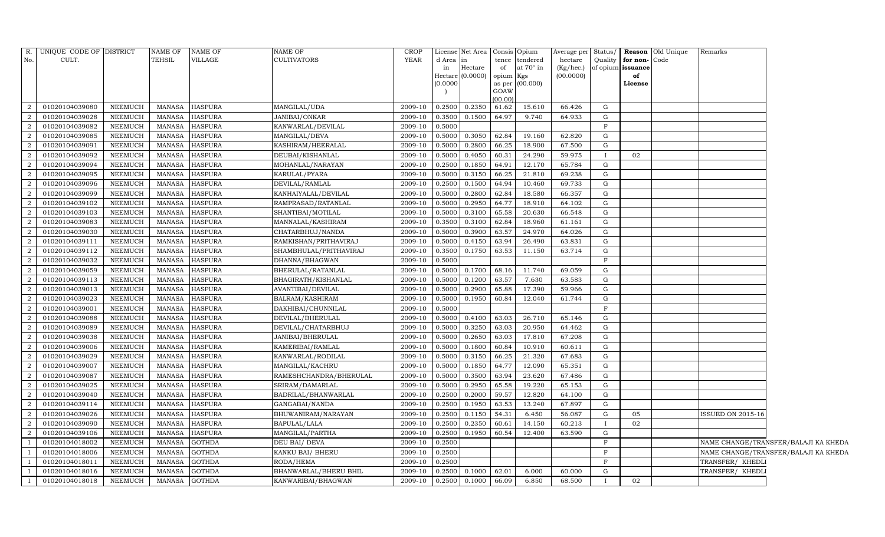| R. No. | UNIQUE CODE OF CULT. | DISTRICT | NAME OF TEHSIL | NAME OF VILLAGE | NAME OF CULTIVATORS | CROP YEAR | License d Area in Hectare (0.0000) | Net Area in Hectare (0.0000) | Consis tence of opium as per GOAW (00.00) | Opium tendered at 70° in Kgs (00.000) | Average per hectare (Kg/hec.) (00.0000) | Status/ Quality of opium | Reason for non-issuance of License | Old Unique Code | Remarks |
|---|---|---|---|---|---|---|---|---|---|---|---|---|---|---|---|
| 2 | 01020104039080 | NEEMUCH | MANASA | HASPURA | MANGILAL/UDA | 2009-10 | 0.2500 | 0.2350 | 61.62 | 15.610 | 66.426 | G | | | |
| 2 | 01020104039028 | NEEMUCH | MANASA | HASPURA | JANIBAI/ONKAR | 2009-10 | 0.3500 | 0.1500 | 64.97 | 9.740 | 64.933 | G | | | |
| 2 | 01020104039082 | NEEMUCH | MANASA | HASPURA | KANWARLAL/DEVILAL | 2009-10 | 0.5000 | | | | | F | | | |
| 2 | 01020104039085 | NEEMUCH | MANASA | HASPURA | MANGILAL/DEVA | 2009-10 | 0.5000 | 0.3050 | 62.84 | 19.160 | 62.820 | G | | | |
| 2 | 01020104039091 | NEEMUCH | MANASA | HASPURA | KASHIRAM/HEERALAL | 2009-10 | 0.5000 | 0.2800 | 66.25 | 18.900 | 67.500 | G | | | |
| 2 | 01020104039092 | NEEMUCH | MANASA | HASPURA | DEUBAI/KISHANLAL | 2009-10 | 0.5000 | 0.4050 | 60.31 | 24.290 | 59.975 | I | 02 | | |
| 2 | 01020104039094 | NEEMUCH | MANASA | HASPURA | MOHANLAL/NARAYAN | 2009-10 | 0.2500 | 0.1850 | 64.91 | 12.170 | 65.784 | G | | | |
| 2 | 01020104039095 | NEEMUCH | MANASA | HASPURA | KARULAL/PYARA | 2009-10 | 0.5000 | 0.3150 | 66.25 | 21.810 | 69.238 | G | | | |
| 2 | 01020104039096 | NEEMUCH | MANASA | HASPURA | DEVILAL/RAMLAL | 2009-10 | 0.2500 | 0.1500 | 64.94 | 10.460 | 69.733 | G | | | |
| 2 | 01020104039099 | NEEMUCH | MANASA | HASPURA | KANHAIYALAL/DEVILAL | 2009-10 | 0.5000 | 0.2800 | 62.84 | 18.580 | 66.357 | G | | | |
| 2 | 01020104039102 | NEEMUCH | MANASA | HASPURA | RAMPRASAD/RATANLAL | 2009-10 | 0.5000 | 0.2950 | 64.77 | 18.910 | 64.102 | G | | | |
| 2 | 01020104039103 | NEEMUCH | MANASA | HASPURA | SHANTIBAI/MOTILAL | 2009-10 | 0.5000 | 0.3100 | 65.58 | 20.630 | 66.548 | G | | | |
| 2 | 01020104039083 | NEEMUCH | MANASA | HASPURA | MANNALAL/KASHIRAM | 2009-10 | 0.3500 | 0.3100 | 62.84 | 18.960 | 61.161 | G | | | |
| 2 | 01020104039030 | NEEMUCH | MANASA | HASPURA | CHATARBHUJ/NANDA | 2009-10 | 0.5000 | 0.3900 | 63.57 | 24.970 | 64.026 | G | | | |
| 2 | 01020104039111 | NEEMUCH | MANASA | HASPURA | RAMKISHAN/PRITHAVIRAJ | 2009-10 | 0.5000 | 0.4150 | 63.94 | 26.490 | 63.831 | G | | | |
| 2 | 01020104039112 | NEEMUCH | MANASA | HASPURA | SHAMBHULAL/PRITHAVIRAJ | 2009-10 | 0.3500 | 0.1750 | 63.53 | 11.150 | 63.714 | G | | | |
| 2 | 01020104039032 | NEEMUCH | MANASA | HASPURA | DHANNA/BHAGWAN | 2009-10 | 0.5000 | | | | | F | | | |
| 2 | 01020104039059 | NEEMUCH | MANASA | HASPURA | BHERULAL/RATANLAL | 2009-10 | 0.5000 | 0.1700 | 68.16 | 11.740 | 69.059 | G | | | |
| 2 | 01020104039113 | NEEMUCH | MANASA | HASPURA | BHAGIRATH/KISHANLAL | 2009-10 | 0.5000 | 0.1200 | 63.57 | 7.630 | 63.583 | G | | | |
| 2 | 01020104039013 | NEEMUCH | MANASA | HASPURA | AVANTIBAI/DEVILAL | 2009-10 | 0.5000 | 0.2900 | 65.88 | 17.390 | 59.966 | G | | | |
| 2 | 01020104039023 | NEEMUCH | MANASA | HASPURA | BALRAM/KASHIRAM | 2009-10 | 0.5000 | 0.1950 | 60.84 | 12.040 | 61.744 | G | | | |
| 2 | 01020104039001 | NEEMUCH | MANASA | HASPURA | DAKHIBAI/CHUNNILAL | 2009-10 | 0.5000 | | | | | F | | | |
| 2 | 01020104039088 | NEEMUCH | MANASA | HASPURA | DEVILAL/BHERULAL | 2009-10 | 0.5000 | 0.4100 | 63.03 | 26.710 | 65.146 | G | | | |
| 2 | 01020104039089 | NEEMUCH | MANASA | HASPURA | DEVILAL/CHATARBHUJ | 2009-10 | 0.5000 | 0.3250 | 63.03 | 20.950 | 64.462 | G | | | |
| 2 | 01020104039038 | NEEMUCH | MANASA | HASPURA | JANIBAI/BHERULAL | 2009-10 | 0.5000 | 0.2650 | 63.03 | 17.810 | 67.208 | G | | | |
| 2 | 01020104039006 | NEEMUCH | MANASA | HASPURA | KAMERIBAI/RAMLAL | 2009-10 | 0.5000 | 0.1800 | 60.84 | 10.910 | 60.611 | G | | | |
| 2 | 01020104039029 | NEEMUCH | MANASA | HASPURA | KANWARLAL/RODILAL | 2009-10 | 0.5000 | 0.3150 | 66.25 | 21.320 | 67.683 | G | | | |
| 2 | 01020104039007 | NEEMUCH | MANASA | HASPURA | MANGILAL/KACHRU | 2009-10 | 0.5000 | 0.1850 | 64.77 | 12.090 | 65.351 | G | | | |
| 2 | 01020104039087 | NEEMUCH | MANASA | HASPURA | RAMESHCHANDRA/BHERULAL | 2009-10 | 0.5000 | 0.3500 | 63.94 | 23.620 | 67.486 | G | | | |
| 2 | 01020104039025 | NEEMUCH | MANASA | HASPURA | SRIRAM/DAMARLAL | 2009-10 | 0.5000 | 0.2950 | 65.58 | 19.220 | 65.153 | G | | | |
| 2 | 01020104039040 | NEEMUCH | MANASA | HASPURA | BADRILAL/BHANWARLAL | 2009-10 | 0.2500 | 0.2000 | 59.57 | 12.820 | 64.100 | G | | | |
| 2 | 01020104039114 | NEEMUCH | MANASA | HASPURA | GANGABAI/NANDA | 2009-10 | 0.2500 | 0.1950 | 63.53 | 13.240 | 67.897 | G | | | |
| 2 | 01020104039026 | NEEMUCH | MANASA | HASPURA | BHUWANIRAM/NARAYAN | 2009-10 | 0.2500 | 0.1150 | 54.31 | 6.450 | 56.087 | G | 05 | | ISSUED ON 2015-16 |
| 2 | 01020104039090 | NEEMUCH | MANASA | HASPURA | BAPULAL/LALA | 2009-10 | 0.2500 | 0.2350 | 60.61 | 14.150 | 60.213 | I | 02 | | |
| 2 | 01020104039106 | NEEMUCH | MANASA | HASPURA | MANGILAL/PARTHA | 2009-10 | 0.2500 | 0.1950 | 60.54 | 12.400 | 63.590 | G | | | |
| 1 | 01020104018002 | NEEMUCH | MANASA | GOTHDA | DEU BAI/ DEVA | 2009-10 | 0.2500 | | | | | F | | | NAME CHANGE/TRANSFER/BALAJI KA KHEDA |
| 1 | 01020104018006 | NEEMUCH | MANASA | GOTHDA | KANKU BAI/ BHERU | 2009-10 | 0.2500 | | | | | F | | | NAME CHANGE/TRANSFER/BALAJI KA KHEDA |
| 1 | 01020104018011 | NEEMUCH | MANASA | GOTHDA | RODA/HEMA | 2009-10 | 0.2500 | | | | | F | | | TRANSFER/ KHEDLI |
| 1 | 01020104018016 | NEEMUCH | MANASA | GOTHDA | BHANWARLAL/BHERU BHIL | 2009-10 | 0.2500 | 0.1000 | 62.01 | 6.000 | 60.000 | G | | | TRANSFER/ KHEDLI |
| 1 | 01020104018018 | NEEMUCH | MANASA | GOTHDA | KANWARIBAI/BHAGWAN | 2009-10 | 0.2500 | 0.1000 | 66.09 | 6.850 | 68.500 | I | 02 | | |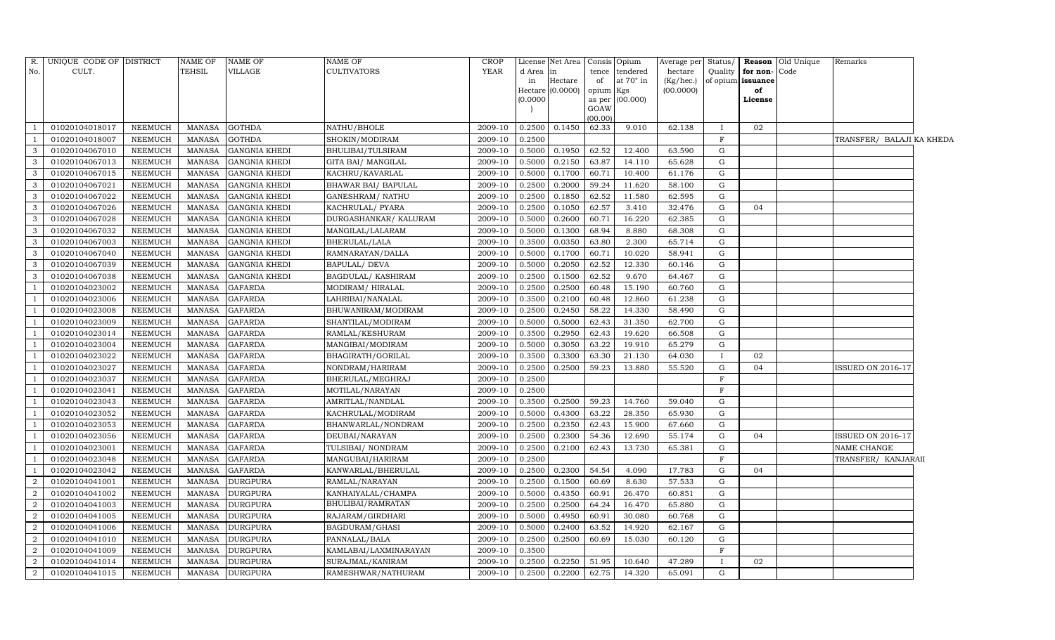| R. No. | UNIQUE CODE OF CULT. | DISTRICT | NAME OF TEHSIL | NAME OF VILLAGE | NAME OF CULTIVATORS | CROP YEAR | License d Area in Hectare (0.0000) | Net Area in Hectare (0.0000) | Consis tence of opium as per GOAW (00.00) | Opium tendered at 70° in Kgs (00.000) | Average per hectare (Kg/hec.) (00.0000) | Status/ Quality of opium | Reason for non- issuance of License | Old Unique Code | Remarks |
|---|---|---|---|---|---|---|---|---|---|---|---|---|---|---|---|
| 1 | 01020104018017 | NEEMUCH | MANASA | GOTHDA | NATHU/BHOLE | 2009-10 | 0.2500 | 0.1450 | 62.33 | 9.010 | 62.138 | I | 02 | | |
| 1 | 01020104018007 | NEEMUCH | MANASA | GOTHDA | SHOKIN/MODIRAM | 2009-10 | 0.2500 | | | | | F | | | TRANSFER/ BALAJI KA KHEDA |
| 3 | 01020104067010 | NEEMUCH | MANASA | GANGNIA KHEDI | BHULIBAI/TULSIRAM | 2009-10 | 0.5000 | 0.1950 | 62.52 | 12.400 | 63.590 | G | | | |
| 3 | 01020104067013 | NEEMUCH | MANASA | GANGNIA KHEDI | GITA BAI/ MANGILAL | 2009-10 | 0.5000 | 0.2150 | 63.87 | 14.110 | 65.628 | G | | | |
| 3 | 01020104067015 | NEEMUCH | MANASA | GANGNIA KHEDI | KACHRU/KAVARLAL | 2009-10 | 0.5000 | 0.1700 | 60.71 | 10.400 | 61.176 | G | | | |
| 3 | 01020104067021 | NEEMUCH | MANASA | GANGNIA KHEDI | BHAWAR BAI/ BAPULAL | 2009-10 | 0.2500 | 0.2000 | 59.24 | 11.620 | 58.100 | G | | | |
| 3 | 01020104067022 | NEEMUCH | MANASA | GANGNIA KHEDI | GANESHRAM/ NATHU | 2009-10 | 0.2500 | 0.1850 | 62.52 | 11.580 | 62.595 | G | | | |
| 3 | 01020104067026 | NEEMUCH | MANASA | GANGNIA KHEDI | KACHRULAL/ PYARA | 2009-10 | 0.2500 | 0.1050 | 62.57 | 3.410 | 32.476 | G | 04 | | |
| 3 | 01020104067028 | NEEMUCH | MANASA | GANGNIA KHEDI | DURGASHANKAR/ KALURAM | 2009-10 | 0.5000 | 0.2600 | 60.71 | 16.220 | 62.385 | G | | | |
| 3 | 01020104067032 | NEEMUCH | MANASA | GANGNIA KHEDI | MANGILAL/LALARAM | 2009-10 | 0.5000 | 0.1300 | 68.94 | 8.880 | 68.308 | G | | | |
| 3 | 01020104067003 | NEEMUCH | MANASA | GANGNIA KHEDI | BHERULAL/LALA | 2009-10 | 0.3500 | 0.0350 | 63.80 | 2.300 | 65.714 | G | | | |
| 3 | 01020104067040 | NEEMUCH | MANASA | GANGNIA KHEDI | RAMNARAYAN/DALLA | 2009-10 | 0.5000 | 0.1700 | 60.71 | 10.020 | 58.941 | G | | | |
| 3 | 01020104067039 | NEEMUCH | MANASA | GANGNIA KHEDI | BAPULAL/ DEVA | 2009-10 | 0.5000 | 0.2050 | 62.52 | 12.330 | 60.146 | G | | | |
| 3 | 01020104067038 | NEEMUCH | MANASA | GANGNIA KHEDI | BAGDULAL/ KASHIRAM | 2009-10 | 0.2500 | 0.1500 | 62.52 | 9.670 | 64.467 | G | | | |
| 1 | 01020104023002 | NEEMUCH | MANASA | GAFARDA | MODIRAM/ HIRALAL | 2009-10 | 0.2500 | 0.2500 | 60.48 | 15.190 | 60.760 | G | | | |
| 1 | 01020104023006 | NEEMUCH | MANASA | GAFARDA | LAHRIBAI/NANALAL | 2009-10 | 0.3500 | 0.2100 | 60.48 | 12.860 | 61.238 | G | | | |
| 1 | 01020104023008 | NEEMUCH | MANASA | GAFARDA | BHUWANIRAM/MODIRAM | 2009-10 | 0.2500 | 0.2450 | 58.22 | 14.330 | 58.490 | G | | | |
| 1 | 01020104023009 | NEEMUCH | MANASA | GAFARDA | SHANTILAL/MODIRAM | 2009-10 | 0.5000 | 0.5000 | 62.43 | 31.350 | 62.700 | G | | | |
| 1 | 01020104023014 | NEEMUCH | MANASA | GAFARDA | RAMLAL/KESHURAM | 2009-10 | 0.3500 | 0.2950 | 62.43 | 19.620 | 66.508 | G | | | |
| 1 | 01020104023004 | NEEMUCH | MANASA | GAFARDA | MANGIBAI/MODIRAM | 2009-10 | 0.5000 | 0.3050 | 63.22 | 19.910 | 65.279 | G | | | |
| 1 | 01020104023022 | NEEMUCH | MANASA | GAFARDA | BHAGIRATH/GORILAL | 2009-10 | 0.3500 | 0.3300 | 63.30 | 21.130 | 64.030 | I | 02 | | |
| 1 | 01020104023027 | NEEMUCH | MANASA | GAFARDA | NONDRAM/HARIRAM | 2009-10 | 0.2500 | 0.2500 | 59.23 | 13.880 | 55.520 | G | 04 | | ISSUED ON 2016-17 |
| 1 | 01020104023037 | NEEMUCH | MANASA | GAFARDA | BHERULAL/MEGHRAJ | 2009-10 | 0.2500 | | | | | F | | | |
| 1 | 01020104023041 | NEEMUCH | MANASA | GAFARDA | MOTILAL/NARAYAN | 2009-10 | 0.2500 | | | | | F | | | |
| 1 | 01020104023043 | NEEMUCH | MANASA | GAFARDA | AMRITLAL/NANDLAL | 2009-10 | 0.3500 | 0.2500 | 59.23 | 14.760 | 59.040 | G | | | |
| 1 | 01020104023052 | NEEMUCH | MANASA | GAFARDA | KACHRULAL/MODIRAM | 2009-10 | 0.5000 | 0.4300 | 63.22 | 28.350 | 65.930 | G | | | |
| 1 | 01020104023053 | NEEMUCH | MANASA | GAFARDA | BHANWARLAL/NONDRAM | 2009-10 | 0.2500 | 0.2350 | 62.43 | 15.900 | 67.660 | G | | | |
| 1 | 01020104023056 | NEEMUCH | MANASA | GAFARDA | DEUBAI/NARAYAN | 2009-10 | 0.2500 | 0.2300 | 54.36 | 12.690 | 55.174 | G | 04 | | ISSUED ON 2016-17 |
| 1 | 01020104023001 | NEEMUCH | MANASA | GAFARDA | TULSIBAI/ NONDRAM | 2009-10 | 0.2500 | 0.2100 | 62.43 | 13.730 | 65.381 | G | | | NAME CHANGE |
| 1 | 01020104023048 | NEEMUCH | MANASA | GAFARDA | MANGUBAI/HARIRAM | 2009-10 | 0.2500 | | | | | F | | | TRANSFER/ KANJARAII |
| 1 | 01020104023042 | NEEMUCH | MANASA | GAFARDA | KANWARLAL/BHERULAL | 2009-10 | 0.2500 | 0.2300 | 54.54 | 4.090 | 17.783 | G | 04 | | |
| 2 | 01020104041001 | NEEMUCH | MANASA | DURGPURA | RAMLAL/NARAYAN | 2009-10 | 0.2500 | 0.1500 | 60.69 | 8.630 | 57.533 | G | | | |
| 2 | 01020104041002 | NEEMUCH | MANASA | DURGPURA | KANHAIYALAL/CHAMPA | 2009-10 | 0.5000 | 0.4350 | 60.91 | 26.470 | 60.851 | G | | | |
| 2 | 01020104041003 | NEEMUCH | MANASA | DURGPURA | BHULIBAI/RAMRATAN | 2009-10 | 0.2500 | 0.2500 | 64.24 | 16.470 | 65.880 | G | | | |
| 2 | 01020104041005 | NEEMUCH | MANASA | DURGPURA | RAJARAM/GIRDHARI | 2009-10 | 0.5000 | 0.4950 | 60.91 | 30.080 | 60.768 | G | | | |
| 2 | 01020104041006 | NEEMUCH | MANASA | DURGPURA | BAGDURAM/GHASI | 2009-10 | 0.5000 | 0.2400 | 63.52 | 14.920 | 62.167 | G | | | |
| 2 | 01020104041010 | NEEMUCH | MANASA | DURGPURA | PANNALAL/BALA | 2009-10 | 0.2500 | 0.2500 | 60.69 | 15.030 | 60.120 | G | | | |
| 2 | 01020104041009 | NEEMUCH | MANASA | DURGPURA | KAMLABAI/LAXMINARAYAN | 2009-10 | 0.3500 | | | | | F | | | |
| 2 | 01020104041014 | NEEMUCH | MANASA | DURGPURA | SURAJMAL/KANIRAM | 2009-10 | 0.2500 | 0.2250 | 51.95 | 10.640 | 47.289 | I | 02 | | |
| 2 | 01020104041015 | NEEMUCH | MANASA | DURGPURA | RAMESHWAR/NATHURAM | 2009-10 | 0.2500 | 0.2200 | 62.75 | 14.320 | 65.091 | G | | | |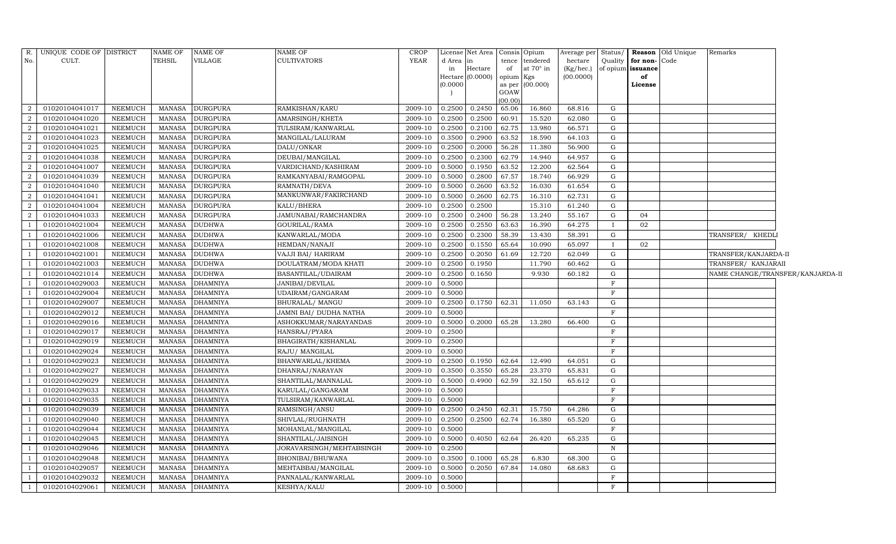| R. No. | UNIQUE CODE OF CULT. | DISTRICT | NAME OF TEHSIL | NAME OF VILLAGE | NAME OF CULTIVATORS | CROP YEAR | License d Area in Hectare (0.0000) | Net Area in Hectare (0.0000) | Consis tence of opium as per GOAW (00.00) | Opium tendered at 70° in Kgs (00.000) | Average per hectare (Kg/hec.) (00.0000) | Status/ Quality of opium | Reason for non-issuance of License | Old Unique Code | Remarks |
|---|---|---|---|---|---|---|---|---|---|---|---|---|---|---|---|
| 2 | 01020104041017 | NEEMUCH | MANASA | DURGPURA | RAMKISHAN/KARU | 2009-10 | 0.2500 | 0.2450 | 65.06 | 16.860 | 68.816 | G | | | |
| 2 | 01020104041020 | NEEMUCH | MANASA | DURGPURA | AMARSINGH/KHETA | 2009-10 | 0.2500 | 0.2500 | 60.91 | 15.520 | 62.080 | G | | | |
| 2 | 01020104041021 | NEEMUCH | MANASA | DURGPURA | TULSIRAM/KANWARLAL | 2009-10 | 0.2500 | 0.2100 | 62.75 | 13.980 | 66.571 | G | | | |
| 2 | 01020104041023 | NEEMUCH | MANASA | DURGPURA | MANGILAL/LALURAM | 2009-10 | 0.3500 | 0.2900 | 63.52 | 18.590 | 64.103 | G | | | |
| 2 | 01020104041025 | NEEMUCH | MANASA | DURGPURA | DALU/ONKAR | 2009-10 | 0.2500 | 0.2000 | 56.28 | 11.380 | 56.900 | G | | | |
| 2 | 01020104041038 | NEEMUCH | MANASA | DURGPURA | DEUBAI/MANGILAL | 2009-10 | 0.2500 | 0.2300 | 62.79 | 14.940 | 64.957 | G | | | |
| 2 | 01020104041007 | NEEMUCH | MANASA | DURGPURA | VARDICHAND/KASHIRAM | 2009-10 | 0.5000 | 0.1950 | 63.52 | 12.200 | 62.564 | G | | | |
| 2 | 01020104041039 | NEEMUCH | MANASA | DURGPURA | RAMKANYABAI/RAMGOPAL | 2009-10 | 0.5000 | 0.2800 | 67.57 | 18.740 | 66.929 | G | | | |
| 2 | 01020104041040 | NEEMUCH | MANASA | DURGPURA | RAMNATH/DEVA | 2009-10 | 0.5000 | 0.2600 | 63.52 | 16.030 | 61.654 | G | | | |
| 2 | 01020104041041 | NEEMUCH | MANASA | DURGPURA | MANKUNWAR/FAKIRCHAND | 2009-10 | 0.5000 | 0.2600 | 62.75 | 16.310 | 62.731 | G | | | |
| 2 | 01020104041004 | NEEMUCH | MANASA | DURGPURA | KALU/BHERA | 2009-10 | 0.2500 | 0.2500 | | 15.310 | 61.240 | G | | | |
| 2 | 01020104041033 | NEEMUCH | MANASA | DURGPURA | JAMUNABAI/RAMCHANDRA | 2009-10 | 0.2500 | 0.2400 | 56.28 | 13.240 | 55.167 | G | 04 | | |
| 1 | 01020104021004 | NEEMUCH | MANASA | DUDHWA | GOURILAL/RAMA | 2009-10 | 0.2500 | 0.2550 | 63.63 | 16.390 | 64.275 | I | 02 | | |
| 1 | 01020104021006 | NEEMUCH | MANASA | DUDHWA | KANWARLAL/MODA | 2009-10 | 0.2500 | 0.2300 | 58.39 | 13.430 | 58.391 | G | | | TRANSFER/ KHEDLI |
| 1 | 01020104021008 | NEEMUCH | MANASA | DUDHWA | HEMDAN/NANAJI | 2009-10 | 0.2500 | 0.1550 | 65.64 | 10.090 | 65.097 | I | 02 | | |
| 1 | 01020104021001 | NEEMUCH | MANASA | DUDHWA | VAJJI BAI/ HARIRAM | 2009-10 | 0.2500 | 0.2050 | 61.69 | 12.720 | 62.049 | G | | | TRANSFER/KANJARDA-II |
| 1 | 01020104021003 | NEEMUCH | MANASA | DUDHWA | DOULATRAM/MODA KHATI | 2009-10 | 0.2500 | 0.1950 | | 11.790 | 60.462 | G | | | TRANSFER/ KANJARAII |
| 1 | 01020104021014 | NEEMUCH | MANASA | DUDHWA | BASANTILAL/UDAIRAM | 2009-10 | 0.2500 | 0.1650 | | 9.930 | 60.182 | G | | | NAME CHANGE/TRANSFER/KANJARDA-II |
| 1 | 01020104029003 | NEEMUCH | MANASA | DHAMNIYA | JANIBAI/DEVILAL | 2009-10 | 0.5000 | | | | | F | | | |
| 1 | 01020104029004 | NEEMUCH | MANASA | DHAMNIYA | UDAIRAM/GANGARAM | 2009-10 | 0.5000 | | | | | F | | | |
| 1 | 01020104029007 | NEEMUCH | MANASA | DHAMNIYA | BHURALAL/ MANGU | 2009-10 | 0.2500 | 0.1750 | 62.31 | 11.050 | 63.143 | G | | | |
| 1 | 01020104029012 | NEEMUCH | MANASA | DHAMNIYA | JAMNI BAI/ DUDHA NATHA | 2009-10 | 0.5000 | | | | | F | | | |
| 1 | 01020104029016 | NEEMUCH | MANASA | DHAMNIYA | ASHOKKUMAR/NARAYANDAS | 2009-10 | 0.5000 | 0.2000 | 65.28 | 13.280 | 66.400 | G | | | |
| 1 | 01020104029017 | NEEMUCH | MANASA | DHAMNIYA | HANSRAJ/PYARA | 2009-10 | 0.2500 | | | | | F | | | |
| 1 | 01020104029019 | NEEMUCH | MANASA | DHAMNIYA | BHAGIRATH/KISHANLAL | 2009-10 | 0.2500 | | | | | F | | | |
| 1 | 01020104029024 | NEEMUCH | MANASA | DHAMNIYA | RAJU/ MANGILAL | 2009-10 | 0.5000 | | | | | F | | | |
| 1 | 01020104029023 | NEEMUCH | MANASA | DHAMNIYA | BHANWARLAL/KHEMA | 2009-10 | 0.2500 | 0.1950 | 62.64 | 12.490 | 64.051 | G | | | |
| 1 | 01020104029027 | NEEMUCH | MANASA | DHAMNIYA | DHANRAJ/NARAYAN | 2009-10 | 0.3500 | 0.3550 | 65.28 | 23.370 | 65.831 | G | | | |
| 1 | 01020104029029 | NEEMUCH | MANASA | DHAMNIYA | SHANTILAL/MANNALAL | 2009-10 | 0.5000 | 0.4900 | 62.59 | 32.150 | 65.612 | G | | | |
| 1 | 01020104029033 | NEEMUCH | MANASA | DHAMNIYA | KARULAL/GANGARAM | 2009-10 | 0.5000 | | | | | F | | | |
| 1 | 01020104029035 | NEEMUCH | MANASA | DHAMNIYA | TULSIRAM/KANWARLAL | 2009-10 | 0.5000 | | | | | F | | | |
| 1 | 01020104029039 | NEEMUCH | MANASA | DHAMNIYA | RAMSINGH/ANSU | 2009-10 | 0.2500 | 0.2450 | 62.31 | 15.750 | 64.286 | G | | | |
| 1 | 01020104029040 | NEEMUCH | MANASA | DHAMNIYA | SHIVLAL/RUGHNATH | 2009-10 | 0.2500 | 0.2500 | 62.74 | 16.380 | 65.520 | G | | | |
| 1 | 01020104029044 | NEEMUCH | MANASA | DHAMNIYA | MOHANLAL/MANGILAL | 2009-10 | 0.5000 | | | | | F | | | |
| 1 | 01020104029045 | NEEMUCH | MANASA | DHAMNIYA | SHANTILAL/JAISINGH | 2009-10 | 0.5000 | 0.4050 | 62.64 | 26.420 | 65.235 | G | | | |
| 1 | 01020104029046 | NEEMUCH | MANASA | DHAMNIYA | JORAVARSINGH/MEHTABSINGH | 2009-10 | 0.2500 | | | | | N | | | |
| 1 | 01020104029048 | NEEMUCH | MANASA | DHAMNIYA | BHONIBAI/BHUWANA | 2009-10 | 0.3500 | 0.1000 | 65.28 | 6.830 | 68.300 | G | | | |
| 1 | 01020104029057 | NEEMUCH | MANASA | DHAMNIYA | MEHTABBAI/MANGILAL | 2009-10 | 0.5000 | 0.2050 | 67.84 | 14.080 | 68.683 | G | | | |
| 1 | 01020104029032 | NEEMUCH | MANASA | DHAMNIYA | PANNALAL/KANWARLAL | 2009-10 | 0.5000 | | | | | F | | | |
| 1 | 01020104029061 | NEEMUCH | MANASA | DHAMNIYA | KESHYA/KALU | 2009-10 | 0.5000 | | | | | F | | | |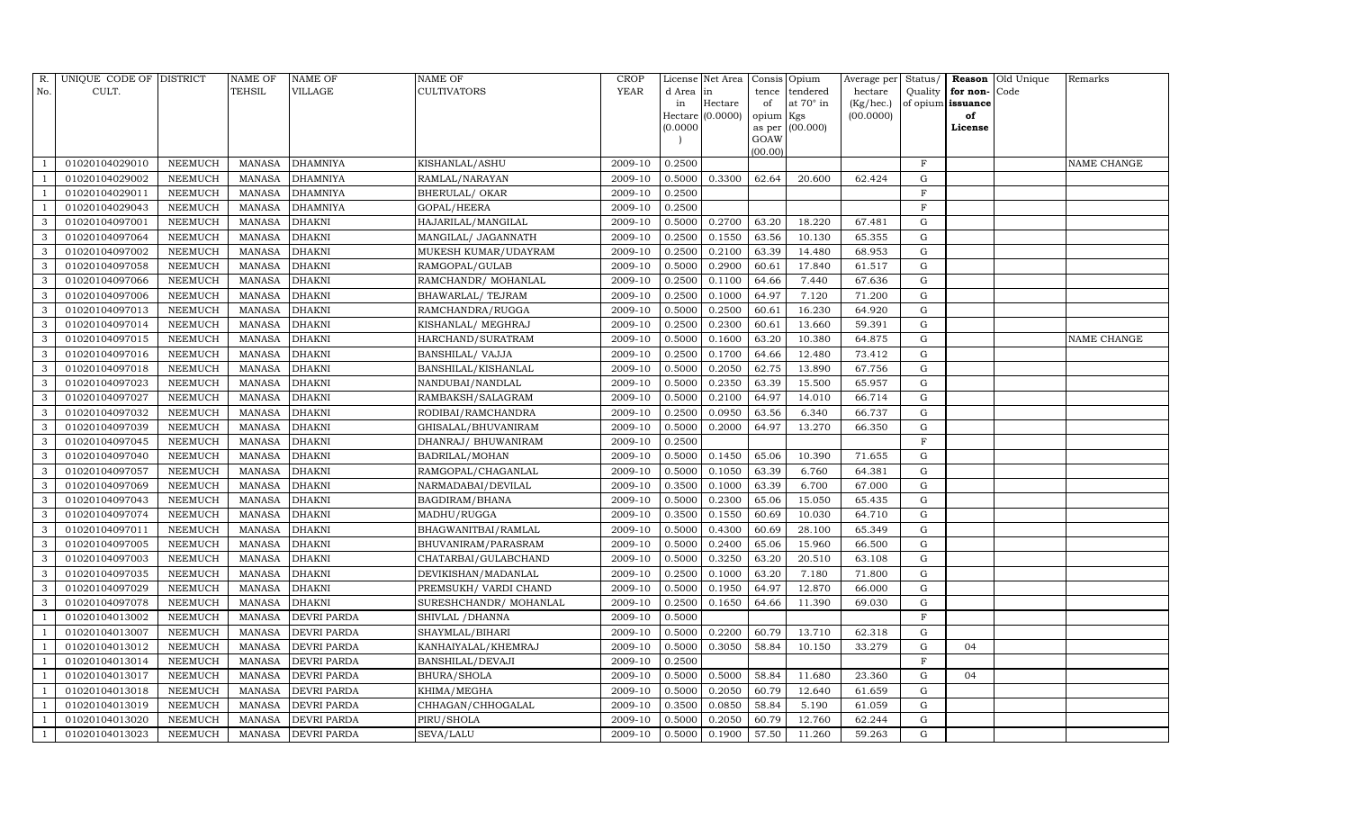| R. No. | UNIQUE CODE OF CULT. | DISTRICT | NAME OF TEHSIL | NAME OF VILLAGE | NAME OF CULTIVATORS | CROP YEAR | License d Area in Hectare (0.0000) | Net Area in Hectare (0.0000) | Consis tence of opium as per GOAW (00.00) | Opium tendered at 70° in Kgs (00.000) | Average per hectare (Kg/hec.) (00.0000) | Status/ Quality of opium | Reason for non-issuance of License | Old Unique Code | Remarks |
|---|---|---|---|---|---|---|---|---|---|---|---|---|---|---|---|
| 1 | 01020104029010 | NEEMUCH | MANASA | DHAMNIYA | KISHANLAL/ASHU | 2009-10 | 0.2500 | | | | | F | | | NAME CHANGE |
| 1 | 01020104029002 | NEEMUCH | MANASA | DHAMNIYA | RAMLAL/NARAYAN | 2009-10 | 0.5000 | 0.3300 | 62.64 | 20.600 | 62.424 | G | | | |
| 1 | 01020104029011 | NEEMUCH | MANASA | DHAMNIYA | BHERULAL/ OKAR | 2009-10 | 0.2500 | | | | | F | | | |
| 1 | 01020104029043 | NEEMUCH | MANASA | DHAMNIYA | GOPAL/HEERA | 2009-10 | 0.2500 | | | | | F | | | |
| 3 | 01020104097001 | NEEMUCH | MANASA | DHAKNI | HAJARILAL/MANGILAL | 2009-10 | 0.5000 | 0.2700 | 63.20 | 18.220 | 67.481 | G | | | |
| 3 | 01020104097064 | NEEMUCH | MANASA | DHAKNI | MANGILAL/ JAGANNATH | 2009-10 | 0.2500 | 0.1550 | 63.56 | 10.130 | 65.355 | G | | | |
| 3 | 01020104097002 | NEEMUCH | MANASA | DHAKNI | MUKESH KUMAR/UDAYRAM | 2009-10 | 0.2500 | 0.2100 | 63.39 | 14.480 | 68.953 | G | | | |
| 3 | 01020104097058 | NEEMUCH | MANASA | DHAKNI | RAMGOPAL/GULAB | 2009-10 | 0.5000 | 0.2900 | 60.61 | 17.840 | 61.517 | G | | | |
| 3 | 01020104097066 | NEEMUCH | MANASA | DHAKNI | RAMCHANDR/ MOHANLAL | 2009-10 | 0.2500 | 0.1100 | 64.66 | 7.440 | 67.636 | G | | | |
| 3 | 01020104097006 | NEEMUCH | MANASA | DHAKNI | BHAWARLAL/ TEJRAM | 2009-10 | 0.2500 | 0.1000 | 64.97 | 7.120 | 71.200 | G | | | |
| 3 | 01020104097013 | NEEMUCH | MANASA | DHAKNI | RAMCHANDRA/RUGGA | 2009-10 | 0.5000 | 0.2500 | 60.61 | 16.230 | 64.920 | G | | | |
| 3 | 01020104097014 | NEEMUCH | MANASA | DHAKNI | KISHANLAL/ MEGHRAJ | 2009-10 | 0.2500 | 0.2300 | 60.61 | 13.660 | 59.391 | G | | | |
| 3 | 01020104097015 | NEEMUCH | MANASA | DHAKNI | HARCHAND/SURATRAM | 2009-10 | 0.5000 | 0.1600 | 63.20 | 10.380 | 64.875 | G | | | NAME CHANGE |
| 3 | 01020104097016 | NEEMUCH | MANASA | DHAKNI | BANSHILAL/ VAJJA | 2009-10 | 0.2500 | 0.1700 | 64.66 | 12.480 | 73.412 | G | | | |
| 3 | 01020104097018 | NEEMUCH | MANASA | DHAKNI | BANSHILAL/KISHANLAL | 2009-10 | 0.5000 | 0.2050 | 62.75 | 13.890 | 67.756 | G | | | |
| 3 | 01020104097023 | NEEMUCH | MANASA | DHAKNI | NANDUBAI/NANDLAL | 2009-10 | 0.5000 | 0.2350 | 63.39 | 15.500 | 65.957 | G | | | |
| 3 | 01020104097027 | NEEMUCH | MANASA | DHAKNI | RAMBAKSH/SALAGRAM | 2009-10 | 0.5000 | 0.2100 | 64.97 | 14.010 | 66.714 | G | | | |
| 3 | 01020104097032 | NEEMUCH | MANASA | DHAKNI | RODIBAI/RAMCHANDRA | 2009-10 | 0.2500 | 0.0950 | 63.56 | 6.340 | 66.737 | G | | | |
| 3 | 01020104097039 | NEEMUCH | MANASA | DHAKNI | GHISALAL/BHUVANIRAM | 2009-10 | 0.5000 | 0.2000 | 64.97 | 13.270 | 66.350 | G | | | |
| 3 | 01020104097045 | NEEMUCH | MANASA | DHAKNI | DHANRAJ/ BHUWANIRAM | 2009-10 | 0.2500 | | | | | F | | | |
| 3 | 01020104097040 | NEEMUCH | MANASA | DHAKNI | BADRILAL/MOHAN | 2009-10 | 0.5000 | 0.1450 | 65.06 | 10.390 | 71.655 | G | | | |
| 3 | 01020104097057 | NEEMUCH | MANASA | DHAKNI | RAMGOPAL/CHAGANLAL | 2009-10 | 0.5000 | 0.1050 | 63.39 | 6.760 | 64.381 | G | | | |
| 3 | 01020104097069 | NEEMUCH | MANASA | DHAKNI | NARMADABAI/DEVILAL | 2009-10 | 0.3500 | 0.1000 | 63.39 | 6.700 | 67.000 | G | | | |
| 3 | 01020104097043 | NEEMUCH | MANASA | DHAKNI | BAGDIRAM/BHANA | 2009-10 | 0.5000 | 0.2300 | 65.06 | 15.050 | 65.435 | G | | | |
| 3 | 01020104097074 | NEEMUCH | MANASA | DHAKNI | MADHU/RUGGA | 2009-10 | 0.3500 | 0.1550 | 60.69 | 10.030 | 64.710 | G | | | |
| 3 | 01020104097011 | NEEMUCH | MANASA | DHAKNI | BHAGWANITBAI/RAMLAL | 2009-10 | 0.5000 | 0.4300 | 60.69 | 28.100 | 65.349 | G | | | |
| 3 | 01020104097005 | NEEMUCH | MANASA | DHAKNI | BHUVANIRAM/PARASRAM | 2009-10 | 0.5000 | 0.2400 | 65.06 | 15.960 | 66.500 | G | | | |
| 3 | 01020104097003 | NEEMUCH | MANASA | DHAKNI | CHATARBAI/GULABCHAND | 2009-10 | 0.5000 | 0.3250 | 63.20 | 20.510 | 63.108 | G | | | |
| 3 | 01020104097035 | NEEMUCH | MANASA | DHAKNI | DEVIKISHAN/MADANLAL | 2009-10 | 0.2500 | 0.1000 | 63.20 | 7.180 | 71.800 | G | | | |
| 3 | 01020104097029 | NEEMUCH | MANASA | DHAKNI | PREMSUKH/ VARDI CHAND | 2009-10 | 0.5000 | 0.1950 | 64.97 | 12.870 | 66.000 | G | | | |
| 3 | 01020104097078 | NEEMUCH | MANASA | DHAKNI | SURESHCHANDR/ MOHANLAL | 2009-10 | 0.2500 | 0.1650 | 64.66 | 11.390 | 69.030 | G | | | |
| 1 | 01020104013002 | NEEMUCH | MANASA | DEVRI PARDA | SHIVLAL /DHANNA | 2009-10 | 0.5000 | | | | | F | | | |
| 1 | 01020104013007 | NEEMUCH | MANASA | DEVRI PARDA | SHAYMLAL/BIHARI | 2009-10 | 0.5000 | 0.2200 | 60.79 | 13.710 | 62.318 | G | | | |
| 1 | 01020104013012 | NEEMUCH | MANASA | DEVRI PARDA | KANHAIYALAL/KHEMRAJ | 2009-10 | 0.5000 | 0.3050 | 58.84 | 10.150 | 33.279 | G | 04 | | |
| 1 | 01020104013014 | NEEMUCH | MANASA | DEVRI PARDA | BANSHILAL/DEVAJI | 2009-10 | 0.2500 | | | | | F | | | |
| 1 | 01020104013017 | NEEMUCH | MANASA | DEVRI PARDA | BHURA/SHOLA | 2009-10 | 0.5000 | 0.5000 | 58.84 | 11.680 | 23.360 | G | 04 | | |
| 1 | 01020104013018 | NEEMUCH | MANASA | DEVRI PARDA | KHIMA/MEGHA | 2009-10 | 0.5000 | 0.2050 | 60.79 | 12.640 | 61.659 | G | | | |
| 1 | 01020104013019 | NEEMUCH | MANASA | DEVRI PARDA | CHHAGAN/CHHOGALAL | 2009-10 | 0.3500 | 0.0850 | 58.84 | 5.190 | 61.059 | G | | | |
| 1 | 01020104013020 | NEEMUCH | MANASA | DEVRI PARDA | PIRU/SHOLA | 2009-10 | 0.5000 | 0.2050 | 60.79 | 12.760 | 62.244 | G | | | |
| 1 | 01020104013023 | NEEMUCH | MANASA | DEVRI PARDA | SEVA/LALU | 2009-10 | 0.5000 | 0.1900 | 57.50 | 11.260 | 59.263 | G | | | |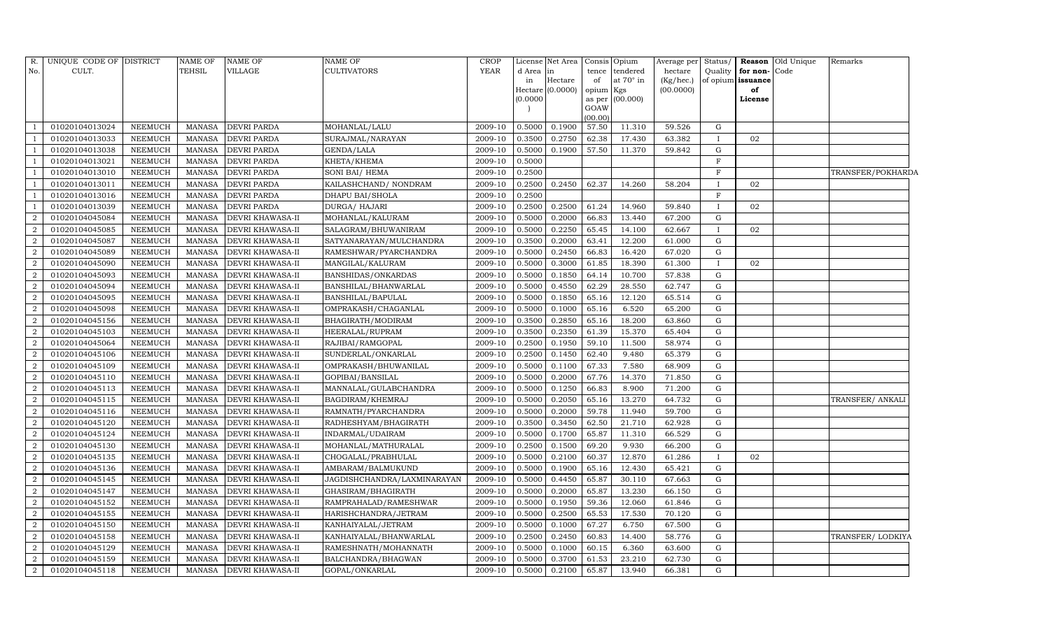| R. No. | UNIQUE CODE OF CULT. | DISTRICT | NAME OF TEHSIL | NAME OF VILLAGE | NAME OF CULTIVATORS | CROP YEAR | License d Area in Hectare (0.0000) | Net Area in Hectare (0.0000) | Consis tence of opium as per GOAW (00.00) | Opium tendered at 70° in Kgs (00.000) | Average per hectare (Kg/hec.) (00.0000) | Status/ Quality of opium | Reason for non-issuance of License | Old Unique Code | Remarks |
|---|---|---|---|---|---|---|---|---|---|---|---|---|---|---|---|
| 1 | 01020104013024 | NEEMUCH | MANASA | DEVRI PARDA | MOHANLAL/LALU | 2009-10 | 0.5000 | 0.1900 | 57.50 | 11.310 | 59.526 | G | | | |
| 1 | 01020104013033 | NEEMUCH | MANASA | DEVRI PARDA | SURAJMAL/NARAYAN | 2009-10 | 0.3500 | 0.2750 | 62.38 | 17.430 | 63.382 | I | 02 | | |
| 1 | 01020104013038 | NEEMUCH | MANASA | DEVRI PARDA | GENDA/LALA | 2009-10 | 0.5000 | 0.1900 | 57.50 | 11.370 | 59.842 | G | | | |
| 1 | 01020104013021 | NEEMUCH | MANASA | DEVRI PARDA | KHETA/KHEMA | 2009-10 | 0.5000 | | | | | F | | | |
| 1 | 01020104013010 | NEEMUCH | MANASA | DEVRI PARDA | SONI BAI/ HEMA | 2009-10 | 0.2500 | | | | | F | | | TRANSFER/POKHARDA |
| 1 | 01020104013011 | NEEMUCH | MANASA | DEVRI PARDA | KAILASHCHAND/ NONDRAM | 2009-10 | 0.2500 | 0.2450 | 62.37 | 14.260 | 58.204 | I | 02 | | |
| 1 | 01020104013016 | NEEMUCH | MANASA | DEVRI PARDA | DHAPU BAI/SHOLA | 2009-10 | 0.2500 | | | | | F | | | |
| 1 | 01020104013039 | NEEMUCH | MANASA | DEVRI PARDA | DURGA/ HAJARI | 2009-10 | 0.2500 | 0.2500 | 61.24 | 14.960 | 59.840 | I | 02 | | |
| 2 | 01020104045084 | NEEMUCH | MANASA | DEVRI KHAWASA-II | MOHANLAL/KALURAM | 2009-10 | 0.5000 | 0.2000 | 66.83 | 13.440 | 67.200 | G | | | |
| 2 | 01020104045085 | NEEMUCH | MANASA | DEVRI KHAWASA-II | SALAGRAM/BHUWANIRAM | 2009-10 | 0.5000 | 0.2250 | 65.45 | 14.100 | 62.667 | I | 02 | | |
| 2 | 01020104045087 | NEEMUCH | MANASA | DEVRI KHAWASA-II | SATYANARAYAN/MULCHANDRA | 2009-10 | 0.3500 | 0.2000 | 63.41 | 12.200 | 61.000 | G | | | |
| 2 | 01020104045089 | NEEMUCH | MANASA | DEVRI KHAWASA-II | RAMESHWAR/PYARCHANDRA | 2009-10 | 0.5000 | 0.2450 | 66.83 | 16.420 | 67.020 | G | | | |
| 2 | 01020104045090 | NEEMUCH | MANASA | DEVRI KHAWASA-II | MANGILAL/KALURAM | 2009-10 | 0.5000 | 0.3000 | 61.85 | 18.390 | 61.300 | I | 02 | | |
| 2 | 01020104045093 | NEEMUCH | MANASA | DEVRI KHAWASA-II | BANSHIDAS/ONKARDAS | 2009-10 | 0.5000 | 0.1850 | 64.14 | 10.700 | 57.838 | G | | | |
| 2 | 01020104045094 | NEEMUCH | MANASA | DEVRI KHAWASA-II | BANSHILAL/BHANWARLAL | 2009-10 | 0.5000 | 0.4550 | 62.29 | 28.550 | 62.747 | G | | | |
| 2 | 01020104045095 | NEEMUCH | MANASA | DEVRI KHAWASA-II | BANSHILAL/BAPULAL | 2009-10 | 0.5000 | 0.1850 | 65.16 | 12.120 | 65.514 | G | | | |
| 2 | 01020104045098 | NEEMUCH | MANASA | DEVRI KHAWASA-II | OMPRAKASH/CHAGANLAL | 2009-10 | 0.5000 | 0.1000 | 65.16 | 6.520 | 65.200 | G | | | |
| 2 | 01020104045156 | NEEMUCH | MANASA | DEVRI KHAWASA-II | BHAGIRATH/MODIRAM | 2009-10 | 0.3500 | 0.2850 | 65.16 | 18.200 | 63.860 | G | | | |
| 2 | 01020104045103 | NEEMUCH | MANASA | DEVRI KHAWASA-II | HEERALAL/RUPRAM | 2009-10 | 0.3500 | 0.2350 | 61.39 | 15.370 | 65.404 | G | | | |
| 2 | 01020104045064 | NEEMUCH | MANASA | DEVRI KHAWASA-II | RAJIBAI/RAMGOPAL | 2009-10 | 0.2500 | 0.1950 | 59.10 | 11.500 | 58.974 | G | | | |
| 2 | 01020104045106 | NEEMUCH | MANASA | DEVRI KHAWASA-II | SUNDERLAL/ONKARLAL | 2009-10 | 0.2500 | 0.1450 | 62.40 | 9.480 | 65.379 | G | | | |
| 2 | 01020104045109 | NEEMUCH | MANASA | DEVRI KHAWASA-II | OMPRAKASH/BHUWANILAL | 2009-10 | 0.5000 | 0.1100 | 67.33 | 7.580 | 68.909 | G | | | |
| 2 | 01020104045110 | NEEMUCH | MANASA | DEVRI KHAWASA-II | GOPIBAI/BANSILAL | 2009-10 | 0.5000 | 0.2000 | 67.76 | 14.370 | 71.850 | G | | | |
| 2 | 01020104045113 | NEEMUCH | MANASA | DEVRI KHAWASA-II | MANNALAL/GULABCHANDRA | 2009-10 | 0.5000 | 0.1250 | 66.83 | 8.900 | 71.200 | G | | | |
| 2 | 01020104045115 | NEEMUCH | MANASA | DEVRI KHAWASA-II | BAGDIRAM/KHEMRAJ | 2009-10 | 0.5000 | 0.2050 | 65.16 | 13.270 | 64.732 | G | | | TRANSFER/ ANKALI |
| 2 | 01020104045116 | NEEMUCH | MANASA | DEVRI KHAWASA-II | RAMNATH/PYARCHANDRA | 2009-10 | 0.5000 | 0.2000 | 59.78 | 11.940 | 59.700 | G | | | |
| 2 | 01020104045120 | NEEMUCH | MANASA | DEVRI KHAWASA-II | RADHESHYAM/BHAGIRATH | 2009-10 | 0.3500 | 0.3450 | 62.50 | 21.710 | 62.928 | G | | | |
| 2 | 01020104045124 | NEEMUCH | MANASA | DEVRI KHAWASA-II | INDARMAL/UDAIRAM | 2009-10 | 0.5000 | 0.1700 | 65.87 | 11.310 | 66.529 | G | | | |
| 2 | 01020104045130 | NEEMUCH | MANASA | DEVRI KHAWASA-II | MOHANLAL/MATHURALAL | 2009-10 | 0.2500 | 0.1500 | 69.20 | 9.930 | 66.200 | G | | | |
| 2 | 01020104045135 | NEEMUCH | MANASA | DEVRI KHAWASA-II | CHOGALAL/PRABHULAL | 2009-10 | 0.5000 | 0.2100 | 60.37 | 12.870 | 61.286 | I | 02 | | |
| 2 | 01020104045136 | NEEMUCH | MANASA | DEVRI KHAWASA-II | AMBARAM/BALMUKUND | 2009-10 | 0.5000 | 0.1900 | 65.16 | 12.430 | 65.421 | G | | | |
| 2 | 01020104045145 | NEEMUCH | MANASA | DEVRI KHAWASA-II | JAGDISHCHANDRA/LAXMINARAYAN | 2009-10 | 0.5000 | 0.4450 | 65.87 | 30.110 | 67.663 | G | | | |
| 2 | 01020104045147 | NEEMUCH | MANASA | DEVRI KHAWASA-II | GHASIRAM/BHAGIRATH | 2009-10 | 0.5000 | 0.2000 | 65.87 | 13.230 | 66.150 | G | | | |
| 2 | 01020104045152 | NEEMUCH | MANASA | DEVRI KHAWASA-II | RAMPRAHALAD/RAMESHWAR | 2009-10 | 0.5000 | 0.1950 | 59.36 | 12.060 | 61.846 | G | | | |
| 2 | 01020104045155 | NEEMUCH | MANASA | DEVRI KHAWASA-II | HARISHCHANDRA/JETRAM | 2009-10 | 0.5000 | 0.2500 | 65.53 | 17.530 | 70.120 | G | | | |
| 2 | 01020104045150 | NEEMUCH | MANASA | DEVRI KHAWASA-II | KANHAIYALAL/JETRAM | 2009-10 | 0.5000 | 0.1000 | 67.27 | 6.750 | 67.500 | G | | | |
| 2 | 01020104045158 | NEEMUCH | MANASA | DEVRI KHAWASA-II | KANHAIYALAL/BHANWARLAL | 2009-10 | 0.2500 | 0.2450 | 60.83 | 14.400 | 58.776 | G | | | TRANSFER/ LODKIYA |
| 2 | 01020104045129 | NEEMUCH | MANASA | DEVRI KHAWASA-II | RAMESHNATH/MOHANNATH | 2009-10 | 0.5000 | 0.1000 | 60.15 | 6.360 | 63.600 | G | | | |
| 2 | 01020104045159 | NEEMUCH | MANASA | DEVRI KHAWASA-II | BALCHANDRA/BHAGWAN | 2009-10 | 0.5000 | 0.3700 | 61.53 | 23.210 | 62.730 | G | | | |
| 2 | 01020104045118 | NEEMUCH | MANASA | DEVRI KHAWASA-II | GOPAL/ONKARLAL | 2009-10 | 0.5000 | 0.2100 | 65.87 | 13.940 | 66.381 | G | | | |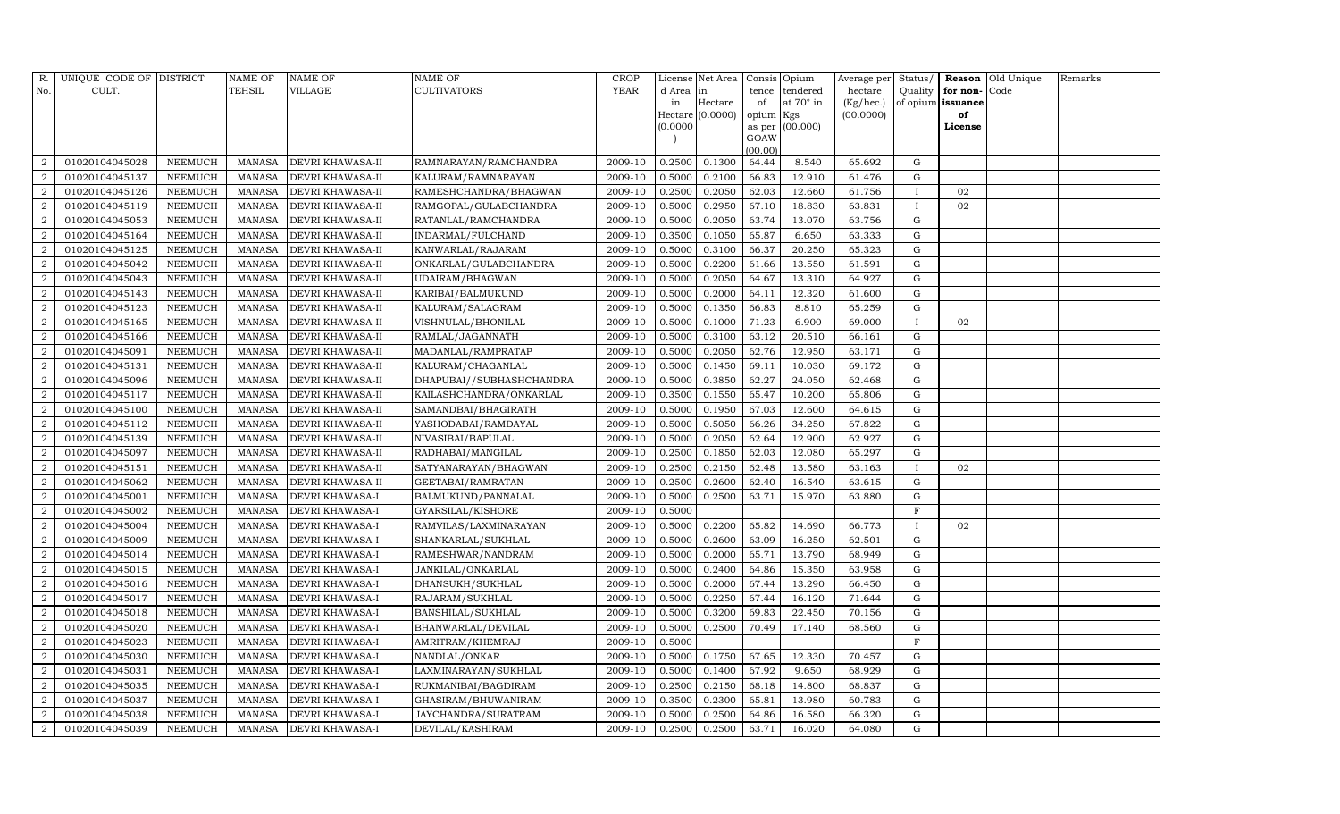| R. No. | UNIQUE CODE OF CULT. | DISTRICT | NAME OF TEHSIL | NAME OF VILLAGE | NAME OF CULTIVATORS | CROP YEAR | License d Area in Hectare (0.0000) | Net Area in Hectare (0.0000) | Consis tence of opium as per GOAW (00.00) | Opium tendered at 70° in Kgs (00.000) | Average per hectare (Kg/hec.) (00.0000) | Status/ Quality of opium | Reason for non- issuance of License | Old Unique Code | Remarks |
|---|---|---|---|---|---|---|---|---|---|---|---|---|---|---|---|
| 2 | 01020104045028 | NEEMUCH | MANASA | DEVRI KHAWASA-II | RAMNARAYAN/RAMCHANDRA | 2009-10 | 0.2500 | 0.1300 | 64.44 | 8.540 | 65.692 | G | | | |
| 2 | 01020104045137 | NEEMUCH | MANASA | DEVRI KHAWASA-II | KALURAM/RAMNARAYAN | 2009-10 | 0.5000 | 0.2100 | 66.83 | 12.910 | 61.476 | G | | | |
| 2 | 01020104045126 | NEEMUCH | MANASA | DEVRI KHAWASA-II | RAMESHCHANDRA/BHAGWAN | 2009-10 | 0.2500 | 0.2050 | 62.03 | 12.660 | 61.756 | I | 02 | | |
| 2 | 01020104045119 | NEEMUCH | MANASA | DEVRI KHAWASA-II | RAMGOPAL/GULABCHANDRA | 2009-10 | 0.5000 | 0.2950 | 67.10 | 18.830 | 63.831 | I | 02 | | |
| 2 | 01020104045053 | NEEMUCH | MANASA | DEVRI KHAWASA-II | RATANLAL/RAMCHANDRA | 2009-10 | 0.5000 | 0.2050 | 63.74 | 13.070 | 63.756 | G | | | |
| 2 | 01020104045164 | NEEMUCH | MANASA | DEVRI KHAWASA-II | INDARMAL/FULCHAND | 2009-10 | 0.3500 | 0.1050 | 65.87 | 6.650 | 63.333 | G | | | |
| 2 | 01020104045125 | NEEMUCH | MANASA | DEVRI KHAWASA-II | KANWARLAL/RAJARAM | 2009-10 | 0.5000 | 0.3100 | 66.37 | 20.250 | 65.323 | G | | | |
| 2 | 01020104045042 | NEEMUCH | MANASA | DEVRI KHAWASA-II | ONKARLAL/GULABCHANDRA | 2009-10 | 0.5000 | 0.2200 | 61.66 | 13.550 | 61.591 | G | | | |
| 2 | 01020104045043 | NEEMUCH | MANASA | DEVRI KHAWASA-II | UDAIRAM/BHAGWAN | 2009-10 | 0.5000 | 0.2050 | 64.67 | 13.310 | 64.927 | G | | | |
| 2 | 01020104045143 | NEEMUCH | MANASA | DEVRI KHAWASA-II | KARIBAI/BALMUKUND | 2009-10 | 0.5000 | 0.2000 | 64.11 | 12.320 | 61.600 | G | | | |
| 2 | 01020104045123 | NEEMUCH | MANASA | DEVRI KHAWASA-II | KALURAM/SALAGRAM | 2009-10 | 0.5000 | 0.1350 | 66.83 | 8.810 | 65.259 | G | | | |
| 2 | 01020104045165 | NEEMUCH | MANASA | DEVRI KHAWASA-II | VISHNULAL/BHONILAL | 2009-10 | 0.5000 | 0.1000 | 71.23 | 6.900 | 69.000 | I | 02 | | |
| 2 | 01020104045166 | NEEMUCH | MANASA | DEVRI KHAWASA-II | RAMLAL/JAGANNATH | 2009-10 | 0.5000 | 0.3100 | 63.12 | 20.510 | 66.161 | G | | | |
| 2 | 01020104045091 | NEEMUCH | MANASA | DEVRI KHAWASA-II | MADANLAL/RAMPRATAP | 2009-10 | 0.5000 | 0.2050 | 62.76 | 12.950 | 63.171 | G | | | |
| 2 | 01020104045131 | NEEMUCH | MANASA | DEVRI KHAWASA-II | KALURAM/CHAGANLAL | 2009-10 | 0.5000 | 0.1450 | 69.11 | 10.030 | 69.172 | G | | | |
| 2 | 01020104045096 | NEEMUCH | MANASA | DEVRI KHAWASA-II | DHAPUBAI//SUBHASHCHANDRA | 2009-10 | 0.5000 | 0.3850 | 62.27 | 24.050 | 62.468 | G | | | |
| 2 | 01020104045117 | NEEMUCH | MANASA | DEVRI KHAWASA-II | KAILASHCHANDRA/ONKARLAL | 2009-10 | 0.3500 | 0.1550 | 65.47 | 10.200 | 65.806 | G | | | |
| 2 | 01020104045100 | NEEMUCH | MANASA | DEVRI KHAWASA-II | SAMANDBAI/BHAGIRATH | 2009-10 | 0.5000 | 0.1950 | 67.03 | 12.600 | 64.615 | G | | | |
| 2 | 01020104045112 | NEEMUCH | MANASA | DEVRI KHAWASA-II | YASHODABAI/RAMDAYAL | 2009-10 | 0.5000 | 0.5050 | 66.26 | 34.250 | 67.822 | G | | | |
| 2 | 01020104045139 | NEEMUCH | MANASA | DEVRI KHAWASA-II | NIVASIBAI/BAPULAL | 2009-10 | 0.5000 | 0.2050 | 62.64 | 12.900 | 62.927 | G | | | |
| 2 | 01020104045097 | NEEMUCH | MANASA | DEVRI KHAWASA-II | RADHABAI/MANGILAL | 2009-10 | 0.2500 | 0.1850 | 62.03 | 12.080 | 65.297 | G | | | |
| 2 | 01020104045151 | NEEMUCH | MANASA | DEVRI KHAWASA-II | SATYANARAYAN/BHAGWAN | 2009-10 | 0.2500 | 0.2150 | 62.48 | 13.580 | 63.163 | I | 02 | | |
| 2 | 01020104045062 | NEEMUCH | MANASA | DEVRI KHAWASA-II | GEETABAI/RAMRATAN | 2009-10 | 0.2500 | 0.2600 | 62.40 | 16.540 | 63.615 | G | | | |
| 2 | 01020104045001 | NEEMUCH | MANASA | DEVRI KHAWASA-I | BALMUKUND/PANNALAL | 2009-10 | 0.5000 | 0.2500 | 63.71 | 15.970 | 63.880 | G | | | |
| 2 | 01020104045002 | NEEMUCH | MANASA | DEVRI KHAWASA-I | GYARSILAL/KISHORE | 2009-10 | 0.5000 | | | | | F | | | |
| 2 | 01020104045004 | NEEMUCH | MANASA | DEVRI KHAWASA-I | RAMVILAS/LAXMINARAYAN | 2009-10 | 0.5000 | 0.2200 | 65.82 | 14.690 | 66.773 | I | 02 | | |
| 2 | 01020104045009 | NEEMUCH | MANASA | DEVRI KHAWASA-I | SHANKARLAL/SUKHLAL | 2009-10 | 0.5000 | 0.2600 | 63.09 | 16.250 | 62.501 | G | | | |
| 2 | 01020104045014 | NEEMUCH | MANASA | DEVRI KHAWASA-I | RAMESHWAR/NANDRAM | 2009-10 | 0.5000 | 0.2000 | 65.71 | 13.790 | 68.949 | G | | | |
| 2 | 01020104045015 | NEEMUCH | MANASA | DEVRI KHAWASA-I | JANKILAL/ONKARLAL | 2009-10 | 0.5000 | 0.2400 | 64.86 | 15.350 | 63.958 | G | | | |
| 2 | 01020104045016 | NEEMUCH | MANASA | DEVRI KHAWASA-I | DHANSUKH/SUKHLAL | 2009-10 | 0.5000 | 0.2000 | 67.44 | 13.290 | 66.450 | G | | | |
| 2 | 01020104045017 | NEEMUCH | MANASA | DEVRI KHAWASA-I | RAJARAM/SUKHLAL | 2009-10 | 0.5000 | 0.2250 | 67.44 | 16.120 | 71.644 | G | | | |
| 2 | 01020104045018 | NEEMUCH | MANASA | DEVRI KHAWASA-I | BANSHILAL/SUKHLAL | 2009-10 | 0.5000 | 0.3200 | 69.83 | 22.450 | 70.156 | G | | | |
| 2 | 01020104045020 | NEEMUCH | MANASA | DEVRI KHAWASA-I | BHANWARLAL/DEVILAL | 2009-10 | 0.5000 | 0.2500 | 70.49 | 17.140 | 68.560 | G | | | |
| 2 | 01020104045023 | NEEMUCH | MANASA | DEVRI KHAWASA-I | AMRITRAM/KHEMRAJ | 2009-10 | 0.5000 | | | | | F | | | |
| 2 | 01020104045030 | NEEMUCH | MANASA | DEVRI KHAWASA-I | NANDLAL/ONKAR | 2009-10 | 0.5000 | 0.1750 | 67.65 | 12.330 | 70.457 | G | | | |
| 2 | 01020104045031 | NEEMUCH | MANASA | DEVRI KHAWASA-I | LAXMINARAYAN/SUKHLAL | 2009-10 | 0.5000 | 0.1400 | 67.92 | 9.650 | 68.929 | G | | | |
| 2 | 01020104045035 | NEEMUCH | MANASA | DEVRI KHAWASA-I | RUKMANIBAI/BAGDIRAM | 2009-10 | 0.2500 | 0.2150 | 68.18 | 14.800 | 68.837 | G | | | |
| 2 | 01020104045037 | NEEMUCH | MANASA | DEVRI KHAWASA-I | GHASIRAM/BHUWANIRAM | 2009-10 | 0.3500 | 0.2300 | 65.81 | 13.980 | 60.783 | G | | | |
| 2 | 01020104045038 | NEEMUCH | MANASA | DEVRI KHAWASA-I | JAYCHANDRA/SURATRAM | 2009-10 | 0.5000 | 0.2500 | 64.86 | 16.580 | 66.320 | G | | | |
| 2 | 01020104045039 | NEEMUCH | MANASA | DEVRI KHAWASA-I | DEVILAL/KASHIRAM | 2009-10 | 0.2500 | 0.2500 | 63.71 | 16.020 | 64.080 | G | | | |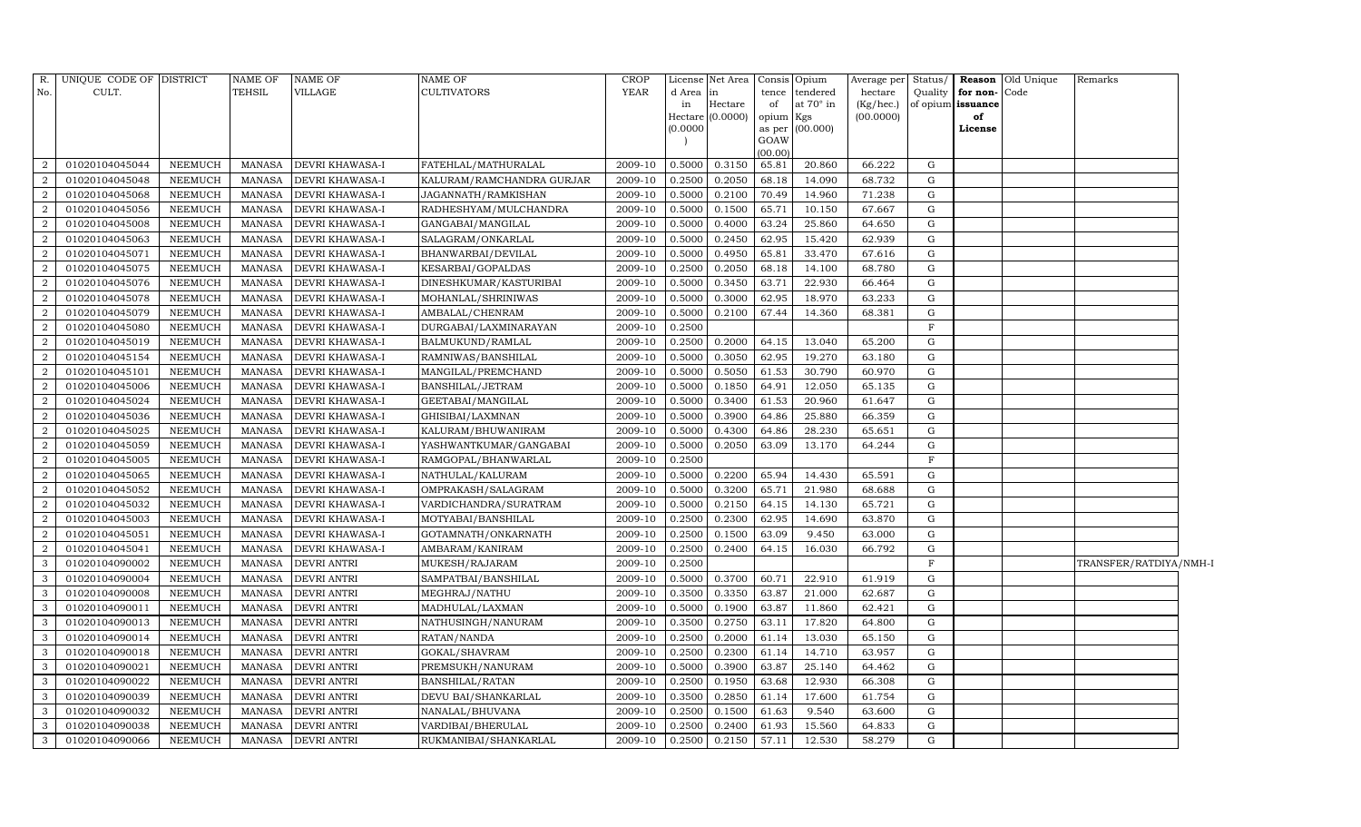| R. No. | UNIQUE CODE OF CULT. | DISTRICT | NAME OF TEHSIL | NAME OF VILLAGE | NAME OF CULTIVATORS | CROP YEAR | License d Area in Hectare (0.0000) | Net Area in Hectare (0.0000) | Consis tence of opium as per GOAW (00.00) | Opium tendered at 70° in Kgs (00.000) | Average per hectare (Kg/hec.) (00.0000) | Status/ Quality of opium | Reason for non-issuance of License | Old Unique Code | Remarks |
|---|---|---|---|---|---|---|---|---|---|---|---|---|---|---|---|
| 2 | 01020104045044 | NEEMUCH | MANASA | DEVRI KHAWASA-I | FATEHLAL/MATHURALAL | 2009-10 | 0.5000 | 0.3150 | 65.81 | 20.860 | 66.222 | G | | | |
| 2 | 01020104045048 | NEEMUCH | MANASA | DEVRI KHAWASA-I | KALURAM/RAMCHANDRA GURJAR | 2009-10 | 0.2500 | 0.2050 | 68.18 | 14.090 | 68.732 | G | | | |
| 2 | 01020104045068 | NEEMUCH | MANASA | DEVRI KHAWASA-I | JAGANNATH/RAMKISHAN | 2009-10 | 0.5000 | 0.2100 | 70.49 | 14.960 | 71.238 | G | | | |
| 2 | 01020104045056 | NEEMUCH | MANASA | DEVRI KHAWASA-I | RADHESHYAM/MULCHANDRA | 2009-10 | 0.5000 | 0.1500 | 65.71 | 10.150 | 67.667 | G | | | |
| 2 | 01020104045008 | NEEMUCH | MANASA | DEVRI KHAWASA-I | GANGABAI/MANGILAL | 2009-10 | 0.5000 | 0.4000 | 63.24 | 25.860 | 64.650 | G | | | |
| 2 | 01020104045063 | NEEMUCH | MANASA | DEVRI KHAWASA-I | SALAGRAM/ONKARLAL | 2009-10 | 0.5000 | 0.2450 | 62.95 | 15.420 | 62.939 | G | | | |
| 2 | 01020104045071 | NEEMUCH | MANASA | DEVRI KHAWASA-I | BHANWARBAI/DEVILAL | 2009-10 | 0.5000 | 0.4950 | 65.81 | 33.470 | 67.616 | G | | | |
| 2 | 01020104045075 | NEEMUCH | MANASA | DEVRI KHAWASA-I | KESARBAI/GOPALDAS | 2009-10 | 0.2500 | 0.2050 | 68.18 | 14.100 | 68.780 | G | | | |
| 2 | 01020104045076 | NEEMUCH | MANASA | DEVRI KHAWASA-I | DINESHKUMAR/KASTURIBAI | 2009-10 | 0.5000 | 0.3450 | 63.71 | 22.930 | 66.464 | G | | | |
| 2 | 01020104045078 | NEEMUCH | MANASA | DEVRI KHAWASA-I | MOHANLAL/SHRINIWAS | 2009-10 | 0.5000 | 0.3000 | 62.95 | 18.970 | 63.233 | G | | | |
| 2 | 01020104045079 | NEEMUCH | MANASA | DEVRI KHAWASA-I | AMBALAL/CHENRAM | 2009-10 | 0.5000 | 0.2100 | 67.44 | 14.360 | 68.381 | G | | | |
| 2 | 01020104045080 | NEEMUCH | MANASA | DEVRI KHAWASA-I | DURGABAI/LAXMINARAYAN | 2009-10 | 0.2500 | | | | | F | | | |
| 2 | 01020104045019 | NEEMUCH | MANASA | DEVRI KHAWASA-I | BALMUKUND/RAMLAL | 2009-10 | 0.2500 | 0.2000 | 64.15 | 13.040 | 65.200 | G | | | |
| 2 | 01020104045154 | NEEMUCH | MANASA | DEVRI KHAWASA-I | RAMNIWAS/BANSHILAL | 2009-10 | 0.5000 | 0.3050 | 62.95 | 19.270 | 63.180 | G | | | |
| 2 | 01020104045101 | NEEMUCH | MANASA | DEVRI KHAWASA-I | MANGILAL/PREMCHAND | 2009-10 | 0.5000 | 0.5050 | 61.53 | 30.790 | 60.970 | G | | | |
| 2 | 01020104045006 | NEEMUCH | MANASA | DEVRI KHAWASA-I | BANSHILAL/JETRAM | 2009-10 | 0.5000 | 0.1850 | 64.91 | 12.050 | 65.135 | G | | | |
| 2 | 01020104045024 | NEEMUCH | MANASA | DEVRI KHAWASA-I | GEETABAI/MANGILAL | 2009-10 | 0.5000 | 0.3400 | 61.53 | 20.960 | 61.647 | G | | | |
| 2 | 01020104045036 | NEEMUCH | MANASA | DEVRI KHAWASA-I | GHISIBAI/LAXMNAN | 2009-10 | 0.5000 | 0.3900 | 64.86 | 25.880 | 66.359 | G | | | |
| 2 | 01020104045025 | NEEMUCH | MANASA | DEVRI KHAWASA-I | KALURAM/BHUWANIRAM | 2009-10 | 0.5000 | 0.4300 | 64.86 | 28.230 | 65.651 | G | | | |
| 2 | 01020104045059 | NEEMUCH | MANASA | DEVRI KHAWASA-I | YASHWANTKUMAR/GANGABAI | 2009-10 | 0.5000 | 0.2050 | 63.09 | 13.170 | 64.244 | G | | | |
| 2 | 01020104045005 | NEEMUCH | MANASA | DEVRI KHAWASA-I | RAMGOPAL/BHANWARLAL | 2009-10 | 0.2500 | | | | | F | | | |
| 2 | 01020104045065 | NEEMUCH | MANASA | DEVRI KHAWASA-I | NATHULAL/KALURAM | 2009-10 | 0.5000 | 0.2200 | 65.94 | 14.430 | 65.591 | G | | | |
| 2 | 01020104045052 | NEEMUCH | MANASA | DEVRI KHAWASA-I | OMPRAKASH/SALAGRAM | 2009-10 | 0.5000 | 0.3200 | 65.71 | 21.980 | 68.688 | G | | | |
| 2 | 01020104045032 | NEEMUCH | MANASA | DEVRI KHAWASA-I | VARDICHANDRA/SURATRAM | 2009-10 | 0.5000 | 0.2150 | 64.15 | 14.130 | 65.721 | G | | | |
| 2 | 01020104045003 | NEEMUCH | MANASA | DEVRI KHAWASA-I | MOTYABAI/BANSHILAL | 2009-10 | 0.2500 | 0.2300 | 62.95 | 14.690 | 63.870 | G | | | |
| 2 | 01020104045051 | NEEMUCH | MANASA | DEVRI KHAWASA-I | GOTAMNATH/ONKARNATH | 2009-10 | 0.2500 | 0.1500 | 63.09 | 9.450 | 63.000 | G | | | |
| 2 | 01020104045041 | NEEMUCH | MANASA | DEVRI KHAWASA-I | AMBARAM/KANIRAM | 2009-10 | 0.2500 | 0.2400 | 64.15 | 16.030 | 66.792 | G | | | |
| 3 | 01020104090002 | NEEMUCH | MANASA | DEVRI ANTRI | MUKESH/RAJARAM | 2009-10 | 0.2500 | | | | | F | | | TRANSFER/RATDIYA/NMH-I |
| 3 | 01020104090004 | NEEMUCH | MANASA | DEVRI ANTRI | SAMPATBAI/BANSHILAL | 2009-10 | 0.5000 | 0.3700 | 60.71 | 22.910 | 61.919 | G | | | |
| 3 | 01020104090008 | NEEMUCH | MANASA | DEVRI ANTRI | MEGHRAJ/NATHU | 2009-10 | 0.3500 | 0.3350 | 63.87 | 21.000 | 62.687 | G | | | |
| 3 | 01020104090011 | NEEMUCH | MANASA | DEVRI ANTRI | MADHULAL/LAXMAN | 2009-10 | 0.5000 | 0.1900 | 63.87 | 11.860 | 62.421 | G | | | |
| 3 | 01020104090013 | NEEMUCH | MANASA | DEVRI ANTRI | NATHUSINGH/NANURAM | 2009-10 | 0.3500 | 0.2750 | 63.11 | 17.820 | 64.800 | G | | | |
| 3 | 01020104090014 | NEEMUCH | MANASA | DEVRI ANTRI | RATAN/NANDA | 2009-10 | 0.2500 | 0.2000 | 61.14 | 13.030 | 65.150 | G | | | |
| 3 | 01020104090018 | NEEMUCH | MANASA | DEVRI ANTRI | GOKAL/SHAVRAM | 2009-10 | 0.2500 | 0.2300 | 61.14 | 14.710 | 63.957 | G | | | |
| 3 | 01020104090021 | NEEMUCH | MANASA | DEVRI ANTRI | PREMSUKH/NANURAM | 2009-10 | 0.5000 | 0.3900 | 63.87 | 25.140 | 64.462 | G | | | |
| 3 | 01020104090022 | NEEMUCH | MANASA | DEVRI ANTRI | BANSHILAL/RATAN | 2009-10 | 0.2500 | 0.1950 | 63.68 | 12.930 | 66.308 | G | | | |
| 3 | 01020104090039 | NEEMUCH | MANASA | DEVRI ANTRI | DEVU BAI/SHANKARLAL | 2009-10 | 0.3500 | 0.2850 | 61.14 | 17.600 | 61.754 | G | | | |
| 3 | 01020104090032 | NEEMUCH | MANASA | DEVRI ANTRI | NANALAL/BHUVANA | 2009-10 | 0.2500 | 0.1500 | 61.63 | 9.540 | 63.600 | G | | | |
| 3 | 01020104090038 | NEEMUCH | MANASA | DEVRI ANTRI | VARDIBAI/BHERULAL | 2009-10 | 0.2500 | 0.2400 | 61.93 | 15.560 | 64.833 | G | | | |
| 3 | 01020104090066 | NEEMUCH | MANASA | DEVRI ANTRI | RUKMANIBAI/SHANKARLAL | 2009-10 | 0.2500 | 0.2150 | 57.11 | 12.530 | 58.279 | G | | | |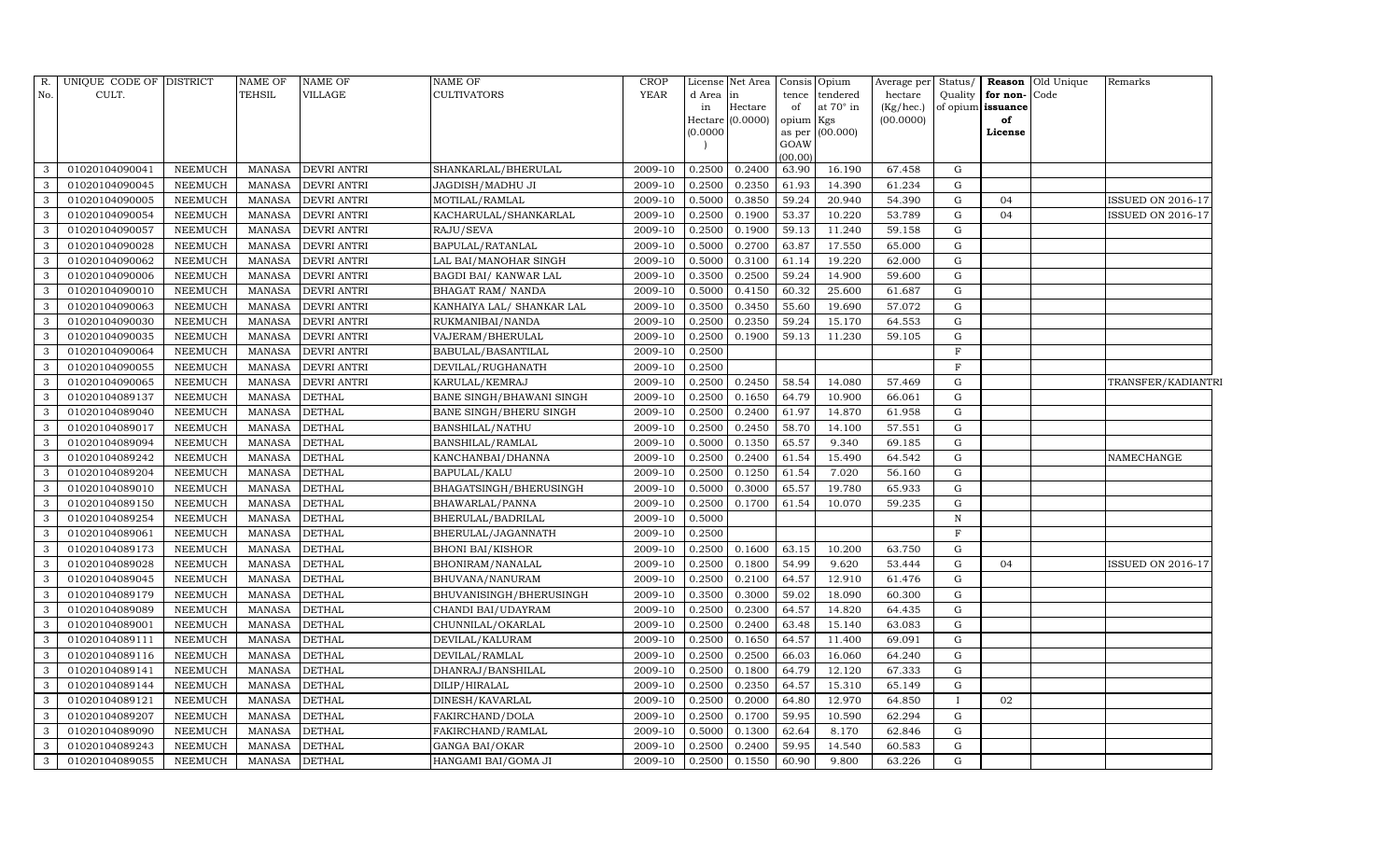| R. No. | UNIQUE CODE OF CULT. | DISTRICT | NAME OF TEHSIL | NAME OF VILLAGE | NAME OF CULTIVATORS | CROP YEAR | License d Area in Hectare (0.0000) | Net Area in Hectare (0.0000) | Consis tence of opium as per GOAW (00.00) | Opium tendered at 70° in Kgs (00.000) | Average per hectare (Kg/hec.) (00.0000) | Status/ Quality of opium | Reason for non- issuance of License | Old Unique Code | Remarks |
|---|---|---|---|---|---|---|---|---|---|---|---|---|---|---|---|
| 3 | 01020104090041 | NEEMUCH | MANASA | DEVRI ANTRI | SHANKARLAL/BHERULAL | 2009-10 | 0.2500 | 0.2400 | 63.90 | 16.190 | 67.458 | G | | | |
| 3 | 01020104090045 | NEEMUCH | MANASA | DEVRI ANTRI | JAGDISH/MADHU JI | 2009-10 | 0.2500 | 0.2350 | 61.93 | 14.390 | 61.234 | G | | | |
| 3 | 01020104090005 | NEEMUCH | MANASA | DEVRI ANTRI | MOTILAL/RAMLAL | 2009-10 | 0.5000 | 0.3850 | 59.24 | 20.940 | 54.390 | G | 04 | | ISSUED ON 2016-17 |
| 3 | 01020104090054 | NEEMUCH | MANASA | DEVRI ANTRI | KACHARULAL/SHANKARLAL | 2009-10 | 0.2500 | 0.1900 | 53.37 | 10.220 | 53.789 | G | 04 | | ISSUED ON 2016-17 |
| 3 | 01020104090057 | NEEMUCH | MANASA | DEVRI ANTRI | RAJU/SEVA | 2009-10 | 0.2500 | 0.1900 | 59.13 | 11.240 | 59.158 | G | | | |
| 3 | 01020104090028 | NEEMUCH | MANASA | DEVRI ANTRI | BAPULAL/RATANLAL | 2009-10 | 0.5000 | 0.2700 | 63.87 | 17.550 | 65.000 | G | | | |
| 3 | 01020104090062 | NEEMUCH | MANASA | DEVRI ANTRI | LAL BAI/MANOHAR SINGH | 2009-10 | 0.5000 | 0.3100 | 61.14 | 19.220 | 62.000 | G | | | |
| 3 | 01020104090006 | NEEMUCH | MANASA | DEVRI ANTRI | BAGDI BAI/ KANWAR LAL | 2009-10 | 0.3500 | 0.2500 | 59.24 | 14.900 | 59.600 | G | | | |
| 3 | 01020104090010 | NEEMUCH | MANASA | DEVRI ANTRI | BHAGAT RAM/ NANDA | 2009-10 | 0.5000 | 0.4150 | 60.32 | 25.600 | 61.687 | G | | | |
| 3 | 01020104090063 | NEEMUCH | MANASA | DEVRI ANTRI | KANHAIYA LAL/ SHANKAR LAL | 2009-10 | 0.3500 | 0.3450 | 55.60 | 19.690 | 57.072 | G | | | |
| 3 | 01020104090030 | NEEMUCH | MANASA | DEVRI ANTRI | RUKMANIBAI/NANDA | 2009-10 | 0.2500 | 0.2350 | 59.24 | 15.170 | 64.553 | G | | | |
| 3 | 01020104090035 | NEEMUCH | MANASA | DEVRI ANTRI | VAJERAM/BHERULAL | 2009-10 | 0.2500 | 0.1900 | 59.13 | 11.230 | 59.105 | G | | | |
| 3 | 01020104090064 | NEEMUCH | MANASA | DEVRI ANTRI | BABULAL/BASANTILAL | 2009-10 | 0.2500 | | | | | F | | | |
| 3 | 01020104090055 | NEEMUCH | MANASA | DEVRI ANTRI | DEVILAL/RUGHANATH | 2009-10 | 0.2500 | | | | | F | | | |
| 3 | 01020104090065 | NEEMUCH | MANASA | DEVRI ANTRI | KARULAL/KEMRAJ | 2009-10 | 0.2500 | 0.2450 | 58.54 | 14.080 | 57.469 | G | | | TRANSFER/KADIANTRI |
| 3 | 01020104089137 | NEEMUCH | MANASA | DETHAL | BANE SINGH/BHAWANI SINGH | 2009-10 | 0.2500 | 0.1650 | 64.79 | 10.900 | 66.061 | G | | | |
| 3 | 01020104089040 | NEEMUCH | MANASA | DETHAL | BANE SINGH/BHERU SINGH | 2009-10 | 0.2500 | 0.2400 | 61.97 | 14.870 | 61.958 | G | | | |
| 3 | 01020104089017 | NEEMUCH | MANASA | DETHAL | BANSHILAL/NATHU | 2009-10 | 0.2500 | 0.2450 | 58.70 | 14.100 | 57.551 | G | | | |
| 3 | 01020104089094 | NEEMUCH | MANASA | DETHAL | BANSHILAL/RAMLAL | 2009-10 | 0.5000 | 0.1350 | 65.57 | 9.340 | 69.185 | G | | | |
| 3 | 01020104089242 | NEEMUCH | MANASA | DETHAL | KANCHANBAI/DHANNA | 2009-10 | 0.2500 | 0.2400 | 61.54 | 15.490 | 64.542 | G | | | NAMECHANGE |
| 3 | 01020104089204 | NEEMUCH | MANASA | DETHAL | BAPULAL/KALU | 2009-10 | 0.2500 | 0.1250 | 61.54 | 7.020 | 56.160 | G | | | |
| 3 | 01020104089010 | NEEMUCH | MANASA | DETHAL | BHAGATSINGH/BHERUSINGH | 2009-10 | 0.5000 | 0.3000 | 65.57 | 19.780 | 65.933 | G | | | |
| 3 | 01020104089150 | NEEMUCH | MANASA | DETHAL | BHAWARLAL/PANNA | 2009-10 | 0.2500 | 0.1700 | 61.54 | 10.070 | 59.235 | G | | | |
| 3 | 01020104089254 | NEEMUCH | MANASA | DETHAL | BHERULAL/BADRILAL | 2009-10 | 0.5000 | | | | | N | | | |
| 3 | 01020104089061 | NEEMUCH | MANASA | DETHAL | BHERULAL/JAGANNATH | 2009-10 | 0.2500 | | | | | F | | | |
| 3 | 01020104089173 | NEEMUCH | MANASA | DETHAL | BHONI BAI/KISHOR | 2009-10 | 0.2500 | 0.1600 | 63.15 | 10.200 | 63.750 | G | | | |
| 3 | 01020104089028 | NEEMUCH | MANASA | DETHAL | BHONIRAM/NANALAL | 2009-10 | 0.2500 | 0.1800 | 54.99 | 9.620 | 53.444 | G | 04 | | ISSUED ON 2016-17 |
| 3 | 01020104089045 | NEEMUCH | MANASA | DETHAL | BHUVANA/NANURAM | 2009-10 | 0.2500 | 0.2100 | 64.57 | 12.910 | 61.476 | G | | | |
| 3 | 01020104089179 | NEEMUCH | MANASA | DETHAL | BHUVANISINGH/BHERUSINGH | 2009-10 | 0.3500 | 0.3000 | 59.02 | 18.090 | 60.300 | G | | | |
| 3 | 01020104089089 | NEEMUCH | MANASA | DETHAL | CHANDI BAI/UDAYRAM | 2009-10 | 0.2500 | 0.2300 | 64.57 | 14.820 | 64.435 | G | | | |
| 3 | 01020104089001 | NEEMUCH | MANASA | DETHAL | CHUNNILAL/OKARLAL | 2009-10 | 0.2500 | 0.2400 | 63.48 | 15.140 | 63.083 | G | | | |
| 3 | 01020104089111 | NEEMUCH | MANASA | DETHAL | DEVILAL/KALURAM | 2009-10 | 0.2500 | 0.1650 | 64.57 | 11.400 | 69.091 | G | | | |
| 3 | 01020104089116 | NEEMUCH | MANASA | DETHAL | DEVILAL/RAMLAL | 2009-10 | 0.2500 | 0.2500 | 66.03 | 16.060 | 64.240 | G | | | |
| 3 | 01020104089141 | NEEMUCH | MANASA | DETHAL | DHANRAJ/BANSHILAL | 2009-10 | 0.2500 | 0.1800 | 64.79 | 12.120 | 67.333 | G | | | |
| 3 | 01020104089144 | NEEMUCH | MANASA | DETHAL | DILIP/HIRALAL | 2009-10 | 0.2500 | 0.2350 | 64.57 | 15.310 | 65.149 | G | | | |
| 3 | 01020104089121 | NEEMUCH | MANASA | DETHAL | DINESH/KAVARLAL | 2009-10 | 0.2500 | 0.2000 | 64.80 | 12.970 | 64.850 | I | 02 | | |
| 3 | 01020104089207 | NEEMUCH | MANASA | DETHAL | FAKIRCHAND/DOLA | 2009-10 | 0.2500 | 0.1700 | 59.95 | 10.590 | 62.294 | G | | | |
| 3 | 01020104089090 | NEEMUCH | MANASA | DETHAL | FAKIRCHAND/RAMLAL | 2009-10 | 0.5000 | 0.1300 | 62.64 | 8.170 | 62.846 | G | | | |
| 3 | 01020104089243 | NEEMUCH | MANASA | DETHAL | GANGA BAI/OKAR | 2009-10 | 0.2500 | 0.2400 | 59.95 | 14.540 | 60.583 | G | | | |
| 3 | 01020104089055 | NEEMUCH | MANASA | DETHAL | HANGAMI BAI/GOMA JI | 2009-10 | 0.2500 | 0.1550 | 60.90 | 9.800 | 63.226 | G | | | |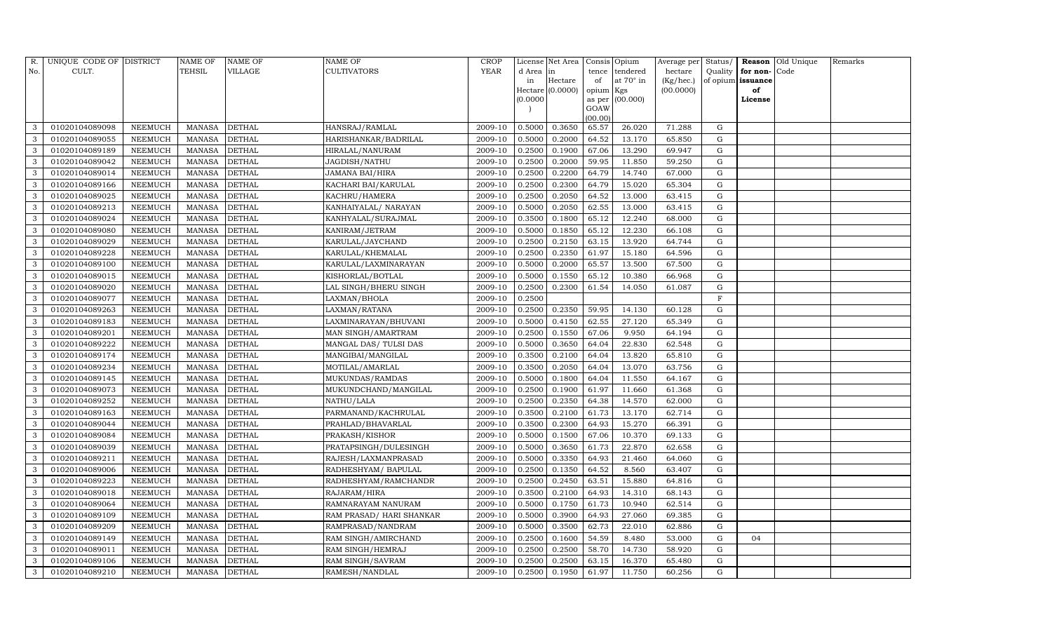| R. No. | UNIQUE CODE OF CULT. | DISTRICT | NAME OF TEHSIL | NAME OF VILLAGE | NAME OF CULTIVATORS | CROP YEAR | License d Area in Hectare (0.0000) | Net Area in Hectare (0.0000) | Consis tence of opium as per GOAW (00.00) | Opium tendered at 70° in Kgs (00.000) | Average per hectare (Kg/hec.) (00.0000) | Status/ Quality of opium | Reason for non- issuance of License | Old Unique Code | Remarks |
|---|---|---|---|---|---|---|---|---|---|---|---|---|---|---|---|
| 3 | 01020104089098 | NEEMUCH | MANASA | DETHAL | HANSRAJ/RAMLAL | 2009-10 | 0.5000 | 0.3650 | 65.57 | 26.020 | 71.288 | G | | | |
| 3 | 01020104089055 | NEEMUCH | MANASA | DETHAL | HARISHANKAR/BADRILAL | 2009-10 | 0.5000 | 0.2000 | 64.52 | 13.170 | 65.850 | G | | | |
| 3 | 01020104089189 | NEEMUCH | MANASA | DETHAL | HIRALAL/NANURAM | 2009-10 | 0.2500 | 0.1900 | 67.06 | 13.290 | 69.947 | G | | | |
| 3 | 01020104089042 | NEEMUCH | MANASA | DETHAL | JAGDISH/NATHU | 2009-10 | 0.2500 | 0.2000 | 59.95 | 11.850 | 59.250 | G | | | |
| 3 | 01020104089014 | NEEMUCH | MANASA | DETHAL | JAMANA BAI/HIRA | 2009-10 | 0.2500 | 0.2200 | 64.79 | 14.740 | 67.000 | G | | | |
| 3 | 01020104089166 | NEEMUCH | MANASA | DETHAL | KACHARI BAI/KARULAL | 2009-10 | 0.2500 | 0.2300 | 64.79 | 15.020 | 65.304 | G | | | |
| 3 | 01020104089025 | NEEMUCH | MANASA | DETHAL | KACHRU/HAMERA | 2009-10 | 0.2500 | 0.2050 | 64.52 | 13.000 | 63.415 | G | | | |
| 3 | 01020104089213 | NEEMUCH | MANASA | DETHAL | KANHAIYALAL/ NARAYAN | 2009-10 | 0.5000 | 0.2050 | 62.55 | 13.000 | 63.415 | G | | | |
| 3 | 01020104089024 | NEEMUCH | MANASA | DETHAL | KANHYALAL/SURAJMAL | 2009-10 | 0.3500 | 0.1800 | 65.12 | 12.240 | 68.000 | G | | | |
| 3 | 01020104089080 | NEEMUCH | MANASA | DETHAL | KANIRAM/JETRAM | 2009-10 | 0.5000 | 0.1850 | 65.12 | 12.230 | 66.108 | G | | | |
| 3 | 01020104089029 | NEEMUCH | MANASA | DETHAL | KARULAL/JAYCHAND | 2009-10 | 0.2500 | 0.2150 | 63.15 | 13.920 | 64.744 | G | | | |
| 3 | 01020104089228 | NEEMUCH | MANASA | DETHAL | KARULAL/KHEMALAL | 2009-10 | 0.2500 | 0.2350 | 61.97 | 15.180 | 64.596 | G | | | |
| 3 | 01020104089100 | NEEMUCH | MANASA | DETHAL | KARULAL/LAXMINARAYAN | 2009-10 | 0.5000 | 0.2000 | 65.57 | 13.500 | 67.500 | G | | | |
| 3 | 01020104089015 | NEEMUCH | MANASA | DETHAL | KISHORLAL/BOTLAL | 2009-10 | 0.5000 | 0.1550 | 65.12 | 10.380 | 66.968 | G | | | |
| 3 | 01020104089020 | NEEMUCH | MANASA | DETHAL | LAL SINGH/BHERU SINGH | 2009-10 | 0.2500 | 0.2300 | 61.54 | 14.050 | 61.087 | G | | | |
| 3 | 01020104089077 | NEEMUCH | MANASA | DETHAL | LAXMAN/BHOLA | 2009-10 | 0.2500 | | | | | F | | | |
| 3 | 01020104089263 | NEEMUCH | MANASA | DETHAL | LAXMAN/RATANA | 2009-10 | 0.2500 | 0.2350 | 59.95 | 14.130 | 60.128 | G | | | |
| 3 | 01020104089183 | NEEMUCH | MANASA | DETHAL | LAXMINARAYAN/BHUVANI | 2009-10 | 0.5000 | 0.4150 | 62.55 | 27.120 | 65.349 | G | | | |
| 3 | 01020104089201 | NEEMUCH | MANASA | DETHAL | MAN SINGH/AMARTRAM | 2009-10 | 0.2500 | 0.1550 | 67.06 | 9.950 | 64.194 | G | | | |
| 3 | 01020104089222 | NEEMUCH | MANASA | DETHAL | MANGAL DAS/ TULSI DAS | 2009-10 | 0.5000 | 0.3650 | 64.04 | 22.830 | 62.548 | G | | | |
| 3 | 01020104089174 | NEEMUCH | MANASA | DETHAL | MANGIBAI/MANGILAL | 2009-10 | 0.3500 | 0.2100 | 64.04 | 13.820 | 65.810 | G | | | |
| 3 | 01020104089234 | NEEMUCH | MANASA | DETHAL | MOTILAL/AMARLAL | 2009-10 | 0.3500 | 0.2050 | 64.04 | 13.070 | 63.756 | G | | | |
| 3 | 01020104089145 | NEEMUCH | MANASA | DETHAL | MUKUNDAS/RAMDAS | 2009-10 | 0.5000 | 0.1800 | 64.04 | 11.550 | 64.167 | G | | | |
| 3 | 01020104089073 | NEEMUCH | MANASA | DETHAL | MUKUNDCHAND/MANGILAL | 2009-10 | 0.2500 | 0.1900 | 61.97 | 11.660 | 61.368 | G | | | |
| 3 | 01020104089252 | NEEMUCH | MANASA | DETHAL | NATHU/LALA | 2009-10 | 0.2500 | 0.2350 | 64.38 | 14.570 | 62.000 | G | | | |
| 3 | 01020104089163 | NEEMUCH | MANASA | DETHAL | PARMANAND/KACHRULAL | 2009-10 | 0.3500 | 0.2100 | 61.73 | 13.170 | 62.714 | G | | | |
| 3 | 01020104089044 | NEEMUCH | MANASA | DETHAL | PRAHLAD/BHAVARLAL | 2009-10 | 0.3500 | 0.2300 | 64.93 | 15.270 | 66.391 | G | | | |
| 3 | 01020104089084 | NEEMUCH | MANASA | DETHAL | PRAKASH/KISHOR | 2009-10 | 0.5000 | 0.1500 | 67.06 | 10.370 | 69.133 | G | | | |
| 3 | 01020104089039 | NEEMUCH | MANASA | DETHAL | PRATAPSINGH/DULESINGH | 2009-10 | 0.5000 | 0.3650 | 61.73 | 22.870 | 62.658 | G | | | |
| 3 | 01020104089211 | NEEMUCH | MANASA | DETHAL | RAJESH/LAXMANPRASAD | 2009-10 | 0.5000 | 0.3350 | 64.93 | 21.460 | 64.060 | G | | | |
| 3 | 01020104089006 | NEEMUCH | MANASA | DETHAL | RADHESHYAM/ BAPULAL | 2009-10 | 0.2500 | 0.1350 | 64.52 | 8.560 | 63.407 | G | | | |
| 3 | 01020104089223 | NEEMUCH | MANASA | DETHAL | RADHESHYAM/RAMCHANDR | 2009-10 | 0.2500 | 0.2450 | 63.51 | 15.880 | 64.816 | G | | | |
| 3 | 01020104089018 | NEEMUCH | MANASA | DETHAL | RAJARAM/HIRA | 2009-10 | 0.3500 | 0.2100 | 64.93 | 14.310 | 68.143 | G | | | |
| 3 | 01020104089064 | NEEMUCH | MANASA | DETHAL | RAMNARAYAM NANURAM | 2009-10 | 0.5000 | 0.1750 | 61.73 | 10.940 | 62.514 | G | | | |
| 3 | 01020104089109 | NEEMUCH | MANASA | DETHAL | RAM PRASAD/ HARI SHANKAR | 2009-10 | 0.5000 | 0.3900 | 64.93 | 27.060 | 69.385 | G | | | |
| 3 | 01020104089209 | NEEMUCH | MANASA | DETHAL | RAMPRASAD/NANDRAM | 2009-10 | 0.5000 | 0.3500 | 62.73 | 22.010 | 62.886 | G | | | |
| 3 | 01020104089149 | NEEMUCH | MANASA | DETHAL | RAM SINGH/AMIRCHAND | 2009-10 | 0.2500 | 0.1600 | 54.59 | 8.480 | 53.000 | G | 04 | | |
| 3 | 01020104089011 | NEEMUCH | MANASA | DETHAL | RAM SINGH/HEMRAJ | 2009-10 | 0.2500 | 0.2500 | 58.70 | 14.730 | 58.920 | G | | | |
| 3 | 01020104089106 | NEEMUCH | MANASA | DETHAL | RAM SINGH/SAVRAM | 2009-10 | 0.2500 | 0.2500 | 63.15 | 16.370 | 65.480 | G | | | |
| 3 | 01020104089210 | NEEMUCH | MANASA | DETHAL | RAMESH/NANDLAL | 2009-10 | 0.2500 | 0.1950 | 61.97 | 11.750 | 60.256 | G | | | |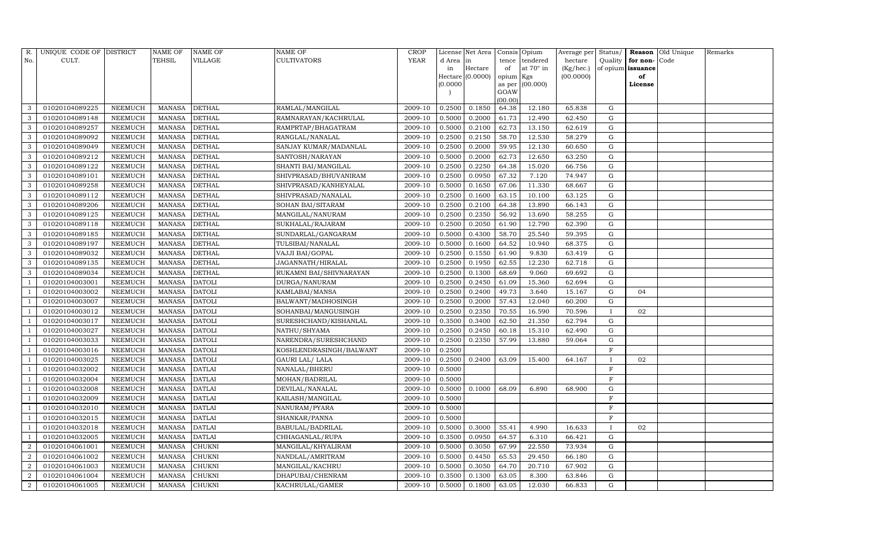| R. No. | UNIQUE CODE OF CULT. | DISTRICT | NAME OF TEHSIL | NAME OF VILLAGE | NAME OF CULTIVATORS | CROP YEAR | License d Area in Hectare (0.0000) | Net Area in Hectare (0.0000) | Consis tence of opium as per GOAW (00.00) | Opium tendered at 70° in Kgs (00.000) | Average per hectare (Kg/hec.) (00.0000) | Status/ Quality of opium | Reason for non-issuance of License | Old Unique Code | Remarks |
|---|---|---|---|---|---|---|---|---|---|---|---|---|---|---|---|
| 3 | 01020104089225 | NEEMUCH | MANASA | DETHAL | RAMLAL/MANGILAL | 2009-10 | 0.2500 | 0.1850 | 64.38 | 12.180 | 65.838 | G | | | |
| 3 | 01020104089148 | NEEMUCH | MANASA | DETHAL | RAMNARAYAN/KACHRULAL | 2009-10 | 0.5000 | 0.2000 | 61.73 | 12.490 | 62.450 | G | | | |
| 3 | 01020104089257 | NEEMUCH | MANASA | DETHAL | RAMPRTAP/BHAGATRAM | 2009-10 | 0.5000 | 0.2100 | 62.73 | 13.150 | 62.619 | G | | | |
| 3 | 01020104089092 | NEEMUCH | MANASA | DETHAL | RANGLAL/NANALAL | 2009-10 | 0.2500 | 0.2150 | 58.70 | 12.530 | 58.279 | G | | | |
| 3 | 01020104089049 | NEEMUCH | MANASA | DETHAL | SANJAY KUMAR/MADANLAL | 2009-10 | 0.2500 | 0.2000 | 59.95 | 12.130 | 60.650 | G | | | |
| 3 | 01020104089212 | NEEMUCH | MANASA | DETHAL | SANTOSH/NARAYAN | 2009-10 | 0.5000 | 0.2000 | 62.73 | 12.650 | 63.250 | G | | | |
| 3 | 01020104089122 | NEEMUCH | MANASA | DETHAL | SHANTI BAI/MANGILAL | 2009-10 | 0.2500 | 0.2250 | 64.38 | 15.020 | 66.756 | G | | | |
| 3 | 01020104089101 | NEEMUCH | MANASA | DETHAL | SHIVPRASAD/BHUVANIRAM | 2009-10 | 0.2500 | 0.0950 | 67.32 | 7.120 | 74.947 | G | | | |
| 3 | 01020104089258 | NEEMUCH | MANASA | DETHAL | SHIVPRASAD/KANHEYALAL | 2009-10 | 0.5000 | 0.1650 | 67.06 | 11.330 | 68.667 | G | | | |
| 3 | 01020104089112 | NEEMUCH | MANASA | DETHAL | SHIVPRASAD/NANALAL | 2009-10 | 0.2500 | 0.1600 | 63.15 | 10.100 | 63.125 | G | | | |
| 3 | 01020104089206 | NEEMUCH | MANASA | DETHAL | SOHAN BAI/SITARAM | 2009-10 | 0.2500 | 0.2100 | 64.38 | 13.890 | 66.143 | G | | | |
| 3 | 01020104089125 | NEEMUCH | MANASA | DETHAL | MANGILAL/NANURAM | 2009-10 | 0.2500 | 0.2350 | 56.92 | 13.690 | 58.255 | G | | | |
| 3 | 01020104089118 | NEEMUCH | MANASA | DETHAL | SUKHALAL/RAJARAM | 2009-10 | 0.2500 | 0.2050 | 61.90 | 12.790 | 62.390 | G | | | |
| 3 | 01020104089185 | NEEMUCH | MANASA | DETHAL | SUNDARLAL/GANGARAM | 2009-10 | 0.5000 | 0.4300 | 58.70 | 25.540 | 59.395 | G | | | |
| 3 | 01020104089197 | NEEMUCH | MANASA | DETHAL | TULSIBAI/NANALAL | 2009-10 | 0.5000 | 0.1600 | 64.52 | 10.940 | 68.375 | G | | | |
| 3 | 01020104089032 | NEEMUCH | MANASA | DETHAL | VAJJI BAI/GOPAL | 2009-10 | 0.2500 | 0.1550 | 61.90 | 9.830 | 63.419 | G | | | |
| 3 | 01020104089135 | NEEMUCH | MANASA | DETHAL | JAGANNATH/HIRALAL | 2009-10 | 0.2500 | 0.1950 | 62.55 | 12.230 | 62.718 | G | | | |
| 3 | 01020104089034 | NEEMUCH | MANASA | DETHAL | RUKAMNI BAI/SHIVNARAYAN | 2009-10 | 0.2500 | 0.1300 | 68.69 | 9.060 | 69.692 | G | | | |
| 1 | 01020104003001 | NEEMUCH | MANASA | DATOLI | DURGA/NANURAM | 2009-10 | 0.2500 | 0.2450 | 61.09 | 15.360 | 62.694 | G | | | |
| 1 | 01020104003002 | NEEMUCH | MANASA | DATOLI | KAMLABAI/MANSA | 2009-10 | 0.2500 | 0.2400 | 49.73 | 3.640 | 15.167 | G | 04 | | |
| 1 | 01020104003007 | NEEMUCH | MANASA | DATOLI | BALWANT/MADHOSINGH | 2009-10 | 0.2500 | 0.2000 | 57.43 | 12.040 | 60.200 | G | | | |
| 1 | 01020104003012 | NEEMUCH | MANASA | DATOLI | SOHANBAI/MANGUSINGH | 2009-10 | 0.2500 | 0.2350 | 70.55 | 16.590 | 70.596 | I | 02 | | |
| 1 | 01020104003017 | NEEMUCH | MANASA | DATOLI | SURESHCHAND/KISHANLAL | 2009-10 | 0.3500 | 0.3400 | 62.50 | 21.350 | 62.794 | G | | | |
| 1 | 01020104003027 | NEEMUCH | MANASA | DATOLI | NATHU/SHYAMA | 2009-10 | 0.2500 | 0.2450 | 60.18 | 15.310 | 62.490 | G | | | |
| 1 | 01020104003033 | NEEMUCH | MANASA | DATOLI | NARENDRA/SURESHCHAND | 2009-10 | 0.2500 | 0.2350 | 57.99 | 13.880 | 59.064 | G | | | |
| 1 | 01020104003016 | NEEMUCH | MANASA | DATOLI | KOSHLENDRASINGH/BALWANT | 2009-10 | 0.2500 | | | | | F | | | |
| 1 | 01020104003025 | NEEMUCH | MANASA | DATOLI | GAURI LAL/ LALA | 2009-10 | 0.2500 | 0.2400 | 63.09 | 15.400 | 64.167 | I | 02 | | |
| 1 | 01020104032002 | NEEMUCH | MANASA | DATLAI | NANALAL/BHERU | 2009-10 | 0.5000 | | | | | F | | | |
| 1 | 01020104032004 | NEEMUCH | MANASA | DATLAI | MOHAN/BADRILAL | 2009-10 | 0.5000 | | | | | F | | | |
| 1 | 01020104032008 | NEEMUCH | MANASA | DATLAI | DEVILAL/NANALAL | 2009-10 | 0.5000 | 0.1000 | 68.09 | 6.890 | 68.900 | G | | | |
| 1 | 01020104032009 | NEEMUCH | MANASA | DATLAI | KAILASH/MANGILAL | 2009-10 | 0.5000 | | | | | F | | | |
| 1 | 01020104032010 | NEEMUCH | MANASA | DATLAI | NANURAM/PYARA | 2009-10 | 0.5000 | | | | | F | | | |
| 1 | 01020104032015 | NEEMUCH | MANASA | DATLAI | SHANKAR/PANNA | 2009-10 | 0.5000 | | | | | F | | | |
| 1 | 01020104032018 | NEEMUCH | MANASA | DATLAI | BABULAL/BADRILAL | 2009-10 | 0.5000 | 0.3000 | 55.41 | 4.990 | 16.633 | I | 02 | | |
| 1 | 01020104032005 | NEEMUCH | MANASA | DATLAI | CHHAGANLAL/RUPA | 2009-10 | 0.3500 | 0.0950 | 64.57 | 6.310 | 66.421 | G | | | |
| 2 | 01020104061001 | NEEMUCH | MANASA | CHUKNI | MANGILAL/KHYALIRAM | 2009-10 | 0.5000 | 0.3050 | 67.99 | 22.550 | 73.934 | G | | | |
| 2 | 01020104061002 | NEEMUCH | MANASA | CHUKNI | NANDLAL/AMRITRAM | 2009-10 | 0.5000 | 0.4450 | 65.53 | 29.450 | 66.180 | G | | | |
| 2 | 01020104061003 | NEEMUCH | MANASA | CHUKNI | MANGILAL/KACHRU | 2009-10 | 0.5000 | 0.3050 | 64.70 | 20.710 | 67.902 | G | | | |
| 2 | 01020104061004 | NEEMUCH | MANASA | CHUKNI | DHAPUBAI/CHENRAM | 2009-10 | 0.3500 | 0.1300 | 63.05 | 8.300 | 63.846 | G | | | |
| 2 | 01020104061005 | NEEMUCH | MANASA | CHUKNI | KACHRULAL/GAMER | 2009-10 | 0.5000 | 0.1800 | 63.05 | 12.030 | 66.833 | G | | | |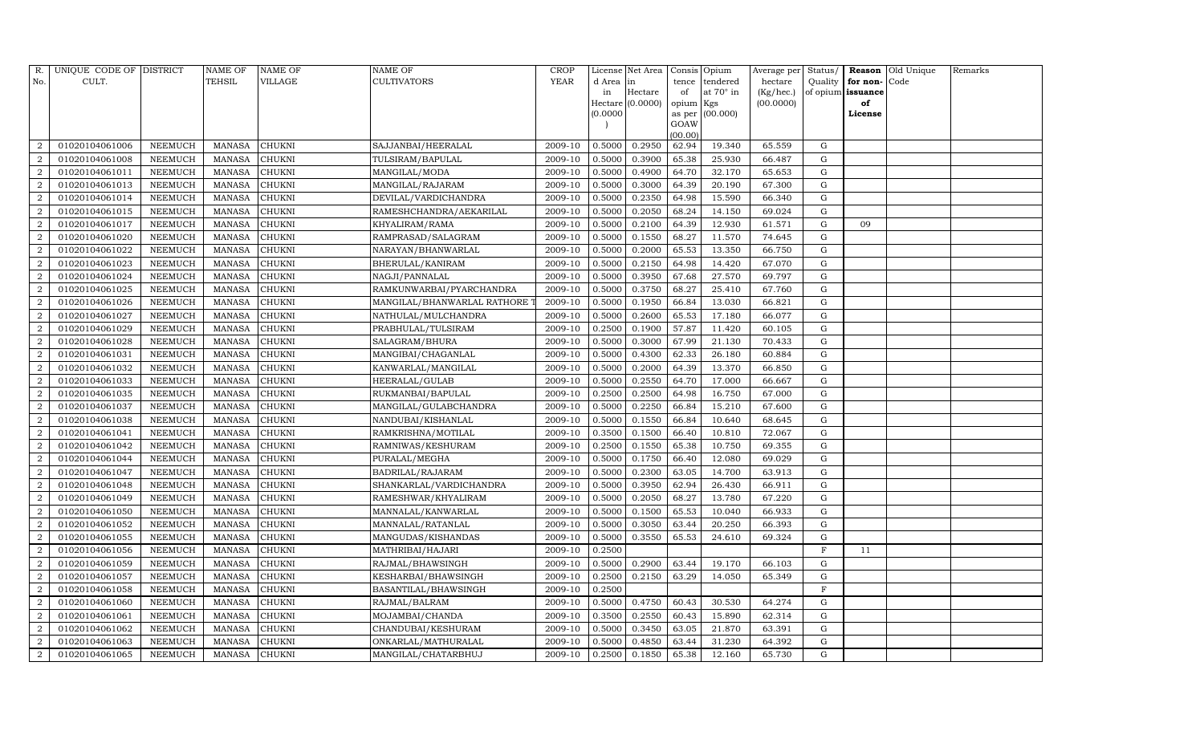| R. No. | UNIQUE CODE OF CULT. | DISTRICT | NAME OF TEHSIL | NAME OF VILLAGE | NAME OF CULTIVATORS | CROP YEAR | License d Area in Hectare (0.0000) | Net Area in Hectare (0.0000) | Consis tence of opium as per GOAW (00.00) | Opium tendered at 70° in Kgs (00.000) | Average per hectare (Kg/hec.) (00.0000) | Status/ Quality of opium | Reason for non-issuance of License | Old Unique Code | Remarks |
|---|---|---|---|---|---|---|---|---|---|---|---|---|---|---|---|
| 2 | 01020104061006 | NEEMUCH | MANASA | CHUKNI | SAJJANBAI/HEERALAL | 2009-10 | 0.5000 | 0.2950 | 62.94 | 19.340 | 65.559 | G | | | |
| 2 | 01020104061008 | NEEMUCH | MANASA | CHUKNI | TULSIRAM/BAPULAL | 2009-10 | 0.5000 | 0.3900 | 65.38 | 25.930 | 66.487 | G | | | |
| 2 | 01020104061011 | NEEMUCH | MANASA | CHUKNI | MANGILAL/MODA | 2009-10 | 0.5000 | 0.4900 | 64.70 | 32.170 | 65.653 | G | | | |
| 2 | 01020104061013 | NEEMUCH | MANASA | CHUKNI | MANGILAL/RAJARAM | 2009-10 | 0.5000 | 0.3000 | 64.39 | 20.190 | 67.300 | G | | | |
| 2 | 01020104061014 | NEEMUCH | MANASA | CHUKNI | DEVILAL/VARDICHANDRA | 2009-10 | 0.5000 | 0.2350 | 64.98 | 15.590 | 66.340 | G | | | |
| 2 | 01020104061015 | NEEMUCH | MANASA | CHUKNI | RAMESHCHANDRA/AEKARILAL | 2009-10 | 0.5000 | 0.2050 | 68.24 | 14.150 | 69.024 | G | | | |
| 2 | 01020104061017 | NEEMUCH | MANASA | CHUKNI | KHYALIRAM/RAMA | 2009-10 | 0.5000 | 0.2100 | 64.39 | 12.930 | 61.571 | G | 09 | | |
| 2 | 01020104061020 | NEEMUCH | MANASA | CHUKNI | RAMPRASAD/SALAGRAM | 2009-10 | 0.5000 | 0.1550 | 68.27 | 11.570 | 74.645 | G | | | |
| 2 | 01020104061022 | NEEMUCH | MANASA | CHUKNI | NARAYAN/BHANWARLAL | 2009-10 | 0.5000 | 0.2000 | 65.53 | 13.350 | 66.750 | G | | | |
| 2 | 01020104061023 | NEEMUCH | MANASA | CHUKNI | BHERULAL/KANIRAM | 2009-10 | 0.5000 | 0.2150 | 64.98 | 14.420 | 67.070 | G | | | |
| 2 | 01020104061024 | NEEMUCH | MANASA | CHUKNI | NAGJI/PANNALAL | 2009-10 | 0.5000 | 0.3950 | 67.68 | 27.570 | 69.797 | G | | | |
| 2 | 01020104061025 | NEEMUCH | MANASA | CHUKNI | RAMKUNWARBAI/PYARCHANDRA | 2009-10 | 0.5000 | 0.3750 | 68.27 | 25.410 | 67.760 | G | | | |
| 2 | 01020104061026 | NEEMUCH | MANASA | CHUKNI | MANGILAL/BHANWARLAL RATHORE T | 2009-10 | 0.5000 | 0.1950 | 66.84 | 13.030 | 66.821 | G | | | |
| 2 | 01020104061027 | NEEMUCH | MANASA | CHUKNI | NATHULAL/MULCHANDRA | 2009-10 | 0.5000 | 0.2600 | 65.53 | 17.180 | 66.077 | G | | | |
| 2 | 01020104061029 | NEEMUCH | MANASA | CHUKNI | PRABHULAL/TULSIRAM | 2009-10 | 0.2500 | 0.1900 | 57.87 | 11.420 | 60.105 | G | | | |
| 2 | 01020104061028 | NEEMUCH | MANASA | CHUKNI | SALAGRAM/BHURA | 2009-10 | 0.5000 | 0.3000 | 67.99 | 21.130 | 70.433 | G | | | |
| 2 | 01020104061031 | NEEMUCH | MANASA | CHUKNI | MANGIBAI/CHAGANLAL | 2009-10 | 0.5000 | 0.4300 | 62.33 | 26.180 | 60.884 | G | | | |
| 2 | 01020104061032 | NEEMUCH | MANASA | CHUKNI | KANWARLAL/MANGILAL | 2009-10 | 0.5000 | 0.2000 | 64.39 | 13.370 | 66.850 | G | | | |
| 2 | 01020104061033 | NEEMUCH | MANASA | CHUKNI | HEERALAL/GULAB | 2009-10 | 0.5000 | 0.2550 | 64.70 | 17.000 | 66.667 | G | | | |
| 2 | 01020104061035 | NEEMUCH | MANASA | CHUKNI | RUKMANBAI/BAPULAL | 2009-10 | 0.2500 | 0.2500 | 64.98 | 16.750 | 67.000 | G | | | |
| 2 | 01020104061037 | NEEMUCH | MANASA | CHUKNI | MANGILAL/GULABCHANDRA | 2009-10 | 0.5000 | 0.2250 | 66.84 | 15.210 | 67.600 | G | | | |
| 2 | 01020104061038 | NEEMUCH | MANASA | CHUKNI | NANDUBAI/KISHANLAL | 2009-10 | 0.5000 | 0.1550 | 66.84 | 10.640 | 68.645 | G | | | |
| 2 | 01020104061041 | NEEMUCH | MANASA | CHUKNI | RAMKRISHNA/MOTILAL | 2009-10 | 0.3500 | 0.1500 | 66.40 | 10.810 | 72.067 | G | | | |
| 2 | 01020104061042 | NEEMUCH | MANASA | CHUKNI | RAMNIWAS/KESHURAM | 2009-10 | 0.2500 | 0.1550 | 65.38 | 10.750 | 69.355 | G | | | |
| 2 | 01020104061044 | NEEMUCH | MANASA | CHUKNI | PURALAL/MEGHA | 2009-10 | 0.5000 | 0.1750 | 66.40 | 12.080 | 69.029 | G | | | |
| 2 | 01020104061047 | NEEMUCH | MANASA | CHUKNI | BADRILAL/RAJARAM | 2009-10 | 0.5000 | 0.2300 | 63.05 | 14.700 | 63.913 | G | | | |
| 2 | 01020104061048 | NEEMUCH | MANASA | CHUKNI | SHANKARLAL/VARDICHANDRA | 2009-10 | 0.5000 | 0.3950 | 62.94 | 26.430 | 66.911 | G | | | |
| 2 | 01020104061049 | NEEMUCH | MANASA | CHUKNI | RAMESHWAR/KHYALIRAM | 2009-10 | 0.5000 | 0.2050 | 68.27 | 13.780 | 67.220 | G | | | |
| 2 | 01020104061050 | NEEMUCH | MANASA | CHUKNI | MANNALAL/KANWARLAL | 2009-10 | 0.5000 | 0.1500 | 65.53 | 10.040 | 66.933 | G | | | |
| 2 | 01020104061052 | NEEMUCH | MANASA | CHUKNI | MANNALAL/RATANLAL | 2009-10 | 0.5000 | 0.3050 | 63.44 | 20.250 | 66.393 | G | | | |
| 2 | 01020104061055 | NEEMUCH | MANASA | CHUKNI | MANGUDAS/KISHANDAS | 2009-10 | 0.5000 | 0.3550 | 65.53 | 24.610 | 69.324 | G | | | |
| 2 | 01020104061056 | NEEMUCH | MANASA | CHUKNI | MATHRIBAI/HAJARI | 2009-10 | 0.2500 | | | | | F | 11 | | |
| 2 | 01020104061059 | NEEMUCH | MANASA | CHUKNI | RAJMAL/BHAWSINGH | 2009-10 | 0.5000 | 0.2900 | 63.44 | 19.170 | 66.103 | G | | | |
| 2 | 01020104061057 | NEEMUCH | MANASA | CHUKNI | KESHARBAI/BHAWSINGH | 2009-10 | 0.2500 | 0.2150 | 63.29 | 14.050 | 65.349 | G | | | |
| 2 | 01020104061058 | NEEMUCH | MANASA | CHUKNI | BASANTILAL/BHAWSINGH | 2009-10 | 0.2500 | | | | | F | | | |
| 2 | 01020104061060 | NEEMUCH | MANASA | CHUKNI | RAJMAL/BALRAM | 2009-10 | 0.5000 | 0.4750 | 60.43 | 30.530 | 64.274 | G | | | |
| 2 | 01020104061061 | NEEMUCH | MANASA | CHUKNI | MOJAMBAI/CHANDA | 2009-10 | 0.3500 | 0.2550 | 60.43 | 15.890 | 62.314 | G | | | |
| 2 | 01020104061062 | NEEMUCH | MANASA | CHUKNI | CHANDUBAI/KESHURAM | 2009-10 | 0.5000 | 0.3450 | 63.05 | 21.870 | 63.391 | G | | | |
| 2 | 01020104061063 | NEEMUCH | MANASA | CHUKNI | ONKARLAL/MATHURALAL | 2009-10 | 0.5000 | 0.4850 | 63.44 | 31.230 | 64.392 | G | | | |
| 2 | 01020104061065 | NEEMUCH | MANASA | CHUKNI | MANGILAL/CHATARBHUJ | 2009-10 | 0.2500 | 0.1850 | 65.38 | 12.160 | 65.730 | G | | | |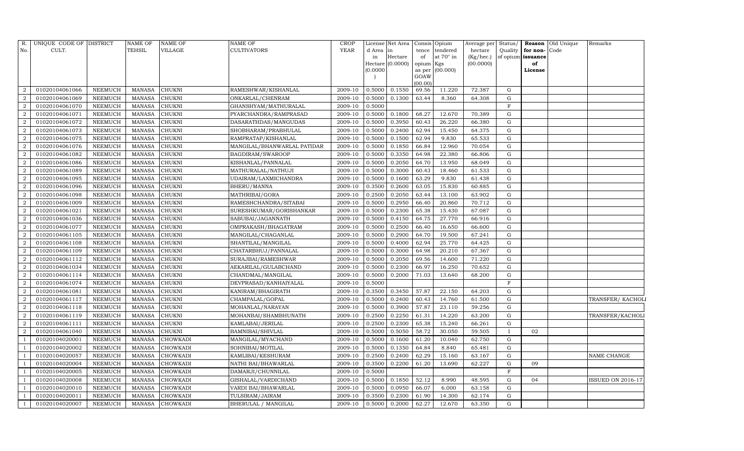| R. No. | UNIQUE CODE OF CULT. | DISTRICT | NAME OF TEHSIL | NAME OF VILLAGE | NAME OF CULTIVATORS | CROP YEAR | License d Area in Hectare (0.0000) | Net Area in Hectare (0.0000) | Consistence of opium as per GOAW (00.00) | Opium tendered at 70° in Kgs (00.000) | Average per hectare (Kg/hec.) (00.0000) | Status/ Quality of opium | Reason for non-issuance of License | Old Unique Code | Remarks |
|---|---|---|---|---|---|---|---|---|---|---|---|---|---|---|---|
| 2 | 01020104061066 | NEEMUCH | MANASA | CHUKNI | RAMESHWAR/KISHANLAL | 2009-10 | 0.5000 | 0.1550 | 69.56 | 11.220 | 72.387 | G | | | |
| 2 | 01020104061069 | NEEMUCH | MANASA | CHUKNI | ONKARLAL/CHENRAM | 2009-10 | 0.5000 | 0.1300 | 63.44 | 8.360 | 64.308 | G | | | |
| 2 | 01020104061070 | NEEMUCH | MANASA | CHUKNI | GHANSHYAM/MATHURALAL | 2009-10 | 0.5000 | | | | | F | | | |
| 2 | 01020104061071 | NEEMUCH | MANASA | CHUKNI | PYARCHANDRA/RAMPRASAD | 2009-10 | 0.5000 | 0.1800 | 68.27 | 12.670 | 70.389 | G | | | |
| 2 | 01020104061072 | NEEMUCH | MANASA | CHUKNI | DASARATHDAS/MANGUDAS | 2009-10 | 0.5000 | 0.3950 | 60.43 | 26.220 | 66.380 | G | | | |
| 2 | 01020104061073 | NEEMUCH | MANASA | CHUKNI | SHOBHARAM/PRABHULAL | 2009-10 | 0.5000 | 0.2400 | 62.94 | 15.450 | 64.375 | G | | | |
| 2 | 01020104061075 | NEEMUCH | MANASA | CHUKNI | RAMPRATAP/KISHANLAL | 2009-10 | 0.5000 | 0.1500 | 62.94 | 9.830 | 65.533 | G | | | |
| 2 | 01020104061076 | NEEMUCH | MANASA | CHUKNI | MANGILAL/BHANWARLAL PATIDAR | 2009-10 | 0.5000 | 0.1850 | 66.84 | 12.960 | 70.054 | G | | | |
| 2 | 01020104061082 | NEEMUCH | MANASA | CHUKNI | BAGDIRAM/SWAROOP | 2009-10 | 0.5000 | 0.3350 | 64.98 | 22.380 | 66.806 | G | | | |
| 2 | 01020104061086 | NEEMUCH | MANASA | CHUKNI | KISHANLAL/PANNALAL | 2009-10 | 0.5000 | 0.2050 | 64.70 | 13.950 | 68.049 | G | | | |
| 2 | 01020104061089 | NEEMUCH | MANASA | CHUKNI | MATHURALAL/NATHUJI | 2009-10 | 0.5000 | 0.3000 | 60.43 | 18.460 | 61.533 | G | | | |
| 2 | 01020104061095 | NEEMUCH | MANASA | CHUKNI | UDAIRAM/LAXMICHANDRA | 2009-10 | 0.5000 | 0.1600 | 63.29 | 9.830 | 61.438 | G | | | |
| 2 | 01020104061096 | NEEMUCH | MANASA | CHUKNI | BHERU/MANNA | 2009-10 | 0.3500 | 0.2600 | 63.05 | 15.830 | 60.885 | G | | | |
| 2 | 01020104061098 | NEEMUCH | MANASA | CHUKNI | MATHRIBAI/GORA | 2009-10 | 0.2500 | 0.2050 | 63.44 | 13.100 | 63.902 | G | | | |
| 2 | 01020104061009 | NEEMUCH | MANASA | CHUKNI | RAMESHCHANDRA/SITABAI | 2009-10 | 0.5000 | 0.2950 | 66.40 | 20.860 | 70.712 | G | | | |
| 2 | 01020104061021 | NEEMUCH | MANASA | CHUKNI | SURESHKUMAR/GORISHANKAR | 2009-10 | 0.5000 | 0.2300 | 65.38 | 15.430 | 67.087 | G | | | |
| 2 | 01020104061036 | NEEMUCH | MANASA | CHUKNI | SABUBAI/JAGANNATH | 2009-10 | 0.5000 | 0.4150 | 64.75 | 27.770 | 66.916 | G | | | |
| 2 | 01020104061077 | NEEMUCH | MANASA | CHUKNI | OMPRAKASH/BHAGATRAM | 2009-10 | 0.5000 | 0.2500 | 66.40 | 16.650 | 66.600 | G | | | |
| 2 | 01020104061105 | NEEMUCH | MANASA | CHUKNI | MANGILAL/CHAGANLAL | 2009-10 | 0.5000 | 0.2900 | 64.70 | 19.500 | 67.241 | G | | | |
| 2 | 01020104061108 | NEEMUCH | MANASA | CHUKNI | SHANTILAL/MANGILAL | 2009-10 | 0.5000 | 0.4000 | 62.94 | 25.770 | 64.425 | G | | | |
| 2 | 01020104061109 | NEEMUCH | MANASA | CHUKNI | CHATARBHUJ/PANNALAL | 2009-10 | 0.5000 | 0.3000 | 64.98 | 20.210 | 67.367 | G | | | |
| 2 | 01020104061112 | NEEMUCH | MANASA | CHUKNI | SURAJBAI/RAMESHWAR | 2009-10 | 0.5000 | 0.2050 | 69.56 | 14.600 | 71.220 | G | | | |
| 2 | 01020104061034 | NEEMUCH | MANASA | CHUKNI | AEKARILAL/GULABCHAND | 2009-10 | 0.5000 | 0.2300 | 66.97 | 16.250 | 70.652 | G | | | |
| 2 | 01020104061114 | NEEMUCH | MANASA | CHUKNI | CHANDMAL/MANGILAL | 2009-10 | 0.5000 | 0.2000 | 71.03 | 13.640 | 68.200 | G | | | |
| 2 | 01020104061074 | NEEMUCH | MANASA | CHUKNI | DEVPRASAD/KANHAIYALAL | 2009-10 | 0.5000 | | | | | F | | | |
| 2 | 01020104061081 | NEEMUCH | MANASA | CHUKNI | KANIRAM/BHAGIRATH | 2009-10 | 0.3500 | 0.3450 | 57.87 | 22.150 | 64.203 | G | | | |
| 2 | 01020104061117 | NEEMUCH | MANASA | CHUKNI | CHAMPALAL/GOPAL | 2009-10 | 0.5000 | 0.2400 | 60.43 | 14.760 | 61.500 | G | | | TRANSFER/ KACHOLI |
| 2 | 01020104061118 | NEEMUCH | MANASA | CHUKNI | MOHANLAL/NARAYAN | 2009-10 | 0.5000 | 0.3900 | 57.87 | 23.110 | 59.256 | G | | | |
| 2 | 01020104061119 | NEEMUCH | MANASA | CHUKNI | MOHANBAI/SHAMBHUNATH | 2009-10 | 0.2500 | 0.2250 | 61.31 | 14.220 | 63.200 | G | | | TRANSFER/KACHOLI |
| 2 | 01020104061111 | NEEMUCH | MANASA | CHUKNI | KAMLABAI/JERILAL | 2009-10 | 0.2500 | 0.2300 | 65.38 | 15.240 | 66.261 | G | | | |
| 2 | 01020104061040 | NEEMUCH | MANASA | CHUKNI | BAMNIBAI/SHIVLAL | 2009-10 | 0.5000 | 0.5050 | 58.72 | 30.050 | 59.505 | I | 02 | | |
| 1 | 01020104020001 | NEEMUCH | MANASA | CHOWKADI | MANGILAL/MYACHAND | 2009-10 | 0.5000 | 0.1600 | 61.20 | 10.040 | 62.750 | G | | | |
| 1 | 01020104020002 | NEEMUCH | MANASA | CHOWKADI | SOHNIBAI/MOTILAL | 2009-10 | 0.5000 | 0.1350 | 64.84 | 8.840 | 65.481 | G | | | |
| 1 | 01020104020057 | NEEMUCH | MANASA | CHOWKADI | KAMLIBAI/KESHURAM | 2009-10 | 0.2500 | 0.2400 | 62.29 | 15.160 | 63.167 | G | | | NAME CHANGE |
| 1 | 01020104020004 | NEEMUCH | MANASA | CHOWKADI | NATHI BAI/BHAWARLAL | 2009-10 | 0.3500 | 0.2200 | 61.20 | 13.690 | 62.227 | G | 09 | | |
| 1 | 01020104020005 | NEEMUCH | MANASA | CHOWKADI | DAMARJI/CHUNNILAL | 2009-10 | 0.5000 | | | | | F | | | |
| 1 | 01020104020008 | NEEMUCH | MANASA | CHOWKADI | GISHALAL/VARDICHAND | 2009-10 | 0.5000 | 0.1850 | 52.12 | 8.990 | 48.595 | G | 04 | | ISSUED ON 2016-17 |
| 1 | 01020104020010 | NEEMUCH | MANASA | CHOWKADI | VARDI BAI/BHAWARLAL | 2009-10 | 0.5000 | 0.0950 | 66.07 | 6.000 | 63.158 | G | | | |
| 1 | 01020104020011 | NEEMUCH | MANASA | CHOWKADI | TULSIRAM/JAIRAM | 2009-10 | 0.3500 | 0.2300 | 61.90 | 14.300 | 62.174 | G | | | |
| 1 | 01020104020007 | NEEMUCH | MANASA | CHOWKADI | BHERULAL / MANGILAL | 2009-10 | 0.5000 | 0.2000 | 62.27 | 12.670 | 63.350 | G | | | |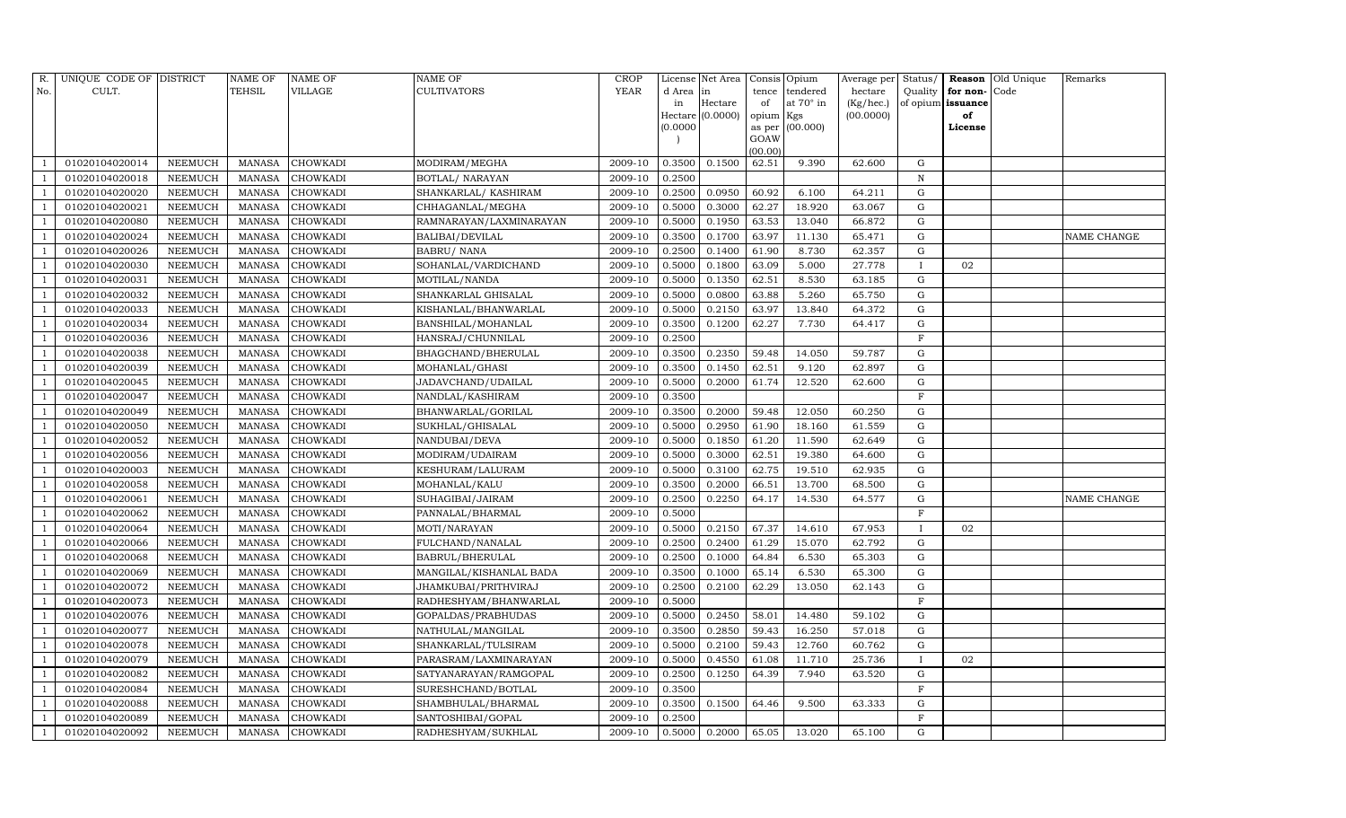| R. No. | UNIQUE CODE OF CULT. | DISTRICT | NAME OF TEHSIL | NAME OF VILLAGE | NAME OF CULTIVATORS | CROP YEAR | License d Area in Hectare (0.0000) | Net Area in Hectare (0.0000) | Consis tence of opium as per GOAW (00.00) | Opium tendered at 70° in Kgs (00.000) | Average per hectare (Kg/hec.) (00.0000) | Status/ Quality of opium | Reason for non-issuance of License | Old Unique Code | Remarks |
|---|---|---|---|---|---|---|---|---|---|---|---|---|---|---|---|
| 1 | 01020104020014 | NEEMUCH | MANASA | CHOWKADI | MODIRAM/MEGHA | 2009-10 | 0.3500 | 0.1500 | 62.51 | 9.390 | 62.600 | G | | | |
| 1 | 01020104020018 | NEEMUCH | MANASA | CHOWKADI | BOTLAL/ NARAYAN | 2009-10 | 0.2500 | | | | | N | | | |
| 1 | 01020104020020 | NEEMUCH | MANASA | CHOWKADI | SHANKARLAL/ KASHIRAM | 2009-10 | 0.2500 | 0.0950 | 60.92 | 6.100 | 64.211 | G | | | |
| 1 | 01020104020021 | NEEMUCH | MANASA | CHOWKADI | CHHAGANLAL/MEGHA | 2009-10 | 0.5000 | 0.3000 | 62.27 | 18.920 | 63.067 | G | | | |
| 1 | 01020104020080 | NEEMUCH | MANASA | CHOWKADI | RAMNARAYAN/LAXMINARAYAN | 2009-10 | 0.5000 | 0.1950 | 63.53 | 13.040 | 66.872 | G | | | |
| 1 | 01020104020024 | NEEMUCH | MANASA | CHOWKADI | BALIBAI/DEVILAL | 2009-10 | 0.3500 | 0.1700 | 63.97 | 11.130 | 65.471 | G | | | NAME CHANGE |
| 1 | 01020104020026 | NEEMUCH | MANASA | CHOWKADI | BABRU/ NANA | 2009-10 | 0.2500 | 0.1400 | 61.90 | 8.730 | 62.357 | G | | | |
| 1 | 01020104020030 | NEEMUCH | MANASA | CHOWKADI | SOHANLAL/VARDICHAND | 2009-10 | 0.5000 | 0.1800 | 63.09 | 5.000 | 27.778 | I | 02 | | |
| 1 | 01020104020031 | NEEMUCH | MANASA | CHOWKADI | MOTILAL/NANDA | 2009-10 | 0.5000 | 0.1350 | 62.51 | 8.530 | 63.185 | G | | | |
| 1 | 01020104020032 | NEEMUCH | MANASA | CHOWKADI | SHANKARLAL GHISALAL | 2009-10 | 0.5000 | 0.0800 | 63.88 | 5.260 | 65.750 | G | | | |
| 1 | 01020104020033 | NEEMUCH | MANASA | CHOWKADI | KISHANLAL/BHANWARLAL | 2009-10 | 0.5000 | 0.2150 | 63.97 | 13.840 | 64.372 | G | | | |
| 1 | 01020104020034 | NEEMUCH | MANASA | CHOWKADI | BANSHILAL/MOHANLAL | 2009-10 | 0.3500 | 0.1200 | 62.27 | 7.730 | 64.417 | G | | | |
| 1 | 01020104020036 | NEEMUCH | MANASA | CHOWKADI | HANSRAJ/CHUNNILAL | 2009-10 | 0.2500 | | | | | F | | | |
| 1 | 01020104020038 | NEEMUCH | MANASA | CHOWKADI | BHAGCHAND/BHERULAL | 2009-10 | 0.3500 | 0.2350 | 59.48 | 14.050 | 59.787 | G | | | |
| 1 | 01020104020039 | NEEMUCH | MANASA | CHOWKADI | MOHANLAL/GHASI | 2009-10 | 0.3500 | 0.1450 | 62.51 | 9.120 | 62.897 | G | | | |
| 1 | 01020104020045 | NEEMUCH | MANASA | CHOWKADI | JADAVCHAND/UDAILAL | 2009-10 | 0.5000 | 0.2000 | 61.74 | 12.520 | 62.600 | G | | | |
| 1 | 01020104020047 | NEEMUCH | MANASA | CHOWKADI | NANDLAL/KASHIRAM | 2009-10 | 0.3500 | | | | | F | | | |
| 1 | 01020104020049 | NEEMUCH | MANASA | CHOWKADI | BHANWARLAL/GORILAL | 2009-10 | 0.3500 | 0.2000 | 59.48 | 12.050 | 60.250 | G | | | |
| 1 | 01020104020050 | NEEMUCH | MANASA | CHOWKADI | SUKHLAL/GHISALAL | 2009-10 | 0.5000 | 0.2950 | 61.90 | 18.160 | 61.559 | G | | | |
| 1 | 01020104020052 | NEEMUCH | MANASA | CHOWKADI | NANDUBAI/DEVA | 2009-10 | 0.5000 | 0.1850 | 61.20 | 11.590 | 62.649 | G | | | |
| 1 | 01020104020056 | NEEMUCH | MANASA | CHOWKADI | MODIRAM/UDAIRAM | 2009-10 | 0.5000 | 0.3000 | 62.51 | 19.380 | 64.600 | G | | | |
| 1 | 01020104020003 | NEEMUCH | MANASA | CHOWKADI | KESHURAM/LALURAM | 2009-10 | 0.5000 | 0.3100 | 62.75 | 19.510 | 62.935 | G | | | |
| 1 | 01020104020058 | NEEMUCH | MANASA | CHOWKADI | MOHANLAL/KALU | 2009-10 | 0.3500 | 0.2000 | 66.51 | 13.700 | 68.500 | G | | | |
| 1 | 01020104020061 | NEEMUCH | MANASA | CHOWKADI | SUHAGIBAI/JAIRAM | 2009-10 | 0.2500 | 0.2250 | 64.17 | 14.530 | 64.577 | G | | | NAME CHANGE |
| 1 | 01020104020062 | NEEMUCH | MANASA | CHOWKADI | PANNALAL/BHARMAL | 2009-10 | 0.5000 | | | | | F | | | |
| 1 | 01020104020064 | NEEMUCH | MANASA | CHOWKADI | MOTI/NARAYAN | 2009-10 | 0.5000 | 0.2150 | 67.37 | 14.610 | 67.953 | I | 02 | | |
| 1 | 01020104020066 | NEEMUCH | MANASA | CHOWKADI | FULCHAND/NANALAL | 2009-10 | 0.2500 | 0.2400 | 61.29 | 15.070 | 62.792 | G | | | |
| 1 | 01020104020068 | NEEMUCH | MANASA | CHOWKADI | BABRUL/BHERULAL | 2009-10 | 0.2500 | 0.1000 | 64.84 | 6.530 | 65.303 | G | | | |
| 1 | 01020104020069 | NEEMUCH | MANASA | CHOWKADI | MANGILAL/KISHANLAL BADA | 2009-10 | 0.3500 | 0.1000 | 65.14 | 6.530 | 65.300 | G | | | |
| 1 | 01020104020072 | NEEMUCH | MANASA | CHOWKADI | JHAMKUBAI/PRITHVIRAJ | 2009-10 | 0.2500 | 0.2100 | 62.29 | 13.050 | 62.143 | G | | | |
| 1 | 01020104020073 | NEEMUCH | MANASA | CHOWKADI | RADHESHYAM/BHANWARLAL | 2009-10 | 0.5000 | | | | | F | | | |
| 1 | 01020104020076 | NEEMUCH | MANASA | CHOWKADI | GOPALDAS/PRABHUDAS | 2009-10 | 0.5000 | 0.2450 | 58.01 | 14.480 | 59.102 | G | | | |
| 1 | 01020104020077 | NEEMUCH | MANASA | CHOWKADI | NATHULAL/MANGILAL | 2009-10 | 0.3500 | 0.2850 | 59.43 | 16.250 | 57.018 | G | | | |
| 1 | 01020104020078 | NEEMUCH | MANASA | CHOWKADI | SHANKARLAL/TULSIRAM | 2009-10 | 0.5000 | 0.2100 | 59.43 | 12.760 | 60.762 | G | | | |
| 1 | 01020104020079 | NEEMUCH | MANASA | CHOWKADI | PARASRAM/LAXMINARAYAN | 2009-10 | 0.5000 | 0.4550 | 61.08 | 11.710 | 25.736 | I | 02 | | |
| 1 | 01020104020082 | NEEMUCH | MANASA | CHOWKADI | SATYANARAYAN/RAMGOPAL | 2009-10 | 0.2500 | 0.1250 | 64.39 | 7.940 | 63.520 | G | | | |
| 1 | 01020104020084 | NEEMUCH | MANASA | CHOWKADI | SURESHCHAND/BOTLAL | 2009-10 | 0.3500 | | | | | F | | | |
| 1 | 01020104020088 | NEEMUCH | MANASA | CHOWKADI | SHAMBHULAL/BHARMAL | 2009-10 | 0.3500 | 0.1500 | 64.46 | 9.500 | 63.333 | G | | | |
| 1 | 01020104020089 | NEEMUCH | MANASA | CHOWKADI | SANTOSHIBAI/GOPAL | 2009-10 | 0.2500 | | | | | F | | | |
| 1 | 01020104020092 | NEEMUCH | MANASA | CHOWKADI | RADHESHYAM/SUKHLAL | 2009-10 | 0.5000 | 0.2000 | 65.05 | 13.020 | 65.100 | G | | | |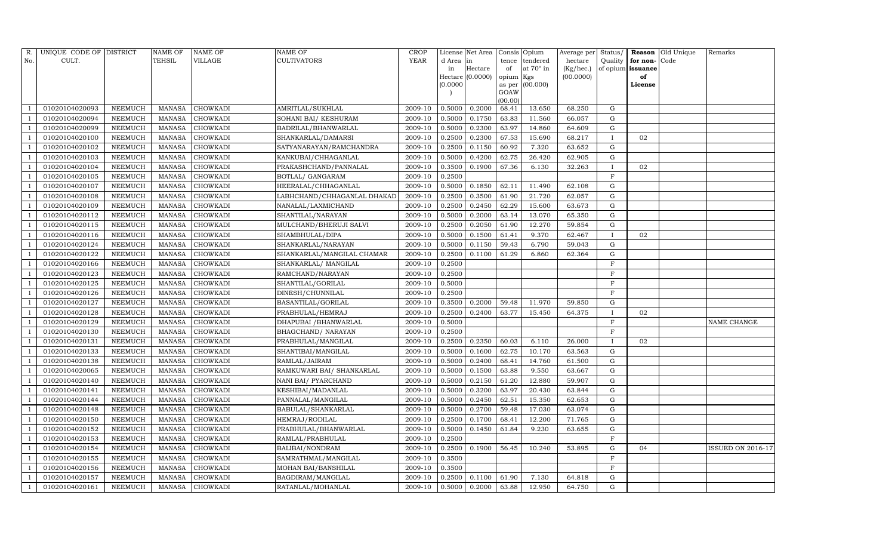| R. No. | UNIQUE CODE OF CULT. | DISTRICT | NAME OF TEHSIL | NAME OF VILLAGE | NAME OF CULTIVATORS | CROP YEAR | License d Area in Hectare (0.0000) | Net Area in Hectare (0.0000) | Consis tence of opium as per GOAW (00.00) | Opium tendered at 70° in Kgs (00.000) | Average per hectare (Kg/hec.) (00.0000) | Status/ Quality of opium | Reason for non-issuance of License | Old Unique Code | Remarks |
|---|---|---|---|---|---|---|---|---|---|---|---|---|---|---|---|
| 1 | 01020104020093 | NEEMUCH | MANASA | CHOWKADI | AMRITLAL/SUKHLAL | 2009-10 | 0.5000 | 0.2000 | 68.41 | 13.650 | 68.250 | G | | | |
| 1 | 01020104020094 | NEEMUCH | MANASA | CHOWKADI | SOHANI BAI/ KESHURAM | 2009-10 | 0.5000 | 0.1750 | 63.83 | 11.560 | 66.057 | G | | | |
| 1 | 01020104020099 | NEEMUCH | MANASA | CHOWKADI | BADRILAL/BHANWARLAL | 2009-10 | 0.5000 | 0.2300 | 63.97 | 14.860 | 64.609 | G | | | |
| 1 | 01020104020100 | NEEMUCH | MANASA | CHOWKADI | SHANKARLAL/DAMARSI | 2009-10 | 0.2500 | 0.2300 | 67.53 | 15.690 | 68.217 | I | 02 | | |
| 1 | 01020104020102 | NEEMUCH | MANASA | CHOWKADI | SATYANARAYAN/RAMCHANDRA | 2009-10 | 0.2500 | 0.1150 | 60.92 | 7.320 | 63.652 | G | | | |
| 1 | 01020104020103 | NEEMUCH | MANASA | CHOWKADI | KANKUBAI/CHHAGANLAL | 2009-10 | 0.5000 | 0.4200 | 62.75 | 26.420 | 62.905 | G | | | |
| 1 | 01020104020104 | NEEMUCH | MANASA | CHOWKADI | PRAKASHCHAND/PANNALAL | 2009-10 | 0.3500 | 0.1900 | 67.36 | 6.130 | 32.263 | I | 02 | | |
| 1 | 01020104020105 | NEEMUCH | MANASA | CHOWKADI | BOTLAL/ GANGARAM | 2009-10 | 0.2500 | | | | | F | | | |
| 1 | 01020104020107 | NEEMUCH | MANASA | CHOWKADI | HEERALAL/CHHAGANLAL | 2009-10 | 0.5000 | 0.1850 | 62.11 | 11.490 | 62.108 | G | | | |
| 1 | 01020104020108 | NEEMUCH | MANASA | CHOWKADI | LABHCHAND/CHHAGANLAL DHAKAD | 2009-10 | 0.2500 | 0.3500 | 61.90 | 21.720 | 62.057 | G | | | |
| 1 | 01020104020109 | NEEMUCH | MANASA | CHOWKADI | NANALAL/LAXMICHAND | 2009-10 | 0.2500 | 0.2450 | 62.29 | 15.600 | 63.673 | G | | | |
| 1 | 01020104020112 | NEEMUCH | MANASA | CHOWKADI | SHANTILAL/NARAYAN | 2009-10 | 0.5000 | 0.2000 | 63.14 | 13.070 | 65.350 | G | | | |
| 1 | 01020104020115 | NEEMUCH | MANASA | CHOWKADI | MULCHAND/BHERUJI SALVI | 2009-10 | 0.2500 | 0.2050 | 61.90 | 12.270 | 59.854 | G | | | |
| 1 | 01020104020116 | NEEMUCH | MANASA | CHOWKADI | SHAMBHULAL/DIPA | 2009-10 | 0.5000 | 0.1500 | 61.41 | 9.370 | 62.467 | I | 02 | | |
| 1 | 01020104020124 | NEEMUCH | MANASA | CHOWKADI | SHANKARLAL/NARAYAN | 2009-10 | 0.5000 | 0.1150 | 59.43 | 6.790 | 59.043 | G | | | |
| 1 | 01020104020122 | NEEMUCH | MANASA | CHOWKADI | SHANKARLAL/MANGILAL CHAMAR | 2009-10 | 0.2500 | 0.1100 | 61.29 | 6.860 | 62.364 | G | | | |
| 1 | 01020104020166 | NEEMUCH | MANASA | CHOWKADI | SHANKARLAL/ MANGILAL | 2009-10 | 0.2500 | | | | | F | | | |
| 1 | 01020104020123 | NEEMUCH | MANASA | CHOWKADI | RAMCHAND/NARAYAN | 2009-10 | 0.2500 | | | | | F | | | |
| 1 | 01020104020125 | NEEMUCH | MANASA | CHOWKADI | SHANTILAL/GORILAL | 2009-10 | 0.5000 | | | | | F | | | |
| 1 | 01020104020126 | NEEMUCH | MANASA | CHOWKADI | DINESH/CHUNNILAL | 2009-10 | 0.2500 | | | | | F | | | |
| 1 | 01020104020127 | NEEMUCH | MANASA | CHOWKADI | BASANTILAL/GORILAL | 2009-10 | 0.3500 | 0.2000 | 59.48 | 11.970 | 59.850 | G | | | |
| 1 | 01020104020128 | NEEMUCH | MANASA | CHOWKADI | PRABHULAL/HEMRAJ | 2009-10 | 0.2500 | 0.2400 | 63.77 | 15.450 | 64.375 | I | 02 | | |
| 1 | 01020104020129 | NEEMUCH | MANASA | CHOWKADI | DHAPUBAI /BHANWARLAL | 2009-10 | 0.5000 | | | | | F | | | NAME CHANGE |
| 1 | 01020104020130 | NEEMUCH | MANASA | CHOWKADI | BHAGCHAND/ NARAYAN | 2009-10 | 0.2500 | | | | | F | | | |
| 1 | 01020104020131 | NEEMUCH | MANASA | CHOWKADI | PRABHULAL/MANGILAL | 2009-10 | 0.2500 | 0.2350 | 60.03 | 6.110 | 26.000 | I | 02 | | |
| 1 | 01020104020133 | NEEMUCH | MANASA | CHOWKADI | SHANTIBAI/MANGILAL | 2009-10 | 0.5000 | 0.1600 | 62.75 | 10.170 | 63.563 | G | | | |
| 1 | 01020104020138 | NEEMUCH | MANASA | CHOWKADI | RAMLAL/JAIRAM | 2009-10 | 0.5000 | 0.2400 | 68.41 | 14.760 | 61.500 | G | | | |
| 1 | 01020104020065 | NEEMUCH | MANASA | CHOWKADI | RAMKUWARI BAI/ SHANKARLAL | 2009-10 | 0.5000 | 0.1500 | 63.88 | 9.550 | 63.667 | G | | | |
| 1 | 01020104020140 | NEEMUCH | MANASA | CHOWKADI | NANI BAI/ PYARCHAND | 2009-10 | 0.5000 | 0.2150 | 61.20 | 12.880 | 59.907 | G | | | |
| 1 | 01020104020141 | NEEMUCH | MANASA | CHOWKADI | KESHIBAI/MADANLAL | 2009-10 | 0.5000 | 0.3200 | 63.97 | 20.430 | 63.844 | G | | | |
| 1 | 01020104020144 | NEEMUCH | MANASA | CHOWKADI | PANNALAL/MANGILAL | 2009-10 | 0.5000 | 0.2450 | 62.51 | 15.350 | 62.653 | G | | | |
| 1 | 01020104020148 | NEEMUCH | MANASA | CHOWKADI | BABULAL/SHANKARLAL | 2009-10 | 0.5000 | 0.2700 | 59.48 | 17.030 | 63.074 | G | | | |
| 1 | 01020104020150 | NEEMUCH | MANASA | CHOWKADI | HEMRAJ/RODILAL | 2009-10 | 0.2500 | 0.1700 | 68.41 | 12.200 | 71.765 | G | | | |
| 1 | 01020104020152 | NEEMUCH | MANASA | CHOWKADI | PRABHULAL/BHANWARLAL | 2009-10 | 0.5000 | 0.1450 | 61.84 | 9.230 | 63.655 | G | | | |
| 1 | 01020104020153 | NEEMUCH | MANASA | CHOWKADI | RAMLAL/PRABHULAL | 2009-10 | 0.2500 | | | | | F | | | |
| 1 | 01020104020154 | NEEMUCH | MANASA | CHOWKADI | BALIBAI/NONDRAM | 2009-10 | 0.2500 | 0.1900 | 56.45 | 10.240 | 53.895 | G | 04 | | ISSUED ON 2016-17 |
| 1 | 01020104020155 | NEEMUCH | MANASA | CHOWKADI | SAMRATHMAL/MANGILAL | 2009-10 | 0.3500 | | | | | F | | | |
| 1 | 01020104020156 | NEEMUCH | MANASA | CHOWKADI | MOHAN BAI/BANSHILAL | 2009-10 | 0.3500 | | | | | F | | | |
| 1 | 01020104020157 | NEEMUCH | MANASA | CHOWKADI | BAGDIRAM/MANGILAL | 2009-10 | 0.2500 | 0.1100 | 61.90 | 7.130 | 64.818 | G | | | |
| 1 | 01020104020161 | NEEMUCH | MANASA | CHOWKADI | RATANLAL/MOHANLAL | 2009-10 | 0.5000 | 0.2000 | 63.88 | 12.950 | 64.750 | G | | | |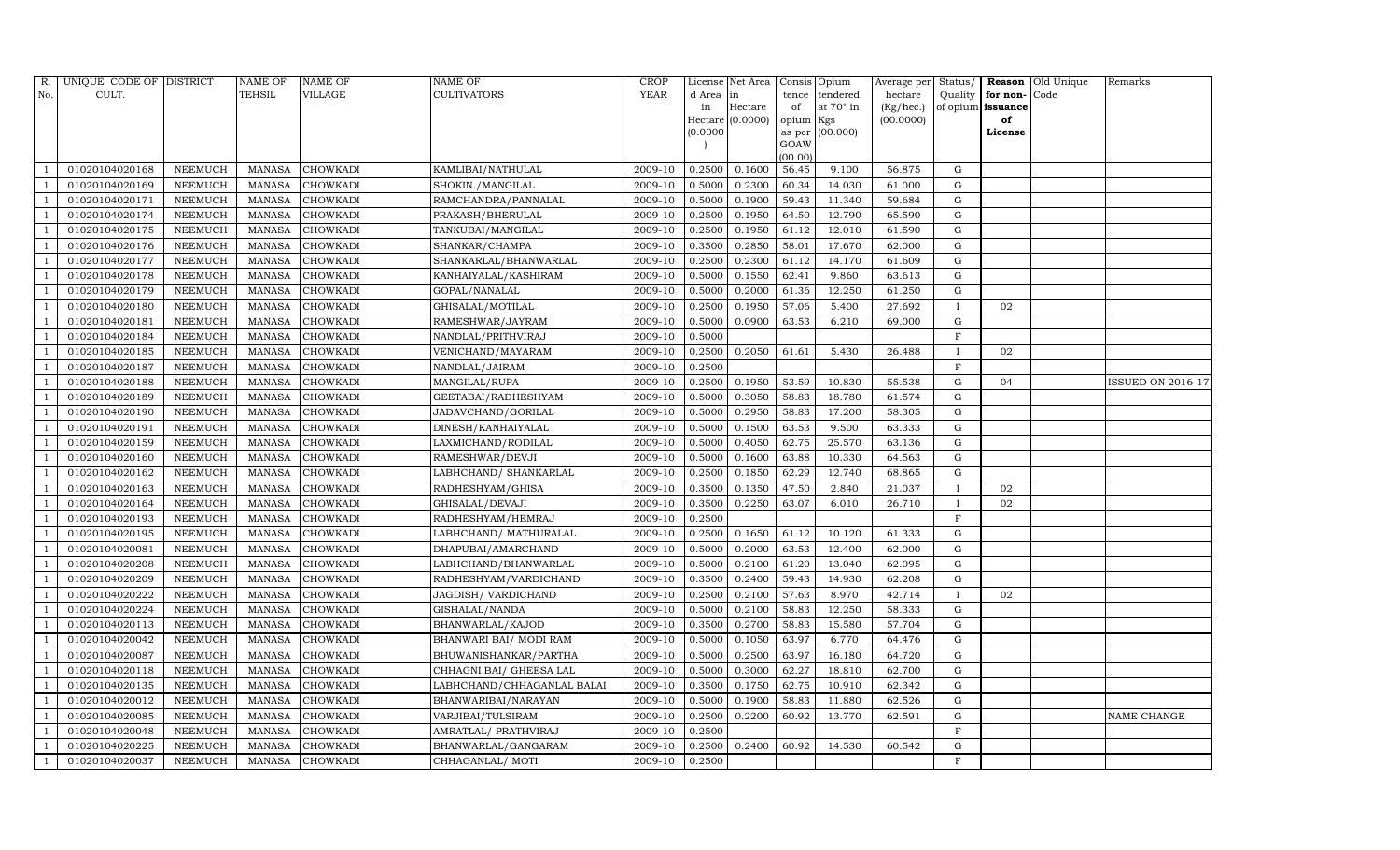| R. No. | UNIQUE CODE OF CULT. | DISTRICT | NAME OF TEHSIL | NAME OF VILLAGE | NAME OF CULTIVATORS | CROP YEAR | License d Area in Hectare (0.0000) | Net Area in Hectare (0.0000) | Consis tence of opium as per GOAW (00.00) | Opium tendered at 70° in Kgs (00.000) | Average per hectare (Kg/hec.) (00.0000) | Status/ Quality of opium | Reason for non-issuance of License | Old Unique Code | Remarks |
|---|---|---|---|---|---|---|---|---|---|---|---|---|---|---|---|
| 1 | 01020104020168 | NEEMUCH | MANASA | CHOWKADI | KAMLIBAI/NATHULAL | 2009-10 | 0.2500 | 0.1600 | 56.45 | 9.100 | 56.875 | G | | | |
| 1 | 01020104020169 | NEEMUCH | MANASA | CHOWKADI | SHOKIN./MANGILAL | 2009-10 | 0.5000 | 0.2300 | 60.34 | 14.030 | 61.000 | G | | | |
| 1 | 01020104020171 | NEEMUCH | MANASA | CHOWKADI | RAMCHANDRA/PANNALAL | 2009-10 | 0.5000 | 0.1900 | 59.43 | 11.340 | 59.684 | G | | | |
| 1 | 01020104020174 | NEEMUCH | MANASA | CHOWKADI | PRAKASH/BHERULAL | 2009-10 | 0.2500 | 0.1950 | 64.50 | 12.790 | 65.590 | G | | | |
| 1 | 01020104020175 | NEEMUCH | MANASA | CHOWKADI | TANKUBAI/MANGILAL | 2009-10 | 0.2500 | 0.1950 | 61.12 | 12.010 | 61.590 | G | | | |
| 1 | 01020104020176 | NEEMUCH | MANASA | CHOWKADI | SHANKAR/CHAMPA | 2009-10 | 0.3500 | 0.2850 | 58.01 | 17.670 | 62.000 | G | | | |
| 1 | 01020104020177 | NEEMUCH | MANASA | CHOWKADI | SHANKARLAL/BHANWARLAL | 2009-10 | 0.2500 | 0.2300 | 61.12 | 14.170 | 61.609 | G | | | |
| 1 | 01020104020178 | NEEMUCH | MANASA | CHOWKADI | KANHAIYALAL/KASHIRAM | 2009-10 | 0.5000 | 0.1550 | 62.41 | 9.860 | 63.613 | G | | | |
| 1 | 01020104020179 | NEEMUCH | MANASA | CHOWKADI | GOPAL/NANALAL | 2009-10 | 0.5000 | 0.2000 | 61.36 | 12.250 | 61.250 | G | | | |
| 1 | 01020104020180 | NEEMUCH | MANASA | CHOWKADI | GHISALAL/MOTILAL | 2009-10 | 0.2500 | 0.1950 | 57.06 | 5.400 | 27.692 | I | 02 | | |
| 1 | 01020104020181 | NEEMUCH | MANASA | CHOWKADI | RAMESHWAR/JAYRAM | 2009-10 | 0.5000 | 0.0900 | 63.53 | 6.210 | 69.000 | G | | | |
| 1 | 01020104020184 | NEEMUCH | MANASA | CHOWKADI | NANDLAL/PRITHVIRAJ | 2009-10 | 0.5000 | | | | | F | | | |
| 1 | 01020104020185 | NEEMUCH | MANASA | CHOWKADI | VENICHAND/MAYARAM | 2009-10 | 0.2500 | 0.2050 | 61.61 | 5.430 | 26.488 | I | 02 | | |
| 1 | 01020104020187 | NEEMUCH | MANASA | CHOWKADI | NANDLAL/JAIRAM | 2009-10 | 0.2500 | | | | | F | | | |
| 1 | 01020104020188 | NEEMUCH | MANASA | CHOWKADI | MANGILAL/RUPA | 2009-10 | 0.2500 | 0.1950 | 53.59 | 10.830 | 55.538 | G | 04 | | ISSUED ON 2016-17 |
| 1 | 01020104020189 | NEEMUCH | MANASA | CHOWKADI | GEETABAI/RADHESHYAM | 2009-10 | 0.5000 | 0.3050 | 58.83 | 18.780 | 61.574 | G | | | |
| 1 | 01020104020190 | NEEMUCH | MANASA | CHOWKADI | JADAVCHAND/GORILAL | 2009-10 | 0.5000 | 0.2950 | 58.83 | 17.200 | 58.305 | G | | | |
| 1 | 01020104020191 | NEEMUCH | MANASA | CHOWKADI | DINESH/KANHAIYALAL | 2009-10 | 0.5000 | 0.1500 | 63.53 | 9.500 | 63.333 | G | | | |
| 1 | 01020104020159 | NEEMUCH | MANASA | CHOWKADI | LAXMICHAND/RODILAL | 2009-10 | 0.5000 | 0.4050 | 62.75 | 25.570 | 63.136 | G | | | |
| 1 | 01020104020160 | NEEMUCH | MANASA | CHOWKADI | RAMESHWAR/DEVJI | 2009-10 | 0.5000 | 0.1600 | 63.88 | 10.330 | 64.563 | G | | | |
| 1 | 01020104020162 | NEEMUCH | MANASA | CHOWKADI | LABHCHAND/ SHANKARLAL | 2009-10 | 0.2500 | 0.1850 | 62.29 | 12.740 | 68.865 | G | | | |
| 1 | 01020104020163 | NEEMUCH | MANASA | CHOWKADI | RADHESHYAM/GHISA | 2009-10 | 0.3500 | 0.1350 | 47.50 | 2.840 | 21.037 | I | 02 | | |
| 1 | 01020104020164 | NEEMUCH | MANASA | CHOWKADI | GHISALAL/DEVAJI | 2009-10 | 0.3500 | 0.2250 | 63.07 | 6.010 | 26.710 | I | 02 | | |
| 1 | 01020104020193 | NEEMUCH | MANASA | CHOWKADI | RADHESHYAM/HEMRAJ | 2009-10 | 0.2500 | | | | | F | | | |
| 1 | 01020104020195 | NEEMUCH | MANASA | CHOWKADI | LABHCHAND/ MATHURALAL | 2009-10 | 0.2500 | 0.1650 | 61.12 | 10.120 | 61.333 | G | | | |
| 1 | 01020104020081 | NEEMUCH | MANASA | CHOWKADI | DHAPUBAI/AMARCHAND | 2009-10 | 0.5000 | 0.2000 | 63.53 | 12.400 | 62.000 | G | | | |
| 1 | 01020104020208 | NEEMUCH | MANASA | CHOWKADI | LABHCHAND/BHANWARLAL | 2009-10 | 0.5000 | 0.2100 | 61.20 | 13.040 | 62.095 | G | | | |
| 1 | 01020104020209 | NEEMUCH | MANASA | CHOWKADI | RADHESHYAM/VARDICHAND | 2009-10 | 0.3500 | 0.2400 | 59.43 | 14.930 | 62.208 | G | | | |
| 1 | 01020104020222 | NEEMUCH | MANASA | CHOWKADI | JAGDISH/ VARDICHAND | 2009-10 | 0.2500 | 0.2100 | 57.63 | 8.970 | 42.714 | I | 02 | | |
| 1 | 01020104020224 | NEEMUCH | MANASA | CHOWKADI | GISHALAL/NANDA | 2009-10 | 0.5000 | 0.2100 | 58.83 | 12.250 | 58.333 | G | | | |
| 1 | 01020104020113 | NEEMUCH | MANASA | CHOWKADI | BHANWARLAL/KAJOD | 2009-10 | 0.3500 | 0.2700 | 58.83 | 15.580 | 57.704 | G | | | |
| 1 | 01020104020042 | NEEMUCH | MANASA | CHOWKADI | BHANWARI BAI/ MODI RAM | 2009-10 | 0.5000 | 0.1050 | 63.97 | 6.770 | 64.476 | G | | | |
| 1 | 01020104020087 | NEEMUCH | MANASA | CHOWKADI | BHUWANISHANKAR/PARTHA | 2009-10 | 0.5000 | 0.2500 | 63.97 | 16.180 | 64.720 | G | | | |
| 1 | 01020104020118 | NEEMUCH | MANASA | CHOWKADI | CHHAGNI BAI/ GHEESA LAL | 2009-10 | 0.5000 | 0.3000 | 62.27 | 18.810 | 62.700 | G | | | |
| 1 | 01020104020135 | NEEMUCH | MANASA | CHOWKADI | LABHCHAND/CHHAGANLAL BALAI | 2009-10 | 0.3500 | 0.1750 | 62.75 | 10.910 | 62.342 | G | | | |
| 1 | 01020104020012 | NEEMUCH | MANASA | CHOWKADI | BHANWARIBAI/NARAYAN | 2009-10 | 0.5000 | 0.1900 | 58.83 | 11.880 | 62.526 | G | | | |
| 1 | 01020104020085 | NEEMUCH | MANASA | CHOWKADI | VARJIBAI/TULSIRAM | 2009-10 | 0.2500 | 0.2200 | 60.92 | 13.770 | 62.591 | G | | | NAME CHANGE |
| 1 | 01020104020048 | NEEMUCH | MANASA | CHOWKADI | AMRATLAL/ PRATHVIRAJ | 2009-10 | 0.2500 | | | | | F | | | |
| 1 | 01020104020225 | NEEMUCH | MANASA | CHOWKADI | BHANWARLAL/GANGARAM | 2009-10 | 0.2500 | 0.2400 | 60.92 | 14.530 | 60.542 | G | | | |
| 1 | 01020104020037 | NEEMUCH | MANASA | CHOWKADI | CHHAGANLAL/ MOTI | 2009-10 | 0.2500 | | | | | F | | | |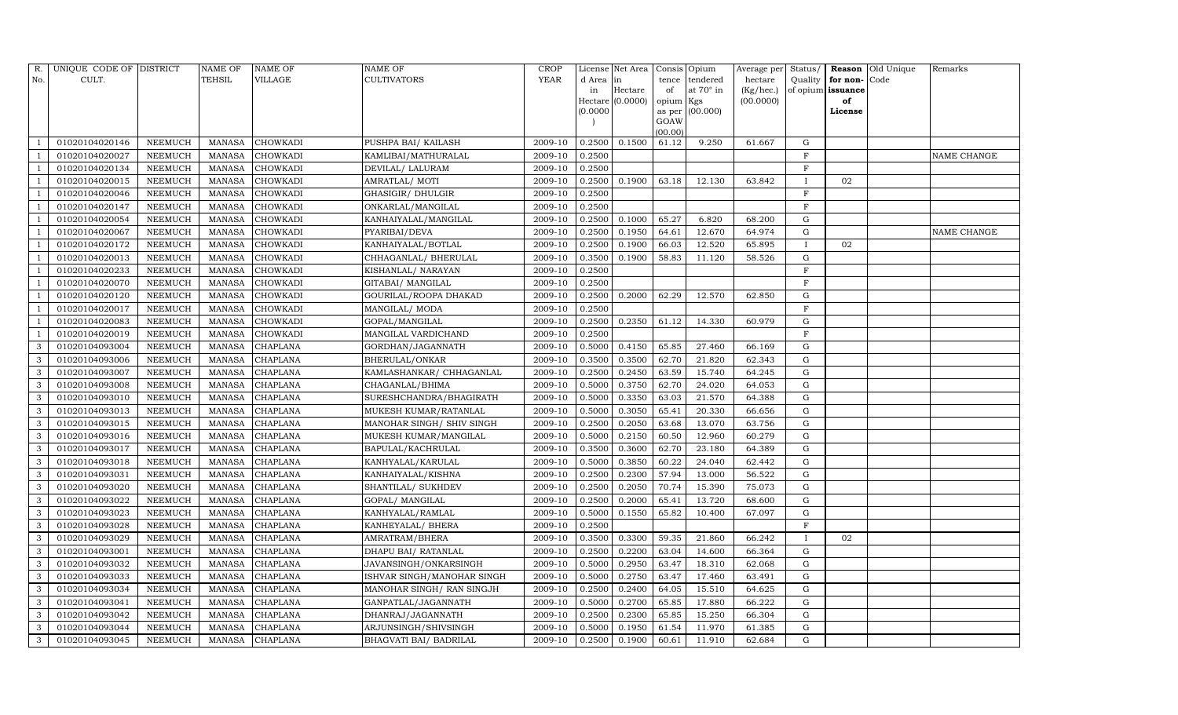| R. No. | UNIQUE CODE OF CULT. | DISTRICT | NAME OF TEHSIL | NAME OF VILLAGE | NAME OF CULTIVATORS | CROP YEAR | License d Area in Hectare (0.0000) | Net Area in Hectare (0.0000) | Consis tence of opium as per GOAW (00.00) | Opium tendered at 70° in Kgs (00.000) | Average per hectare (Kg/hec.) (00.0000) | Status/ Quality of opium | Reason for non-issuance of License | Old Unique Code | Remarks |
|---|---|---|---|---|---|---|---|---|---|---|---|---|---|---|---|
| 1 | 01020104020146 | NEEMUCH | MANASA | CHOWKADI | PUSHPA BAI/ KAILASH | 2009-10 | 0.2500 | 0.1500 | 61.12 | 9.250 | 61.667 | G | | | |
| 1 | 01020104020027 | NEEMUCH | MANASA | CHOWKADI | KAMLIBAI/MATHURALAL | 2009-10 | 0.2500 | | | | | F | | | NAME CHANGE |
| 1 | 01020104020134 | NEEMUCH | MANASA | CHOWKADI | DEVILAL/ LALURAM | 2009-10 | 0.2500 | | | | | F | | | |
| 1 | 01020104020015 | NEEMUCH | MANASA | CHOWKADI | AMRATLAL/ MOTI | 2009-10 | 0.2500 | 0.1900 | 63.18 | 12.130 | 63.842 | I | 02 | | |
| 1 | 01020104020046 | NEEMUCH | MANASA | CHOWKADI | GHASIGIR/ DHULGIR | 2009-10 | 0.2500 | | | | | F | | | |
| 1 | 01020104020147 | NEEMUCH | MANASA | CHOWKADI | ONKARLAL/MANGILAL | 2009-10 | 0.2500 | | | | | F | | | |
| 1 | 01020104020054 | NEEMUCH | MANASA | CHOWKADI | KANHAIYALAL/MANGILAL | 2009-10 | 0.2500 | 0.1000 | 65.27 | 6.820 | 68.200 | G | | | |
| 1 | 01020104020067 | NEEMUCH | MANASA | CHOWKADI | PYARIBAI/DEVA | 2009-10 | 0.2500 | 0.1950 | 64.61 | 12.670 | 64.974 | G | | | NAME CHANGE |
| 1 | 01020104020172 | NEEMUCH | MANASA | CHOWKADI | KANHAIYALAL/BOTLAL | 2009-10 | 0.2500 | 0.1900 | 66.03 | 12.520 | 65.895 | I | 02 | | |
| 1 | 01020104020013 | NEEMUCH | MANASA | CHOWKADI | CHHAGANLAL/ BHERULAL | 2009-10 | 0.3500 | 0.1900 | 58.83 | 11.120 | 58.526 | G | | | |
| 1 | 01020104020233 | NEEMUCH | MANASA | CHOWKADI | KISHANLAL/ NARAYAN | 2009-10 | 0.2500 | | | | | F | | | |
| 1 | 01020104020070 | NEEMUCH | MANASA | CHOWKADI | GITABAI/ MANGILAL | 2009-10 | 0.2500 | | | | | F | | | |
| 1 | 01020104020120 | NEEMUCH | MANASA | CHOWKADI | GOURILAL/ROOPA DHAKAD | 2009-10 | 0.2500 | 0.2000 | 62.29 | 12.570 | 62.850 | G | | | |
| 1 | 01020104020017 | NEEMUCH | MANASA | CHOWKADI | MANGILAL/ MODA | 2009-10 | 0.2500 | | | | | F | | | |
| 1 | 01020104020083 | NEEMUCH | MANASA | CHOWKADI | GOPAL/MANGILAL | 2009-10 | 0.2500 | 0.2350 | 61.12 | 14.330 | 60.979 | G | | | |
| 1 | 01020104020019 | NEEMUCH | MANASA | CHOWKADI | MANGILAL VARDICHAND | 2009-10 | 0.2500 | | | | | F | | | |
| 3 | 01020104093004 | NEEMUCH | MANASA | CHAPLANA | GORDHAN/JAGANNATH | 2009-10 | 0.5000 | 0.4150 | 65.85 | 27.460 | 66.169 | G | | | |
| 3 | 01020104093006 | NEEMUCH | MANASA | CHAPLANA | BHERULAL/ONKAR | 2009-10 | 0.3500 | 0.3500 | 62.70 | 21.820 | 62.343 | G | | | |
| 3 | 01020104093007 | NEEMUCH | MANASA | CHAPLANA | KAMLASHANKAR/ CHHAGANLAL | 2009-10 | 0.2500 | 0.2450 | 63.59 | 15.740 | 64.245 | G | | | |
| 3 | 01020104093008 | NEEMUCH | MANASA | CHAPLANA | CHAGANLAL/BHIMA | 2009-10 | 0.5000 | 0.3750 | 62.70 | 24.020 | 64.053 | G | | | |
| 3 | 01020104093010 | NEEMUCH | MANASA | CHAPLANA | SURESHCHANDRA/BHAGIRATH | 2009-10 | 0.5000 | 0.3350 | 63.03 | 21.570 | 64.388 | G | | | |
| 3 | 01020104093013 | NEEMUCH | MANASA | CHAPLANA | MUKESH KUMAR/RATANLAL | 2009-10 | 0.5000 | 0.3050 | 65.41 | 20.330 | 66.656 | G | | | |
| 3 | 01020104093015 | NEEMUCH | MANASA | CHAPLANA | MANOHAR SINGH/ SHIV SINGH | 2009-10 | 0.2500 | 0.2050 | 63.68 | 13.070 | 63.756 | G | | | |
| 3 | 01020104093016 | NEEMUCH | MANASA | CHAPLANA | MUKESH KUMAR/MANGILAL | 2009-10 | 0.5000 | 0.2150 | 60.50 | 12.960 | 60.279 | G | | | |
| 3 | 01020104093017 | NEEMUCH | MANASA | CHAPLANA | BAPULAL/KACHRULAL | 2009-10 | 0.3500 | 0.3600 | 62.70 | 23.180 | 64.389 | G | | | |
| 3 | 01020104093018 | NEEMUCH | MANASA | CHAPLANA | KANHYALAL/KARULAL | 2009-10 | 0.5000 | 0.3850 | 60.22 | 24.040 | 62.442 | G | | | |
| 3 | 01020104093031 | NEEMUCH | MANASA | CHAPLANA | KANHAIYALAL/KISHNA | 2009-10 | 0.2500 | 0.2300 | 57.94 | 13.000 | 56.522 | G | | | |
| 3 | 01020104093020 | NEEMUCH | MANASA | CHAPLANA | SHANTILAL/ SUKHDEV | 2009-10 | 0.2500 | 0.2050 | 70.74 | 15.390 | 75.073 | G | | | |
| 3 | 01020104093022 | NEEMUCH | MANASA | CHAPLANA | GOPAL/ MANGILAL | 2009-10 | 0.2500 | 0.2000 | 65.41 | 13.720 | 68.600 | G | | | |
| 3 | 01020104093023 | NEEMUCH | MANASA | CHAPLANA | KANHYALAL/RAMLAL | 2009-10 | 0.5000 | 0.1550 | 65.82 | 10.400 | 67.097 | G | | | |
| 3 | 01020104093028 | NEEMUCH | MANASA | CHAPLANA | KANHEYALAL/ BHERA | 2009-10 | 0.2500 | | | | | F | | | |
| 3 | 01020104093029 | NEEMUCH | MANASA | CHAPLANA | AMRATRAM/BHERA | 2009-10 | 0.3500 | 0.3300 | 59.35 | 21.860 | 66.242 | I | 02 | | |
| 3 | 01020104093001 | NEEMUCH | MANASA | CHAPLANA | DHAPU BAI/ RATANLAL | 2009-10 | 0.2500 | 0.2200 | 63.04 | 14.600 | 66.364 | G | | | |
| 3 | 01020104093032 | NEEMUCH | MANASA | CHAPLANA | JAVANSINGH/ONKARSINGH | 2009-10 | 0.5000 | 0.2950 | 63.47 | 18.310 | 62.068 | G | | | |
| 3 | 01020104093033 | NEEMUCH | MANASA | CHAPLANA | ISHVAR SINGH/MANOHAR SINGH | 2009-10 | 0.5000 | 0.2750 | 63.47 | 17.460 | 63.491 | G | | | |
| 3 | 01020104093034 | NEEMUCH | MANASA | CHAPLANA | MANOHAR SINGH/ RAN SINGJH | 2009-10 | 0.2500 | 0.2400 | 64.05 | 15.510 | 64.625 | G | | | |
| 3 | 01020104093041 | NEEMUCH | MANASA | CHAPLANA | GANPATLAL/JAGANNATH | 2009-10 | 0.5000 | 0.2700 | 65.85 | 17.880 | 66.222 | G | | | |
| 3 | 01020104093042 | NEEMUCH | MANASA | CHAPLANA | DHANRAJ/JAGANNATH | 2009-10 | 0.2500 | 0.2300 | 65.85 | 15.250 | 66.304 | G | | | |
| 3 | 01020104093044 | NEEMUCH | MANASA | CHAPLANA | ARJUNSINGH/SHIVSINGH | 2009-10 | 0.5000 | 0.1950 | 61.54 | 11.970 | 61.385 | G | | | |
| 3 | 01020104093045 | NEEMUCH | MANASA | CHAPLANA | BHAGVATI BAI/ BADRILAL | 2009-10 | 0.2500 | 0.1900 | 60.61 | 11.910 | 62.684 | G | | | |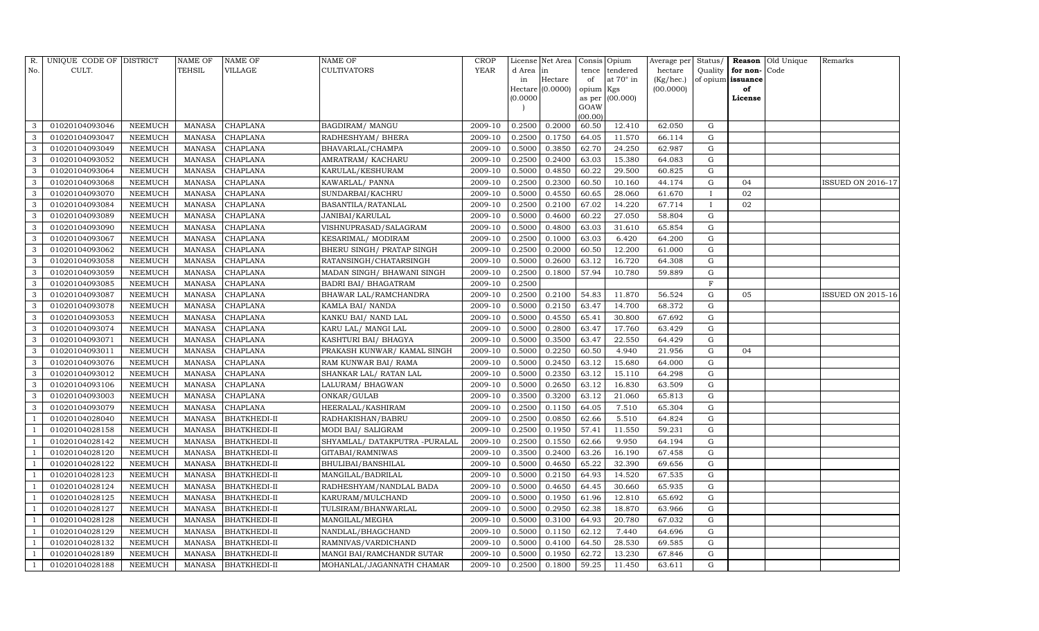| R. No. | UNIQUE CODE OF CULT. | DISTRICT | NAME OF TEHSIL | NAME OF VILLAGE | NAME OF CULTIVATORS | CROP YEAR | License d Area in Hectare (0.0000) | Net Area in Hectare (0.0000) | Consis tence of opium as per GOAW (00.00) | Opium tendered at 70° in Kgs (00.000) | Average per hectare (Kg/hec.) (00.0000) | Status/ Quality of opium | Reason for non-issuance of License | Old Unique Code | Remarks |
|---|---|---|---|---|---|---|---|---|---|---|---|---|---|---|---|
| 3 | 01020104093046 | NEEMUCH | MANASA | CHAPLANA | BAGDIRAM/ MANGU | 2009-10 | 0.2500 | 0.2000 | 60.50 | 12.410 | 62.050 | G | | | |
| 3 | 01020104093047 | NEEMUCH | MANASA | CHAPLANA | RADHESHYAM/ BHERA | 2009-10 | 0.2500 | 0.1750 | 64.05 | 11.570 | 66.114 | G | | | |
| 3 | 01020104093049 | NEEMUCH | MANASA | CHAPLANA | BHAVARLAL/CHAMPA | 2009-10 | 0.5000 | 0.3850 | 62.70 | 24.250 | 62.987 | G | | | |
| 3 | 01020104093052 | NEEMUCH | MANASA | CHAPLANA | AMRATRAM/ KACHARU | 2009-10 | 0.2500 | 0.2400 | 63.03 | 15.380 | 64.083 | G | | | |
| 3 | 01020104093064 | NEEMUCH | MANASA | CHAPLANA | KARULAL/KESHURAM | 2009-10 | 0.5000 | 0.4850 | 60.22 | 29.500 | 60.825 | G | | | |
| 3 | 01020104093068 | NEEMUCH | MANASA | CHAPLANA | KAWARLAL/ PANNA | 2009-10 | 0.2500 | 0.2300 | 60.50 | 10.160 | 44.174 | G | 04 | | ISSUED ON 2016-17 |
| 3 | 01020104093070 | NEEMUCH | MANASA | CHAPLANA | SUNDARBAI/KACHRU | 2009-10 | 0.5000 | 0.4550 | 60.65 | 28.060 | 61.670 | I | 02 | | |
| 3 | 01020104093084 | NEEMUCH | MANASA | CHAPLANA | BASANTILA/RATANLAL | 2009-10 | 0.2500 | 0.2100 | 67.02 | 14.220 | 67.714 | I | 02 | | |
| 3 | 01020104093089 | NEEMUCH | MANASA | CHAPLANA | JANIBAI/KARULAL | 2009-10 | 0.5000 | 0.4600 | 60.22 | 27.050 | 58.804 | G | | | |
| 3 | 01020104093090 | NEEMUCH | MANASA | CHAPLANA | VISHNUPRASAD/SALAGRAM | 2009-10 | 0.5000 | 0.4800 | 63.03 | 31.610 | 65.854 | G | | | |
| 3 | 01020104093067 | NEEMUCH | MANASA | CHAPLANA | KESARIMAL/ MODIRAM | 2009-10 | 0.2500 | 0.1000 | 63.03 | 6.420 | 64.200 | G | | | |
| 3 | 01020104093062 | NEEMUCH | MANASA | CHAPLANA | BHERU SINGH/ PRATAP SINGH | 2009-10 | 0.2500 | 0.2000 | 60.50 | 12.200 | 61.000 | G | | | |
| 3 | 01020104093058 | NEEMUCH | MANASA | CHAPLANA | RATANSINGH/CHATARSINGH | 2009-10 | 0.5000 | 0.2600 | 63.12 | 16.720 | 64.308 | G | | | |
| 3 | 01020104093059 | NEEMUCH | MANASA | CHAPLANA | MADAN SINGH/ BHAWANI SINGH | 2009-10 | 0.2500 | 0.1800 | 57.94 | 10.780 | 59.889 | G | | | |
| 3 | 01020104093085 | NEEMUCH | MANASA | CHAPLANA | BADRI BAI/ BHAGATRAM | 2009-10 | 0.2500 | | | | | F | | | |
| 3 | 01020104093087 | NEEMUCH | MANASA | CHAPLANA | BHAWAR LAL/RAMCHANDRA | 2009-10 | 0.2500 | 0.2100 | 54.83 | 11.870 | 56.524 | G | 05 | | ISSUED ON 2015-16 |
| 3 | 01020104093078 | NEEMUCH | MANASA | CHAPLANA | KAMLA BAI/ NANDA | 2009-10 | 0.5000 | 0.2150 | 63.47 | 14.700 | 68.372 | G | | | |
| 3 | 01020104093053 | NEEMUCH | MANASA | CHAPLANA | KANKU BAI/ NAND LAL | 2009-10 | 0.5000 | 0.4550 | 65.41 | 30.800 | 67.692 | G | | | |
| 3 | 01020104093074 | NEEMUCH | MANASA | CHAPLANA | KARU LAL/ MANGI LAL | 2009-10 | 0.5000 | 0.2800 | 63.47 | 17.760 | 63.429 | G | | | |
| 3 | 01020104093071 | NEEMUCH | MANASA | CHAPLANA | KASHTURI BAI/ BHAGYA | 2009-10 | 0.5000 | 0.3500 | 63.47 | 22.550 | 64.429 | G | | | |
| 3 | 01020104093011 | NEEMUCH | MANASA | CHAPLANA | PRAKASH KUNWAR/ KAMAL SINGH | 2009-10 | 0.5000 | 0.2250 | 60.50 | 4.940 | 21.956 | G | 04 | | |
| 3 | 01020104093076 | NEEMUCH | MANASA | CHAPLANA | RAM KUNWAR BAI/ RAMA | 2009-10 | 0.5000 | 0.2450 | 63.12 | 15.680 | 64.000 | G | | | |
| 3 | 01020104093012 | NEEMUCH | MANASA | CHAPLANA | SHANKAR LAL/ RATAN LAL | 2009-10 | 0.5000 | 0.2350 | 63.12 | 15.110 | 64.298 | G | | | |
| 3 | 01020104093106 | NEEMUCH | MANASA | CHAPLANA | LALURAM/ BHAGWAN | 2009-10 | 0.5000 | 0.2650 | 63.12 | 16.830 | 63.509 | G | | | |
| 3 | 01020104093003 | NEEMUCH | MANASA | CHAPLANA | ONKAR/GULAB | 2009-10 | 0.3500 | 0.3200 | 63.12 | 21.060 | 65.813 | G | | | |
| 3 | 01020104093079 | NEEMUCH | MANASA | CHAPLANA | HEERALAL/KASHIRAM | 2009-10 | 0.2500 | 0.1150 | 64.05 | 7.510 | 65.304 | G | | | |
| 1 | 01020104028040 | NEEMUCH | MANASA | BHATKHEDI-II | RADHAKISHAN/BABRU | 2009-10 | 0.2500 | 0.0850 | 62.66 | 5.510 | 64.824 | G | | | |
| 1 | 01020104028158 | NEEMUCH | MANASA | BHATKHEDI-II | MODI BAI/ SALIGRAM | 2009-10 | 0.2500 | 0.1950 | 57.41 | 11.550 | 59.231 | G | | | |
| 1 | 01020104028142 | NEEMUCH | MANASA | BHATKHEDI-II | SHYAMLAL/ DATAKPUTRA -PURALAL | 2009-10 | 0.2500 | 0.1550 | 62.66 | 9.950 | 64.194 | G | | | |
| 1 | 01020104028120 | NEEMUCH | MANASA | BHATKHEDI-II | GITABAI/RAMNIWAS | 2009-10 | 0.3500 | 0.2400 | 63.26 | 16.190 | 67.458 | G | | | |
| 1 | 01020104028122 | NEEMUCH | MANASA | BHATKHEDI-II | BHULIBAI/BANSHILAL | 2009-10 | 0.5000 | 0.4650 | 65.22 | 32.390 | 69.656 | G | | | |
| 1 | 01020104028123 | NEEMUCH | MANASA | BHATKHEDI-II | MANGILAL/BADRILAL | 2009-10 | 0.5000 | 0.2150 | 64.93 | 14.520 | 67.535 | G | | | |
| 1 | 01020104028124 | NEEMUCH | MANASA | BHATKHEDI-II | RADHESHYAM/NANDLAL BADA | 2009-10 | 0.5000 | 0.4650 | 64.45 | 30.660 | 65.935 | G | | | |
| 1 | 01020104028125 | NEEMUCH | MANASA | BHATKHEDI-II | KARURAM/MULCHAND | 2009-10 | 0.5000 | 0.1950 | 61.96 | 12.810 | 65.692 | G | | | |
| 1 | 01020104028127 | NEEMUCH | MANASA | BHATKHEDI-II | TULSIRAM/BHANWARLAL | 2009-10 | 0.5000 | 0.2950 | 62.38 | 18.870 | 63.966 | G | | | |
| 1 | 01020104028128 | NEEMUCH | MANASA | BHATKHEDI-II | MANGILAL/MEGHA | 2009-10 | 0.5000 | 0.3100 | 64.93 | 20.780 | 67.032 | G | | | |
| 1 | 01020104028129 | NEEMUCH | MANASA | BHATKHEDI-II | NANDLAL/BHAGCHAND | 2009-10 | 0.5000 | 0.1150 | 62.12 | 7.440 | 64.696 | G | | | |
| 1 | 01020104028132 | NEEMUCH | MANASA | BHATKHEDI-II | RAMNIVAS/VARDICHAND | 2009-10 | 0.5000 | 0.4100 | 64.50 | 28.530 | 69.585 | G | | | |
| 1 | 01020104028189 | NEEMUCH | MANASA | BHATKHEDI-II | MANGI BAI/RAMCHANDR SUTAR | 2009-10 | 0.5000 | 0.1950 | 62.72 | 13.230 | 67.846 | G | | | |
| 1 | 01020104028188 | NEEMUCH | MANASA | BHATKHEDI-II | MOHANLAL/JAGANNATH CHAMAR | 2009-10 | 0.2500 | 0.1800 | 59.25 | 11.450 | 63.611 | G | | | |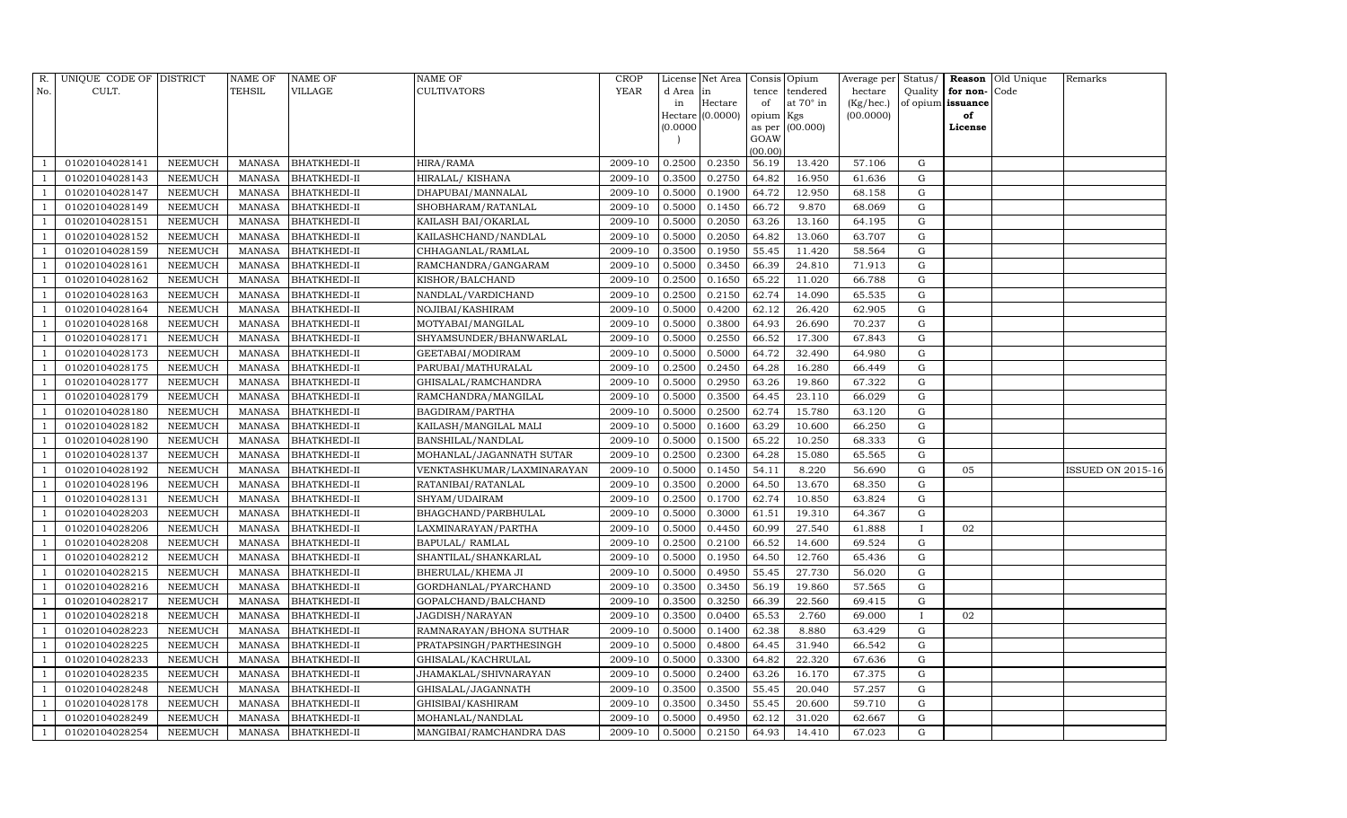| R. No. | UNIQUE CODE OF CULT. | DISTRICT | NAME OF TEHSIL | NAME OF VILLAGE | NAME OF CULTIVATORS | CROP YEAR | License d Area in Hectare (0.0000) | Net Area in Hectare (0.0000) | Consis tence of opium as per GOAW (00.00) | Opium tendered at 70° in Kgs (00.000) | Average per hectare (Kg/hec.) (00.0000) | Status/ Quality of opium | Reason for non-issuance of License | Old Unique Code | Remarks |
|---|---|---|---|---|---|---|---|---|---|---|---|---|---|---|---|
| 1 | 01020104028141 | NEEMUCH | MANASA | BHATKHEDI-II | HIRA/RAMA | 2009-10 | 0.2500 | 0.2350 | 56.19 | 13.420 | 57.106 | G | | | |
| 1 | 01020104028143 | NEEMUCH | MANASA | BHATKHEDI-II | HIRALAL/ KISHANA | 2009-10 | 0.3500 | 0.2750 | 64.82 | 16.950 | 61.636 | G | | | |
| 1 | 01020104028147 | NEEMUCH | MANASA | BHATKHEDI-II | DHAPUBAI/MANNALAL | 2009-10 | 0.5000 | 0.1900 | 64.72 | 12.950 | 68.158 | G | | | |
| 1 | 01020104028149 | NEEMUCH | MANASA | BHATKHEDI-II | SHOBHARAM/RATANLAL | 2009-10 | 0.5000 | 0.1450 | 66.72 | 9.870 | 68.069 | G | | | |
| 1 | 01020104028151 | NEEMUCH | MANASA | BHATKHEDI-II | KAILASH BAI/OKARLAL | 2009-10 | 0.5000 | 0.2050 | 63.26 | 13.160 | 64.195 | G | | | |
| 1 | 01020104028152 | NEEMUCH | MANASA | BHATKHEDI-II | KAILASHCHAND/NANDLAL | 2009-10 | 0.5000 | 0.2050 | 64.82 | 13.060 | 63.707 | G | | | |
| 1 | 01020104028159 | NEEMUCH | MANASA | BHATKHEDI-II | CHHAGANLAL/RAMLAL | 2009-10 | 0.3500 | 0.1950 | 55.45 | 11.420 | 58.564 | G | | | |
| 1 | 01020104028161 | NEEMUCH | MANASA | BHATKHEDI-II | RAMCHANDRA/GANGARAM | 2009-10 | 0.5000 | 0.3450 | 66.39 | 24.810 | 71.913 | G | | | |
| 1 | 01020104028162 | NEEMUCH | MANASA | BHATKHEDI-II | KISHOR/BALCHAND | 2009-10 | 0.2500 | 0.1650 | 65.22 | 11.020 | 66.788 | G | | | |
| 1 | 01020104028163 | NEEMUCH | MANASA | BHATKHEDI-II | NANDLAL/VARDICHAND | 2009-10 | 0.2500 | 0.2150 | 62.74 | 14.090 | 65.535 | G | | | |
| 1 | 01020104028164 | NEEMUCH | MANASA | BHATKHEDI-II | NOJIBAI/KASHIRAM | 2009-10 | 0.5000 | 0.4200 | 62.12 | 26.420 | 62.905 | G | | | |
| 1 | 01020104028168 | NEEMUCH | MANASA | BHATKHEDI-II | MOTYABAI/MANGILAL | 2009-10 | 0.5000 | 0.3800 | 64.93 | 26.690 | 70.237 | G | | | |
| 1 | 01020104028171 | NEEMUCH | MANASA | BHATKHEDI-II | SHYAMSUNDER/BHANWARLAL | 2009-10 | 0.5000 | 0.2550 | 66.52 | 17.300 | 67.843 | G | | | |
| 1 | 01020104028173 | NEEMUCH | MANASA | BHATKHEDI-II | GEETABAI/MODIRAM | 2009-10 | 0.5000 | 0.5000 | 64.72 | 32.490 | 64.980 | G | | | |
| 1 | 01020104028175 | NEEMUCH | MANASA | BHATKHEDI-II | PARUBAI/MATHURALAL | 2009-10 | 0.2500 | 0.2450 | 64.28 | 16.280 | 66.449 | G | | | |
| 1 | 01020104028177 | NEEMUCH | MANASA | BHATKHEDI-II | GHISALAL/RAMCHANDRA | 2009-10 | 0.5000 | 0.2950 | 63.26 | 19.860 | 67.322 | G | | | |
| 1 | 01020104028179 | NEEMUCH | MANASA | BHATKHEDI-II | RAMCHANDRA/MANGILAL | 2009-10 | 0.5000 | 0.3500 | 64.45 | 23.110 | 66.029 | G | | | |
| 1 | 01020104028180 | NEEMUCH | MANASA | BHATKHEDI-II | BAGDIRAM/PARTHA | 2009-10 | 0.5000 | 0.2500 | 62.74 | 15.780 | 63.120 | G | | | |
| 1 | 01020104028182 | NEEMUCH | MANASA | BHATKHEDI-II | KAILASH/MANGILAL MALI | 2009-10 | 0.5000 | 0.1600 | 63.29 | 10.600 | 66.250 | G | | | |
| 1 | 01020104028190 | NEEMUCH | MANASA | BHATKHEDI-II | BANSHILAL/NANDLAL | 2009-10 | 0.5000 | 0.1500 | 65.22 | 10.250 | 68.333 | G | | | |
| 1 | 01020104028137 | NEEMUCH | MANASA | BHATKHEDI-II | MOHANLAL/JAGANNATH SUTAR | 2009-10 | 0.2500 | 0.2300 | 64.28 | 15.080 | 65.565 | G | | | |
| 1 | 01020104028192 | NEEMUCH | MANASA | BHATKHEDI-II | VENKTASHKUMAR/LAXMINARAYAN | 2009-10 | 0.5000 | 0.1450 | 54.11 | 8.220 | 56.690 | G | 05 | | ISSUED ON 2015-16 |
| 1 | 01020104028196 | NEEMUCH | MANASA | BHATKHEDI-II | RATANIBAI/RATANLAL | 2009-10 | 0.3500 | 0.2000 | 64.50 | 13.670 | 68.350 | G | | | |
| 1 | 01020104028131 | NEEMUCH | MANASA | BHATKHEDI-II | SHYAM/UDAIRAM | 2009-10 | 0.2500 | 0.1700 | 62.74 | 10.850 | 63.824 | G | | | |
| 1 | 01020104028203 | NEEMUCH | MANASA | BHATKHEDI-II | BHAGCHAND/PARBHULAL | 2009-10 | 0.5000 | 0.3000 | 61.51 | 19.310 | 64.367 | G | | | |
| 1 | 01020104028206 | NEEMUCH | MANASA | BHATKHEDI-II | LAXMINARAYAN/PARTHA | 2009-10 | 0.5000 | 0.4450 | 60.99 | 27.540 | 61.888 | I | 02 | | |
| 1 | 01020104028208 | NEEMUCH | MANASA | BHATKHEDI-II | BAPULAL/ RAMLAL | 2009-10 | 0.2500 | 0.2100 | 66.52 | 14.600 | 69.524 | G | | | |
| 1 | 01020104028212 | NEEMUCH | MANASA | BHATKHEDI-II | SHANTILAL/SHANKARLAL | 2009-10 | 0.5000 | 0.1950 | 64.50 | 12.760 | 65.436 | G | | | |
| 1 | 01020104028215 | NEEMUCH | MANASA | BHATKHEDI-II | BHERULAL/KHEMA JI | 2009-10 | 0.5000 | 0.4950 | 55.45 | 27.730 | 56.020 | G | | | |
| 1 | 01020104028216 | NEEMUCH | MANASA | BHATKHEDI-II | GORDHANLAL/PYARCHAND | 2009-10 | 0.3500 | 0.3450 | 56.19 | 19.860 | 57.565 | G | | | |
| 1 | 01020104028217 | NEEMUCH | MANASA | BHATKHEDI-II | GOPALCHAND/BALCHAND | 2009-10 | 0.3500 | 0.3250 | 66.39 | 22.560 | 69.415 | G | | | |
| 1 | 01020104028218 | NEEMUCH | MANASA | BHATKHEDI-II | JAGDISH/NARAYAN | 2009-10 | 0.3500 | 0.0400 | 65.53 | 2.760 | 69.000 | I | 02 | | |
| 1 | 01020104028223 | NEEMUCH | MANASA | BHATKHEDI-II | RAMNARAYAN/BHONA SUTHAR | 2009-10 | 0.5000 | 0.1400 | 62.38 | 8.880 | 63.429 | G | | | |
| 1 | 01020104028225 | NEEMUCH | MANASA | BHATKHEDI-II | PRATAPSINGH/PARTHESINGH | 2009-10 | 0.5000 | 0.4800 | 64.45 | 31.940 | 66.542 | G | | | |
| 1 | 01020104028233 | NEEMUCH | MANASA | BHATKHEDI-II | GHISALAL/KACHRULAL | 2009-10 | 0.5000 | 0.3300 | 64.82 | 22.320 | 67.636 | G | | | |
| 1 | 01020104028235 | NEEMUCH | MANASA | BHATKHEDI-II | JHAMAKLAL/SHIVNARAYAN | 2009-10 | 0.5000 | 0.2400 | 63.26 | 16.170 | 67.375 | G | | | |
| 1 | 01020104028248 | NEEMUCH | MANASA | BHATKHEDI-II | GHISALAL/JAGANNATH | 2009-10 | 0.3500 | 0.3500 | 55.45 | 20.040 | 57.257 | G | | | |
| 1 | 01020104028178 | NEEMUCH | MANASA | BHATKHEDI-II | GHISIBAI/KASHIRAM | 2009-10 | 0.3500 | 0.3450 | 55.45 | 20.600 | 59.710 | G | | | |
| 1 | 01020104028249 | NEEMUCH | MANASA | BHATKHEDI-II | MOHANLAL/NANDLAL | 2009-10 | 0.5000 | 0.4950 | 62.12 | 31.020 | 62.667 | G | | | |
| 1 | 01020104028254 | NEEMUCH | MANASA | BHATKHEDI-II | MANGIBAI/RAMCHANDRA DAS | 2009-10 | 0.5000 | 0.2150 | 64.93 | 14.410 | 67.023 | G | | | |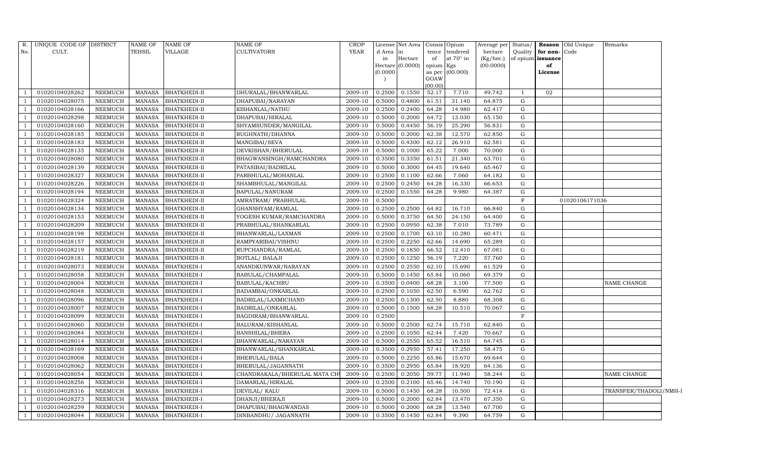| R. No. | UNIQUE CODE OF CULT. | DISTRICT | NAME OF TEHSIL | NAME OF VILLAGE | NAME OF CULTIVATORS | CROP YEAR | License d Area in Hectare (0.0000) | Net Area in Hectare (0.0000) | Consis tence of opium as per GOAW (00.00) | Opium tendered at 70° in Kgs (00.000) | Average per hectare (Kg/hec.) (00.0000) | Status/ Quality of opium | Reason for non-issuance of License | Old Unique Code | Remarks |
|---|---|---|---|---|---|---|---|---|---|---|---|---|---|---|---|
| 1 | 01020104028262 | NEEMUCH | MANASA | BHATKHEDI-II | DHURALAL/BHANWARLAL | 2009-10 | 0.2500 | 0.1550 | 52.17 | 7.710 | 49.742 | I | 02 | | |
| 1 | 01020104028075 | NEEMUCH | MANASA | BHATKHEDI-II | DHAPUBAI/NARAYAN | 2009-10 | 0.5000 | 0.4800 | 61.51 | 31.140 | 64.875 | G | | | |
| 1 | 01020104028166 | NEEMUCH | MANASA | BHATKHEDI-II | KISHANLAL/NATHU | 2009-10 | 0.2500 | 0.2400 | 64.28 | 14.980 | 62.417 | G | | | |
| 1 | 01020104028298 | NEEMUCH | MANASA | BHATKHEDI-II | DHAPUBAI/HIRALAL | 2009-10 | 0.5000 | 0.2000 | 64.72 | 13.030 | 65.150 | G | | | |
| 1 | 01020104028160 | NEEMUCH | MANASA | BHATKHEDI-II | SHYAMSUNDER/MANGILAL | 2009-10 | 0.5000 | 0.4450 | 56.19 | 25.290 | 56.831 | G | | | |
| 1 | 01020104028185 | NEEMUCH | MANASA | BHATKHEDI-II | RUGHNATH/DHANNA | 2009-10 | 0.5000 | 0.2000 | 62.38 | 12.570 | 62.850 | G | | | |
| 1 | 01020104028183 | NEEMUCH | MANASA | BHATKHEDI-II | MANGIBAI/SEVA | 2009-10 | 0.5000 | 0.4300 | 62.12 | 26.910 | 62.581 | G | | | |
| 1 | 01020104028135 | NEEMUCH | MANASA | BHATKHEDI-II | DEVKISHAN/BHERULAL | 2009-10 | 0.5000 | 0.1000 | 65.22 | 7.000 | 70.000 | G | | | |
| 1 | 01020104028080 | NEEMUCH | MANASA | BHATKHEDI-II | BHAGWANSINGH/RAMCHANDRA | 2009-10 | 0.3500 | 0.3350 | 61.51 | 21.340 | 63.701 | G | | | |
| 1 | 01020104028139 | NEEMUCH | MANASA | BHATKHEDI-II | PATASIBAI/BADRILAL | 2009-10 | 0.5000 | 0.3000 | 64.45 | 19.640 | 65.467 | G | | | |
| 1 | 01020104028327 | NEEMUCH | MANASA | BHATKHEDI-II | PARBHULAL/MOHANLAL | 2009-10 | 0.2500 | 0.1100 | 62.66 | 7.060 | 64.182 | G | | | |
| 1 | 01020104028226 | NEEMUCH | MANASA | BHATKHEDI-II | SHAMBHULAL/MANGILAL | 2009-10 | 0.2500 | 0.2450 | 64.28 | 16.330 | 66.653 | G | | | |
| 1 | 01020104028194 | NEEMUCH | MANASA | BHATKHEDI-II | BAPULAL/NANURAM | 2009-10 | 0.2500 | 0.1550 | 64.28 | 9.980 | 64.387 | G | | | |
| 1 | 01020104028324 | NEEMUCH | MANASA | BHATKHEDI-II | AMRATRAM/ PRABHULAL | 2009-10 | 0.5000 | | | | | F | | 01020106171036 | |
| 1 | 01020104028134 | NEEMUCH | MANASA | BHATKHEDI-II | GHANSHYAM/RAMLAL | 2009-10 | 0.2500 | 0.2500 | 64.82 | 16.710 | 66.840 | G | | | |
| 1 | 01020104028153 | NEEMUCH | MANASA | BHATKHEDI-II | YOGESH KUMAR/RAMCHANDRA | 2009-10 | 0.5000 | 0.3750 | 64.50 | 24.150 | 64.400 | G | | | |
| 1 | 01020104028209 | NEEMUCH | MANASA | BHATKHEDI-II | PRABHULAL/SHANKARLAL | 2009-10 | 0.2500 | 0.0950 | 62.38 | 7.010 | 73.789 | G | | | |
| 1 | 01020104028198 | NEEMUCH | MANASA | BHATKHEDI-II | BHANWARLAL/LAXMAN | 2009-10 | 0.2500 | 0.1700 | 63.10 | 10.280 | 60.471 | G | | | |
| 1 | 01020104028157 | NEEMUCH | MANASA | BHATKHEDI-II | RAMPYARIBAI/VISHNU | 2009-10 | 0.2500 | 0.2250 | 62.66 | 14.690 | 65.289 | G | | | |
| 1 | 01020104028219 | NEEMUCH | MANASA | BHATKHEDI-II | RUPCHANDRA/RAMLAL | 2009-10 | 0.2500 | 0.1850 | 66.52 | 12.410 | 67.081 | G | | | |
| 1 | 01020104028181 | NEEMUCH | MANASA | BHATKHEDI-II | BOTLAL/ BALAJI | 2009-10 | 0.2500 | 0.1250 | 56.19 | 7.220 | 57.760 | G | | | |
| 1 | 01020104028073 | NEEMUCH | MANASA | BHATKHEDI-I | ANANDKUNWAR/NARAYAN | 2009-10 | 0.2500 | 0.2550 | 62.10 | 15.690 | 61.529 | G | | | |
| 1 | 01020104028058 | NEEMUCH | MANASA | BHATKHEDI-I | BABULAL/CHAMPALAL | 2009-10 | 0.5000 | 0.1450 | 65.84 | 10.060 | 69.379 | G | | | |
| 1 | 01020104028004 | NEEMUCH | MANASA | BHATKHEDI-I | BABULAL/KACHRU | 2009-10 | 0.3500 | 0.0400 | 68.28 | 3.100 | 77.500 | G | | | NAME CHANGE |
| 1 | 01020104028048 | NEEMUCH | MANASA | BHATKHEDI-I | BADAMBAI/ONKARLAL | 2009-10 | 0.2500 | 0.1050 | 62.50 | 6.590 | 62.762 | G | | | |
| 1 | 01020104028096 | NEEMUCH | MANASA | BHATKHEDI-I | BADRILAL/LAXMICHAND | 2009-10 | 0.2500 | 0.1300 | 62.50 | 8.880 | 68.308 | G | | | |
| 1 | 01020104028007 | NEEMUCH | MANASA | BHATKHEDI-I | BADRILAL/ONKARLAL | 2009-10 | 0.5000 | 0.1500 | 68.28 | 10.510 | 70.067 | G | | | |
| 1 | 01020104028099 | NEEMUCH | MANASA | BHATKHEDI-I | BAGDIRAM/BHANWARLAL | 2009-10 | 0.2500 | | | | | F | | | |
| 1 | 01020104028060 | NEEMUCH | MANASA | BHATKHEDI-I | BALURAM/KISHANLAL | 2009-10 | 0.5000 | 0.2500 | 62.74 | 15.710 | 62.840 | G | | | |
| 1 | 01020104028084 | NEEMUCH | MANASA | BHATKHEDI-I | BANSHILAL/BHERA | 2009-10 | 0.2500 | 0.1050 | 62.44 | 7.420 | 70.667 | G | | | |
| 1 | 01020104028014 | NEEMUCH | MANASA | BHATKHEDI-I | BHANWARLAL/NARAYAN | 2009-10 | 0.5000 | 0.2550 | 65.52 | 16.510 | 64.745 | G | | | |
| 1 | 01020104028169 | NEEMUCH | MANASA | BHATKHEDI-I | BHANWARLAL/SHANKARLAL | 2009-10 | 0.3500 | 0.2950 | 57.41 | 17.250 | 58.475 | G | | | |
| 1 | 01020104028008 | NEEMUCH | MANASA | BHATKHEDI-I | BHERULAL/BALA | 2009-10 | 0.5000 | 0.2250 | 65.86 | 15.670 | 69.644 | G | | | |
| 1 | 01020104028062 | NEEMUCH | MANASA | BHATKHEDI-I | BHERULAL/JAGANNATH | 2009-10 | 0.3500 | 0.2950 | 65.84 | 18.920 | 64.136 | G | | | |
| 1 | 01020104028054 | NEEMUCH | MANASA | BHATKHEDI-I | CHANDRAKALA/BHERULAL MATA CH | 2009-10 | 0.2500 | 0.2050 | 59.77 | 11.940 | 58.244 | G | | | NAME CHANGE |
| 1 | 01020104028256 | NEEMUCH | MANASA | BHATKHEDI-I | DAMARLAL/HIRALAL | 2009-10 | 0.2500 | 0.2100 | 65.46 | 14.740 | 70.190 | G | | | |
| 1 | 01020104028316 | NEEMUCH | MANASA | BHATKHEDI-I | DEVILAL/ KALU | 2009-10 | 0.5000 | 0.1450 | 68.28 | 10.500 | 72.414 | G | | | TRANSFER/THADOLI/NMH-I |
| 1 | 01020104028273 | NEEMUCH | MANASA | BHATKHEDI-I | DHANJI/BHERAJI | 2009-10 | 0.5000 | 0.2000 | 62.84 | 13.470 | 67.350 | G | | | |
| 1 | 01020104028259 | NEEMUCH | MANASA | BHATKHEDI-I | DHAPUBAI/BHAGWANDAS | 2009-10 | 0.5000 | 0.2000 | 68.28 | 13.540 | 67.700 | G | | | |
| 1 | 01020104028044 | NEEMUCH | MANASA | BHATKHEDI-I | DINBANDHU/ JAGANNATH | 2009-10 | 0.3500 | 0.1450 | 62.84 | 9.390 | 64.759 | G | | | |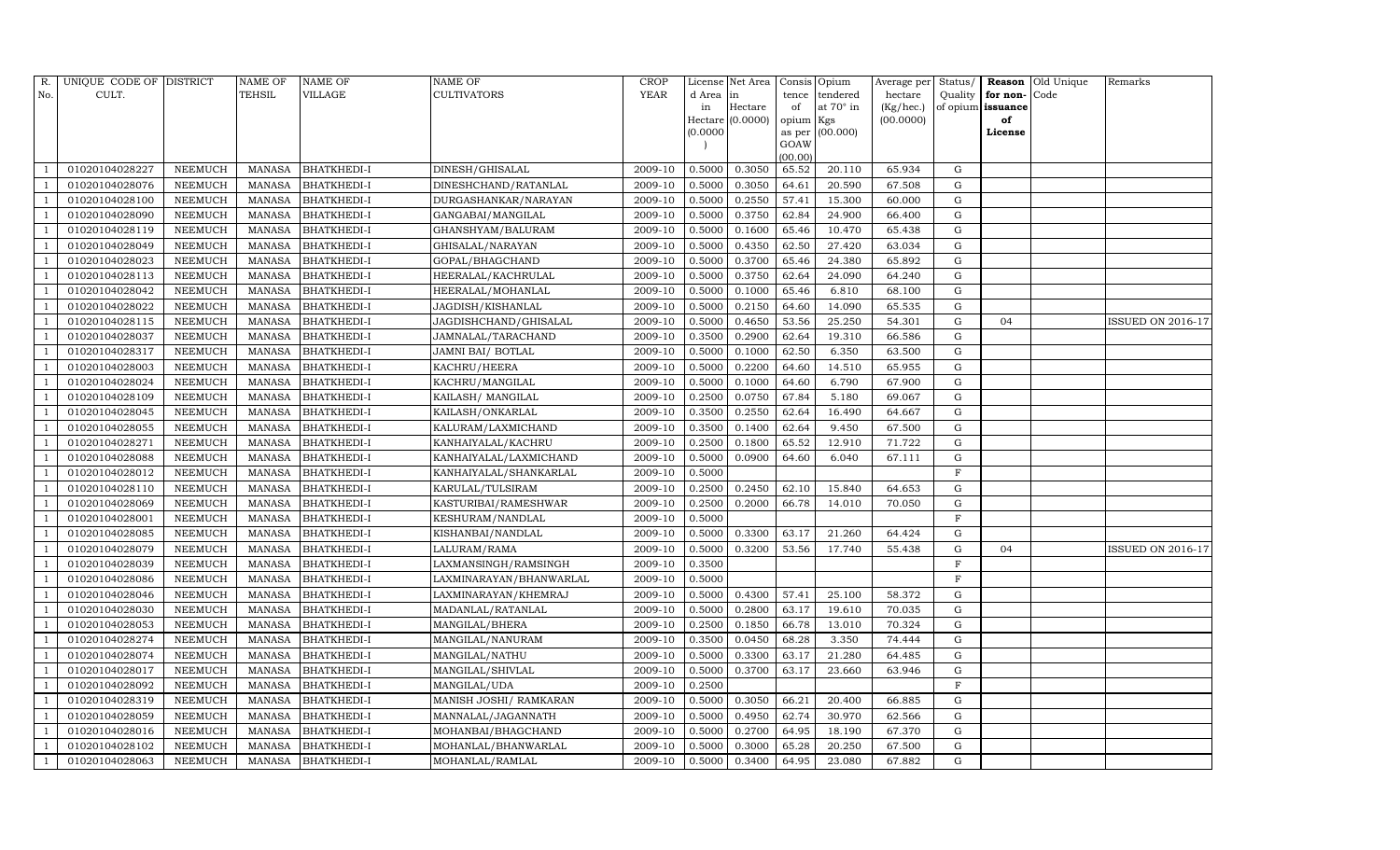| R. No. | UNIQUE CODE OF CULT. | DISTRICT | NAME OF TEHSIL | NAME OF VILLAGE | NAME OF CULTIVATORS | CROP YEAR | License d Area in Hectare (0.0000) | Net Area in Hectare (0.0000) | Consis tence of opium as per GOAW (00.00) | Opium tendered at 70° in Kgs (00.000) | Average per hectare (Kg/hec.) (00.0000) | Status/ Quality of opium | Reason for non- issuance of License | Old Unique Code | Remarks |
|---|---|---|---|---|---|---|---|---|---|---|---|---|---|---|---|
| 1 | 01020104028227 | NEEMUCH | MANASA | BHATKHEDI-I | DINESH/GHISALAL | 2009-10 | 0.5000 | 0.3050 | 65.52 | 20.110 | 65.934 | G | | | |
| 1 | 01020104028076 | NEEMUCH | MANASA | BHATKHEDI-I | DINESHCHAND/RATANLAL | 2009-10 | 0.5000 | 0.3050 | 64.61 | 20.590 | 67.508 | G | | | |
| 1 | 01020104028100 | NEEMUCH | MANASA | BHATKHEDI-I | DURGASHANKAR/NARAYAN | 2009-10 | 0.5000 | 0.2550 | 57.41 | 15.300 | 60.000 | G | | | |
| 1 | 01020104028090 | NEEMUCH | MANASA | BHATKHEDI-I | GANGABAI/MANGILAL | 2009-10 | 0.5000 | 0.3750 | 62.84 | 24.900 | 66.400 | G | | | |
| 1 | 01020104028119 | NEEMUCH | MANASA | BHATKHEDI-I | GHANSHYAM/BALURAM | 2009-10 | 0.5000 | 0.1600 | 65.46 | 10.470 | 65.438 | G | | | |
| 1 | 01020104028049 | NEEMUCH | MANASA | BHATKHEDI-I | GHISALAL/NARAYAN | 2009-10 | 0.5000 | 0.4350 | 62.50 | 27.420 | 63.034 | G | | | |
| 1 | 01020104028023 | NEEMUCH | MANASA | BHATKHEDI-I | GOPAL/BHAGCHAND | 2009-10 | 0.5000 | 0.3700 | 65.46 | 24.380 | 65.892 | G | | | |
| 1 | 01020104028113 | NEEMUCH | MANASA | BHATKHEDI-I | HEERALAL/KACHRULAL | 2009-10 | 0.5000 | 0.3750 | 62.64 | 24.090 | 64.240 | G | | | |
| 1 | 01020104028042 | NEEMUCH | MANASA | BHATKHEDI-I | HEERALAL/MOHANLAL | 2009-10 | 0.5000 | 0.1000 | 65.46 | 6.810 | 68.100 | G | | | |
| 1 | 01020104028022 | NEEMUCH | MANASA | BHATKHEDI-I | JAGDISH/KISHANLAL | 2009-10 | 0.5000 | 0.2150 | 64.60 | 14.090 | 65.535 | G | | | |
| 1 | 01020104028115 | NEEMUCH | MANASA | BHATKHEDI-I | JAGDISHCHAND/GHISALAL | 2009-10 | 0.5000 | 0.4650 | 53.56 | 25.250 | 54.301 | G | 04 | | ISSUED ON 2016-17 |
| 1 | 01020104028037 | NEEMUCH | MANASA | BHATKHEDI-I | JAMNALAL/TARACHAND | 2009-10 | 0.3500 | 0.2900 | 62.64 | 19.310 | 66.586 | G | | | |
| 1 | 01020104028317 | NEEMUCH | MANASA | BHATKHEDI-I | JAMNI BAI/ BOTLAL | 2009-10 | 0.5000 | 0.1000 | 62.50 | 6.350 | 63.500 | G | | | |
| 1 | 01020104028003 | NEEMUCH | MANASA | BHATKHEDI-I | KACHRU/HEERA | 2009-10 | 0.5000 | 0.2200 | 64.60 | 14.510 | 65.955 | G | | | |
| 1 | 01020104028024 | NEEMUCH | MANASA | BHATKHEDI-I | KACHRU/MANGILAL | 2009-10 | 0.5000 | 0.1000 | 64.60 | 6.790 | 67.900 | G | | | |
| 1 | 01020104028109 | NEEMUCH | MANASA | BHATKHEDI-I | KAILASH/ MANGILAL | 2009-10 | 0.2500 | 0.0750 | 67.84 | 5.180 | 69.067 | G | | | |
| 1 | 01020104028045 | NEEMUCH | MANASA | BHATKHEDI-I | KAILASH/ONKARLAL | 2009-10 | 0.3500 | 0.2550 | 62.64 | 16.490 | 64.667 | G | | | |
| 1 | 01020104028055 | NEEMUCH | MANASA | BHATKHEDI-I | KALURAM/LAXMICHAND | 2009-10 | 0.3500 | 0.1400 | 62.64 | 9.450 | 67.500 | G | | | |
| 1 | 01020104028271 | NEEMUCH | MANASA | BHATKHEDI-I | KANHAIYALAL/KACHRU | 2009-10 | 0.2500 | 0.1800 | 65.52 | 12.910 | 71.722 | G | | | |
| 1 | 01020104028088 | NEEMUCH | MANASA | BHATKHEDI-I | KANHAIYALAL/LAXMICHAND | 2009-10 | 0.5000 | 0.0900 | 64.60 | 6.040 | 67.111 | G | | | |
| 1 | 01020104028012 | NEEMUCH | MANASA | BHATKHEDI-I | KANHAIYALAL/SHANKARLAL | 2009-10 | 0.5000 | | | | | F | | | |
| 1 | 01020104028110 | NEEMUCH | MANASA | BHATKHEDI-I | KARULAL/TULSIRAM | 2009-10 | 0.2500 | 0.2450 | 62.10 | 15.840 | 64.653 | G | | | |
| 1 | 01020104028069 | NEEMUCH | MANASA | BHATKHEDI-I | KASTURIBAI/RAMESHWAR | 2009-10 | 0.2500 | 0.2000 | 66.78 | 14.010 | 70.050 | G | | | |
| 1 | 01020104028001 | NEEMUCH | MANASA | BHATKHEDI-I | KESHURAM/NANDLAL | 2009-10 | 0.5000 | | | | | F | | | |
| 1 | 01020104028085 | NEEMUCH | MANASA | BHATKHEDI-I | KISHANBAI/NANDLAL | 2009-10 | 0.5000 | 0.3300 | 63.17 | 21.260 | 64.424 | G | | | |
| 1 | 01020104028079 | NEEMUCH | MANASA | BHATKHEDI-I | LALURAM/RAMA | 2009-10 | 0.5000 | 0.3200 | 53.56 | 17.740 | 55.438 | G | 04 | | ISSUED ON 2016-17 |
| 1 | 01020104028039 | NEEMUCH | MANASA | BHATKHEDI-I | LAXMANSINGH/RAMSINGH | 2009-10 | 0.3500 | | | | | F | | | |
| 1 | 01020104028086 | NEEMUCH | MANASA | BHATKHEDI-I | LAXMINARAYAN/BHANWARLAL | 2009-10 | 0.5000 | | | | | F | | | |
| 1 | 01020104028046 | NEEMUCH | MANASA | BHATKHEDI-I | LAXMINARAYAN/KHEMRAJ | 2009-10 | 0.5000 | 0.4300 | 57.41 | 25.100 | 58.372 | G | | | |
| 1 | 01020104028030 | NEEMUCH | MANASA | BHATKHEDI-I | MADANLAL/RATANLAL | 2009-10 | 0.5000 | 0.2800 | 63.17 | 19.610 | 70.035 | G | | | |
| 1 | 01020104028053 | NEEMUCH | MANASA | BHATKHEDI-I | MANGILAL/BHERA | 2009-10 | 0.2500 | 0.1850 | 66.78 | 13.010 | 70.324 | G | | | |
| 1 | 01020104028274 | NEEMUCH | MANASA | BHATKHEDI-I | MANGILAL/NANURAM | 2009-10 | 0.3500 | 0.0450 | 68.28 | 3.350 | 74.444 | G | | | |
| 1 | 01020104028074 | NEEMUCH | MANASA | BHATKHEDI-I | MANGILAL/NATHU | 2009-10 | 0.5000 | 0.3300 | 63.17 | 21.280 | 64.485 | G | | | |
| 1 | 01020104028017 | NEEMUCH | MANASA | BHATKHEDI-I | MANGILAL/SHIVLAL | 2009-10 | 0.5000 | 0.3700 | 63.17 | 23.660 | 63.946 | G | | | |
| 1 | 01020104028092 | NEEMUCH | MANASA | BHATKHEDI-I | MANGILAL/UDA | 2009-10 | 0.2500 | | | | | F | | | |
| 1 | 01020104028319 | NEEMUCH | MANASA | BHATKHEDI-I | MANISH JOSHI/ RAMKARAN | 2009-10 | 0.5000 | 0.3050 | 66.21 | 20.400 | 66.885 | G | | | |
| 1 | 01020104028059 | NEEMUCH | MANASA | BHATKHEDI-I | MANNALAL/JAGANNATH | 2009-10 | 0.5000 | 0.4950 | 62.74 | 30.970 | 62.566 | G | | | |
| 1 | 01020104028016 | NEEMUCH | MANASA | BHATKHEDI-I | MOHANBAI/BHAGCHAND | 2009-10 | 0.5000 | 0.2700 | 64.95 | 18.190 | 67.370 | G | | | |
| 1 | 01020104028102 | NEEMUCH | MANASA | BHATKHEDI-I | MOHANLAL/BHANWARLAL | 2009-10 | 0.5000 | 0.3000 | 65.28 | 20.250 | 67.500 | G | | | |
| 1 | 01020104028063 | NEEMUCH | MANASA | BHATKHEDI-I | MOHANLAL/RAMLAL | 2009-10 | 0.5000 | 0.3400 | 64.95 | 23.080 | 67.882 | G | | | |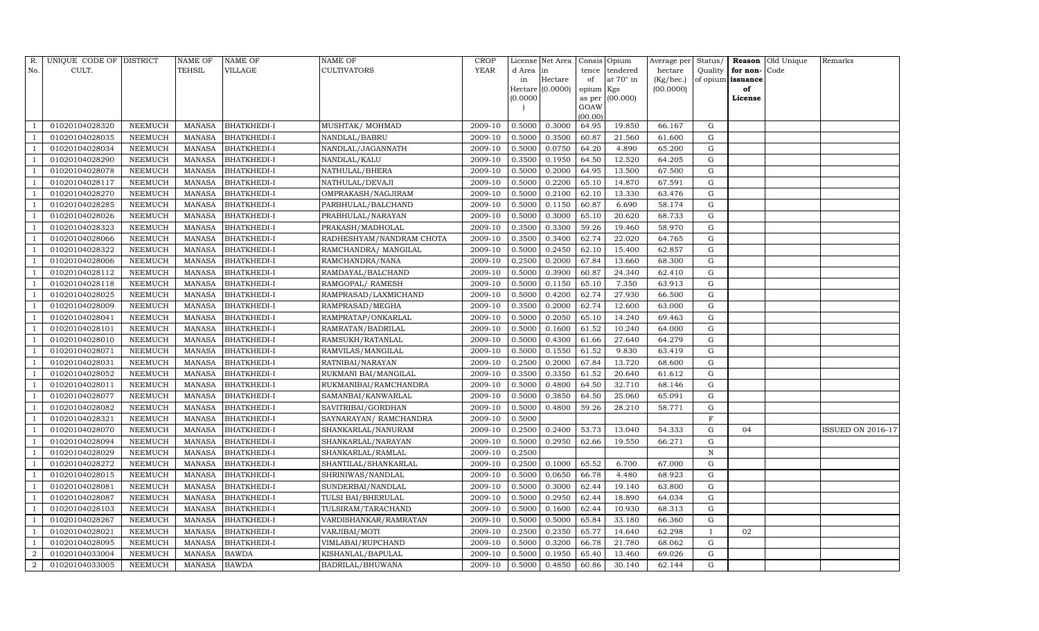| R. No. | UNIQUE CODE OF CULT. | DISTRICT | NAME OF TEHSIL | NAME OF VILLAGE | NAME OF CULTIVATORS | CROP YEAR | License d Area in Hectare (0.0000) | Net Area in Hectare (0.0000) | Consis tence of opium as per GOAW (00.00) | Opium tendered at 70° in Kgs (00.000) | Average per hectare (Kg/hec.) (00.0000) | Status/ Quality of opium | Reason for non-issuance of License | Old Unique Code | Remarks |
|---|---|---|---|---|---|---|---|---|---|---|---|---|---|---|---|
| 1 | 01020104028320 | NEEMUCH | MANASA | BHATKHEDI-I | MUSHTAK/ MOHMAD | 2009-10 | 0.5000 | 0.3000 | 64.95 | 19.850 | 66.167 | G | | | |
| 1 | 01020104028035 | NEEMUCH | MANASA | BHATKHEDI-I | NANDLAL/BABRU | 2009-10 | 0.5000 | 0.3500 | 60.87 | 21.560 | 61.600 | G | | | |
| 1 | 01020104028034 | NEEMUCH | MANASA | BHATKHEDI-I | NANDLAL/JAGANNATH | 2009-10 | 0.5000 | 0.0750 | 64.20 | 4.890 | 65.200 | G | | | |
| 1 | 01020104028290 | NEEMUCH | MANASA | BHATKHEDI-I | NANDLAL/KALU | 2009-10 | 0.3500 | 0.1950 | 64.50 | 12.520 | 64.205 | G | | | |
| 1 | 01020104028078 | NEEMUCH | MANASA | BHATKHEDI-I | NATHULAL/BHERA | 2009-10 | 0.5000 | 0.2000 | 64.95 | 13.500 | 67.500 | G | | | |
| 1 | 01020104028117 | NEEMUCH | MANASA | BHATKHEDI-I | NATHULAL/DEVAJI | 2009-10 | 0.5000 | 0.2200 | 65.10 | 14.870 | 67.591 | G | | | |
| 1 | 01020104028270 | NEEMUCH | MANASA | BHATKHEDI-I | OMPRAKASH/NAGJIRAM | 2009-10 | 0.5000 | 0.2100 | 62.10 | 13.330 | 63.476 | G | | | |
| 1 | 01020104028285 | NEEMUCH | MANASA | BHATKHEDI-I | PARBHULAL/BALCHAND | 2009-10 | 0.5000 | 0.1150 | 60.87 | 6.690 | 58.174 | G | | | |
| 1 | 01020104028026 | NEEMUCH | MANASA | BHATKHEDI-I | PRABHULAL/NARAYAN | 2009-10 | 0.5000 | 0.3000 | 65.10 | 20.620 | 68.733 | G | | | |
| 1 | 01020104028323 | NEEMUCH | MANASA | BHATKHEDI-I | PRAKASH/MADHOLAL | 2009-10 | 0.3500 | 0.3300 | 59.26 | 19.460 | 58.970 | G | | | |
| 1 | 01020104028066 | NEEMUCH | MANASA | BHATKHEDI-I | RADHESHYAM/NANDRAM CHOTA | 2009-10 | 0.3500 | 0.3400 | 62.74 | 22.020 | 64.765 | G | | | |
| 1 | 01020104028322 | NEEMUCH | MANASA | BHATKHEDI-I | RAMCHANDRA/ MANGILAL | 2009-10 | 0.5000 | 0.2450 | 62.10 | 15.400 | 62.857 | G | | | |
| 1 | 01020104028006 | NEEMUCH | MANASA | BHATKHEDI-I | RAMCHANDRA/NANA | 2009-10 | 0.2500 | 0.2000 | 67.84 | 13.660 | 68.300 | G | | | |
| 1 | 01020104028112 | NEEMUCH | MANASA | BHATKHEDI-I | RAMDAYAL/BALCHAND | 2009-10 | 0.5000 | 0.3900 | 60.87 | 24.340 | 62.410 | G | | | |
| 1 | 01020104028118 | NEEMUCH | MANASA | BHATKHEDI-I | RAMGOPAL/ RAMESH | 2009-10 | 0.5000 | 0.1150 | 65.10 | 7.350 | 63.913 | G | | | |
| 1 | 01020104028025 | NEEMUCH | MANASA | BHATKHEDI-I | RAMPRASAD/LAXMICHAND | 2009-10 | 0.5000 | 0.4200 | 62.74 | 27.930 | 66.500 | G | | | |
| 1 | 01020104028009 | NEEMUCH | MANASA | BHATKHEDI-I | RAMPRASAD/MEGHA | 2009-10 | 0.3500 | 0.2000 | 62.74 | 12.600 | 63.000 | G | | | |
| 1 | 01020104028041 | NEEMUCH | MANASA | BHATKHEDI-I | RAMPRATAP/ONKARLAL | 2009-10 | 0.5000 | 0.2050 | 65.10 | 14.240 | 69.463 | G | | | |
| 1 | 01020104028101 | NEEMUCH | MANASA | BHATKHEDI-I | RAMRATAN/BADRILAL | 2009-10 | 0.5000 | 0.1600 | 61.52 | 10.240 | 64.000 | G | | | |
| 1 | 01020104028010 | NEEMUCH | MANASA | BHATKHEDI-I | RAMSUKH/RATANLAL | 2009-10 | 0.5000 | 0.4300 | 61.66 | 27.640 | 64.279 | G | | | |
| 1 | 01020104028071 | NEEMUCH | MANASA | BHATKHEDI-I | RAMVILAS/MANGILAL | 2009-10 | 0.5000 | 0.1550 | 61.52 | 9.830 | 63.419 | G | | | |
| 1 | 01020104028031 | NEEMUCH | MANASA | BHATKHEDI-I | RATNIBAI/NARAYAN | 2009-10 | 0.2500 | 0.2000 | 67.84 | 13.720 | 68.600 | G | | | |
| 1 | 01020104028052 | NEEMUCH | MANASA | BHATKHEDI-I | RUKMANI BAI/MANGILAL | 2009-10 | 0.3500 | 0.3350 | 61.52 | 20.640 | 61.612 | G | | | |
| 1 | 01020104028011 | NEEMUCH | MANASA | BHATKHEDI-I | RUKMANIBAI/RAMCHANDRA | 2009-10 | 0.5000 | 0.4800 | 64.50 | 32.710 | 68.146 | G | | | |
| 1 | 01020104028077 | NEEMUCH | MANASA | BHATKHEDI-I | SAMANBAI/KANWARLAL | 2009-10 | 0.5000 | 0.3850 | 64.50 | 25.060 | 65.091 | G | | | |
| 1 | 01020104028082 | NEEMUCH | MANASA | BHATKHEDI-I | SAVITRIBAI/GORDHAN | 2009-10 | 0.5000 | 0.4800 | 59.26 | 28.210 | 58.771 | G | | | |
| 1 | 01020104028321 | NEEMUCH | MANASA | BHATKHEDI-I | SAYNARAYAN/ RAMCHANDRA | 2009-10 | 0.5000 | | | | | F | | | |
| 1 | 01020104028070 | NEEMUCH | MANASA | BHATKHEDI-I | SHANKARLAL/NANURAM | 2009-10 | 0.2500 | 0.2400 | 53.73 | 13.040 | 54.333 | G | 04 | | ISSUED ON 2016-17 |
| 1 | 01020104028094 | NEEMUCH | MANASA | BHATKHEDI-I | SHANKARLAL/NARAYAN | 2009-10 | 0.5000 | 0.2950 | 62.66 | 19.550 | 66.271 | G | | | |
| 1 | 01020104028029 | NEEMUCH | MANASA | BHATKHEDI-I | SHANKARLAL/RAMLAL | 2009-10 | 0.2500 | | | | | N | | | |
| 1 | 01020104028272 | NEEMUCH | MANASA | BHATKHEDI-I | SHANTILAL/SHANKARLAL | 2009-10 | 0.2500 | 0.1000 | 65.52 | 6.700 | 67.000 | G | | | |
| 1 | 01020104028015 | NEEMUCH | MANASA | BHATKHEDI-I | SHRINIWAS/NANDLAL | 2009-10 | 0.5000 | 0.0650 | 66.78 | 4.480 | 68.923 | G | | | |
| 1 | 01020104028081 | NEEMUCH | MANASA | BHATKHEDI-I | SUNDERBAI/NANDLAL | 2009-10 | 0.5000 | 0.3000 | 62.44 | 19.140 | 63.800 | G | | | |
| 1 | 01020104028087 | NEEMUCH | MANASA | BHATKHEDI-I | TULSI BAI/BHERULAL | 2009-10 | 0.5000 | 0.2950 | 62.44 | 18.890 | 64.034 | G | | | |
| 1 | 01020104028103 | NEEMUCH | MANASA | BHATKHEDI-I | TULSIRAM/TARACHAND | 2009-10 | 0.5000 | 0.1600 | 62.44 | 10.930 | 68.313 | G | | | |
| 1 | 01020104028267 | NEEMUCH | MANASA | BHATKHEDI-I | VARDISHANKAR/RAMRATAN | 2009-10 | 0.5000 | 0.5000 | 65.84 | 33.180 | 66.360 | G | | | |
| 1 | 01020104028021 | NEEMUCH | MANASA | BHATKHEDI-I | VARJIBAI/MOTI | 2009-10 | 0.2500 | 0.2350 | 65.77 | 14.640 | 62.298 | I | 02 | | |
| 1 | 01020104028095 | NEEMUCH | MANASA | BHATKHEDI-I | VIMLABAI/RUPCHAND | 2009-10 | 0.5000 | 0.3200 | 66.78 | 21.780 | 68.062 | G | | | |
| 2 | 01020104033004 | NEEMUCH | MANASA | BAWDA | KISHANLAL/BAPULAL | 2009-10 | 0.5000 | 0.1950 | 65.40 | 13.460 | 69.026 | G | | | |
| 2 | 01020104033005 | NEEMUCH | MANASA | BAWDA | BADRILAL/BHUWANA | 2009-10 | 0.5000 | 0.4850 | 60.86 | 30.140 | 62.144 | G | | | |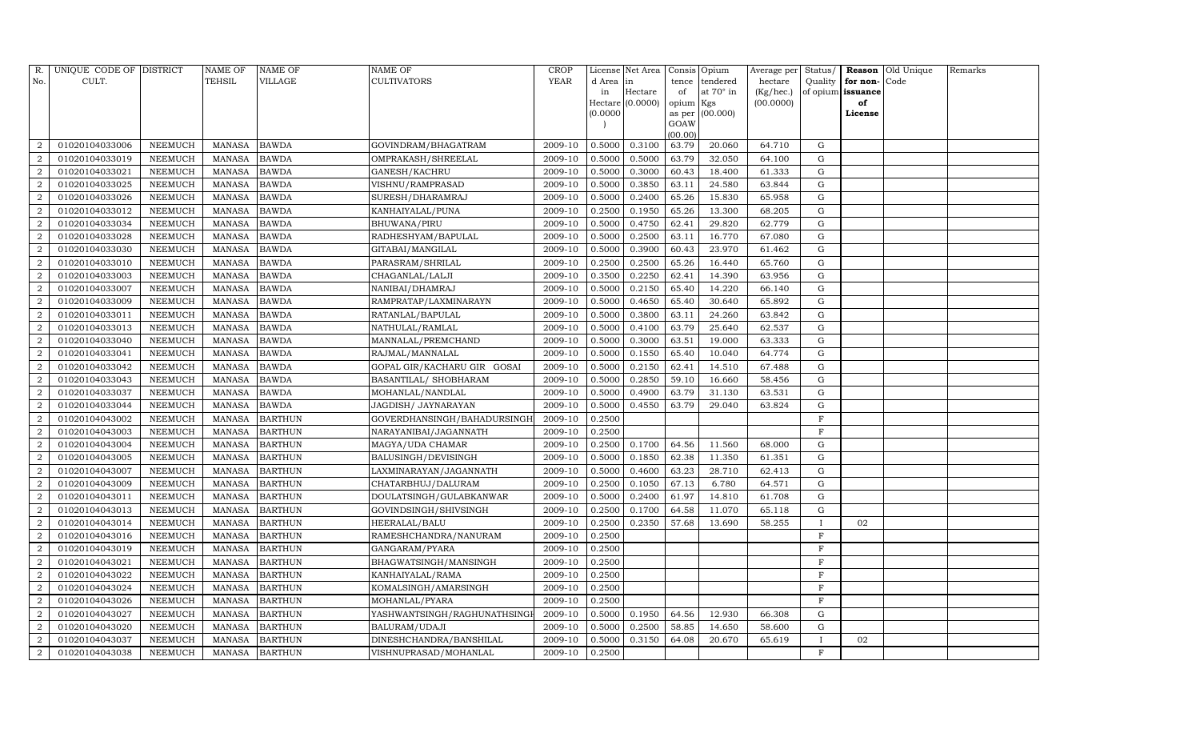| R. No. | UNIQUE CODE OF CULT. | DISTRICT | NAME OF TEHSIL | NAME OF VILLAGE | NAME OF CULTIVATORS | CROP YEAR | License d Area in Hectare (0.0000) | Net Area in Hectare (0.0000) | Consis tence of opium as per GOAW (00.00) | Opium tendered at 70° in Kgs (00.000) | Average per hectare (Kg/hec.) (00.0000) | Status/ Quality of opium | Reason for non-issuance of License | Old Unique Code | Remarks |
|---|---|---|---|---|---|---|---|---|---|---|---|---|---|---|---|
| 2 | 01020104033006 | NEEMUCH | MANASA | BAWDA | GOVINDRAM/BHAGATRAM | 2009-10 | 0.5000 | 0.3100 | 63.79 | 20.060 | 64.710 | G | | | |
| 2 | 01020104033019 | NEEMUCH | MANASA | BAWDA | OMPRAKASH/SHREELAL | 2009-10 | 0.5000 | 0.5000 | 63.79 | 32.050 | 64.100 | G | | | |
| 2 | 01020104033021 | NEEMUCH | MANASA | BAWDA | GANESH/KACHRU | 2009-10 | 0.5000 | 0.3000 | 60.43 | 18.400 | 61.333 | G | | | |
| 2 | 01020104033025 | NEEMUCH | MANASA | BAWDA | VISHNU/RAMPRASAD | 2009-10 | 0.5000 | 0.3850 | 63.11 | 24.580 | 63.844 | G | | | |
| 2 | 01020104033026 | NEEMUCH | MANASA | BAWDA | SURESH/DHARAMRAJ | 2009-10 | 0.5000 | 0.2400 | 65.26 | 15.830 | 65.958 | G | | | |
| 2 | 01020104033012 | NEEMUCH | MANASA | BAWDA | KANHAIYALAL/PUNA | 2009-10 | 0.2500 | 0.1950 | 65.26 | 13.300 | 68.205 | G | | | |
| 2 | 01020104033034 | NEEMUCH | MANASA | BAWDA | BHUWANA/PIRU | 2009-10 | 0.5000 | 0.4750 | 62.41 | 29.820 | 62.779 | G | | | |
| 2 | 01020104033028 | NEEMUCH | MANASA | BAWDA | RADHESHYAM/BAPULAL | 2009-10 | 0.5000 | 0.2500 | 63.11 | 16.770 | 67.080 | G | | | |
| 2 | 01020104033030 | NEEMUCH | MANASA | BAWDA | GITABAI/MANGILAL | 2009-10 | 0.5000 | 0.3900 | 60.43 | 23.970 | 61.462 | G | | | |
| 2 | 01020104033010 | NEEMUCH | MANASA | BAWDA | PARASRAM/SHRILAL | 2009-10 | 0.2500 | 0.2500 | 65.26 | 16.440 | 65.760 | G | | | |
| 2 | 01020104033003 | NEEMUCH | MANASA | BAWDA | CHAGANLAL/LALJI | 2009-10 | 0.3500 | 0.2250 | 62.41 | 14.390 | 63.956 | G | | | |
| 2 | 01020104033007 | NEEMUCH | MANASA | BAWDA | NANIBAI/DHAMRAJ | 2009-10 | 0.5000 | 0.2150 | 65.40 | 14.220 | 66.140 | G | | | |
| 2 | 01020104033009 | NEEMUCH | MANASA | BAWDA | RAMPRATAP/LAXMINARAYN | 2009-10 | 0.5000 | 0.4650 | 65.40 | 30.640 | 65.892 | G | | | |
| 2 | 01020104033011 | NEEMUCH | MANASA | BAWDA | RATANLAL/BAPULAL | 2009-10 | 0.5000 | 0.3800 | 63.11 | 24.260 | 63.842 | G | | | |
| 2 | 01020104033013 | NEEMUCH | MANASA | BAWDA | NATHULAL/RAMLAL | 2009-10 | 0.5000 | 0.4100 | 63.79 | 25.640 | 62.537 | G | | | |
| 2 | 01020104033040 | NEEMUCH | MANASA | BAWDA | MANNALAL/PREMCHAND | 2009-10 | 0.5000 | 0.3000 | 63.51 | 19.000 | 63.333 | G | | | |
| 2 | 01020104033041 | NEEMUCH | MANASA | BAWDA | RAJMAL/MANNALAL | 2009-10 | 0.5000 | 0.1550 | 65.40 | 10.040 | 64.774 | G | | | |
| 2 | 01020104033042 | NEEMUCH | MANASA | BAWDA | GOPAL GIR/KACHARU GIR GOSAI | 2009-10 | 0.5000 | 0.2150 | 62.41 | 14.510 | 67.488 | G | | | |
| 2 | 01020104033043 | NEEMUCH | MANASA | BAWDA | BASANTILAL/ SHOBHARAM | 2009-10 | 0.5000 | 0.2850 | 59.10 | 16.660 | 58.456 | G | | | |
| 2 | 01020104033037 | NEEMUCH | MANASA | BAWDA | MOHANLAL/NANDLAL | 2009-10 | 0.5000 | 0.4900 | 63.79 | 31.130 | 63.531 | G | | | |
| 2 | 01020104033044 | NEEMUCH | MANASA | BAWDA | JAGDISH/ JAYNARAYAN | 2009-10 | 0.5000 | 0.4550 | 63.79 | 29.040 | 63.824 | G | | | |
| 2 | 01020104043002 | NEEMUCH | MANASA | BARTHUN | GOVERDHANSINGH/BAHADURSINGH | 2009-10 | 0.2500 | | | | | F | | | |
| 2 | 01020104043003 | NEEMUCH | MANASA | BARTHUN | NARAYANIBAI/JAGANNATH | 2009-10 | 0.2500 | | | | | F | | | |
| 2 | 01020104043004 | NEEMUCH | MANASA | BARTHUN | MAGYA/UDA CHAMAR | 2009-10 | 0.2500 | 0.1700 | 64.56 | 11.560 | 68.000 | G | | | |
| 2 | 01020104043005 | NEEMUCH | MANASA | BARTHUN | BALUSINGH/DEVISINGH | 2009-10 | 0.5000 | 0.1850 | 62.38 | 11.350 | 61.351 | G | | | |
| 2 | 01020104043007 | NEEMUCH | MANASA | BARTHUN | LAXMINARAYAN/JAGANNATH | 2009-10 | 0.5000 | 0.4600 | 63.23 | 28.710 | 62.413 | G | | | |
| 2 | 01020104043009 | NEEMUCH | MANASA | BARTHUN | CHATARBHUJ/DALURAM | 2009-10 | 0.2500 | 0.1050 | 67.13 | 6.780 | 64.571 | G | | | |
| 2 | 01020104043011 | NEEMUCH | MANASA | BARTHUN | DOULATSINGH/GULABKANWAR | 2009-10 | 0.5000 | 0.2400 | 61.97 | 14.810 | 61.708 | G | | | |
| 2 | 01020104043013 | NEEMUCH | MANASA | BARTHUN | GOVINDSINGH/SHIVSINGH | 2009-10 | 0.2500 | 0.1700 | 64.58 | 11.070 | 65.118 | G | | | |
| 2 | 01020104043014 | NEEMUCH | MANASA | BARTHUN | HEERALAL/BALU | 2009-10 | 0.2500 | 0.2350 | 57.68 | 13.690 | 58.255 | I | 02 | | |
| 2 | 01020104043016 | NEEMUCH | MANASA | BARTHUN | RAMESHCHANDRA/NANURAM | 2009-10 | 0.2500 | | | | | F | | | |
| 2 | 01020104043019 | NEEMUCH | MANASA | BARTHUN | GANGARAM/PYARA | 2009-10 | 0.2500 | | | | | F | | | |
| 2 | 01020104043021 | NEEMUCH | MANASA | BARTHUN | BHAGWATSINGH/MANSINGH | 2009-10 | 0.2500 | | | | | F | | | |
| 2 | 01020104043022 | NEEMUCH | MANASA | BARTHUN | KANHAIYALAL/RAMA | 2009-10 | 0.2500 | | | | | F | | | |
| 2 | 01020104043024 | NEEMUCH | MANASA | BARTHUN | KOMALSINGH/AMARSINGH | 2009-10 | 0.2500 | | | | | F | | | |
| 2 | 01020104043026 | NEEMUCH | MANASA | BARTHUN | MOHANLAL/PYARA | 2009-10 | 0.2500 | | | | | F | | | |
| 2 | 01020104043027 | NEEMUCH | MANASA | BARTHUN | YASHWANTSINGH/RAGHUNATHSINGH | 2009-10 | 0.5000 | 0.1950 | 64.56 | 12.930 | 66.308 | G | | | |
| 2 | 01020104043020 | NEEMUCH | MANASA | BARTHUN | BALURAM/UDAJI | 2009-10 | 0.5000 | 0.2500 | 58.85 | 14.650 | 58.600 | G | | | |
| 2 | 01020104043037 | NEEMUCH | MANASA | BARTHUN | DINESHCHANDRA/BANSHILAL | 2009-10 | 0.5000 | 0.3150 | 64.08 | 20.670 | 65.619 | I | 02 | | |
| 2 | 01020104043038 | NEEMUCH | MANASA | BARTHUN | VISHNUPRASAD/MOHANLAL | 2009-10 | 0.2500 | | | | | F | | | |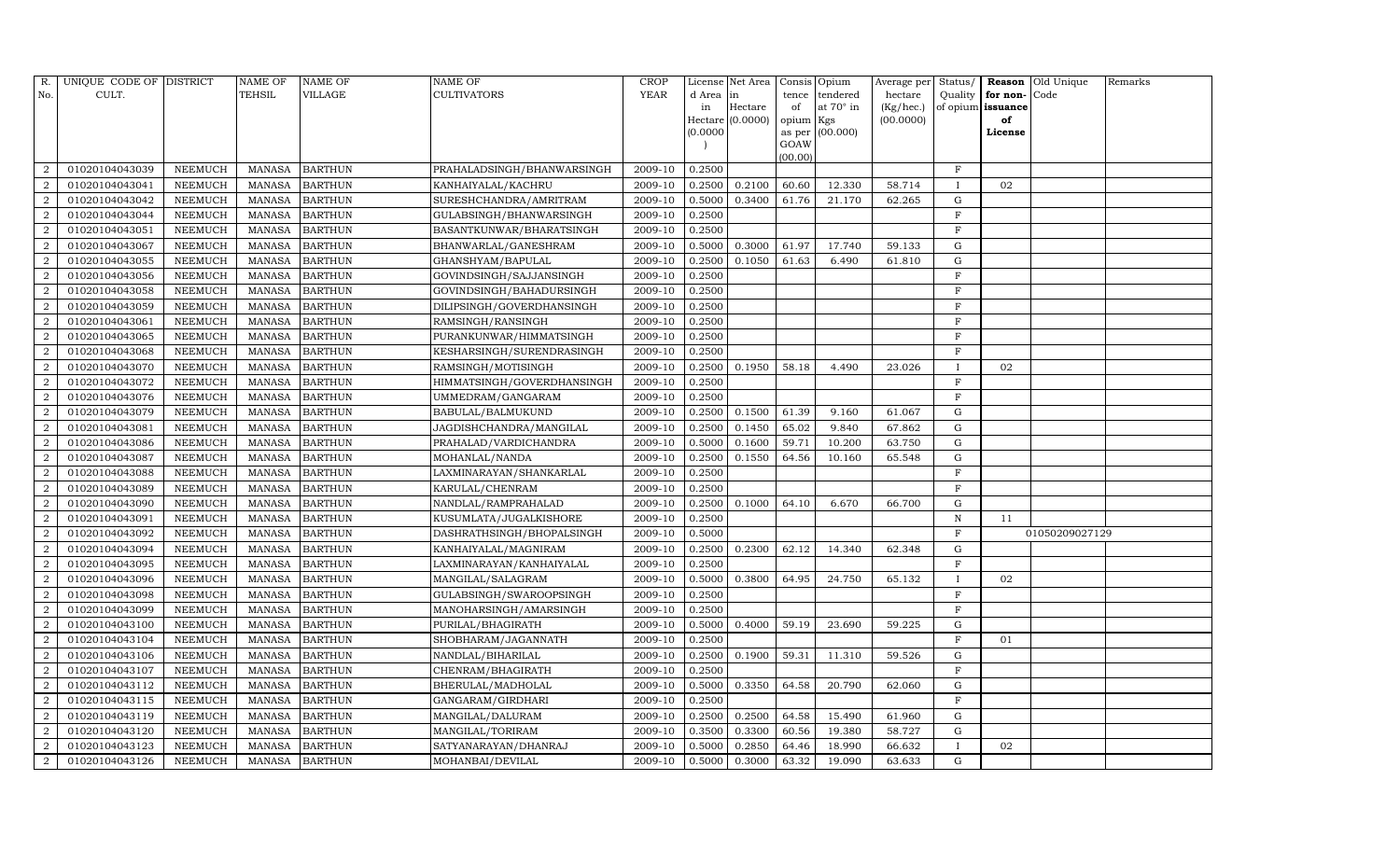| R. No. | UNIQUE CODE OF CULT. | DISTRICT | NAME OF TEHSIL | NAME OF VILLAGE | NAME OF CULTIVATORS | CROP YEAR | License d Area in Hectare (0.0000) | Net Area in Hectare (0.0000) | Consis tence of opium as per GOAW (00.00) | Opium tendered at 70° in Kgs (00.000) | Average per hectare (Kg/hec.) (00.0000) | Status/ Quality of opium | Reason for non-issuance of License | Old Unique Code | Remarks |
|---|---|---|---|---|---|---|---|---|---|---|---|---|---|---|---|
| 2 | 01020104043039 | NEEMUCH | MANASA | BARTHUN | PRAHALADSINGH/BHANWARSINGH | 2009-10 | 0.2500 | | | | | F | | | |
| 2 | 01020104043041 | NEEMUCH | MANASA | BARTHUN | KANHAIYALAL/KACHRU | 2009-10 | 0.2500 | 0.2100 | 60.60 | 12.330 | 58.714 | I | 02 | | |
| 2 | 01020104043042 | NEEMUCH | MANASA | BARTHUN | SURESHCHANDRA/AMRITRAM | 2009-10 | 0.5000 | 0.3400 | 61.76 | 21.170 | 62.265 | G | | | |
| 2 | 01020104043044 | NEEMUCH | MANASA | BARTHUN | GULABSINGH/BHANWARSINGH | 2009-10 | 0.2500 | | | | | F | | | |
| 2 | 01020104043051 | NEEMUCH | MANASA | BARTHUN | BASANTKUNWAR/BHARATSINGH | 2009-10 | 0.2500 | | | | | F | | | |
| 2 | 01020104043067 | NEEMUCH | MANASA | BARTHUN | BHANWARLAL/GANESHRAM | 2009-10 | 0.5000 | 0.3000 | 61.97 | 17.740 | 59.133 | G | | | |
| 2 | 01020104043055 | NEEMUCH | MANASA | BARTHUN | GHANSHYAM/BAPULAL | 2009-10 | 0.2500 | 0.1050 | 61.63 | 6.490 | 61.810 | G | | | |
| 2 | 01020104043056 | NEEMUCH | MANASA | BARTHUN | GOVINDSINGH/SAJJANSINGH | 2009-10 | 0.2500 | | | | | F | | | |
| 2 | 01020104043058 | NEEMUCH | MANASA | BARTHUN | GOVINDSINGH/BAHADURSINGH | 2009-10 | 0.2500 | | | | | F | | | |
| 2 | 01020104043059 | NEEMUCH | MANASA | BARTHUN | DILIPSINGH/GOVERDHANSINGH | 2009-10 | 0.2500 | | | | | F | | | |
| 2 | 01020104043061 | NEEMUCH | MANASA | BARTHUN | RAMSINGH/RANSINGH | 2009-10 | 0.2500 | | | | | F | | | |
| 2 | 01020104043065 | NEEMUCH | MANASA | BARTHUN | PURANKUNWAR/HIMMATSINGH | 2009-10 | 0.2500 | | | | | F | | | |
| 2 | 01020104043068 | NEEMUCH | MANASA | BARTHUN | KESHARSINGH/SURENDRASINGH | 2009-10 | 0.2500 | | | | | F | | | |
| 2 | 01020104043070 | NEEMUCH | MANASA | BARTHUN | RAMSINGH/MOTISINGH | 2009-10 | 0.2500 | 0.1950 | 58.18 | 4.490 | 23.026 | I | 02 | | |
| 2 | 01020104043072 | NEEMUCH | MANASA | BARTHUN | HIMMATSINGH/GOVERDHANSINGH | 2009-10 | 0.2500 | | | | | F | | | |
| 2 | 01020104043076 | NEEMUCH | MANASA | BARTHUN | UMMEDRAM/GANGARAM | 2009-10 | 0.2500 | | | | | F | | | |
| 2 | 01020104043079 | NEEMUCH | MANASA | BARTHUN | BABULAL/BALMUKUND | 2009-10 | 0.2500 | 0.1500 | 61.39 | 9.160 | 61.067 | G | | | |
| 2 | 01020104043081 | NEEMUCH | MANASA | BARTHUN | JAGDISHCHANDRA/MANGILAL | 2009-10 | 0.2500 | 0.1450 | 65.02 | 9.840 | 67.862 | G | | | |
| 2 | 01020104043086 | NEEMUCH | MANASA | BARTHUN | PRAHALAD/VARDICHANDRA | 2009-10 | 0.5000 | 0.1600 | 59.71 | 10.200 | 63.750 | G | | | |
| 2 | 01020104043087 | NEEMUCH | MANASA | BARTHUN | MOHANLAL/NANDA | 2009-10 | 0.2500 | 0.1550 | 64.56 | 10.160 | 65.548 | G | | | |
| 2 | 01020104043088 | NEEMUCH | MANASA | BARTHUN | LAXMINARAYAN/SHANKARLAL | 2009-10 | 0.2500 | | | | | F | | | |
| 2 | 01020104043089 | NEEMUCH | MANASA | BARTHUN | KARULAL/CHENRAM | 2009-10 | 0.2500 | | | | | F | | | |
| 2 | 01020104043090 | NEEMUCH | MANASA | BARTHUN | NANDLAL/RAMPRAHALAD | 2009-10 | 0.2500 | 0.1000 | 64.10 | 6.670 | 66.700 | G | | | |
| 2 | 01020104043091 | NEEMUCH | MANASA | BARTHUN | KUSUMLATA/JUGALKISHORE | 2009-10 | 0.2500 | | | | | N | 11 | | |
| 2 | 01020104043092 | NEEMUCH | MANASA | BARTHUN | DASHRATHSINGH/BHOPALSINGH | 2009-10 | 0.5000 | | | | | F | | 01050209027129 | |
| 2 | 01020104043094 | NEEMUCH | MANASA | BARTHUN | KANHAIYALAL/MAGNIRAM | 2009-10 | 0.2500 | 0.2300 | 62.12 | 14.340 | 62.348 | G | | | |
| 2 | 01020104043095 | NEEMUCH | MANASA | BARTHUN | LAXMINARAYAN/KANHAIYALAL | 2009-10 | 0.2500 | | | | | F | | | |
| 2 | 01020104043096 | NEEMUCH | MANASA | BARTHUN | MANGILAL/SALAGRAM | 2009-10 | 0.5000 | 0.3800 | 64.95 | 24.750 | 65.132 | I | 02 | | |
| 2 | 01020104043098 | NEEMUCH | MANASA | BARTHUN | GULABSINGH/SWAROOPSINGH | 2009-10 | 0.2500 | | | | | F | | | |
| 2 | 01020104043099 | NEEMUCH | MANASA | BARTHUN | MANOHARSINGH/AMARSINGH | 2009-10 | 0.2500 | | | | | F | | | |
| 2 | 01020104043100 | NEEMUCH | MANASA | BARTHUN | PURILAL/BHAGIRATH | 2009-10 | 0.5000 | 0.4000 | 59.19 | 23.690 | 59.225 | G | | | |
| 2 | 01020104043104 | NEEMUCH | MANASA | BARTHUN | SHOBHARAM/JAGANNATH | 2009-10 | 0.2500 | | | | | F | 01 | | |
| 2 | 01020104043106 | NEEMUCH | MANASA | BARTHUN | NANDLAL/BIHARILAL | 2009-10 | 0.2500 | 0.1900 | 59.31 | 11.310 | 59.526 | G | | | |
| 2 | 01020104043107 | NEEMUCH | MANASA | BARTHUN | CHENRAM/BHAGIRATH | 2009-10 | 0.2500 | | | | | F | | | |
| 2 | 01020104043112 | NEEMUCH | MANASA | BARTHUN | BHERULAL/MADHOLAL | 2009-10 | 0.5000 | 0.3350 | 64.58 | 20.790 | 62.060 | G | | | |
| 2 | 01020104043115 | NEEMUCH | MANASA | BARTHUN | GANGARAM/GIRDHARI | 2009-10 | 0.2500 | | | | | F | | | |
| 2 | 01020104043119 | NEEMUCH | MANASA | BARTHUN | MANGILAL/DALURAM | 2009-10 | 0.2500 | 0.2500 | 64.58 | 15.490 | 61.960 | G | | | |
| 2 | 01020104043120 | NEEMUCH | MANASA | BARTHUN | MANGILAL/TORIRAM | 2009-10 | 0.3500 | 0.3300 | 60.56 | 19.380 | 58.727 | G | | | |
| 2 | 01020104043123 | NEEMUCH | MANASA | BARTHUN | SATYANARAYAN/DHANRAJ | 2009-10 | 0.5000 | 0.2850 | 64.46 | 18.990 | 66.632 | I | 02 | | |
| 2 | 01020104043126 | NEEMUCH | MANASA | BARTHUN | MOHANBAI/DEVILAL | 2009-10 | 0.5000 | 0.3000 | 63.32 | 19.090 | 63.633 | G | | | |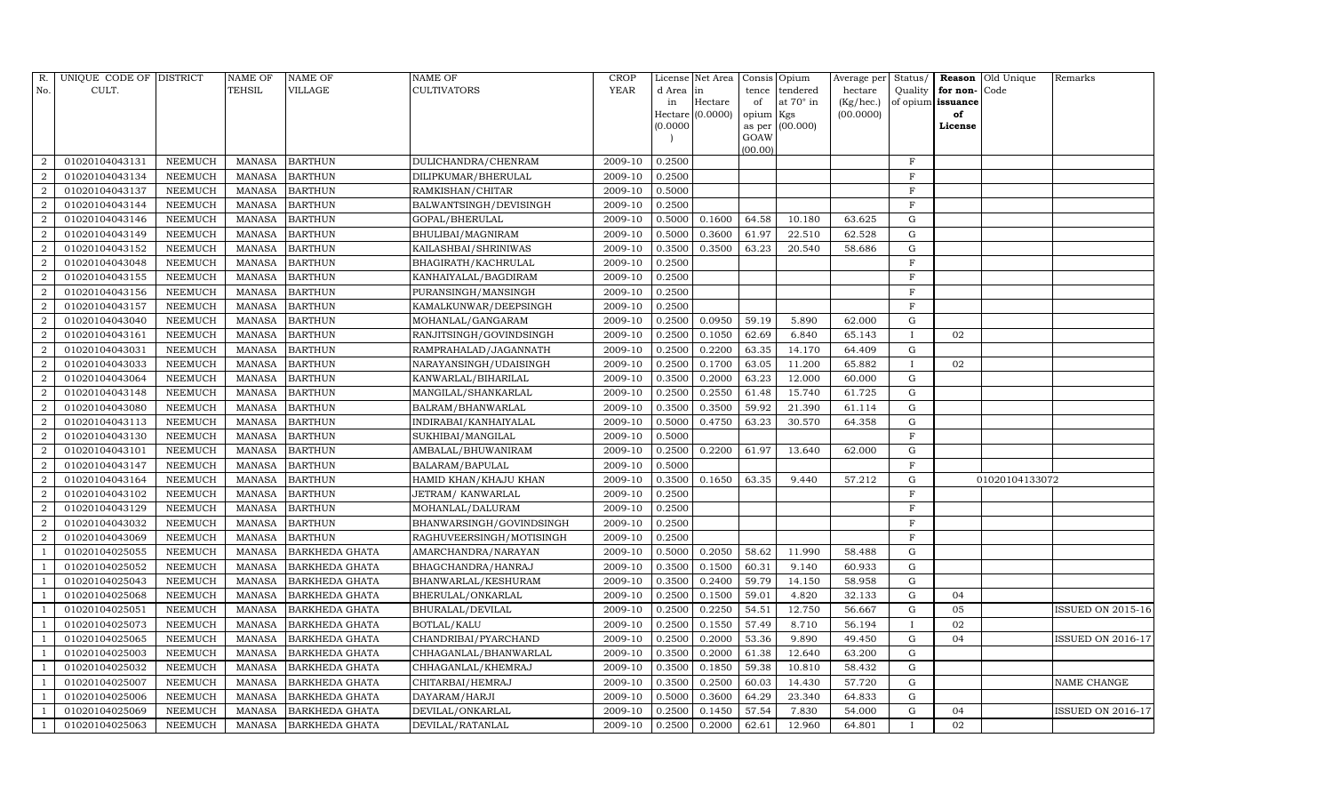| R. No. | UNIQUE CODE OF CULT. | DISTRICT | NAME OF TEHSIL | NAME OF VILLAGE | NAME OF CULTIVATORS | CROP YEAR | License d Area in Hectare (0.0000) | Net Area in Hectare (0.0000) | Consis tence of opium as per GOAW (00.00) | Opium tendered at 70° in Kgs (00.000) | Average per hectare (Kg/hec.) (00.0000) | Status/ Quality of opium | Reason for non-issuance of License | Old Unique Code | Remarks |
|---|---|---|---|---|---|---|---|---|---|---|---|---|---|---|---|
| 2 | 01020104043131 | NEEMUCH | MANASA | BARTHUN | DULICHANDRA/CHENRAM | 2009-10 | 0.2500 | | | | | F | | | |
| 2 | 01020104043134 | NEEMUCH | MANASA | BARTHUN | DILIPKUMAR/BHERULAL | 2009-10 | 0.2500 | | | | | F | | | |
| 2 | 01020104043137 | NEEMUCH | MANASA | BARTHUN | RAMKISHAN/CHITAR | 2009-10 | 0.5000 | | | | | F | | | |
| 2 | 01020104043144 | NEEMUCH | MANASA | BARTHUN | BALWANTSINGH/DEVISINGH | 2009-10 | 0.2500 | | | | | F | | | |
| 2 | 01020104043146 | NEEMUCH | MANASA | BARTHUN | GOPAL/BHERULAL | 2009-10 | 0.5000 | 0.1600 | 64.58 | 10.180 | 63.625 | G | | | |
| 2 | 01020104043149 | NEEMUCH | MANASA | BARTHUN | BHULIBAI/MAGNIRAM | 2009-10 | 0.5000 | 0.3600 | 61.97 | 22.510 | 62.528 | G | | | |
| 2 | 01020104043152 | NEEMUCH | MANASA | BARTHUN | KAILASHBAI/SHRINIWAS | 2009-10 | 0.3500 | 0.3500 | 63.23 | 20.540 | 58.686 | G | | | |
| 2 | 01020104043048 | NEEMUCH | MANASA | BARTHUN | BHAGIRATH/KACHRULAL | 2009-10 | 0.2500 | | | | | F | | | |
| 2 | 01020104043155 | NEEMUCH | MANASA | BARTHUN | KANHAIYALAL/BAGDIRAM | 2009-10 | 0.2500 | | | | | F | | | |
| 2 | 01020104043156 | NEEMUCH | MANASA | BARTHUN | PURANSINGH/MANSINGH | 2009-10 | 0.2500 | | | | | F | | | |
| 2 | 01020104043157 | NEEMUCH | MANASA | BARTHUN | KAMALKUNWAR/DEEPSINGH | 2009-10 | 0.2500 | | | | | F | | | |
| 2 | 01020104043040 | NEEMUCH | MANASA | BARTHUN | MOHANLAL/GANGARAM | 2009-10 | 0.2500 | 0.0950 | 59.19 | 5.890 | 62.000 | G | | | |
| 2 | 01020104043161 | NEEMUCH | MANASA | BARTHUN | RANJITSINGH/GOVINDSINGH | 2009-10 | 0.2500 | 0.1050 | 62.69 | 6.840 | 65.143 | I | 02 | | |
| 2 | 01020104043031 | NEEMUCH | MANASA | BARTHUN | RAMPRAHALAD/JAGANNATH | 2009-10 | 0.2500 | 0.2200 | 63.35 | 14.170 | 64.409 | G | | | |
| 2 | 01020104043033 | NEEMUCH | MANASA | BARTHUN | NARAYANSINGH/UDAISINGH | 2009-10 | 0.2500 | 0.1700 | 63.05 | 11.200 | 65.882 | I | 02 | | |
| 2 | 01020104043064 | NEEMUCH | MANASA | BARTHUN | KANWARLAL/BIHARILAL | 2009-10 | 0.3500 | 0.2000 | 63.23 | 12.000 | 60.000 | G | | | |
| 2 | 01020104043148 | NEEMUCH | MANASA | BARTHUN | MANGILAL/SHANKARLAL | 2009-10 | 0.2500 | 0.2550 | 61.48 | 15.740 | 61.725 | G | | | |
| 2 | 01020104043080 | NEEMUCH | MANASA | BARTHUN | BALRAM/BHANWARLAL | 2009-10 | 0.3500 | 0.3500 | 59.92 | 21.390 | 61.114 | G | | | |
| 2 | 01020104043113 | NEEMUCH | MANASA | BARTHUN | INDIRABAI/KANHAIYALAL | 2009-10 | 0.5000 | 0.4750 | 63.23 | 30.570 | 64.358 | G | | | |
| 2 | 01020104043130 | NEEMUCH | MANASA | BARTHUN | SUKHIBAI/MANGILAL | 2009-10 | 0.5000 | | | | | F | | | |
| 2 | 01020104043101 | NEEMUCH | MANASA | BARTHUN | AMBALAL/BHUWANIRAM | 2009-10 | 0.2500 | 0.2200 | 61.97 | 13.640 | 62.000 | G | | | |
| 2 | 01020104043147 | NEEMUCH | MANASA | BARTHUN | BALARAM/BAPULAL | 2009-10 | 0.5000 | | | | | F | | | |
| 2 | 01020104043164 | NEEMUCH | MANASA | BARTHUN | HAMID KHAN/KHAJU KHAN | 2009-10 | 0.3500 | 0.1650 | 63.35 | 9.440 | 57.212 | G | | 01020104133072 | |
| 2 | 01020104043102 | NEEMUCH | MANASA | BARTHUN | JETRAM/ KANWARLAL | 2009-10 | 0.2500 | | | | | F | | | |
| 2 | 01020104043129 | NEEMUCH | MANASA | BARTHUN | MOHANLAL/DALURAM | 2009-10 | 0.2500 | | | | | F | | | |
| 2 | 01020104043032 | NEEMUCH | MANASA | BARTHUN | BHANWARSINGH/GOVINDSINGH | 2009-10 | 0.2500 | | | | | F | | | |
| 2 | 01020104043069 | NEEMUCH | MANASA | BARTHUN | RAGHUVEERSINGH/MOTISINGH | 2009-10 | 0.2500 | | | | | F | | | |
| 1 | 01020104025055 | NEEMUCH | MANASA | BARKHEDA GHATA | AMARCHANDRA/NARAYAN | 2009-10 | 0.5000 | 0.2050 | 58.62 | 11.990 | 58.488 | G | | | |
| 1 | 01020104025052 | NEEMUCH | MANASA | BARKHEDA GHATA | BHAGCHANDRA/HANRAJ | 2009-10 | 0.3500 | 0.1500 | 60.31 | 9.140 | 60.933 | G | | | |
| 1 | 01020104025043 | NEEMUCH | MANASA | BARKHEDA GHATA | BHANWARLAL/KESHURAM | 2009-10 | 0.3500 | 0.2400 | 59.79 | 14.150 | 58.958 | G | | | |
| 1 | 01020104025068 | NEEMUCH | MANASA | BARKHEDA GHATA | BHERULAL/ONKARLAL | 2009-10 | 0.2500 | 0.1500 | 59.01 | 4.820 | 32.133 | G | 04 | | |
| 1 | 01020104025051 | NEEMUCH | MANASA | BARKHEDA GHATA | BHURALAL/DEVILAL | 2009-10 | 0.2500 | 0.2250 | 54.51 | 12.750 | 56.667 | G | 05 | | ISSUED ON 2015-16 |
| 1 | 01020104025073 | NEEMUCH | MANASA | BARKHEDA GHATA | BOTLAL/KALU | 2009-10 | 0.2500 | 0.1550 | 57.49 | 8.710 | 56.194 | I | 02 | | |
| 1 | 01020104025065 | NEEMUCH | MANASA | BARKHEDA GHATA | CHANDRIBAI/PYARCHAND | 2009-10 | 0.2500 | 0.2000 | 53.36 | 9.890 | 49.450 | G | 04 | | ISSUED ON 2016-17 |
| 1 | 01020104025003 | NEEMUCH | MANASA | BARKHEDA GHATA | CHHAGANLAL/BHANWARLAL | 2009-10 | 0.3500 | 0.2000 | 61.38 | 12.640 | 63.200 | G | | | |
| 1 | 01020104025032 | NEEMUCH | MANASA | BARKHEDA GHATA | CHHAGANLAL/KHEMRAJ | 2009-10 | 0.3500 | 0.1850 | 59.38 | 10.810 | 58.432 | G | | | |
| 1 | 01020104025007 | NEEMUCH | MANASA | BARKHEDA GHATA | CHITARBAI/HEMRAJ | 2009-10 | 0.3500 | 0.2500 | 60.03 | 14.430 | 57.720 | G | | | NAME CHANGE |
| 1 | 01020104025006 | NEEMUCH | MANASA | BARKHEDA GHATA | DAYARAM/HARJI | 2009-10 | 0.5000 | 0.3600 | 64.29 | 23.340 | 64.833 | G | | | |
| 1 | 01020104025069 | NEEMUCH | MANASA | BARKHEDA GHATA | DEVILAL/ONKARLAL | 2009-10 | 0.2500 | 0.1450 | 57.54 | 7.830 | 54.000 | G | 04 | | ISSUED ON 2016-17 |
| 1 | 01020104025063 | NEEMUCH | MANASA | BARKHEDA GHATA | DEVILAL/RATANLAL | 2009-10 | 0.2500 | 0.2000 | 62.61 | 12.960 | 64.801 | I | 02 | | |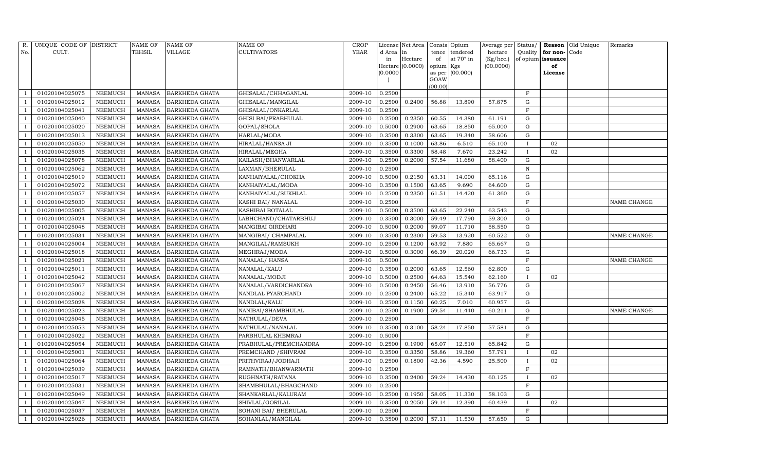| R. No. | UNIQUE CODE OF CULT. | DISTRICT | NAME OF TEHSIL | NAME OF VILLAGE | NAME OF CULTIVATORS | CROP YEAR | License d Area in Hectare (0.0000) | Net Area in Hectare (0.0000) | Consis tence of opium as per GOAW (00.00) | Opium tendered at 70° in Kgs (00.000) | Average per hectare (Kg/hec.) (00.0000) | Status/ Quality of opium | Reason for non-issuance of License | Old Unique Code | Remarks |
|---|---|---|---|---|---|---|---|---|---|---|---|---|---|---|---|
| 1 | 01020104025075 | NEEMUCH | MANASA | BARKHEDA GHATA | GHISALAL/CHHAGANLAL | 2009-10 | 0.2500 | | | | | F | | | |
| 1 | 01020104025012 | NEEMUCH | MANASA | BARKHEDA GHATA | GHISALAL/MANGILAL | 2009-10 | 0.2500 | 0.2400 | 56.88 | 13.890 | 57.875 | G | | | |
| 1 | 01020104025041 | NEEMUCH | MANASA | BARKHEDA GHATA | GHISALAL/ONKARLAL | 2009-10 | 0.2500 | | | | | F | | | |
| 1 | 01020104025040 | NEEMUCH | MANASA | BARKHEDA GHATA | GHISI BAI/PRABHULAL | 2009-10 | 0.2500 | 0.2350 | 60.55 | 14.380 | 61.191 | G | | | |
| 1 | 01020104025020 | NEEMUCH | MANASA | BARKHEDA GHATA | GOPAL/SHOLA | 2009-10 | 0.5000 | 0.2900 | 63.65 | 18.850 | 65.000 | G | | | |
| 1 | 01020104025013 | NEEMUCH | MANASA | BARKHEDA GHATA | HARLAL/MODA | 2009-10 | 0.3500 | 0.3300 | 63.65 | 19.340 | 58.606 | G | | | |
| 1 | 01020104025050 | NEEMUCH | MANASA | BARKHEDA GHATA | HIRALAL/HANSA JI | 2009-10 | 0.3500 | 0.1000 | 63.86 | 6.510 | 65.100 | I | 02 | | |
| 1 | 01020104025035 | NEEMUCH | MANASA | BARKHEDA GHATA | HIRALAL/MEGHA | 2009-10 | 0.3500 | 0.3300 | 58.48 | 7.670 | 23.242 | I | 02 | | |
| 1 | 01020104025078 | NEEMUCH | MANASA | BARKHEDA GHATA | KAILASH/BHANWARLAL | 2009-10 | 0.2500 | 0.2000 | 57.54 | 11.680 | 58.400 | G | | | |
| 1 | 01020104025062 | NEEMUCH | MANASA | BARKHEDA GHATA | LAXMAN/BHERULAL | 2009-10 | 0.2500 | | | | | N | | | |
| 1 | 01020104025019 | NEEMUCH | MANASA | BARKHEDA GHATA | KANHAIYALAL/CHOKHA | 2009-10 | 0.5000 | 0.2150 | 63.31 | 14.000 | 65.116 | G | | | |
| 1 | 01020104025072 | NEEMUCH | MANASA | BARKHEDA GHATA | KANHAIYALAL/MODA | 2009-10 | 0.3500 | 0.1500 | 63.65 | 9.690 | 64.600 | G | | | |
| 1 | 01020104025057 | NEEMUCH | MANASA | BARKHEDA GHATA | KANHAIYALAL/SUKHLAL | 2009-10 | 0.2500 | 0.2350 | 61.51 | 14.420 | 61.360 | G | | | |
| 1 | 01020104025030 | NEEMUCH | MANASA | BARKHEDA GHATA | KASHI BAI/ NANALAL | 2009-10 | 0.2500 | | | | | F | | | NAME CHANGE |
| 1 | 01020104025005 | NEEMUCH | MANASA | BARKHEDA GHATA | KASHIBAI BOTALAL | 2009-10 | 0.5000 | 0.3500 | 63.65 | 22.240 | 63.543 | G | | | |
| 1 | 01020104025024 | NEEMUCH | MANASA | BARKHEDA GHATA | LABHCHAND/CHATARBHUJ | 2009-10 | 0.3500 | 0.3000 | 59.49 | 17.790 | 59.300 | G | | | |
| 1 | 01020104025048 | NEEMUCH | MANASA | BARKHEDA GHATA | MANGIBAI GIRDHARI | 2009-10 | 0.5000 | 0.2000 | 59.07 | 11.710 | 58.550 | G | | | |
| 1 | 01020104025034 | NEEMUCH | MANASA | BARKHEDA GHATA | MANGIBAI/ CHAMPALAL | 2009-10 | 0.3500 | 0.2300 | 59.53 | 13.920 | 60.522 | G | | | NAME CHANGE |
| 1 | 01020104025004 | NEEMUCH | MANASA | BARKHEDA GHATA | MANGILAL/RAMSUKH | 2009-10 | 0.2500 | 0.1200 | 63.92 | 7.880 | 65.667 | G | | | |
| 1 | 01020104025018 | NEEMUCH | MANASA | BARKHEDA GHATA | MEGHRAJ/MODA | 2009-10 | 0.5000 | 0.3000 | 66.39 | 20.020 | 66.733 | G | | | |
| 1 | 01020104025021 | NEEMUCH | MANASA | BARKHEDA GHATA | NANALAL/ HANSA | 2009-10 | 0.5000 | | | | | F | | | NAME CHANGE |
| 1 | 01020104025011 | NEEMUCH | MANASA | BARKHEDA GHATA | NANALAL/KALU | 2009-10 | 0.3500 | 0.2000 | 63.65 | 12.560 | 62.800 | G | | | |
| 1 | 01020104025042 | NEEMUCH | MANASA | BARKHEDA GHATA | NANALAL/MODJI | 2009-10 | 0.5000 | 0.2500 | 64.63 | 15.540 | 62.160 | I | 02 | | |
| 1 | 01020104025067 | NEEMUCH | MANASA | BARKHEDA GHATA | NANALAL/VARDICHANDRA | 2009-10 | 0.5000 | 0.2450 | 56.46 | 13.910 | 56.776 | G | | | |
| 1 | 01020104025002 | NEEMUCH | MANASA | BARKHEDA GHATA | NANDLAL PYARCHAND | 2009-10 | 0.2500 | 0.2400 | 65.22 | 15.340 | 63.917 | G | | | |
| 1 | 01020104025028 | NEEMUCH | MANASA | BARKHEDA GHATA | NANDLAL/KALU | 2009-10 | 0.2500 | 0.1150 | 60.25 | 7.010 | 60.957 | G | | | |
| 1 | 01020104025023 | NEEMUCH | MANASA | BARKHEDA GHATA | NANIBAI/SHAMBHULAL | 2009-10 | 0.2500 | 0.1900 | 59.54 | 11.440 | 60.211 | G | | | NAME CHANGE |
| 1 | 01020104025045 | NEEMUCH | MANASA | BARKHEDA GHATA | NATHULAL/DEVA | 2009-10 | 0.2500 | | | | | F | | | |
| 1 | 01020104025053 | NEEMUCH | MANASA | BARKHEDA GHATA | NATHULAL/NANALAL | 2009-10 | 0.3500 | 0.3100 | 58.24 | 17.850 | 57.581 | G | | | |
| 1 | 01020104025022 | NEEMUCH | MANASA | BARKHEDA GHATA | PARBHULAL KHEMRAJ | 2009-10 | 0.5000 | | | | | F | | | |
| 1 | 01020104025054 | NEEMUCH | MANASA | BARKHEDA GHATA | PRABHULAL/PREMCHANDRA | 2009-10 | 0.2500 | 0.1900 | 65.07 | 12.510 | 65.842 | G | | | |
| 1 | 01020104025001 | NEEMUCH | MANASA | BARKHEDA GHATA | PREMCHAND /SHIVRAM | 2009-10 | 0.3500 | 0.3350 | 58.86 | 19.360 | 57.791 | I | 02 | | |
| 1 | 01020104025064 | NEEMUCH | MANASA | BARKHEDA GHATA | PRITHVIRAJ/JODHAJI | 2009-10 | 0.2500 | 0.1800 | 42.36 | 4.590 | 25.500 | I | 02 | | |
| 1 | 01020104025039 | NEEMUCH | MANASA | BARKHEDA GHATA | RAMNATH/BHANWARNATH | 2009-10 | 0.2500 | | | | | F | | | |
| 1 | 01020104025017 | NEEMUCH | MANASA | BARKHEDA GHATA | RUGHNATH/RATANA | 2009-10 | 0.3500 | 0.2400 | 59.24 | 14.430 | 60.125 | I | 02 | | |
| 1 | 01020104025031 | NEEMUCH | MANASA | BARKHEDA GHATA | SHAMBHULAL/BHAGCHAND | 2009-10 | 0.2500 | | | | | F | | | |
| 1 | 01020104025049 | NEEMUCH | MANASA | BARKHEDA GHATA | SHANKARLAL/KALURAM | 2009-10 | 0.2500 | 0.1950 | 58.05 | 11.330 | 58.103 | G | | | |
| 1 | 01020104025047 | NEEMUCH | MANASA | BARKHEDA GHATA | SHIVLAL/GORILAL | 2009-10 | 0.3500 | 0.2050 | 59.14 | 12.390 | 60.439 | I | 02 | | |
| 1 | 01020104025037 | NEEMUCH | MANASA | BARKHEDA GHATA | SOHANI BAI/ BHERULAL | 2009-10 | 0.2500 | | | | | F | | | |
| 1 | 01020104025026 | NEEMUCH | MANASA | BARKHEDA GHATA | SOHANLAL/MANGILAL | 2009-10 | 0.3500 | 0.2000 | 57.11 | 11.530 | 57.650 | G | | | |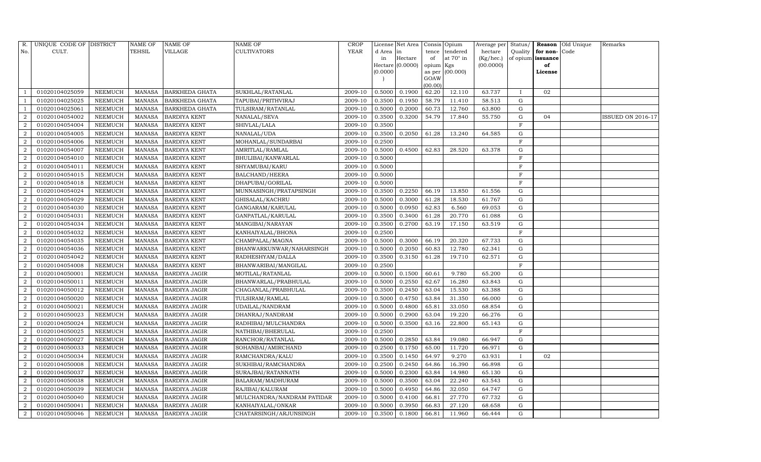| R. No. | UNIQUE CODE OF CULT. | DISTRICT | NAME OF TEHSIL | NAME OF VILLAGE | NAME OF CULTIVATORS | CROP YEAR | License d Area in Hectare (0.0000) | Net Area in Hectare (0.0000) | Consis tence of opium as per GOAW (00.00) | Opium tendered at 70° in Kgs (00.000) | Average per hectare (Kg/hec.) (00.0000) | Status/ Quality of opium | Reason for non-issuance of License | Old Unique Code | Remarks |
|---|---|---|---|---|---|---|---|---|---|---|---|---|---|---|---|
| 1 | 01020104025059 | NEEMUCH | MANASA | BARKHEDA GHATA | SUKHLAL/RATANLAL | 2009-10 | 0.5000 | 0.1900 | 62.20 | 12.110 | 63.737 | I | 02 | | |
| 1 | 01020104025025 | NEEMUCH | MANASA | BARKHEDA GHATA | TAPUBAI/PRITHVIRAJ | 2009-10 | 0.3500 | 0.1950 | 58.79 | 11.410 | 58.513 | G | | | |
| 1 | 01020104025061 | NEEMUCH | MANASA | BARKHEDA GHATA | TULSIRAM/RATANLAL | 2009-10 | 0.5000 | 0.2000 | 60.73 | 12.760 | 63.800 | G | | | |
| 2 | 01020104054002 | NEEMUCH | MANASA | BARDIYA KENT | NANALAL/SEVA | 2009-10 | 0.3500 | 0.3200 | 54.79 | 17.840 | 55.750 | G | 04 | | ISSUED ON 2016-17 |
| 2 | 01020104054004 | NEEMUCH | MANASA | BARDIYA KENT | SHIVLAL/LALA | 2009-10 | 0.3500 | | | | | F | | | |
| 2 | 01020104054005 | NEEMUCH | MANASA | BARDIYA KENT | NANALAL/UDA | 2009-10 | 0.3500 | 0.2050 | 61.28 | 13.240 | 64.585 | G | | | |
| 2 | 01020104054006 | NEEMUCH | MANASA | BARDIYA KENT | MOHANLAL/SUNDARBAI | 2009-10 | 0.2500 | | | | | F | | | |
| 2 | 01020104054007 | NEEMUCH | MANASA | BARDIYA KENT | AMRITLAL/RAMLAL | 2009-10 | 0.5000 | 0.4500 | 62.83 | 28.520 | 63.378 | G | | | |
| 2 | 01020104054010 | NEEMUCH | MANASA | BARDIYA KENT | BHULIBAI/KANWARLAL | 2009-10 | 0.5000 | | | | | F | | | |
| 2 | 01020104054011 | NEEMUCH | MANASA | BARDIYA KENT | SHYAMUBAI/KARU | 2009-10 | 0.5000 | | | | | F | | | |
| 2 | 01020104054015 | NEEMUCH | MANASA | BARDIYA KENT | BALCHAND/HEERA | 2009-10 | 0.5000 | | | | | F | | | |
| 2 | 01020104054018 | NEEMUCH | MANASA | BARDIYA KENT | DHAPUBAI/GORILAL | 2009-10 | 0.5000 | | | | | F | | | |
| 2 | 01020104054024 | NEEMUCH | MANASA | BARDIYA KENT | MUNNASINGH/PRATAPSINGH | 2009-10 | 0.3500 | 0.2250 | 66.19 | 13.850 | 61.556 | G | | | |
| 2 | 01020104054029 | NEEMUCH | MANASA | BARDIYA KENT | GHISALAL/KACHRU | 2009-10 | 0.5000 | 0.3000 | 61.28 | 18.530 | 61.767 | G | | | |
| 2 | 01020104054030 | NEEMUCH | MANASA | BARDIYA KENT | GANGARAM/KARULAL | 2009-10 | 0.5000 | 0.0950 | 62.83 | 6.560 | 69.053 | G | | | |
| 2 | 01020104054031 | NEEMUCH | MANASA | BARDIYA KENT | GANPATLAL/KARULAL | 2009-10 | 0.3500 | 0.3400 | 61.28 | 20.770 | 61.088 | G | | | |
| 2 | 01020104054034 | NEEMUCH | MANASA | BARDIYA KENT | MANGIBAI/NARAYAN | 2009-10 | 0.3500 | 0.2700 | 63.19 | 17.150 | 63.519 | G | | | |
| 2 | 01020104054032 | NEEMUCH | MANASA | BARDIYA KENT | KANHAIYALAL/BHONA | 2009-10 | 0.2500 | | | | | F | | | |
| 2 | 01020104054035 | NEEMUCH | MANASA | BARDIYA KENT | CHAMPALAL/MAGNA | 2009-10 | 0.5000 | 0.3000 | 66.19 | 20.320 | 67.733 | G | | | |
| 2 | 01020104054036 | NEEMUCH | MANASA | BARDIYA KENT | BHANWARKUNWAR/NAHARSINGH | 2009-10 | 0.5000 | 0.2050 | 60.83 | 12.780 | 62.341 | G | | | |
| 2 | 01020104054042 | NEEMUCH | MANASA | BARDIYA KENT | RADHESHYAM/DALLA | 2009-10 | 0.3500 | 0.3150 | 61.28 | 19.710 | 62.571 | G | | | |
| 2 | 01020104054008 | NEEMUCH | MANASA | BARDIYA KENT | BHANWARIBAI/MANGILAL | 2009-10 | 0.2500 | | | | | F | | | |
| 2 | 01020104050001 | NEEMUCH | MANASA | BARDIYA JAGIR | MOTILAL/RATANLAL | 2009-10 | 0.5000 | 0.1500 | 60.61 | 9.780 | 65.200 | G | | | |
| 2 | 01020104050011 | NEEMUCH | MANASA | BARDIYA JAGIR | BHANWARLAL/PRABHULAL | 2009-10 | 0.5000 | 0.2550 | 62.67 | 16.280 | 63.843 | G | | | |
| 2 | 01020104050012 | NEEMUCH | MANASA | BARDIYA JAGIR | CHAGANLAL/PRABHULAL | 2009-10 | 0.3500 | 0.2450 | 63.04 | 15.530 | 63.388 | G | | | |
| 2 | 01020104050020 | NEEMUCH | MANASA | BARDIYA JAGIR | TULSIRAM/RAMLAL | 2009-10 | 0.5000 | 0.4750 | 63.84 | 31.350 | 66.000 | G | | | |
| 2 | 01020104050021 | NEEMUCH | MANASA | BARDIYA JAGIR | UDAILAL/NANDRAM | 2009-10 | 0.5000 | 0.4800 | 65.81 | 33.050 | 68.854 | G | | | |
| 2 | 01020104050023 | NEEMUCH | MANASA | BARDIYA JAGIR | DHANRAJ/NANDRAM | 2009-10 | 0.5000 | 0.2900 | 63.04 | 19.220 | 66.276 | G | | | |
| 2 | 01020104050024 | NEEMUCH | MANASA | BARDIYA JAGIR | RADHIBAI/MULCHANDRA | 2009-10 | 0.5000 | 0.3500 | 63.16 | 22.800 | 65.143 | G | | | |
| 2 | 01020104050025 | NEEMUCH | MANASA | BARDIYA JAGIR | NATHIBAI/BHERULAL | 2009-10 | 0.2500 | | | | | F | | | |
| 2 | 01020104050027 | NEEMUCH | MANASA | BARDIYA JAGIR | RANCHOR/RATANLAL | 2009-10 | 0.5000 | 0.2850 | 63.84 | 19.080 | 66.947 | G | | | |
| 2 | 01020104050033 | NEEMUCH | MANASA | BARDIYA JAGIR | SOHANBAI/AMIRCHAND | 2009-10 | 0.2500 | 0.1750 | 65.00 | 11.720 | 66.971 | G | | | |
| 2 | 01020104050034 | NEEMUCH | MANASA | BARDIYA JAGIR | RAMCHANDRA/KALU | 2009-10 | 0.3500 | 0.1450 | 64.97 | 9.270 | 63.931 | I | 02 | | |
| 2 | 01020104050008 | NEEMUCH | MANASA | BARDIYA JAGIR | SUKHIBAI/RAMCHANDRA | 2009-10 | 0.2500 | 0.2450 | 64.86 | 16.390 | 66.898 | G | | | |
| 2 | 01020104050037 | NEEMUCH | MANASA | BARDIYA JAGIR | SURAJBAI/RATANNATH | 2009-10 | 0.5000 | 0.2300 | 63.84 | 14.980 | 65.130 | G | | | |
| 2 | 01020104050038 | NEEMUCH | MANASA | BARDIYA JAGIR | BALARAM/MADHURAM | 2009-10 | 0.5000 | 0.3500 | 63.04 | 22.240 | 63.543 | G | | | |
| 2 | 01020104050039 | NEEMUCH | MANASA | BARDIYA JAGIR | RAJIBAI/KALURAM | 2009-10 | 0.5000 | 0.4950 | 64.86 | 32.050 | 64.747 | G | | | |
| 2 | 01020104050040 | NEEMUCH | MANASA | BARDIYA JAGIR | MULCHANDRA/NANDRAM PATIDAR | 2009-10 | 0.5000 | 0.4100 | 66.81 | 27.770 | 67.732 | G | | | |
| 2 | 01020104050041 | NEEMUCH | MANASA | BARDIYA JAGIR | KANHAIYALAL/ONKAR | 2009-10 | 0.5000 | 0.3950 | 66.83 | 27.120 | 68.658 | G | | | |
| 2 | 01020104050046 | NEEMUCH | MANASA | BARDIYA JAGIR | CHATARSINGH/ARJUNSINGH | 2009-10 | 0.3500 | 0.1800 | 66.81 | 11.960 | 66.444 | G | | | |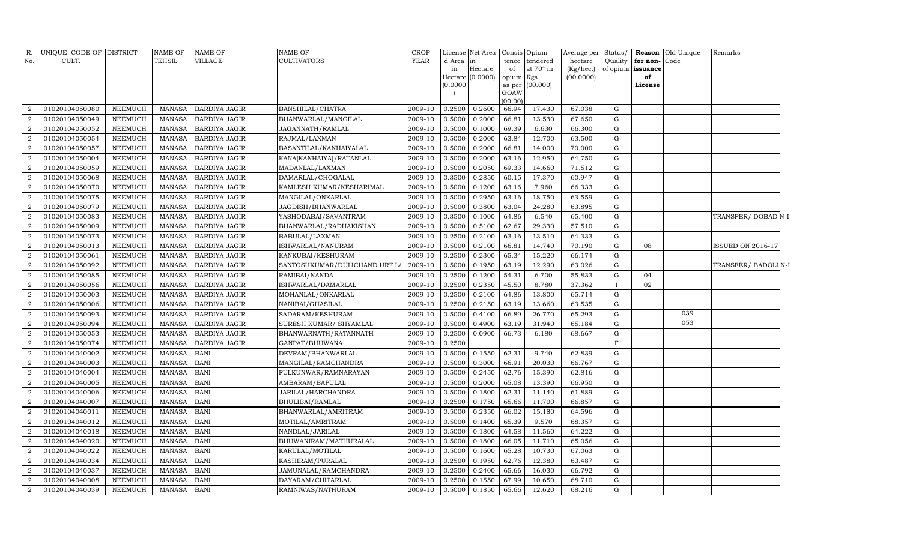| R. No. | UNIQUE CODE OF CULT. | DISTRICT | NAME OF TEHSIL | NAME OF VILLAGE | NAME OF CULTIVATORS | CROP YEAR | License d Area in Hectare (0.0000) | Net Area in Hectare (0.0000) | Consis tence of opium as per GOAW (00.00) | Opium tendered at 70° in Kgs (00.000) | Average per hectare (Kg/hec.) (00.0000) | Status/ Quality of opium | Reason for non-issuance of License | Old Unique Code | Remarks |
|---|---|---|---|---|---|---|---|---|---|---|---|---|---|---|---|
| 2 | 01020104050080 | NEEMUCH | MANASA | BARDIYA JAGIR | BANSHILAL/CHATRA | 2009-10 | 0.2500 | 0.2600 | 66.94 | 17.430 | 67.038 | G | | | |
| 2 | 01020104050049 | NEEMUCH | MANASA | BARDIYA JAGIR | BHANWARLAL/MANGILAL | 2009-10 | 0.5000 | 0.2000 | 66.81 | 13.530 | 67.650 | G | | | |
| 2 | 01020104050052 | NEEMUCH | MANASA | BARDIYA JAGIR | JAGANNATH/RAMLAL | 2009-10 | 0.5000 | 0.1000 | 69.39 | 6.630 | 66.300 | G | | | |
| 2 | 01020104050054 | NEEMUCH | MANASA | BARDIYA JAGIR | RAJMAL/LAXMAN | 2009-10 | 0.5000 | 0.2000 | 63.84 | 12.700 | 63.500 | G | | | |
| 2 | 01020104050057 | NEEMUCH | MANASA | BARDIYA JAGIR | BASANTILAL/KANHAIYALAL | 2009-10 | 0.5000 | 0.2000 | 66.81 | 14.000 | 70.000 | G | | | |
| 2 | 01020104050004 | NEEMUCH | MANASA | BARDIYA JAGIR | KANA(KANHAIYA)/RATANLAL | 2009-10 | 0.5000 | 0.2000 | 63.16 | 12.950 | 64.750 | G | | | |
| 2 | 01020104050059 | NEEMUCH | MANASA | BARDIYA JAGIR | MADANLAL/LAXMAN | 2009-10 | 0.5000 | 0.2050 | 69.33 | 14.660 | 71.512 | G | | | |
| 2 | 01020104050068 | NEEMUCH | MANASA | BARDIYA JAGIR | DAMARLAL/CHOGALAL | 2009-10 | 0.3500 | 0.2850 | 60.15 | 17.370 | 60.947 | G | | | |
| 2 | 01020104050070 | NEEMUCH | MANASA | BARDIYA JAGIR | KAMLESH KUMAR/KESHARIMAL | 2009-10 | 0.5000 | 0.1200 | 63.16 | 7.960 | 66.333 | G | | | |
| 2 | 01020104050075 | NEEMUCH | MANASA | BARDIYA JAGIR | MANGILAL/ONKARLAL | 2009-10 | 0.5000 | 0.2950 | 63.16 | 18.750 | 63.559 | G | | | |
| 2 | 01020104050079 | NEEMUCH | MANASA | BARDIYA JAGIR | JAGDISH/BHANWARLAL | 2009-10 | 0.5000 | 0.3800 | 63.04 | 24.280 | 63.895 | G | | | |
| 2 | 01020104050083 | NEEMUCH | MANASA | BARDIYA JAGIR | YASHODABAI/SAVANTRAM | 2009-10 | 0.3500 | 0.1000 | 64.86 | 6.540 | 65.400 | G | | | TRANSFER/ DOBAD N-I |
| 2 | 01020104050009 | NEEMUCH | MANASA | BARDIYA JAGIR | BHANWARLAL/RADHAKISHAN | 2009-10 | 0.5000 | 0.5100 | 62.67 | 29.330 | 57.510 | G | | | |
| 2 | 01020104050073 | NEEMUCH | MANASA | BARDIYA JAGIR | BABULAL/LAXMAN | 2009-10 | 0.2500 | 0.2100 | 63.16 | 13.510 | 64.333 | G | | | |
| 2 | 01020104050013 | NEEMUCH | MANASA | BARDIYA JAGIR | ISHWARLAL/NANURAM | 2009-10 | 0.5000 | 0.2100 | 66.81 | 14.740 | 70.190 | G | 08 | | ISSUED ON 2016-17 |
| 2 | 01020104050061 | NEEMUCH | MANASA | BARDIYA JAGIR | KANKUBAI/KESHURAM | 2009-10 | 0.2500 | 0.2300 | 65.34 | 15.220 | 66.174 | G | | | |
| 2 | 01020104050092 | NEEMUCH | MANASA | BARDIYA JAGIR | SANTOSHKUMAR/DULICHAND URF L/ | 2009-10 | 0.5000 | 0.1950 | 63.19 | 12.290 | 63.026 | G | | | TRANSFER/ BADOLI N-I |
| 2 | 01020104050085 | NEEMUCH | MANASA | BARDIYA JAGIR | RAMIBAI/NANDA | 2009-10 | 0.2500 | 0.1200 | 54.31 | 6.700 | 55.833 | G | 04 | | |
| 2 | 01020104050056 | NEEMUCH | MANASA | BARDIYA JAGIR | ISHWARLAL/DAMARLAL | 2009-10 | 0.2500 | 0.2350 | 45.50 | 8.780 | 37.362 | I | 02 | | |
| 2 | 01020104050003 | NEEMUCH | MANASA | BARDIYA JAGIR | MOHANLAL/ONKARLAL | 2009-10 | 0.2500 | 0.2100 | 64.86 | 13.800 | 65.714 | G | | | |
| 2 | 01020104050006 | NEEMUCH | MANASA | BARDIYA JAGIR | NANIBAI/GHASILAL | 2009-10 | 0.2500 | 0.2150 | 63.19 | 13.660 | 63.535 | G | | | |
| 2 | 01020104050093 | NEEMUCH | MANASA | BARDIYA JAGIR | SADARAM/KESHURAM | 2009-10 | 0.5000 | 0.4100 | 66.89 | 26.770 | 65.293 | G | | 039 | |
| 2 | 01020104050094 | NEEMUCH | MANASA | BARDIYA JAGIR | SURESH KUMAR/ SHYAMLAL | 2009-10 | 0.5000 | 0.4900 | 63.19 | 31.940 | 65.184 | G | | 053 | |
| 2 | 01020104050053 | NEEMUCH | MANASA | BARDIYA JAGIR | BHANWARNATH/RATANNATH | 2009-10 | 0.2500 | 0.0900 | 66.73 | 6.180 | 68.667 | G | | | |
| 2 | 01020104050074 | NEEMUCH | MANASA | BARDIYA JAGIR | GANPAT/BHUWANA | 2009-10 | 0.2500 | | | | | F | | | |
| 2 | 01020104040002 | NEEMUCH | MANASA | BANI | DEVRAM/BHANWARLAL | 2009-10 | 0.5000 | 0.1550 | 62.31 | 9.740 | 62.839 | G | | | |
| 2 | 01020104040003 | NEEMUCH | MANASA | BANI | MANGILAL/RAMCHANDRA | 2009-10 | 0.5000 | 0.3000 | 66.91 | 20.030 | 66.767 | G | | | |
| 2 | 01020104040004 | NEEMUCH | MANASA | BANI | FULKUNWAR/RAMNARAYAN | 2009-10 | 0.5000 | 0.2450 | 62.76 | 15.390 | 62.816 | G | | | |
| 2 | 01020104040005 | NEEMUCH | MANASA | BANI | AMBARAM/BAPULAL | 2009-10 | 0.5000 | 0.2000 | 65.08 | 13.390 | 66.950 | G | | | |
| 2 | 01020104040006 | NEEMUCH | MANASA | BANI | JARILAL/HARCHANDRA | 2009-10 | 0.5000 | 0.1800 | 62.31 | 11.140 | 61.889 | G | | | |
| 2 | 01020104040007 | NEEMUCH | MANASA | BANI | BHULIBAI/RAMLAL | 2009-10 | 0.2500 | 0.1750 | 65.66 | 11.700 | 66.857 | G | | | |
| 2 | 01020104040011 | NEEMUCH | MANASA | BANI | BHANWARLAL/AMRITRAM | 2009-10 | 0.5000 | 0.2350 | 66.02 | 15.180 | 64.596 | G | | | |
| 2 | 01020104040012 | NEEMUCH | MANASA | BANI | MOTILAL/AMRITRAM | 2009-10 | 0.5000 | 0.1400 | 65.39 | 9.570 | 68.357 | G | | | |
| 2 | 01020104040018 | NEEMUCH | MANASA | BANI | NANDLAL/JARILAL | 2009-10 | 0.5000 | 0.1800 | 64.58 | 11.560 | 64.222 | G | | | |
| 2 | 01020104040020 | NEEMUCH | MANASA | BANI | BHUWANIRAM/MATHURALAL | 2009-10 | 0.5000 | 0.1800 | 66.05 | 11.710 | 65.056 | G | | | |
| 2 | 01020104040022 | NEEMUCH | MANASA | BANI | KARULAL/MOTILAL | 2009-10 | 0.5000 | 0.1600 | 65.28 | 10.730 | 67.063 | G | | | |
| 2 | 01020104040034 | NEEMUCH | MANASA | BANI | KASHIRAM/PURALAL | 2009-10 | 0.2500 | 0.1950 | 62.76 | 12.380 | 63.487 | G | | | |
| 2 | 01020104040037 | NEEMUCH | MANASA | BANI | JAMUNALAL/RAMCHANDRA | 2009-10 | 0.2500 | 0.2400 | 65.66 | 16.030 | 66.792 | G | | | |
| 2 | 01020104040008 | NEEMUCH | MANASA | BANI | DAYARAM/CHITARLAL | 2009-10 | 0.2500 | 0.1550 | 67.99 | 10.650 | 68.710 | G | | | |
| 2 | 01020104040039 | NEEMUCH | MANASA | BANI | RAMNIWAS/NATHURAM | 2009-10 | 0.5000 | 0.1850 | 65.66 | 12.620 | 68.216 | G | | | |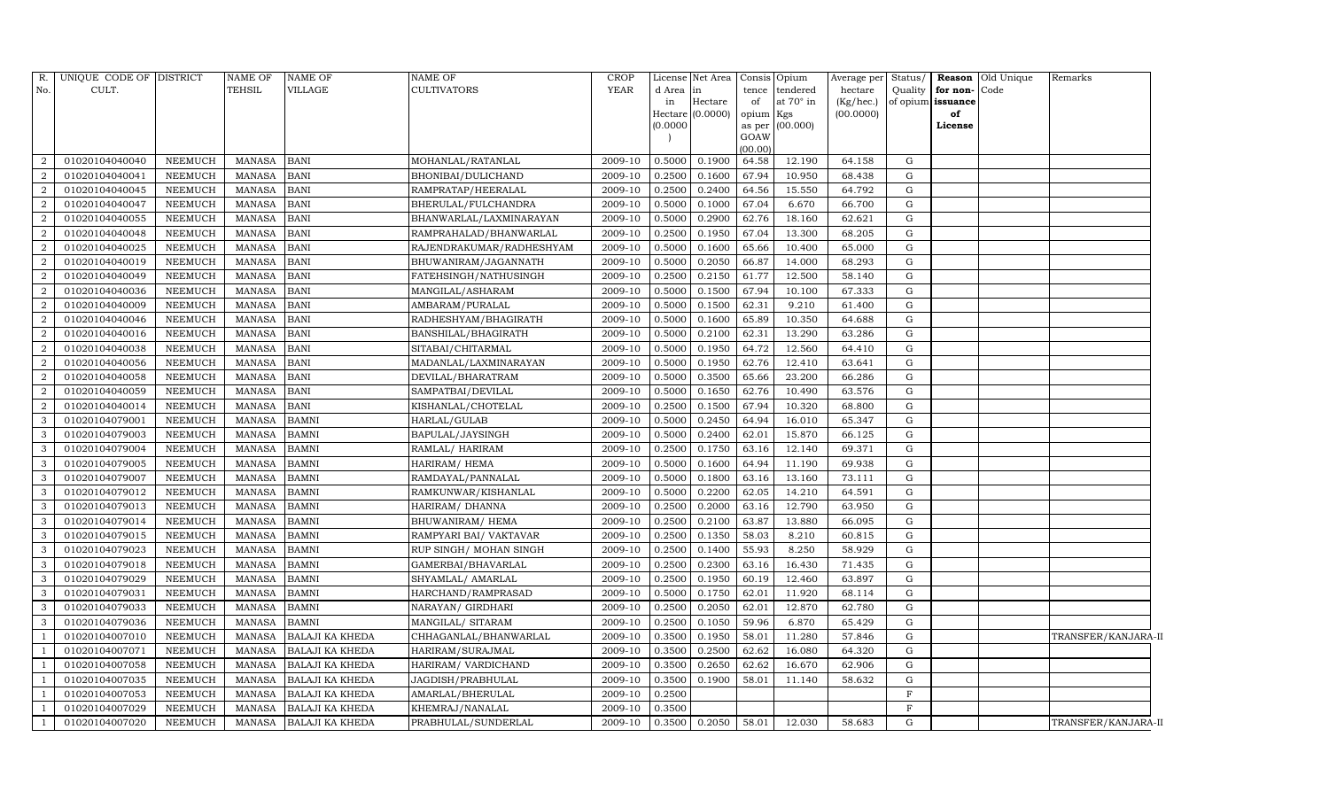| R. No. | UNIQUE CODE OF CULT. | DISTRICT | NAME OF TEHSIL | NAME OF VILLAGE | NAME OF CULTIVATORS | CROP YEAR | License d Area in Hectare (0.0000) | Net Area in Hectare (0.0000) | Consis tence of opium as per GOAW (00.00) | Opium tendered at 70° in Kgs (00.000) | Average per hectare (Kg/hec.) (00.0000) | Status/ Quality of opium | Reason for non-issuance of License | Old Unique Code | Remarks |
|---|---|---|---|---|---|---|---|---|---|---|---|---|---|---|---|
| 2 | 01020104040040 | NEEMUCH | MANASA | BANI | MOHANLAL/RATANLAL | 2009-10 | 0.5000 | 0.1900 | 64.58 | 12.190 | 64.158 | G | | | |
| 2 | 01020104040041 | NEEMUCH | MANASA | BANI | BHONIBAI/DULICHAND | 2009-10 | 0.2500 | 0.1600 | 67.94 | 10.950 | 68.438 | G | | | |
| 2 | 01020104040045 | NEEMUCH | MANASA | BANI | RAMPRATAP/HEERALAL | 2009-10 | 0.2500 | 0.2400 | 64.56 | 15.550 | 64.792 | G | | | |
| 2 | 01020104040047 | NEEMUCH | MANASA | BANI | BHERULAL/FULCHANDRA | 2009-10 | 0.5000 | 0.1000 | 67.04 | 6.670 | 66.700 | G | | | |
| 2 | 01020104040055 | NEEMUCH | MANASA | BANI | BHANWARLAL/LAXMINARAYAN | 2009-10 | 0.5000 | 0.2900 | 62.76 | 18.160 | 62.621 | G | | | |
| 2 | 01020104040048 | NEEMUCH | MANASA | BANI | RAMPRAHALAD/BHANWARLAL | 2009-10 | 0.2500 | 0.1950 | 67.04 | 13.300 | 68.205 | G | | | |
| 2 | 01020104040025 | NEEMUCH | MANASA | BANI | RAJENDRAKUMAR/RADHESHYAM | 2009-10 | 0.5000 | 0.1600 | 65.66 | 10.400 | 65.000 | G | | | |
| 2 | 01020104040019 | NEEMUCH | MANASA | BANI | BHUWANIRAM/JAGANNATH | 2009-10 | 0.5000 | 0.2050 | 66.87 | 14.000 | 68.293 | G | | | |
| 2 | 01020104040049 | NEEMUCH | MANASA | BANI | FATEHSINGH/NATHUSINGH | 2009-10 | 0.2500 | 0.2150 | 61.77 | 12.500 | 58.140 | G | | | |
| 2 | 01020104040036 | NEEMUCH | MANASA | BANI | MANGILAL/ASHARAM | 2009-10 | 0.5000 | 0.1500 | 67.94 | 10.100 | 67.333 | G | | | |
| 2 | 01020104040009 | NEEMUCH | MANASA | BANI | AMBARAM/PURALAL | 2009-10 | 0.5000 | 0.1500 | 62.31 | 9.210 | 61.400 | G | | | |
| 2 | 01020104040046 | NEEMUCH | MANASA | BANI | RADHESHYAM/BHAGIRATH | 2009-10 | 0.5000 | 0.1600 | 65.89 | 10.350 | 64.688 | G | | | |
| 2 | 01020104040016 | NEEMUCH | MANASA | BANI | BANSHILAL/BHAGIRATH | 2009-10 | 0.5000 | 0.2100 | 62.31 | 13.290 | 63.286 | G | | | |
| 2 | 01020104040038 | NEEMUCH | MANASA | BANI | SITABAI/CHITARMAL | 2009-10 | 0.5000 | 0.1950 | 64.72 | 12.560 | 64.410 | G | | | |
| 2 | 01020104040056 | NEEMUCH | MANASA | BANI | MADANLAL/LAXMINARAYAN | 2009-10 | 0.5000 | 0.1950 | 62.76 | 12.410 | 63.641 | G | | | |
| 2 | 01020104040058 | NEEMUCH | MANASA | BANI | DEVILAL/BHARATRAM | 2009-10 | 0.5000 | 0.3500 | 65.66 | 23.200 | 66.286 | G | | | |
| 2 | 01020104040059 | NEEMUCH | MANASA | BANI | SAMPATBAI/DEVILAL | 2009-10 | 0.5000 | 0.1650 | 62.76 | 10.490 | 63.576 | G | | | |
| 2 | 01020104040014 | NEEMUCH | MANASA | BANI | KISHANLAL/CHOTELAL | 2009-10 | 0.2500 | 0.1500 | 67.94 | 10.320 | 68.800 | G | | | |
| 3 | 01020104079001 | NEEMUCH | MANASA | BAMNI | HARLAL/GULAB | 2009-10 | 0.5000 | 0.2450 | 64.94 | 16.010 | 65.347 | G | | | |
| 3 | 01020104079003 | NEEMUCH | MANASA | BAMNI | BAPULAL/JAYSINGH | 2009-10 | 0.5000 | 0.2400 | 62.01 | 15.870 | 66.125 | G | | | |
| 3 | 01020104079004 | NEEMUCH | MANASA | BAMNI | RAMLAL/ HARIRAM | 2009-10 | 0.2500 | 0.1750 | 63.16 | 12.140 | 69.371 | G | | | |
| 3 | 01020104079005 | NEEMUCH | MANASA | BAMNI | HARIRAM/ HEMA | 2009-10 | 0.5000 | 0.1600 | 64.94 | 11.190 | 69.938 | G | | | |
| 3 | 01020104079007 | NEEMUCH | MANASA | BAMNI | RAMDAYAL/PANNALAL | 2009-10 | 0.5000 | 0.1800 | 63.16 | 13.160 | 73.111 | G | | | |
| 3 | 01020104079012 | NEEMUCH | MANASA | BAMNI | RAMKUNWAR/KISHANLAL | 2009-10 | 0.5000 | 0.2200 | 62.05 | 14.210 | 64.591 | G | | | |
| 3 | 01020104079013 | NEEMUCH | MANASA | BAMNI | HARIRAM/ DHANNA | 2009-10 | 0.2500 | 0.2000 | 63.16 | 12.790 | 63.950 | G | | | |
| 3 | 01020104079014 | NEEMUCH | MANASA | BAMNI | BHUWANIRAM/ HEMA | 2009-10 | 0.2500 | 0.2100 | 63.87 | 13.880 | 66.095 | G | | | |
| 3 | 01020104079015 | NEEMUCH | MANASA | BAMNI | RAMPYARI BAI/ VAKTAVAR | 2009-10 | 0.2500 | 0.1350 | 58.03 | 8.210 | 60.815 | G | | | |
| 3 | 01020104079023 | NEEMUCH | MANASA | BAMNI | RUP SINGH/ MOHAN SINGH | 2009-10 | 0.2500 | 0.1400 | 55.93 | 8.250 | 58.929 | G | | | |
| 3 | 01020104079018 | NEEMUCH | MANASA | BAMNI | GAMERBAI/BHAVARLAL | 2009-10 | 0.2500 | 0.2300 | 63.16 | 16.430 | 71.435 | G | | | |
| 3 | 01020104079029 | NEEMUCH | MANASA | BAMNI | SHYAMLAL/ AMARLAL | 2009-10 | 0.2500 | 0.1950 | 60.19 | 12.460 | 63.897 | G | | | |
| 3 | 01020104079031 | NEEMUCH | MANASA | BAMNI | HARCHAND/RAMPRASAD | 2009-10 | 0.5000 | 0.1750 | 62.01 | 11.920 | 68.114 | G | | | |
| 3 | 01020104079033 | NEEMUCH | MANASA | BAMNI | NARAYAN/ GIRDHARI | 2009-10 | 0.2500 | 0.2050 | 62.01 | 12.870 | 62.780 | G | | | |
| 3 | 01020104079036 | NEEMUCH | MANASA | BAMNI | MANGILAL/ SITARAM | 2009-10 | 0.2500 | 0.1050 | 59.96 | 6.870 | 65.429 | G | | | |
| 1 | 01020104007010 | NEEMUCH | MANASA | BALAJI KA KHEDA | CHHAGANLAL/BHANWARLAL | 2009-10 | 0.3500 | 0.1950 | 58.01 | 11.280 | 57.846 | G | | | TRANSFER/KANJARA-II |
| 1 | 01020104007071 | NEEMUCH | MANASA | BALAJI KA KHEDA | HARIRAM/SURAJMAL | 2009-10 | 0.3500 | 0.2500 | 62.62 | 16.080 | 64.320 | G | | | |
| 1 | 01020104007058 | NEEMUCH | MANASA | BALAJI KA KHEDA | HARIRAM/ VARDICHAND | 2009-10 | 0.3500 | 0.2650 | 62.62 | 16.670 | 62.906 | G | | | |
| 1 | 01020104007035 | NEEMUCH | MANASA | BALAJI KA KHEDA | JAGDISH/PRABHULAL | 2009-10 | 0.3500 | 0.1900 | 58.01 | 11.140 | 58.632 | G | | | |
| 1 | 01020104007053 | NEEMUCH | MANASA | BALAJI KA KHEDA | AMARLAL/BHERULAL | 2009-10 | 0.2500 | | | | | F | | | |
| 1 | 01020104007029 | NEEMUCH | MANASA | BALAJI KA KHEDA | KHEMRAJ/NANALAL | 2009-10 | 0.3500 | | | | | F | | | |
| 1 | 01020104007020 | NEEMUCH | MANASA | BALAJI KA KHEDA | PRABHULAL/SUNDERLAL | 2009-10 | 0.3500 | 0.2050 | 58.01 | 12.030 | 58.683 | G | | | TRANSFER/KANJARA-II |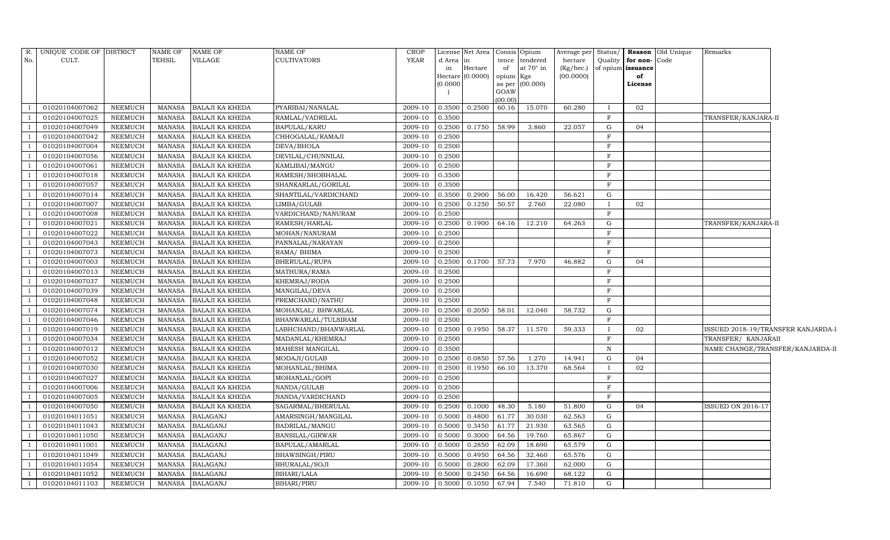| R. No. | UNIQUE CODE OF CULT. | DISTRICT | NAME OF TEHSIL | NAME OF VILLAGE | NAME OF CULTIVATORS | CROP YEAR | License d Area in Hectare (0.0000) | Net Area in Hectare (0.0000) | Consis tence of opium as per GOAW (00.00) | Opium tendered at 70° in Kgs (00.000) | Average per hectare (Kg/hec.) (00.0000) | Status/ Quality of opium | Reason for non-issuance of License | Old Unique Code | Remarks |
|---|---|---|---|---|---|---|---|---|---|---|---|---|---|---|---|
| 1 | 01020104007062 | NEEMUCH | MANASA | BALAJI KA KHEDA | PYARIBAI/NANALAL | 2009-10 | 0.3500 | 0.2500 | 60.16 | 15.070 | 60.280 | I | 02 | | |
| 1 | 01020104007025 | NEEMUCH | MANASA | BALAJI KA KHEDA | RAMLAL/VADRILAL | 2009-10 | 0.3500 | | | | | F | | | TRANSFER/KANJARA-II |
| 1 | 01020104007049 | NEEMUCH | MANASA | BALAJI KA KHEDA | BAPULAL/KARU | 2009-10 | 0.2500 | 0.1750 | 58.99 | 3.860 | 22.057 | G | 04 | | |
| 1 | 01020104007042 | NEEMUCH | MANASA | BALAJI KA KHEDA | CHHOGALAL/RAMAJI | 2009-10 | 0.2500 | | | | | F | | | |
| 1 | 01020104007004 | NEEMUCH | MANASA | BALAJI KA KHEDA | DEVA/BHOLA | 2009-10 | 0.2500 | | | | | F | | | |
| 1 | 01020104007056 | NEEMUCH | MANASA | BALAJI KA KHEDA | DEVILAL/CHUNNILAL | 2009-10 | 0.2500 | | | | | F | | | |
| 1 | 01020104007061 | NEEMUCH | MANASA | BALAJI KA KHEDA | KAMLIBAI/MANGU | 2009-10 | 0.2500 | | | | | F | | | |
| 1 | 01020104007018 | NEEMUCH | MANASA | BALAJI KA KHEDA | RAMESH/SHOBHALAL | 2009-10 | 0.3500 | | | | | F | | | |
| 1 | 01020104007057 | NEEMUCH | MANASA | BALAJI KA KHEDA | SHANKARLAL/GORILAL | 2009-10 | 0.3500 | | | | | F | | | |
| 1 | 01020104007014 | NEEMUCH | MANASA | BALAJI KA KHEDA | SHANTILAL/VARDICHAND | 2009-10 | 0.3500 | 0.2900 | 56.00 | 16.420 | 56.621 | G | | | |
| 1 | 01020104007007 | NEEMUCH | MANASA | BALAJI KA KHEDA | LIMBA/GULAB | 2009-10 | 0.2500 | 0.1250 | 50.57 | 2.760 | 22.080 | I | 02 | | |
| 1 | 01020104007008 | NEEMUCH | MANASA | BALAJI KA KHEDA | VARDICHAND/NANURAM | 2009-10 | 0.2500 | | | | | F | | | |
| 1 | 01020104007021 | NEEMUCH | MANASA | BALAJI KA KHEDA | RAMESH/HARLAL | 2009-10 | 0.2500 | 0.1900 | 64.16 | 12.210 | 64.263 | G | | | TRANSFER/KANJARA-II |
| 1 | 01020104007022 | NEEMUCH | MANASA | BALAJI KA KHEDA | MOHAN/NANURAM | 2009-10 | 0.2500 | | | | | F | | | |
| 1 | 01020104007043 | NEEMUCH | MANASA | BALAJI KA KHEDA | PANNALAL/NARAYAN | 2009-10 | 0.2500 | | | | | F | | | |
| 1 | 01020104007073 | NEEMUCH | MANASA | BALAJI KA KHEDA | RAMA/ BHIMA | 2009-10 | 0.2500 | | | | | F | | | |
| 1 | 01020104007003 | NEEMUCH | MANASA | BALAJI KA KHEDA | BHERULAL/RUPA | 2009-10 | 0.2500 | 0.1700 | 57.73 | 7.970 | 46.882 | G | 04 | | |
| 1 | 01020104007013 | NEEMUCH | MANASA | BALAJI KA KHEDA | MATHURA/RAMA | 2009-10 | 0.2500 | | | | | F | | | |
| 1 | 01020104007037 | NEEMUCH | MANASA | BALAJI KA KHEDA | KHEMRAJ/RODA | 2009-10 | 0.2500 | | | | | F | | | |
| 1 | 01020104007039 | NEEMUCH | MANASA | BALAJI KA KHEDA | MANGILAL/DEVA | 2009-10 | 0.2500 | | | | | F | | | |
| 1 | 01020104007048 | NEEMUCH | MANASA | BALAJI KA KHEDA | PREMCHAND/NATHU | 2009-10 | 0.2500 | | | | | F | | | |
| 1 | 01020104007074 | NEEMUCH | MANASA | BALAJI KA KHEDA | MOHANLAL/ BHWARLAL | 2009-10 | 0.2500 | 0.2050 | 58.01 | 12.040 | 58.732 | G | | | |
| 1 | 01020104007046 | NEEMUCH | MANASA | BALAJI KA KHEDA | BHANWARLAL/TULSIRAM | 2009-10 | 0.2500 | | | | | F | | | |
| 1 | 01020104007019 | NEEMUCH | MANASA | BALAJI KA KHEDA | LABHCHAND/BHANWARLAL | 2009-10 | 0.2500 | 0.1950 | 58.37 | 11.570 | 59.333 | I | 02 | | ISSUED 2018-19/TRANSFER KANJARDA-I |
| 1 | 01020104007034 | NEEMUCH | MANASA | BALAJI KA KHEDA | MADANLAL/KHEMRAJ | 2009-10 | 0.2500 | | | | | F | | | TRANSFER/ KANJARAII |
| 1 | 01020104007012 | NEEMUCH | MANASA | BALAJI KA KHEDA | MAHESH MANGILAL | 2009-10 | 0.3500 | | | | | N | | | NAME CHANGE/TRANSFER/KANJARDA-II |
| 1 | 01020104007052 | NEEMUCH | MANASA | BALAJI KA KHEDA | MODAJI/GULAB | 2009-10 | 0.2500 | 0.0850 | 57.56 | 1.270 | 14.941 | G | 04 | | |
| 1 | 01020104007030 | NEEMUCH | MANASA | BALAJI KA KHEDA | MOHANLAL/BHIMA | 2009-10 | 0.2500 | 0.1950 | 66.10 | 13.370 | 68.564 | I | 02 | | |
| 1 | 01020104007027 | NEEMUCH | MANASA | BALAJI KA KHEDA | MOHANLAL/GOPI | 2009-10 | 0.2500 | | | | | F | | | |
| 1 | 01020104007006 | NEEMUCH | MANASA | BALAJI KA KHEDA | NANDA/GULAB | 2009-10 | 0.2500 | | | | | F | | | |
| 1 | 01020104007005 | NEEMUCH | MANASA | BALAJI KA KHEDA | NANDA/VARDICHAND | 2009-10 | 0.2500 | | | | | F | | | |
| 1 | 01020104007050 | NEEMUCH | MANASA | BALAJI KA KHEDA | SAGARMAL/BHERULAL | 2009-10 | 0.2500 | 0.1000 | 48.30 | 5.180 | 51.800 | G | 04 | | ISSUED ON 2016-17 |
| 1 | 01020104011051 | NEEMUCH | MANASA | BALAGANJ | AMARSINGH/MANGILAL | 2009-10 | 0.5000 | 0.4800 | 61.77 | 30.030 | 62.563 | G | | | |
| 1 | 01020104011043 | NEEMUCH | MANASA | BALAGANJ | BADRILAL/MANGU | 2009-10 | 0.5000 | 0.3450 | 61.77 | 21.930 | 63.565 | G | | | |
| 1 | 01020104011050 | NEEMUCH | MANASA | BALAGANJ | BANSILAL/GIRWAR | 2009-10 | 0.5000 | 0.3000 | 64.56 | 19.760 | 65.867 | G | | | |
| 1 | 01020104011001 | NEEMUCH | MANASA | BALAGANJ | BAPULAL/AMARLAL | 2009-10 | 0.5000 | 0.2850 | 62.09 | 18.690 | 65.579 | G | | | |
| 1 | 01020104011049 | NEEMUCH | MANASA | BALAGANJ | BHAWSINGH/PIRU | 2009-10 | 0.5000 | 0.4950 | 64.56 | 32.460 | 65.576 | G | | | |
| 1 | 01020104011054 | NEEMUCH | MANASA | BALAGANJ | BHURALAL/SOJI | 2009-10 | 0.5000 | 0.2800 | 62.09 | 17.360 | 62.000 | G | | | |
| 1 | 01020104011052 | NEEMUCH | MANASA | BALAGANJ | BIHARI/LALA | 2009-10 | 0.5000 | 0.2450 | 64.56 | 16.690 | 68.122 | G | | | |
| 1 | 01020104011103 | NEEMUCH | MANASA | BALAGANJ | BIHARI/PIRU | 2009-10 | 0.5000 | 0.1050 | 67.94 | 7.540 | 71.810 | G | | | |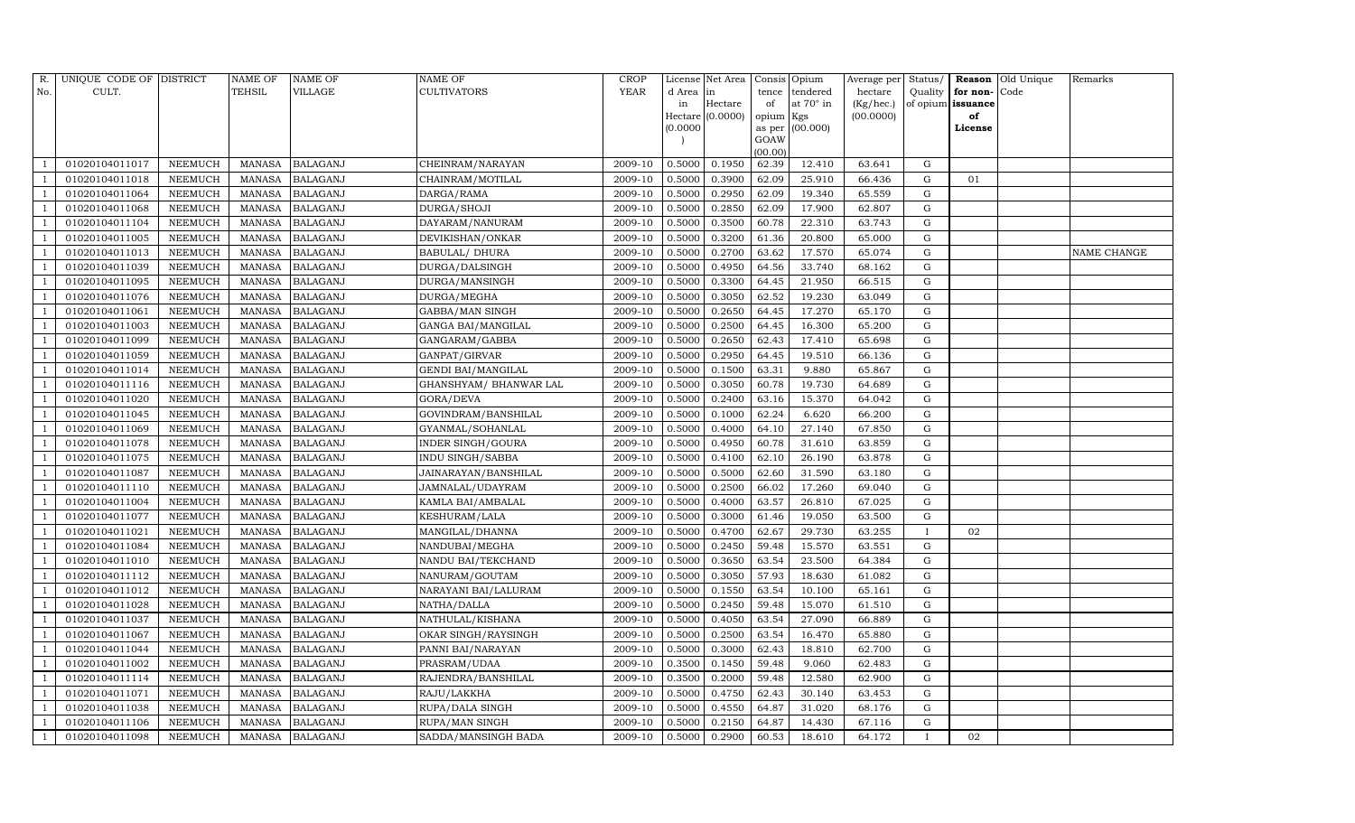| R. No. | UNIQUE CODE OF CULT. | DISTRICT | NAME OF TEHSIL | NAME OF VILLAGE | NAME OF CULTIVATORS | CROP YEAR | License d Area in Hectare (0.0000) | Net Area in Hectare (0.0000) | Consis tence of opium as per GOAW (00.00) | Opium tendered at 70° in Kgs (00.000) | Average per hectare (Kg/hec.) (00.0000) | Status/ Quality of opium | Reason for non-issuance of License | Old Unique Code | Remarks |
|---|---|---|---|---|---|---|---|---|---|---|---|---|---|---|---|
| 1 | 01020104011017 | NEEMUCH | MANASA | BALAGANJ | CHEINRAM/NARAYAN | 2009-10 | 0.5000 | 0.1950 | 62.39 | 12.410 | 63.641 | G | | | |
| 1 | 01020104011018 | NEEMUCH | MANASA | BALAGANJ | CHAINRAM/MOTILAL | 2009-10 | 0.5000 | 0.3900 | 62.09 | 25.910 | 66.436 | G | 01 | | |
| 1 | 01020104011064 | NEEMUCH | MANASA | BALAGANJ | DARGA/RAMA | 2009-10 | 0.5000 | 0.2950 | 62.09 | 19.340 | 65.559 | G | | | |
| 1 | 01020104011068 | NEEMUCH | MANASA | BALAGANJ | DURGA/SHOJI | 2009-10 | 0.5000 | 0.2850 | 62.09 | 17.900 | 62.807 | G | | | |
| 1 | 01020104011104 | NEEMUCH | MANASA | BALAGANJ | DAYARAM/NANURAM | 2009-10 | 0.5000 | 0.3500 | 60.78 | 22.310 | 63.743 | G | | | |
| 1 | 01020104011005 | NEEMUCH | MANASA | BALAGANJ | DEVIKISHAN/ONKAR | 2009-10 | 0.5000 | 0.3200 | 61.36 | 20.800 | 65.000 | G | | | |
| 1 | 01020104011013 | NEEMUCH | MANASA | BALAGANJ | BABULAL/ DHURA | 2009-10 | 0.5000 | 0.2700 | 63.62 | 17.570 | 65.074 | G | | | NAME CHANGE |
| 1 | 01020104011039 | NEEMUCH | MANASA | BALAGANJ | DURGA/DALSINGH | 2009-10 | 0.5000 | 0.4950 | 64.56 | 33.740 | 68.162 | G | | | |
| 1 | 01020104011095 | NEEMUCH | MANASA | BALAGANJ | DURGA/MANSINGH | 2009-10 | 0.5000 | 0.3300 | 64.45 | 21.950 | 66.515 | G | | | |
| 1 | 01020104011076 | NEEMUCH | MANASA | BALAGANJ | DURGA/MEGHA | 2009-10 | 0.5000 | 0.3050 | 62.52 | 19.230 | 63.049 | G | | | |
| 1 | 01020104011061 | NEEMUCH | MANASA | BALAGANJ | GABBA/MAN SINGH | 2009-10 | 0.5000 | 0.2650 | 64.45 | 17.270 | 65.170 | G | | | |
| 1 | 01020104011003 | NEEMUCH | MANASA | BALAGANJ | GANGA BAI/MANGILAL | 2009-10 | 0.5000 | 0.2500 | 64.45 | 16.300 | 65.200 | G | | | |
| 1 | 01020104011099 | NEEMUCH | MANASA | BALAGANJ | GANGARAM/GABBA | 2009-10 | 0.5000 | 0.2650 | 62.43 | 17.410 | 65.698 | G | | | |
| 1 | 01020104011059 | NEEMUCH | MANASA | BALAGANJ | GANPAT/GIRVAR | 2009-10 | 0.5000 | 0.2950 | 64.45 | 19.510 | 66.136 | G | | | |
| 1 | 01020104011014 | NEEMUCH | MANASA | BALAGANJ | GENDI BAI/MANGILAL | 2009-10 | 0.5000 | 0.1500 | 63.31 | 9.880 | 65.867 | G | | | |
| 1 | 01020104011116 | NEEMUCH | MANASA | BALAGANJ | GHANSHYAM/ BHANWAR LAL | 2009-10 | 0.5000 | 0.3050 | 60.78 | 19.730 | 64.689 | G | | | |
| 1 | 01020104011020 | NEEMUCH | MANASA | BALAGANJ | GORA/DEVA | 2009-10 | 0.5000 | 0.2400 | 63.16 | 15.370 | 64.042 | G | | | |
| 1 | 01020104011045 | NEEMUCH | MANASA | BALAGANJ | GOVINDRAM/BANSHILAL | 2009-10 | 0.5000 | 0.1000 | 62.24 | 6.620 | 66.200 | G | | | |
| 1 | 01020104011069 | NEEMUCH | MANASA | BALAGANJ | GYANMAL/SOHANLAL | 2009-10 | 0.5000 | 0.4000 | 64.10 | 27.140 | 67.850 | G | | | |
| 1 | 01020104011078 | NEEMUCH | MANASA | BALAGANJ | INDER SINGH/GOURA | 2009-10 | 0.5000 | 0.4950 | 60.78 | 31.610 | 63.859 | G | | | |
| 1 | 01020104011075 | NEEMUCH | MANASA | BALAGANJ | INDU SINGH/SABBA | 2009-10 | 0.5000 | 0.4100 | 62.10 | 26.190 | 63.878 | G | | | |
| 1 | 01020104011087 | NEEMUCH | MANASA | BALAGANJ | JAINARAYAN/BANSHILAL | 2009-10 | 0.5000 | 0.5000 | 62.60 | 31.590 | 63.180 | G | | | |
| 1 | 01020104011110 | NEEMUCH | MANASA | BALAGANJ | JAMNALAL/UDAYRAM | 2009-10 | 0.5000 | 0.2500 | 66.02 | 17.260 | 69.040 | G | | | |
| 1 | 01020104011004 | NEEMUCH | MANASA | BALAGANJ | KAMLA BAI/AMBALAL | 2009-10 | 0.5000 | 0.4000 | 63.57 | 26.810 | 67.025 | G | | | |
| 1 | 01020104011077 | NEEMUCH | MANASA | BALAGANJ | KESHURAM/LALA | 2009-10 | 0.5000 | 0.3000 | 61.46 | 19.050 | 63.500 | G | | | |
| 1 | 01020104011021 | NEEMUCH | MANASA | BALAGANJ | MANGILAL/DHANNA | 2009-10 | 0.5000 | 0.4700 | 62.67 | 29.730 | 63.255 | I | 02 | | |
| 1 | 01020104011084 | NEEMUCH | MANASA | BALAGANJ | NANDUBAI/MEGHA | 2009-10 | 0.5000 | 0.2450 | 59.48 | 15.570 | 63.551 | G | | | |
| 1 | 01020104011010 | NEEMUCH | MANASA | BALAGANJ | NANDU BAI/TEKCHAND | 2009-10 | 0.5000 | 0.3650 | 63.54 | 23.500 | 64.384 | G | | | |
| 1 | 01020104011112 | NEEMUCH | MANASA | BALAGANJ | NANURAM/GOUTAM | 2009-10 | 0.5000 | 0.3050 | 57.93 | 18.630 | 61.082 | G | | | |
| 1 | 01020104011012 | NEEMUCH | MANASA | BALAGANJ | NARAYANI BAI/LALURAM | 2009-10 | 0.5000 | 0.1550 | 63.54 | 10.100 | 65.161 | G | | | |
| 1 | 01020104011028 | NEEMUCH | MANASA | BALAGANJ | NATHA/DALLA | 2009-10 | 0.5000 | 0.2450 | 59.48 | 15.070 | 61.510 | G | | | |
| 1 | 01020104011037 | NEEMUCH | MANASA | BALAGANJ | NATHULAL/KISHANA | 2009-10 | 0.5000 | 0.4050 | 63.54 | 27.090 | 66.889 | G | | | |
| 1 | 01020104011067 | NEEMUCH | MANASA | BALAGANJ | OKAR SINGH/RAYSINGH | 2009-10 | 0.5000 | 0.2500 | 63.54 | 16.470 | 65.880 | G | | | |
| 1 | 01020104011044 | NEEMUCH | MANASA | BALAGANJ | PANNI BAI/NARAYAN | 2009-10 | 0.5000 | 0.3000 | 62.43 | 18.810 | 62.700 | G | | | |
| 1 | 01020104011002 | NEEMUCH | MANASA | BALAGANJ | PRASRAM/UDAA | 2009-10 | 0.3500 | 0.1450 | 59.48 | 9.060 | 62.483 | G | | | |
| 1 | 01020104011114 | NEEMUCH | MANASA | BALAGANJ | RAJENDRA/BANSHILAL | 2009-10 | 0.3500 | 0.2000 | 59.48 | 12.580 | 62.900 | G | | | |
| 1 | 01020104011071 | NEEMUCH | MANASA | BALAGANJ | RAJU/LAKKHA | 2009-10 | 0.5000 | 0.4750 | 62.43 | 30.140 | 63.453 | G | | | |
| 1 | 01020104011038 | NEEMUCH | MANASA | BALAGANJ | RUPA/DALA SINGH | 2009-10 | 0.5000 | 0.4550 | 64.87 | 31.020 | 68.176 | G | | | |
| 1 | 01020104011106 | NEEMUCH | MANASA | BALAGANJ | RUPA/MAN SINGH | 2009-10 | 0.5000 | 0.2150 | 64.87 | 14.430 | 67.116 | G | | | |
| 1 | 01020104011098 | NEEMUCH | MANASA | BALAGANJ | SADDA/MANSINGH BADA | 2009-10 | 0.5000 | 0.2900 | 60.53 | 18.610 | 64.172 | I | 02 | | |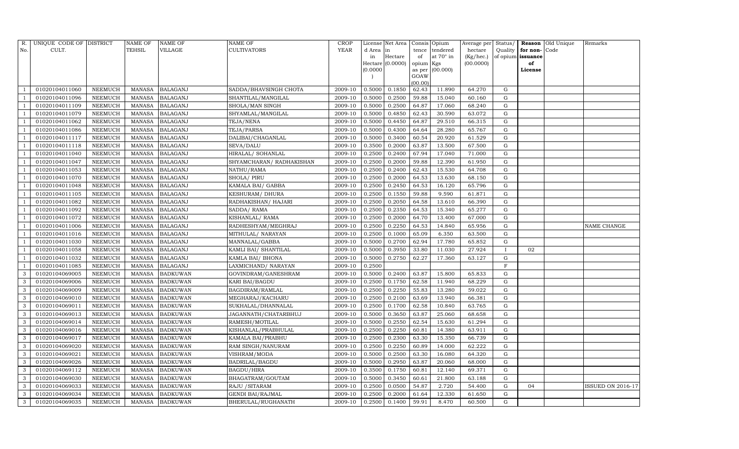| R. No. | UNIQUE CODE OF CULT. | DISTRICT | NAME OF TEHSIL | NAME OF VILLAGE | NAME OF CULTIVATORS | CROP YEAR | License d Area in Hectare (0.0000) | Net Area in Hectare (0.0000) | Consis tence of opium as per GOAW (00.00) | Opium tendered at 70° in Kgs (00.000) | Average per hectare (Kg/hec.) (00.0000) | Status/ Quality of opium | Reason for non-issuance of License | Old Unique Code | Remarks |
|---|---|---|---|---|---|---|---|---|---|---|---|---|---|---|---|
| 1 | 01020104011060 | NEEMUCH | MANASA | BALAGANJ | SADDA/BHAVSINGH CHOTA | 2009-10 | 0.5000 | 0.1850 | 62.43 | 11.890 | 64.270 | G | | | |
| 1 | 01020104011096 | NEEMUCH | MANASA | BALAGANJ | SHANTILAL/MANGILAL | 2009-10 | 0.5000 | 0.2500 | 59.88 | 15.040 | 60.160 | G | | | |
| 1 | 01020104011109 | NEEMUCH | MANASA | BALAGANJ | SHOLA/MAN SINGH | 2009-10 | 0.5000 | 0.2500 | 64.87 | 17.060 | 68.240 | G | | | |
| 1 | 01020104011079 | NEEMUCH | MANASA | BALAGANJ | SHYAMLAL/MANGILAL | 2009-10 | 0.5000 | 0.4850 | 62.43 | 30.590 | 63.072 | G | | | |
| 1 | 01020104011062 | NEEMUCH | MANASA | BALAGANJ | TEJA/NENA | 2009-10 | 0.5000 | 0.4450 | 64.87 | 29.510 | 66.315 | G | | | |
| 1 | 01020104011086 | NEEMUCH | MANASA | BALAGANJ | TEJA/PARSA | 2009-10 | 0.5000 | 0.4300 | 64.64 | 28.280 | 65.767 | G | | | |
| 1 | 01020104011117 | NEEMUCH | MANASA | BALAGANJ | DALIBAI/CHAGANLAL | 2009-10 | 0.5000 | 0.3400 | 60.54 | 20.920 | 61.529 | G | | | |
| 1 | 01020104011118 | NEEMUCH | MANASA | BALAGANJ | SEVA/DALU | 2009-10 | 0.3500 | 0.2000 | 63.87 | 13.500 | 67.500 | G | | | |
| 1 | 01020104011040 | NEEMUCH | MANASA | BALAGANJ | HIRALAL/ SOHANLAL | 2009-10 | 0.2500 | 0.2400 | 67.94 | 17.040 | 71.000 | G | | | |
| 1 | 01020104011047 | NEEMUCH | MANASA | BALAGANJ | SHYAMCHARAN/ RADHAKISHAN | 2009-10 | 0.2500 | 0.2000 | 59.88 | 12.390 | 61.950 | G | | | |
| 1 | 01020104011053 | NEEMUCH | MANASA | BALAGANJ | NATHU/RAMA | 2009-10 | 0.2500 | 0.2400 | 62.43 | 15.530 | 64.708 | G | | | |
| 1 | 01020104011070 | NEEMUCH | MANASA | BALAGANJ | SHOLA/ PIRU | 2009-10 | 0.2500 | 0.2000 | 64.53 | 13.630 | 68.150 | G | | | |
| 1 | 01020104011048 | NEEMUCH | MANASA | BALAGANJ | KAMALA BAI/ GABBA | 2009-10 | 0.2500 | 0.2450 | 64.53 | 16.120 | 65.796 | G | | | |
| 1 | 01020104011105 | NEEMUCH | MANASA | BALAGANJ | KESHURAM/ DHURA | 2009-10 | 0.2500 | 0.1550 | 59.88 | 9.590 | 61.871 | G | | | |
| 1 | 01020104011082 | NEEMUCH | MANASA | BALAGANJ | RADHAKISHAN/ HAJARI | 2009-10 | 0.2500 | 0.2050 | 64.58 | 13.610 | 66.390 | G | | | |
| 1 | 01020104011092 | NEEMUCH | MANASA | BALAGANJ | SADDA/ RAMA | 2009-10 | 0.2500 | 0.2350 | 64.53 | 15.340 | 65.277 | G | | | |
| 1 | 01020104011072 | NEEMUCH | MANASA | BALAGANJ | KISHANLAL/ RAMA | 2009-10 | 0.2500 | 0.2000 | 64.70 | 13.400 | 67.000 | G | | | |
| 1 | 01020104011006 | NEEMUCH | MANASA | BALAGANJ | RADHESHYAM/MEGHRAJ | 2009-10 | 0.2500 | 0.2250 | 64.53 | 14.840 | 65.956 | G | | | NAME CHANGE |
| 1 | 01020104011016 | NEEMUCH | MANASA | BALAGANJ | MITHULAL/ NARAYAN | 2009-10 | 0.2500 | 0.1000 | 65.09 | 6.350 | 63.500 | G | | | |
| 1 | 01020104011030 | NEEMUCH | MANASA | BALAGANJ | MANNALAL/GABBA | 2009-10 | 0.5000 | 0.2700 | 62.94 | 17.780 | 65.852 | G | | | |
| 1 | 01020104011058 | NEEMUCH | MANASA | BALAGANJ | KAMLI BAI/ SHANTILAL | 2009-10 | 0.5000 | 0.3950 | 33.80 | 11.030 | 27.924 | I | 02 | | |
| 1 | 01020104011032 | NEEMUCH | MANASA | BALAGANJ | KAMLA BAI/ BHONA | 2009-10 | 0.5000 | 0.2750 | 62.27 | 17.360 | 63.127 | G | | | |
| 1 | 01020104011085 | NEEMUCH | MANASA | BALAGANJ | LAXMICHAND/ NARAYAN | 2009-10 | 0.2500 | | | | | F | | | |
| 3 | 01020104069005 | NEEMUCH | MANASA | BADKUWAN | GOVINDRAM/GANESHRAM | 2009-10 | 0.5000 | 0.2400 | 63.87 | 15.800 | 65.833 | G | | | |
| 3 | 01020104069006 | NEEMUCH | MANASA | BADKUWAN | KARI BAI/BAGDU | 2009-10 | 0.2500 | 0.1750 | 62.58 | 11.940 | 68.229 | G | | | |
| 3 | 01020104069009 | NEEMUCH | MANASA | BADKUWAN | BAGDIRAM/RAMLAL | 2009-10 | 0.2500 | 0.2250 | 55.83 | 13.280 | 59.022 | G | | | |
| 3 | 01020104069010 | NEEMUCH | MANASA | BADKUWAN | MEGHARAJ/KACHARU | 2009-10 | 0.2500 | 0.2100 | 63.69 | 13.940 | 66.381 | G | | | |
| 3 | 01020104069011 | NEEMUCH | MANASA | BADKUWAN | SUKHALAL/DHANNALAL | 2009-10 | 0.2500 | 0.1700 | 62.58 | 10.840 | 63.765 | G | | | |
| 3 | 01020104069013 | NEEMUCH | MANASA | BADKUWAN | JAGANNATH/CHATARBHUJ | 2009-10 | 0.5000 | 0.3650 | 63.87 | 25.060 | 68.658 | G | | | |
| 3 | 01020104069014 | NEEMUCH | MANASA | BADKUWAN | RAMESH/MOTILAL | 2009-10 | 0.5000 | 0.2550 | 62.54 | 15.630 | 61.294 | G | | | |
| 3 | 01020104069016 | NEEMUCH | MANASA | BADKUWAN | KISHANLAL/PRABHULAL | 2009-10 | 0.2500 | 0.2250 | 60.81 | 14.380 | 63.911 | G | | | |
| 3 | 01020104069017 | NEEMUCH | MANASA | BADKUWAN | KAMALA BAI/PRABHU | 2009-10 | 0.2500 | 0.2300 | 63.30 | 15.350 | 66.739 | G | | | |
| 3 | 01020104069020 | NEEMUCH | MANASA | BADKUWAN | RAM SINGH/NANURAM | 2009-10 | 0.2500 | 0.2250 | 60.89 | 14.000 | 62.222 | G | | | |
| 3 | 01020104069021 | NEEMUCH | MANASA | BADKUWAN | VISHRAM/MODA | 2009-10 | 0.5000 | 0.2500 | 63.30 | 16.080 | 64.320 | G | | | |
| 3 | 01020104069026 | NEEMUCH | MANASA | BADKUWAN | BADRILAL/BAGDU | 2009-10 | 0.5000 | 0.2950 | 63.87 | 20.060 | 68.000 | G | | | |
| 3 | 01020104069112 | NEEMUCH | MANASA | BADKUWAN | BAGDU/HIRA | 2009-10 | 0.3500 | 0.1750 | 60.81 | 12.140 | 69.371 | G | | | |
| 3 | 01020104069030 | NEEMUCH | MANASA | BADKUWAN | BHAGATRAM/GOUTAM | 2009-10 | 0.5000 | 0.3450 | 60.61 | 21.800 | 63.188 | G | | | |
| 3 | 01020104069033 | NEEMUCH | MANASA | BADKUWAN | RAJU /SITARAM | 2009-10 | 0.2500 | 0.0500 | 54.87 | 2.720 | 54.400 | G | 04 | | ISSUED ON 2016-17 |
| 3 | 01020104069034 | NEEMUCH | MANASA | BADKUWAN | GENDI BAI/RAJMAL | 2009-10 | 0.2500 | 0.2000 | 61.64 | 12.330 | 61.650 | G | | | |
| 3 | 01020104069035 | NEEMUCH | MANASA | BADKUWAN | BHERULAL/RUGHANATH | 2009-10 | 0.2500 | 0.1400 | 59.91 | 8.470 | 60.500 | G | | | |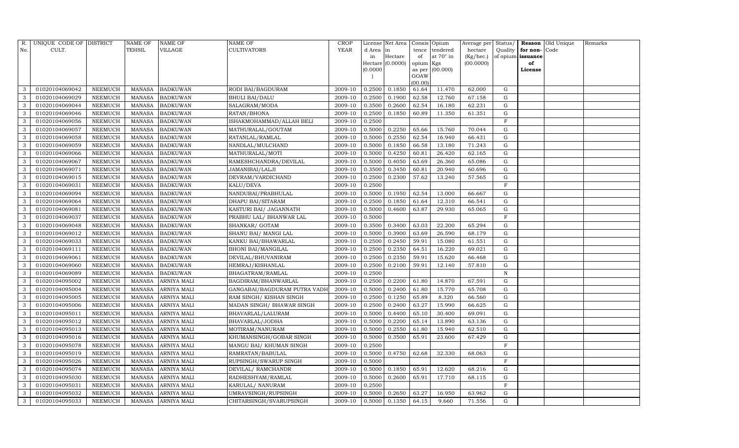| R. No. | UNIQUE CODE OF CULT. | DISTRICT | NAME OF TEHSIL | NAME OF VILLAGE | NAME OF CULTIVATORS | CROP YEAR | License d Area in Hectare (0.0000) | Net Area in Hectare (0.0000) | Consis tence of opium as per GOAW (00.00) | Opium tendered at 70° in Kgs (00.000) | Average per hectare (Kg/hec.) (00.0000) | Status/ Quality of opium | Reason for non-issuance of License | Old Unique Code | Remarks |
|---|---|---|---|---|---|---|---|---|---|---|---|---|---|---|---|
| 3 | 01020104069042 | NEEMUCH | MANASA | BADKUWAN | RODI BAI/BAGDURAM | 2009-10 | 0.2500 | 0.1850 | 61.64 | 11.470 | 62.000 | G | | | |
| 3 | 01020104069029 | NEEMUCH | MANASA | BADKUWAN | BHULI BAI/DALU | 2009-10 | 0.2500 | 0.1900 | 62.58 | 12.760 | 67.158 | G | | | |
| 3 | 01020104069044 | NEEMUCH | MANASA | BADKUWAN | SALAGRAM/MODA | 2009-10 | 0.3500 | 0.2600 | 62.54 | 16.180 | 62.231 | G | | | |
| 3 | 01020104069046 | NEEMUCH | MANASA | BADKUWAN | RATAN/BHONA | 2009-10 | 0.2500 | 0.1850 | 60.89 | 11.350 | 61.351 | G | | | |
| 3 | 01020104069056 | NEEMUCH | MANASA | BADKUWAN | ISHAKMOHAMMAD/ALLAH BELI | 2009-10 | 0.2500 | | | | | F | | | |
| 3 | 01020104069057 | NEEMUCH | MANASA | BADKUWAN | MATHURALAL/GOUTAM | 2009-10 | 0.5000 | 0.2250 | 65.66 | 15.760 | 70.044 | G | | | |
| 3 | 01020104069058 | NEEMUCH | MANASA | BADKUWAN | RATANLAL/RAMLAL | 2009-10 | 0.5000 | 0.2550 | 62.54 | 16.940 | 66.431 | G | | | |
| 3 | 01020104069059 | NEEMUCH | MANASA | BADKUWAN | NANDLAL/MULCHAND | 2009-10 | 0.5000 | 0.1850 | 66.58 | 13.180 | 71.243 | G | | | |
| 3 | 01020104069066 | NEEMUCH | MANASA | BADKUWAN | MATHURALAL/MOTI | 2009-10 | 0.5000 | 0.4250 | 60.81 | 26.420 | 62.165 | G | | | |
| 3 | 01020104069067 | NEEMUCH | MANASA | BADKUWAN | RAMESHCHANDRA/DEVILAL | 2009-10 | 0.5000 | 0.4050 | 63.69 | 26.360 | 65.086 | G | | | |
| 3 | 01020104069071 | NEEMUCH | MANASA | BADKUWAN | JAMANIBAI/LALJI | 2009-10 | 0.3500 | 0.3450 | 60.81 | 20.940 | 60.696 | G | | | |
| 3 | 01020104069015 | NEEMUCH | MANASA | BADKUWAN | DEVRAM/VARDICHAND | 2009-10 | 0.2500 | 0.2300 | 57.62 | 13.240 | 57.565 | G | | | |
| 3 | 01020104069031 | NEEMUCH | MANASA | BADKUWAN | KALU/DEVA | 2009-10 | 0.2500 | | | | | F | | | |
| 3 | 01020104069094 | NEEMUCH | MANASA | BADKUWAN | NANDUBAI/PRABHULAL | 2009-10 | 0.5000 | 0.1950 | 62.54 | 13.000 | 66.667 | G | | | |
| 3 | 01020104069064 | NEEMUCH | MANASA | BADKUWAN | DHAPU BAI/SITARAM | 2009-10 | 0.2500 | 0.1850 | 61.64 | 12.310 | 66.541 | G | | | |
| 3 | 01020104069081 | NEEMUCH | MANASA | BADKUWAN | KASTURI BAI/ JAGANNATH | 2009-10 | 0.5000 | 0.4600 | 63.87 | 29.930 | 65.065 | G | | | |
| 3 | 01020104069037 | NEEMUCH | MANASA | BADKUWAN | PRABHU LAL/ BHANWAR LAL | 2009-10 | 0.5000 | | | | | F | | | |
| 3 | 01020104069048 | NEEMUCH | MANASA | BADKUWAN | SHANKAR/ GOTAM | 2009-10 | 0.3500 | 0.3400 | 63.03 | 22.200 | 65.294 | G | | | |
| 3 | 01020104069012 | NEEMUCH | MANASA | BADKUWAN | SHANU BAI/ MANGI LAL | 2009-10 | 0.5000 | 0.3900 | 63.69 | 26.590 | 68.179 | G | | | |
| 3 | 01020104069033 | NEEMUCH | MANASA | BADKUWAN | KANKU BAI/BHAWARLAL | 2009-10 | 0.2500 | 0.2450 | 59.91 | 15.080 | 61.551 | G | | | |
| 3 | 01020104069111 | NEEMUCH | MANASA | BADKUWAN | BHONI BAI/MANGILAL | 2009-10 | 0.2500 | 0.2350 | 64.51 | 16.220 | 69.021 | G | | | |
| 3 | 01020104069061 | NEEMUCH | MANASA | BADKUWAN | DEVILAL/BHUVANIRAM | 2009-10 | 0.2500 | 0.2350 | 59.91 | 15.620 | 66.468 | G | | | |
| 3 | 01020104069060 | NEEMUCH | MANASA | BADKUWAN | HEMRAJ/KISHANLAL | 2009-10 | 0.2500 | 0.2100 | 59.91 | 12.140 | 57.810 | G | | | |
| 3 | 01020104069089 | NEEMUCH | MANASA | BADKUWAN | BHAGATRAM/RAMLAL | 2009-10 | 0.2500 | | | | | N | | | |
| 3 | 01020104095002 | NEEMUCH | MANASA | ARNIYA MALI | BAGDIRAM/BHANWARLAL | 2009-10 | 0.2500 | 0.2200 | 61.80 | 14.870 | 67.591 | G | | | |
| 3 | 01020104095004 | NEEMUCH | MANASA | ARNIYA MALI | GANGABAI/BAGDURAM PUTRA VADH | 2009-10 | 0.5000 | 0.2400 | 61.80 | 15.770 | 65.708 | G | | | |
| 3 | 01020104095005 | NEEMUCH | MANASA | ARNIYA MALI | RAM SINGH/ KISHAN SINGH | 2009-10 | 0.2500 | 0.1250 | 65.89 | 8.320 | 66.560 | G | | | |
| 3 | 01020104095006 | NEEMUCH | MANASA | ARNIYA MALI | MADAN SINGH/ BHAWAR SINGH | 2009-10 | 0.2500 | 0.2400 | 63.27 | 15.990 | 66.625 | G | | | |
| 3 | 01020104095011 | NEEMUCH | MANASA | ARNIYA MALI | BHAVARLAL/LALURAM | 2009-10 | 0.5000 | 0.4400 | 65.10 | 30.400 | 69.091 | G | | | |
| 3 | 01020104095012 | NEEMUCH | MANASA | ARNIYA MALI | BHAVARLAL/JODHA | 2009-10 | 0.5000 | 0.2200 | 65.14 | 13.890 | 63.136 | G | | | |
| 3 | 01020104095013 | NEEMUCH | MANASA | ARNIYA MALI | MOTIRAM/NANURAM | 2009-10 | 0.5000 | 0.2550 | 61.80 | 15.940 | 62.510 | G | | | |
| 3 | 01020104095016 | NEEMUCH | MANASA | ARNIYA MALI | KHUMANSINGH/GOBAR SINGH | 2009-10 | 0.5000 | 0.3500 | 65.91 | 23.600 | 67.429 | G | | | |
| 3 | 01020104095078 | NEEMUCH | MANASA | ARNIYA MALI | MANGU BAI/ KHUMAN SINGH | 2009-10 | 0.2500 | | | | | F | | | |
| 3 | 01020104095019 | NEEMUCH | MANASA | ARNIYA MALI | RAMRATAN/BABULAL | 2009-10 | 0.5000 | 0.4750 | 62.68 | 32.330 | 68.063 | G | | | |
| 3 | 01020104095026 | NEEMUCH | MANASA | ARNIYA MALI | RUPSINGH/SWARUP SINGH | 2009-10 | 0.5000 | | | | | F | | | |
| 3 | 01020104095074 | NEEMUCH | MANASA | ARNIYA MALI | DEVILAL/ RAMCHANDR | 2009-10 | 0.5000 | 0.1850 | 65.91 | 12.620 | 68.216 | G | | | |
| 3 | 01020104095030 | NEEMUCH | MANASA | ARNIYA MALI | RADHESHYAM/RAMLAL | 2009-10 | 0.5000 | 0.2600 | 65.91 | 17.710 | 68.115 | G | | | |
| 3 | 01020104095031 | NEEMUCH | MANASA | ARNIYA MALI | KARULAL/ NANURAM | 2009-10 | 0.2500 | | | | | F | | | |
| 3 | 01020104095032 | NEEMUCH | MANASA | ARNIYA MALI | UMRAVSINGH/RUPSINGH | 2009-10 | 0.5000 | 0.2650 | 63.27 | 16.950 | 63.962 | G | | | |
| 3 | 01020104095033 | NEEMUCH | MANASA | ARNIYA MALI | CHITARSINGH/SVARUPSINGH | 2009-10 | 0.5000 | 0.1350 | 64.15 | 9.660 | 71.556 | G | | | |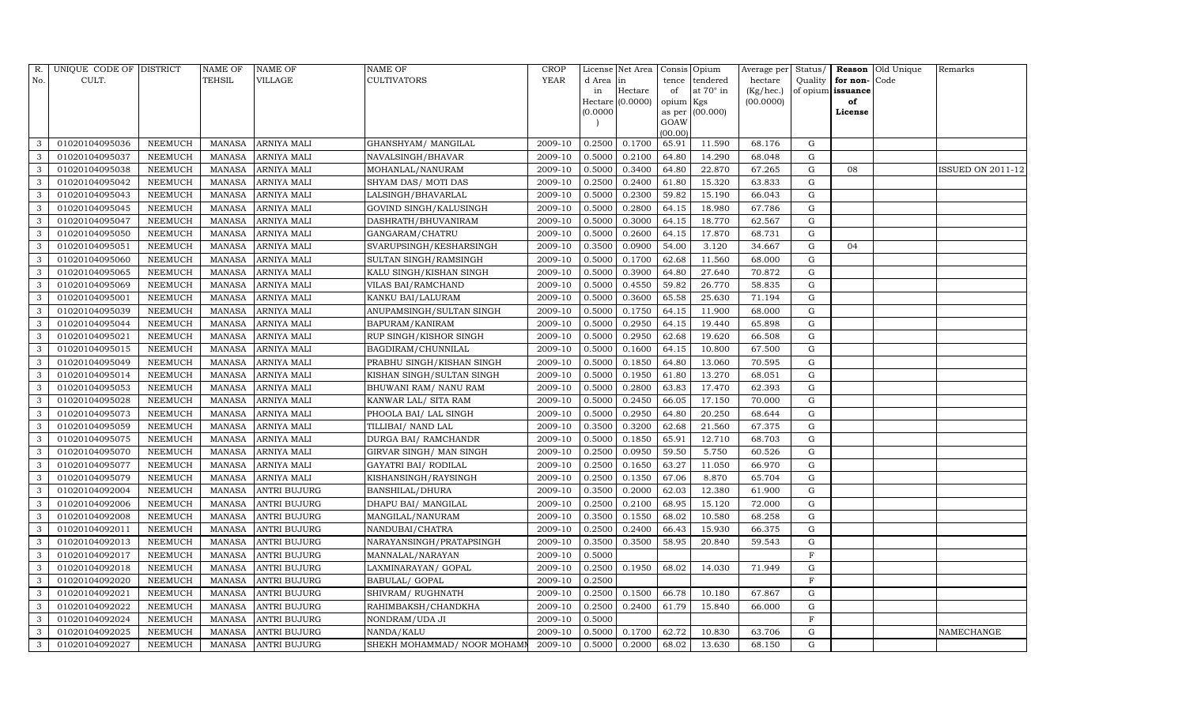| R. No. | UNIQUE CODE OF CULT. | DISTRICT | NAME OF TEHSIL | NAME OF VILLAGE | NAME OF CULTIVATORS | CROP YEAR | License d Area in Hectare (0.0000) | Net Area in Hectare (0.0000) | Consis tence of opium as per GOAW (00.00) | Opium tendered at 70° in Kgs (00.000) | Average per hectare (Kg/hec.) (00.0000) | Status/ Quality of opium | Reason for non-issuance of License | Old Unique Code | Remarks |
|---|---|---|---|---|---|---|---|---|---|---|---|---|---|---|---|
| 3 | 01020104095036 | NEEMUCH | MANASA | ARNIYA MALI | GHANSHYAM/ MANGILAL | 2009-10 | 0.2500 | 0.1700 | 65.91 | 11.590 | 68.176 | G | | | |
| 3 | 01020104095037 | NEEMUCH | MANASA | ARNIYA MALI | NAVALSINGH/BHAVAR | 2009-10 | 0.5000 | 0.2100 | 64.80 | 14.290 | 68.048 | G | | | |
| 3 | 01020104095038 | NEEMUCH | MANASA | ARNIYA MALI | MOHANLAL/NANURAM | 2009-10 | 0.5000 | 0.3400 | 64.80 | 22.870 | 67.265 | G | 08 | | ISSUED ON 2011-12 |
| 3 | 01020104095042 | NEEMUCH | MANASA | ARNIYA MALI | SHYAM DAS/ MOTI DAS | 2009-10 | 0.2500 | 0.2400 | 61.80 | 15.320 | 63.833 | G | | | |
| 3 | 01020104095043 | NEEMUCH | MANASA | ARNIYA MALI | LALSINGH/BHAVARLAL | 2009-10 | 0.5000 | 0.2300 | 59.82 | 15.190 | 66.043 | G | | | |
| 3 | 01020104095045 | NEEMUCH | MANASA | ARNIYA MALI | GOVIND SINGH/KALUSINGH | 2009-10 | 0.5000 | 0.2800 | 64.15 | 18.980 | 67.786 | G | | | |
| 3 | 01020104095047 | NEEMUCH | MANASA | ARNIYA MALI | DASHRATH/BHUVANIRAM | 2009-10 | 0.5000 | 0.3000 | 64.15 | 18.770 | 62.567 | G | | | |
| 3 | 01020104095050 | NEEMUCH | MANASA | ARNIYA MALI | GANGARAM/CHATRU | 2009-10 | 0.5000 | 0.2600 | 64.15 | 17.870 | 68.731 | G | | | |
| 3 | 01020104095051 | NEEMUCH | MANASA | ARNIYA MALI | SVARUPSINGH/KESHARSINGH | 2009-10 | 0.3500 | 0.0900 | 54.00 | 3.120 | 34.667 | G | 04 | | |
| 3 | 01020104095060 | NEEMUCH | MANASA | ARNIYA MALI | SULTAN SINGH/RAMSINGH | 2009-10 | 0.5000 | 0.1700 | 62.68 | 11.560 | 68.000 | G | | | |
| 3 | 01020104095065 | NEEMUCH | MANASA | ARNIYA MALI | KALU SINGH/KISHAN SINGH | 2009-10 | 0.5000 | 0.3900 | 64.80 | 27.640 | 70.872 | G | | | |
| 3 | 01020104095069 | NEEMUCH | MANASA | ARNIYA MALI | VILAS BAI/RAMCHAND | 2009-10 | 0.5000 | 0.4550 | 59.82 | 26.770 | 58.835 | G | | | |
| 3 | 01020104095001 | NEEMUCH | MANASA | ARNIYA MALI | KANKU BAI/LALURAM | 2009-10 | 0.5000 | 0.3600 | 65.58 | 25.630 | 71.194 | G | | | |
| 3 | 01020104095039 | NEEMUCH | MANASA | ARNIYA MALI | ANUPAMSINGH/SULTAN SINGH | 2009-10 | 0.5000 | 0.1750 | 64.15 | 11.900 | 68.000 | G | | | |
| 3 | 01020104095044 | NEEMUCH | MANASA | ARNIYA MALI | BAPURAM/KANIRAM | 2009-10 | 0.5000 | 0.2950 | 64.15 | 19.440 | 65.898 | G | | | |
| 3 | 01020104095021 | NEEMUCH | MANASA | ARNIYA MALI | RUP SINGH/KISHOR SINGH | 2009-10 | 0.5000 | 0.2950 | 62.68 | 19.620 | 66.508 | G | | | |
| 3 | 01020104095015 | NEEMUCH | MANASA | ARNIYA MALI | BAGDIRAM/CHUNNILAL | 2009-10 | 0.5000 | 0.1600 | 64.15 | 10.800 | 67.500 | G | | | |
| 3 | 01020104095049 | NEEMUCH | MANASA | ARNIYA MALI | PRABHU SINGH/KISHAN SINGH | 2009-10 | 0.5000 | 0.1850 | 64.80 | 13.060 | 70.595 | G | | | |
| 3 | 01020104095014 | NEEMUCH | MANASA | ARNIYA MALI | KISHAN SINGH/SULTAN SINGH | 2009-10 | 0.5000 | 0.1950 | 61.80 | 13.270 | 68.051 | G | | | |
| 3 | 01020104095053 | NEEMUCH | MANASA | ARNIYA MALI | BHUWANI RAM/ NANU RAM | 2009-10 | 0.5000 | 0.2800 | 63.83 | 17.470 | 62.393 | G | | | |
| 3 | 01020104095028 | NEEMUCH | MANASA | ARNIYA MALI | KANWAR LAL/ SITA RAM | 2009-10 | 0.5000 | 0.2450 | 66.05 | 17.150 | 70.000 | G | | | |
| 3 | 01020104095073 | NEEMUCH | MANASA | ARNIYA MALI | PHOOLA BAI/ LAL SINGH | 2009-10 | 0.5000 | 0.2950 | 64.80 | 20.250 | 68.644 | G | | | |
| 3 | 01020104095059 | NEEMUCH | MANASA | ARNIYA MALI | TILLIBAI/ NAND LAL | 2009-10 | 0.3500 | 0.3200 | 62.68 | 21.560 | 67.375 | G | | | |
| 3 | 01020104095075 | NEEMUCH | MANASA | ARNIYA MALI | DURGA BAI/ RAMCHANDR | 2009-10 | 0.5000 | 0.1850 | 65.91 | 12.710 | 68.703 | G | | | |
| 3 | 01020104095070 | NEEMUCH | MANASA | ARNIYA MALI | GIRVAR SINGH/ MAN SINGH | 2009-10 | 0.2500 | 0.0950 | 59.50 | 5.750 | 60.526 | G | | | |
| 3 | 01020104095077 | NEEMUCH | MANASA | ARNIYA MALI | GAYATRI BAI/ RODILAL | 2009-10 | 0.2500 | 0.1650 | 63.27 | 11.050 | 66.970 | G | | | |
| 3 | 01020104095079 | NEEMUCH | MANASA | ARNIYA MALI | KISHANSINGH/RAYSINGH | 2009-10 | 0.2500 | 0.1350 | 67.06 | 8.870 | 65.704 | G | | | |
| 3 | 01020104092004 | NEEMUCH | MANASA | ANTRI BUJURG | BANSHILAL/DHURA | 2009-10 | 0.3500 | 0.2000 | 62.03 | 12.380 | 61.900 | G | | | |
| 3 | 01020104092006 | NEEMUCH | MANASA | ANTRI BUJURG | DHAPU BAI/ MANGILAL | 2009-10 | 0.2500 | 0.2100 | 68.95 | 15.120 | 72.000 | G | | | |
| 3 | 01020104092008 | NEEMUCH | MANASA | ANTRI BUJURG | MANGILAL/NANURAM | 2009-10 | 0.3500 | 0.1550 | 68.02 | 10.580 | 68.258 | G | | | |
| 3 | 01020104092011 | NEEMUCH | MANASA | ANTRI BUJURG | NANDUBAI/CHATRA | 2009-10 | 0.2500 | 0.2400 | 66.43 | 15.930 | 66.375 | G | | | |
| 3 | 01020104092013 | NEEMUCH | MANASA | ANTRI BUJURG | NARAYANSINGH/PRATAPSINGH | 2009-10 | 0.3500 | 0.3500 | 58.95 | 20.840 | 59.543 | G | | | |
| 3 | 01020104092017 | NEEMUCH | MANASA | ANTRI BUJURG | MANNALAL/NARAYAN | 2009-10 | 0.5000 | | | | | F | | | |
| 3 | 01020104092018 | NEEMUCH | MANASA | ANTRI BUJURG | LAXMINARAYAN/ GOPAL | 2009-10 | 0.2500 | 0.1950 | 68.02 | 14.030 | 71.949 | G | | | |
| 3 | 01020104092020 | NEEMUCH | MANASA | ANTRI BUJURG | BABULAL/ GOPAL | 2009-10 | 0.2500 | | | | | F | | | |
| 3 | 01020104092021 | NEEMUCH | MANASA | ANTRI BUJURG | SHIVRAM/ RUGHNATH | 2009-10 | 0.2500 | 0.1500 | 66.78 | 10.180 | 67.867 | G | | | |
| 3 | 01020104092022 | NEEMUCH | MANASA | ANTRI BUJURG | RAHIMBAKSH/CHANDKHA | 2009-10 | 0.2500 | 0.2400 | 61.79 | 15.840 | 66.000 | G | | | |
| 3 | 01020104092024 | NEEMUCH | MANASA | ANTRI BUJURG | NONDRAM/UDA JI | 2009-10 | 0.5000 | | | | | F | | | |
| 3 | 01020104092025 | NEEMUCH | MANASA | ANTRI BUJURG | NANDA/KALU | 2009-10 | 0.5000 | 0.1700 | 62.72 | 10.830 | 63.706 | G | | | NAMECHANGE |
| 3 | 01020104092027 | NEEMUCH | MANASA | ANTRI BUJURG | SHEKH MOHAMMAD/ NOOR MOHAMM | 2009-10 | 0.5000 | 0.2000 | 68.02 | 13.630 | 68.150 | G | | | |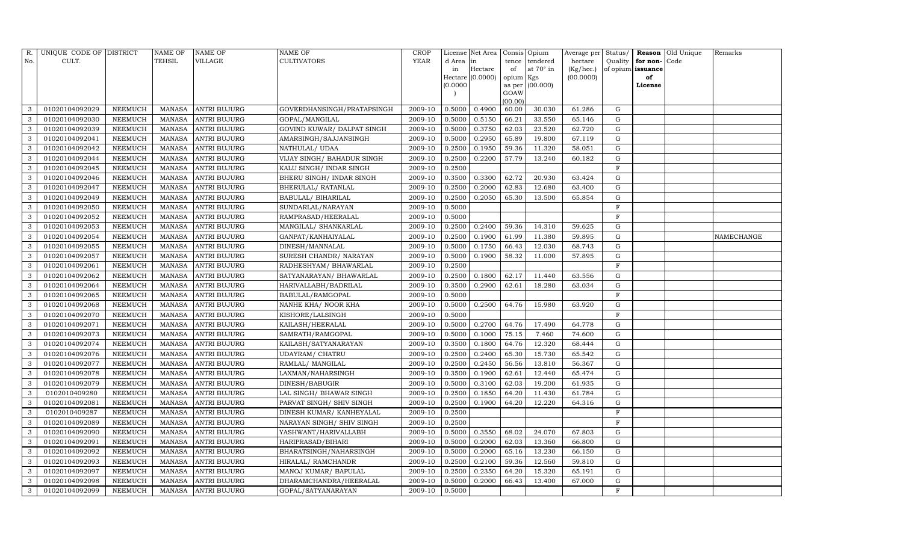| R. No. | UNIQUE CODE OF CULT. | DISTRICT | NAME OF TEHSIL | NAME OF VILLAGE | NAME OF CULTIVATORS | CROP YEAR | License d Area in Hectare (0.0000) | Net Area in Hectare (0.0000) | Consis tence of opium as per GOAW (00.00) | Opium tendered at 70° in Kgs (00.000) | Average per hectare (Kg/hec.) (00.0000) | Status/ Quality of opium | Reason for non-issuance of License | Old Unique Code | Remarks |
|---|---|---|---|---|---|---|---|---|---|---|---|---|---|---|---|
| 3 | 01020104092029 | NEEMUCH | MANASA | ANTRI BUJURG | GOVERDHANSINGH/PRATAPSINGH | 2009-10 | 0.5000 | 0.4900 | 60.00 | 30.030 | 61.286 | G | | | |
| 3 | 01020104092030 | NEEMUCH | MANASA | ANTRI BUJURG | GOPAL/MANGILAL | 2009-10 | 0.5000 | 0.5150 | 66.21 | 33.550 | 65.146 | G | | | |
| 3 | 01020104092039 | NEEMUCH | MANASA | ANTRI BUJURG | GOVIND KUWAR/ DALPAT SINGH | 2009-10 | 0.5000 | 0.3750 | 62.03 | 23.520 | 62.720 | G | | | |
| 3 | 01020104092041 | NEEMUCH | MANASA | ANTRI BUJURG | AMARSINGH/SAJJANSINGH | 2009-10 | 0.5000 | 0.2950 | 65.89 | 19.800 | 67.119 | G | | | |
| 3 | 01020104092042 | NEEMUCH | MANASA | ANTRI BUJURG | NATHULAL/ UDAA | 2009-10 | 0.2500 | 0.1950 | 59.36 | 11.320 | 58.051 | G | | | |
| 3 | 01020104092044 | NEEMUCH | MANASA | ANTRI BUJURG | VIJAY SINGH/ BAHADUR SINGH | 2009-10 | 0.2500 | 0.2200 | 57.79 | 13.240 | 60.182 | G | | | |
| 3 | 01020104092045 | NEEMUCH | MANASA | ANTRI BUJURG | KALU SINGH/ INDAR SINGH | 2009-10 | 0.2500 | | | | | F | | | |
| 3 | 01020104092046 | NEEMUCH | MANASA | ANTRI BUJURG | BHERU SINGH/ INDAR SINGH | 2009-10 | 0.3500 | 0.3300 | 62.72 | 20.930 | 63.424 | G | | | |
| 3 | 01020104092047 | NEEMUCH | MANASA | ANTRI BUJURG | BHERULAL/ RATANLAL | 2009-10 | 0.2500 | 0.2000 | 62.83 | 12.680 | 63.400 | G | | | |
| 3 | 01020104092049 | NEEMUCH | MANASA | ANTRI BUJURG | BABULAL/ BIHARILAL | 2009-10 | 0.2500 | 0.2050 | 65.30 | 13.500 | 65.854 | G | | | |
| 3 | 01020104092050 | NEEMUCH | MANASA | ANTRI BUJURG | SUNDARLAL/NARAYAN | 2009-10 | 0.5000 | | | | | F | | | |
| 3 | 01020104092052 | NEEMUCH | MANASA | ANTRI BUJURG | RAMPRASAD/HEERALAL | 2009-10 | 0.5000 | | | | | F | | | |
| 3 | 01020104092053 | NEEMUCH | MANASA | ANTRI BUJURG | MANGILAL/ SHANKARLAL | 2009-10 | 0.2500 | 0.2400 | 59.36 | 14.310 | 59.625 | G | | | |
| 3 | 01020104092054 | NEEMUCH | MANASA | ANTRI BUJURG | GANPAT/KANHAIYALAL | 2009-10 | 0.2500 | 0.1900 | 61.99 | 11.380 | 59.895 | G | | | NAMECHANGE |
| 3 | 01020104092055 | NEEMUCH | MANASA | ANTRI BUJURG | DINESH/MANNALAL | 2009-10 | 0.5000 | 0.1750 | 66.43 | 12.030 | 68.743 | G | | | |
| 3 | 01020104092057 | NEEMUCH | MANASA | ANTRI BUJURG | SURESH CHANDR/ NARAYAN | 2009-10 | 0.5000 | 0.1900 | 58.32 | 11.000 | 57.895 | G | | | |
| 3 | 01020104092061 | NEEMUCH | MANASA | ANTRI BUJURG | RADHESHYAM/ BHAWARLAL | 2009-10 | 0.2500 | | | | | F | | | |
| 3 | 01020104092062 | NEEMUCH | MANASA | ANTRI BUJURG | SATYANARAYAN/ BHAWARLAL | 2009-10 | 0.2500 | 0.1800 | 62.17 | 11.440 | 63.556 | G | | | |
| 3 | 01020104092064 | NEEMUCH | MANASA | ANTRI BUJURG | HARIVALLABH/BADRILAL | 2009-10 | 0.3500 | 0.2900 | 62.61 | 18.280 | 63.034 | G | | | |
| 3 | 01020104092065 | NEEMUCH | MANASA | ANTRI BUJURG | BABULAL/RAMGOPAL | 2009-10 | 0.5000 | | | | | F | | | |
| 3 | 01020104092068 | NEEMUCH | MANASA | ANTRI BUJURG | NANHE KHA/ NOOR KHA | 2009-10 | 0.5000 | 0.2500 | 64.76 | 15.980 | 63.920 | G | | | |
| 3 | 01020104092070 | NEEMUCH | MANASA | ANTRI BUJURG | KISHORE/LALSINGH | 2009-10 | 0.5000 | | | | | F | | | |
| 3 | 01020104092071 | NEEMUCH | MANASA | ANTRI BUJURG | KAILASH/HEERALAL | 2009-10 | 0.5000 | 0.2700 | 64.76 | 17.490 | 64.778 | G | | | |
| 3 | 01020104092073 | NEEMUCH | MANASA | ANTRI BUJURG | SAMRATH/RAMGOPAL | 2009-10 | 0.5000 | 0.1000 | 75.15 | 7.460 | 74.600 | G | | | |
| 3 | 01020104092074 | NEEMUCH | MANASA | ANTRI BUJURG | KAILASH/SATYANARAYAN | 2009-10 | 0.3500 | 0.1800 | 64.76 | 12.320 | 68.444 | G | | | |
| 3 | 01020104092076 | NEEMUCH | MANASA | ANTRI BUJURG | UDAYRAM/ CHATRU | 2009-10 | 0.2500 | 0.2400 | 65.30 | 15.730 | 65.542 | G | | | |
| 3 | 01020104092077 | NEEMUCH | MANASA | ANTRI BUJURG | RAMLAL/ MANGILAL | 2009-10 | 0.2500 | 0.2450 | 56.56 | 13.810 | 56.367 | G | | | |
| 3 | 01020104092078 | NEEMUCH | MANASA | ANTRI BUJURG | LAXMAN/NAHARSINGH | 2009-10 | 0.3500 | 0.1900 | 62.61 | 12.440 | 65.474 | G | | | |
| 3 | 01020104092079 | NEEMUCH | MANASA | ANTRI BUJURG | DINESH/BABUGIR | 2009-10 | 0.5000 | 0.3100 | 62.03 | 19.200 | 61.935 | G | | | |
| 3 | 0102010409280 | NEEMUCH | MANASA | ANTRI BUJURG | LAL SINGH/ BHAWAR SINGH | 2009-10 | 0.2500 | 0.1850 | 64.20 | 11.430 | 61.784 | G | | | |
| 3 | 01020104092081 | NEEMUCH | MANASA | ANTRI BUJURG | PARVAT SINGH/ SHIV SINGH | 2009-10 | 0.2500 | 0.1900 | 64.20 | 12.220 | 64.316 | G | | | |
| 3 | 0102010409287 | NEEMUCH | MANASA | ANTRI BUJURG | DINESH KUMAR/ KANHEYALAL | 2009-10 | 0.2500 | | | | | F | | | |
| 3 | 01020104092089 | NEEMUCH | MANASA | ANTRI BUJURG | NARAYAN SINGH/ SHIV SINGH | 2009-10 | 0.2500 | | | | | F | | | |
| 3 | 01020104092090 | NEEMUCH | MANASA | ANTRI BUJURG | YASHWANT/HARIVALLABH | 2009-10 | 0.5000 | 0.3550 | 68.02 | 24.070 | 67.803 | G | | | |
| 3 | 01020104092091 | NEEMUCH | MANASA | ANTRI BUJURG | HARIPRASAD/BIHARI | 2009-10 | 0.5000 | 0.2000 | 62.03 | 13.360 | 66.800 | G | | | |
| 3 | 01020104092092 | NEEMUCH | MANASA | ANTRI BUJURG | BHARATSINGH/NAHARSINGH | 2009-10 | 0.5000 | 0.2000 | 65.16 | 13.230 | 66.150 | G | | | |
| 3 | 01020104092093 | NEEMUCH | MANASA | ANTRI BUJURG | HIRALAL/ RAMCHANDR | 2009-10 | 0.2500 | 0.2100 | 59.36 | 12.560 | 59.810 | G | | | |
| 3 | 01020104092097 | NEEMUCH | MANASA | ANTRI BUJURG | MANOJ KUMAR/ BAPULAL | 2009-10 | 0.2500 | 0.2350 | 64.20 | 15.320 | 65.191 | G | | | |
| 3 | 01020104092098 | NEEMUCH | MANASA | ANTRI BUJURG | DHARAMCHANDRA/HEERALAL | 2009-10 | 0.5000 | 0.2000 | 66.43 | 13.400 | 67.000 | G | | | |
| 3 | 01020104092099 | NEEMUCH | MANASA | ANTRI BUJURG | GOPAL/SATYANARAYAN | 2009-10 | 0.5000 | | | | | F | | | |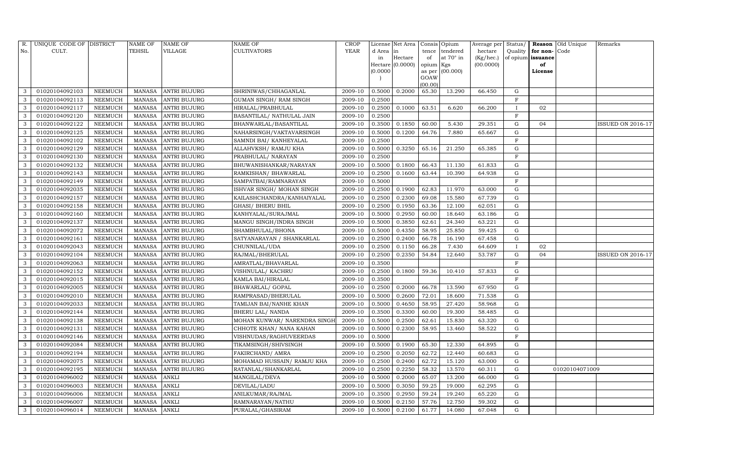| R. No. | UNIQUE CODE OF CULT. | DISTRICT | NAME OF TEHSIL | NAME OF VILLAGE | NAME OF CULTIVATORS | CROP YEAR | License d Area in Hectare (0.0000) | Net Area in Hectare (0.0000) | Consis tence of opium as per GOAW (00.00) | Opium tendered at 70° in Kgs (00.000) | Average per hectare (Kg/hec.) (00.0000) | Status/ Quality of opium | Reason for non-issuance of License | Old Unique Code | Remarks |
|---|---|---|---|---|---|---|---|---|---|---|---|---|---|---|---|
| 3 | 01020104092103 | NEEMUCH | MANASA | ANTRI BUJURG | SHRINIWAS/CHHAGANLAL | 2009-10 | 0.5000 | 0.2000 | 65.30 | 13.290 | 66.450 | G | | | |
| 3 | 01020104092113 | NEEMUCH | MANASA | ANTRI BUJURG | GUMAN SINGH/ RAM SINGH | 2009-10 | 0.2500 | | | | | F | | | |
| 3 | 01020104092117 | NEEMUCH | MANASA | ANTRI BUJURG | HIRALAL/PRABHULAL | 2009-10 | 0.2500 | 0.1000 | 63.51 | 6.620 | 66.200 | I | 02 | | |
| 3 | 01020104092120 | NEEMUCH | MANASA | ANTRI BUJURG | BASANTILAL/ NATHULAL JAIN | 2009-10 | 0.2500 | | | | | F | | | |
| 3 | 01020104092122 | NEEMUCH | MANASA | ANTRI BUJURG | BHANWARLAL/BASANTILAL | 2009-10 | 0.3500 | 0.1850 | 60.00 | 5.430 | 29.351 | G | 04 | | ISSUED ON 2016-17 |
| 3 | 01020104092125 | NEEMUCH | MANASA | ANTRI BUJURG | NAHARSINGH/VAKTAVARSINGH | 2009-10 | 0.5000 | 0.1200 | 64.76 | 7.880 | 65.667 | G | | | |
| 3 | 01020104092102 | NEEMUCH | MANASA | ANTRI BUJURG | SAMNDI BAI/ KANHEYALAL | 2009-10 | 0.2500 | | | | | F | | | |
| 3 | 01020104092129 | NEEMUCH | MANASA | ANTRI BUJURG | ALLAHVKSH/ RAMJU KHA | 2009-10 | 0.5000 | 0.3250 | 65.16 | 21.250 | 65.385 | G | | | |
| 3 | 01020104092130 | NEEMUCH | MANASA | ANTRI BUJURG | PRABHULAL/ NARAYAN | 2009-10 | 0.2500 | | | | | F | | | |
| 3 | 01020104092132 | NEEMUCH | MANASA | ANTRI BUJURG | BHUWANISHANKAR/NARAYAN | 2009-10 | 0.5000 | 0.1800 | 66.43 | 11.130 | 61.833 | G | | | |
| 3 | 01020104092143 | NEEMUCH | MANASA | ANTRI BUJURG | RAMKISHAN/ BHAWARLAL | 2009-10 | 0.2500 | 0.1600 | 63.44 | 10.390 | 64.938 | G | | | |
| 3 | 01020104092149 | NEEMUCH | MANASA | ANTRI BUJURG | SAMPATBAI/RAMNARAYAN | 2009-10 | 0.5000 | | | | | F | | | |
| 3 | 01020104092035 | NEEMUCH | MANASA | ANTRI BUJURG | ISHVAR SINGH/ MOHAN SINGH | 2009-10 | 0.2500 | 0.1900 | 62.83 | 11.970 | 63.000 | G | | | |
| 3 | 01020104092157 | NEEMUCH | MANASA | ANTRI BUJURG | KAILASHCHANDRA/KANHAIYALAL | 2009-10 | 0.2500 | 0.2300 | 69.08 | 15.580 | 67.739 | G | | | |
| 3 | 01020104092158 | NEEMUCH | MANASA | ANTRI BUJURG | GHASI/ BHERU BHIL | 2009-10 | 0.2500 | 0.1950 | 63.36 | 12.100 | 62.051 | G | | | |
| 3 | 01020104092160 | NEEMUCH | MANASA | ANTRI BUJURG | KANHYALAL/SURAJMAL | 2009-10 | 0.5000 | 0.2950 | 60.00 | 18.640 | 63.186 | G | | | |
| 3 | 01020104092137 | NEEMUCH | MANASA | ANTRI BUJURG | MANGU SINGH/INDRA SINGH | 2009-10 | 0.5000 | 0.3850 | 62.61 | 24.340 | 63.221 | G | | | |
| 3 | 01020104092072 | NEEMUCH | MANASA | ANTRI BUJURG | SHAMBHULAL/BHONA | 2009-10 | 0.5000 | 0.4350 | 58.95 | 25.850 | 59.425 | G | | | |
| 3 | 01020104092161 | NEEMUCH | MANASA | ANTRI BUJURG | SATYANARAYAN / SHANKARLAL | 2009-10 | 0.2500 | 0.2400 | 66.78 | 16.190 | 67.458 | G | | | |
| 3 | 01020104092043 | NEEMUCH | MANASA | ANTRI BUJURG | CHUNNILAL/UDA | 2009-10 | 0.2500 | 0.1150 | 66.28 | 7.430 | 64.609 | I | 02 | | |
| 3 | 01020104092104 | NEEMUCH | MANASA | ANTRI BUJURG | RAJMAL/BHERULAL | 2009-10 | 0.2500 | 0.2350 | 54.84 | 12.640 | 53.787 | G | 04 | | ISSUED ON 2016-17 |
| 3 | 01020104092063 | NEEMUCH | MANASA | ANTRI BUJURG | AMRATLAL/BHAVARLAL | 2009-10 | 0.3500 | | | | | F | | | |
| 3 | 01020104092152 | NEEMUCH | MANASA | ANTRI BUJURG | VISHNULAL/ KACHRU | 2009-10 | 0.2500 | 0.1800 | 59.36 | 10.410 | 57.833 | G | | | |
| 3 | 01020104092015 | NEEMUCH | MANASA | ANTRI BUJURG | KAMLA BAI/HIRALAL | 2009-10 | 0.3500 | | | | | F | | | |
| 3 | 01020104092005 | NEEMUCH | MANASA | ANTRI BUJURG | BHAWARLAL/ GOPAL | 2009-10 | 0.2500 | 0.2000 | 66.78 | 13.590 | 67.950 | G | | | |
| 3 | 01020104092010 | NEEMUCH | MANASA | ANTRI BUJURG | RAMPRASAD/BHERULAL | 2009-10 | 0.5000 | 0.2600 | 72.01 | 18.600 | 71.538 | G | | | |
| 3 | 01020104092033 | NEEMUCH | MANASA | ANTRI BUJURG | TAMIJAN BAI/NANHE KHAN | 2009-10 | 0.5000 | 0.4650 | 58.95 | 27.420 | 58.968 | G | | | |
| 3 | 01020104092144 | NEEMUCH | MANASA | ANTRI BUJURG | BHERU LAL/ NANDA | 2009-10 | 0.3500 | 0.3300 | 60.00 | 19.300 | 58.485 | G | | | |
| 3 | 01020104092138 | NEEMUCH | MANASA | ANTRI BUJURG | MOHAN KUNWAR/ NARENDRA SINGH | 2009-10 | 0.5000 | 0.2500 | 62.61 | 15.830 | 63.320 | G | | | |
| 3 | 01020104092131 | NEEMUCH | MANASA | ANTRI BUJURG | CHHOTE KHAN/ NANA KAHAN | 2009-10 | 0.5000 | 0.2300 | 58.95 | 13.460 | 58.522 | G | | | |
| 3 | 01020104092146 | NEEMUCH | MANASA | ANTRI BUJURG | VISHNUDAS/RAGHUVEERDAS | 2009-10 | 0.5000 | | | | | F | | | |
| 3 | 01020104092084 | NEEMUCH | MANASA | ANTRI BUJURG | TIKAMSINGH/SHIVSINGH | 2009-10 | 0.5000 | 0.1900 | 65.30 | 12.330 | 64.895 | G | | | |
| 3 | 01020104092194 | NEEMUCH | MANASA | ANTRI BUJURG | FAKIRCHAND/ AMRA | 2009-10 | 0.2500 | 0.2050 | 62.72 | 12.440 | 60.683 | G | | | |
| 3 | 01020104092075 | NEEMUCH | MANASA | ANTRI BUJURG | MOHAMAD HUSSAIN/ RAMJU KHA | 2009-10 | 0.2500 | 0.2400 | 62.72 | 15.120 | 63.000 | G | | | |
| 3 | 01020104092195 | NEEMUCH | MANASA | ANTRI BUJURG | RATANLAL/SHANKARLAL | 2009-10 | 0.2500 | 0.2250 | 58.32 | 13.570 | 60.311 | G | | 01020104071009 | |
| 3 | 01020104096002 | NEEMUCH | MANASA | ANKLI | MANGILAL/DEVA | 2009-10 | 0.5000 | 0.2000 | 65.07 | 13.200 | 66.000 | G | | | |
| 3 | 01020104096003 | NEEMUCH | MANASA | ANKLI | DEVILAL/LADU | 2009-10 | 0.5000 | 0.3050 | 59.25 | 19.000 | 62.295 | G | | | |
| 3 | 01020104096006 | NEEMUCH | MANASA | ANKLI | ANILKUMAR/RAJMAL | 2009-10 | 0.3500 | 0.2950 | 59.24 | 19.240 | 65.220 | G | | | |
| 3 | 01020104096007 | NEEMUCH | MANASA | ANKLI | RAMNARAYAN/NATHU | 2009-10 | 0.5000 | 0.2150 | 57.76 | 12.750 | 59.302 | G | | | |
| 3 | 01020104096014 | NEEMUCH | MANASA | ANKLI | PURALAL/GHASIRAM | 2009-10 | 0.5000 | 0.2100 | 61.77 | 14.080 | 67.048 | G | | | |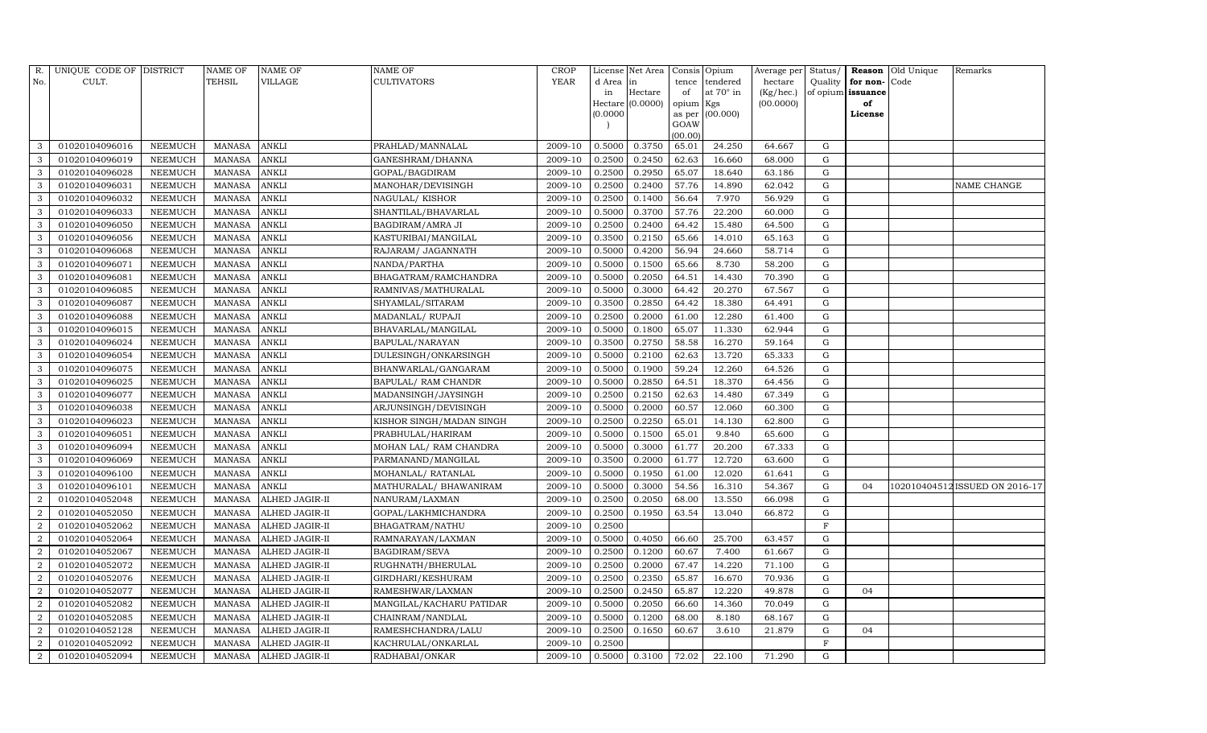| R. No. | UNIQUE CODE OF CULT. | DISTRICT | NAME OF TEHSIL | NAME OF VILLAGE | NAME OF CULTIVATORS | CROP YEAR | License d Area in Hectare (0.0000) | Net Area in Hectare (0.0000) | Consis tence of opium as per GOAW (00.00) | Opium tendered at 70° in Kgs (00.000) | Average per hectare (Kg/hec.) (00.0000) | Status/ Quality of opium | Reason for non-issuance of License | Old Unique Code | Remarks |
|---|---|---|---|---|---|---|---|---|---|---|---|---|---|---|---|
| 3 | 01020104096016 | NEEMUCH | MANASA | ANKLI | PRAHLAD/MANNALAL | 2009-10 | 0.5000 | 0.3750 | 65.01 | 24.250 | 64.667 | G | | | |
| 3 | 01020104096019 | NEEMUCH | MANASA | ANKLI | GANESHRAM/DHANNA | 2009-10 | 0.2500 | 0.2450 | 62.63 | 16.660 | 68.000 | G | | | |
| 3 | 01020104096028 | NEEMUCH | MANASA | ANKLI | GOPAL/BAGDIRAM | 2009-10 | 0.2500 | 0.2950 | 65.07 | 18.640 | 63.186 | G | | | |
| 3 | 01020104096031 | NEEMUCH | MANASA | ANKLI | MANOHAR/DEVISINGH | 2009-10 | 0.2500 | 0.2400 | 57.76 | 14.890 | 62.042 | G | | | NAME CHANGE |
| 3 | 01020104096032 | NEEMUCH | MANASA | ANKLI | NAGULAL/ KISHOR | 2009-10 | 0.2500 | 0.1400 | 56.64 | 7.970 | 56.929 | G | | | |
| 3 | 01020104096033 | NEEMUCH | MANASA | ANKLI | SHANTILAL/BHAVARLAL | 2009-10 | 0.5000 | 0.3700 | 57.76 | 22.200 | 60.000 | G | | | |
| 3 | 01020104096050 | NEEMUCH | MANASA | ANKLI | BAGDIRAM/AMRA JI | 2009-10 | 0.2500 | 0.2400 | 64.42 | 15.480 | 64.500 | G | | | |
| 3 | 01020104096056 | NEEMUCH | MANASA | ANKLI | KASTURIBAI/MANGILAL | 2009-10 | 0.3500 | 0.2150 | 65.66 | 14.010 | 65.163 | G | | | |
| 3 | 01020104096068 | NEEMUCH | MANASA | ANKLI | RAJARAM/ JAGANNATH | 2009-10 | 0.5000 | 0.4200 | 56.94 | 24.660 | 58.714 | G | | | |
| 3 | 01020104096071 | NEEMUCH | MANASA | ANKLI | NANDA/PARTHA | 2009-10 | 0.5000 | 0.1500 | 65.66 | 8.730 | 58.200 | G | | | |
| 3 | 01020104096081 | NEEMUCH | MANASA | ANKLI | BHAGATRAM/RAMCHANDRA | 2009-10 | 0.5000 | 0.2050 | 64.51 | 14.430 | 70.390 | G | | | |
| 3 | 01020104096085 | NEEMUCH | MANASA | ANKLI | RAMNIVAS/MATHURALAL | 2009-10 | 0.5000 | 0.3000 | 64.42 | 20.270 | 67.567 | G | | | |
| 3 | 01020104096087 | NEEMUCH | MANASA | ANKLI | SHYAMLAL/SITARAM | 2009-10 | 0.3500 | 0.2850 | 64.42 | 18.380 | 64.491 | G | | | |
| 3 | 01020104096088 | NEEMUCH | MANASA | ANKLI | MADANLAL/ RUPAJI | 2009-10 | 0.2500 | 0.2000 | 61.00 | 12.280 | 61.400 | G | | | |
| 3 | 01020104096015 | NEEMUCH | MANASA | ANKLI | BHAVARLAL/MANGILAL | 2009-10 | 0.5000 | 0.1800 | 65.07 | 11.330 | 62.944 | G | | | |
| 3 | 01020104096024 | NEEMUCH | MANASA | ANKLI | BAPULAL/NARAYAN | 2009-10 | 0.3500 | 0.2750 | 58.58 | 16.270 | 59.164 | G | | | |
| 3 | 01020104096054 | NEEMUCH | MANASA | ANKLI | DULESINGH/ONKARSINGH | 2009-10 | 0.5000 | 0.2100 | 62.63 | 13.720 | 65.333 | G | | | |
| 3 | 01020104096075 | NEEMUCH | MANASA | ANKLI | BHANWARLAL/GANGARAM | 2009-10 | 0.5000 | 0.1900 | 59.24 | 12.260 | 64.526 | G | | | |
| 3 | 01020104096025 | NEEMUCH | MANASA | ANKLI | BAPULAL/ RAM CHANDR | 2009-10 | 0.5000 | 0.2850 | 64.51 | 18.370 | 64.456 | G | | | |
| 3 | 01020104096077 | NEEMUCH | MANASA | ANKLI | MADANSINGH/JAYSINGH | 2009-10 | 0.2500 | 0.2150 | 62.63 | 14.480 | 67.349 | G | | | |
| 3 | 01020104096038 | NEEMUCH | MANASA | ANKLI | ARJUNSINGH/DEVISINGH | 2009-10 | 0.5000 | 0.2000 | 60.57 | 12.060 | 60.300 | G | | | |
| 3 | 01020104096023 | NEEMUCH | MANASA | ANKLI | KISHOR SINGH/MADAN SINGH | 2009-10 | 0.2500 | 0.2250 | 65.01 | 14.130 | 62.800 | G | | | |
| 3 | 01020104096051 | NEEMUCH | MANASA | ANKLI | PRABHULAL/HARIRAM | 2009-10 | 0.5000 | 0.1500 | 65.01 | 9.840 | 65.600 | G | | | |
| 3 | 01020104096094 | NEEMUCH | MANASA | ANKLI | MOHAN LAL/ RAM CHANDRA | 2009-10 | 0.5000 | 0.3000 | 61.77 | 20.200 | 67.333 | G | | | |
| 3 | 01020104096069 | NEEMUCH | MANASA | ANKLI | PARMANAND/MANGILAL | 2009-10 | 0.3500 | 0.2000 | 61.77 | 12.720 | 63.600 | G | | | |
| 3 | 01020104096100 | NEEMUCH | MANASA | ANKLI | MOHANLAL/ RATANLAL | 2009-10 | 0.5000 | 0.1950 | 61.00 | 12.020 | 61.641 | G | | | |
| 3 | 01020104096101 | NEEMUCH | MANASA | ANKLI | MATHURALAL/ BHAWANIRAM | 2009-10 | 0.5000 | 0.3000 | 54.56 | 16.310 | 54.367 | G | 04 | 102010404512 | ISSUED ON 2016-17 |
| 2 | 01020104052048 | NEEMUCH | MANASA | ALHED JAGIR-II | NANURAM/LAXMAN | 2009-10 | 0.2500 | 0.2050 | 68.00 | 13.550 | 66.098 | G | | | |
| 2 | 01020104052050 | NEEMUCH | MANASA | ALHED JAGIR-II | GOPAL/LAKHMICHANDRA | 2009-10 | 0.2500 | 0.1950 | 63.54 | 13.040 | 66.872 | G | | | |
| 2 | 01020104052062 | NEEMUCH | MANASA | ALHED JAGIR-II | BHAGATRAM/NATHU | 2009-10 | 0.2500 | | | | | F | | | |
| 2 | 01020104052064 | NEEMUCH | MANASA | ALHED JAGIR-II | RAMNARAYAN/LAXMAN | 2009-10 | 0.5000 | 0.4050 | 66.60 | 25.700 | 63.457 | G | | | |
| 2 | 01020104052067 | NEEMUCH | MANASA | ALHED JAGIR-II | BAGDIRAM/SEVA | 2009-10 | 0.2500 | 0.1200 | 60.67 | 7.400 | 61.667 | G | | | |
| 2 | 01020104052072 | NEEMUCH | MANASA | ALHED JAGIR-II | RUGHNATH/BHERULAL | 2009-10 | 0.2500 | 0.2000 | 67.47 | 14.220 | 71.100 | G | | | |
| 2 | 01020104052076 | NEEMUCH | MANASA | ALHED JAGIR-II | GIRDHARI/KESHURAM | 2009-10 | 0.2500 | 0.2350 | 65.87 | 16.670 | 70.936 | G | | | |
| 2 | 01020104052077 | NEEMUCH | MANASA | ALHED JAGIR-II | RAMESHWAR/LAXMAN | 2009-10 | 0.2500 | 0.2450 | 65.87 | 12.220 | 49.878 | G | 04 | | |
| 2 | 01020104052082 | NEEMUCH | MANASA | ALHED JAGIR-II | MANGILAL/KACHARU PATIDAR | 2009-10 | 0.5000 | 0.2050 | 66.60 | 14.360 | 70.049 | G | | | |
| 2 | 01020104052085 | NEEMUCH | MANASA | ALHED JAGIR-II | CHAINRAM/NANDLAL | 2009-10 | 0.5000 | 0.1200 | 68.00 | 8.180 | 68.167 | G | | | |
| 2 | 01020104052128 | NEEMUCH | MANASA | ALHED JAGIR-II | RAMESHCHANDRA/LALU | 2009-10 | 0.2500 | 0.1650 | 60.67 | 3.610 | 21.879 | G | 04 | | |
| 2 | 01020104052092 | NEEMUCH | MANASA | ALHED JAGIR-II | KACHRULAL/ONKARLAL | 2009-10 | 0.2500 | | | | | F | | | |
| 2 | 01020104052094 | NEEMUCH | MANASA | ALHED JAGIR-II | RADHABAI/ONKAR | 2009-10 | 0.5000 | 0.3100 | 72.02 | 22.100 | 71.290 | G | | | |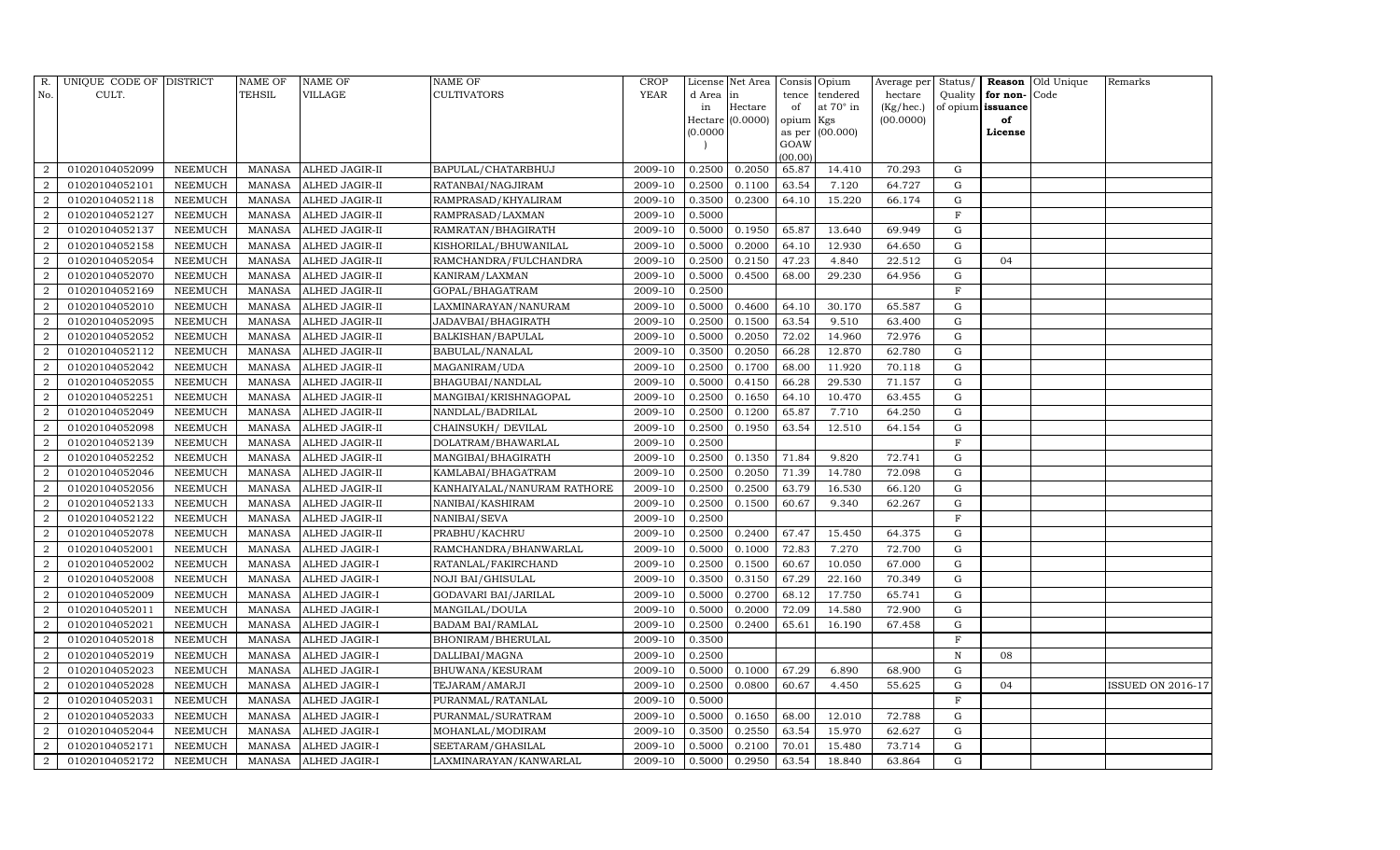| R. No. | UNIQUE CODE OF CULT. | DISTRICT | NAME OF TEHSIL | NAME OF VILLAGE | NAME OF CULTIVATORS | CROP YEAR | License d Area in Hectare (0.0000) | Net Area in Hectare (0.0000) | Consis tence of opium as per GOAW (00.00) | Opium tendered at 70° in Kgs (00.000) | Average per hectare (Kg/hec.) (00.0000) | Status/ Quality of opium | Reason for non-issuance of License | Old Unique Code | Remarks |
|---|---|---|---|---|---|---|---|---|---|---|---|---|---|---|---|
| 2 | 01020104052099 | NEEMUCH | MANASA | ALHED JAGIR-II | BAPULAL/CHATARBHUJ | 2009-10 | 0.2500 | 0.2050 | 65.87 | 14.410 | 70.293 | G | | | |
| 2 | 01020104052101 | NEEMUCH | MANASA | ALHED JAGIR-II | RATANBAI/NAGJIRAM | 2009-10 | 0.2500 | 0.1100 | 63.54 | 7.120 | 64.727 | G | | | |
| 2 | 01020104052118 | NEEMUCH | MANASA | ALHED JAGIR-II | RAMPRASAD/KHYALIRAM | 2009-10 | 0.3500 | 0.2300 | 64.10 | 15.220 | 66.174 | G | | | |
| 2 | 01020104052127 | NEEMUCH | MANASA | ALHED JAGIR-II | RAMPRASAD/LAXMAN | 2009-10 | 0.5000 | | | | | F | | | |
| 2 | 01020104052137 | NEEMUCH | MANASA | ALHED JAGIR-II | RAMRATAN/BHAGIRATH | 2009-10 | 0.5000 | 0.1950 | 65.87 | 13.640 | 69.949 | G | | | |
| 2 | 01020104052158 | NEEMUCH | MANASA | ALHED JAGIR-II | KISHORILAL/BHUWANILAL | 2009-10 | 0.5000 | 0.2000 | 64.10 | 12.930 | 64.650 | G | | | |
| 2 | 01020104052054 | NEEMUCH | MANASA | ALHED JAGIR-II | RAMCHANDRA/FULCHANDRA | 2009-10 | 0.2500 | 0.2150 | 47.23 | 4.840 | 22.512 | G | 04 | | |
| 2 | 01020104052070 | NEEMUCH | MANASA | ALHED JAGIR-II | KANIRAM/LAXMAN | 2009-10 | 0.5000 | 0.4500 | 68.00 | 29.230 | 64.956 | G | | | |
| 2 | 01020104052169 | NEEMUCH | MANASA | ALHED JAGIR-II | GOPAL/BHAGATRAM | 2009-10 | 0.2500 | | | | | F | | | |
| 2 | 01020104052010 | NEEMUCH | MANASA | ALHED JAGIR-II | LAXMINARAYAN/NANURAM | 2009-10 | 0.5000 | 0.4600 | 64.10 | 30.170 | 65.587 | G | | | |
| 2 | 01020104052095 | NEEMUCH | MANASA | ALHED JAGIR-II | JADAVBAI/BHAGIRATH | 2009-10 | 0.2500 | 0.1500 | 63.54 | 9.510 | 63.400 | G | | | |
| 2 | 01020104052052 | NEEMUCH | MANASA | ALHED JAGIR-II | BALKISHAN/BAPULAL | 2009-10 | 0.5000 | 0.2050 | 72.02 | 14.960 | 72.976 | G | | | |
| 2 | 01020104052112 | NEEMUCH | MANASA | ALHED JAGIR-II | BABULAL/NANALAL | 2009-10 | 0.3500 | 0.2050 | 66.28 | 12.870 | 62.780 | G | | | |
| 2 | 01020104052042 | NEEMUCH | MANASA | ALHED JAGIR-II | MAGANIRAM/UDA | 2009-10 | 0.2500 | 0.1700 | 68.00 | 11.920 | 70.118 | G | | | |
| 2 | 01020104052055 | NEEMUCH | MANASA | ALHED JAGIR-II | BHAGUBAI/NANDLAL | 2009-10 | 0.5000 | 0.4150 | 66.28 | 29.530 | 71.157 | G | | | |
| 2 | 01020104052251 | NEEMUCH | MANASA | ALHED JAGIR-II | MANGIBAI/KRISHNAGOPAL | 2009-10 | 0.2500 | 0.1650 | 64.10 | 10.470 | 63.455 | G | | | |
| 2 | 01020104052049 | NEEMUCH | MANASA | ALHED JAGIR-II | NANDLAL/BADRILAL | 2009-10 | 0.2500 | 0.1200 | 65.87 | 7.710 | 64.250 | G | | | |
| 2 | 01020104052098 | NEEMUCH | MANASA | ALHED JAGIR-II | CHAINSUKH/ DEVILAL | 2009-10 | 0.2500 | 0.1950 | 63.54 | 12.510 | 64.154 | G | | | |
| 2 | 01020104052139 | NEEMUCH | MANASA | ALHED JAGIR-II | DOLATRAM/BHAWARLAL | 2009-10 | 0.2500 | | | | | F | | | |
| 2 | 01020104052252 | NEEMUCH | MANASA | ALHED JAGIR-II | MANGIBAI/BHAGIRATH | 2009-10 | 0.2500 | 0.1350 | 71.84 | 9.820 | 72.741 | G | | | |
| 2 | 01020104052046 | NEEMUCH | MANASA | ALHED JAGIR-II | KAMLABAI/BHAGATRAM | 2009-10 | 0.2500 | 0.2050 | 71.39 | 14.780 | 72.098 | G | | | |
| 2 | 01020104052056 | NEEMUCH | MANASA | ALHED JAGIR-II | KANHAIYALAL/NANURAM RATHORE | 2009-10 | 0.2500 | 0.2500 | 63.79 | 16.530 | 66.120 | G | | | |
| 2 | 01020104052133 | NEEMUCH | MANASA | ALHED JAGIR-II | NANIBAI/KASHIRAM | 2009-10 | 0.2500 | 0.1500 | 60.67 | 9.340 | 62.267 | G | | | |
| 2 | 01020104052122 | NEEMUCH | MANASA | ALHED JAGIR-II | NANIBAI/SEVA | 2009-10 | 0.2500 | | | | | F | | | |
| 2 | 01020104052078 | NEEMUCH | MANASA | ALHED JAGIR-II | PRABHU/KACHRU | 2009-10 | 0.2500 | 0.2400 | 67.47 | 15.450 | 64.375 | G | | | |
| 2 | 01020104052001 | NEEMUCH | MANASA | ALHED JAGIR-I | RAMCHANDRA/BHANWARLAL | 2009-10 | 0.5000 | 0.1000 | 72.83 | 7.270 | 72.700 | G | | | |
| 2 | 01020104052002 | NEEMUCH | MANASA | ALHED JAGIR-I | RATANLAL/FAKIRCHAND | 2009-10 | 0.2500 | 0.1500 | 60.67 | 10.050 | 67.000 | G | | | |
| 2 | 01020104052008 | NEEMUCH | MANASA | ALHED JAGIR-I | NOJI BAI/GHISULAL | 2009-10 | 0.3500 | 0.3150 | 67.29 | 22.160 | 70.349 | G | | | |
| 2 | 01020104052009 | NEEMUCH | MANASA | ALHED JAGIR-I | GODAVARI BAI/JARILAL | 2009-10 | 0.5000 | 0.2700 | 68.12 | 17.750 | 65.741 | G | | | |
| 2 | 01020104052011 | NEEMUCH | MANASA | ALHED JAGIR-I | MANGILAL/DOULA | 2009-10 | 0.5000 | 0.2000 | 72.09 | 14.580 | 72.900 | G | | | |
| 2 | 01020104052021 | NEEMUCH | MANASA | ALHED JAGIR-I | BADAM BAI/RAMLAL | 2009-10 | 0.2500 | 0.2400 | 65.61 | 16.190 | 67.458 | G | | | |
| 2 | 01020104052018 | NEEMUCH | MANASA | ALHED JAGIR-I | BHONIRAM/BHERULAL | 2009-10 | 0.3500 | | | | | F | | | |
| 2 | 01020104052019 | NEEMUCH | MANASA | ALHED JAGIR-I | DALLIBAI/MAGNA | 2009-10 | 0.2500 | | | | | N | 08 | | |
| 2 | 01020104052023 | NEEMUCH | MANASA | ALHED JAGIR-I | BHUWANA/KESURAM | 2009-10 | 0.5000 | 0.1000 | 67.29 | 6.890 | 68.900 | G | | | |
| 2 | 01020104052028 | NEEMUCH | MANASA | ALHED JAGIR-I | TEJARAM/AMARJI | 2009-10 | 0.2500 | 0.0800 | 60.67 | 4.450 | 55.625 | G | 04 | | ISSUED ON 2016-17 |
| 2 | 01020104052031 | NEEMUCH | MANASA | ALHED JAGIR-I | PURANMAL/RATANLAL | 2009-10 | 0.5000 | | | | | F | | | |
| 2 | 01020104052033 | NEEMUCH | MANASA | ALHED JAGIR-I | PURANMAL/SURATRAM | 2009-10 | 0.5000 | 0.1650 | 68.00 | 12.010 | 72.788 | G | | | |
| 2 | 01020104052044 | NEEMUCH | MANASA | ALHED JAGIR-I | MOHANLAL/MODIRAM | 2009-10 | 0.3500 | 0.2550 | 63.54 | 15.970 | 62.627 | G | | | |
| 2 | 01020104052171 | NEEMUCH | MANASA | ALHED JAGIR-I | SEETARAM/GHASILAL | 2009-10 | 0.5000 | 0.2100 | 70.01 | 15.480 | 73.714 | G | | | |
| 2 | 01020104052172 | NEEMUCH | MANASA | ALHED JAGIR-I | LAXMINARAYAN/KANWARLAL | 2009-10 | 0.5000 | 0.2950 | 63.54 | 18.840 | 63.864 | G | | | |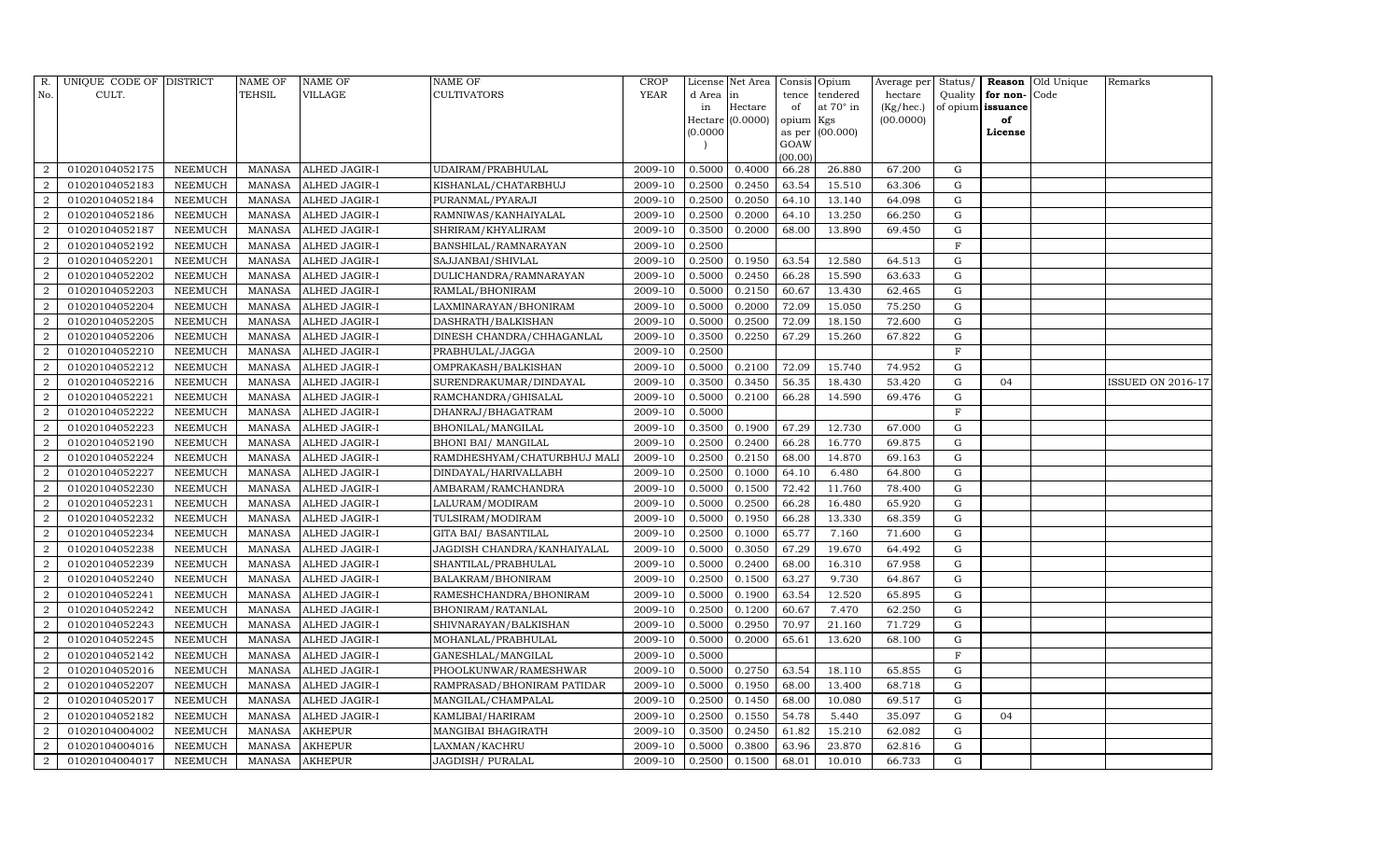| R. No. | UNIQUE CODE OF CULT. | DISTRICT | NAME OF TEHSIL | NAME OF VILLAGE | NAME OF CULTIVATORS | CROP YEAR | License d Area in Hectare (0.0000) | Net Area in Hectare (0.0000) | Consis tence of opium as per GOAW (00.00) | Opium tendered at 70° in Kgs (00.000) | Average per hectare (Kg/hec.) (00.0000) | Status/ Quality of opium | Reason for non-issuance of License | Old Unique Code | Remarks |
|---|---|---|---|---|---|---|---|---|---|---|---|---|---|---|---|
| 2 | 01020104052175 | NEEMUCH | MANASA | ALHED JAGIR-I | UDAIRAM/PRABHULAL | 2009-10 | 0.5000 | 0.4000 | 66.28 | 26.880 | 67.200 | G | | | |
| 2 | 01020104052183 | NEEMUCH | MANASA | ALHED JAGIR-I | KISHANLAL/CHATARBHUJ | 2009-10 | 0.2500 | 0.2450 | 63.54 | 15.510 | 63.306 | G | | | |
| 2 | 01020104052184 | NEEMUCH | MANASA | ALHED JAGIR-I | PURANMAL/PYARAJI | 2009-10 | 0.2500 | 0.2050 | 64.10 | 13.140 | 64.098 | G | | | |
| 2 | 01020104052186 | NEEMUCH | MANASA | ALHED JAGIR-I | RAMNIWAS/KANHAIYALAL | 2009-10 | 0.2500 | 0.2000 | 64.10 | 13.250 | 66.250 | G | | | |
| 2 | 01020104052187 | NEEMUCH | MANASA | ALHED JAGIR-I | SHRIRAM/KHYALIRAM | 2009-10 | 0.3500 | 0.2000 | 68.00 | 13.890 | 69.450 | G | | | |
| 2 | 01020104052192 | NEEMUCH | MANASA | ALHED JAGIR-I | BANSHILAL/RAMNARAYAN | 2009-10 | 0.2500 | | | | | F | | | |
| 2 | 01020104052201 | NEEMUCH | MANASA | ALHED JAGIR-I | SAJJANBAI/SHIVLAL | 2009-10 | 0.2500 | 0.1950 | 63.54 | 12.580 | 64.513 | G | | | |
| 2 | 01020104052202 | NEEMUCH | MANASA | ALHED JAGIR-I | DULICHANDRA/RAMNARAYAN | 2009-10 | 0.5000 | 0.2450 | 66.28 | 15.590 | 63.633 | G | | | |
| 2 | 01020104052203 | NEEMUCH | MANASA | ALHED JAGIR-I | RAMLAL/BHONIRAM | 2009-10 | 0.5000 | 0.2150 | 60.67 | 13.430 | 62.465 | G | | | |
| 2 | 01020104052204 | NEEMUCH | MANASA | ALHED JAGIR-I | LAXMINARAYAN/BHONIRAM | 2009-10 | 0.5000 | 0.2000 | 72.09 | 15.050 | 75.250 | G | | | |
| 2 | 01020104052205 | NEEMUCH | MANASA | ALHED JAGIR-I | DASHRATH/BALKISHAN | 2009-10 | 0.5000 | 0.2500 | 72.09 | 18.150 | 72.600 | G | | | |
| 2 | 01020104052206 | NEEMUCH | MANASA | ALHED JAGIR-I | DINESH CHANDRA/CHHAGANLAL | 2009-10 | 0.3500 | 0.2250 | 67.29 | 15.260 | 67.822 | G | | | |
| 2 | 01020104052210 | NEEMUCH | MANASA | ALHED JAGIR-I | PRABHULAL/JAGGA | 2009-10 | 0.2500 | | | | | F | | | |
| 2 | 01020104052212 | NEEMUCH | MANASA | ALHED JAGIR-I | OMPRAKASH/BALKISHAN | 2009-10 | 0.5000 | 0.2100 | 72.09 | 15.740 | 74.952 | G | | | |
| 2 | 01020104052216 | NEEMUCH | MANASA | ALHED JAGIR-I | SURENDRAKUMAR/DINDAYAL | 2009-10 | 0.3500 | 0.3450 | 56.35 | 18.430 | 53.420 | G | 04 | | ISSUED ON 2016-17 |
| 2 | 01020104052221 | NEEMUCH | MANASA | ALHED JAGIR-I | RAMCHANDRA/GHISALAL | 2009-10 | 0.5000 | 0.2100 | 66.28 | 14.590 | 69.476 | G | | | |
| 2 | 01020104052222 | NEEMUCH | MANASA | ALHED JAGIR-I | DHANRAJ/BHAGATRAM | 2009-10 | 0.5000 | | | | | F | | | |
| 2 | 01020104052223 | NEEMUCH | MANASA | ALHED JAGIR-I | BHONILAL/MANGILAL | 2009-10 | 0.3500 | 0.1900 | 67.29 | 12.730 | 67.000 | G | | | |
| 2 | 01020104052190 | NEEMUCH | MANASA | ALHED JAGIR-I | BHONI BAI/ MANGILAL | 2009-10 | 0.2500 | 0.2400 | 66.28 | 16.770 | 69.875 | G | | | |
| 2 | 01020104052224 | NEEMUCH | MANASA | ALHED JAGIR-I | RAMDHESHYAM/CHATURBHUJ MALI | 2009-10 | 0.2500 | 0.2150 | 68.00 | 14.870 | 69.163 | G | | | |
| 2 | 01020104052227 | NEEMUCH | MANASA | ALHED JAGIR-I | DINDAYAL/HARIVALLABH | 2009-10 | 0.2500 | 0.1000 | 64.10 | 6.480 | 64.800 | G | | | |
| 2 | 01020104052230 | NEEMUCH | MANASA | ALHED JAGIR-I | AMBARAM/RAMCHANDRA | 2009-10 | 0.5000 | 0.1500 | 72.42 | 11.760 | 78.400 | G | | | |
| 2 | 01020104052231 | NEEMUCH | MANASA | ALHED JAGIR-I | LALURAM/MODIRAM | 2009-10 | 0.5000 | 0.2500 | 66.28 | 16.480 | 65.920 | G | | | |
| 2 | 01020104052232 | NEEMUCH | MANASA | ALHED JAGIR-I | TULSIRAM/MODIRAM | 2009-10 | 0.5000 | 0.1950 | 66.28 | 13.330 | 68.359 | G | | | |
| 2 | 01020104052234 | NEEMUCH | MANASA | ALHED JAGIR-I | GITA BAI/ BASANTILAL | 2009-10 | 0.2500 | 0.1000 | 65.77 | 7.160 | 71.600 | G | | | |
| 2 | 01020104052238 | NEEMUCH | MANASA | ALHED JAGIR-I | JAGDISH CHANDRA/KANHAIYALAL | 2009-10 | 0.5000 | 0.3050 | 67.29 | 19.670 | 64.492 | G | | | |
| 2 | 01020104052239 | NEEMUCH | MANASA | ALHED JAGIR-I | SHANTILAL/PRABHULAL | 2009-10 | 0.5000 | 0.2400 | 68.00 | 16.310 | 67.958 | G | | | |
| 2 | 01020104052240 | NEEMUCH | MANASA | ALHED JAGIR-I | BALAKRAM/BHONIRAM | 2009-10 | 0.2500 | 0.1500 | 63.27 | 9.730 | 64.867 | G | | | |
| 2 | 01020104052241 | NEEMUCH | MANASA | ALHED JAGIR-I | RAMESHCHANDRA/BHONIRAM | 2009-10 | 0.5000 | 0.1900 | 63.54 | 12.520 | 65.895 | G | | | |
| 2 | 01020104052242 | NEEMUCH | MANASA | ALHED JAGIR-I | BHONIRAM/RATANLAL | 2009-10 | 0.2500 | 0.1200 | 60.67 | 7.470 | 62.250 | G | | | |
| 2 | 01020104052243 | NEEMUCH | MANASA | ALHED JAGIR-I | SHIVNARAYAN/BALKISHAN | 2009-10 | 0.5000 | 0.2950 | 70.97 | 21.160 | 71.729 | G | | | |
| 2 | 01020104052245 | NEEMUCH | MANASA | ALHED JAGIR-I | MOHANLAL/PRABHULAL | 2009-10 | 0.5000 | 0.2000 | 65.61 | 13.620 | 68.100 | G | | | |
| 2 | 01020104052142 | NEEMUCH | MANASA | ALHED JAGIR-I | GANESHLAL/MANGILAL | 2009-10 | 0.5000 | | | | | F | | | |
| 2 | 01020104052016 | NEEMUCH | MANASA | ALHED JAGIR-I | PHOOLKUNWAR/RAMESHWAR | 2009-10 | 0.5000 | 0.2750 | 63.54 | 18.110 | 65.855 | G | | | |
| 2 | 01020104052207 | NEEMUCH | MANASA | ALHED JAGIR-I | RAMPRASAD/BHONIRAM PATIDAR | 2009-10 | 0.5000 | 0.1950 | 68.00 | 13.400 | 68.718 | G | | | |
| 2 | 01020104052017 | NEEMUCH | MANASA | ALHED JAGIR-I | MANGILAL/CHAMPALAL | 2009-10 | 0.2500 | 0.1450 | 68.00 | 10.080 | 69.517 | G | | | |
| 2 | 01020104052182 | NEEMUCH | MANASA | ALHED JAGIR-I | KAMLIBAI/HARIRAM | 2009-10 | 0.2500 | 0.1550 | 54.78 | 5.440 | 35.097 | G | 04 | | |
| 2 | 01020104004002 | NEEMUCH | MANASA | AKHEPUR | MANGIBAI BHAGIRATH | 2009-10 | 0.3500 | 0.2450 | 61.82 | 15.210 | 62.082 | G | | | |
| 2 | 01020104004016 | NEEMUCH | MANASA | AKHEPUR | LAXMAN/KACHRU | 2009-10 | 0.5000 | 0.3800 | 63.96 | 23.870 | 62.816 | G | | | |
| 2 | 01020104004017 | NEEMUCH | MANASA | AKHEPUR | JAGDISH/ PURALAL | 2009-10 | 0.2500 | 0.1500 | 68.01 | 10.010 | 66.733 | G | | | |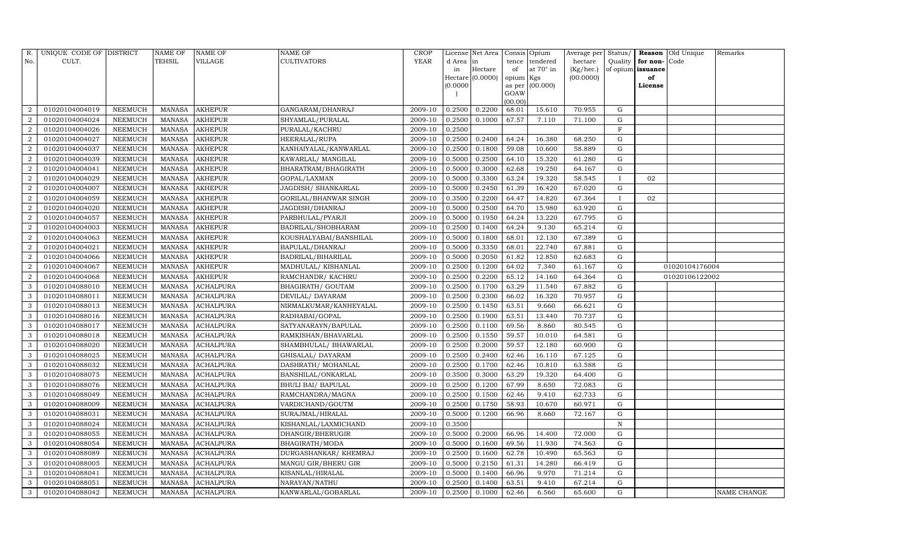| R. No. | UNIQUE CODE OF CULT. | DISTRICT | NAME OF TEHSIL | NAME OF VILLAGE | NAME OF CULTIVATORS | CROP YEAR | License d Area in Hectare (0.0000) | Net Area in Hectare (0.0000) | Consis tence of opium as per GOAW (00.00) | Opium tendered at 70° in Kgs (00.000) | Average per hectare (Kg/hec.) (00.0000) | Status/ Quality of opium | Reason for non-issuance of License | Old Unique Code | Remarks |
|---|---|---|---|---|---|---|---|---|---|---|---|---|---|---|---|
| 2 | 01020104004019 | NEEMUCH | MANASA | AKHEPUR | GANGARAM/DHANRAJ | 2009-10 | 0.2500 | 0.2200 | 68.01 | 15.610 | 70.955 | G | | | |
| 2 | 01020104004024 | NEEMUCH | MANASA | AKHEPUR | SHYAMLAL/PURALAL | 2009-10 | 0.2500 | 0.1000 | 67.57 | 7.110 | 71.100 | G | | | |
| 2 | 01020104004026 | NEEMUCH | MANASA | AKHEPUR | PURALAL/KACHRU | 2009-10 | 0.2500 | | | | | F | | | |
| 2 | 01020104004027 | NEEMUCH | MANASA | AKHEPUR | HEERALAL/RUPA | 2009-10 | 0.2500 | 0.2400 | 64.24 | 16.380 | 68.250 | G | | | |
| 2 | 01020104004037 | NEEMUCH | MANASA | AKHEPUR | KANHAIYALAL/KANWARLAL | 2009-10 | 0.2500 | 0.1800 | 59.08 | 10.600 | 58.889 | G | | | |
| 2 | 01020104004039 | NEEMUCH | MANASA | AKHEPUR | KAWARLAL/ MANGILAL | 2009-10 | 0.5000 | 0.2500 | 64.10 | 15.320 | 61.280 | G | | | |
| 2 | 01020104004041 | NEEMUCH | MANASA | AKHEPUR | BHARATRAM/BHAGIRATH | 2009-10 | 0.5000 | 0.3000 | 62.68 | 19.250 | 64.167 | G | | | |
| 2 | 01020104004029 | NEEMUCH | MANASA | AKHEPUR | GOPAL/LAXMAN | 2009-10 | 0.5000 | 0.3300 | 63.24 | 19.320 | 58.545 | I | 02 | | |
| 2 | 01020104004007 | NEEMUCH | MANASA | AKHEPUR | JAGDISH/ SHANKARLAL | 2009-10 | 0.5000 | 0.2450 | 61.39 | 16.420 | 67.020 | G | | | |
| 2 | 01020104004059 | NEEMUCH | MANASA | AKHEPUR | GORILAL/BHANWAR SINGH | 2009-10 | 0.3500 | 0.2200 | 64.47 | 14.820 | 67.364 | I | 02 | | |
| 2 | 01020104004020 | NEEMUCH | MANASA | AKHEPUR | JAGDISH/DHANRAJ | 2009-10 | 0.5000 | 0.2500 | 64.70 | 15.980 | 63.920 | G | | | |
| 2 | 01020104004057 | NEEMUCH | MANASA | AKHEPUR | PARBHULAL/PYARJI | 2009-10 | 0.5000 | 0.1950 | 64.24 | 13.220 | 67.795 | G | | | |
| 2 | 01020104004003 | NEEMUCH | MANASA | AKHEPUR | BADRILAL/SHOBHARAM | 2009-10 | 0.2500 | 0.1400 | 64.24 | 9.130 | 65.214 | G | | | |
| 2 | 01020104004063 | NEEMUCH | MANASA | AKHEPUR | KOUSHALYABAI/BANSHILAL | 2009-10 | 0.5000 | 0.1800 | 68.01 | 12.130 | 67.389 | G | | | |
| 2 | 01020104004021 | NEEMUCH | MANASA | AKHEPUR | BAPULAL/DHANRAJ | 2009-10 | 0.5000 | 0.3350 | 68.01 | 22.740 | 67.881 | G | | | |
| 2 | 01020104004066 | NEEMUCH | MANASA | AKHEPUR | BADRILAL/BIHARILAL | 2009-10 | 0.5000 | 0.2050 | 61.82 | 12.850 | 62.683 | G | | | |
| 2 | 01020104004067 | NEEMUCH | MANASA | AKHEPUR | MADHULAL/ KISHANLAL | 2009-10 | 0.2500 | 0.1200 | 64.02 | 7.340 | 61.167 | G | | 01020104176004 | |
| 2 | 01020104004068 | NEEMUCH | MANASA | AKHEPUR | RAMCHANDR/ KACHRU | 2009-10 | 0.2500 | 0.2200 | 65.12 | 14.160 | 64.364 | G | | 01020106122002 | |
| 3 | 01020104088010 | NEEMUCH | MANASA | ACHALPURA | BHAGIRATH/ GOUTAM | 2009-10 | 0.2500 | 0.1700 | 63.29 | 11.540 | 67.882 | G | | | |
| 3 | 01020104088011 | NEEMUCH | MANASA | ACHALPURA | DEVILAL/ DAYARAM | 2009-10 | 0.2500 | 0.2300 | 66.02 | 16.320 | 70.957 | G | | | |
| 3 | 01020104088013 | NEEMUCH | MANASA | ACHALPURA | NIRMALKUMAR/KANHEYALAL | 2009-10 | 0.2500 | 0.1450 | 63.51 | 9.660 | 66.621 | G | | | |
| 3 | 01020104088016 | NEEMUCH | MANASA | ACHALPURA | RADHABAI/GOPAL | 2009-10 | 0.2500 | 0.1900 | 63.51 | 13.440 | 70.737 | G | | | |
| 3 | 01020104088017 | NEEMUCH | MANASA | ACHALPURA | SATYANARAYN/BAPULAL | 2009-10 | 0.2500 | 0.1100 | 69.56 | 8.860 | 80.545 | G | | | |
| 3 | 01020104088018 | NEEMUCH | MANASA | ACHALPURA | RAMKISHAN/BHAVARLAL | 2009-10 | 0.2500 | 0.1550 | 59.57 | 10.010 | 64.581 | G | | | |
| 3 | 01020104088020 | NEEMUCH | MANASA | ACHALPURA | SHAMBHULAL/ BHAWARLAL | 2009-10 | 0.2500 | 0.2000 | 59.57 | 12.180 | 60.900 | G | | | |
| 3 | 01020104088025 | NEEMUCH | MANASA | ACHALPURA | GHISALAL/ DAYARAM | 2009-10 | 0.2500 | 0.2400 | 62.46 | 16.110 | 67.125 | G | | | |
| 3 | 01020104088032 | NEEMUCH | MANASA | ACHALPURA | DASHRATH/ MOHANLAL | 2009-10 | 0.2500 | 0.1700 | 62.46 | 10.810 | 63.588 | G | | | |
| 3 | 01020104088075 | NEEMUCH | MANASA | ACHALPURA | BANSHILAL/ONKARLAL | 2009-10 | 0.3500 | 0.3000 | 63.29 | 19.320 | 64.400 | G | | | |
| 3 | 01020104088076 | NEEMUCH | MANASA | ACHALPURA | BHULI BAI/ BAPULAL | 2009-10 | 0.2500 | 0.1200 | 67.99 | 8.650 | 72.083 | G | | | |
| 3 | 01020104088049 | NEEMUCH | MANASA | ACHALPURA | RAMCHANDRA/MAGNA | 2009-10 | 0.2500 | 0.1500 | 62.46 | 9.410 | 62.733 | G | | | |
| 3 | 01020104088009 | NEEMUCH | MANASA | ACHALPURA | VARDICHAND/GOUTM | 2009-10 | 0.2500 | 0.1750 | 58.93 | 10.670 | 60.971 | G | | | |
| 3 | 01020104088031 | NEEMUCH | MANASA | ACHALPURA | SURAJMAL/HIRALAL | 2009-10 | 0.5000 | 0.1200 | 66.96 | 8.660 | 72.167 | G | | | |
| 3 | 01020104088024 | NEEMUCH | MANASA | ACHALPURA | KISHANLAL/LAXMICHAND | 2009-10 | 0.3500 | | | | | N | | | |
| 3 | 01020104088055 | NEEMUCH | MANASA | ACHALPURA | DHANGIR/BHERUGIR | 2009-10 | 0.5000 | 0.2000 | 66.96 | 14.400 | 72.000 | G | | | |
| 3 | 01020104088054 | NEEMUCH | MANASA | ACHALPURA | BHAGIRATH/MODA | 2009-10 | 0.5000 | 0.1600 | 69.56 | 11.930 | 74.563 | G | | | |
| 3 | 01020104088089 | NEEMUCH | MANASA | ACHALPURA | DURGASHANKAR/ KHEMRAJ | 2009-10 | 0.2500 | 0.1600 | 62.78 | 10.490 | 65.563 | G | | | |
| 3 | 01020104088005 | NEEMUCH | MANASA | ACHALPURA | MANGU GIR/BHERU GIR | 2009-10 | 0.5000 | 0.2150 | 61.31 | 14.280 | 66.419 | G | | | |
| 3 | 01020104088041 | NEEMUCH | MANASA | ACHALPURA | KISANLAL/HIRALAL | 2009-10 | 0.5000 | 0.1400 | 66.96 | 9.970 | 71.214 | G | | | |
| 3 | 01020104088051 | NEEMUCH | MANASA | ACHALPURA | NARAYAN/NATHU | 2009-10 | 0.2500 | 0.1400 | 63.51 | 9.410 | 67.214 | G | | | |
| 3 | 01020104088042 | NEEMUCH | MANASA | ACHALPURA | KANWARLAL/GOBARLAL | 2009-10 | 0.2500 | 0.1000 | 62.46 | 6.560 | 65.600 | G | | | NAME CHANGE |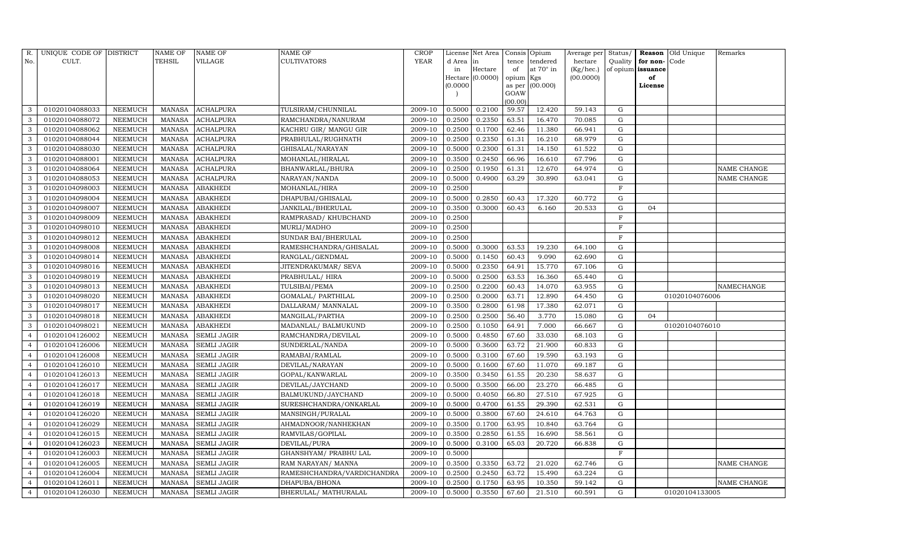| R. No. | UNIQUE CODE OF CULT. | DISTRICT | NAME OF TEHSIL | NAME OF VILLAGE | NAME OF CULTIVATORS | CROP YEAR | License d Area in Hectare (0.0000) | Net Area in Hectare (0.0000) | Consis tence of opium as per GOAW (00.00) | Opium tendered at 70° in Kgs (00.000) | Average per hectare (Kg/hec.) (00.0000) | Status/ Quality of opium | Reason for non-issuance of License | Old Unique Code | Remarks |
|---|---|---|---|---|---|---|---|---|---|---|---|---|---|---|---|
| 3 | 01020104088033 | NEEMUCH | MANASA | ACHALPURA | TULSIRAM/CHUNNILAL | 2009-10 | 0.5000 | 0.2100 | 59.57 | 12.420 | 59.143 | G | | | |
| 3 | 01020104088072 | NEEMUCH | MANASA | ACHALPURA | RAMCHANDRA/NANURAM | 2009-10 | 0.2500 | 0.2350 | 63.51 | 16.470 | 70.085 | G | | | |
| 3 | 01020104088062 | NEEMUCH | MANASA | ACHALPURA | KACHRU GIR/ MANGU GIR | 2009-10 | 0.2500 | 0.1700 | 62.46 | 11.380 | 66.941 | G | | | |
| 3 | 01020104088044 | NEEMUCH | MANASA | ACHALPURA | PRABHULAL/RUGHNATH | 2009-10 | 0.2500 | 0.2350 | 61.31 | 16.210 | 68.979 | G | | | |
| 3 | 01020104088030 | NEEMUCH | MANASA | ACHALPURA | GHISALAL/NARAYAN | 2009-10 | 0.5000 | 0.2300 | 61.31 | 14.150 | 61.522 | G | | | |
| 3 | 01020104088001 | NEEMUCH | MANASA | ACHALPURA | MOHANLAL/HIRALAL | 2009-10 | 0.3500 | 0.2450 | 66.96 | 16.610 | 67.796 | G | | | |
| 3 | 01020104088064 | NEEMUCH | MANASA | ACHALPURA | BHANWARLAL/BHURA | 2009-10 | 0.2500 | 0.1950 | 61.31 | 12.670 | 64.974 | G | | | NAME CHANGE |
| 3 | 01020104088053 | NEEMUCH | MANASA | ACHALPURA | NARAYAN/NANDA | 2009-10 | 0.5000 | 0.4900 | 63.29 | 30.890 | 63.041 | G | | | NAME CHANGE |
| 3 | 01020104098003 | NEEMUCH | MANASA | ABAKHEDI | MOHANLAL/HIRA | 2009-10 | 0.2500 | | | | | F | | | |
| 3 | 01020104098004 | NEEMUCH | MANASA | ABAKHEDI | DHAPUBAI/GHISALAL | 2009-10 | 0.5000 | 0.2850 | 60.43 | 17.320 | 60.772 | G | | | |
| 3 | 01020104098007 | NEEMUCH | MANASA | ABAKHEDI | JANKILAL/BHERULAL | 2009-10 | 0.3500 | 0.3000 | 60.43 | 6.160 | 20.533 | G | 04 | | |
| 3 | 01020104098009 | NEEMUCH | MANASA | ABAKHEDI | RAMPRASAD/ KHUBCHAND | 2009-10 | 0.2500 | | | | | F | | | |
| 3 | 01020104098010 | NEEMUCH | MANASA | ABAKHEDI | MURLI/MADHO | 2009-10 | 0.2500 | | | | | F | | | |
| 3 | 01020104098012 | NEEMUCH | MANASA | ABAKHEDI | SUNDAR BAI/BHERULAL | 2009-10 | 0.2500 | | | | | F | | | |
| 3 | 01020104098008 | NEEMUCH | MANASA | ABAKHEDI | RAMESHCHANDRA/GHISALAL | 2009-10 | 0.5000 | 0.3000 | 63.53 | 19.230 | 64.100 | G | | | |
| 3 | 01020104098014 | NEEMUCH | MANASA | ABAKHEDI | RANGLAL/GENDMAL | 2009-10 | 0.5000 | 0.1450 | 60.43 | 9.090 | 62.690 | G | | | |
| 3 | 01020104098016 | NEEMUCH | MANASA | ABAKHEDI | JITENDRAKUMAR/ SEVA | 2009-10 | 0.5000 | 0.2350 | 64.91 | 15.770 | 67.106 | G | | | |
| 3 | 01020104098019 | NEEMUCH | MANASA | ABAKHEDI | PRABHULAL/ HIRA | 2009-10 | 0.5000 | 0.2500 | 63.53 | 16.360 | 65.440 | G | | | |
| 3 | 01020104098013 | NEEMUCH | MANASA | ABAKHEDI | TULSIBAI/PEMA | 2009-10 | 0.2500 | 0.2200 | 60.43 | 14.070 | 63.955 | G | | | NAMECHANGE |
| 3 | 01020104098020 | NEEMUCH | MANASA | ABAKHEDI | GOMALAL/ PARTHILAL | 2009-10 | 0.2500 | 0.2000 | 63.71 | 12.890 | 64.450 | G | | 01020104076006 | |
| 3 | 01020104098017 | NEEMUCH | MANASA | ABAKHEDI | DALLARAM/ MANNALAL | 2009-10 | 0.3500 | 0.2800 | 61.98 | 17.380 | 62.071 | G | | | |
| 3 | 01020104098018 | NEEMUCH | MANASA | ABAKHEDI | MANGILAL/PARTHA | 2009-10 | 0.2500 | 0.2500 | 56.40 | 3.770 | 15.080 | G | 04 | | |
| 3 | 01020104098021 | NEEMUCH | MANASA | ABAKHEDI | MADANLAL/ BALMUKUND | 2009-10 | 0.2500 | 0.1050 | 64.91 | 7.000 | 66.667 | G | | 01020104076010 | |
| 4 | 01020104126002 | NEEMUCH | MANASA | SEMLI JAGIR | RAMCHANDRA/DEVILAL | 2009-10 | 0.5000 | 0.4850 | 67.60 | 33.030 | 68.103 | G | | | |
| 4 | 01020104126006 | NEEMUCH | MANASA | SEMLI JAGIR | SUNDERLAL/NANDA | 2009-10 | 0.5000 | 0.3600 | 63.72 | 21.900 | 60.833 | G | | | |
| 4 | 01020104126008 | NEEMUCH | MANASA | SEMLI JAGIR | RAMABAI/RAMLAL | 2009-10 | 0.5000 | 0.3100 | 67.60 | 19.590 | 63.193 | G | | | |
| 4 | 01020104126010 | NEEMUCH | MANASA | SEMLI JAGIR | DEVILAL/NARAYAN | 2009-10 | 0.5000 | 0.1600 | 67.60 | 11.070 | 69.187 | G | | | |
| 4 | 01020104126013 | NEEMUCH | MANASA | SEMLI JAGIR | GOPAL/KANWARLAL | 2009-10 | 0.3500 | 0.3450 | 61.55 | 20.230 | 58.637 | G | | | |
| 4 | 01020104126017 | NEEMUCH | MANASA | SEMLI JAGIR | DEVILAL/JAYCHAND | 2009-10 | 0.5000 | 0.3500 | 66.00 | 23.270 | 66.485 | G | | | |
| 4 | 01020104126018 | NEEMUCH | MANASA | SEMLI JAGIR | BALMUKUND/JAYCHAND | 2009-10 | 0.5000 | 0.4050 | 66.80 | 27.510 | 67.925 | G | | | |
| 4 | 01020104126019 | NEEMUCH | MANASA | SEMLI JAGIR | SURESHCHANDRA/ONKARLAL | 2009-10 | 0.5000 | 0.4700 | 61.55 | 29.390 | 62.531 | G | | | |
| 4 | 01020104126020 | NEEMUCH | MANASA | SEMLI JAGIR | MANSINGH/PURALAL | 2009-10 | 0.5000 | 0.3800 | 67.60 | 24.610 | 64.763 | G | | | |
| 4 | 01020104126029 | NEEMUCH | MANASA | SEMLI JAGIR | AHMADNOOR/NANHEKHAN | 2009-10 | 0.3500 | 0.1700 | 63.95 | 10.840 | 63.764 | G | | | |
| 4 | 01020104126015 | NEEMUCH | MANASA | SEMLI JAGIR | RAMVILAS/GOPILAL | 2009-10 | 0.3500 | 0.2850 | 61.55 | 16.690 | 58.561 | G | | | |
| 4 | 01020104126023 | NEEMUCH | MANASA | SEMLI JAGIR | DEVILAL/PURA | 2009-10 | 0.5000 | 0.3100 | 65.03 | 20.720 | 66.838 | G | | | |
| 4 | 01020104126003 | NEEMUCH | MANASA | SEMLI JAGIR | GHANSHYAM/ PRABHU LAL | 2009-10 | 0.5000 | | | | | F | | | |
| 4 | 01020104126005 | NEEMUCH | MANASA | SEMLI JAGIR | RAM NARAYAN/ MANNA | 2009-10 | 0.3500 | 0.3350 | 63.72 | 21.020 | 62.746 | G | | | NAME CHANGE |
| 4 | 01020104126004 | NEEMUCH | MANASA | SEMLI JAGIR | RAMESHCHANDRA/VARDICHANDRA | 2009-10 | 0.2500 | 0.2450 | 63.72 | 15.490 | 63.224 | G | | | |
| 4 | 01020104126011 | NEEMUCH | MANASA | SEMLI JAGIR | DHAPUBA/BHONA | 2009-10 | 0.2500 | 0.1750 | 63.95 | 10.350 | 59.142 | G | | | NAME CHANGE |
| 4 | 01020104126030 | NEEMUCH | MANASA | SEMLI JAGIR | BHERULAL/ MATHURALAL | 2009-10 | 0.5000 | 0.3550 | 67.60 | 21.510 | 60.591 | G | | 01020104133005 | |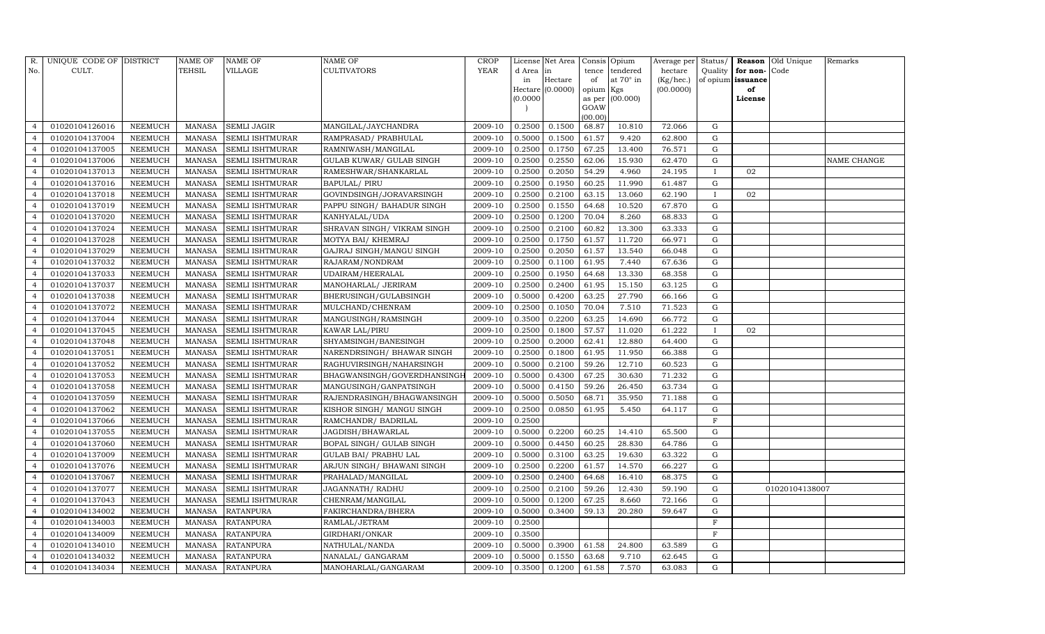| R. No. | UNIQUE CODE OF CULT. | DISTRICT | NAME OF TEHSIL | NAME OF VILLAGE | NAME OF CULTIVATORS | CROP YEAR | License d Area in Hectare (0.0000) | Net Area in Hectare (0.0000) | Consis tence of opium as per GOAW (00.00) | Opium tendered at 70° in Kgs (00.000) | Average per hectare (Kg/hec.) (00.0000) | Status/ Quality of opium | Reason for non-issuance of License | Old Unique Code | Remarks |
|---|---|---|---|---|---|---|---|---|---|---|---|---|---|---|---|
| 4 | 01020104126016 | NEEMUCH | MANASA | SEMLI JAGIR | MANGILAL/JAYCHANDRA | 2009-10 | 0.2500 | 0.1500 | 68.87 | 10.810 | 72.066 | G | | | |
| 4 | 01020104137004 | NEEMUCH | MANASA | SEMLI ISHTMURAR | RAMPRASAD/ PRABHULAL | 2009-10 | 0.5000 | 0.1500 | 61.57 | 9.420 | 62.800 | G | | | |
| 4 | 01020104137005 | NEEMUCH | MANASA | SEMLI ISHTMURAR | RAMNIWASH/MANGILAL | 2009-10 | 0.2500 | 0.1750 | 67.25 | 13.400 | 76.571 | G | | | |
| 4 | 01020104137006 | NEEMUCH | MANASA | SEMLI ISHTMURAR | GULAB KUWAR/ GULAB SINGH | 2009-10 | 0.2500 | 0.2550 | 62.06 | 15.930 | 62.470 | G | | | NAME CHANGE |
| 4 | 01020104137013 | NEEMUCH | MANASA | SEMLI ISHTMURAR | RAMESHWAR/SHANKARLAL | 2009-10 | 0.2500 | 0.2050 | 54.29 | 4.960 | 24.195 | I | 02 | | |
| 4 | 01020104137016 | NEEMUCH | MANASA | SEMLI ISHTMURAR | BAPULAL/ PIRU | 2009-10 | 0.2500 | 0.1950 | 60.25 | 11.990 | 61.487 | G | | | |
| 4 | 01020104137018 | NEEMUCH | MANASA | SEMLI ISHTMURAR | GOVINDSINGH/JORAVARSINGH | 2009-10 | 0.2500 | 0.2100 | 63.15 | 13.060 | 62.190 | I | 02 | | |
| 4 | 01020104137019 | NEEMUCH | MANASA | SEMLI ISHTMURAR | PAPPU SINGH/ BAHADUR SINGH | 2009-10 | 0.2500 | 0.1550 | 64.68 | 10.520 | 67.870 | G | | | |
| 4 | 01020104137020 | NEEMUCH | MANASA | SEMLI ISHTMURAR | KANHYALAL/UDA | 2009-10 | 0.2500 | 0.1200 | 70.04 | 8.260 | 68.833 | G | | | |
| 4 | 01020104137024 | NEEMUCH | MANASA | SEMLI ISHTMURAR | SHRAVAN SINGH/ VIKRAM SINGH | 2009-10 | 0.2500 | 0.2100 | 60.82 | 13.300 | 63.333 | G | | | |
| 4 | 01020104137028 | NEEMUCH | MANASA | SEMLI ISHTMURAR | MOTYA BAI/ KHEMRAJ | 2009-10 | 0.2500 | 0.1750 | 61.57 | 11.720 | 66.971 | G | | | |
| 4 | 01020104137029 | NEEMUCH | MANASA | SEMLI ISHTMURAR | GAJRAJ SINGH/MANGU SINGH | 2009-10 | 0.2500 | 0.2050 | 61.57 | 13.540 | 66.048 | G | | | |
| 4 | 01020104137032 | NEEMUCH | MANASA | SEMLI ISHTMURAR | RAJARAM/NONDRAM | 2009-10 | 0.2500 | 0.1100 | 61.95 | 7.440 | 67.636 | G | | | |
| 4 | 01020104137033 | NEEMUCH | MANASA | SEMLI ISHTMURAR | UDAIRAM/HEERALAL | 2009-10 | 0.2500 | 0.1950 | 64.68 | 13.330 | 68.358 | G | | | |
| 4 | 01020104137037 | NEEMUCH | MANASA | SEMLI ISHTMURAR | MANOHARLAL/ JERIRAM | 2009-10 | 0.2500 | 0.2400 | 61.95 | 15.150 | 63.125 | G | | | |
| 4 | 01020104137038 | NEEMUCH | MANASA | SEMLI ISHTMURAR | BHERUSINGH/GULABSINGH | 2009-10 | 0.5000 | 0.4200 | 63.25 | 27.790 | 66.166 | G | | | |
| 4 | 01020104137072 | NEEMUCH | MANASA | SEMLI ISHTMURAR | MULCHAND/CHENRAM | 2009-10 | 0.2500 | 0.1050 | 70.04 | 7.510 | 71.523 | G | | | |
| 4 | 01020104137044 | NEEMUCH | MANASA | SEMLI ISHTMURAR | MANGUSINGH/RAMSINGH | 2009-10 | 0.3500 | 0.2200 | 63.25 | 14.690 | 66.772 | G | | | |
| 4 | 01020104137045 | NEEMUCH | MANASA | SEMLI ISHTMURAR | KAWAR LAL/PIRU | 2009-10 | 0.2500 | 0.1800 | 57.57 | 11.020 | 61.222 | I | 02 | | |
| 4 | 01020104137048 | NEEMUCH | MANASA | SEMLI ISHTMURAR | SHYAMSINGH/BANESINGH | 2009-10 | 0.2500 | 0.2000 | 62.41 | 12.880 | 64.400 | G | | | |
| 4 | 01020104137051 | NEEMUCH | MANASA | SEMLI ISHTMURAR | NARENDRSINGH/ BHAWAR SINGH | 2009-10 | 0.2500 | 0.1800 | 61.95 | 11.950 | 66.388 | G | | | |
| 4 | 01020104137052 | NEEMUCH | MANASA | SEMLI ISHTMURAR | RAGHUVIRSINGH/NAHARSINGH | 2009-10 | 0.5000 | 0.2100 | 59.26 | 12.710 | 60.523 | G | | | |
| 4 | 01020104137053 | NEEMUCH | MANASA | SEMLI ISHTMURAR | BHAGWANSINGH/GOVERDHANSINGH | 2009-10 | 0.5000 | 0.4300 | 67.25 | 30.630 | 71.232 | G | | | |
| 4 | 01020104137058 | NEEMUCH | MANASA | SEMLI ISHTMURAR | MANGUSINGH/GANPATSINGH | 2009-10 | 0.5000 | 0.4150 | 59.26 | 26.450 | 63.734 | G | | | |
| 4 | 01020104137059 | NEEMUCH | MANASA | SEMLI ISHTMURAR | RAJENDRASINGH/BHAGWANSINGH | 2009-10 | 0.5000 | 0.5050 | 68.71 | 35.950 | 71.188 | G | | | |
| 4 | 01020104137062 | NEEMUCH | MANASA | SEMLI ISHTMURAR | KISHOR SINGH/ MANGU SINGH | 2009-10 | 0.2500 | 0.0850 | 61.95 | 5.450 | 64.117 | G | | | |
| 4 | 01020104137066 | NEEMUCH | MANASA | SEMLI ISHTMURAR | RAMCHANDR/ BADRILAL | 2009-10 | 0.2500 | | | | | F | | | |
| 4 | 01020104137055 | NEEMUCH | MANASA | SEMLI ISHTMURAR | JAGDISH/BHAWARLAL | 2009-10 | 0.5000 | 0.2200 | 60.25 | 14.410 | 65.500 | G | | | |
| 4 | 01020104137060 | NEEMUCH | MANASA | SEMLI ISHTMURAR | BOPAL SINGH/ GULAB SINGH | 2009-10 | 0.5000 | 0.4450 | 60.25 | 28.830 | 64.786 | G | | | |
| 4 | 01020104137009 | NEEMUCH | MANASA | SEMLI ISHTMURAR | GULAB BAI/ PRABHU LAL | 2009-10 | 0.5000 | 0.3100 | 63.25 | 19.630 | 63.322 | G | | | |
| 4 | 01020104137076 | NEEMUCH | MANASA | SEMLI ISHTMURAR | ARJUN SINGH/ BHAWANI SINGH | 2009-10 | 0.2500 | 0.2200 | 61.57 | 14.570 | 66.227 | G | | | |
| 4 | 01020104137067 | NEEMUCH | MANASA | SEMLI ISHTMURAR | PRAHALAD/MANGILAL | 2009-10 | 0.2500 | 0.2400 | 64.68 | 16.410 | 68.375 | G | | | |
| 4 | 01020104137077 | NEEMUCH | MANASA | SEMLI ISHTMURAR | JAGANNATH/ RADHU | 2009-10 | 0.2500 | 0.2100 | 59.26 | 12.430 | 59.190 | G | | 01020104138007 | |
| 4 | 01020104137043 | NEEMUCH | MANASA | SEMLI ISHTMURAR | CHENRAM/MANGILAL | 2009-10 | 0.5000 | 0.1200 | 67.25 | 8.660 | 72.166 | G | | | |
| 4 | 01020104134002 | NEEMUCH | MANASA | RATANPURA | FAKIRCHANDRA/BHERA | 2009-10 | 0.5000 | 0.3400 | 59.13 | 20.280 | 59.647 | G | | | |
| 4 | 01020104134003 | NEEMUCH | MANASA | RATANPURA | RAMLAL/JETRAM | 2009-10 | 0.2500 | | | | | F | | | |
| 4 | 01020104134009 | NEEMUCH | MANASA | RATANPURA | GIRDHARI/ONKAR | 2009-10 | 0.3500 | | | | | F | | | |
| 4 | 01020104134010 | NEEMUCH | MANASA | RATANPURA | NATHULAL/NANDA | 2009-10 | 0.5000 | 0.3900 | 61.58 | 24.800 | 63.589 | G | | | |
| 4 | 01020104134032 | NEEMUCH | MANASA | RATANPURA | NANALAL/ GANGARAM | 2009-10 | 0.5000 | 0.1550 | 63.68 | 9.710 | 62.645 | G | | | |
| 4 | 01020104134034 | NEEMUCH | MANASA | RATANPURA | MANOHARLAL/GANGARAM | 2009-10 | 0.3500 | 0.1200 | 61.58 | 7.570 | 63.083 | G | | | |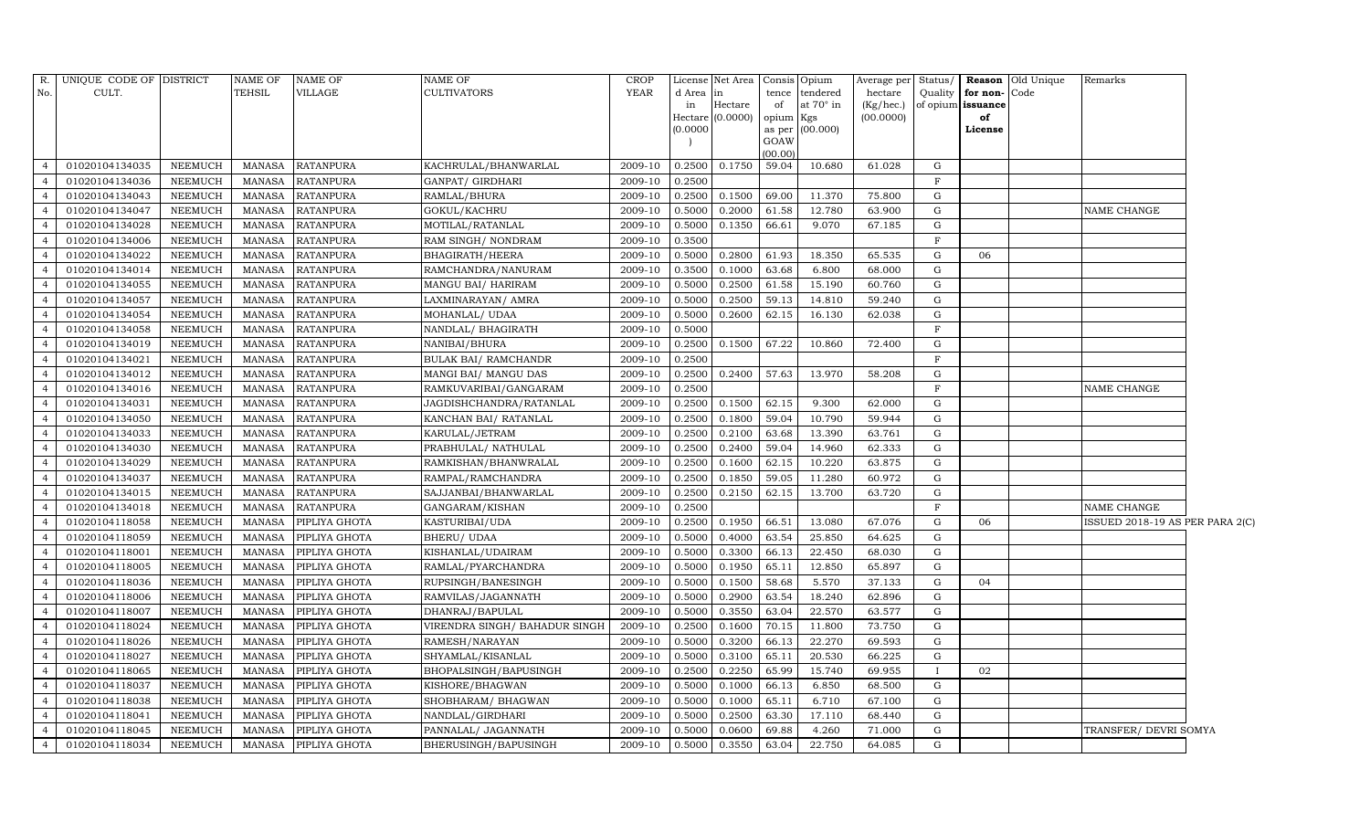| R. No. | UNIQUE CODE OF CULT. | DISTRICT | NAME OF TEHSIL | NAME OF VILLAGE | NAME OF CULTIVATORS | CROP YEAR | License d Area in Hectare (0.0000) | Net Area in Hectare (0.0000) | Consis tence of opium as per GOAW (00.00) | Opium tendered at 70° in Kgs (00.000) | Average per hectare (Kg/hec.) (00.0000) | Status/ Quality of opium | Reason for non- issuance of License | Old Unique Code | Remarks |
|---|---|---|---|---|---|---|---|---|---|---|---|---|---|---|---|
| 4 | 01020104134035 | NEEMUCH | MANASA | RATANPURA | KACHRULAL/BHANWARLAL | 2009-10 | 0.2500 | 0.1750 | 59.04 | 10.680 | 61.028 | G | | | |
| 4 | 01020104134036 | NEEMUCH | MANASA | RATANPURA | GANPAT/ GIRDHARI | 2009-10 | 0.2500 | | | | | F | | | |
| 4 | 01020104134043 | NEEMUCH | MANASA | RATANPURA | RAMLAL/BHURA | 2009-10 | 0.2500 | 0.1500 | 69.00 | 11.370 | 75.800 | G | | | |
| 4 | 01020104134047 | NEEMUCH | MANASA | RATANPURA | GOKUL/KACHRU | 2009-10 | 0.5000 | 0.2000 | 61.58 | 12.780 | 63.900 | G | | | NAME CHANGE |
| 4 | 01020104134028 | NEEMUCH | MANASA | RATANPURA | MOTILAL/RATANLAL | 2009-10 | 0.5000 | 0.1350 | 66.61 | 9.070 | 67.185 | G | | | |
| 4 | 01020104134006 | NEEMUCH | MANASA | RATANPURA | RAM SINGH/ NONDRAM | 2009-10 | 0.3500 | | | | | F | | | |
| 4 | 01020104134022 | NEEMUCH | MANASA | RATANPURA | BHAGIRATH/HEERA | 2009-10 | 0.5000 | 0.2800 | 61.93 | 18.350 | 65.535 | G | 06 | | |
| 4 | 01020104134014 | NEEMUCH | MANASA | RATANPURA | RAMCHANDRA/NANURAM | 2009-10 | 0.3500 | 0.1000 | 63.68 | 6.800 | 68.000 | G | | | |
| 4 | 01020104134055 | NEEMUCH | MANASA | RATANPURA | MANGU BAI/ HARIRAM | 2009-10 | 0.5000 | 0.2500 | 61.58 | 15.190 | 60.760 | G | | | |
| 4 | 01020104134057 | NEEMUCH | MANASA | RATANPURA | LAXMINARAYAN/ AMRA | 2009-10 | 0.5000 | 0.2500 | 59.13 | 14.810 | 59.240 | G | | | |
| 4 | 01020104134054 | NEEMUCH | MANASA | RATANPURA | MOHANLAL/ UDAA | 2009-10 | 0.5000 | 0.2600 | 62.15 | 16.130 | 62.038 | G | | | |
| 4 | 01020104134058 | NEEMUCH | MANASA | RATANPURA | NANDLAL/ BHAGIRATH | 2009-10 | 0.5000 | | | | | F | | | |
| 4 | 01020104134019 | NEEMUCH | MANASA | RATANPURA | NANIBAI/BHURA | 2009-10 | 0.2500 | 0.1500 | 67.22 | 10.860 | 72.400 | G | | | |
| 4 | 01020104134021 | NEEMUCH | MANASA | RATANPURA | BULAK BAI/ RAMCHANDR | 2009-10 | 0.2500 | | | | | F | | | |
| 4 | 01020104134012 | NEEMUCH | MANASA | RATANPURA | MANGI BAI/ MANGU DAS | 2009-10 | 0.2500 | 0.2400 | 57.63 | 13.970 | 58.208 | G | | | |
| 4 | 01020104134016 | NEEMUCH | MANASA | RATANPURA | RAMKUVARIBAI/GANGARAM | 2009-10 | 0.2500 | | | | | F | | | NAME CHANGE |
| 4 | 01020104134031 | NEEMUCH | MANASA | RATANPURA | JAGDISHCHANDRA/RATANLAL | 2009-10 | 0.2500 | 0.1500 | 62.15 | 9.300 | 62.000 | G | | | |
| 4 | 01020104134050 | NEEMUCH | MANASA | RATANPURA | KANCHAN BAI/ RATANLAL | 2009-10 | 0.2500 | 0.1800 | 59.04 | 10.790 | 59.944 | G | | | |
| 4 | 01020104134033 | NEEMUCH | MANASA | RATANPURA | KARULAL/JETRAM | 2009-10 | 0.2500 | 0.2100 | 63.68 | 13.390 | 63.761 | G | | | |
| 4 | 01020104134030 | NEEMUCH | MANASA | RATANPURA | PRABHULAL/ NATHULAL | 2009-10 | 0.2500 | 0.2400 | 59.04 | 14.960 | 62.333 | G | | | |
| 4 | 01020104134029 | NEEMUCH | MANASA | RATANPURA | RAMKISHAN/BHANWRALAL | 2009-10 | 0.2500 | 0.1600 | 62.15 | 10.220 | 63.875 | G | | | |
| 4 | 01020104134037 | NEEMUCH | MANASA | RATANPURA | RAMPAL/RAMCHANDRA | 2009-10 | 0.2500 | 0.1850 | 59.05 | 11.280 | 60.972 | G | | | |
| 4 | 01020104134015 | NEEMUCH | MANASA | RATANPURA | SAJJANBAI/BHANWARLAL | 2009-10 | 0.2500 | 0.2150 | 62.15 | 13.700 | 63.720 | G | | | |
| 4 | 01020104134018 | NEEMUCH | MANASA | RATANPURA | GANGARAM/KISHAN | 2009-10 | 0.2500 | | | | | F | | | NAME CHANGE |
| 4 | 01020104118058 | NEEMUCH | MANASA | PIPLIYA GHOTA | KASTURIBAI/UDA | 2009-10 | 0.2500 | 0.1950 | 66.51 | 13.080 | 67.076 | G | 06 | | ISSUED 2018-19 AS PER PARA 2(C) |
| 4 | 01020104118059 | NEEMUCH | MANASA | PIPLIYA GHOTA | BHERU/ UDAA | 2009-10 | 0.5000 | 0.4000 | 63.54 | 25.850 | 64.625 | G | | | |
| 4 | 01020104118001 | NEEMUCH | MANASA | PIPLIYA GHOTA | KISHANLAL/UDAIRAM | 2009-10 | 0.5000 | 0.3300 | 66.13 | 22.450 | 68.030 | G | | | |
| 4 | 01020104118005 | NEEMUCH | MANASA | PIPLIYA GHOTA | RAMLAL/PYARCHANDRA | 2009-10 | 0.5000 | 0.1950 | 65.11 | 12.850 | 65.897 | G | | | |
| 4 | 01020104118036 | NEEMUCH | MANASA | PIPLIYA GHOTA | RUPSINGH/BANESINGH | 2009-10 | 0.5000 | 0.1500 | 58.68 | 5.570 | 37.133 | G | 04 | | |
| 4 | 01020104118006 | NEEMUCH | MANASA | PIPLIYA GHOTA | RAMVILAS/JAGANNATH | 2009-10 | 0.5000 | 0.2900 | 63.54 | 18.240 | 62.896 | G | | | |
| 4 | 01020104118007 | NEEMUCH | MANASA | PIPLIYA GHOTA | DHANRAJ/BAPULAL | 2009-10 | 0.5000 | 0.3550 | 63.04 | 22.570 | 63.577 | G | | | |
| 4 | 01020104118024 | NEEMUCH | MANASA | PIPLIYA GHOTA | VIRENDRA SINGH/ BAHADUR SINGH | 2009-10 | 0.2500 | 0.1600 | 70.15 | 11.800 | 73.750 | G | | | |
| 4 | 01020104118026 | NEEMUCH | MANASA | PIPLIYA GHOTA | RAMESH/NARAYAN | 2009-10 | 0.5000 | 0.3200 | 66.13 | 22.270 | 69.593 | G | | | |
| 4 | 01020104118027 | NEEMUCH | MANASA | PIPLIYA GHOTA | SHYAMLAL/KISANLAL | 2009-10 | 0.5000 | 0.3100 | 65.11 | 20.530 | 66.225 | G | | | |
| 4 | 01020104118065 | NEEMUCH | MANASA | PIPLIYA GHOTA | BHOPALSINGH/BAPUSINGH | 2009-10 | 0.2500 | 0.2250 | 65.99 | 15.740 | 69.955 | I | 02 | | |
| 4 | 01020104118037 | NEEMUCH | MANASA | PIPLIYA GHOTA | KISHORE/BHAGWAN | 2009-10 | 0.5000 | 0.1000 | 66.13 | 6.850 | 68.500 | G | | | |
| 4 | 01020104118038 | NEEMUCH | MANASA | PIPLIYA GHOTA | SHOBHARAM/ BHAGWAN | 2009-10 | 0.5000 | 0.1000 | 65.11 | 6.710 | 67.100 | G | | | |
| 4 | 01020104118041 | NEEMUCH | MANASA | PIPLIYA GHOTA | NANDLAL/GIRDHARI | 2009-10 | 0.5000 | 0.2500 | 63.30 | 17.110 | 68.440 | G | | | |
| 4 | 01020104118045 | NEEMUCH | MANASA | PIPLIYA GHOTA | PANNALAL/ JAGANNATH | 2009-10 | 0.5000 | 0.0600 | 69.88 | 4.260 | 71.000 | G | | | TRANSFER/ DEVRI SOMYA |
| 4 | 01020104118034 | NEEMUCH | MANASA | PIPLIYA GHOTA | BHERUSINGH/BAPUSINGH | 2009-10 | 0.5000 | 0.3550 | 63.04 | 22.750 | 64.085 | G | | | |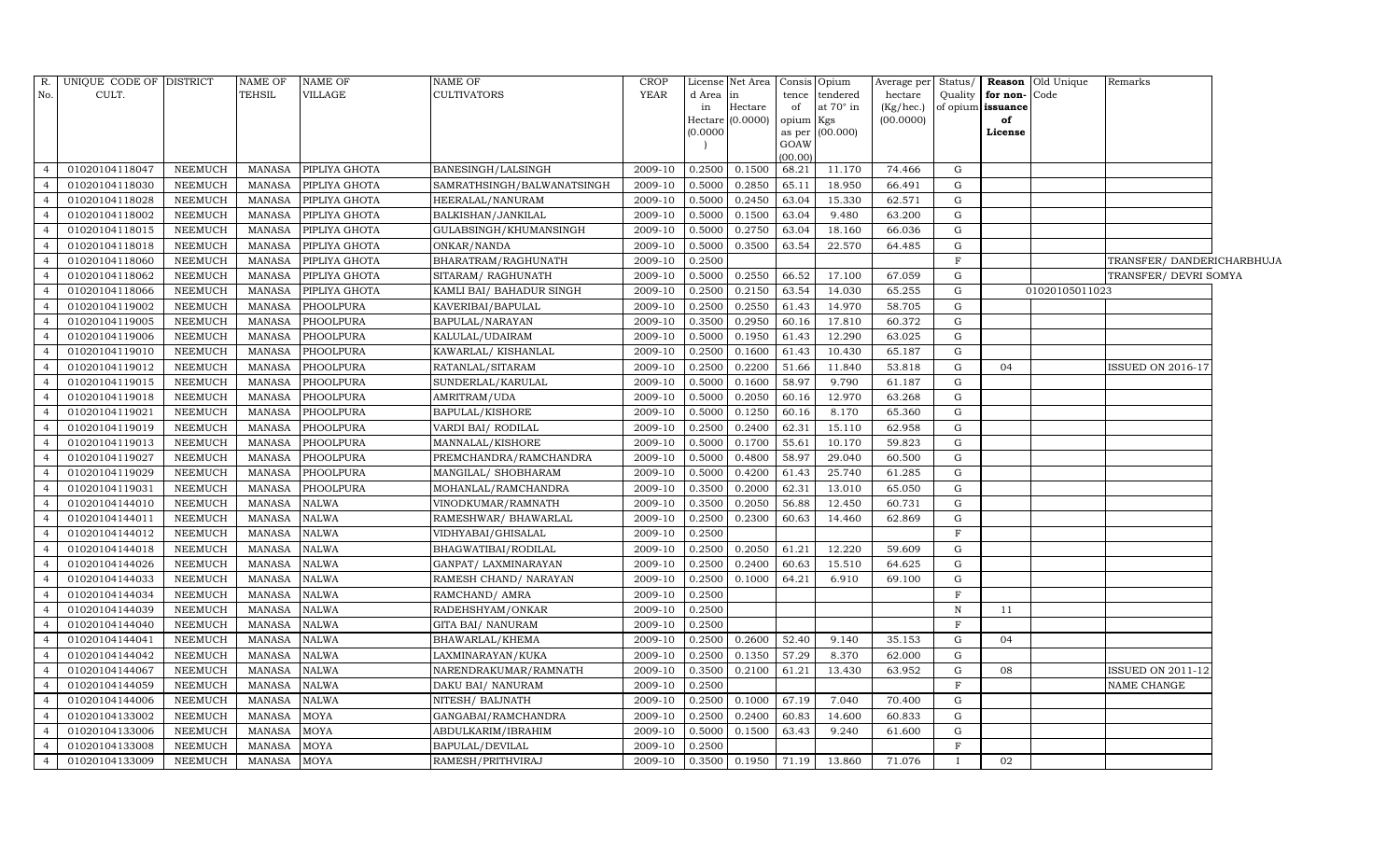| R. No. | UNIQUE CODE OF CULT. | DISTRICT | NAME OF TEHSIL | NAME OF VILLAGE | NAME OF CULTIVATORS | CROP YEAR | License d Area in Hectare (0.0000) | Net Area in Hectare (0.0000) | Consis tence of opium as per GOAW (00.00) | Opium tendered at 70° in Kgs (00.000) | Average per hectare (Kg/hec.) (00.0000) | Status/ Quality of opium | Reason for non-issuance of License | Old Unique Code | Remarks |
|---|---|---|---|---|---|---|---|---|---|---|---|---|---|---|---|
| 4 | 01020104118047 | NEEMUCH | MANASA | PIPLIYA GHOTA | BANESINGH/LALSINGH | 2009-10 | 0.2500 | 0.1500 | 68.21 | 11.170 | 74.466 | G | | | |
| 4 | 01020104118030 | NEEMUCH | MANASA | PIPLIYA GHOTA | SAMRATHSINGH/BALWANATSINGH | 2009-10 | 0.5000 | 0.2850 | 65.11 | 18.950 | 66.491 | G | | | |
| 4 | 01020104118028 | NEEMUCH | MANASA | PIPLIYA GHOTA | HEERALAL/NANURAM | 2009-10 | 0.5000 | 0.2450 | 63.04 | 15.330 | 62.571 | G | | | |
| 4 | 01020104118002 | NEEMUCH | MANASA | PIPLIYA GHOTA | BALKISHAN/JANKILAL | 2009-10 | 0.5000 | 0.1500 | 63.04 | 9.480 | 63.200 | G | | | |
| 4 | 01020104118015 | NEEMUCH | MANASA | PIPLIYA GHOTA | GULABSINGH/KHUMANSINGH | 2009-10 | 0.5000 | 0.2750 | 63.04 | 18.160 | 66.036 | G | | | |
| 4 | 01020104118018 | NEEMUCH | MANASA | PIPLIYA GHOTA | ONKAR/NANDA | 2009-10 | 0.5000 | 0.3500 | 63.54 | 22.570 | 64.485 | G | | | |
| 4 | 01020104118060 | NEEMUCH | MANASA | PIPLIYA GHOTA | BHARATRAM/RAGHUNATH | 2009-10 | 0.2500 | | | | | F | | | TRANSFER/ DANDERICHARBHUJA |
| 4 | 01020104118062 | NEEMUCH | MANASA | PIPLIYA GHOTA | SITARAM/ RAGHUNATH | 2009-10 | 0.5000 | 0.2550 | 66.52 | 17.100 | 67.059 | G | | | TRANSFER/ DEVRI SOMYA |
| 4 | 01020104118066 | NEEMUCH | MANASA | PIPLIYA GHOTA | KAMLI BAI/ BAHADUR SINGH | 2009-10 | 0.2500 | 0.2150 | 63.54 | 14.030 | 65.255 | G | | 01020105011023 | |
| 4 | 01020104119002 | NEEMUCH | MANASA | PHOOLPURA | KAVERIBAI/BAPULAL | 2009-10 | 0.2500 | 0.2550 | 61.43 | 14.970 | 58.705 | G | | | |
| 4 | 01020104119005 | NEEMUCH | MANASA | PHOOLPURA | BAPULAL/NARAYAN | 2009-10 | 0.3500 | 0.2950 | 60.16 | 17.810 | 60.372 | G | | | |
| 4 | 01020104119006 | NEEMUCH | MANASA | PHOOLPURA | KALULAL/UDAIRAM | 2009-10 | 0.5000 | 0.1950 | 61.43 | 12.290 | 63.025 | G | | | |
| 4 | 01020104119010 | NEEMUCH | MANASA | PHOOLPURA | KAWARLAL/ KISHANLAL | 2009-10 | 0.2500 | 0.1600 | 61.43 | 10.430 | 65.187 | G | | | |
| 4 | 01020104119012 | NEEMUCH | MANASA | PHOOLPURA | RATANLAL/SITARAM | 2009-10 | 0.2500 | 0.2200 | 51.66 | 11.840 | 53.818 | G | 04 | | ISSUED ON 2016-17 |
| 4 | 01020104119015 | NEEMUCH | MANASA | PHOOLPURA | SUNDERLAL/KARULAL | 2009-10 | 0.5000 | 0.1600 | 58.97 | 9.790 | 61.187 | G | | | |
| 4 | 01020104119018 | NEEMUCH | MANASA | PHOOLPURA | AMRITRAM/UDA | 2009-10 | 0.5000 | 0.2050 | 60.16 | 12.970 | 63.268 | G | | | |
| 4 | 01020104119021 | NEEMUCH | MANASA | PHOOLPURA | BAPULAL/KISHORE | 2009-10 | 0.5000 | 0.1250 | 60.16 | 8.170 | 65.360 | G | | | |
| 4 | 01020104119019 | NEEMUCH | MANASA | PHOOLPURA | VARDI BAI/ RODILAL | 2009-10 | 0.2500 | 0.2400 | 62.31 | 15.110 | 62.958 | G | | | |
| 4 | 01020104119013 | NEEMUCH | MANASA | PHOOLPURA | MANNALAL/KISHORE | 2009-10 | 0.5000 | 0.1700 | 55.61 | 10.170 | 59.823 | G | | | |
| 4 | 01020104119027 | NEEMUCH | MANASA | PHOOLPURA | PREMCHANDRA/RAMCHANDRA | 2009-10 | 0.5000 | 0.4800 | 58.97 | 29.040 | 60.500 | G | | | |
| 4 | 01020104119029 | NEEMUCH | MANASA | PHOOLPURA | MANGILAL/ SHOBHARAM | 2009-10 | 0.5000 | 0.4200 | 61.43 | 25.740 | 61.285 | G | | | |
| 4 | 01020104119031 | NEEMUCH | MANASA | PHOOLPURA | MOHANLAL/RAMCHANDRA | 2009-10 | 0.3500 | 0.2000 | 62.31 | 13.010 | 65.050 | G | | | |
| 4 | 01020104144010 | NEEMUCH | MANASA | NALWA | VINODKUMAR/RAMNATH | 2009-10 | 0.3500 | 0.2050 | 56.88 | 12.450 | 60.731 | G | | | |
| 4 | 01020104144011 | NEEMUCH | MANASA | NALWA | RAMESHWAR/ BHAWARLAL | 2009-10 | 0.2500 | 0.2300 | 60.63 | 14.460 | 62.869 | G | | | |
| 4 | 01020104144012 | NEEMUCH | MANASA | NALWA | VIDHYABAI/GHISALAL | 2009-10 | 0.2500 | | | | | F | | | |
| 4 | 01020104144018 | NEEMUCH | MANASA | NALWA | BHAGWATIBAI/RODILAL | 2009-10 | 0.2500 | 0.2050 | 61.21 | 12.220 | 59.609 | G | | | |
| 4 | 01020104144026 | NEEMUCH | MANASA | NALWA | GANPAT/ LAXMINARAYAN | 2009-10 | 0.2500 | 0.2400 | 60.63 | 15.510 | 64.625 | G | | | |
| 4 | 01020104144033 | NEEMUCH | MANASA | NALWA | RAMESH CHAND/ NARAYAN | 2009-10 | 0.2500 | 0.1000 | 64.21 | 6.910 | 69.100 | G | | | |
| 4 | 01020104144034 | NEEMUCH | MANASA | NALWA | RAMCHAND/ AMRA | 2009-10 | 0.2500 | | | | | F | | | |
| 4 | 01020104144039 | NEEMUCH | MANASA | NALWA | RADEHSHYAM/ONKAR | 2009-10 | 0.2500 | | | | | N | 11 | | |
| 4 | 01020104144040 | NEEMUCH | MANASA | NALWA | GITA BAI/ NANURAM | 2009-10 | 0.2500 | | | | | F | | | |
| 4 | 01020104144041 | NEEMUCH | MANASA | NALWA | BHAWARLAL/KHEMA | 2009-10 | 0.2500 | 0.2600 | 52.40 | 9.140 | 35.153 | G | 04 | | |
| 4 | 01020104144042 | NEEMUCH | MANASA | NALWA | LAXMINARAYAN/KUKA | 2009-10 | 0.2500 | 0.1350 | 57.29 | 8.370 | 62.000 | G | | | |
| 4 | 01020104144067 | NEEMUCH | MANASA | NALWA | NARENDRAKUMAR/RAMNATH | 2009-10 | 0.3500 | 0.2100 | 61.21 | 13.430 | 63.952 | G | 08 | | ISSUED ON 2011-12 |
| 4 | 01020104144059 | NEEMUCH | MANASA | NALWA | DAKU BAI/ NANURAM | 2009-10 | 0.2500 | | | | | F | | | NAME CHANGE |
| 4 | 01020104144006 | NEEMUCH | MANASA | NALWA | NITESH/ BAIJNATH | 2009-10 | 0.2500 | 0.1000 | 67.19 | 7.040 | 70.400 | G | | | |
| 4 | 01020104133002 | NEEMUCH | MANASA | MOYA | GANGABAI/RAMCHANDRA | 2009-10 | 0.2500 | 0.2400 | 60.83 | 14.600 | 60.833 | G | | | |
| 4 | 01020104133006 | NEEMUCH | MANASA | MOYA | ABDULKARIM/IBRAHIM | 2009-10 | 0.5000 | 0.1500 | 63.43 | 9.240 | 61.600 | G | | | |
| 4 | 01020104133008 | NEEMUCH | MANASA | MOYA | BAPULAL/DEVILAL | 2009-10 | 0.2500 | | | | | F | | | |
| 4 | 01020104133009 | NEEMUCH | MANASA | MOYA | RAMESH/PRITHVIRAJ | 2009-10 | 0.3500 | 0.1950 | 71.19 | 13.860 | 71.076 | I | 02 | | |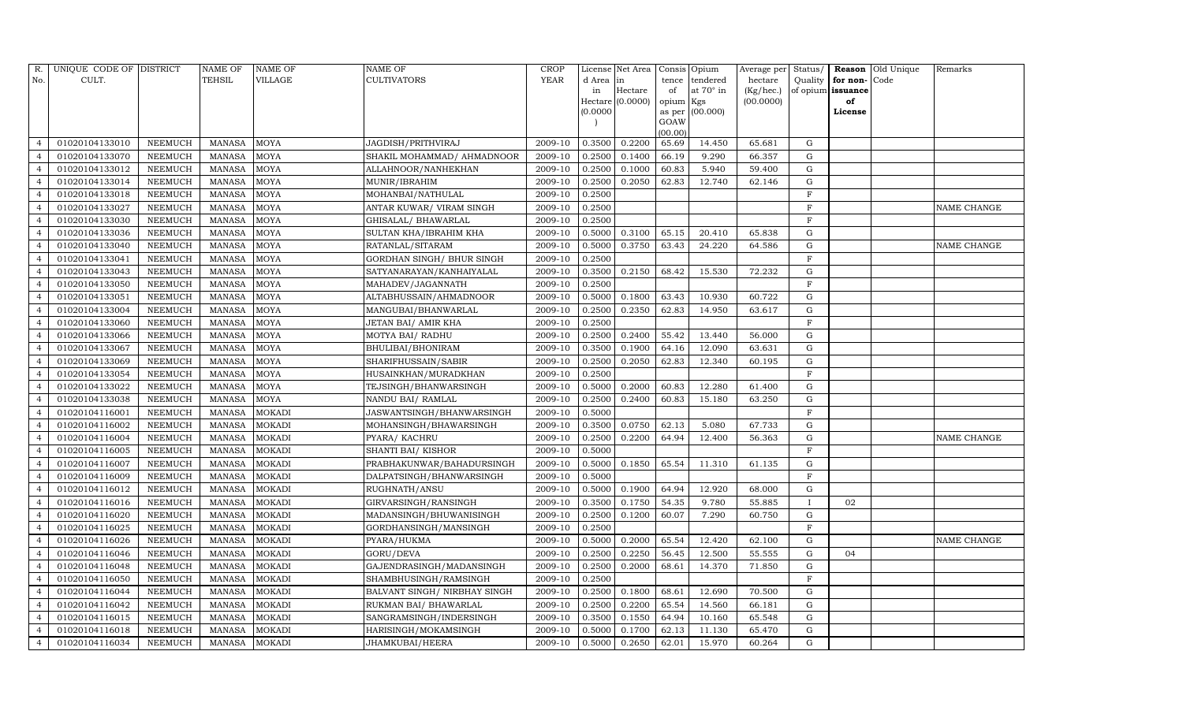| R. No. | UNIQUE CODE OF CULT. | DISTRICT | NAME OF TEHSIL | NAME OF VILLAGE | NAME OF CULTIVATORS | CROP YEAR | License d Area in Hectare (0.0000) | Net Area in Hectare (0.0000) | Consis tence of opium as per GOAW (00.00) | Opium tendered at 70° in Kgs (00.000) | Average per hectare (Kg/hec.) (00.0000) | Status/ Quality of opium | Reason for non-issuance of License | Old Unique Code | Remarks |
|---|---|---|---|---|---|---|---|---|---|---|---|---|---|---|---|
| 4 | 01020104133010 | NEEMUCH | MANASA | MOYA | JAGDISH/PRITHVIRAJ | 2009-10 | 0.3500 | 0.2200 | 65.69 | 14.450 | 65.681 | G | | | |
| 4 | 01020104133070 | NEEMUCH | MANASA | MOYA | SHAKIL MOHAMMAD/ AHMADNOOR | 2009-10 | 0.2500 | 0.1400 | 66.19 | 9.290 | 66.357 | G | | | |
| 4 | 01020104133012 | NEEMUCH | MANASA | MOYA | ALLAHNOOR/NANHEKHAN | 2009-10 | 0.2500 | 0.1000 | 60.83 | 5.940 | 59.400 | G | | | |
| 4 | 01020104133014 | NEEMUCH | MANASA | MOYA | MUNIR/IBRAHIM | 2009-10 | 0.2500 | 0.2050 | 62.83 | 12.740 | 62.146 | G | | | |
| 4 | 01020104133018 | NEEMUCH | MANASA | MOYA | MOHANBAI/NATHULAL | 2009-10 | 0.2500 | | | | | F | | | |
| 4 | 01020104133027 | NEEMUCH | MANASA | MOYA | ANTAR KUWAR/ VIRAM SINGH | 2009-10 | 0.2500 | | | | | F | | | NAME CHANGE |
| 4 | 01020104133030 | NEEMUCH | MANASA | MOYA | GHISALAL/ BHAWARLAL | 2009-10 | 0.2500 | | | | | F | | | |
| 4 | 01020104133036 | NEEMUCH | MANASA | MOYA | SULTAN KHA/IBRAHIM KHA | 2009-10 | 0.5000 | 0.3100 | 65.15 | 20.410 | 65.838 | G | | | |
| 4 | 01020104133040 | NEEMUCH | MANASA | MOYA | RATANLAL/SITARAM | 2009-10 | 0.5000 | 0.3750 | 63.43 | 24.220 | 64.586 | G | | | NAME CHANGE |
| 4 | 01020104133041 | NEEMUCH | MANASA | MOYA | GORDHAN SINGH/ BHUR SINGH | 2009-10 | 0.2500 | | | | | F | | | |
| 4 | 01020104133043 | NEEMUCH | MANASA | MOYA | SATYANARAYAN/KANHAIYALAL | 2009-10 | 0.3500 | 0.2150 | 68.42 | 15.530 | 72.232 | G | | | |
| 4 | 01020104133050 | NEEMUCH | MANASA | MOYA | MAHADEV/JAGANNATH | 2009-10 | 0.2500 | | | | | F | | | |
| 4 | 01020104133051 | NEEMUCH | MANASA | MOYA | ALTABHUSSAIN/AHMADNOOR | 2009-10 | 0.5000 | 0.1800 | 63.43 | 10.930 | 60.722 | G | | | |
| 4 | 01020104133004 | NEEMUCH | MANASA | MOYA | MANGUBAI/BHANWARLAL | 2009-10 | 0.2500 | 0.2350 | 62.83 | 14.950 | 63.617 | G | | | |
| 4 | 01020104133060 | NEEMUCH | MANASA | MOYA | JETAN BAI/ AMIR KHA | 2009-10 | 0.2500 | | | | | F | | | |
| 4 | 01020104133066 | NEEMUCH | MANASA | MOYA | MOTYA BAI/ RADHU | 2009-10 | 0.2500 | 0.2400 | 55.42 | 13.440 | 56.000 | G | | | |
| 4 | 01020104133067 | NEEMUCH | MANASA | MOYA | BHULIBAI/BHONIRAM | 2009-10 | 0.3500 | 0.1900 | 64.16 | 12.090 | 63.631 | G | | | |
| 4 | 01020104133069 | NEEMUCH | MANASA | MOYA | SHARIFHUSSAIN/SABIR | 2009-10 | 0.2500 | 0.2050 | 62.83 | 12.340 | 60.195 | G | | | |
| 4 | 01020104133054 | NEEMUCH | MANASA | MOYA | HUSAINKHAN/MURADKHAN | 2009-10 | 0.2500 | | | | | F | | | |
| 4 | 01020104133022 | NEEMUCH | MANASA | MOYA | TEJSINGH/BHANWARSINGH | 2009-10 | 0.5000 | 0.2000 | 60.83 | 12.280 | 61.400 | G | | | |
| 4 | 01020104133038 | NEEMUCH | MANASA | MOYA | NANDU BAI/ RAMLAL | 2009-10 | 0.2500 | 0.2400 | 60.83 | 15.180 | 63.250 | G | | | |
| 4 | 01020104116001 | NEEMUCH | MANASA | MOKADI | JASWANTSINGH/BHANWARSINGH | 2009-10 | 0.5000 | | | | | F | | | |
| 4 | 01020104116002 | NEEMUCH | MANASA | MOKADI | MOHANSINGH/BHAWARSINGH | 2009-10 | 0.3500 | 0.0750 | 62.13 | 5.080 | 67.733 | G | | | |
| 4 | 01020104116004 | NEEMUCH | MANASA | MOKADI | PYARA/ KACHRU | 2009-10 | 0.2500 | 0.2200 | 64.94 | 12.400 | 56.363 | G | | | NAME CHANGE |
| 4 | 01020104116005 | NEEMUCH | MANASA | MOKADI | SHANTI BAI/ KISHOR | 2009-10 | 0.5000 | | | | | F | | | |
| 4 | 01020104116007 | NEEMUCH | MANASA | MOKADI | PRABHAKUNWAR/BAHADURSINGH | 2009-10 | 0.5000 | 0.1850 | 65.54 | 11.310 | 61.135 | G | | | |
| 4 | 01020104116009 | NEEMUCH | MANASA | MOKADI | DALPATSINGH/BHANWARSINGH | 2009-10 | 0.5000 | | | | | F | | | |
| 4 | 01020104116012 | NEEMUCH | MANASA | MOKADI | RUGHNATH/ANSU | 2009-10 | 0.5000 | 0.1900 | 64.94 | 12.920 | 68.000 | G | | | |
| 4 | 01020104116016 | NEEMUCH | MANASA | MOKADI | GIRVARSINGH/RANSINGH | 2009-10 | 0.3500 | 0.1750 | 54.35 | 9.780 | 55.885 | I | 02 | | |
| 4 | 01020104116020 | NEEMUCH | MANASA | MOKADI | MADANSINGH/BHUWANISINGH | 2009-10 | 0.2500 | 0.1200 | 60.07 | 7.290 | 60.750 | G | | | |
| 4 | 01020104116025 | NEEMUCH | MANASA | MOKADI | GORDHANSINGH/MANSINGH | 2009-10 | 0.2500 | | | | | F | | | |
| 4 | 01020104116026 | NEEMUCH | MANASA | MOKADI | PYARA/HUKMA | 2009-10 | 0.5000 | 0.2000 | 65.54 | 12.420 | 62.100 | G | | | NAME CHANGE |
| 4 | 01020104116046 | NEEMUCH | MANASA | MOKADI | GORU/DEVA | 2009-10 | 0.2500 | 0.2250 | 56.45 | 12.500 | 55.555 | G | 04 | | |
| 4 | 01020104116048 | NEEMUCH | MANASA | MOKADI | GAJENDRASINGH/MADANSINGH | 2009-10 | 0.2500 | 0.2000 | 68.61 | 14.370 | 71.850 | G | | | |
| 4 | 01020104116050 | NEEMUCH | MANASA | MOKADI | SHAMBHUSINGH/RAMSINGH | 2009-10 | 0.2500 | | | | | F | | | |
| 4 | 01020104116044 | NEEMUCH | MANASA | MOKADI | BALVANT SINGH/ NIRBHAY SINGH | 2009-10 | 0.2500 | 0.1800 | 68.61 | 12.690 | 70.500 | G | | | |
| 4 | 01020104116042 | NEEMUCH | MANASA | MOKADI | RUKMAN BAI/ BHAWARLAL | 2009-10 | 0.2500 | 0.2200 | 65.54 | 14.560 | 66.181 | G | | | |
| 4 | 01020104116015 | NEEMUCH | MANASA | MOKADI | SANGRAMSINGH/INDERSINGH | 2009-10 | 0.3500 | 0.1550 | 64.94 | 10.160 | 65.548 | G | | | |
| 4 | 01020104116018 | NEEMUCH | MANASA | MOKADI | HARISINGH/MOKAMSINGH | 2009-10 | 0.5000 | 0.1700 | 62.13 | 11.130 | 65.470 | G | | | |
| 4 | 01020104116034 | NEEMUCH | MANASA | MOKADI | JHAMKUBAI/HEERA | 2009-10 | 0.5000 | 0.2650 | 62.01 | 15.970 | 60.264 | G | | | |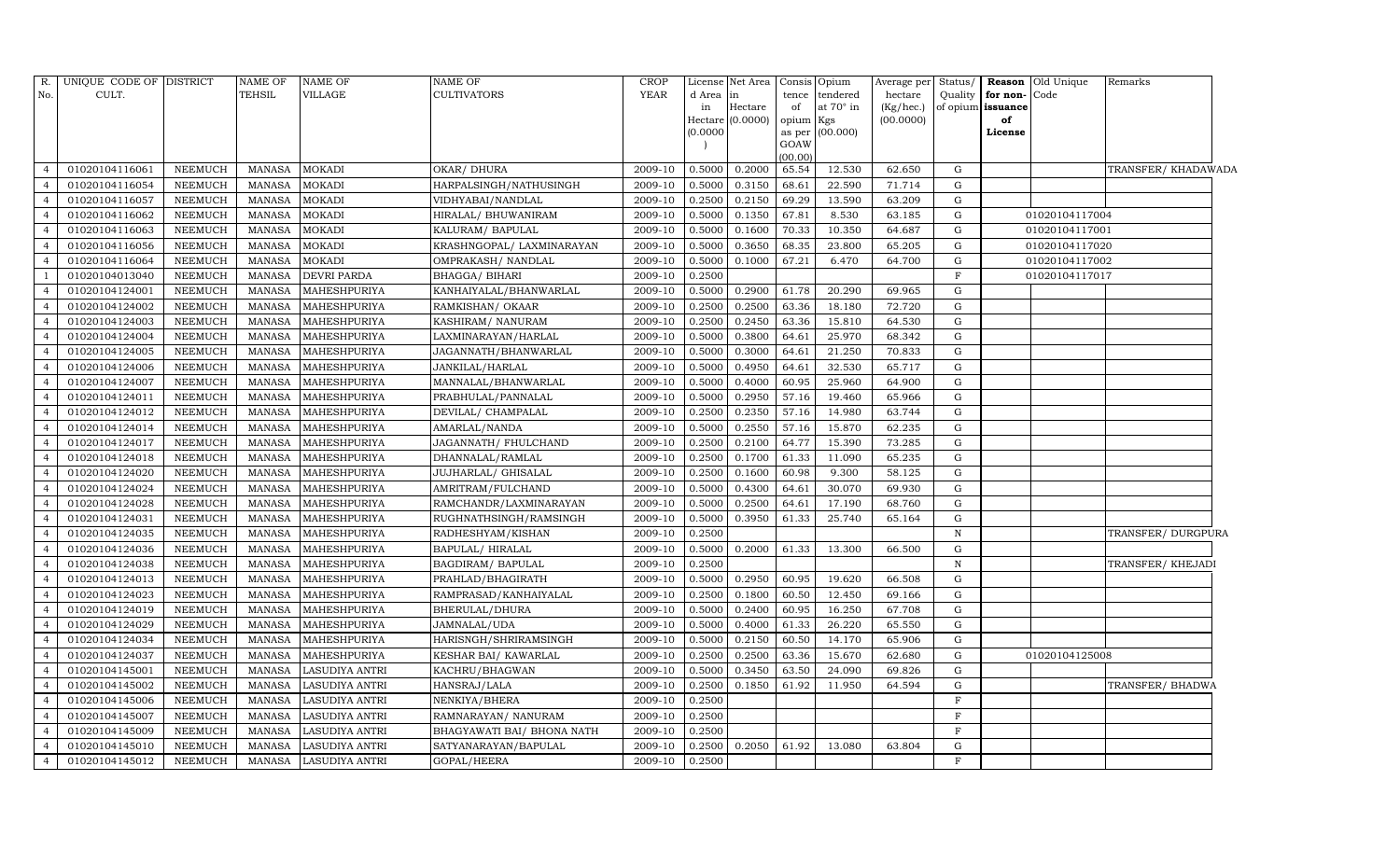| R. No. | UNIQUE CODE OF CULT. | DISTRICT | NAME OF TEHSIL | NAME OF VILLAGE | NAME OF CULTIVATORS | CROP YEAR | License d Area in Hectare (0.0000) | Net Area in Hectare (0.0000) | Consis tence of opium as per GOAW (00.00) | Opium tendered at 70° in Kgs (00.000) | Average per hectare (Kg/hec.) (00.0000) | Status/ Quality of opium | Reason for non-issuance of License | Old Unique Code | Remarks |
|---|---|---|---|---|---|---|---|---|---|---|---|---|---|---|---|
| 4 | 01020104116061 | NEEMUCH | MANASA | MOKADI | OKAR/ DHURA | 2009-10 | 0.5000 | 0.2000 | 65.54 | 12.530 | 62.650 | G | | | TRANSFER/ KHADAWADA |
| 4 | 01020104116054 | NEEMUCH | MANASA | MOKADI | HARPALSINGH/NATHUSINGH | 2009-10 | 0.5000 | 0.3150 | 68.61 | 22.590 | 71.714 | G | | | |
| 4 | 01020104116057 | NEEMUCH | MANASA | MOKADI | VIDHYABAI/NANDLAL | 2009-10 | 0.2500 | 0.2150 | 69.29 | 13.590 | 63.209 | G | | | |
| 4 | 01020104116062 | NEEMUCH | MANASA | MOKADI | HIRALAL/ BHUWANIRAM | 2009-10 | 0.5000 | 0.1350 | 67.81 | 8.530 | 63.185 | G | | 01020104117004 | |
| 4 | 01020104116063 | NEEMUCH | MANASA | MOKADI | KALURAM/ BAPULAL | 2009-10 | 0.5000 | 0.1600 | 70.33 | 10.350 | 64.687 | G | | 01020104117001 | |
| 4 | 01020104116056 | NEEMUCH | MANASA | MOKADI | KRASHNGOPAL/ LAXMINARAYAN | 2009-10 | 0.5000 | 0.3650 | 68.35 | 23.800 | 65.205 | G | | 01020104117020 | |
| 4 | 01020104116064 | NEEMUCH | MANASA | MOKADI | OMPRAKASH/ NANDLAL | 2009-10 | 0.5000 | 0.1000 | 67.21 | 6.470 | 64.700 | G | | 01020104117002 | |
| 1 | 01020104013040 | NEEMUCH | MANASA | DEVRI PARDA | BHAGGA/ BIHARI | 2009-10 | 0.2500 | | | | | F | | 01020104117017 | |
| 4 | 01020104124001 | NEEMUCH | MANASA | MAHESHPURIYA | KANHAIYALAL/BHANWARLAL | 2009-10 | 0.5000 | 0.2900 | 61.78 | 20.290 | 69.965 | G | | | |
| 4 | 01020104124002 | NEEMUCH | MANASA | MAHESHPURIYA | RAMKISHAN/ OKAAR | 2009-10 | 0.2500 | 0.2500 | 63.36 | 18.180 | 72.720 | G | | | |
| 4 | 01020104124003 | NEEMUCH | MANASA | MAHESHPURIYA | KASHIRAM/ NANURAM | 2009-10 | 0.2500 | 0.2450 | 63.36 | 15.810 | 64.530 | G | | | |
| 4 | 01020104124004 | NEEMUCH | MANASA | MAHESHPURIYA | LAXMINARAYAN/HARLAL | 2009-10 | 0.5000 | 0.3800 | 64.61 | 25.970 | 68.342 | G | | | |
| 4 | 01020104124005 | NEEMUCH | MANASA | MAHESHPURIYA | JAGANNATH/BHANWARLAL | 2009-10 | 0.5000 | 0.3000 | 64.61 | 21.250 | 70.833 | G | | | |
| 4 | 01020104124006 | NEEMUCH | MANASA | MAHESHPURIYA | JANKILAL/HARLAL | 2009-10 | 0.5000 | 0.4950 | 64.61 | 32.530 | 65.717 | G | | | |
| 4 | 01020104124007 | NEEMUCH | MANASA | MAHESHPURIYA | MANNALAL/BHANWARLAL | 2009-10 | 0.5000 | 0.4000 | 60.95 | 25.960 | 64.900 | G | | | |
| 4 | 01020104124011 | NEEMUCH | MANASA | MAHESHPURIYA | PRABHULAL/PANNALAL | 2009-10 | 0.5000 | 0.2950 | 57.16 | 19.460 | 65.966 | G | | | |
| 4 | 01020104124012 | NEEMUCH | MANASA | MAHESHPURIYA | DEVILAL/ CHAMPALAL | 2009-10 | 0.2500 | 0.2350 | 57.16 | 14.980 | 63.744 | G | | | |
| 4 | 01020104124014 | NEEMUCH | MANASA | MAHESHPURIYA | AMARLAL/NANDA | 2009-10 | 0.5000 | 0.2550 | 57.16 | 15.870 | 62.235 | G | | | |
| 4 | 01020104124017 | NEEMUCH | MANASA | MAHESHPURIYA | JAGANNATH/ FHULCHAND | 2009-10 | 0.2500 | 0.2100 | 64.77 | 15.390 | 73.285 | G | | | |
| 4 | 01020104124018 | NEEMUCH | MANASA | MAHESHPURIYA | DHANNALAL/RAMLAL | 2009-10 | 0.2500 | 0.1700 | 61.33 | 11.090 | 65.235 | G | | | |
| 4 | 01020104124020 | NEEMUCH | MANASA | MAHESHPURIYA | JUJHARLAL/ GHISALAL | 2009-10 | 0.2500 | 0.1600 | 60.98 | 9.300 | 58.125 | G | | | |
| 4 | 01020104124024 | NEEMUCH | MANASA | MAHESHPURIYA | AMRITRAM/FULCHAND | 2009-10 | 0.5000 | 0.4300 | 64.61 | 30.070 | 69.930 | G | | | |
| 4 | 01020104124028 | NEEMUCH | MANASA | MAHESHPURIYA | RAMCHANDR/LAXMINARAYAN | 2009-10 | 0.5000 | 0.2500 | 64.61 | 17.190 | 68.760 | G | | | |
| 4 | 01020104124031 | NEEMUCH | MANASA | MAHESHPURIYA | RUGHNATHSINGH/RAMSINGH | 2009-10 | 0.5000 | 0.3950 | 61.33 | 25.740 | 65.164 | G | | | |
| 4 | 01020104124035 | NEEMUCH | MANASA | MAHESHPURIYA | RADHESHYAM/KISHAN | 2009-10 | 0.2500 | | | | | N | | | TRANSFER/ DURGPURA |
| 4 | 01020104124036 | NEEMUCH | MANASA | MAHESHPURIYA | BAPULAL/ HIRALAL | 2009-10 | 0.5000 | 0.2000 | 61.33 | 13.300 | 66.500 | G | | | |
| 4 | 01020104124038 | NEEMUCH | MANASA | MAHESHPURIYA | BAGDIRAM/ BAPULAL | 2009-10 | 0.2500 | | | | | N | | | TRANSFER/ KHEJADI |
| 4 | 01020104124013 | NEEMUCH | MANASA | MAHESHPURIYA | PRAHLAD/BHAGIRATH | 2009-10 | 0.5000 | 0.2950 | 60.95 | 19.620 | 66.508 | G | | | |
| 4 | 01020104124023 | NEEMUCH | MANASA | MAHESHPURIYA | RAMPRASAD/KANHAIYALAL | 2009-10 | 0.2500 | 0.1800 | 60.50 | 12.450 | 69.166 | G | | | |
| 4 | 01020104124019 | NEEMUCH | MANASA | MAHESHPURIYA | BHERULAL/DHURA | 2009-10 | 0.5000 | 0.2400 | 60.95 | 16.250 | 67.708 | G | | | |
| 4 | 01020104124029 | NEEMUCH | MANASA | MAHESHPURIYA | JAMNALAL/UDA | 2009-10 | 0.5000 | 0.4000 | 61.33 | 26.220 | 65.550 | G | | | |
| 4 | 01020104124034 | NEEMUCH | MANASA | MAHESHPURIYA | HARISNGH/SHRIRAMSINGH | 2009-10 | 0.5000 | 0.2150 | 60.50 | 14.170 | 65.906 | G | | | |
| 4 | 01020104124037 | NEEMUCH | MANASA | MAHESHPURIYA | KESHAR BAI/ KAWARLAL | 2009-10 | 0.2500 | 0.2500 | 63.36 | 15.670 | 62.680 | G | | 01020104125008 | |
| 4 | 01020104145001 | NEEMUCH | MANASA | LASUDIYA ANTRI | KACHRU/BHAGWAN | 2009-10 | 0.5000 | 0.3450 | 63.50 | 24.090 | 69.826 | G | | | |
| 4 | 01020104145002 | NEEMUCH | MANASA | LASUDIYA ANTRI | HANSRAJ/LALA | 2009-10 | 0.2500 | 0.1850 | 61.92 | 11.950 | 64.594 | G | | | TRANSFER/ BHADWA |
| 4 | 01020104145006 | NEEMUCH | MANASA | LASUDIYA ANTRI | NENKIYA/BHERA | 2009-10 | 0.2500 | | | | | F | | | |
| 4 | 01020104145007 | NEEMUCH | MANASA | LASUDIYA ANTRI | RAMNARAYAN/ NANURAM | 2009-10 | 0.2500 | | | | | F | | | |
| 4 | 01020104145009 | NEEMUCH | MANASA | LASUDIYA ANTRI | BHAGYAWATI BAI/ BHONA NATH | 2009-10 | 0.2500 | | | | | F | | | |
| 4 | 01020104145010 | NEEMUCH | MANASA | LASUDIYA ANTRI | SATYANARAYAN/BAPULAL | 2009-10 | 0.2500 | 0.2050 | 61.92 | 13.080 | 63.804 | G | | | |
| 4 | 01020104145012 | NEEMUCH | MANASA | LASUDIYA ANTRI | GOPAL/HEERA | 2009-10 | 0.2500 | | | | | F | | | |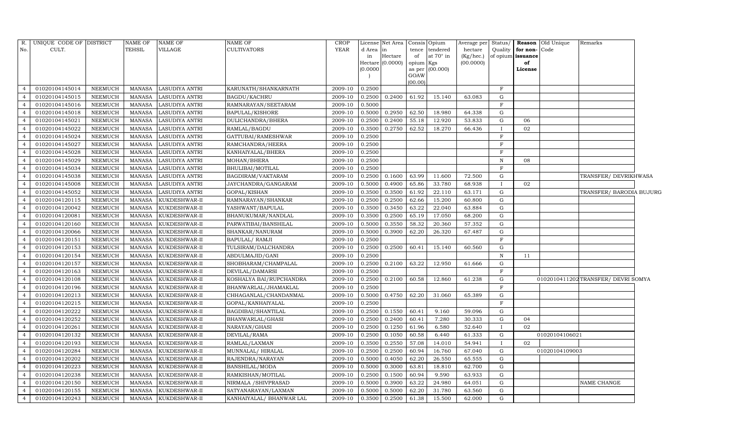| R. No. | UNIQUE CODE OF CULT. | DISTRICT | NAME OF TEHSIL | NAME OF VILLAGE | NAME OF CULTIVATORS | CROP YEAR | License d Area in Hectare (0.0000) | Net Area in Hectare (0.0000) | Consis tence of opium as per GOAW (00.00) | Opium tendered at 70° in Kgs (00.000) | Average per hectare (Kg/hec.) (00.0000) | Status/ Quality of opium | Reason for non-issuance of License | Old Unique Code | Remarks |
|---|---|---|---|---|---|---|---|---|---|---|---|---|---|---|---|
| 4 | 01020104145014 | NEEMUCH | MANASA | LASUDIYA ANTRI | KARUNATH/SHANKARNATH | 2009-10 | 0.2500 | | | | | F | | | |
| 4 | 01020104145015 | NEEMUCH | MANASA | LASUDIYA ANTRI | BAGDU/KACHRU | 2009-10 | 0.2500 | 0.2400 | 61.92 | 15.140 | 63.083 | G | | | |
| 4 | 01020104145016 | NEEMUCH | MANASA | LASUDIYA ANTRI | RAMNARAYAN/SEETARAM | 2009-10 | 0.5000 | | | | | F | | | |
| 4 | 01020104145018 | NEEMUCH | MANASA | LASUDIYA ANTRI | BAPULAL/KISHORE | 2009-10 | 0.5000 | 0.2950 | 62.50 | 18.980 | 64.338 | G | | | |
| 4 | 01020104145021 | NEEMUCH | MANASA | LASUDIYA ANTRI | DULICHANDRA/BHERA | 2009-10 | 0.2500 | 0.2400 | 55.18 | 12.920 | 53.833 | G | 06 | | |
| 4 | 01020104145022 | NEEMUCH | MANASA | LASUDIYA ANTRI | RAMLAL/BAGDU | 2009-10 | 0.3500 | 0.2750 | 62.52 | 18.270 | 66.436 | I | 02 | | |
| 4 | 01020104145024 | NEEMUCH | MANASA | LASUDIYA ANTRI | GATTUBAI/RAMESHWAR | 2009-10 | 0.2500 | | | | | F | | | |
| 4 | 01020104145027 | NEEMUCH | MANASA | LASUDIYA ANTRI | RAMCHANDRA/HEERA | 2009-10 | 0.2500 | | | | | F | | | |
| 4 | 01020104145028 | NEEMUCH | MANASA | LASUDIYA ANTRI | KANHAIYALAL/BHERA | 2009-10 | 0.2500 | | | | | F | | | |
| 4 | 01020104145029 | NEEMUCH | MANASA | LASUDIYA ANTRI | MOHAN/BHERA | 2009-10 | 0.2500 | | | | | N | 08 | | |
| 4 | 01020104145034 | NEEMUCH | MANASA | LASUDIYA ANTRI | BHULIBAI/MOTILAL | 2009-10 | 0.2500 | | | | | F | | | |
| 4 | 01020104145038 | NEEMUCH | MANASA | LASUDIYA ANTRI | BAGDIRAM/VAKTARAM | 2009-10 | 0.2500 | 0.1600 | 63.99 | 11.600 | 72.500 | G | | | TRANSFER/ DEVRIKHWASA |
| 4 | 01020104145008 | NEEMUCH | MANASA | LASUDIYA ANTRI | JAYCHANDRA/GANGARAM | 2009-10 | 0.5000 | 0.4900 | 65.86 | 33.780 | 68.938 | I | 02 | | |
| 4 | 01020104145052 | NEEMUCH | MANASA | LASUDIYA ANTRI | GOPAL/KISHAN | 2009-10 | 0.3500 | 0.3500 | 61.92 | 22.110 | 63.171 | G | | | TRANSFER/ BARODIA BUJURG |
| 4 | 01020104120115 | NEEMUCH | MANASA | KUKDESHWAR-II | RAMNARAYAN/SHANKAR | 2009-10 | 0.2500 | 0.2500 | 62.66 | 15.200 | 60.800 | G | | | |
| 4 | 01020104120042 | NEEMUCH | MANASA | KUKDESHWAR-II | YASHWANT/BAPULAL | 2009-10 | 0.3500 | 0.3450 | 63.22 | 22.040 | 63.884 | G | | | |
| 4 | 01020104120081 | NEEMUCH | MANASA | KUKDESHWAR-II | BHANUKUMAR/NANDLAL | 2009-10 | 0.3500 | 0.2500 | 65.19 | 17.050 | 68.200 | G | | | |
| 4 | 01020104120160 | NEEMUCH | MANASA | KUKDESHWAR-II | PARWATIBAI/BANSHILAL | 2009-10 | 0.5000 | 0.3550 | 58.32 | 20.360 | 57.352 | G | | | |
| 4 | 01020104120066 | NEEMUCH | MANASA | KUKDESHWAR-II | SHANKAR/NANURAM | 2009-10 | 0.5000 | 0.3900 | 62.20 | 26.320 | 67.487 | G | | | |
| 4 | 01020104120151 | NEEMUCH | MANASA | KUKDESHWAR-II | BAPULAL/ RAMJI | 2009-10 | 0.2500 | | | | | F | | | |
| 4 | 01020104120153 | NEEMUCH | MANASA | KUKDESHWAR-II | TULSIRAM/DALCHANDRA | 2009-10 | 0.2500 | 0.2500 | 60.41 | 15.140 | 60.560 | G | | | |
| 4 | 01020104120154 | NEEMUCH | MANASA | KUKDESHWAR-II | ABDULMAJID/GANI | 2009-10 | 0.2500 | | | | | N | 11 | | |
| 4 | 01020104120157 | NEEMUCH | MANASA | KUKDESHWAR-II | SHOBHARAM/CHAMPALAL | 2009-10 | 0.2500 | 0.2100 | 63.22 | 12.950 | 61.666 | G | | | |
| 4 | 01020104120163 | NEEMUCH | MANASA | KUKDESHWAR-II | DEVILAL/DAMARSI | 2009-10 | 0.2500 | | | | | F | | | |
| 4 | 01020104120108 | NEEMUCH | MANASA | KUKDESHWAR-II | KOSHALYA BAI/RUPCHANDRA | 2009-10 | 0.2500 | 0.2100 | 60.58 | 12.860 | 61.238 | G | | 01020104112O2 | TRANSFER/ DEVRI SOMYA |
| 4 | 01020104120196 | NEEMUCH | MANASA | KUKDESHWAR-II | BHANWARLAL/JHAMAKLAL | 2009-10 | 0.2500 | | | | | F | | | |
| 4 | 01020104120213 | NEEMUCH | MANASA | KUKDESHWAR-II | CHHAGANLAL/CHANDANMAL | 2009-10 | 0.5000 | 0.4750 | 62.20 | 31.060 | 65.389 | G | | | |
| 4 | 01020104120215 | NEEMUCH | MANASA | KUKDESHWAR-II | GOPAL/KANHAIYALAL | 2009-10 | 0.2500 | | | | | F | | | |
| 4 | 01020104120222 | NEEMUCH | MANASA | KUKDESHWAR-II | BAGDIBAI/SHANTILAL | 2009-10 | 0.2500 | 0.1550 | 60.41 | 9.160 | 59.096 | G | | | |
| 4 | 01020104120252 | NEEMUCH | MANASA | KUKDESHWAR-II | BHANWARLAL/GHASI | 2009-10 | 0.2500 | 0.2400 | 60.41 | 7.280 | 30.333 | G | 04 | | |
| 4 | 01020104120261 | NEEMUCH | MANASA | KUKDESHWAR-II | NARAYAN/GHASI | 2009-10 | 0.2500 | 0.1250 | 61.96 | 6.580 | 52.640 | I | 02 | | |
| 4 | 01020104120132 | NEEMUCH | MANASA | KUKDESHWAR-II | DEVILAL/RAMA | 2009-10 | 0.2500 | 0.1050 | 60.58 | 6.440 | 61.333 | G | | 01020104106021 | |
| 4 | 01020104120193 | NEEMUCH | MANASA | KUKDESHWAR-II | RAMLAL/LAXMAN | 2009-10 | 0.3500 | 0.2550 | 57.08 | 14.010 | 54.941 | I | 02 | | |
| 4 | 01020104120284 | NEEMUCH | MANASA | KUKDESHWAR-II | MUNNALAL/ HIRALAL | 2009-10 | 0.2500 | 0.2500 | 60.94 | 16.760 | 67.040 | G | | 01020104109003 | |
| 4 | 01020104120202 | NEEMUCH | MANASA | KUKDESHWAR-II | RAJENDRA/NARAYAN | 2009-10 | 0.5000 | 0.4050 | 62.20 | 26.550 | 65.555 | G | | | |
| 4 | 01020104120223 | NEEMUCH | MANASA | KUKDESHWAR-II | BANSHILAL/MODA | 2009-10 | 0.5000 | 0.3000 | 63.81 | 18.810 | 62.700 | G | | | |
| 4 | 01020104120238 | NEEMUCH | MANASA | KUKDESHWAR-II | RAMKISHAN/MOTILAL | 2009-10 | 0.2500 | 0.1500 | 60.94 | 9.590 | 63.933 | G | | | |
| 4 | 01020104120150 | NEEMUCH | MANASA | KUKDESHWAR-II | NIRMALA /SHIVPRASAD | 2009-10 | 0.5000 | 0.3900 | 63.22 | 24.980 | 64.051 | G | | | NAME CHANGE |
| 4 | 01020104120155 | NEEMUCH | MANASA | KUKDESHWAR-II | SATYANARAYAN/LAXMAN | 2009-10 | 0.5000 | 0.5000 | 62.20 | 31.780 | 63.560 | G | | | |
| 4 | 01020104120243 | NEEMUCH | MANASA | KUKDESHWAR-II | KANHAIYALAL/ BHANWAR LAL | 2009-10 | 0.3500 | 0.2500 | 61.38 | 15.500 | 62.000 | G | | | |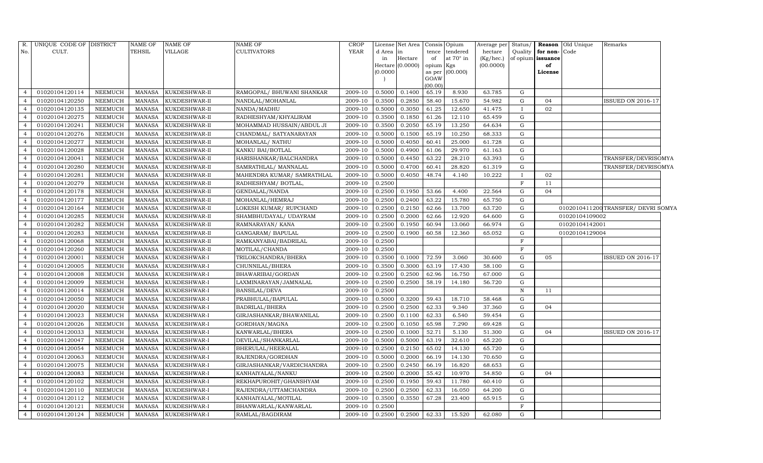| R. No. | UNIQUE CODE OF CULT. | DISTRICT | NAME OF TEHSIL | NAME OF VILLAGE | NAME OF CULTIVATORS | CROP YEAR | License d Area in Hectare (0.0000) | Net Area in Hectare (0.0000) | Consis tence of opium as per GOAW (00.00) | Opium tendered at 70° in Kgs (00.000) | Average per hectare (Kg/hec.) (00.0000) | Status/ Quality of opium | Reason for non- issuance of License | Old Unique Code | Remarks |
|---|---|---|---|---|---|---|---|---|---|---|---|---|---|---|---|
| 4 | 01020104120114 | NEEMUCH | MANASA | KUKDESHWAR-II | RAMGOPAL/ BHUWANI SHANKAR | 2009-10 | 0.5000 | 0.1400 | 65.19 | 8.930 | 63.785 | G | | | |
| 4 | 01020104120250 | NEEMUCH | MANASA | KUKDESHWAR-II | NANDLAL/MOHANLAL | 2009-10 | 0.3500 | 0.2850 | 58.40 | 15.670 | 54.982 | G | 04 | | ISSUED ON 2016-17 |
| 4 | 01020104120135 | NEEMUCH | MANASA | KUKDESHWAR-II | NANDA/MADHU | 2009-10 | 0.5000 | 0.3050 | 61.25 | 12.650 | 41.475 | I | 02 | | |
| 4 | 01020104120275 | NEEMUCH | MANASA | KUKDESHWAR-II | RADHESHYAM/KHYALIRAM | 2009-10 | 0.3500 | 0.1850 | 61.26 | 12.110 | 65.459 | G | | | |
| 4 | 01020104120241 | NEEMUCH | MANASA | KUKDESHWAR-II | MOHAMMAD HUSSAIN/ABDUL JI | 2009-10 | 0.3500 | 0.2050 | 65.19 | 13.250 | 64.634 | G | | | |
| 4 | 01020104120276 | NEEMUCH | MANASA | KUKDESHWAR-II | CHANDMAL/ SATYANARAYAN | 2009-10 | 0.5000 | 0.1500 | 65.19 | 10.250 | 68.333 | G | | | |
| 4 | 01020104120277 | NEEMUCH | MANASA | KUKDESHWAR-II | MOHANLAL/ NATHU | 2009-10 | 0.5000 | 0.4050 | 60.41 | 25.000 | 61.728 | G | | | |
| 4 | 01020104120028 | NEEMUCH | MANASA | KUKDESHWAR-II | KANKU BAI/BOTLAL | 2009-10 | 0.5000 | 0.4900 | 61.06 | 29.970 | 61.163 | G | | | |
| 4 | 01020104120041 | NEEMUCH | MANASA | KUKDESHWAR-II | HARISHANKAR/BALCHANDRA | 2009-10 | 0.5000 | 0.4450 | 63.22 | 28.210 | 63.393 | G | | | TRANSFER/DEVRISOMYA |
| 4 | 01020104120280 | NEEMUCH | MANASA | KUKDESHWAR-II | SAMRATHLAL/ MANNALAL | 2009-10 | 0.5000 | 0.4700 | 60.41 | 28.820 | 61.319 | G | | | TRANSFER/DEVRISOMYA |
| 4 | 01020104120281 | NEEMUCH | MANASA | KUKDESHWAR-II | MAHENDRA KUMAR/ SAMRATHLAL | 2009-10 | 0.5000 | 0.4050 | 48.74 | 4.140 | 10.222 | I | 02 | | |
| 4 | 01020104120279 | NEEMUCH | MANASA | KUKDESHWAR-II | RADHESHYAM/ BOTLAL, | 2009-10 | 0.2500 | | | | | F | 11 | | |
| 4 | 01020104120178 | NEEMUCH | MANASA | KUKDESHWAR-II | GENDALAL/NANDA | 2009-10 | 0.2500 | 0.1950 | 53.66 | 4.400 | 22.564 | G | 04 | | |
| 4 | 01020104120177 | NEEMUCH | MANASA | KUKDESHWAR-II | MOHANLAL/HEMRAJ | 2009-10 | 0.2500 | 0.2400 | 63.22 | 15.780 | 65.750 | G | | | |
| 4 | 01020104120164 | NEEMUCH | MANASA | KUKDESHWAR-II | LOKESH KUMAR/ RUPCHAND | 2009-10 | 0.2500 | 0.2150 | 62.66 | 13.700 | 63.720 | G | | 01020104112006 | TRANSFER/ DEVRI SOMYA |
| 4 | 01020104120285 | NEEMUCH | MANASA | KUKDESHWAR-II | SHAMBHUDAYAL/ UDAYRAM | 2009-10 | 0.2500 | 0.2000 | 62.66 | 12.920 | 64.600 | G | | 01020104109002 | |
| 4 | 01020104120282 | NEEMUCH | MANASA | KUKDESHWAR-II | RAMNARAYAN/ KANA | 2009-10 | 0.2500 | 0.1950 | 60.94 | 13.060 | 66.974 | G | | 01020104142001 | |
| 4 | 01020104120283 | NEEMUCH | MANASA | KUKDESHWAR-II | GANGARAM/ BAPULAL | 2009-10 | 0.2500 | 0.1900 | 60.58 | 12.360 | 65.052 | G | | 01020104129004 | |
| 4 | 01020104120068 | NEEMUCH | MANASA | KUKDESHWAR-II | RAMKANYABAI/BADRILAL | 2009-10 | 0.2500 | | | | | F | | | |
| 4 | 01020104120260 | NEEMUCH | MANASA | KUKDESHWAR-II | MOTILAL/CHANDA | 2009-10 | 0.2500 | | | | | F | | | |
| 4 | 01020104120001 | NEEMUCH | MANASA | KUKDESHWAR-I | TRILOKCHANDRA/BHERA | 2009-10 | 0.3500 | 0.1000 | 72.59 | 3.060 | 30.600 | G | 05 | | ISSUED ON 2016-17 |
| 4 | 01020104120005 | NEEMUCH | MANASA | KUKDESHWAR-I | CHUNNILAL/BHERA | 2009-10 | 0.3500 | 0.3000 | 63.19 | 17.430 | 58.100 | G | | | |
| 4 | 01020104120008 | NEEMUCH | MANASA | KUKDESHWAR-I | BHAWARIBAI/GORDAN | 2009-10 | 0.2500 | 0.2500 | 62.96 | 16.750 | 67.000 | G | | | |
| 4 | 01020104120009 | NEEMUCH | MANASA | KUKDESHWAR-I | LAXMINARAYAN/JAMNALAL | 2009-10 | 0.2500 | 0.2500 | 58.19 | 14.180 | 56.720 | G | | | |
| 4 | 01020104120014 | NEEMUCH | MANASA | KUKDESHWAR-I | BANSILAL/DEVA | 2009-10 | 0.2500 | | | | | N | 11 | | |
| 4 | 01020104120050 | NEEMUCH | MANASA | KUKDESHWAR-I | PRABHULAL/BAPULAL | 2009-10 | 0.5000 | 0.3200 | 59.43 | 18.710 | 58.468 | G | | | |
| 4 | 01020104120020 | NEEMUCH | MANASA | KUKDESHWAR-I | BADRILAL/BHERA | 2009-10 | 0.2500 | 0.2500 | 62.33 | 9.340 | 37.360 | G | 04 | | |
| 4 | 01020104120023 | NEEMUCH | MANASA | KUKDESHWAR-I | GIRJASHANKAR/BHAWANILAL | 2009-10 | 0.2500 | 0.1100 | 62.33 | 6.540 | 59.454 | G | | | |
| 4 | 01020104120026 | NEEMUCH | MANASA | KUKDESHWAR-I | GORDHAN/MAGNA | 2009-10 | 0.2500 | 0.1050 | 65.98 | 7.290 | 69.428 | G | | | |
| 4 | 01020104120033 | NEEMUCH | MANASA | KUKDESHWAR-I | KANWARLAL/BHERA | 2009-10 | 0.2500 | 0.1000 | 52.71 | 5.130 | 51.300 | G | 04 | | ISSUED ON 2016-17 |
| 4 | 01020104120047 | NEEMUCH | MANASA | KUKDESHWAR-I | DEVILAL/SHANKARLAL | 2009-10 | 0.5000 | 0.5000 | 63.19 | 32.610 | 65.220 | G | | | |
| 4 | 01020104120054 | NEEMUCH | MANASA | KUKDESHWAR-I | BHERULAL/HEERALAL | 2009-10 | 0.2500 | 0.2150 | 65.02 | 14.130 | 65.720 | G | | | |
| 4 | 01020104120063 | NEEMUCH | MANASA | KUKDESHWAR-I | RAJENDRA/GORDHAN | 2009-10 | 0.5000 | 0.2000 | 66.19 | 14.130 | 70.650 | G | | | |
| 4 | 01020104120075 | NEEMUCH | MANASA | KUKDESHWAR-I | GIRJASHANKAR/VARDICHANDRA | 2009-10 | 0.2500 | 0.2450 | 66.19 | 16.820 | 68.653 | G | | | |
| 4 | 01020104120083 | NEEMUCH | MANASA | KUKDESHWAR-I | KANHAIYALAL/NANKU | 2009-10 | 0.2500 | 0.2000 | 55.42 | 10.970 | 54.850 | G | 04 | | |
| 4 | 01020104120102 | NEEMUCH | MANASA | KUKDESHWAR-I | REKHAPUROHIT/GHANSHYAM | 2009-10 | 0.2500 | 0.1950 | 59.43 | 11.780 | 60.410 | G | | | |
| 4 | 01020104120110 | NEEMUCH | MANASA | KUKDESHWAR-I | RAJENDRA/UTTAMCHANDRA | 2009-10 | 0.2500 | 0.2500 | 62.33 | 16.050 | 64.200 | G | | | |
| 4 | 01020104120112 | NEEMUCH | MANASA | KUKDESHWAR-I | KANHAIYALAL/MOTILAL | 2009-10 | 0.3500 | 0.3550 | 67.28 | 23.400 | 65.915 | G | | | |
| 4 | 01020104120121 | NEEMUCH | MANASA | KUKDESHWAR-I | BHANWARLAL/KANWARLAL | 2009-10 | 0.2500 | | | | | F | | | |
| 4 | 01020104120124 | NEEMUCH | MANASA | KUKDESHWAR-I | RAMLAL/BAGDIRAM | 2009-10 | 0.2500 | 0.2500 | 62.33 | 15.520 | 62.080 | G | | | |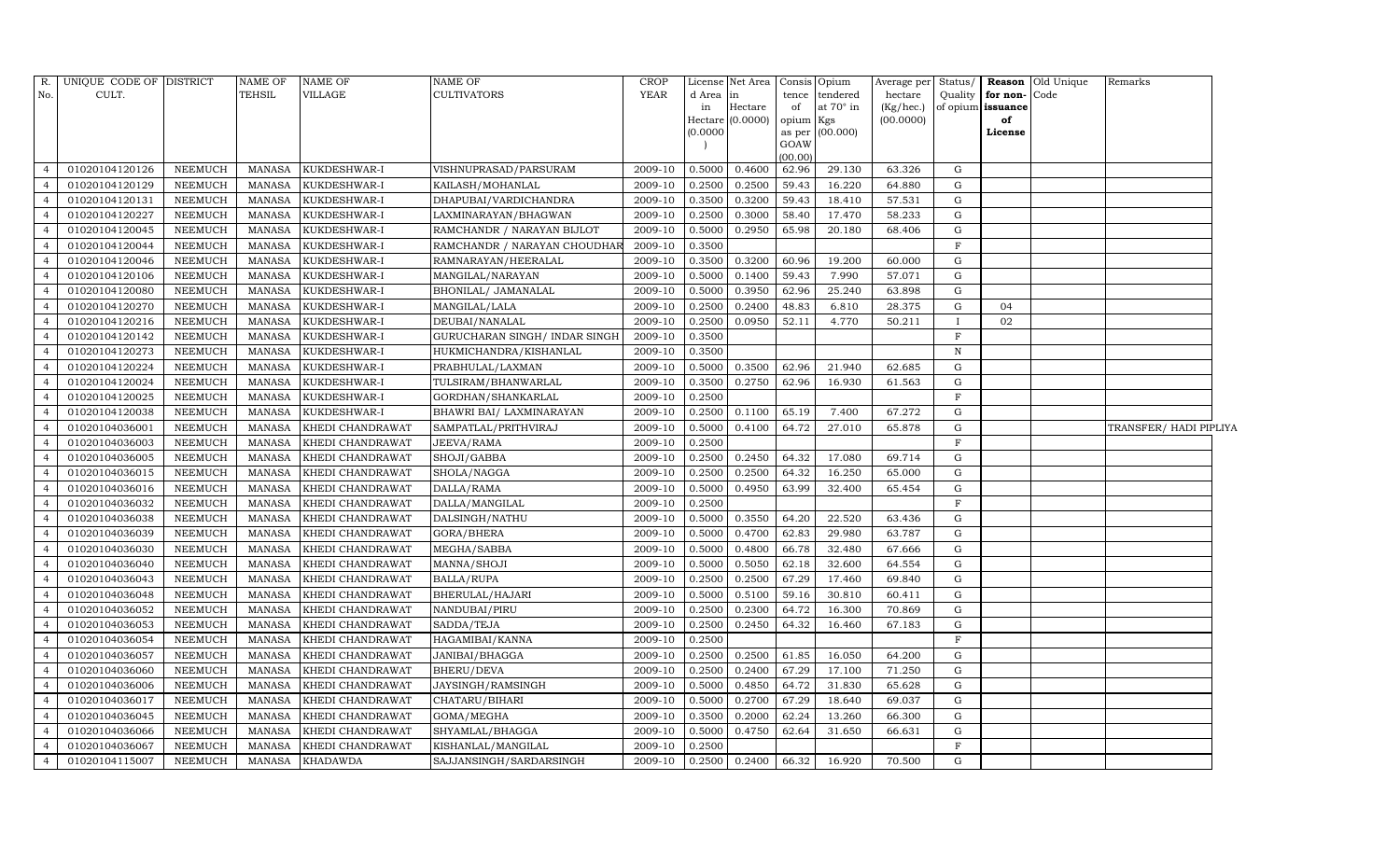| R. No. | UNIQUE CODE OF CULT. | DISTRICT | NAME OF TEHSIL | NAME OF VILLAGE | NAME OF CULTIVATORS | CROP YEAR | License d Area in Hectare (0.0000) | Net Area in Hectare (0.0000) | Consis tence of opium as per GOAW (00.00) | Opium tendered at 70° in Kgs (00.000) | Average per hectare (Kg/hec.) (00.0000) | Status/ Quality of opium | Reason for non-issuance of License | Old Unique Code | Remarks |
|---|---|---|---|---|---|---|---|---|---|---|---|---|---|---|---|
| 4 | 01020104120126 | NEEMUCH | MANASA | KUKDESHWAR-I | VISHNUPRASAD/PARSURAM | 2009-10 | 0.5000 | 0.4600 | 62.96 | 29.130 | 63.326 | G | | | |
| 4 | 01020104120129 | NEEMUCH | MANASA | KUKDESHWAR-I | KAILASH/MOHANLAL | 2009-10 | 0.2500 | 0.2500 | 59.43 | 16.220 | 64.880 | G | | | |
| 4 | 01020104120131 | NEEMUCH | MANASA | KUKDESHWAR-I | DHAPUBAI/VARDICHANDRA | 2009-10 | 0.3500 | 0.3200 | 59.43 | 18.410 | 57.531 | G | | | |
| 4 | 01020104120227 | NEEMUCH | MANASA | KUKDESHWAR-I | LAXMINARAYAN/BHAGWAN | 2009-10 | 0.2500 | 0.3000 | 58.40 | 17.470 | 58.233 | G | | | |
| 4 | 01020104120045 | NEEMUCH | MANASA | KUKDESHWAR-I | RAMCHANDR / NARAYAN BIJLOT | 2009-10 | 0.5000 | 0.2950 | 65.98 | 20.180 | 68.406 | G | | | |
| 4 | 01020104120044 | NEEMUCH | MANASA | KUKDESHWAR-I | RAMCHANDR / NARAYAN CHOUDHAR | 2009-10 | 0.3500 | | | | | F | | | |
| 4 | 01020104120046 | NEEMUCH | MANASA | KUKDESHWAR-I | RAMNARAYAN/HEERALAL | 2009-10 | 0.3500 | 0.3200 | 60.96 | 19.200 | 60.000 | G | | | |
| 4 | 01020104120106 | NEEMUCH | MANASA | KUKDESHWAR-I | MANGILAL/NARAYAN | 2009-10 | 0.5000 | 0.1400 | 59.43 | 7.990 | 57.071 | G | | | |
| 4 | 01020104120080 | NEEMUCH | MANASA | KUKDESHWAR-I | BHONILAL/ JAMANALAL | 2009-10 | 0.5000 | 0.3950 | 62.96 | 25.240 | 63.898 | G | | | |
| 4 | 01020104120270 | NEEMUCH | MANASA | KUKDESHWAR-I | MANGILAL/LALA | 2009-10 | 0.2500 | 0.2400 | 48.83 | 6.810 | 28.375 | G | 04 | | |
| 4 | 01020104120216 | NEEMUCH | MANASA | KUKDESHWAR-I | DEUBAI/NANALAL | 2009-10 | 0.2500 | 0.0950 | 52.11 | 4.770 | 50.211 | I | 02 | | |
| 4 | 01020104120142 | NEEMUCH | MANASA | KUKDESHWAR-I | GURUCHARAN SINGH/ INDAR SINGH | 2009-10 | 0.3500 | | | | | F | | | |
| 4 | 01020104120273 | NEEMUCH | MANASA | KUKDESHWAR-I | HUKMICHANDRA/KISHANLAL | 2009-10 | 0.3500 | | | | | N | | | |
| 4 | 01020104120224 | NEEMUCH | MANASA | KUKDESHWAR-I | PRABHULAL/LAXMAN | 2009-10 | 0.5000 | 0.3500 | 62.96 | 21.940 | 62.685 | G | | | |
| 4 | 01020104120024 | NEEMUCH | MANASA | KUKDESHWAR-I | TULSIRAM/BHANWARLAL | 2009-10 | 0.3500 | 0.2750 | 62.96 | 16.930 | 61.563 | G | | | |
| 4 | 01020104120025 | NEEMUCH | MANASA | KUKDESHWAR-I | GORDHAN/SHANKARLAL | 2009-10 | 0.2500 | | | | | F | | | |
| 4 | 01020104120038 | NEEMUCH | MANASA | KUKDESHWAR-I | BHAWRI BAI/ LAXMINARAYAN | 2009-10 | 0.2500 | 0.1100 | 65.19 | 7.400 | 67.272 | G | | | |
| 4 | 01020104036001 | NEEMUCH | MANASA | KHEDI CHANDRAWAT | SAMPATLAL/PRITHVIRAJ | 2009-10 | 0.5000 | 0.4100 | 64.72 | 27.010 | 65.878 | G | | | TRANSFER/ HADI PIPLIYA |
| 4 | 01020104036003 | NEEMUCH | MANASA | KHEDI CHANDRAWAT | JEEVA/RAMA | 2009-10 | 0.2500 | | | | | F | | | |
| 4 | 01020104036005 | NEEMUCH | MANASA | KHEDI CHANDRAWAT | SHOJI/GABBA | 2009-10 | 0.2500 | 0.2450 | 64.32 | 17.080 | 69.714 | G | | | |
| 4 | 01020104036015 | NEEMUCH | MANASA | KHEDI CHANDRAWAT | SHOLA/NAGGA | 2009-10 | 0.2500 | 0.2500 | 64.32 | 16.250 | 65.000 | G | | | |
| 4 | 01020104036016 | NEEMUCH | MANASA | KHEDI CHANDRAWAT | DALLA/RAMA | 2009-10 | 0.5000 | 0.4950 | 63.99 | 32.400 | 65.454 | G | | | |
| 4 | 01020104036032 | NEEMUCH | MANASA | KHEDI CHANDRAWAT | DALLA/MANGILAL | 2009-10 | 0.2500 | | | | | F | | | |
| 4 | 01020104036038 | NEEMUCH | MANASA | KHEDI CHANDRAWAT | DALSINGH/NATHU | 2009-10 | 0.5000 | 0.3550 | 64.20 | 22.520 | 63.436 | G | | | |
| 4 | 01020104036039 | NEEMUCH | MANASA | KHEDI CHANDRAWAT | GORA/BHERA | 2009-10 | 0.5000 | 0.4700 | 62.83 | 29.980 | 63.787 | G | | | |
| 4 | 01020104036030 | NEEMUCH | MANASA | KHEDI CHANDRAWAT | MEGHA/SABBA | 2009-10 | 0.5000 | 0.4800 | 66.78 | 32.480 | 67.666 | G | | | |
| 4 | 01020104036040 | NEEMUCH | MANASA | KHEDI CHANDRAWAT | MANNA/SHOJI | 2009-10 | 0.5000 | 0.5050 | 62.18 | 32.600 | 64.554 | G | | | |
| 4 | 01020104036043 | NEEMUCH | MANASA | KHEDI CHANDRAWAT | BALLA/RUPA | 2009-10 | 0.2500 | 0.2500 | 67.29 | 17.460 | 69.840 | G | | | |
| 4 | 01020104036048 | NEEMUCH | MANASA | KHEDI CHANDRAWAT | BHERULAL/HAJARI | 2009-10 | 0.5000 | 0.5100 | 59.16 | 30.810 | 60.411 | G | | | |
| 4 | 01020104036052 | NEEMUCH | MANASA | KHEDI CHANDRAWAT | NANDUBAI/PIRU | 2009-10 | 0.2500 | 0.2300 | 64.72 | 16.300 | 70.869 | G | | | |
| 4 | 01020104036053 | NEEMUCH | MANASA | KHEDI CHANDRAWAT | SADDA/TEJA | 2009-10 | 0.2500 | 0.2450 | 64.32 | 16.460 | 67.183 | G | | | |
| 4 | 01020104036054 | NEEMUCH | MANASA | KHEDI CHANDRAWAT | HAGAMIBAI/KANNA | 2009-10 | 0.2500 | | | | | F | | | |
| 4 | 01020104036057 | NEEMUCH | MANASA | KHEDI CHANDRAWAT | JANIBAI/BHAGGA | 2009-10 | 0.2500 | 0.2500 | 61.85 | 16.050 | 64.200 | G | | | |
| 4 | 01020104036060 | NEEMUCH | MANASA | KHEDI CHANDRAWAT | BHERU/DEVA | 2009-10 | 0.2500 | 0.2400 | 67.29 | 17.100 | 71.250 | G | | | |
| 4 | 01020104036006 | NEEMUCH | MANASA | KHEDI CHANDRAWAT | JAYSINGH/RAMSINGH | 2009-10 | 0.5000 | 0.4850 | 64.72 | 31.830 | 65.628 | G | | | |
| 4 | 01020104036017 | NEEMUCH | MANASA | KHEDI CHANDRAWAT | CHATARU/BIHARI | 2009-10 | 0.5000 | 0.2700 | 67.29 | 18.640 | 69.037 | G | | | |
| 4 | 01020104036045 | NEEMUCH | MANASA | KHEDI CHANDRAWAT | GOMA/MEGHA | 2009-10 | 0.3500 | 0.2000 | 62.24 | 13.260 | 66.300 | G | | | |
| 4 | 01020104036066 | NEEMUCH | MANASA | KHEDI CHANDRAWAT | SHYAMLAL/BHAGGA | 2009-10 | 0.5000 | 0.4750 | 62.64 | 31.650 | 66.631 | G | | | |
| 4 | 01020104036067 | NEEMUCH | MANASA | KHEDI CHANDRAWAT | KISHANLAL/MANGILAL | 2009-10 | 0.2500 | | | | | F | | | |
| 4 | 01020104115007 | NEEMUCH | MANASA | KHADAWDA | SAJJANSINGH/SARDARSINGH | 2009-10 | 0.2500 | 0.2400 | 66.32 | 16.920 | 70.500 | G | | | |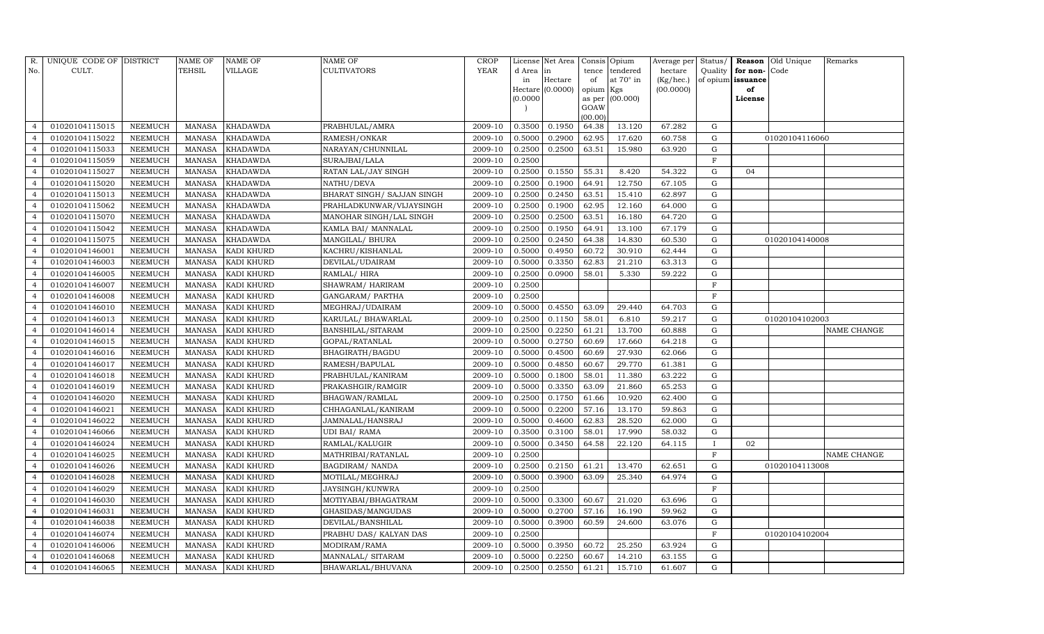| R. No. | UNIQUE CODE OF CULT. | DISTRICT | NAME OF TEHSIL | NAME OF VILLAGE | NAME OF CULTIVATORS | CROP YEAR | License d Area in Hectare (0.0000) | Net Area in Hectare (0.0000) | Consis tence of opium as per GOAW (00.00) | Opium tendered at 70° in Kgs (00.000) | Average per hectare (Kg/hec.) (00.0000) | Status/ Quality of opium | Reason for non-issuance of License | Old Unique Code | Remarks |
|---|---|---|---|---|---|---|---|---|---|---|---|---|---|---|---|
| 4 | 01020104115015 | NEEMUCH | MANASA | KHADAWDA | PRABHULAL/AMRA | 2009-10 | 0.3500 | 0.1950 | 64.38 | 13.120 | 67.282 | G | | | |
| 4 | 01020104115022 | NEEMUCH | MANASA | KHADAWDA | RAMESH/ONKAR | 2009-10 | 0.5000 | 0.2900 | 62.95 | 17.620 | 60.758 | G | | 01020104116060 | |
| 4 | 01020104115033 | NEEMUCH | MANASA | KHADAWDA | NARAYAN/CHUNNILAL | 2009-10 | 0.2500 | 0.2500 | 63.51 | 15.980 | 63.920 | G | | | |
| 4 | 01020104115059 | NEEMUCH | MANASA | KHADAWDA | SURAJBAI/LALA | 2009-10 | 0.2500 | | | | | F | | | |
| 4 | 01020104115027 | NEEMUCH | MANASA | KHADAWDA | RATAN LAL/JAY SINGH | 2009-10 | 0.2500 | 0.1550 | 55.31 | 8.420 | 54.322 | G | 04 | | |
| 4 | 01020104115020 | NEEMUCH | MANASA | KHADAWDA | NATHU/DEVA | 2009-10 | 0.2500 | 0.1900 | 64.91 | 12.750 | 67.105 | G | | | |
| 4 | 01020104115013 | NEEMUCH | MANASA | KHADAWDA | BHARAT SINGH/ SAJJAN SINGH | 2009-10 | 0.2500 | 0.2450 | 63.51 | 15.410 | 62.897 | G | | | |
| 4 | 01020104115062 | NEEMUCH | MANASA | KHADAWDA | PRAHLADKUNWAR/VIJAYSINGH | 2009-10 | 0.2500 | 0.1900 | 62.95 | 12.160 | 64.000 | G | | | |
| 4 | 01020104115070 | NEEMUCH | MANASA | KHADAWDA | MANOHAR SINGH/LAL SINGH | 2009-10 | 0.2500 | 0.2500 | 63.51 | 16.180 | 64.720 | G | | | |
| 4 | 01020104115042 | NEEMUCH | MANASA | KHADAWDA | KAMLA BAI/ MANNALAL | 2009-10 | 0.2500 | 0.1950 | 64.91 | 13.100 | 67.179 | G | | | |
| 4 | 01020104115075 | NEEMUCH | MANASA | KHADAWDA | MANGILAL/ BHURA | 2009-10 | 0.2500 | 0.2450 | 64.38 | 14.830 | 60.530 | G | | 01020104140008 | |
| 4 | 01020104146001 | NEEMUCH | MANASA | KADI KHURD | KACHRU/KISHANLAL | 2009-10 | 0.5000 | 0.4950 | 60.72 | 30.910 | 62.444 | G | | | |
| 4 | 01020104146003 | NEEMUCH | MANASA | KADI KHURD | DEVILAL/UDAIRAM | 2009-10 | 0.5000 | 0.3350 | 62.83 | 21.210 | 63.313 | G | | | |
| 4 | 01020104146005 | NEEMUCH | MANASA | KADI KHURD | RAMLAL/ HIRA | 2009-10 | 0.2500 | 0.0900 | 58.01 | 5.330 | 59.222 | G | | | |
| 4 | 01020104146007 | NEEMUCH | MANASA | KADI KHURD | SHAWRAM/ HARIRAM | 2009-10 | 0.2500 | | | | | F | | | |
| 4 | 01020104146008 | NEEMUCH | MANASA | KADI KHURD | GANGARAM/ PARTHA | 2009-10 | 0.2500 | | | | | F | | | |
| 4 | 01020104146010 | NEEMUCH | MANASA | KADI KHURD | MEGHRAJ/UDAIRAM | 2009-10 | 0.5000 | 0.4550 | 63.09 | 29.440 | 64.703 | G | | | |
| 4 | 01020104146013 | NEEMUCH | MANASA | KADI KHURD | KARULAL/ BHAWARLAL | 2009-10 | 0.2500 | 0.1150 | 58.01 | 6.810 | 59.217 | G | | 01020104102003 | |
| 4 | 01020104146014 | NEEMUCH | MANASA | KADI KHURD | BANSHILAL/SITARAM | 2009-10 | 0.2500 | 0.2250 | 61.21 | 13.700 | 60.888 | G | | | NAME CHANGE |
| 4 | 01020104146015 | NEEMUCH | MANASA | KADI KHURD | GOPAL/RATANLAL | 2009-10 | 0.5000 | 0.2750 | 60.69 | 17.660 | 64.218 | G | | | |
| 4 | 01020104146016 | NEEMUCH | MANASA | KADI KHURD | BHAGIRATH/BAGDU | 2009-10 | 0.5000 | 0.4500 | 60.69 | 27.930 | 62.066 | G | | | |
| 4 | 01020104146017 | NEEMUCH | MANASA | KADI KHURD | RAMESH/BAPULAL | 2009-10 | 0.5000 | 0.4850 | 60.67 | 29.770 | 61.381 | G | | | |
| 4 | 01020104146018 | NEEMUCH | MANASA | KADI KHURD | PRABHULAL/KANIRAM | 2009-10 | 0.5000 | 0.1800 | 58.01 | 11.380 | 63.222 | G | | | |
| 4 | 01020104146019 | NEEMUCH | MANASA | KADI KHURD | PRAKASHGIR/RAMGIR | 2009-10 | 0.5000 | 0.3350 | 63.09 | 21.860 | 65.253 | G | | | |
| 4 | 01020104146020 | NEEMUCH | MANASA | KADI KHURD | BHAGWAN/RAMLAL | 2009-10 | 0.2500 | 0.1750 | 61.66 | 10.920 | 62.400 | G | | | |
| 4 | 01020104146021 | NEEMUCH | MANASA | KADI KHURD | CHHAGANLAL/KANIRAM | 2009-10 | 0.5000 | 0.2200 | 57.16 | 13.170 | 59.863 | G | | | |
| 4 | 01020104146022 | NEEMUCH | MANASA | KADI KHURD | JAMNALAL/HANSRAJ | 2009-10 | 0.5000 | 0.4600 | 62.83 | 28.520 | 62.000 | G | | | |
| 4 | 01020104146066 | NEEMUCH | MANASA | KADI KHURD | UDI BAI/ RAMA | 2009-10 | 0.3500 | 0.3100 | 58.01 | 17.990 | 58.032 | G | | | |
| 4 | 01020104146024 | NEEMUCH | MANASA | KADI KHURD | RAMLAL/KALUGIR | 2009-10 | 0.5000 | 0.3450 | 64.58 | 22.120 | 64.115 | I | 02 | | |
| 4 | 01020104146025 | NEEMUCH | MANASA | KADI KHURD | MATHRIBAI/RATANLAL | 2009-10 | 0.2500 | | | | | F | | | NAME CHANGE |
| 4 | 01020104146026 | NEEMUCH | MANASA | KADI KHURD | BAGDIRAM/ NANDA | 2009-10 | 0.2500 | 0.2150 | 61.21 | 13.470 | 62.651 | G | | 01020104113008 | |
| 4 | 01020104146028 | NEEMUCH | MANASA | KADI KHURD | MOTILAL/MEGHRAJ | 2009-10 | 0.5000 | 0.3900 | 63.09 | 25.340 | 64.974 | G | | | |
| 4 | 01020104146029 | NEEMUCH | MANASA | KADI KHURD | JAYSINGH/KUNWRA | 2009-10 | 0.2500 | | | | | F | | | |
| 4 | 01020104146030 | NEEMUCH | MANASA | KADI KHURD | MOTIYABAI/BHAGATRAM | 2009-10 | 0.5000 | 0.3300 | 60.67 | 21.020 | 63.696 | G | | | |
| 4 | 01020104146031 | NEEMUCH | MANASA | KADI KHURD | GHASIDAS/MANGUDAS | 2009-10 | 0.5000 | 0.2700 | 57.16 | 16.190 | 59.962 | G | | | |
| 4 | 01020104146038 | NEEMUCH | MANASA | KADI KHURD | DEVILAL/BANSHILAL | 2009-10 | 0.5000 | 0.3900 | 60.59 | 24.600 | 63.076 | G | | | |
| 4 | 01020104146074 | NEEMUCH | MANASA | KADI KHURD | PRABHU DAS/ KALYAN DAS | 2009-10 | 0.2500 | | | | | F | | 01020104102004 | |
| 4 | 01020104146006 | NEEMUCH | MANASA | KADI KHURD | MODIRAM/RAMA | 2009-10 | 0.5000 | 0.3950 | 60.72 | 25.250 | 63.924 | G | | | |
| 4 | 01020104146068 | NEEMUCH | MANASA | KADI KHURD | MANNALAL/ SITARAM | 2009-10 | 0.5000 | 0.2250 | 60.67 | 14.210 | 63.155 | G | | | |
| 4 | 01020104146065 | NEEMUCH | MANASA | KADI KHURD | BHAWARLAL/BHUVANA | 2009-10 | 0.2500 | 0.2550 | 61.21 | 15.710 | 61.607 | G | | | |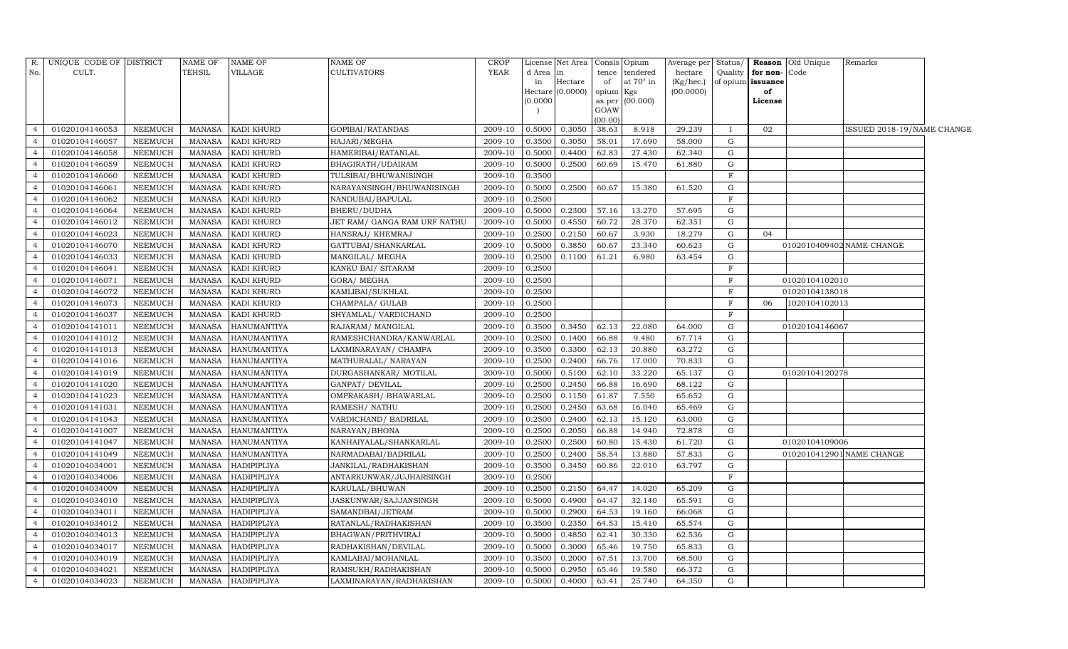| R. No. | UNIQUE CODE OF CULT. | DISTRICT | NAME OF TEHSIL | NAME OF VILLAGE | NAME OF CULTIVATORS | CROP YEAR | License d Area in Hectare (0.0000) | Net Area in Hectare (0.0000) | Consis tence of opium as per GOAW (00.00) | Opium tendered at 70° in Kgs (00.000) | Average per hectare (Kg/hec.) (00.0000) | Status/ Quality of opium | Reason for non-issuance of License | Old Unique Code | Remarks |
|---|---|---|---|---|---|---|---|---|---|---|---|---|---|---|---|
| 4 | 01020104146053 | NEEMUCH | MANASA | KADI KHURD | GOPIBAI/RATANDAS | 2009-10 | 0.5000 | 0.3050 | 38.63 | 8.918 | 29.239 | I | 02 | | ISSUED 2018-19/NAME CHANGE |
| 4 | 01020104146057 | NEEMUCH | MANASA | KADI KHURD | HAJARI/MEGHA | 2009-10 | 0.3500 | 0.3050 | 58.01 | 17.690 | 58.000 | G | | | |
| 4 | 01020104146058 | NEEMUCH | MANASA | KADI KHURD | HAMERIBAI/RATANLAL | 2009-10 | 0.5000 | 0.4400 | 62.83 | 27.430 | 62.340 | G | | | |
| 4 | 01020104146059 | NEEMUCH | MANASA | KADI KHURD | BHAGIRATH/UDAIRAM | 2009-10 | 0.5000 | 0.2500 | 60.69 | 15.470 | 61.880 | G | | | |
| 4 | 01020104146060 | NEEMUCH | MANASA | KADI KHURD | TULSIBAI/BHUWANISINGH | 2009-10 | 0.3500 | | | | | F | | | |
| 4 | 01020104146061 | NEEMUCH | MANASA | KADI KHURD | NARAYANSINGH/BHUWANISINGH | 2009-10 | 0.5000 | 0.2500 | 60.67 | 15.380 | 61.520 | G | | | |
| 4 | 01020104146062 | NEEMUCH | MANASA | KADI KHURD | NANDUBAI/BAPULAL | 2009-10 | 0.2500 | | | | | F | | | |
| 4 | 01020104146064 | NEEMUCH | MANASA | KADI KHURD | BHERU/DUDHA | 2009-10 | 0.5000 | 0.2300 | 57.16 | 13.270 | 57.695 | G | | | |
| 4 | 01020104146012 | NEEMUCH | MANASA | KADI KHURD | JET RAM/ GANGA RAM URF NATHU | 2009-10 | 0.5000 | 0.4550 | 60.72 | 28.370 | 62.351 | G | | | |
| 4 | 01020104146023 | NEEMUCH | MANASA | KADI KHURD | HANSRAJ/ KHEMRAJ | 2009-10 | 0.2500 | 0.2150 | 60.67 | 3.930 | 18.279 | G | 04 | | |
| 4 | 01020104146070 | NEEMUCH | MANASA | KADI KHURD | GATTUBAI/SHANKARLAL | 2009-10 | 0.5000 | 0.3850 | 60.67 | 23.340 | 60.623 | G | | 0102010409402 | NAME CHANGE |
| 4 | 01020104146033 | NEEMUCH | MANASA | KADI KHURD | MANGILAL/ MEGHA | 2009-10 | 0.2500 | 0.1100 | 61.21 | 6.980 | 63.454 | G | | | |
| 4 | 01020104146041 | NEEMUCH | MANASA | KADI KHURD | KANKU BAI/ SITARAM | 2009-10 | 0.2500 | | | | | F | | | |
| 4 | 01020104146071 | NEEMUCH | MANASA | KADI KHURD | GORA/ MEGHA | 2009-10 | 0.2500 | | | | | F | | 01020104102010 | |
| 4 | 01020104146072 | NEEMUCH | MANASA | KADI KHURD | KAMLIBAI/SUKHLAL | 2009-10 | 0.2500 | | | | | F | | 01020104138018 | |
| 4 | 01020104146073 | NEEMUCH | MANASA | KADI KHURD | CHAMPALA/ GULAB | 2009-10 | 0.2500 | | | | | F | 06 | 1020104102013 | |
| 4 | 01020104146037 | NEEMUCH | MANASA | KADI KHURD | SHYAMLAL/ VARDICHAND | 2009-10 | 0.2500 | | | | | F | | | |
| 4 | 01020104141011 | NEEMUCH | MANASA | HANUMANTIYA | RAJARAM/ MANGILAL | 2009-10 | 0.3500 | 0.3450 | 62.13 | 22.080 | 64.000 | G | | 01020104146067 | |
| 4 | 01020104141012 | NEEMUCH | MANASA | HANUMANTIYA | RAMESHCHANDRA/KANWARLAL | 2009-10 | 0.2500 | 0.1400 | 66.88 | 9.480 | 67.714 | G | | | |
| 4 | 01020104141013 | NEEMUCH | MANASA | HANUMANTIYA | LAXMINARAYAN/ CHAMPA | 2009-10 | 0.3500 | 0.3300 | 62.13 | 20.880 | 63.272 | G | | | |
| 4 | 01020104141016 | NEEMUCH | MANASA | HANUMANTIYA | MATHURALAL/ NARAYAN | 2009-10 | 0.2500 | 0.2400 | 66.76 | 17.000 | 70.833 | G | | | |
| 4 | 01020104141019 | NEEMUCH | MANASA | HANUMANTIYA | DURGASHANKAR/ MOTILAL | 2009-10 | 0.5000 | 0.5100 | 62.10 | 33.220 | 65.137 | G | | 01020104120278 | |
| 4 | 01020104141020 | NEEMUCH | MANASA | HANUMANTIYA | GANPAT/ DEVILAL | 2009-10 | 0.2500 | 0.2450 | 66.88 | 16.690 | 68.122 | G | | | |
| 4 | 01020104141023 | NEEMUCH | MANASA | HANUMANTIYA | OMPRAKASH/ BHAWARLAL | 2009-10 | 0.2500 | 0.1150 | 61.87 | 7.550 | 65.652 | G | | | |
| 4 | 01020104141031 | NEEMUCH | MANASA | HANUMANTIYA | RAMESH/ NATHU | 2009-10 | 0.2500 | 0.2450 | 63.68 | 16.040 | 65.469 | G | | | |
| 4 | 01020104141043 | NEEMUCH | MANASA | HANUMANTIYA | VARDICHAND/ BADRILAL | 2009-10 | 0.2500 | 0.2400 | 62.13 | 15.120 | 63.000 | G | | | |
| 4 | 01020104141007 | NEEMUCH | MANASA | HANUMANTIYA | NARAYAN/BHONA | 2009-10 | 0.2500 | 0.2050 | 66.88 | 14.940 | 72.878 | G | | | |
| 4 | 01020104141047 | NEEMUCH | MANASA | HANUMANTIYA | KANHAIYALAL/SHANKARLAL | 2009-10 | 0.2500 | 0.2500 | 60.80 | 15.430 | 61.720 | G | | 01020104109006 | |
| 4 | 01020104141049 | NEEMUCH | MANASA | HANUMANTIYA | NARMADABAI/BADRILAL | 2009-10 | 0.2500 | 0.2400 | 58.54 | 13.880 | 57.833 | G | | 0102010412901 | NAME CHANGE |
| 4 | 01020104034001 | NEEMUCH | MANASA | HADIPIPLIYA | JANKILAL/RADHAKISHAN | 2009-10 | 0.3500 | 0.3450 | 60.86 | 22.010 | 63.797 | G | | | |
| 4 | 01020104034006 | NEEMUCH | MANASA | HADIPIPLIYA | ANTARKUNWAR/JUJHARSINGH | 2009-10 | 0.2500 | | | | | F | | | |
| 4 | 01020104034009 | NEEMUCH | MANASA | HADIPIPLIYA | KARULAL/BHUWAN | 2009-10 | 0.2500 | 0.2150 | 64.47 | 14.020 | 65.209 | G | | | |
| 4 | 01020104034010 | NEEMUCH | MANASA | HADIPIPLIYA | JASKUNWAR/SAJJANSINGH | 2009-10 | 0.5000 | 0.4900 | 64.47 | 32.140 | 65.591 | G | | | |
| 4 | 01020104034011 | NEEMUCH | MANASA | HADIPIPLIYA | SAMANDBAI/JETRAM | 2009-10 | 0.5000 | 0.2900 | 64.53 | 19.160 | 66.068 | G | | | |
| 4 | 01020104034012 | NEEMUCH | MANASA | HADIPIPLIYA | RATANLAL/RADHAKISHAN | 2009-10 | 0.3500 | 0.2350 | 64.53 | 15.410 | 65.574 | G | | | |
| 4 | 01020104034013 | NEEMUCH | MANASA | HADIPIPLIYA | BHAGWAN/PRITHVIRAJ | 2009-10 | 0.5000 | 0.4850 | 62.41 | 30.330 | 62.536 | G | | | |
| 4 | 01020104034017 | NEEMUCH | MANASA | HADIPIPLIYA | RADHAKISHAN/DEVILAL | 2009-10 | 0.5000 | 0.3000 | 65.46 | 19.750 | 65.833 | G | | | |
| 4 | 01020104034019 | NEEMUCH | MANASA | HADIPIPLIYA | KAMLABAI/MOHANLAL | 2009-10 | 0.3500 | 0.2000 | 67.51 | 13.700 | 68.500 | G | | | |
| 4 | 01020104034021 | NEEMUCH | MANASA | HADIPIPLIYA | RAMSUKH/RADHAKISHAN | 2009-10 | 0.5000 | 0.2950 | 65.46 | 19.580 | 66.372 | G | | | |
| 4 | 01020104034023 | NEEMUCH | MANASA | HADIPIPLIYA | LAXMINARAYAN/RADHAKISHAN | 2009-10 | 0.5000 | 0.4000 | 63.41 | 25.740 | 64.350 | G | | | |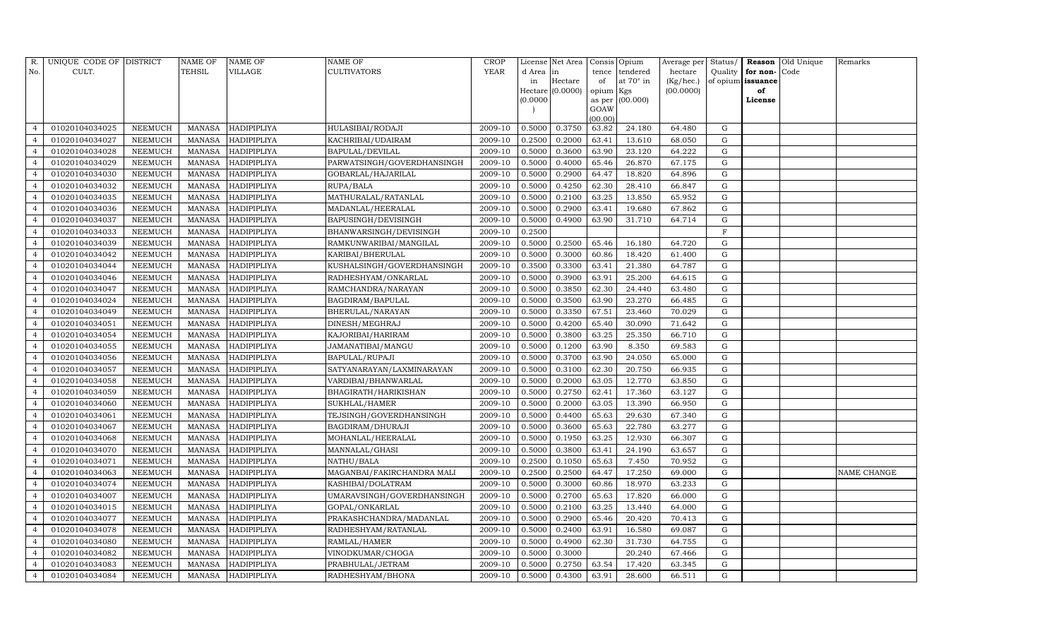| R. No. | UNIQUE CODE OF CULT. | DISTRICT | NAME OF TEHSIL | NAME OF VILLAGE | NAME OF CULTIVATORS | CROP YEAR | License d Area in Hectare (0.0000) | Net Area in Hectare (0.0000) | Consis tence of opium as per GOAW (00.00) | Opium tendered at 70° in Kgs (00.000) | Average per hectare (Kg/hec.) (00.0000) | Status/ Quality of opium | Reason for non- issuance of License | Old Unique Code | Remarks |
|---|---|---|---|---|---|---|---|---|---|---|---|---|---|---|---|
| 4 | 01020104034025 | NEEMUCH | MANASA | HADIPIPLIYA | HULASIBAI/RODAJI | 2009-10 | 0.5000 | 0.3750 | 63.82 | 24.180 | 64.480 | G | | | |
| 4 | 01020104034027 | NEEMUCH | MANASA | HADIPIPLIYA | KACHRIBAI/UDAIRAM | 2009-10 | 0.2500 | 0.2000 | 63.41 | 13.610 | 68.050 | G | | | |
| 4 | 01020104034028 | NEEMUCH | MANASA | HADIPIPLIYA | BAPULAL/DEVILAL | 2009-10 | 0.5000 | 0.3600 | 63.90 | 23.120 | 64.222 | G | | | |
| 4 | 01020104034029 | NEEMUCH | MANASA | HADIPIPLIYA | PARWATSINGH/GOVERDHANSINGH | 2009-10 | 0.5000 | 0.4000 | 65.46 | 26.870 | 67.175 | G | | | |
| 4 | 01020104034030 | NEEMUCH | MANASA | HADIPIPLIYA | GOBARLAL/HAJARILAL | 2009-10 | 0.5000 | 0.2900 | 64.47 | 18.820 | 64.896 | G | | | |
| 4 | 01020104034032 | NEEMUCH | MANASA | HADIPIPLIYA | RUPA/BALA | 2009-10 | 0.5000 | 0.4250 | 62.30 | 28.410 | 66.847 | G | | | |
| 4 | 01020104034035 | NEEMUCH | MANASA | HADIPIPLIYA | MATHURALAL/RATANLAL | 2009-10 | 0.5000 | 0.2100 | 63.25 | 13.850 | 65.952 | G | | | |
| 4 | 01020104034036 | NEEMUCH | MANASA | HADIPIPLIYA | MADANLAL/HEERALAL | 2009-10 | 0.5000 | 0.2900 | 63.41 | 19.680 | 67.862 | G | | | |
| 4 | 01020104034037 | NEEMUCH | MANASA | HADIPIPLIYA | BAPUSINGH/DEVISINGH | 2009-10 | 0.5000 | 0.4900 | 63.90 | 31.710 | 64.714 | G | | | |
| 4 | 01020104034033 | NEEMUCH | MANASA | HADIPIPLIYA | BHANWARSINGH/DEVISINGH | 2009-10 | 0.2500 | | | | | F | | | |
| 4 | 01020104034039 | NEEMUCH | MANASA | HADIPIPLIYA | RAMKUNWARIBAI/MANGILAL | 2009-10 | 0.5000 | 0.2500 | 65.46 | 16.180 | 64.720 | G | | | |
| 4 | 01020104034042 | NEEMUCH | MANASA | HADIPIPLIYA | KARIBAI/BHERULAL | 2009-10 | 0.5000 | 0.3000 | 60.86 | 18.420 | 61.400 | G | | | |
| 4 | 01020104034044 | NEEMUCH | MANASA | HADIPIPLIYA | KUSHALSINGH/GOVERDHANSINGH | 2009-10 | 0.3500 | 0.3300 | 63.41 | 21.380 | 64.787 | G | | | |
| 4 | 01020104034046 | NEEMUCH | MANASA | HADIPIPLIYA | RADHESHYAM/ONKARLAL | 2009-10 | 0.5000 | 0.3900 | 63.91 | 25.200 | 64.615 | G | | | |
| 4 | 01020104034047 | NEEMUCH | MANASA | HADIPIPLIYA | RAMCHANDRA/NARAYAN | 2009-10 | 0.5000 | 0.3850 | 62.30 | 24.440 | 63.480 | G | | | |
| 4 | 01020104034024 | NEEMUCH | MANASA | HADIPIPLIYA | BAGDIRAM/BAPULAL | 2009-10 | 0.5000 | 0.3500 | 63.90 | 23.270 | 66.485 | G | | | |
| 4 | 01020104034049 | NEEMUCH | MANASA | HADIPIPLIYA | BHERULAL/NARAYAN | 2009-10 | 0.5000 | 0.3350 | 67.51 | 23.460 | 70.029 | G | | | |
| 4 | 01020104034051 | NEEMUCH | MANASA | HADIPIPLIYA | DINESH/MEGHRAJ | 2009-10 | 0.5000 | 0.4200 | 65.40 | 30.090 | 71.642 | G | | | |
| 4 | 01020104034054 | NEEMUCH | MANASA | HADIPIPLIYA | KAJORIBAI/HARIRAM | 2009-10 | 0.5000 | 0.3800 | 63.25 | 25.350 | 66.710 | G | | | |
| 4 | 01020104034055 | NEEMUCH | MANASA | HADIPIPLIYA | JAMANATIBAI/MANGU | 2009-10 | 0.5000 | 0.1200 | 63.90 | 8.350 | 69.583 | G | | | |
| 4 | 01020104034056 | NEEMUCH | MANASA | HADIPIPLIYA | BAPULAL/RUPAJI | 2009-10 | 0.5000 | 0.3700 | 63.90 | 24.050 | 65.000 | G | | | |
| 4 | 01020104034057 | NEEMUCH | MANASA | HADIPIPLIYA | SATYANARAYAN/LAXMINARAYAN | 2009-10 | 0.5000 | 0.3100 | 62.30 | 20.750 | 66.935 | G | | | |
| 4 | 01020104034058 | NEEMUCH | MANASA | HADIPIPLIYA | VARDIBAI/BHANWARLAL | 2009-10 | 0.5000 | 0.2000 | 63.05 | 12.770 | 63.850 | G | | | |
| 4 | 01020104034059 | NEEMUCH | MANASA | HADIPIPLIYA | BHAGIRATH/HARIKISHAN | 2009-10 | 0.5000 | 0.2750 | 62.41 | 17.360 | 63.127 | G | | | |
| 4 | 01020104034060 | NEEMUCH | MANASA | HADIPIPLIYA | SUKHLAL/HAMER | 2009-10 | 0.5000 | 0.2000 | 63.05 | 13.390 | 66.950 | G | | | |
| 4 | 01020104034061 | NEEMUCH | MANASA | HADIPIPLIYA | TEJSINGH/GOVERDHANSINGH | 2009-10 | 0.5000 | 0.4400 | 65.63 | 29.630 | 67.340 | G | | | |
| 4 | 01020104034067 | NEEMUCH | MANASA | HADIPIPLIYA | BAGDIRAM/DHURAJI | 2009-10 | 0.5000 | 0.3600 | 65.63 | 22.780 | 63.277 | G | | | |
| 4 | 01020104034068 | NEEMUCH | MANASA | HADIPIPLIYA | MOHANLAL/HEERALAL | 2009-10 | 0.5000 | 0.1950 | 63.25 | 12.930 | 66.307 | G | | | |
| 4 | 01020104034070 | NEEMUCH | MANASA | HADIPIPLIYA | MANNALAL/GHASI | 2009-10 | 0.5000 | 0.3800 | 63.41 | 24.190 | 63.657 | G | | | |
| 4 | 01020104034071 | NEEMUCH | MANASA | HADIPIPLIYA | NATHU/BALA | 2009-10 | 0.2500 | 0.1050 | 65.63 | 7.450 | 70.952 | G | | | |
| 4 | 01020104034063 | NEEMUCH | MANASA | HADIPIPLIYA | MAGANBAI/FAKIRCHANDRA MALI | 2009-10 | 0.2500 | 0.2500 | 64.47 | 17.250 | 69.000 | G | | | NAME CHANGE |
| 4 | 01020104034074 | NEEMUCH | MANASA | HADIPIPLIYA | KASHIBAI/DOLATRAM | 2009-10 | 0.5000 | 0.3000 | 60.86 | 18.970 | 63.233 | G | | | |
| 4 | 01020104034007 | NEEMUCH | MANASA | HADIPIPLIYA | UMARAVSINGH/GOVERDHANSINGH | 2009-10 | 0.5000 | 0.2700 | 65.63 | 17.820 | 66.000 | G | | | |
| 4 | 01020104034015 | NEEMUCH | MANASA | HADIPIPLIYA | GOPAL/ONKARLAL | 2009-10 | 0.5000 | 0.2100 | 63.25 | 13.440 | 64.000 | G | | | |
| 4 | 01020104034077 | NEEMUCH | MANASA | HADIPIPLIYA | PRAKASHCHANDRA/MADANLAL | 2009-10 | 0.5000 | 0.2900 | 65.46 | 20.420 | 70.413 | G | | | |
| 4 | 01020104034078 | NEEMUCH | MANASA | HADIPIPLIYA | RADHESHYAM/RATANLAL | 2009-10 | 0.5000 | 0.2400 | 63.91 | 16.580 | 69.087 | G | | | |
| 4 | 01020104034080 | NEEMUCH | MANASA | HADIPIPLIYA | RAMLAL/HAMER | 2009-10 | 0.5000 | 0.4900 | 62.30 | 31.730 | 64.755 | G | | | |
| 4 | 01020104034082 | NEEMUCH | MANASA | HADIPIPLIYA | VINODKUMAR/CHOGA | 2009-10 | 0.5000 | 0.3000 | | 20.240 | 67.466 | G | | | |
| 4 | 01020104034083 | NEEMUCH | MANASA | HADIPIPLIYA | PRABHULAL/JETRAM | 2009-10 | 0.5000 | 0.2750 | 63.54 | 17.420 | 63.345 | G | | | |
| 4 | 01020104034084 | NEEMUCH | MANASA | HADIPIPLIYA | RADHESHYAM/BHONA | 2009-10 | 0.5000 | 0.4300 | 63.91 | 28.600 | 66.511 | G | | | |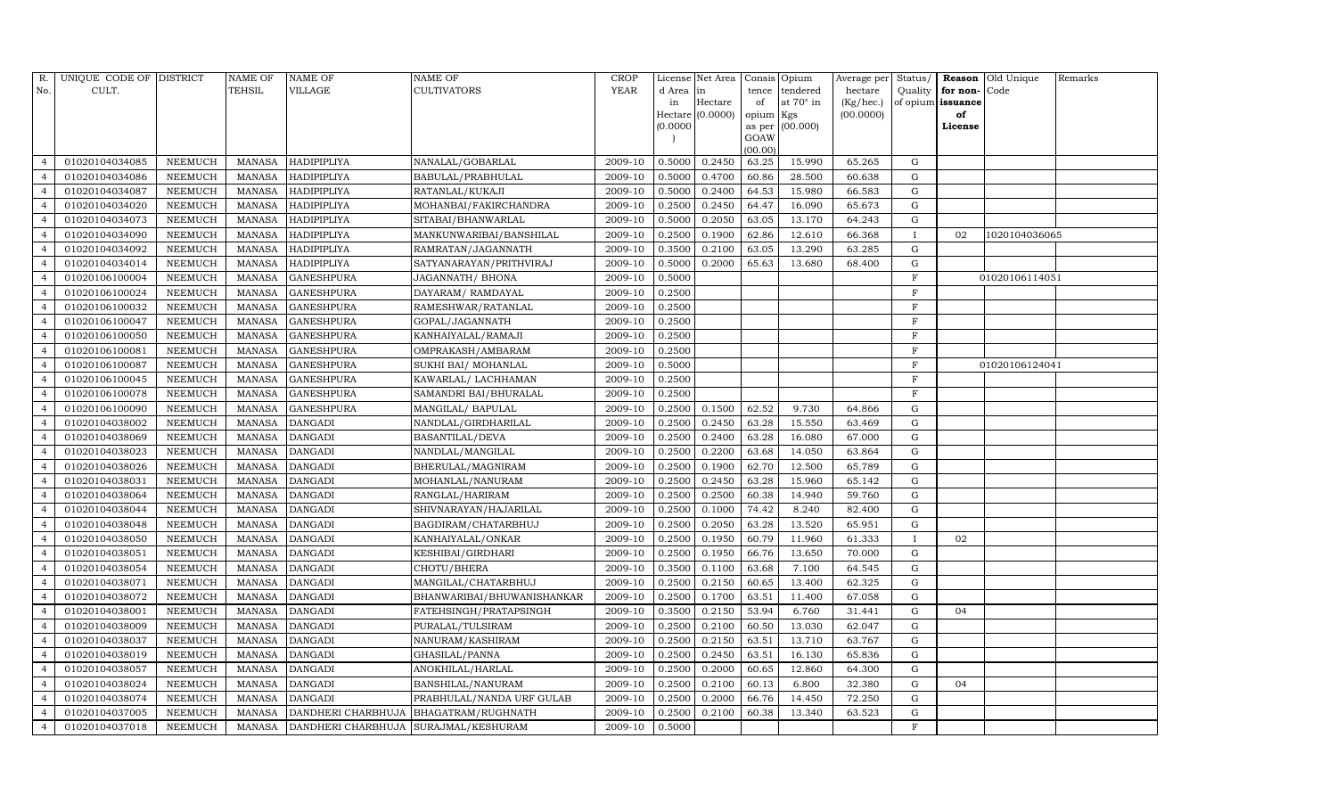| R. No. | UNIQUE CODE OF CULT. | DISTRICT | NAME OF TEHSIL | NAME OF VILLAGE | NAME OF CULTIVATORS | CROP YEAR | License d Area in Hectare (0.0000) | Net Area in Hectare (0.0000) | Consis tence of opium as per GOAW (00.00) | Opium tendered at 70° in Kgs (00.000) | Average per hectare (Kg/hec.) (00.0000) | Status/ Quality of opium | Reason for non-issuance of License | Old Unique Code | Remarks |
|---|---|---|---|---|---|---|---|---|---|---|---|---|---|---|---|
| 4 | 01020104034085 | NEEMUCH | MANASA | HADIPIPLIYA | NANALAL/GOBARLAL | 2009-10 | 0.5000 | 0.2450 | 63.25 | 15.990 | 65.265 | G | | | |
| 4 | 01020104034086 | NEEMUCH | MANASA | HADIPIPLIYA | BABULAL/PRABHULAL | 2009-10 | 0.5000 | 0.4700 | 60.86 | 28.500 | 60.638 | G | | | |
| 4 | 01020104034087 | NEEMUCH | MANASA | HADIPIPLIYA | RATANLAL/KUKAJI | 2009-10 | 0.5000 | 0.2400 | 64.53 | 15.980 | 66.583 | G | | | |
| 4 | 01020104034020 | NEEMUCH | MANASA | HADIPIPLIYA | MOHANBAI/FAKIRCHANDRA | 2009-10 | 0.2500 | 0.2450 | 64.47 | 16.090 | 65.673 | G | | | |
| 4 | 01020104034073 | NEEMUCH | MANASA | HADIPIPLIYA | SITABAI/BHANWARLAL | 2009-10 | 0.5000 | 0.2050 | 63.05 | 13.170 | 64.243 | G | | | |
| 4 | 01020104034090 | NEEMUCH | MANASA | HADIPIPLIYA | MANKUNWARIBAI/BANSHILAL | 2009-10 | 0.2500 | 0.1900 | 62.86 | 12.610 | 66.368 | I | 02 | 1020104036065 | |
| 4 | 01020104034092 | NEEMUCH | MANASA | HADIPIPLIYA | RAMRATAN/JAGANNATH | 2009-10 | 0.3500 | 0.2100 | 63.05 | 13.290 | 63.285 | G | | | |
| 4 | 01020104034014 | NEEMUCH | MANASA | HADIPIPLIYA | SATYANARAYAN/PRITHVIRAJ | 2009-10 | 0.5000 | 0.2000 | 65.63 | 13.680 | 68.400 | G | | | |
| 4 | 01020106100004 | NEEMUCH | MANASA | GANESHPURA | JAGANNATH/ BHONA | 2009-10 | 0.5000 | | | | | F | | 01020106114051 | |
| 4 | 01020106100024 | NEEMUCH | MANASA | GANESHPURA | DAYARAM/ RAMDAYAL | 2009-10 | 0.2500 | | | | | F | | | |
| 4 | 01020106100032 | NEEMUCH | MANASA | GANESHPURA | RAMESHWAR/RATANLAL | 2009-10 | 0.2500 | | | | | F | | | |
| 4 | 01020106100047 | NEEMUCH | MANASA | GANESHPURA | GOPAL/JAGANNATH | 2009-10 | 0.2500 | | | | | F | | | |
| 4 | 01020106100050 | NEEMUCH | MANASA | GANESHPURA | KANHAIYALAL/RAMAJI | 2009-10 | 0.2500 | | | | | F | | | |
| 4 | 01020106100081 | NEEMUCH | MANASA | GANESHPURA | OMPRAKASH/AMBARAM | 2009-10 | 0.2500 | | | | | F | | | |
| 4 | 01020106100087 | NEEMUCH | MANASA | GANESHPURA | SUKHI BAI/ MOHANLAL | 2009-10 | 0.5000 | | | | | F | | 01020106124041 | |
| 4 | 01020106100045 | NEEMUCH | MANASA | GANESHPURA | KAWARLAL/ LACHHAMAN | 2009-10 | 0.2500 | | | | | F | | | |
| 4 | 01020106100078 | NEEMUCH | MANASA | GANESHPURA | SAMANDRI BAI/BHURALAL | 2009-10 | 0.2500 | | | | | F | | | |
| 4 | 01020106100090 | NEEMUCH | MANASA | GANESHPURA | MANGILAL/ BAPULAL | 2009-10 | 0.2500 | 0.1500 | 62.52 | 9.730 | 64.866 | G | | | |
| 4 | 01020104038002 | NEEMUCH | MANASA | DANGADI | NANDLAL/GIRDHARILAL | 2009-10 | 0.2500 | 0.2450 | 63.28 | 15.550 | 63.469 | G | | | |
| 4 | 01020104038069 | NEEMUCH | MANASA | DANGADI | BASANTILAL/DEVA | 2009-10 | 0.2500 | 0.2400 | 63.28 | 16.080 | 67.000 | G | | | |
| 4 | 01020104038023 | NEEMUCH | MANASA | DANGADI | NANDLAL/MANGILAL | 2009-10 | 0.2500 | 0.2200 | 63.68 | 14.050 | 63.864 | G | | | |
| 4 | 01020104038026 | NEEMUCH | MANASA | DANGADI | BHERULAL/MAGNIRAM | 2009-10 | 0.2500 | 0.1900 | 62.70 | 12.500 | 65.789 | G | | | |
| 4 | 01020104038031 | NEEMUCH | MANASA | DANGADI | MOHANLAL/NANURAM | 2009-10 | 0.2500 | 0.2450 | 63.28 | 15.960 | 65.142 | G | | | |
| 4 | 01020104038064 | NEEMUCH | MANASA | DANGADI | RANGLAL/HARIRAM | 2009-10 | 0.2500 | 0.2500 | 60.38 | 14.940 | 59.760 | G | | | |
| 4 | 01020104038044 | NEEMUCH | MANASA | DANGADI | SHIVNARAYAN/HAJARILAL | 2009-10 | 0.2500 | 0.1000 | 74.42 | 8.240 | 82.400 | G | | | |
| 4 | 01020104038048 | NEEMUCH | MANASA | DANGADI | BAGDIRAM/CHATARBHUJ | 2009-10 | 0.2500 | 0.2050 | 63.28 | 13.520 | 65.951 | G | | | |
| 4 | 01020104038050 | NEEMUCH | MANASA | DANGADI | KANHAIYALAL/ONKAR | 2009-10 | 0.2500 | 0.1950 | 60.79 | 11.960 | 61.333 | I | 02 | | |
| 4 | 01020104038051 | NEEMUCH | MANASA | DANGADI | KESHIBAI/GIRDHARI | 2009-10 | 0.2500 | 0.1950 | 66.76 | 13.650 | 70.000 | G | | | |
| 4 | 01020104038054 | NEEMUCH | MANASA | DANGADI | CHOTU/BHERA | 2009-10 | 0.3500 | 0.1100 | 63.68 | 7.100 | 64.545 | G | | | |
| 4 | 01020104038071 | NEEMUCH | MANASA | DANGADI | MANGILAL/CHATARBHUJ | 2009-10 | 0.2500 | 0.2150 | 60.65 | 13.400 | 62.325 | G | | | |
| 4 | 01020104038072 | NEEMUCH | MANASA | DANGADI | BHANWARIBAI/BHUWANISHANKAR | 2009-10 | 0.2500 | 0.1700 | 63.51 | 11.400 | 67.058 | G | | | |
| 4 | 01020104038001 | NEEMUCH | MANASA | DANGADI | FATEHSINGH/PRATAPSINGH | 2009-10 | 0.3500 | 0.2150 | 53.94 | 6.760 | 31.441 | G | 04 | | |
| 4 | 01020104038009 | NEEMUCH | MANASA | DANGADI | PURALAL/TULSIRAM | 2009-10 | 0.2500 | 0.2100 | 60.50 | 13.030 | 62.047 | G | | | |
| 4 | 01020104038037 | NEEMUCH | MANASA | DANGADI | NANURAM/KASHIRAM | 2009-10 | 0.2500 | 0.2150 | 63.51 | 13.710 | 63.767 | G | | | |
| 4 | 01020104038019 | NEEMUCH | MANASA | DANGADI | GHASILAL/PANNA | 2009-10 | 0.2500 | 0.2450 | 63.51 | 16.130 | 65.836 | G | | | |
| 4 | 01020104038057 | NEEMUCH | MANASA | DANGADI | ANOKHILAL/HARLAL | 2009-10 | 0.2500 | 0.2000 | 60.65 | 12.860 | 64.300 | G | | | |
| 4 | 01020104038024 | NEEMUCH | MANASA | DANGADI | BANSHILAL/NANURAM | 2009-10 | 0.2500 | 0.2100 | 60.13 | 6.800 | 32.380 | G | 04 | | |
| 4 | 01020104038074 | NEEMUCH | MANASA | DANGADI | PRABHULAL/NANDA URF GULAB | 2009-10 | 0.2500 | 0.2000 | 66.76 | 14.450 | 72.250 | G | | | |
| 4 | 01020104037005 | NEEMUCH | MANASA | DANDHERI CHARBHUJA | BHAGATRAM/RUGHNATH | 2009-10 | 0.2500 | 0.2100 | 60.38 | 13.340 | 63.523 | G | | | |
| 4 | 01020104037018 | NEEMUCH | MANASA | DANDHERI CHARBHUJA | SURAJMAL/KESHURAM | 2009-10 | 0.5000 | | | | | F | | | |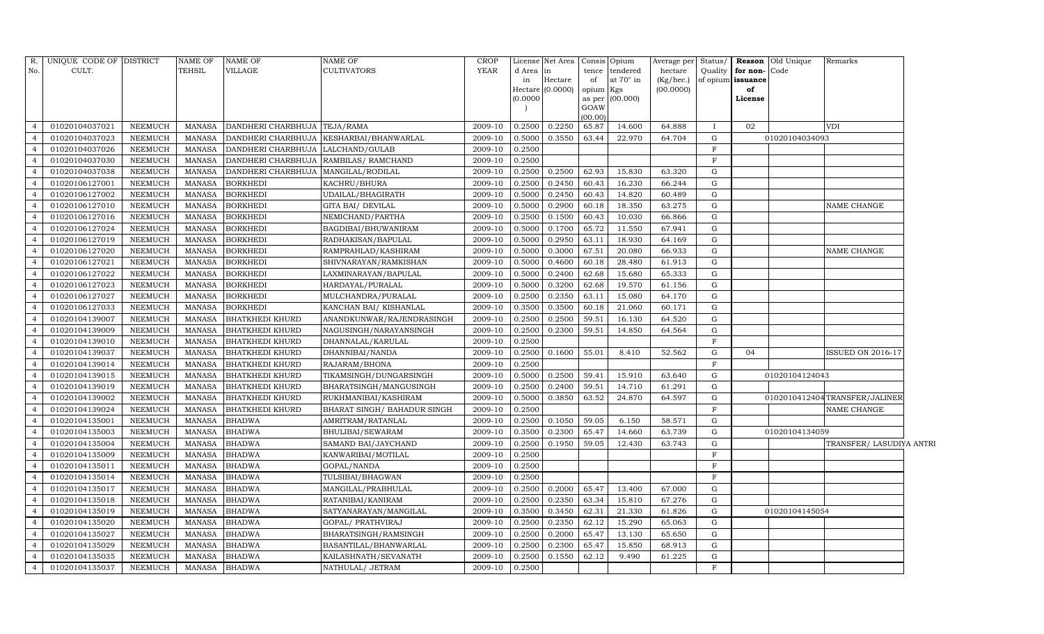| R. No. | UNIQUE CODE OF CULT. | DISTRICT | NAME OF TEHSIL | NAME OF VILLAGE | NAME OF CULTIVATORS | CROP YEAR | License d Area in Hectare (0.0000) | Net Area in Hectare (0.0000) | Consis tence of opium as per GOAW (00.00) | Opium tendered at 70° in Kgs (00.000) | Average per hectare (Kg/hec.) (00.0000) | Status/ Quality of opium | Reason for non-issuance of License | Old Unique Code | Remarks |
|---|---|---|---|---|---|---|---|---|---|---|---|---|---|---|---|
| 4 | 01020104037021 | NEEMUCH | MANASA | DANDHERI CHARBHUJA | TEJA/RAMA | 2009-10 | 0.2500 | 0.2250 | 65.87 | 14.600 | 64.888 | I | 02 | | VDI |
| 4 | 01020104037023 | NEEMUCH | MANASA | DANDHERI CHARBHUJA | KESHARBAI/BHANWARLAL | 2009-10 | 0.5000 | 0.3550 | 63.44 | 22.970 | 64.704 | G | | 01020104034093 | |
| 4 | 01020104037026 | NEEMUCH | MANASA | DANDHERI CHARBHUJA | LALCHAND/GULAB | 2009-10 | 0.2500 | | | | | F | | | |
| 4 | 01020104037030 | NEEMUCH | MANASA | DANDHERI CHARBHUJA | RAMBILAS/ RAMCHAND | 2009-10 | 0.2500 | | | | | F | | | |
| 4 | 01020104037038 | NEEMUCH | MANASA | DANDHERI CHARBHUJA | MANGILAL/RODILAL | 2009-10 | 0.2500 | 0.2500 | 62.93 | 15.830 | 63.320 | G | | | |
| 4 | 01020106127001 | NEEMUCH | MANASA | BORKHEDI | KACHRU/BHURA | 2009-10 | 0.2500 | 0.2450 | 60.43 | 16.230 | 66.244 | G | | | |
| 4 | 01020106127002 | NEEMUCH | MANASA | BORKHEDI | UDAILAL/BHAGIRATH | 2009-10 | 0.5000 | 0.2450 | 60.43 | 14.820 | 60.489 | G | | | |
| 4 | 01020106127010 | NEEMUCH | MANASA | BORKHEDI | GITA BAI/ DEVILAL | 2009-10 | 0.5000 | 0.2900 | 60.18 | 18.350 | 63.275 | G | | | NAME CHANGE |
| 4 | 01020106127016 | NEEMUCH | MANASA | BORKHEDI | NEMICHAND/PARTHA | 2009-10 | 0.2500 | 0.1500 | 60.43 | 10.030 | 66.866 | G | | | |
| 4 | 01020106127024 | NEEMUCH | MANASA | BORKHEDI | BAGDIBAI/BHUWANIRAM | 2009-10 | 0.5000 | 0.1700 | 65.72 | 11.550 | 67.941 | G | | | |
| 4 | 01020106127019 | NEEMUCH | MANASA | BORKHEDI | RADHAKISAN/BAPULAL | 2009-10 | 0.5000 | 0.2950 | 63.11 | 18.930 | 64.169 | G | | | |
| 4 | 01020106127020 | NEEMUCH | MANASA | BORKHEDI | RAMPRAHLAD/KASHIRAM | 2009-10 | 0.5000 | 0.3000 | 67.51 | 20.080 | 66.933 | G | | | NAME CHANGE |
| 4 | 01020106127021 | NEEMUCH | MANASA | BORKHEDI | SHIVNARAYAN/RAMKISHAN | 2009-10 | 0.5000 | 0.4600 | 60.18 | 28.480 | 61.913 | G | | | |
| 4 | 01020106127022 | NEEMUCH | MANASA | BORKHEDI | LAXMINARAYAN/BAPULAL | 2009-10 | 0.5000 | 0.2400 | 62.68 | 15.680 | 65.333 | G | | | |
| 4 | 01020106127023 | NEEMUCH | MANASA | BORKHEDI | HARDAYAL/PURALAL | 2009-10 | 0.5000 | 0.3200 | 62.68 | 19.570 | 61.156 | G | | | |
| 4 | 01020106127027 | NEEMUCH | MANASA | BORKHEDI | MULCHANDRA/PURALAL | 2009-10 | 0.2500 | 0.2350 | 63.11 | 15.080 | 64.170 | G | | | |
| 4 | 01020106127033 | NEEMUCH | MANASA | BORKHEDI | KANCHAN BAI/ KISHANLAL | 2009-10 | 0.3500 | 0.3500 | 60.18 | 21.060 | 60.171 | G | | | |
| 4 | 01020104139007 | NEEMUCH | MANASA | BHATKHEDI KHURD | ANANDKUNWAR/RAJENDRASINGH | 2009-10 | 0.2500 | 0.2500 | 59.51 | 16.130 | 64.520 | G | | | |
| 4 | 01020104139009 | NEEMUCH | MANASA | BHATKHEDI KHURD | NAGUSINGH/NARAYANSINGH | 2009-10 | 0.2500 | 0.2300 | 59.51 | 14.850 | 64.564 | G | | | |
| 4 | 01020104139010 | NEEMUCH | MANASA | BHATKHEDI KHURD | DHANNALAL/KARULAL | 2009-10 | 0.2500 | | | | | F | | | |
| 4 | 01020104139037 | NEEMUCH | MANASA | BHATKHEDI KHURD | DHANNIBAI/NANDA | 2009-10 | 0.2500 | 0.1600 | 55.01 | 8.410 | 52.562 | G | 04 | | ISSUED ON 2016-17 |
| 4 | 01020104139014 | NEEMUCH | MANASA | BHATKHEDI KHURD | RAJARAM/BHONA | 2009-10 | 0.2500 | | | | | F | | | |
| 4 | 01020104139015 | NEEMUCH | MANASA | BHATKHEDI KHURD | TIKAMSINGH/DUNGARSINGH | 2009-10 | 0.5000 | 0.2500 | 59.41 | 15.910 | 63.640 | G | | 01020104124043 | |
| 4 | 01020104139019 | NEEMUCH | MANASA | BHATKHEDI KHURD | BHARATSINGH/MANGUSINGH | 2009-10 | 0.2500 | 0.2400 | 59.51 | 14.710 | 61.291 | G | | | |
| 4 | 01020104139002 | NEEMUCH | MANASA | BHATKHEDI KHURD | RUKHMANIBAI/KASHIRAM | 2009-10 | 0.5000 | 0.3850 | 63.52 | 24.870 | 64.597 | G | | 01020104124O4 | TRANSFER/JALINER |
| 4 | 01020104139024 | NEEMUCH | MANASA | BHATKHEDI KHURD | BHARAT SINGH/ BAHADUR SINGH | 2009-10 | 0.2500 | | | | | F | | | NAME CHANGE |
| 4 | 01020104135001 | NEEMUCH | MANASA | BHADWA | AMRITRAM/RATANLAL | 2009-10 | 0.2500 | 0.1050 | 59.05 | 6.150 | 58.571 | G | | | |
| 4 | 01020104135003 | NEEMUCH | MANASA | BHADWA | BHULIBAI/SEWARAM | 2009-10 | 0.3500 | 0.2300 | 65.47 | 14.660 | 63.739 | G | | 01020104134059 | |
| 4 | 01020104135004 | NEEMUCH | MANASA | BHADWA | SAMAND BAI/JAYCHAND | 2009-10 | 0.2500 | 0.1950 | 59.05 | 12.430 | 63.743 | G | | | TRANSFER/ LASUDIYA ANTRI |
| 4 | 01020104135009 | NEEMUCH | MANASA | BHADWA | KANWARIBAI/MOTILAL | 2009-10 | 0.2500 | | | | | F | | | |
| 4 | 01020104135011 | NEEMUCH | MANASA | BHADWA | GOPAL/NANDA | 2009-10 | 0.2500 | | | | | F | | | |
| 4 | 01020104135014 | NEEMUCH | MANASA | BHADWA | TULSIBAI/BHAGWAN | 2009-10 | 0.2500 | | | | | F | | | |
| 4 | 01020104135017 | NEEMUCH | MANASA | BHADWA | MANGILAL/PRABHULAL | 2009-10 | 0.2500 | 0.2000 | 65.47 | 13.400 | 67.000 | G | | | |
| 4 | 01020104135018 | NEEMUCH | MANASA | BHADWA | RATANIBAI/KANIRAM | 2009-10 | 0.2500 | 0.2350 | 63.34 | 15.810 | 67.276 | G | | | |
| 4 | 01020104135019 | NEEMUCH | MANASA | BHADWA | SATYANARAYAN/MANGILAL | 2009-10 | 0.3500 | 0.3450 | 62.31 | 21.330 | 61.826 | G | | 01020104145054 | |
| 4 | 01020104135020 | NEEMUCH | MANASA | BHADWA | GOPAL/ PRATHVIRAJ | 2009-10 | 0.2500 | 0.2350 | 62.12 | 15.290 | 65.063 | G | | | |
| 4 | 01020104135027 | NEEMUCH | MANASA | BHADWA | BHARATSINGH/RAMSINGH | 2009-10 | 0.2500 | 0.2000 | 65.47 | 13.130 | 65.650 | G | | | |
| 4 | 01020104135029 | NEEMUCH | MANASA | BHADWA | BASANTILAL/BHANWARLAL | 2009-10 | 0.2500 | 0.2300 | 65.47 | 15.850 | 68.913 | G | | | |
| 4 | 01020104135035 | NEEMUCH | MANASA | BHADWA | KAILASHNATH/SEVANATH | 2009-10 | 0.2500 | 0.1550 | 62.12 | 9.490 | 61.225 | G | | | |
| 4 | 01020104135037 | NEEMUCH | MANASA | BHADWA | NATHULAL/ JETRAM | 2009-10 | 0.2500 | | | | | F | | | |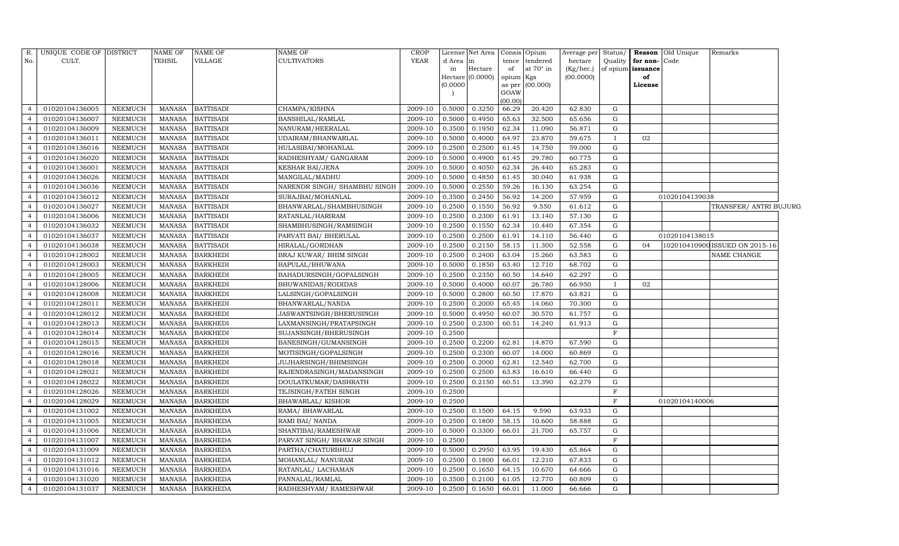| R. No. | UNIQUE CODE OF CULT. | DISTRICT | NAME OF TEHSIL | NAME OF VILLAGE | NAME OF CULTIVATORS | CROP YEAR | License d Area in Hectare (0.0000) | Net Area in Hectare (0.0000) | Consis tence of opium as per GOAW (00.00) | Opium tendered at 70° in Kgs (00.000) | Average per hectare (Kg/hec.) (00.0000) | Status/ Quality of opium | Reason for non-issuance of License | Old Unique Code | Remarks |
|---|---|---|---|---|---|---|---|---|---|---|---|---|---|---|---|
| 4 | 01020104136005 | NEEMUCH | MANASA | BATTISADI | CHAMPA/KISHNA | 2009-10 | 0.5000 | 0.3250 | 66.29 | 20.420 | 62.830 | G | | | |
| 4 | 01020104136007 | NEEMUCH | MANASA | BATTISADI | BANSHILAL/RAMLAL | 2009-10 | 0.5000 | 0.4950 | 65.63 | 32.500 | 65.656 | G | | | |
| 4 | 01020104136009 | NEEMUCH | MANASA | BATTISADI | NANURAM/HEERALAL | 2009-10 | 0.3500 | 0.1950 | 62.34 | 11.090 | 56.871 | G | | | |
| 4 | 01020104136011 | NEEMUCH | MANASA | BATTISADI | UDAIRAM/BHANWARLAL | 2009-10 | 0.5000 | 0.4000 | 64.97 | 23.870 | 59.675 | I | 02 | | |
| 4 | 01020104136016 | NEEMUCH | MANASA | BATTISADI | HULASIBAI/MOHANLAL | 2009-10 | 0.2500 | 0.2500 | 61.45 | 14.750 | 59.000 | G | | | |
| 4 | 01020104136020 | NEEMUCH | MANASA | BATTISADI | RADHESHYAM/ GANGARAM | 2009-10 | 0.5000 | 0.4900 | 61.45 | 29.780 | 60.775 | G | | | |
| 4 | 01020104136001 | NEEMUCH | MANASA | BATTISADI | KESHAR BAI/JENA | 2009-10 | 0.5000 | 0.4050 | 62.34 | 26.440 | 65.283 | G | | | |
| 4 | 01020104136026 | NEEMUCH | MANASA | BATTISADI | MANGILAL/MADHU | 2009-10 | 0.5000 | 0.4850 | 61.45 | 30.040 | 61.938 | G | | | |
| 4 | 01020104136036 | NEEMUCH | MANASA | BATTISADI | NARENDR SINGH/ SHAMBHU SINGH | 2009-10 | 0.5000 | 0.2550 | 59.26 | 16.130 | 63.254 | G | | | |
| 4 | 01020104136012 | NEEMUCH | MANASA | BATTISADI | SURAJBAI/MOHANLAL | 2009-10 | 0.3500 | 0.2450 | 56.92 | 14.200 | 57.959 | G | | 01020104139038 | |
| 4 | 01020104136027 | NEEMUCH | MANASA | BATTISADI | BHANWARLAL/SHAMBHUSINGH | 2009-10 | 0.2500 | 0.1550 | 56.92 | 9.550 | 61.612 | G | | | TRANSFER/ ANTRI BUJURG |
| 4 | 01020104136006 | NEEMUCH | MANASA | BATTISADI | RATANLAL/HARIRAM | 2009-10 | 0.2500 | 0.2300 | 61.91 | 13.140 | 57.130 | G | | | |
| 4 | 01020104136032 | NEEMUCH | MANASA | BATTISADI | SHAMBHUSINGH/RAMSINGH | 2009-10 | 0.2500 | 0.1550 | 62.34 | 10.440 | 67.354 | G | | | |
| 4 | 01020104136037 | NEEMUCH | MANASA | BATTISADI | PARVATI BAI/ BHERULAL | 2009-10 | 0.2500 | 0.2500 | 61.91 | 14.110 | 56.440 | G | | 01020104138015 | |
| 4 | 01020104136038 | NEEMUCH | MANASA | BATTISADI | HIRALAL/GORDHAN | 2009-10 | 0.2500 | 0.2150 | 58.15 | 11.300 | 52.558 | G | 04 | 1020104109000 | ISSUED ON 2015-16 |
| 4 | 01020104128002 | NEEMUCH | MANASA | BARKHEDI | BRAJ KUWAR/ BHIM SINGH | 2009-10 | 0.2500 | 0.2400 | 63.04 | 15.260 | 63.583 | G | | | NAME CHANGE |
| 4 | 01020104128003 | NEEMUCH | MANASA | BARKHEDI | BAPULAL/BHUWANA | 2009-10 | 0.5000 | 0.1850 | 63.40 | 12.710 | 68.702 | G | | | |
| 4 | 01020104128005 | NEEMUCH | MANASA | BARKHEDI | BAHADURSINGH/GOPALSINGH | 2009-10 | 0.2500 | 0.2350 | 60.50 | 14.640 | 62.297 | G | | | |
| 4 | 01020104128006 | NEEMUCH | MANASA | BARKHEDI | BHUWANIDAS/RODIDAS | 2009-10 | 0.5000 | 0.4000 | 60.07 | 26.780 | 66.950 | I | 02 | | |
| 4 | 01020104128008 | NEEMUCH | MANASA | BARKHEDI | LALSINGH/GOPALSINGH | 2009-10 | 0.5000 | 0.2800 | 60.50 | 17.870 | 63.821 | G | | | |
| 4 | 01020104128011 | NEEMUCH | MANASA | BARKHEDI | BHANWARLAL/NANDA | 2009-10 | 0.2500 | 0.2000 | 65.45 | 14.060 | 70.300 | G | | | |
| 4 | 01020104128012 | NEEMUCH | MANASA | BARKHEDI | JASWANTSINGH/BHERUSINGH | 2009-10 | 0.5000 | 0.4950 | 60.07 | 30.570 | 61.757 | G | | | |
| 4 | 01020104128013 | NEEMUCH | MANASA | BARKHEDI | LAXMANSINGH/PRATAPSINGH | 2009-10 | 0.2500 | 0.2300 | 60.51 | 14.240 | 61.913 | G | | | |
| 4 | 01020104128014 | NEEMUCH | MANASA | BARKHEDI | SUJANSINGH/BHERUSINGH | 2009-10 | 0.2500 | | | | | F | | | |
| 4 | 01020104128015 | NEEMUCH | MANASA | BARKHEDI | BANESINGH/GUMANSINGH | 2009-10 | 0.2500 | 0.2200 | 62.81 | 14.870 | 67.590 | G | | | |
| 4 | 01020104128016 | NEEMUCH | MANASA | BARKHEDI | MOTISINGH/GOPALSINGH | 2009-10 | 0.2500 | 0.2300 | 60.07 | 14.000 | 60.869 | G | | | |
| 4 | 01020104128018 | NEEMUCH | MANASA | BARKHEDI | JUJHARSINGH/BHIMSINGH | 2009-10 | 0.2500 | 0.2000 | 62.81 | 12.540 | 62.700 | G | | | |
| 4 | 01020104128021 | NEEMUCH | MANASA | BARKHEDI | RAJENDRASINGH/MADANSINGH | 2009-10 | 0.2500 | 0.2500 | 63.83 | 16.610 | 66.440 | G | | | |
| 4 | 01020104128022 | NEEMUCH | MANASA | BARKHEDI | DOULATKUMAR/DASHRATH | 2009-10 | 0.2500 | 0.2150 | 60.51 | 13.390 | 62.279 | G | | | |
| 4 | 01020104128026 | NEEMUCH | MANASA | BARKHEDI | TEJSINGH/FATEH SINGH | 2009-10 | 0.2500 | | | | | F | | | |
| 4 | 01020104128029 | NEEMUCH | MANASA | BARKHEDI | BHAWARLAL/ KISHOR | 2009-10 | 0.2500 | | | | | F | | 01020104140006 | |
| 4 | 01020104131002 | NEEMUCH | MANASA | BARKHEDA | RAMA/ BHAWARLAL | 2009-10 | 0.2500 | 0.1500 | 64.15 | 9.590 | 63.933 | G | | | |
| 4 | 01020104131005 | NEEMUCH | MANASA | BARKHEDA | RAMI BAI/ NANDA | 2009-10 | 0.2500 | 0.1800 | 58.15 | 10.600 | 58.888 | G | | | |
| 4 | 01020104131006 | NEEMUCH | MANASA | BARKHEDA | SHANTIBAI/RAMESHWAR | 2009-10 | 0.5000 | 0.3300 | 66.01 | 21.700 | 65.757 | G | | | |
| 4 | 01020104131007 | NEEMUCH | MANASA | BARKHEDA | PARVAT SINGH/ BHAWAR SINGH | 2009-10 | 0.2500 | | | | | F | | | |
| 4 | 01020104131009 | NEEMUCH | MANASA | BARKHEDA | PARTHA/CHATURBHUJ | 2009-10 | 0.5000 | 0.2950 | 63.95 | 19.430 | 65.864 | G | | | |
| 4 | 01020104131012 | NEEMUCH | MANASA | BARKHEDA | MOHANLAL/ NANURAM | 2009-10 | 0.2500 | 0.1800 | 66.01 | 12.210 | 67.833 | G | | | |
| 4 | 01020104131016 | NEEMUCH | MANASA | BARKHEDA | RATANLAL/ LACHAMAN | 2009-10 | 0.2500 | 0.1650 | 64.15 | 10.670 | 64.666 | G | | | |
| 4 | 01020104131020 | NEEMUCH | MANASA | BARKHEDA | PANNALAL/RAMLAL | 2009-10 | 0.3500 | 0.2100 | 61.05 | 12.770 | 60.809 | G | | | |
| 4 | 01020104131037 | NEEMUCH | MANASA | BARKHEDA | RADHESHYAM/ RAMESHWAR | 2009-10 | 0.2500 | 0.1650 | 66.01 | 11.000 | 66.666 | G | | | |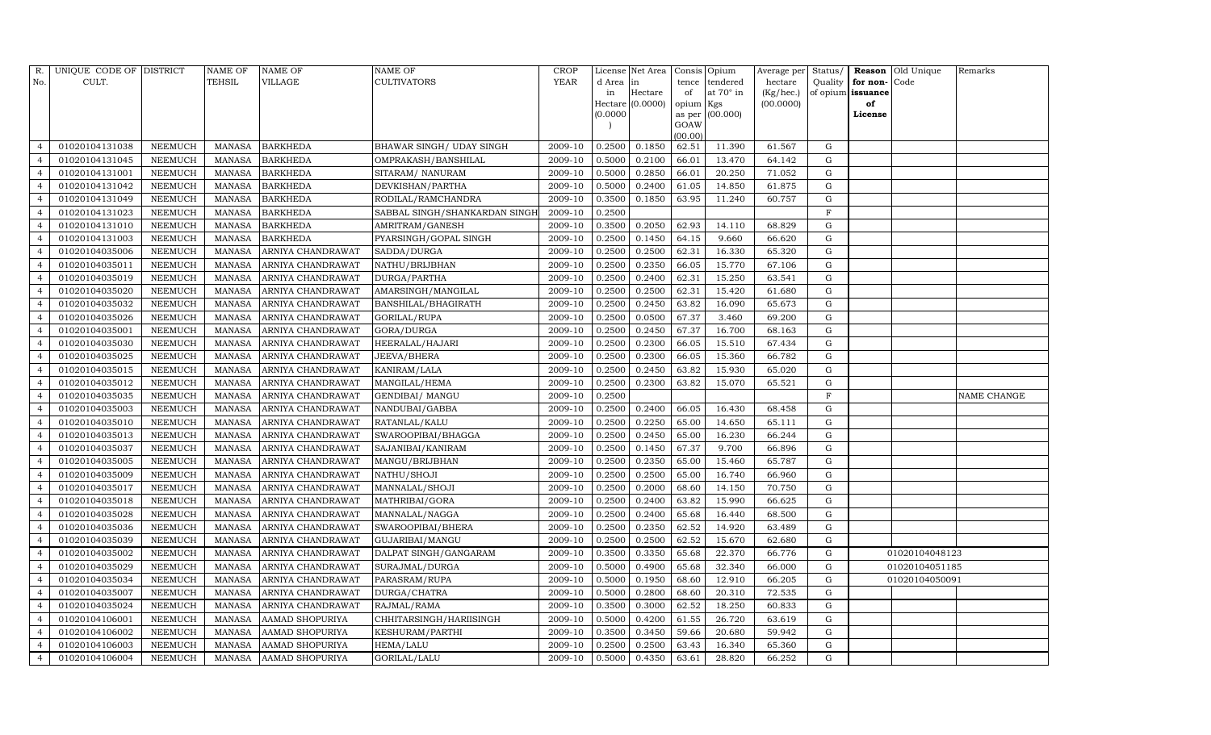| R. No. | UNIQUE CODE OF CULT. | DISTRICT | NAME OF TEHSIL | NAME OF VILLAGE | NAME OF CULTIVATORS | CROP YEAR | License d Area in Hectare (0.0000) | Net Area in Hectare (0.0000) | Consis tence of opium as per GOAW (00.00) | Opium tendered at 70° in Kgs (00.000) | Average per hectare (Kg/hec.) (00.0000) | Status/ Quality of opium | Reason for non-issuance of License | Old Unique Code | Remarks |
|---|---|---|---|---|---|---|---|---|---|---|---|---|---|---|---|
| 4 | 01020104131038 | NEEMUCH | MANASA | BARKHEDA | BHAWAR SINGH/ UDAY SINGH | 2009-10 | 0.2500 | 0.1850 | 62.51 | 11.390 | 61.567 | G | | | |
| 4 | 01020104131045 | NEEMUCH | MANASA | BARKHEDA | OMPRAKASH/BANSHILAL | 2009-10 | 0.5000 | 0.2100 | 66.01 | 13.470 | 64.142 | G | | | |
| 4 | 01020104131001 | NEEMUCH | MANASA | BARKHEDA | SITARAM/ NANURAM | 2009-10 | 0.5000 | 0.2850 | 66.01 | 20.250 | 71.052 | G | | | |
| 4 | 01020104131042 | NEEMUCH | MANASA | BARKHEDA | DEVKISHAN/PARTHA | 2009-10 | 0.5000 | 0.2400 | 61.05 | 14.850 | 61.875 | G | | | |
| 4 | 01020104131049 | NEEMUCH | MANASA | BARKHEDA | RODILAL/RAMCHANDRA | 2009-10 | 0.3500 | 0.1850 | 63.95 | 11.240 | 60.757 | G | | | |
| 4 | 01020104131023 | NEEMUCH | MANASA | BARKHEDA | SABBAL SINGH/SHANKARDAN SINGH | 2009-10 | 0.2500 | | | | | F | | | |
| 4 | 01020104131010 | NEEMUCH | MANASA | BARKHEDA | AMRITRAM/GANESH | 2009-10 | 0.3500 | 0.2050 | 62.93 | 14.110 | 68.829 | G | | | |
| 4 | 01020104131003 | NEEMUCH | MANASA | BARKHEDA | PYARSINGH/GOPAL SINGH | 2009-10 | 0.2500 | 0.1450 | 64.15 | 9.660 | 66.620 | G | | | |
| 4 | 01020104035006 | NEEMUCH | MANASA | ARNIYA CHANDRAWAT | SADDA/DURGA | 2009-10 | 0.2500 | 0.2500 | 62.31 | 16.330 | 65.320 | G | | | |
| 4 | 01020104035011 | NEEMUCH | MANASA | ARNIYA CHANDRAWAT | NATHU/BRIJBHAN | 2009-10 | 0.2500 | 0.2350 | 66.05 | 15.770 | 67.106 | G | | | |
| 4 | 01020104035019 | NEEMUCH | MANASA | ARNIYA CHANDRAWAT | DURGA/PARTHA | 2009-10 | 0.2500 | 0.2400 | 62.31 | 15.250 | 63.541 | G | | | |
| 4 | 01020104035020 | NEEMUCH | MANASA | ARNIYA CHANDRAWAT | AMARSINGH/MANGILAL | 2009-10 | 0.2500 | 0.2500 | 62.31 | 15.420 | 61.680 | G | | | |
| 4 | 01020104035032 | NEEMUCH | MANASA | ARNIYA CHANDRAWAT | BANSHILAL/BHAGIRATH | 2009-10 | 0.2500 | 0.2450 | 63.82 | 16.090 | 65.673 | G | | | |
| 4 | 01020104035026 | NEEMUCH | MANASA | ARNIYA CHANDRAWAT | GORILAL/RUPA | 2009-10 | 0.2500 | 0.0500 | 67.37 | 3.460 | 69.200 | G | | | |
| 4 | 01020104035001 | NEEMUCH | MANASA | ARNIYA CHANDRAWAT | GORA/DURGA | 2009-10 | 0.2500 | 0.2450 | 67.37 | 16.700 | 68.163 | G | | | |
| 4 | 01020104035030 | NEEMUCH | MANASA | ARNIYA CHANDRAWAT | HEERALAL/HAJARI | 2009-10 | 0.2500 | 0.2300 | 66.05 | 15.510 | 67.434 | G | | | |
| 4 | 01020104035025 | NEEMUCH | MANASA | ARNIYA CHANDRAWAT | JEEVA/BHERA | 2009-10 | 0.2500 | 0.2300 | 66.05 | 15.360 | 66.782 | G | | | |
| 4 | 01020104035015 | NEEMUCH | MANASA | ARNIYA CHANDRAWAT | KANIRAM/LALA | 2009-10 | 0.2500 | 0.2450 | 63.82 | 15.930 | 65.020 | G | | | |
| 4 | 01020104035012 | NEEMUCH | MANASA | ARNIYA CHANDRAWAT | MANGILAL/HEMA | 2009-10 | 0.2500 | 0.2300 | 63.82 | 15.070 | 65.521 | G | | | |
| 4 | 01020104035035 | NEEMUCH | MANASA | ARNIYA CHANDRAWAT | GENDIBAI/ MANGU | 2009-10 | 0.2500 | | | | | F | | | NAME CHANGE |
| 4 | 01020104035003 | NEEMUCH | MANASA | ARNIYA CHANDRAWAT | NANDUBAI/GABBA | 2009-10 | 0.2500 | 0.2400 | 66.05 | 16.430 | 68.458 | G | | | |
| 4 | 01020104035010 | NEEMUCH | MANASA | ARNIYA CHANDRAWAT | RATANLAL/KALU | 2009-10 | 0.2500 | 0.2250 | 65.00 | 14.650 | 65.111 | G | | | |
| 4 | 01020104035013 | NEEMUCH | MANASA | ARNIYA CHANDRAWAT | SWAROOPIBAI/BHAGGA | 2009-10 | 0.2500 | 0.2450 | 65.00 | 16.230 | 66.244 | G | | | |
| 4 | 01020104035037 | NEEMUCH | MANASA | ARNIYA CHANDRAWAT | SAJANIBAI/KANIRAM | 2009-10 | 0.2500 | 0.1450 | 67.37 | 9.700 | 66.896 | G | | | |
| 4 | 01020104035005 | NEEMUCH | MANASA | ARNIYA CHANDRAWAT | MANGU/BRIJBHAN | 2009-10 | 0.2500 | 0.2350 | 65.00 | 15.460 | 65.787 | G | | | |
| 4 | 01020104035009 | NEEMUCH | MANASA | ARNIYA CHANDRAWAT | NATHU/SHOJI | 2009-10 | 0.2500 | 0.2500 | 65.00 | 16.740 | 66.960 | G | | | |
| 4 | 01020104035017 | NEEMUCH | MANASA | ARNIYA CHANDRAWAT | MANNALAL/SHOJI | 2009-10 | 0.2500 | 0.2000 | 68.60 | 14.150 | 70.750 | G | | | |
| 4 | 01020104035018 | NEEMUCH | MANASA | ARNIYA CHANDRAWAT | MATHRIBAI/GORA | 2009-10 | 0.2500 | 0.2400 | 63.82 | 15.990 | 66.625 | G | | | |
| 4 | 01020104035028 | NEEMUCH | MANASA | ARNIYA CHANDRAWAT | MANNALAL/NAGGA | 2009-10 | 0.2500 | 0.2400 | 65.68 | 16.440 | 68.500 | G | | | |
| 4 | 01020104035036 | NEEMUCH | MANASA | ARNIYA CHANDRAWAT | SWAROOPIBAI/BHERA | 2009-10 | 0.2500 | 0.2350 | 62.52 | 14.920 | 63.489 | G | | | |
| 4 | 01020104035039 | NEEMUCH | MANASA | ARNIYA CHANDRAWAT | GUJARIBAI/MANGU | 2009-10 | 0.2500 | 0.2500 | 62.52 | 15.670 | 62.680 | G | | | |
| 4 | 01020104035002 | NEEMUCH | MANASA | ARNIYA CHANDRAWAT | DALPAT SINGH/GANGARAM | 2009-10 | 0.3500 | 0.3350 | 65.68 | 22.370 | 66.776 | G | | 01020104048123 | |
| 4 | 01020104035029 | NEEMUCH | MANASA | ARNIYA CHANDRAWAT | SURAJMAL/DURGA | 2009-10 | 0.5000 | 0.4900 | 65.68 | 32.340 | 66.000 | G | | 01020104051185 | |
| 4 | 01020104035034 | NEEMUCH | MANASA | ARNIYA CHANDRAWAT | PARASRAM/RUPA | 2009-10 | 0.5000 | 0.1950 | 68.60 | 12.910 | 66.205 | G | | 01020104050091 | |
| 4 | 01020104035007 | NEEMUCH | MANASA | ARNIYA CHANDRAWAT | DURGA/CHATRA | 2009-10 | 0.5000 | 0.2800 | 68.60 | 20.310 | 72.535 | G | | | |
| 4 | 01020104035024 | NEEMUCH | MANASA | ARNIYA CHANDRAWAT | RAJMAL/RAMA | 2009-10 | 0.3500 | 0.3000 | 62.52 | 18.250 | 60.833 | G | | | |
| 4 | 01020104106001 | NEEMUCH | MANASA | AAMAD SHOPURIYA | CHHITARSINGH/HARIISINGH | 2009-10 | 0.5000 | 0.4200 | 61.55 | 26.720 | 63.619 | G | | | |
| 4 | 01020104106002 | NEEMUCH | MANASA | AAMAD SHOPURIYA | KESHURAM/PARTHI | 2009-10 | 0.3500 | 0.3450 | 59.66 | 20.680 | 59.942 | G | | | |
| 4 | 01020104106003 | NEEMUCH | MANASA | AAMAD SHOPURIYA | HEMA/LALU | 2009-10 | 0.2500 | 0.2500 | 63.43 | 16.340 | 65.360 | G | | | |
| 4 | 01020104106004 | NEEMUCH | MANASA | AAMAD SHOPURIYA | GORILAL/LALU | 2009-10 | 0.5000 | 0.4350 | 63.61 | 28.820 | 66.252 | G | | | |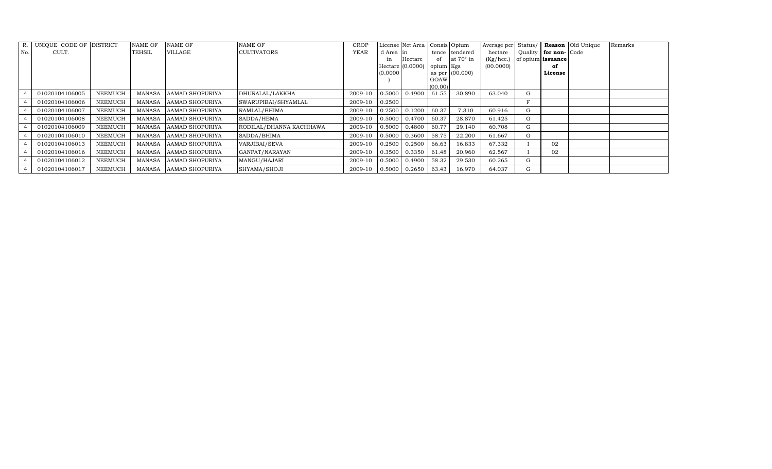| R. No. | UNIQUE CODE OF CULT. | DISTRICT | NAME OF TEHSIL | NAME OF VILLAGE | NAME OF CULTIVATORS | CROP YEAR | License d Area in Hectare (0.0000) | Net Area in Hectare (0.0000) | Consistence of opium as per GOAW (00.00) | Opium tendered at 70° in Kgs (00.000) | Average per hectare (Kg/hec.) (00.0000) | Status/ Quality of opium | **Reason for non-issuance of License** | Old Unique Code | Remarks |
|---|---|---|---|---|---|---|---|---|---|---|---|---|---|---|---|
| 4 | 01020104106005 | NEEMUCH | MANASA | AAMAD SHOPURIYA | DHURALAL/LAKKHA | 2009-10 | 0.5000 | 0.4900 | 61.55 | 30.890 | 63.040 | G | | | |
| 4 | 01020104106006 | NEEMUCH | MANASA | AAMAD SHOPURIYA | SWARUPIBAI/SHYAMLAL | 2009-10 | 0.2500 | | | | | F | | | |
| 4 | 01020104106007 | NEEMUCH | MANASA | AAMAD SHOPURIYA | RAMLAL/BHIMA | 2009-10 | 0.2500 | 0.1200 | 60.37 | 7.310 | 60.916 | G | | | |
| 4 | 01020104106008 | NEEMUCH | MANASA | AAMAD SHOPURIYA | SADDA/HEMA | 2009-10 | 0.5000 | 0.4700 | 60.37 | 28.870 | 61.425 | G | | | |
| 4 | 01020104106009 | NEEMUCH | MANASA | AAMAD SHOPURIYA | RODILAL/DHANNA KACHHAWA | 2009-10 | 0.5000 | 0.4800 | 60.77 | 29.140 | 60.708 | G | | | |
| 4 | 01020104106010 | NEEMUCH | MANASA | AAMAD SHOPURIYA | SADDA/BHIMA | 2009-10 | 0.5000 | 0.3600 | 58.75 | 22.200 | 61.667 | G | | | |
| 4 | 01020104106013 | NEEMUCH | MANASA | AAMAD SHOPURIYA | VARJIBAI/SEVA | 2009-10 | 0.2500 | 0.2500 | 66.63 | 16.833 | 67.332 | I | 02 | | |
| 4 | 01020104106016 | NEEMUCH | MANASA | AAMAD SHOPURIYA | GANPAT/NARAYAN | 2009-10 | 0.3500 | 0.3350 | 61.48 | 20.960 | 62.567 | I | 02 | | |
| 4 | 01020104106012 | NEEMUCH | MANASA | AAMAD SHOPURIYA | MANGU/HAJARI | 2009-10 | 0.5000 | 0.4900 | 58.32 | 29.530 | 60.265 | G | | | |
| 4 | 01020104106017 | NEEMUCH | MANASA | AAMAD SHOPURIYA | SHYAMA/SHOJI | 2009-10 | 0.5000 | 0.2650 | 63.43 | 16.970 | 64.037 | G | | | |